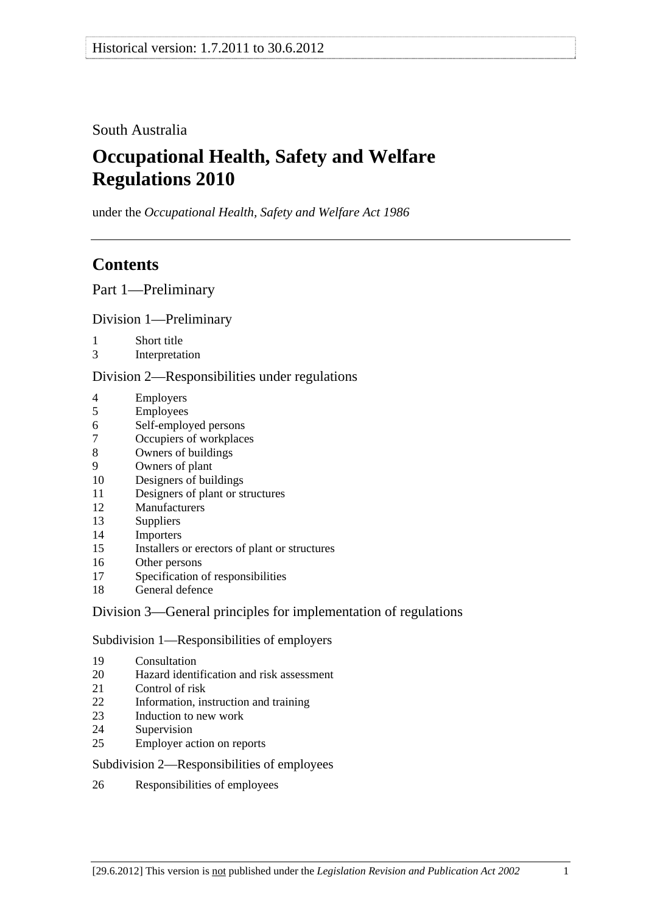Historical version: 1.7.2011 to 30.6.2012

South Australia

# Occupational Health, Safety and Welfare Regulations 2010

under the *Occupational Health, Safety and Welfare Act 1986*

---

## Contents

Part 1—Preliminary

Division 1—Preliminary

1 Short title
3 Interpretation

Division 2—Responsibilities under regulations

4 Employers
5 Employees
6 Self-employed persons
7 Occupiers of workplaces
8 Owners of buildings
9 Owners of plant
10 Designers of buildings
11 Designers of plant or structures
12 Manufacturers
13 Suppliers
14 Importers
15 Installers or erectors of plant or structures
16 Other persons
17 Specification of responsibilities
18 General defence

Division 3—General principles for implementation of regulations

Subdivision 1—Responsibilities of employers

19 Consultation
20 Hazard identification and risk assessment
21 Control of risk
22 Information, instruction and training
23 Induction to new work
24 Supervision
25 Employer action on reports

Subdivision 2—Responsibilities of employees

26 Responsibilities of employees

[29.6.2012] This version is not published under the *Legislation Revision and Publication Act 2002*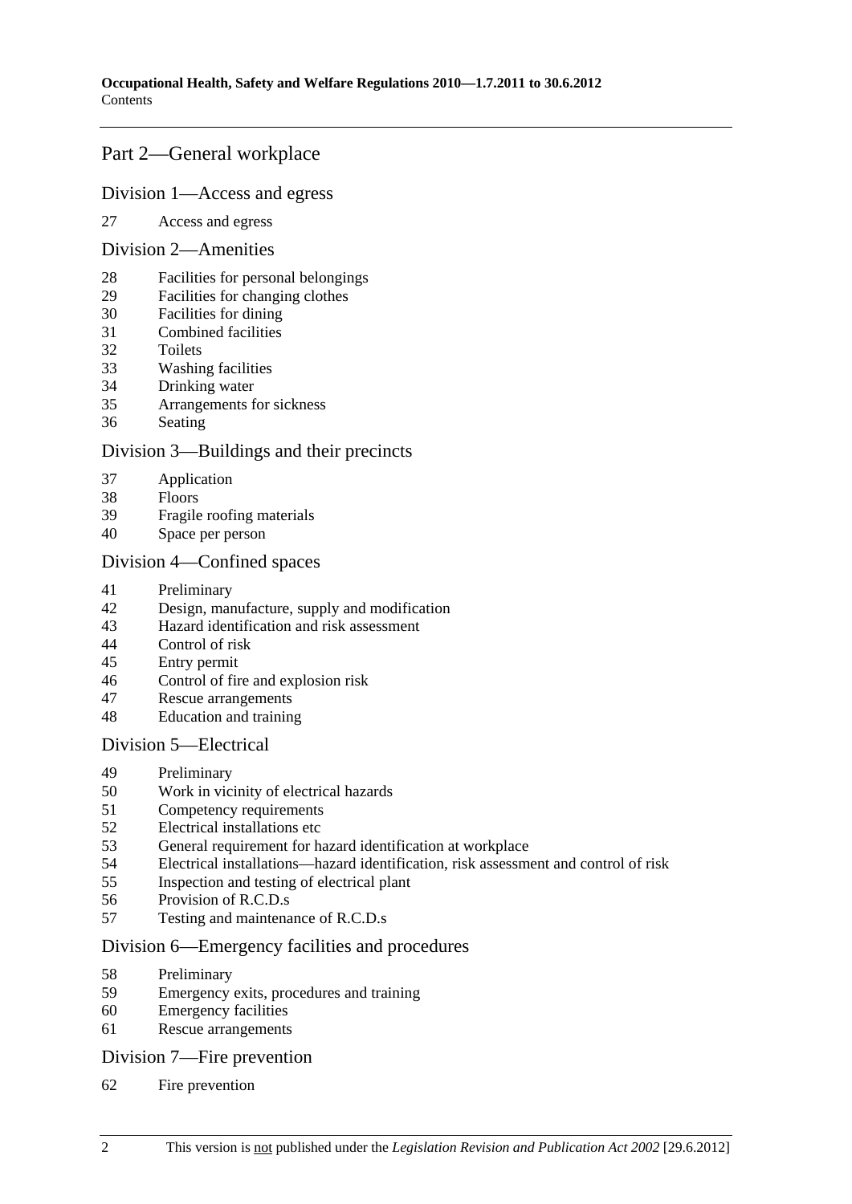## Part 2—General workplace

### Division 1—Access and egress

27 Access and egress

### Division 2—Amenities

28 Facilities for personal belongings
29 Facilities for changing clothes
30 Facilities for dining
31 Combined facilities
32 Toilets
33 Washing facilities
34 Drinking water
35 Arrangements for sickness
36 Seating

### Division 3—Buildings and their precincts

37 Application
38 Floors
39 Fragile roofing materials
40 Space per person

### Division 4—Confined spaces

41 Preliminary
42 Design, manufacture, supply and modification
43 Hazard identification and risk assessment
44 Control of risk
45 Entry permit
46 Control of fire and explosion risk
47 Rescue arrangements
48 Education and training

### Division 5—Electrical

49 Preliminary
50 Work in vicinity of electrical hazards
51 Competency requirements
52 Electrical installations etc
53 General requirement for hazard identification at workplace
54 Electrical installations—hazard identification, risk assessment and control of risk
55 Inspection and testing of electrical plant
56 Provision of R.C.D.s
57 Testing and maintenance of R.C.D.s

### Division 6—Emergency facilities and procedures

58 Preliminary
59 Emergency exits, procedures and training
60 Emergency facilities
61 Rescue arrangements

### Division 7—Fire prevention

62 Fire prevention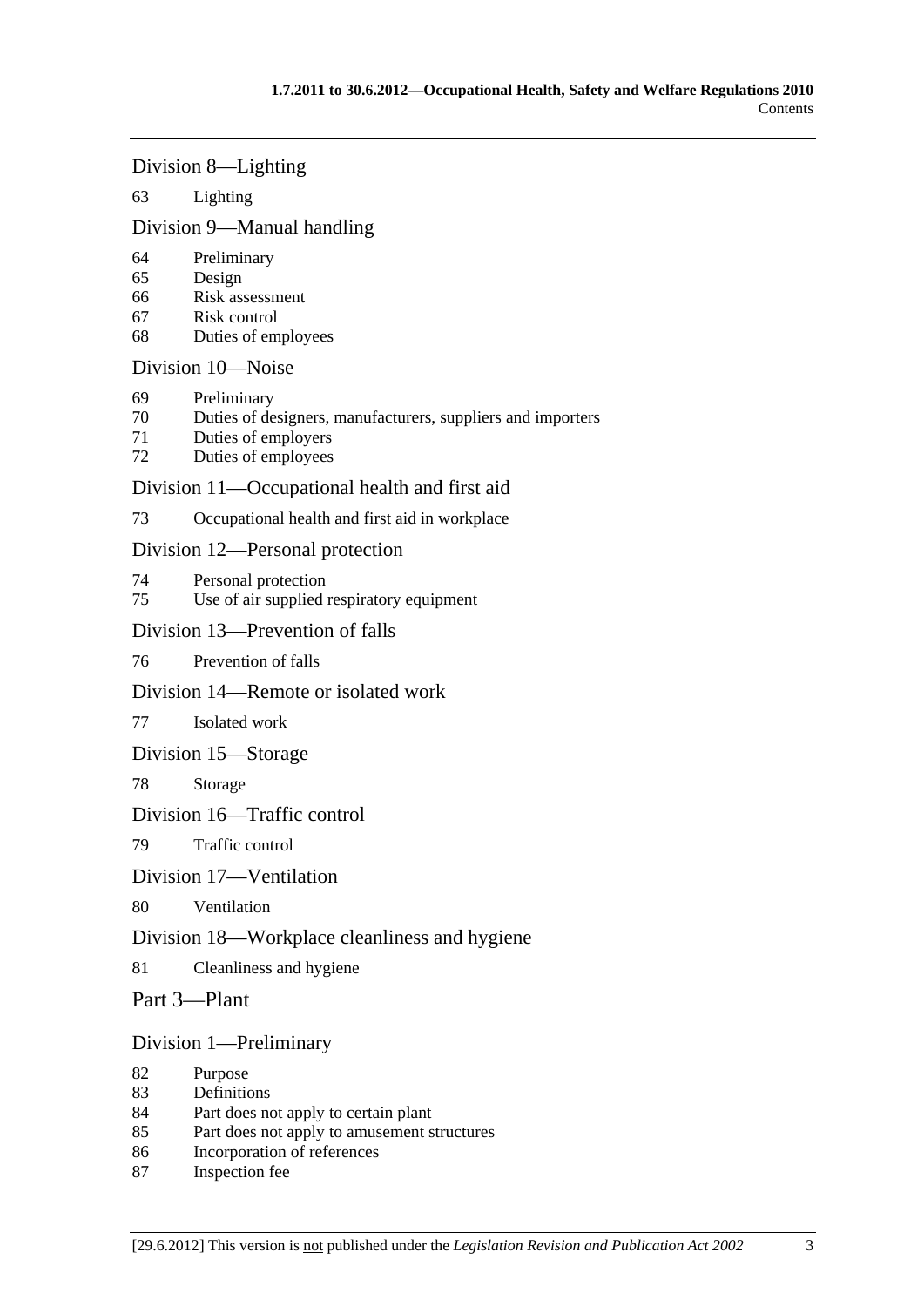Division 8—Lighting

63 Lighting

Division 9—Manual handling

64 Preliminary
65 Design
66 Risk assessment
67 Risk control
68 Duties of employees

Division 10—Noise

69 Preliminary
70 Duties of designers, manufacturers, suppliers and importers
71 Duties of employers
72 Duties of employees

Division 11—Occupational health and first aid

73 Occupational health and first aid in workplace

Division 12—Personal protection

74 Personal protection
75 Use of air supplied respiratory equipment

Division 13—Prevention of falls

76 Prevention of falls

Division 14—Remote or isolated work

77 Isolated work

Division 15—Storage

78 Storage

Division 16—Traffic control

79 Traffic control

Division 17—Ventilation

80 Ventilation

Division 18—Workplace cleanliness and hygiene

81 Cleanliness and hygiene

Part 3—Plant

Division 1—Preliminary

82 Purpose
83 Definitions
84 Part does not apply to certain plant
85 Part does not apply to amusement structures
86 Incorporation of references
87 Inspection fee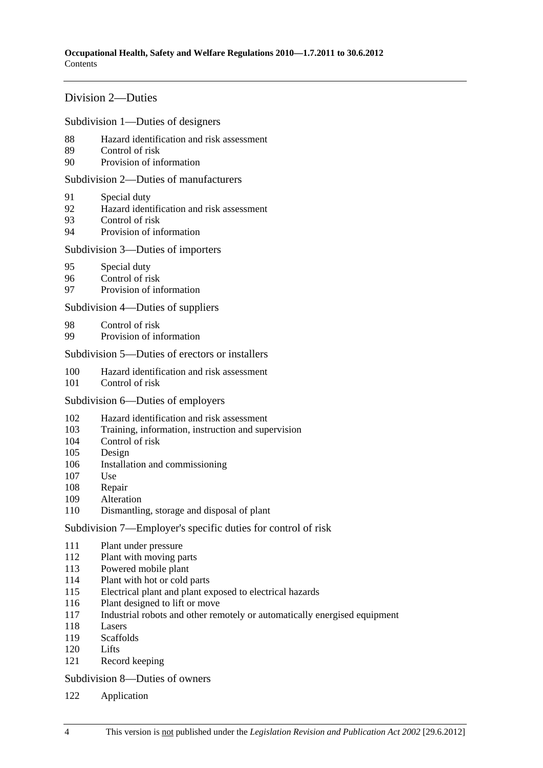## Division 2—Duties

### Subdivision 1—Duties of designers

88 Hazard identification and risk assessment
89 Control of risk
90 Provision of information

### Subdivision 2—Duties of manufacturers

91 Special duty
92 Hazard identification and risk assessment
93 Control of risk
94 Provision of information

### Subdivision 3—Duties of importers

95 Special duty
96 Control of risk
97 Provision of information

### Subdivision 4—Duties of suppliers

98 Control of risk
99 Provision of information

### Subdivision 5—Duties of erectors or installers

100 Hazard identification and risk assessment
101 Control of risk

### Subdivision 6—Duties of employers

102 Hazard identification and risk assessment
103 Training, information, instruction and supervision
104 Control of risk
105 Design
106 Installation and commissioning
107 Use
108 Repair
109 Alteration
110 Dismantling, storage and disposal of plant

### Subdivision 7—Employer's specific duties for control of risk

111 Plant under pressure
112 Plant with moving parts
113 Powered mobile plant
114 Plant with hot or cold parts
115 Electrical plant and plant exposed to electrical hazards
116 Plant designed to lift or move
117 Industrial robots and other remotely or automatically energised equipment
118 Lasers
119 Scaffolds
120 Lifts
121 Record keeping

### Subdivision 8—Duties of owners

122 Application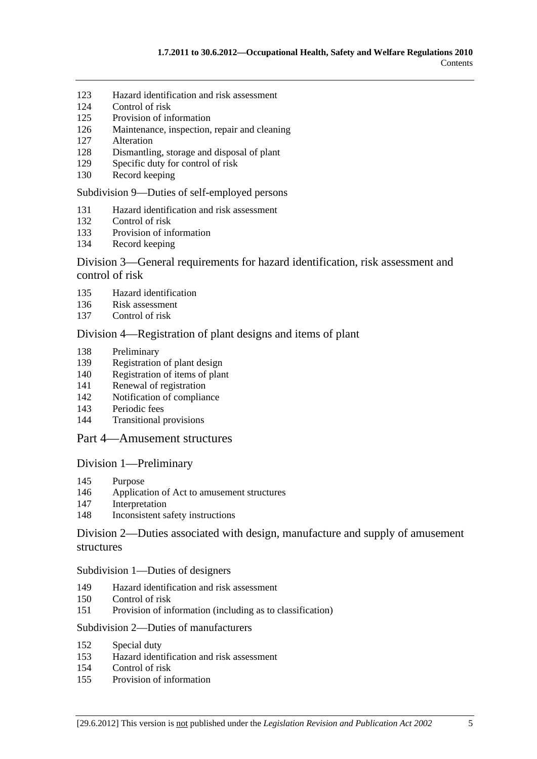123 Hazard identification and risk assessment
124 Control of risk
125 Provision of information
126 Maintenance, inspection, repair and cleaning
127 Alteration
128 Dismantling, storage and disposal of plant
129 Specific duty for control of risk
130 Record keeping

Subdivision 9—Duties of self-employed persons

131 Hazard identification and risk assessment
132 Control of risk
133 Provision of information
134 Record keeping

## Division 3—General requirements for hazard identification, risk assessment and control of risk

135 Hazard identification
136 Risk assessment
137 Control of risk

## Division 4—Registration of plant designs and items of plant

138 Preliminary
139 Registration of plant design
140 Registration of items of plant
141 Renewal of registration
142 Notification of compliance
143 Periodic fees
144 Transitional provisions

# Part 4—Amusement structures

## Division 1—Preliminary

145 Purpose
146 Application of Act to amusement structures
147 Interpretation
148 Inconsistent safety instructions

## Division 2—Duties associated with design, manufacture and supply of amusement structures

Subdivision 1—Duties of designers

149 Hazard identification and risk assessment
150 Control of risk
151 Provision of information (including as to classification)

Subdivision 2—Duties of manufacturers

152 Special duty
153 Hazard identification and risk assessment
154 Control of risk
155 Provision of information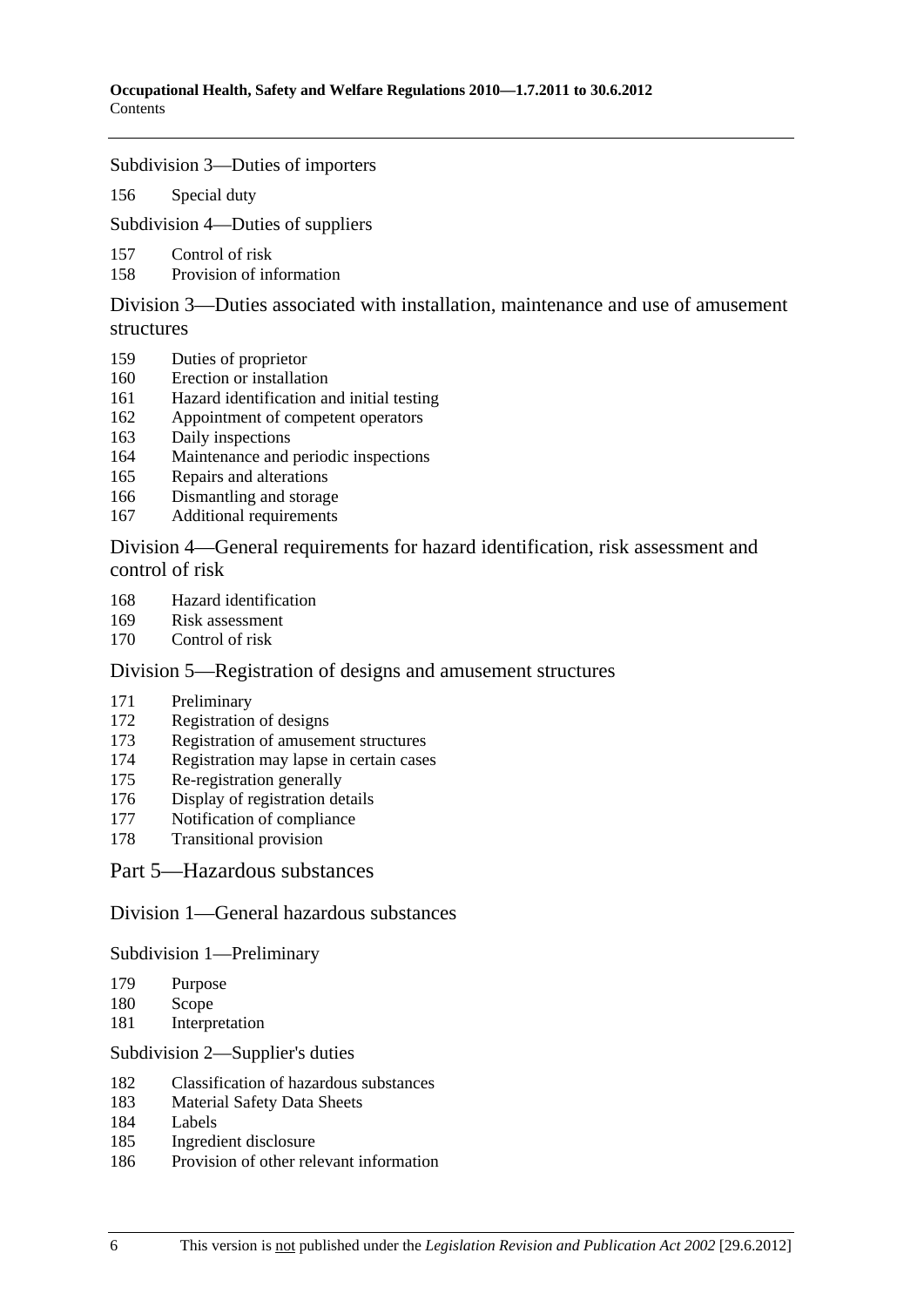Subdivision 3—Duties of importers

156 Special duty

Subdivision 4—Duties of suppliers

157 Control of risk
158 Provision of information

## Division 3—Duties associated with installation, maintenance and use of amusement structures

159 Duties of proprietor
160 Erection or installation
161 Hazard identification and initial testing
162 Appointment of competent operators
163 Daily inspections
164 Maintenance and periodic inspections
165 Repairs and alterations
166 Dismantling and storage
167 Additional requirements

## Division 4—General requirements for hazard identification, risk assessment and control of risk

168 Hazard identification
169 Risk assessment
170 Control of risk

## Division 5—Registration of designs and amusement structures

171 Preliminary
172 Registration of designs
173 Registration of amusement structures
174 Registration may lapse in certain cases
175 Re-registration generally
176 Display of registration details
177 Notification of compliance
178 Transitional provision

# Part 5—Hazardous substances

## Division 1—General hazardous substances

Subdivision 1—Preliminary

179 Purpose
180 Scope
181 Interpretation

Subdivision 2—Supplier's duties

182 Classification of hazardous substances
183 Material Safety Data Sheets
184 Labels
185 Ingredient disclosure
186 Provision of other relevant information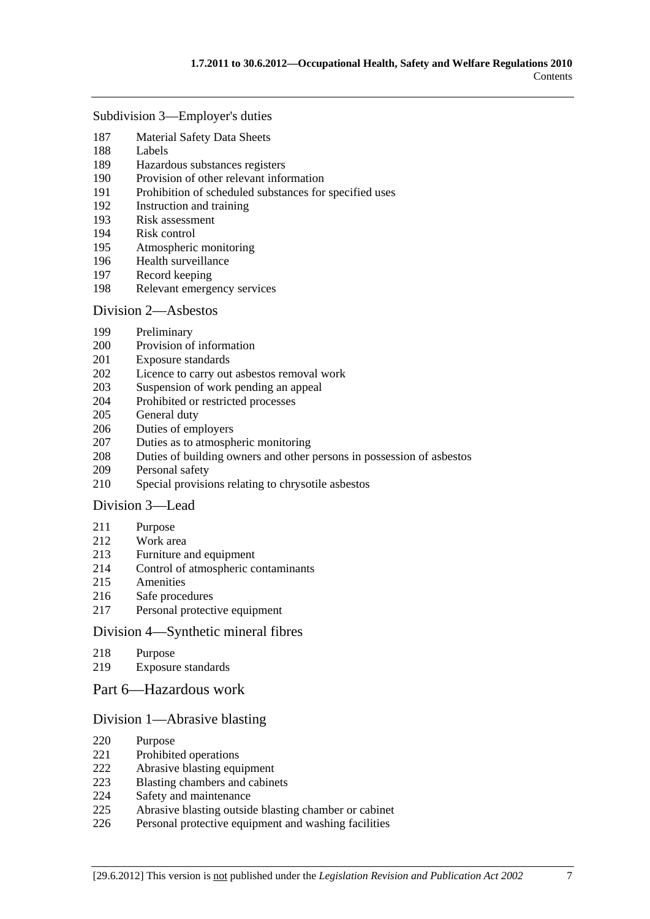Subdivision 3—Employer's duties

187 Material Safety Data Sheets
188 Labels
189 Hazardous substances registers
190 Provision of other relevant information
191 Prohibition of scheduled substances for specified uses
192 Instruction and training
193 Risk assessment
194 Risk control
195 Atmospheric monitoring
196 Health surveillance
197 Record keeping
198 Relevant emergency services

## Division 2—Asbestos

199 Preliminary
200 Provision of information
201 Exposure standards
202 Licence to carry out asbestos removal work
203 Suspension of work pending an appeal
204 Prohibited or restricted processes
205 General duty
206 Duties of employers
207 Duties as to atmospheric monitoring
208 Duties of building owners and other persons in possession of asbestos
209 Personal safety
210 Special provisions relating to chrysotile asbestos

## Division 3—Lead

211 Purpose
212 Work area
213 Furniture and equipment
214 Control of atmospheric contaminants
215 Amenities
216 Safe procedures
217 Personal protective equipment

## Division 4—Synthetic mineral fibres

218 Purpose
219 Exposure standards

# Part 6—Hazardous work

## Division 1—Abrasive blasting

220 Purpose
221 Prohibited operations
222 Abrasive blasting equipment
223 Blasting chambers and cabinets
224 Safety and maintenance
225 Abrasive blasting outside blasting chamber or cabinet
226 Personal protective equipment and washing facilities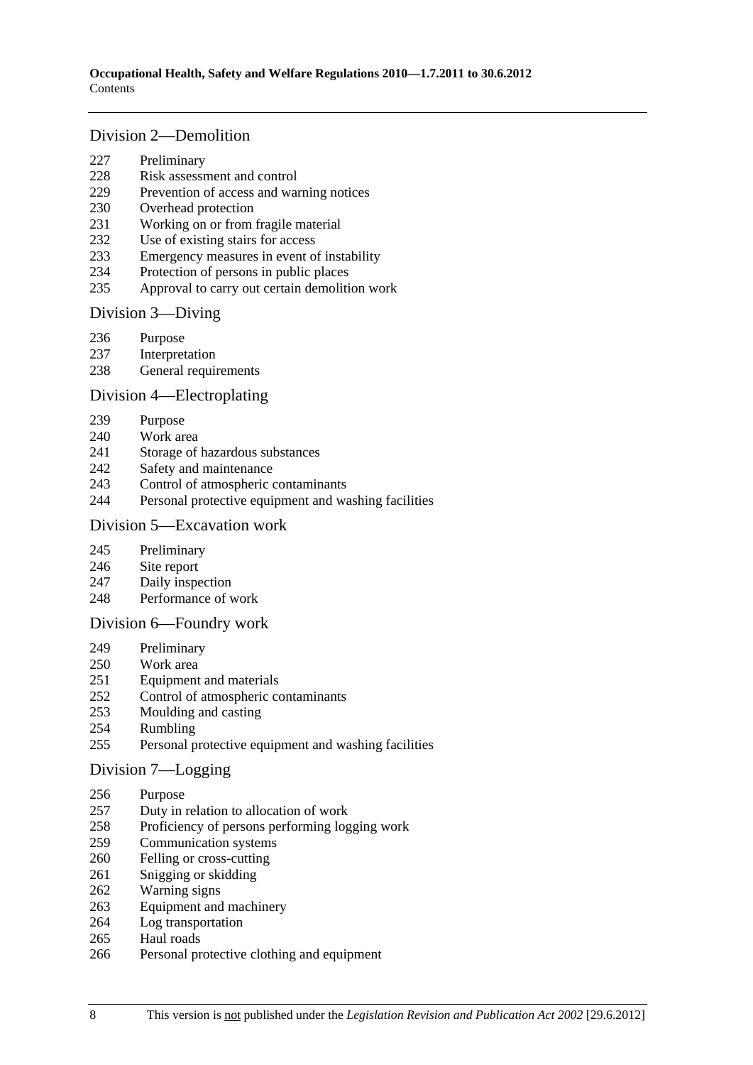## Division 2—Demolition

227 Preliminary
228 Risk assessment and control
229 Prevention of access and warning notices
230 Overhead protection
231 Working on or from fragile material
232 Use of existing stairs for access
233 Emergency measures in event of instability
234 Protection of persons in public places
235 Approval to carry out certain demolition work

## Division 3—Diving

236 Purpose
237 Interpretation
238 General requirements

## Division 4—Electroplating

239 Purpose
240 Work area
241 Storage of hazardous substances
242 Safety and maintenance
243 Control of atmospheric contaminants
244 Personal protective equipment and washing facilities

## Division 5—Excavation work

245 Preliminary
246 Site report
247 Daily inspection
248 Performance of work

## Division 6—Foundry work

249 Preliminary
250 Work area
251 Equipment and materials
252 Control of atmospheric contaminants
253 Moulding and casting
254 Rumbling
255 Personal protective equipment and washing facilities

## Division 7—Logging

256 Purpose
257 Duty in relation to allocation of work
258 Proficiency of persons performing logging work
259 Communication systems
260 Felling or cross-cutting
261 Snigging or skidding
262 Warning signs
263 Equipment and machinery
264 Log transportation
265 Haul roads
266 Personal protective clothing and equipment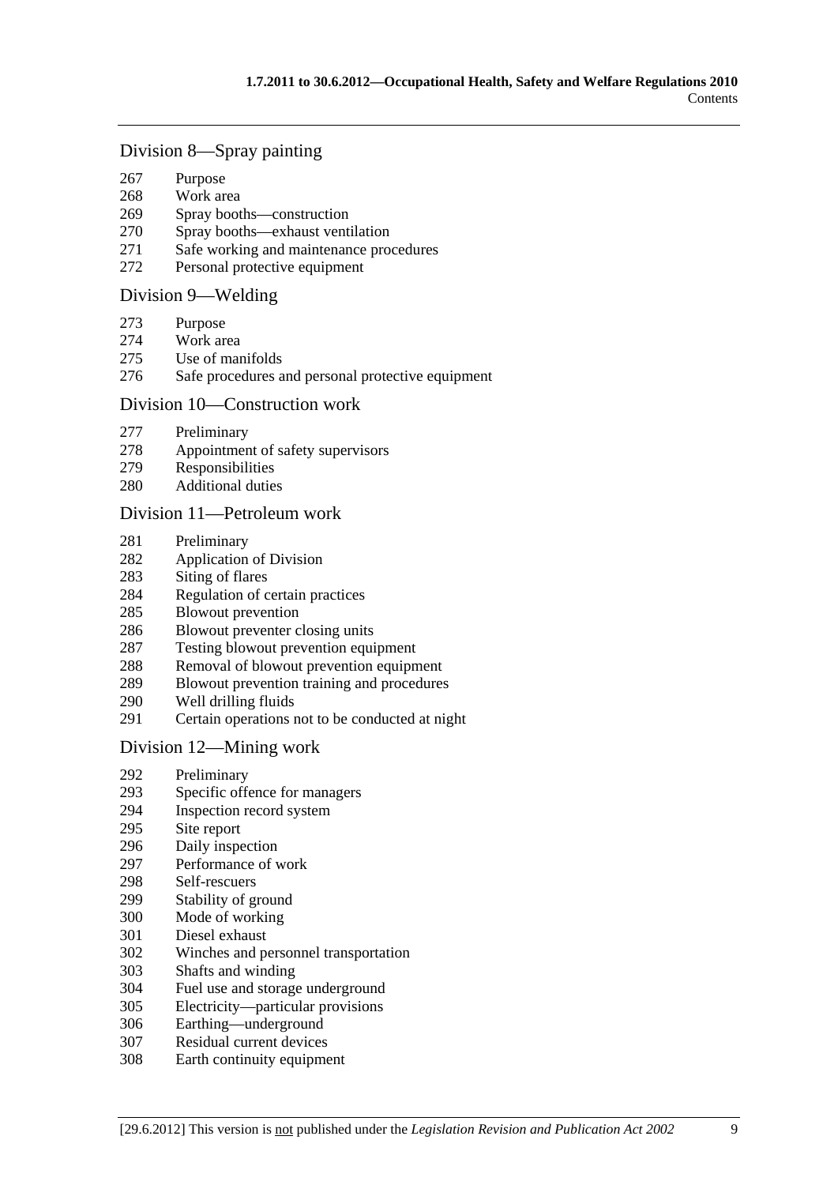## Division 8—Spray painting

267 Purpose
268 Work area
269 Spray booths—construction
270 Spray booths—exhaust ventilation
271 Safe working and maintenance procedures
272 Personal protective equipment

## Division 9—Welding

273 Purpose
274 Work area
275 Use of manifolds
276 Safe procedures and personal protective equipment

## Division 10—Construction work

277 Preliminary
278 Appointment of safety supervisors
279 Responsibilities
280 Additional duties

## Division 11—Petroleum work

281 Preliminary
282 Application of Division
283 Siting of flares
284 Regulation of certain practices
285 Blowout prevention
286 Blowout preventer closing units
287 Testing blowout prevention equipment
288 Removal of blowout prevention equipment
289 Blowout prevention training and procedures
290 Well drilling fluids
291 Certain operations not to be conducted at night

## Division 12—Mining work

292 Preliminary
293 Specific offence for managers
294 Inspection record system
295 Site report
296 Daily inspection
297 Performance of work
298 Self-rescuers
299 Stability of ground
300 Mode of working
301 Diesel exhaust
302 Winches and personnel transportation
303 Shafts and winding
304 Fuel use and storage underground
305 Electricity—particular provisions
306 Earthing—underground
307 Residual current devices
308 Earth continuity equipment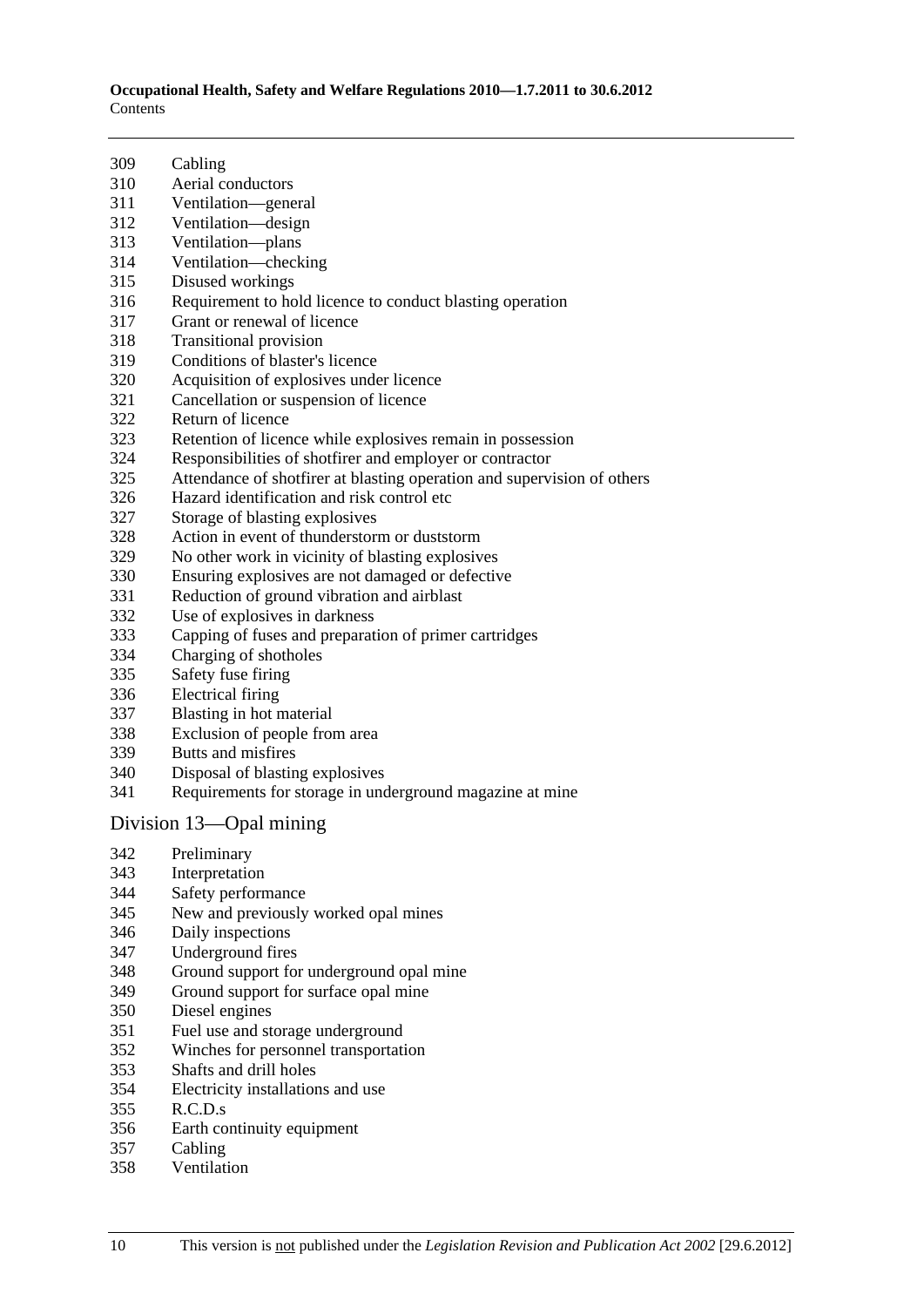309 Cabling
310 Aerial conductors
311 Ventilation—general
312 Ventilation—design
313 Ventilation—plans
314 Ventilation—checking
315 Disused workings
316 Requirement to hold licence to conduct blasting operation
317 Grant or renewal of licence
318 Transitional provision
319 Conditions of blaster's licence
320 Acquisition of explosives under licence
321 Cancellation or suspension of licence
322 Return of licence
323 Retention of licence while explosives remain in possession
324 Responsibilities of shotfirer and employer or contractor
325 Attendance of shotfirer at blasting operation and supervision of others
326 Hazard identification and risk control etc
327 Storage of blasting explosives
328 Action in event of thunderstorm or duststorm
329 No other work in vicinity of blasting explosives
330 Ensuring explosives are not damaged or defective
331 Reduction of ground vibration and airblast
332 Use of explosives in darkness
333 Capping of fuses and preparation of primer cartridges
334 Charging of shotholes
335 Safety fuse firing
336 Electrical firing
337 Blasting in hot material
338 Exclusion of people from area
339 Butts and misfires
340 Disposal of blasting explosives
341 Requirements for storage in underground magazine at mine

## Division 13—Opal mining

342 Preliminary
343 Interpretation
344 Safety performance
345 New and previously worked opal mines
346 Daily inspections
347 Underground fires
348 Ground support for underground opal mine
349 Ground support for surface opal mine
350 Diesel engines
351 Fuel use and storage underground
352 Winches for personnel transportation
353 Shafts and drill holes
354 Electricity installations and use
355 R.C.D.s
356 Earth continuity equipment
357 Cabling
358 Ventilation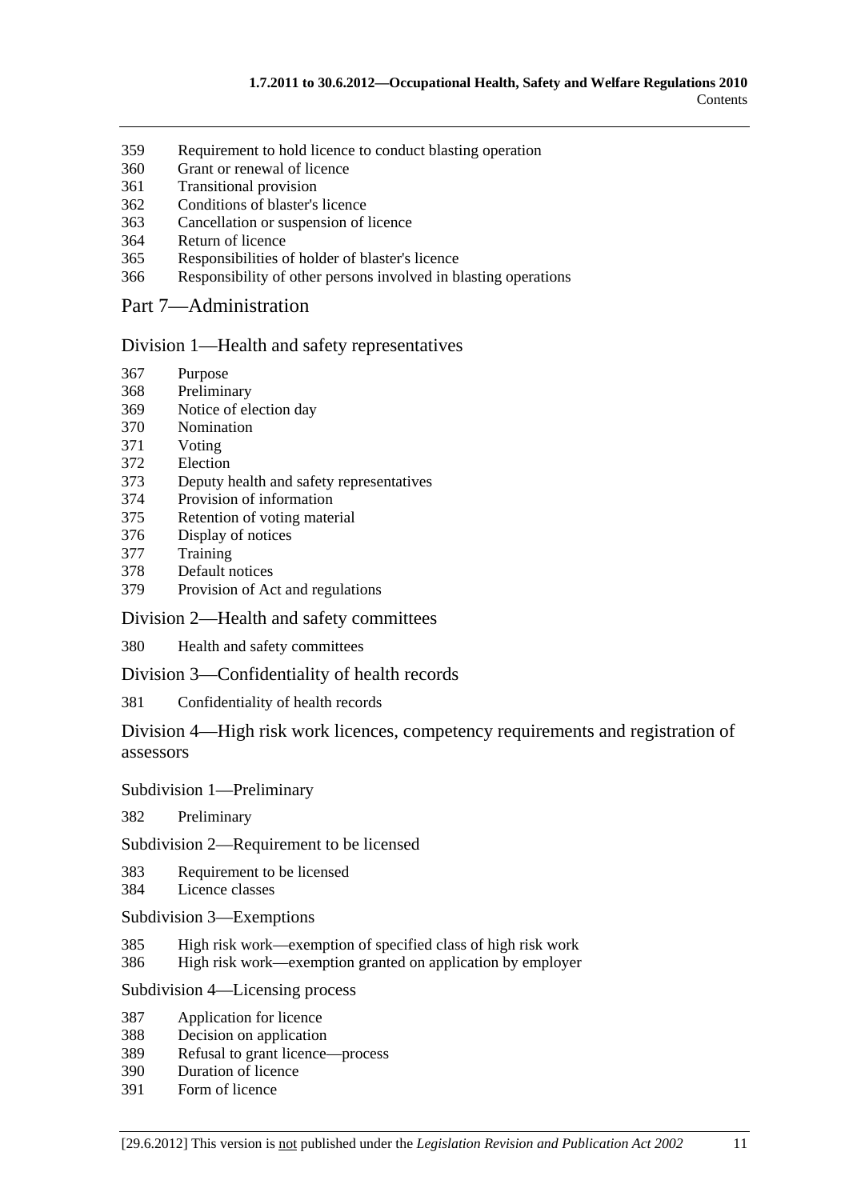359 Requirement to hold licence to conduct blasting operation
360 Grant or renewal of licence
361 Transitional provision
362 Conditions of blaster's licence
363 Cancellation or suspension of licence
364 Return of licence
365 Responsibilities of holder of blaster's licence
366 Responsibility of other persons involved in blasting operations

## Part 7—Administration

### Division 1—Health and safety representatives

367 Purpose
368 Preliminary
369 Notice of election day
370 Nomination
371 Voting
372 Election
373 Deputy health and safety representatives
374 Provision of information
375 Retention of voting material
376 Display of notices
377 Training
378 Default notices
379 Provision of Act and regulations

### Division 2—Health and safety committees

380 Health and safety committees

### Division 3—Confidentiality of health records

381 Confidentiality of health records

### Division 4—High risk work licences, competency requirements and registration of assessors

#### Subdivision 1—Preliminary

382 Preliminary

#### Subdivision 2—Requirement to be licensed

383 Requirement to be licensed
384 Licence classes

#### Subdivision 3—Exemptions

385 High risk work—exemption of specified class of high risk work
386 High risk work—exemption granted on application by employer

#### Subdivision 4—Licensing process

387 Application for licence
388 Decision on application
389 Refusal to grant licence—process
390 Duration of licence
391 Form of licence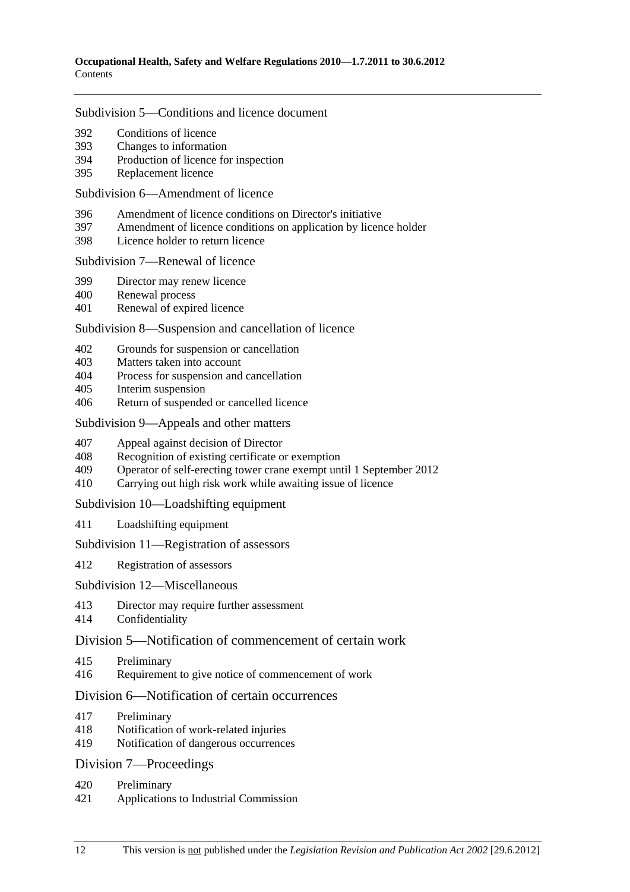Subdivision 5—Conditions and licence document

392 Conditions of licence
393 Changes to information
394 Production of licence for inspection
395 Replacement licence

Subdivision 6—Amendment of licence

396 Amendment of licence conditions on Director's initiative
397 Amendment of licence conditions on application by licence holder
398 Licence holder to return licence

Subdivision 7—Renewal of licence

399 Director may renew licence
400 Renewal process
401 Renewal of expired licence

Subdivision 8—Suspension and cancellation of licence

402 Grounds for suspension or cancellation
403 Matters taken into account
404 Process for suspension and cancellation
405 Interim suspension
406 Return of suspended or cancelled licence

Subdivision 9—Appeals and other matters

407 Appeal against decision of Director
408 Recognition of existing certificate or exemption
409 Operator of self-erecting tower crane exempt until 1 September 2012
410 Carrying out high risk work while awaiting issue of licence

Subdivision 10—Loadshifting equipment

411 Loadshifting equipment

Subdivision 11—Registration of assessors

412 Registration of assessors

Subdivision 12—Miscellaneous

413 Director may require further assessment
414 Confidentiality

## Division 5—Notification of commencement of certain work

415 Preliminary
416 Requirement to give notice of commencement of work

## Division 6—Notification of certain occurrences

417 Preliminary
418 Notification of work-related injuries
419 Notification of dangerous occurrences

## Division 7—Proceedings

420 Preliminary
421 Applications to Industrial Commission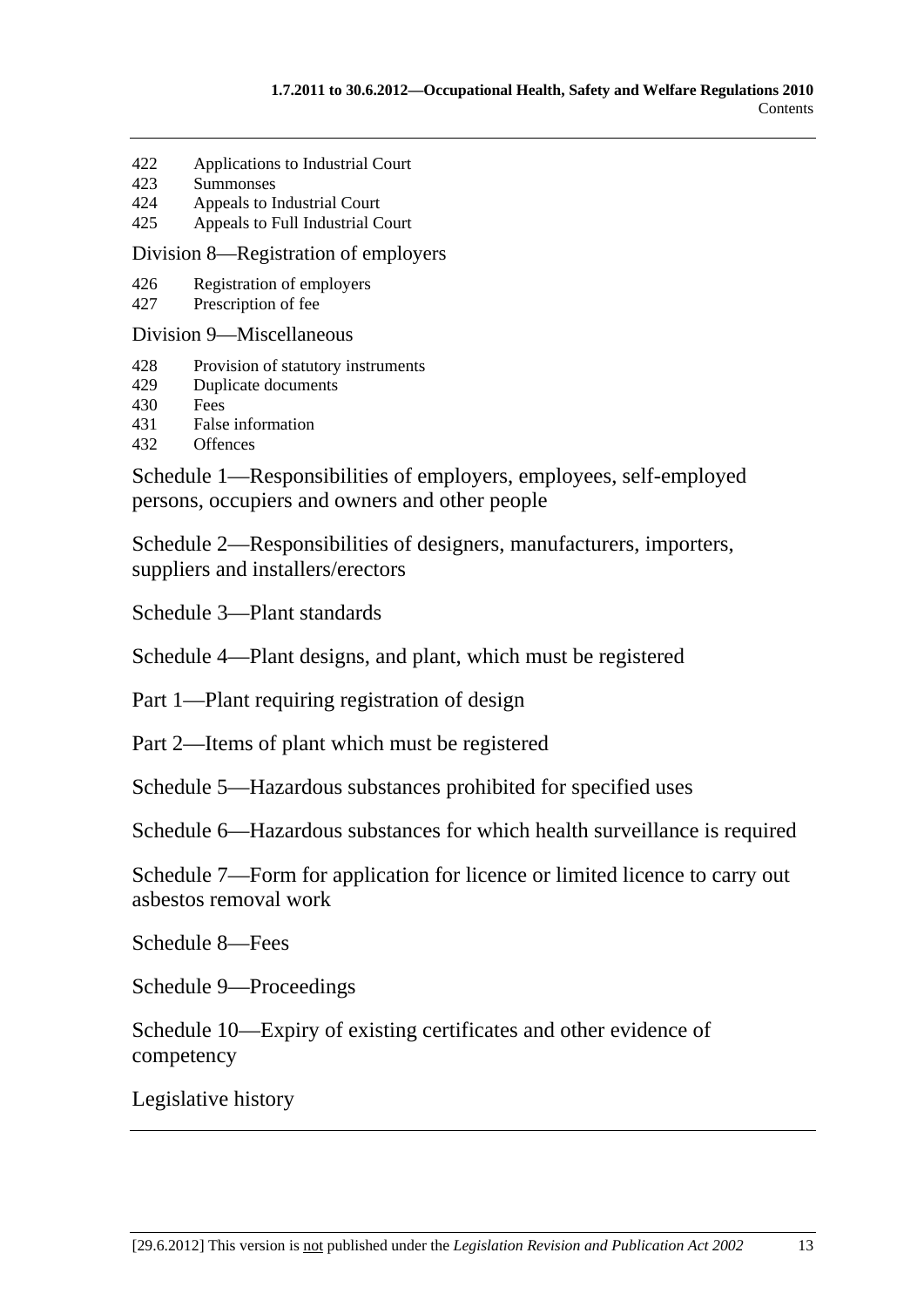422 Applications to Industrial Court
423 Summonses
424 Appeals to Industrial Court
425 Appeals to Full Industrial Court

Division 8—Registration of employers

426 Registration of employers
427 Prescription of fee

Division 9—Miscellaneous

428 Provision of statutory instruments
429 Duplicate documents
430 Fees
431 False information
432 Offences

Schedule 1—Responsibilities of employers, employees, self-employed persons, occupiers and owners and other people

Schedule 2—Responsibilities of designers, manufacturers, importers, suppliers and installers/erectors

Schedule 3—Plant standards

Schedule 4—Plant designs, and plant, which must be registered

Part 1—Plant requiring registration of design

Part 2—Items of plant which must be registered

Schedule 5—Hazardous substances prohibited for specified uses

Schedule 6—Hazardous substances for which health surveillance is required

Schedule 7—Form for application for licence or limited licence to carry out asbestos removal work

Schedule 8—Fees

Schedule 9—Proceedings

Schedule 10—Expiry of existing certificates and other evidence of competency

Legislative history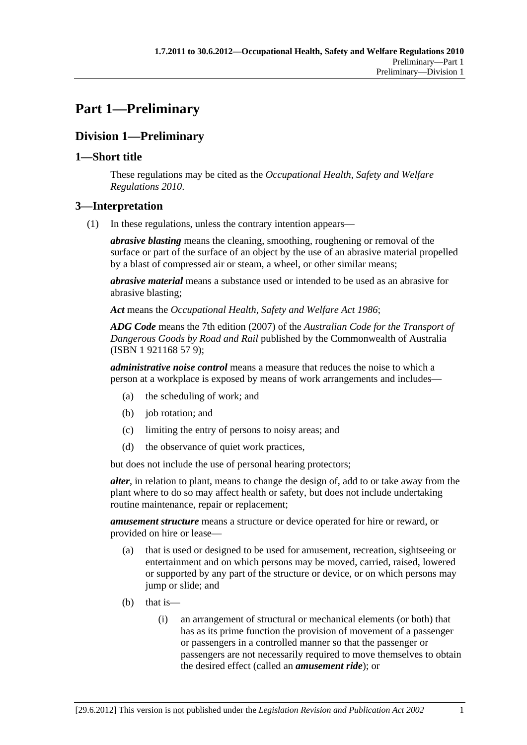# Part 1—Preliminary

## Division 1—Preliminary

### 1—Short title

These regulations may be cited as the *Occupational Health, Safety and Welfare Regulations 2010*.

### 3—Interpretation

(1) In these regulations, unless the contrary intention appears—

***abrasive blasting*** means the cleaning, smoothing, roughening or removal of the surface or part of the surface of an object by the use of an abrasive material propelled by a blast of compressed air or steam, a wheel, or other similar means;

***abrasive material*** means a substance used or intended to be used as an abrasive for abrasive blasting;

***Act*** means the *Occupational Health, Safety and Welfare Act 1986*;

***ADG Code*** means the 7th edition (2007) of the *Australian Code for the Transport of Dangerous Goods by Road and Rail* published by the Commonwealth of Australia (ISBN 1 921168 57 9);

***administrative noise control*** means a measure that reduces the noise to which a person at a workplace is exposed by means of work arrangements and includes—

(a) the scheduling of work; and

(b) job rotation; and

(c) limiting the entry of persons to noisy areas; and

(d) the observance of quiet work practices,

but does not include the use of personal hearing protectors;

***alter***, in relation to plant, means to change the design of, add to or take away from the plant where to do so may affect health or safety, but does not include undertaking routine maintenance, repair or replacement;

***amusement structure*** means a structure or device operated for hire or reward, or provided on hire or lease—

(a) that is used or designed to be used for amusement, recreation, sightseeing or entertainment and on which persons may be moved, carried, raised, lowered or supported by any part of the structure or device, or on which persons may jump or slide; and

(b) that is—

(i) an arrangement of structural or mechanical elements (or both) that has as its prime function the provision of movement of a passenger or passengers in a controlled manner so that the passenger or passengers are not necessarily required to move themselves to obtain the desired effect (called an ***amusement ride***); or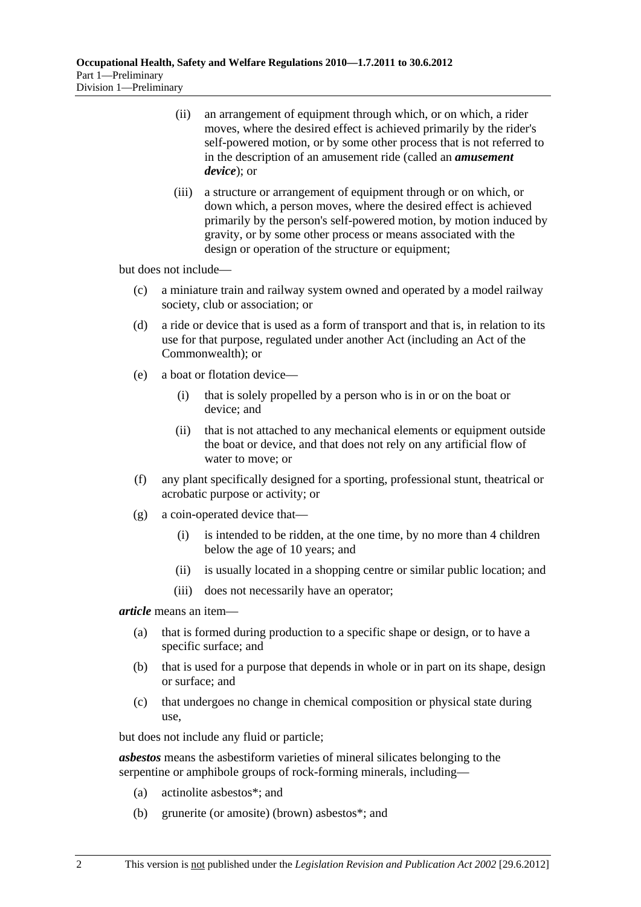(ii) an arrangement of equipment through which, or on which, a rider moves, where the desired effect is achieved primarily by the rider's self-powered motion, or by some other process that is not referred to in the description of an amusement ride (called an ***amusement device***); or

(iii) a structure or arrangement of equipment through or on which, or down which, a person moves, where the desired effect is achieved primarily by the person's self-powered motion, by motion induced by gravity, or by some other process or means associated with the design or operation of the structure or equipment;

but does not include—

(c) a miniature train and railway system owned and operated by a model railway society, club or association; or

(d) a ride or device that is used as a form of transport and that is, in relation to its use for that purpose, regulated under another Act (including an Act of the Commonwealth); or

(e) a boat or flotation device—

(i) that is solely propelled by a person who is in or on the boat or device; and

(ii) that is not attached to any mechanical elements or equipment outside the boat or device, and that does not rely on any artificial flow of water to move; or

(f) any plant specifically designed for a sporting, professional stunt, theatrical or acrobatic purpose or activity; or

(g) a coin-operated device that—

(i) is intended to be ridden, at the one time, by no more than 4 children below the age of 10 years; and

(ii) is usually located in a shopping centre or similar public location; and

(iii) does not necessarily have an operator;

***article*** means an item—

(a) that is formed during production to a specific shape or design, or to have a specific surface; and

(b) that is used for a purpose that depends in whole or in part on its shape, design or surface; and

(c) that undergoes no change in chemical composition or physical state during use,

but does not include any fluid or particle;

***asbestos*** means the asbestiform varieties of mineral silicates belonging to the serpentine or amphibole groups of rock-forming minerals, including—

(a) actinolite asbestos*; and

(b) grunerite (or amosite) (brown) asbestos*; and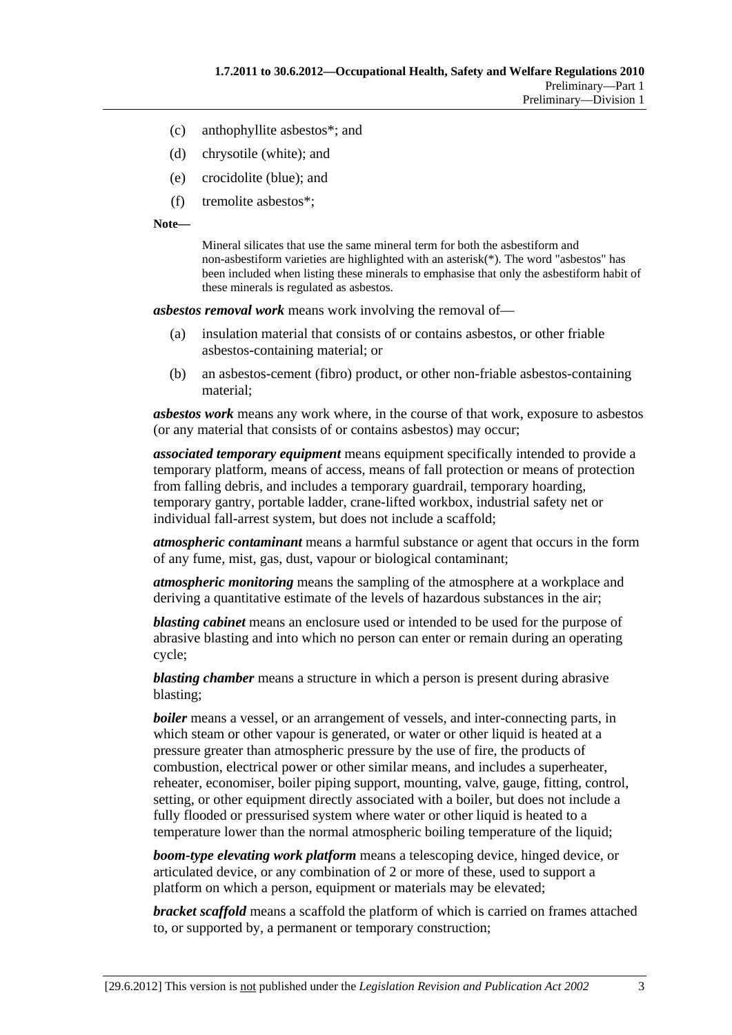(c) anthophyllite asbestos*; and

(d) chrysotile (white); and

(e) crocidolite (blue); and

(f) tremolite asbestos*;

**Note—**

Mineral silicates that use the same mineral term for both the asbestiform and non-asbestiform varieties are highlighted with an asterisk(*). The word "asbestos" has been included when listing these minerals to emphasise that only the asbestiform habit of these minerals is regulated as asbestos.

***asbestos removal work*** means work involving the removal of—

(a) insulation material that consists of or contains asbestos, or other friable asbestos-containing material; or

(b) an asbestos-cement (fibro) product, or other non-friable asbestos-containing material;

***asbestos work*** means any work where, in the course of that work, exposure to asbestos (or any material that consists of or contains asbestos) may occur;

***associated temporary equipment*** means equipment specifically intended to provide a temporary platform, means of access, means of fall protection or means of protection from falling debris, and includes a temporary guardrail, temporary hoarding, temporary gantry, portable ladder, crane-lifted workbox, industrial safety net or individual fall-arrest system, but does not include a scaffold;

***atmospheric contaminant*** means a harmful substance or agent that occurs in the form of any fume, mist, gas, dust, vapour or biological contaminant;

***atmospheric monitoring*** means the sampling of the atmosphere at a workplace and deriving a quantitative estimate of the levels of hazardous substances in the air;

***blasting cabinet*** means an enclosure used or intended to be used for the purpose of abrasive blasting and into which no person can enter or remain during an operating cycle;

***blasting chamber*** means a structure in which a person is present during abrasive blasting;

***boiler*** means a vessel, or an arrangement of vessels, and inter-connecting parts, in which steam or other vapour is generated, or water or other liquid is heated at a pressure greater than atmospheric pressure by the use of fire, the products of combustion, electrical power or other similar means, and includes a superheater, reheater, economiser, boiler piping support, mounting, valve, gauge, fitting, control, setting, or other equipment directly associated with a boiler, but does not include a fully flooded or pressurised system where water or other liquid is heated to a temperature lower than the normal atmospheric boiling temperature of the liquid;

***boom-type elevating work platform*** means a telescoping device, hinged device, or articulated device, or any combination of 2 or more of these, used to support a platform on which a person, equipment or materials may be elevated;

***bracket scaffold*** means a scaffold the platform of which is carried on frames attached to, or supported by, a permanent or temporary construction;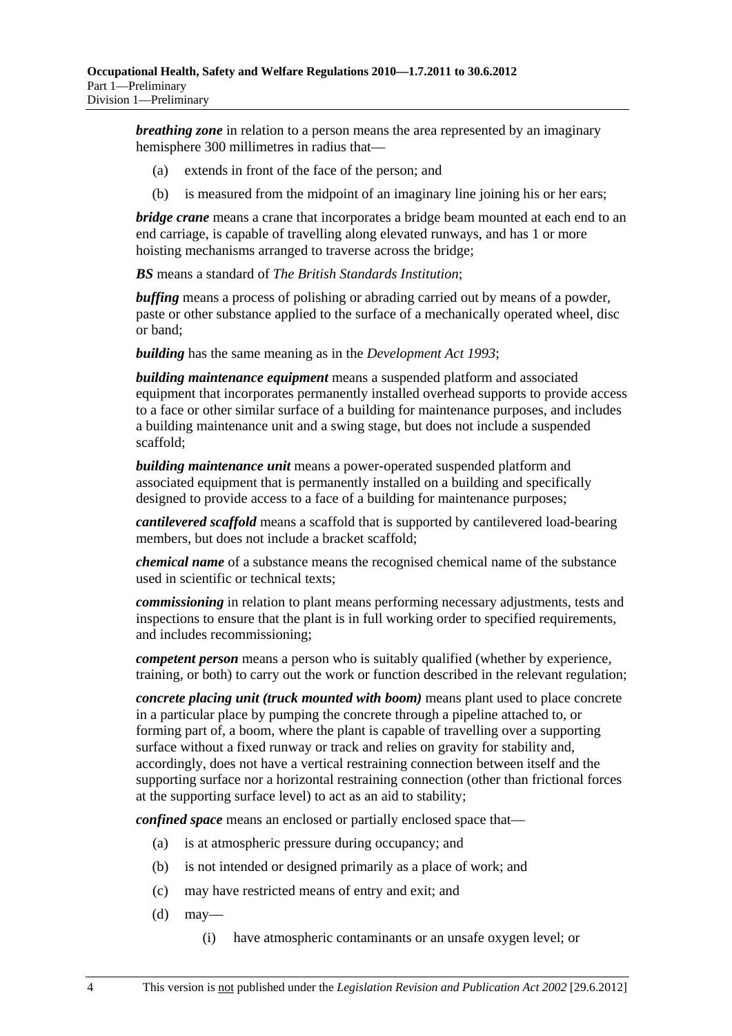***breathing zone*** in relation to a person means the area represented by an imaginary hemisphere 300 millimetres in radius that—

(a) extends in front of the face of the person; and

(b) is measured from the midpoint of an imaginary line joining his or her ears;

***bridge crane*** means a crane that incorporates a bridge beam mounted at each end to an end carriage, is capable of travelling along elevated runways, and has 1 or more hoisting mechanisms arranged to traverse across the bridge;

***BS*** means a standard of *The British Standards Institution*;

***buffing*** means a process of polishing or abrading carried out by means of a powder, paste or other substance applied to the surface of a mechanically operated wheel, disc or band;

***building*** has the same meaning as in the *Development Act 1993*;

***building maintenance equipment*** means a suspended platform and associated equipment that incorporates permanently installed overhead supports to provide access to a face or other similar surface of a building for maintenance purposes, and includes a building maintenance unit and a swing stage, but does not include a suspended scaffold;

***building maintenance unit*** means a power-operated suspended platform and associated equipment that is permanently installed on a building and specifically designed to provide access to a face of a building for maintenance purposes;

***cantilevered scaffold*** means a scaffold that is supported by cantilevered load-bearing members, but does not include a bracket scaffold;

***chemical name*** of a substance means the recognised chemical name of the substance used in scientific or technical texts;

***commissioning*** in relation to plant means performing necessary adjustments, tests and inspections to ensure that the plant is in full working order to specified requirements, and includes recommissioning;

***competent person*** means a person who is suitably qualified (whether by experience, training, or both) to carry out the work or function described in the relevant regulation;

***concrete placing unit (truck mounted with boom)*** means plant used to place concrete in a particular place by pumping the concrete through a pipeline attached to, or forming part of, a boom, where the plant is capable of travelling over a supporting surface without a fixed runway or track and relies on gravity for stability and, accordingly, does not have a vertical restraining connection between itself and the supporting surface nor a horizontal restraining connection (other than frictional forces at the supporting surface level) to act as an aid to stability;

***confined space*** means an enclosed or partially enclosed space that—

(a) is at atmospheric pressure during occupancy; and

(b) is not intended or designed primarily as a place of work; and

(c) may have restricted means of entry and exit; and

(d) may—

  (i) have atmospheric contaminants or an unsafe oxygen level; or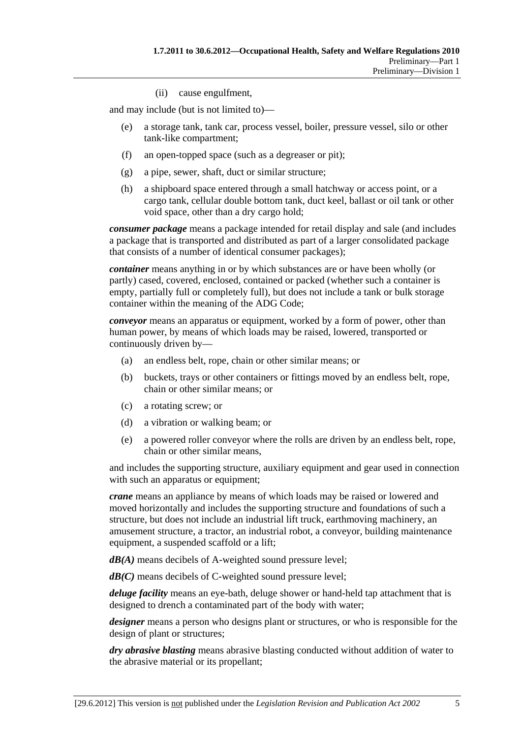(ii) cause engulfment,

and may include (but is not limited to)—

(e) a storage tank, tank car, process vessel, boiler, pressure vessel, silo or other tank-like compartment;

(f) an open-topped space (such as a degreaser or pit);

(g) a pipe, sewer, shaft, duct or similar structure;

(h) a shipboard space entered through a small hatchway or access point, or a cargo tank, cellular double bottom tank, duct keel, ballast or oil tank or other void space, other than a dry cargo hold;

***consumer package*** means a package intended for retail display and sale (and includes a package that is transported and distributed as part of a larger consolidated package that consists of a number of identical consumer packages);

***container*** means anything in or by which substances are or have been wholly (or partly) cased, covered, enclosed, contained or packed (whether such a container is empty, partially full or completely full), but does not include a tank or bulk storage container within the meaning of the ADG Code;

***conveyor*** means an apparatus or equipment, worked by a form of power, other than human power, by means of which loads may be raised, lowered, transported or continuously driven by—

(a) an endless belt, rope, chain or other similar means; or

(b) buckets, trays or other containers or fittings moved by an endless belt, rope, chain or other similar means; or

(c) a rotating screw; or

(d) a vibration or walking beam; or

(e) a powered roller conveyor where the rolls are driven by an endless belt, rope, chain or other similar means,

and includes the supporting structure, auxiliary equipment and gear used in connection with such an apparatus or equipment;

***crane*** means an appliance by means of which loads may be raised or lowered and moved horizontally and includes the supporting structure and foundations of such a structure, but does not include an industrial lift truck, earthmoving machinery, an amusement structure, a tractor, an industrial robot, a conveyor, building maintenance equipment, a suspended scaffold or a lift;

***dB(A)*** means decibels of A-weighted sound pressure level;

***dB(C)*** means decibels of C-weighted sound pressure level;

***deluge facility*** means an eye-bath, deluge shower or hand-held tap attachment that is designed to drench a contaminated part of the body with water;

***designer*** means a person who designs plant or structures, or who is responsible for the design of plant or structures;

***dry abrasive blasting*** means abrasive blasting conducted without addition of water to the abrasive material or its propellant;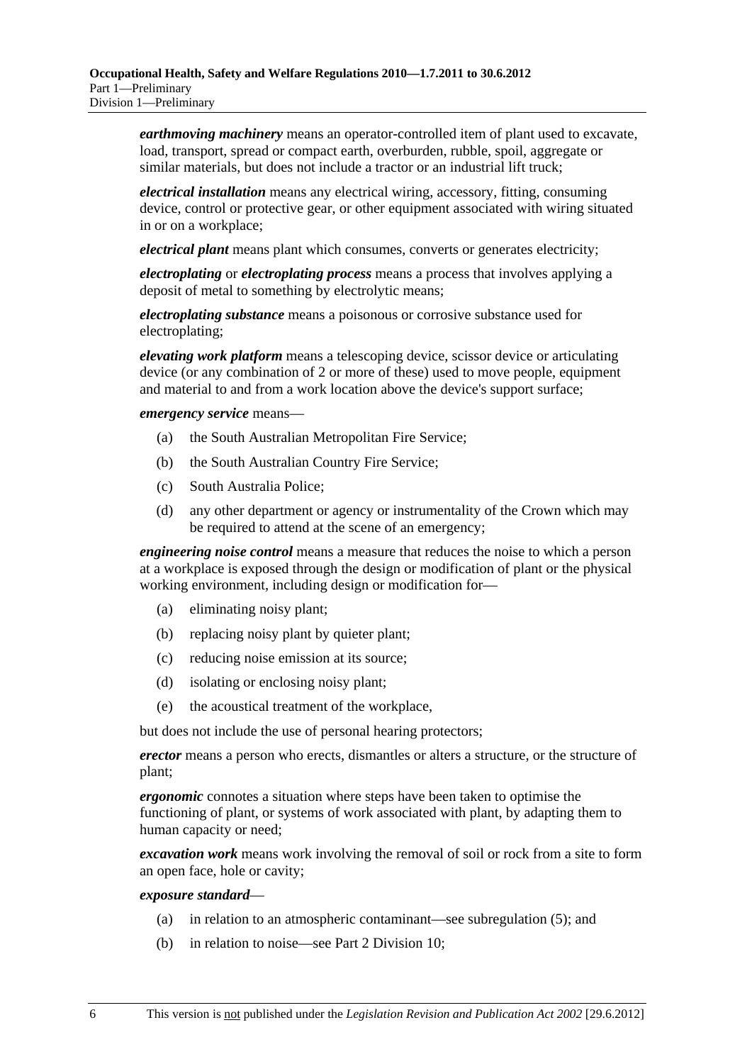***earthmoving machinery*** means an operator-controlled item of plant used to excavate, load, transport, spread or compact earth, overburden, rubble, spoil, aggregate or similar materials, but does not include a tractor or an industrial lift truck;

***electrical installation*** means any electrical wiring, accessory, fitting, consuming device, control or protective gear, or other equipment associated with wiring situated in or on a workplace;

***electrical plant*** means plant which consumes, converts or generates electricity;

***electroplating*** or ***electroplating process*** means a process that involves applying a deposit of metal to something by electrolytic means;

***electroplating substance*** means a poisonous or corrosive substance used for electroplating;

***elevating work platform*** means a telescoping device, scissor device or articulating device (or any combination of 2 or more of these) used to move people, equipment and material to and from a work location above the device's support surface;

***emergency service*** means—

- (a) the South Australian Metropolitan Fire Service;
- (b) the South Australian Country Fire Service;
- (c) South Australia Police;
- (d) any other department or agency or instrumentality of the Crown which may be required to attend at the scene of an emergency;

***engineering noise control*** means a measure that reduces the noise to which a person at a workplace is exposed through the design or modification of plant or the physical working environment, including design or modification for—

- (a) eliminating noisy plant;
- (b) replacing noisy plant by quieter plant;
- (c) reducing noise emission at its source;
- (d) isolating or enclosing noisy plant;
- (e) the acoustical treatment of the workplace,

but does not include the use of personal hearing protectors;

***erector*** means a person who erects, dismantles or alters a structure, or the structure of plant;

***ergonomic*** connotes a situation where steps have been taken to optimise the functioning of plant, or systems of work associated with plant, by adapting them to human capacity or need;

***excavation work*** means work involving the removal of soil or rock from a site to form an open face, hole or cavity;

***exposure standard***—

- (a) in relation to an atmospheric contaminant—see subregulation (5); and
- (b) in relation to noise—see Part 2 Division 10;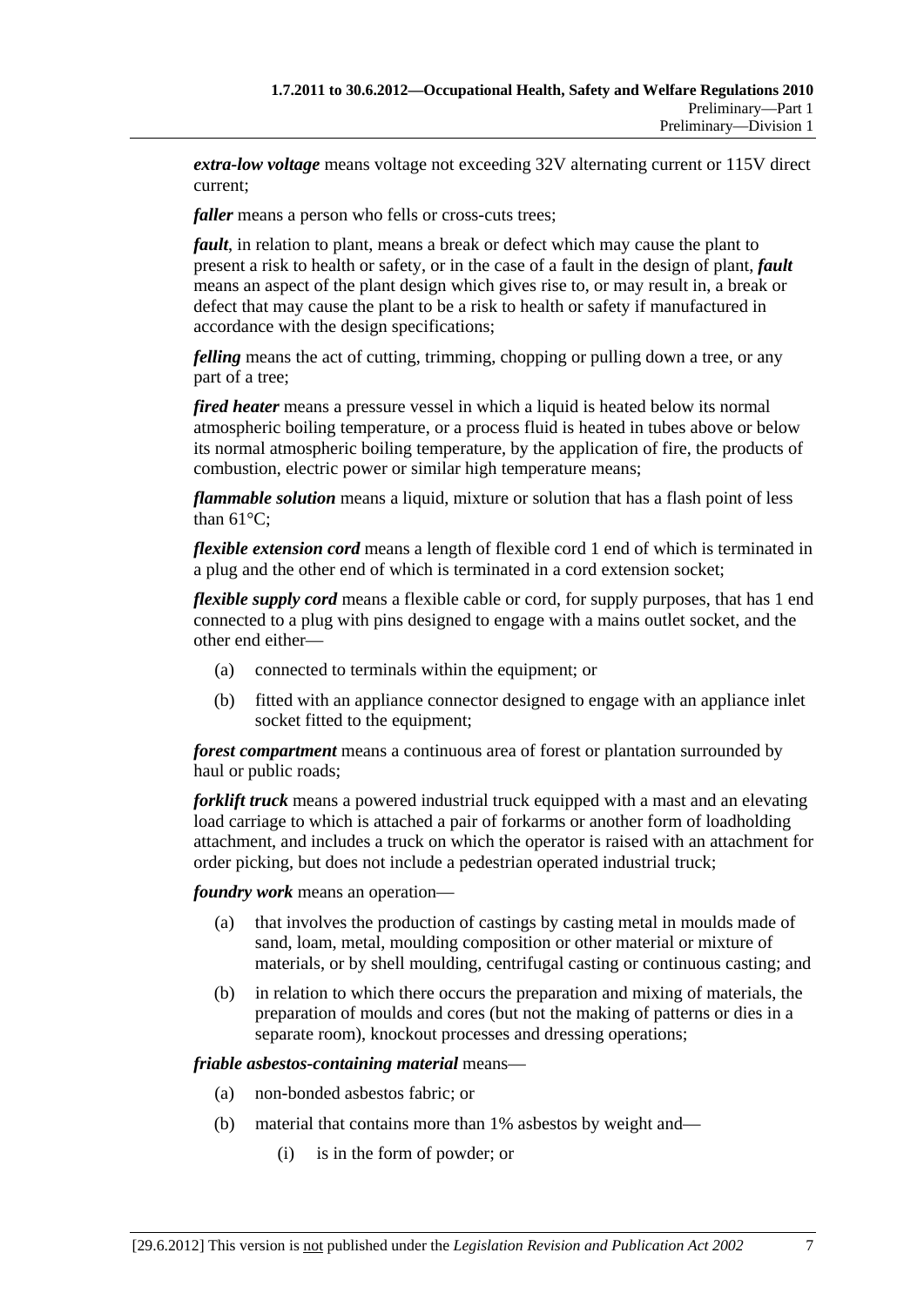***extra-low voltage*** means voltage not exceeding 32V alternating current or 115V direct current;

***faller*** means a person who fells or cross-cuts trees;

***fault***, in relation to plant, means a break or defect which may cause the plant to present a risk to health or safety, or in the case of a fault in the design of plant, ***fault*** means an aspect of the plant design which gives rise to, or may result in, a break or defect that may cause the plant to be a risk to health or safety if manufactured in accordance with the design specifications;

***felling*** means the act of cutting, trimming, chopping or pulling down a tree, or any part of a tree;

***fired heater*** means a pressure vessel in which a liquid is heated below its normal atmospheric boiling temperature, or a process fluid is heated in tubes above or below its normal atmospheric boiling temperature, by the application of fire, the products of combustion, electric power or similar high temperature means;

***flammable solution*** means a liquid, mixture or solution that has a flash point of less than 61°C;

***flexible extension cord*** means a length of flexible cord 1 end of which is terminated in a plug and the other end of which is terminated in a cord extension socket;

***flexible supply cord*** means a flexible cable or cord, for supply purposes, that has 1 end connected to a plug with pins designed to engage with a mains outlet socket, and the other end either—

(a) connected to terminals within the equipment; or

(b) fitted with an appliance connector designed to engage with an appliance inlet socket fitted to the equipment;

***forest compartment*** means a continuous area of forest or plantation surrounded by haul or public roads;

***forklift truck*** means a powered industrial truck equipped with a mast and an elevating load carriage to which is attached a pair of forkarms or another form of loadholding attachment, and includes a truck on which the operator is raised with an attachment for order picking, but does not include a pedestrian operated industrial truck;

***foundry work*** means an operation—

(a) that involves the production of castings by casting metal in moulds made of sand, loam, metal, moulding composition or other material or mixture of materials, or by shell moulding, centrifugal casting or continuous casting; and

(b) in relation to which there occurs the preparation and mixing of materials, the preparation of moulds and cores (but not the making of patterns or dies in a separate room), knockout processes and dressing operations;

***friable asbestos-containing material*** means—

(a) non-bonded asbestos fabric; or

(b) material that contains more than 1% asbestos by weight and—

(i) is in the form of powder; or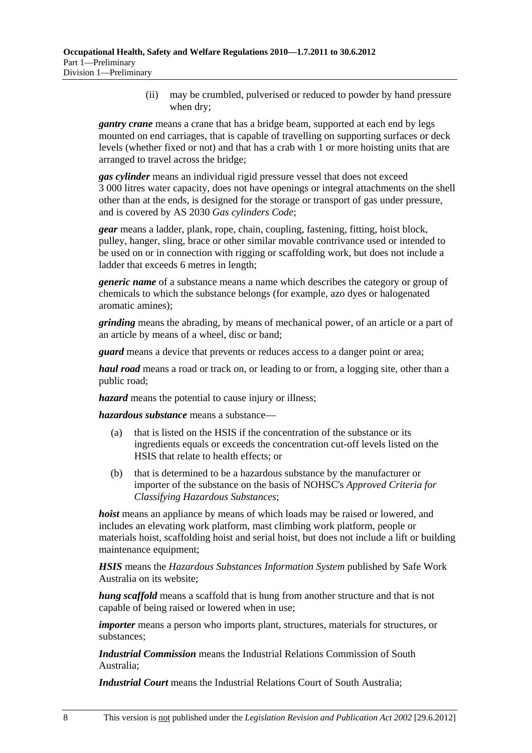(ii) may be crumbled, pulverised or reduced to powder by hand pressure when dry;

***gantry crane*** means a crane that has a bridge beam, supported at each end by legs mounted on end carriages, that is capable of travelling on supporting surfaces or deck levels (whether fixed or not) and that has a crab with 1 or more hoisting units that are arranged to travel across the bridge;

***gas cylinder*** means an individual rigid pressure vessel that does not exceed 3 000 litres water capacity, does not have openings or integral attachments on the shell other than at the ends, is designed for the storage or transport of gas under pressure, and is covered by AS 2030 *Gas cylinders Code*;

***gear*** means a ladder, plank, rope, chain, coupling, fastening, fitting, hoist block, pulley, hanger, sling, brace or other similar movable contrivance used or intended to be used on or in connection with rigging or scaffolding work, but does not include a ladder that exceeds 6 metres in length;

***generic name*** of a substance means a name which describes the category or group of chemicals to which the substance belongs (for example, azo dyes or halogenated aromatic amines);

***grinding*** means the abrading, by means of mechanical power, of an article or a part of an article by means of a wheel, disc or band;

***guard*** means a device that prevents or reduces access to a danger point or area;

***haul road*** means a road or track on, or leading to or from, a logging site, other than a public road;

***hazard*** means the potential to cause injury or illness;

***hazardous substance*** means a substance—

(a) that is listed on the HSIS if the concentration of the substance or its ingredients equals or exceeds the concentration cut-off levels listed on the HSIS that relate to health effects; or

(b) that is determined to be a hazardous substance by the manufacturer or importer of the substance on the basis of NOHSC's *Approved Criteria for Classifying Hazardous Substances*;

***hoist*** means an appliance by means of which loads may be raised or lowered, and includes an elevating work platform, mast climbing work platform, people or materials hoist, scaffolding hoist and serial hoist, but does not include a lift or building maintenance equipment;

***HSIS*** means the *Hazardous Substances Information System* published by Safe Work Australia on its website;

***hung scaffold*** means a scaffold that is hung from another structure and that is not capable of being raised or lowered when in use;

***importer*** means a person who imports plant, structures, materials for structures, or substances;

***Industrial Commission*** means the Industrial Relations Commission of South Australia;

***Industrial Court*** means the Industrial Relations Court of South Australia;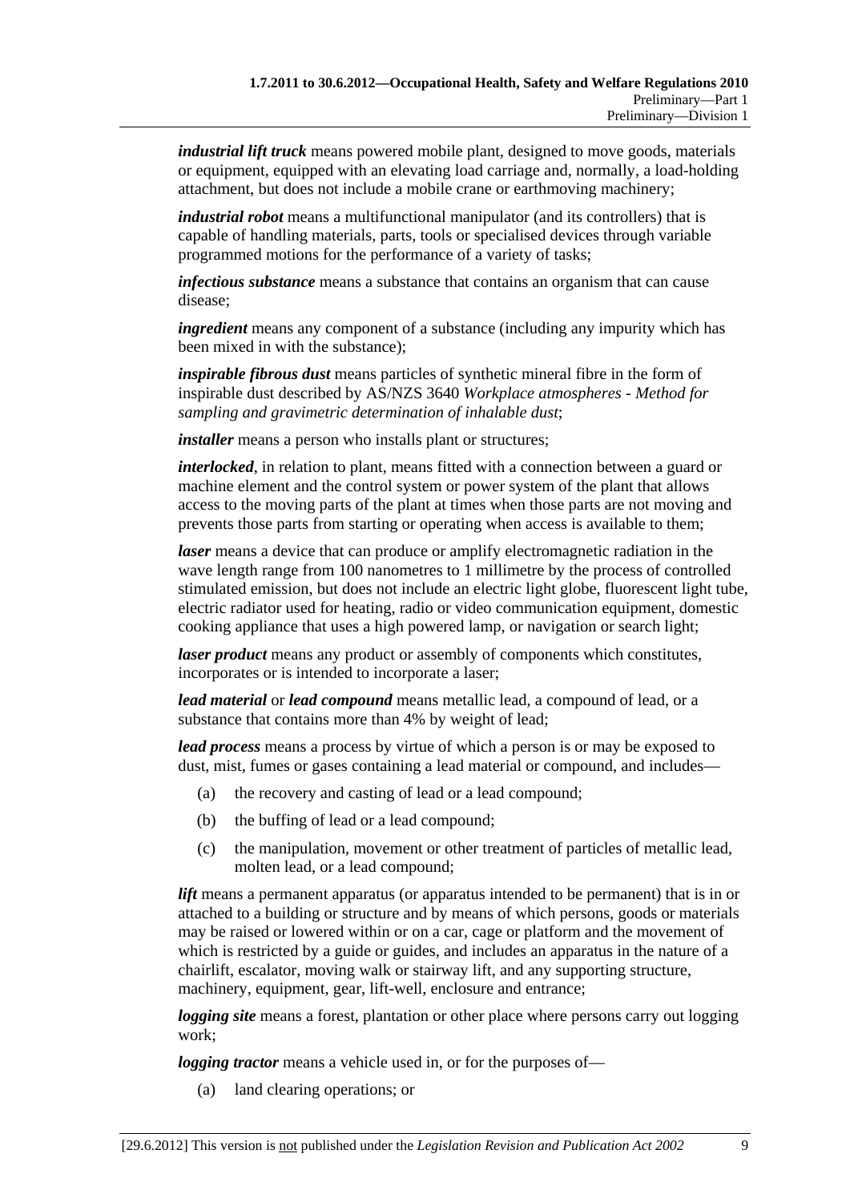***industrial lift truck*** means powered mobile plant, designed to move goods, materials or equipment, equipped with an elevating load carriage and, normally, a load-holding attachment, but does not include a mobile crane or earthmoving machinery;

***industrial robot*** means a multifunctional manipulator (and its controllers) that is capable of handling materials, parts, tools or specialised devices through variable programmed motions for the performance of a variety of tasks;

***infectious substance*** means a substance that contains an organism that can cause disease;

***ingredient*** means any component of a substance (including any impurity which has been mixed in with the substance);

***inspirable fibrous dust*** means particles of synthetic mineral fibre in the form of inspirable dust described by AS/NZS 3640 *Workplace atmospheres - Method for sampling and gravimetric determination of inhalable dust*;

***installer*** means a person who installs plant or structures;

***interlocked***, in relation to plant, means fitted with a connection between a guard or machine element and the control system or power system of the plant that allows access to the moving parts of the plant at times when those parts are not moving and prevents those parts from starting or operating when access is available to them;

***laser*** means a device that can produce or amplify electromagnetic radiation in the wave length range from 100 nanometres to 1 millimetre by the process of controlled stimulated emission, but does not include an electric light globe, fluorescent light tube, electric radiator used for heating, radio or video communication equipment, domestic cooking appliance that uses a high powered lamp, or navigation or search light;

***laser product*** means any product or assembly of components which constitutes, incorporates or is intended to incorporate a laser;

***lead material*** or ***lead compound*** means metallic lead, a compound of lead, or a substance that contains more than 4% by weight of lead;

***lead process*** means a process by virtue of which a person is or may be exposed to dust, mist, fumes or gases containing a lead material or compound, and includes—

(a) the recovery and casting of lead or a lead compound;

(b) the buffing of lead or a lead compound;

(c) the manipulation, movement or other treatment of particles of metallic lead, molten lead, or a lead compound;

***lift*** means a permanent apparatus (or apparatus intended to be permanent) that is in or attached to a building or structure and by means of which persons, goods or materials may be raised or lowered within or on a car, cage or platform and the movement of which is restricted by a guide or guides, and includes an apparatus in the nature of a chairlift, escalator, moving walk or stairway lift, and any supporting structure, machinery, equipment, gear, lift-well, enclosure and entrance;

***logging site*** means a forest, plantation or other place where persons carry out logging work;

***logging tractor*** means a vehicle used in, or for the purposes of—

(a) land clearing operations; or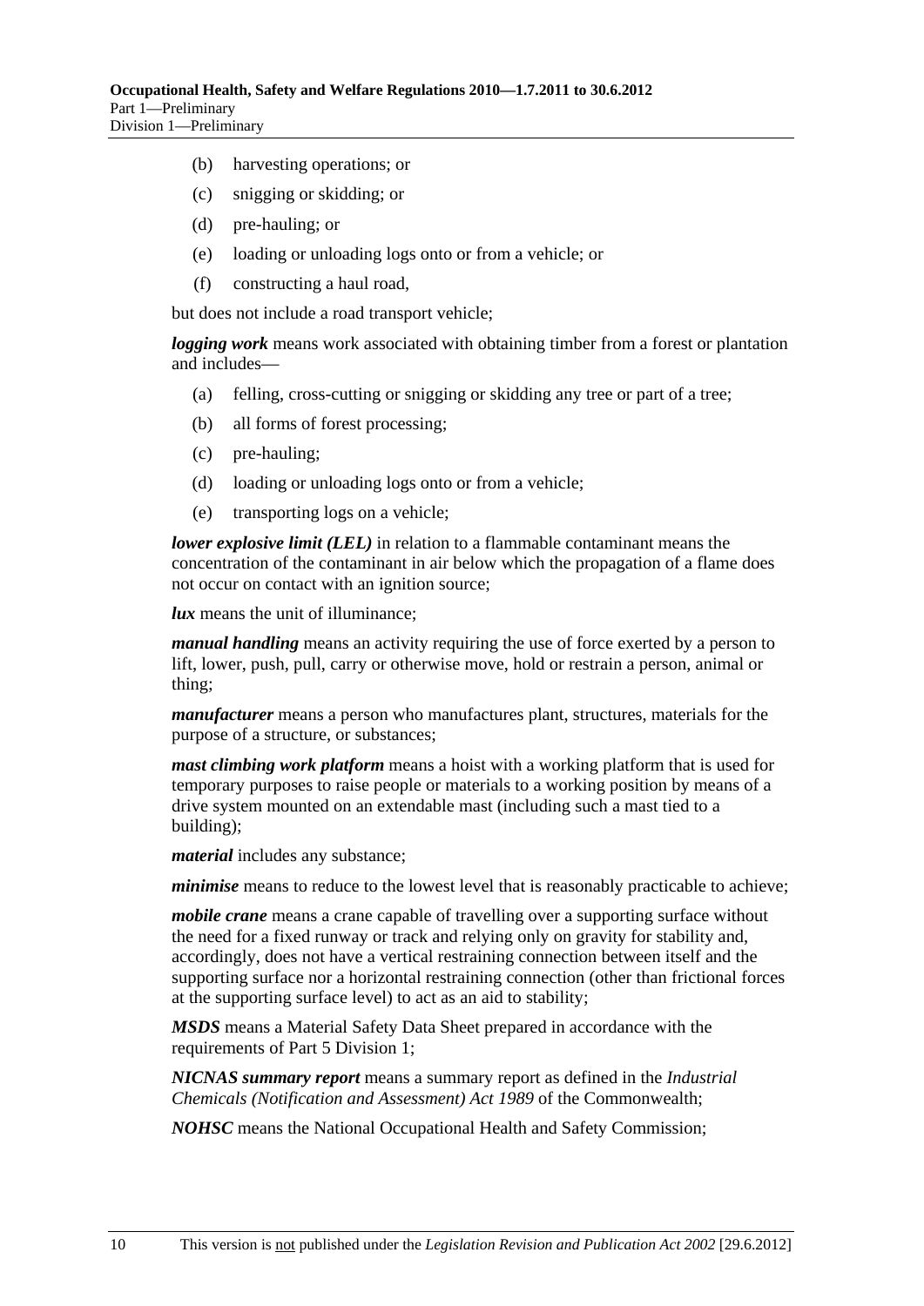(b) harvesting operations; or

(c) snigging or skidding; or

(d) pre-hauling; or

(e) loading or unloading logs onto or from a vehicle; or

(f) constructing a haul road,

but does not include a road transport vehicle;

***logging work*** means work associated with obtaining timber from a forest or plantation and includes—

(a) felling, cross-cutting or snigging or skidding any tree or part of a tree;

(b) all forms of forest processing;

(c) pre-hauling;

(d) loading or unloading logs onto or from a vehicle;

(e) transporting logs on a vehicle;

***lower explosive limit (LEL)*** in relation to a flammable contaminant means the concentration of the contaminant in air below which the propagation of a flame does not occur on contact with an ignition source;

***lux*** means the unit of illuminance;

***manual handling*** means an activity requiring the use of force exerted by a person to lift, lower, push, pull, carry or otherwise move, hold or restrain a person, animal or thing;

***manufacturer*** means a person who manufactures plant, structures, materials for the purpose of a structure, or substances;

***mast climbing work platform*** means a hoist with a working platform that is used for temporary purposes to raise people or materials to a working position by means of a drive system mounted on an extendable mast (including such a mast tied to a building);

***material*** includes any substance;

***minimise*** means to reduce to the lowest level that is reasonably practicable to achieve;

***mobile crane*** means a crane capable of travelling over a supporting surface without the need for a fixed runway or track and relying only on gravity for stability and, accordingly, does not have a vertical restraining connection between itself and the supporting surface nor a horizontal restraining connection (other than frictional forces at the supporting surface level) to act as an aid to stability;

***MSDS*** means a Material Safety Data Sheet prepared in accordance with the requirements of Part 5 Division 1;

***NICNAS summary report*** means a summary report as defined in the *Industrial Chemicals (Notification and Assessment) Act 1989* of the Commonwealth;

***NOHSC*** means the National Occupational Health and Safety Commission;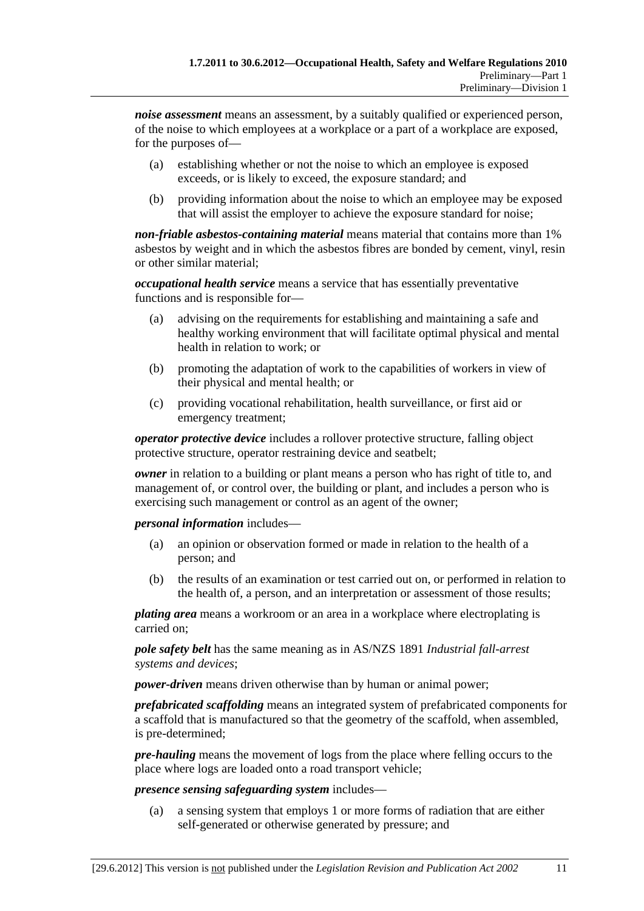***noise assessment*** means an assessment, by a suitably qualified or experienced person, of the noise to which employees at a workplace or a part of a workplace are exposed, for the purposes of—

(a) establishing whether or not the noise to which an employee is exposed exceeds, or is likely to exceed, the exposure standard; and

(b) providing information about the noise to which an employee may be exposed that will assist the employer to achieve the exposure standard for noise;

***non-friable asbestos-containing material*** means material that contains more than 1% asbestos by weight and in which the asbestos fibres are bonded by cement, vinyl, resin or other similar material;

***occupational health service*** means a service that has essentially preventative functions and is responsible for—

(a) advising on the requirements for establishing and maintaining a safe and healthy working environment that will facilitate optimal physical and mental health in relation to work; or

(b) promoting the adaptation of work to the capabilities of workers in view of their physical and mental health; or

(c) providing vocational rehabilitation, health surveillance, or first aid or emergency treatment;

***operator protective device*** includes a rollover protective structure, falling object protective structure, operator restraining device and seatbelt;

***owner*** in relation to a building or plant means a person who has right of title to, and management of, or control over, the building or plant, and includes a person who is exercising such management or control as an agent of the owner;

***personal information*** includes—

(a) an opinion or observation formed or made in relation to the health of a person; and

(b) the results of an examination or test carried out on, or performed in relation to the health of, a person, and an interpretation or assessment of those results;

***plating area*** means a workroom or an area in a workplace where electroplating is carried on;

***pole safety belt*** has the same meaning as in AS/NZS 1891 *Industrial fall-arrest systems and devices*;

***power-driven*** means driven otherwise than by human or animal power;

***prefabricated scaffolding*** means an integrated system of prefabricated components for a scaffold that is manufactured so that the geometry of the scaffold, when assembled, is pre-determined;

***pre-hauling*** means the movement of logs from the place where felling occurs to the place where logs are loaded onto a road transport vehicle;

***presence sensing safeguarding system*** includes—

(a) a sensing system that employs 1 or more forms of radiation that are either self-generated or otherwise generated by pressure; and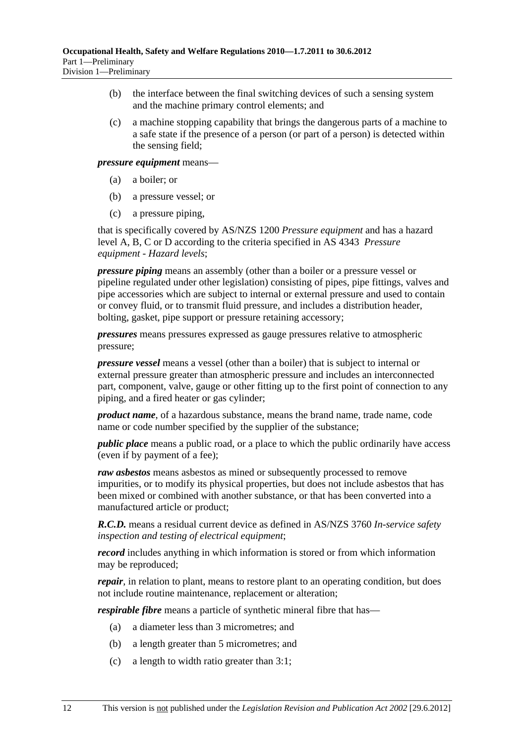(b) the interface between the final switching devices of such a sensing system and the machine primary control elements; and

(c) a machine stopping capability that brings the dangerous parts of a machine to a safe state if the presence of a person (or part of a person) is detected within the sensing field;

***pressure equipment*** means—

(a) a boiler; or

(b) a pressure vessel; or

(c) a pressure piping,

that is specifically covered by AS/NZS 1200 *Pressure equipment* and has a hazard level A, B, C or D according to the criteria specified in AS 4343 *Pressure equipment - Hazard levels*;

***pressure piping*** means an assembly (other than a boiler or a pressure vessel or pipeline regulated under other legislation) consisting of pipes, pipe fittings, valves and pipe accessories which are subject to internal or external pressure and used to contain or convey fluid, or to transmit fluid pressure, and includes a distribution header, bolting, gasket, pipe support or pressure retaining accessory;

***pressures*** means pressures expressed as gauge pressures relative to atmospheric pressure;

***pressure vessel*** means a vessel (other than a boiler) that is subject to internal or external pressure greater than atmospheric pressure and includes an interconnected part, component, valve, gauge or other fitting up to the first point of connection to any piping, and a fired heater or gas cylinder;

***product name***, of a hazardous substance, means the brand name, trade name, code name or code number specified by the supplier of the substance;

***public place*** means a public road, or a place to which the public ordinarily have access (even if by payment of a fee);

***raw asbestos*** means asbestos as mined or subsequently processed to remove impurities, or to modify its physical properties, but does not include asbestos that has been mixed or combined with another substance, or that has been converted into a manufactured article or product;

***R.C.D.*** means a residual current device as defined in AS/NZS 3760 *In-service safety inspection and testing of electrical equipment*;

***record*** includes anything in which information is stored or from which information may be reproduced;

***repair***, in relation to plant, means to restore plant to an operating condition, but does not include routine maintenance, replacement or alteration;

***respirable fibre*** means a particle of synthetic mineral fibre that has—

(a) a diameter less than 3 micrometres; and

(b) a length greater than 5 micrometres; and

(c) a length to width ratio greater than 3:1;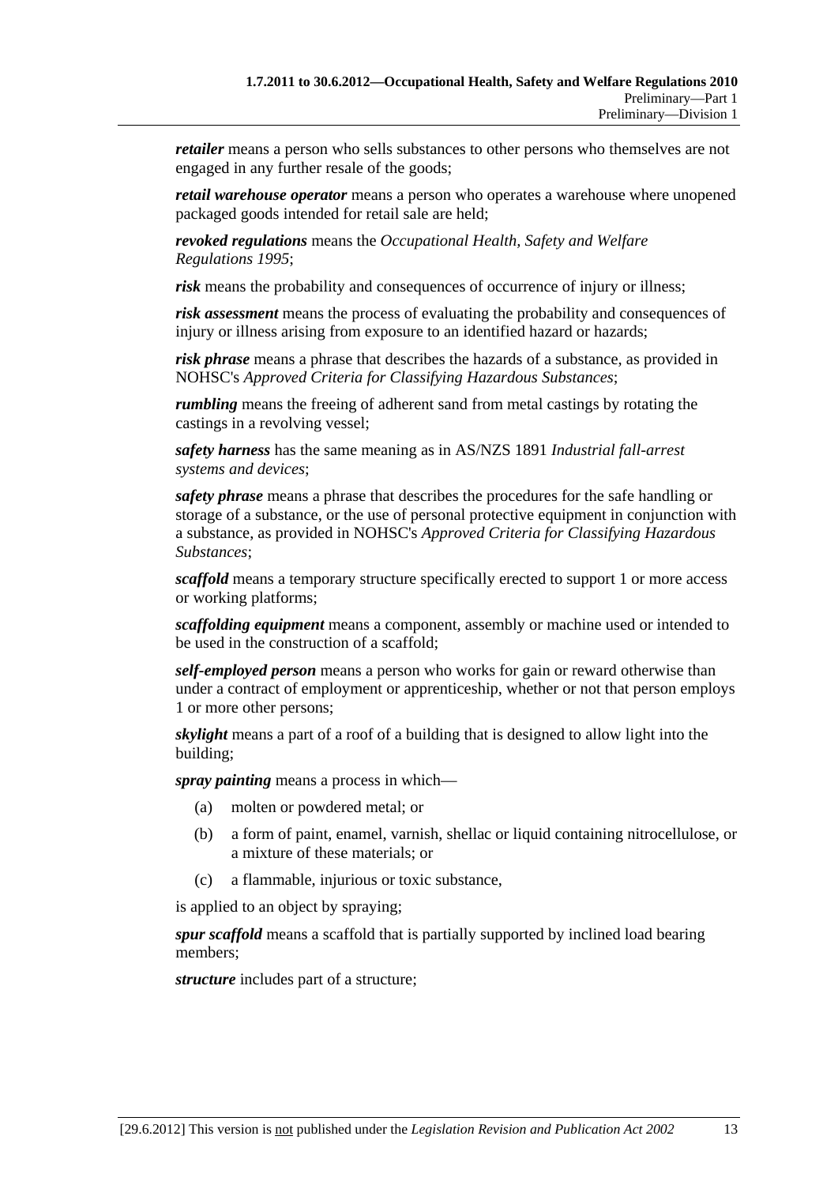***retailer*** means a person who sells substances to other persons who themselves are not engaged in any further resale of the goods;

***retail warehouse operator*** means a person who operates a warehouse where unopened packaged goods intended for retail sale are held;

***revoked regulations*** means the *Occupational Health, Safety and Welfare Regulations 1995*;

***risk*** means the probability and consequences of occurrence of injury or illness;

***risk assessment*** means the process of evaluating the probability and consequences of injury or illness arising from exposure to an identified hazard or hazards;

***risk phrase*** means a phrase that describes the hazards of a substance, as provided in NOHSC's *Approved Criteria for Classifying Hazardous Substances*;

***rumbling*** means the freeing of adherent sand from metal castings by rotating the castings in a revolving vessel;

***safety harness*** has the same meaning as in AS/NZS 1891 *Industrial fall-arrest systems and devices*;

***safety phrase*** means a phrase that describes the procedures for the safe handling or storage of a substance, or the use of personal protective equipment in conjunction with a substance, as provided in NOHSC's *Approved Criteria for Classifying Hazardous Substances*;

***scaffold*** means a temporary structure specifically erected to support 1 or more access or working platforms;

***scaffolding equipment*** means a component, assembly or machine used or intended to be used in the construction of a scaffold;

***self-employed person*** means a person who works for gain or reward otherwise than under a contract of employment or apprenticeship, whether or not that person employs 1 or more other persons;

***skylight*** means a part of a roof of a building that is designed to allow light into the building;

***spray painting*** means a process in which—

- (a) molten or powdered metal; or
- (b) a form of paint, enamel, varnish, shellac or liquid containing nitrocellulose, or a mixture of these materials; or
- (c) a flammable, injurious or toxic substance,

is applied to an object by spraying;

***spur scaffold*** means a scaffold that is partially supported by inclined load bearing members;

***structure*** includes part of a structure;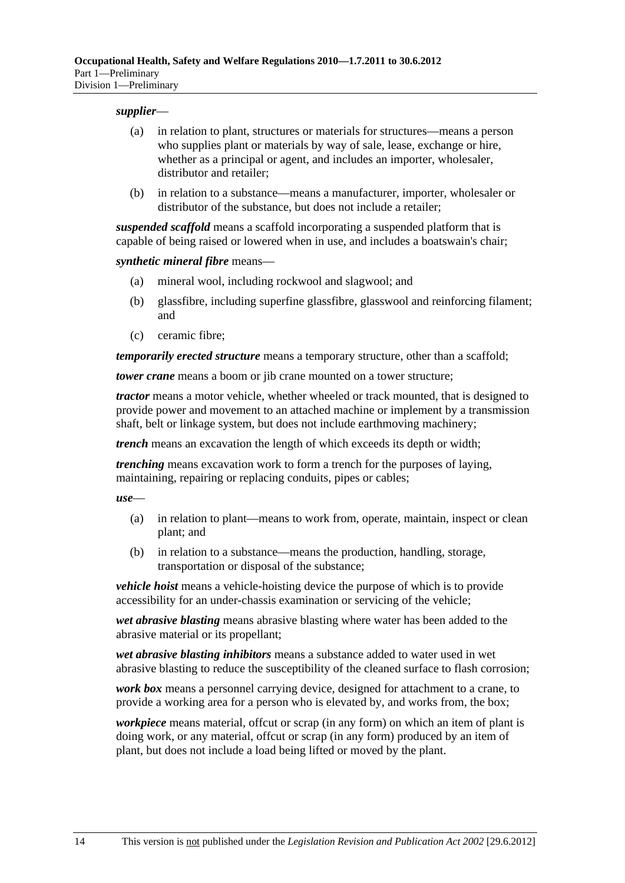***supplier***—

(a) in relation to plant, structures or materials for structures—means a person who supplies plant or materials by way of sale, lease, exchange or hire, whether as a principal or agent, and includes an importer, wholesaler, distributor and retailer;

(b) in relation to a substance—means a manufacturer, importer, wholesaler or distributor of the substance, but does not include a retailer;

***suspended scaffold*** means a scaffold incorporating a suspended platform that is capable of being raised or lowered when in use, and includes a boatswain's chair;

***synthetic mineral fibre*** means—

(a) mineral wool, including rockwool and slagwool; and

(b) glassfibre, including superfine glassfibre, glasswool and reinforcing filament; and

(c) ceramic fibre;

***temporarily erected structure*** means a temporary structure, other than a scaffold;

***tower crane*** means a boom or jib crane mounted on a tower structure;

***tractor*** means a motor vehicle, whether wheeled or track mounted, that is designed to provide power and movement to an attached machine or implement by a transmission shaft, belt or linkage system, but does not include earthmoving machinery;

***trench*** means an excavation the length of which exceeds its depth or width;

***trenching*** means excavation work to form a trench for the purposes of laying, maintaining, repairing or replacing conduits, pipes or cables;

***use***—

(a) in relation to plant—means to work from, operate, maintain, inspect or clean plant; and

(b) in relation to a substance—means the production, handling, storage, transportation or disposal of the substance;

***vehicle hoist*** means a vehicle-hoisting device the purpose of which is to provide accessibility for an under-chassis examination or servicing of the vehicle;

***wet abrasive blasting*** means abrasive blasting where water has been added to the abrasive material or its propellant;

***wet abrasive blasting inhibitors*** means a substance added to water used in wet abrasive blasting to reduce the susceptibility of the cleaned surface to flash corrosion;

***work box*** means a personnel carrying device, designed for attachment to a crane, to provide a working area for a person who is elevated by, and works from, the box;

***workpiece*** means material, offcut or scrap (in any form) on which an item of plant is doing work, or any material, offcut or scrap (in any form) produced by an item of plant, but does not include a load being lifted or moved by the plant.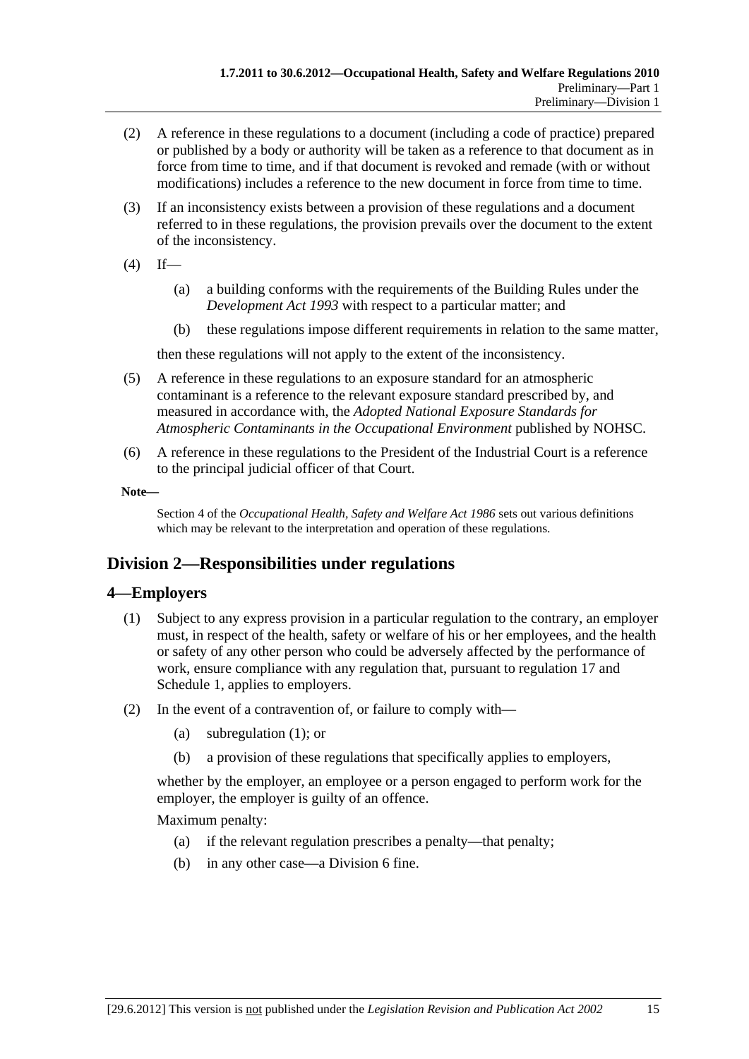(2) A reference in these regulations to a document (including a code of practice) prepared or published by a body or authority will be taken as a reference to that document as in force from time to time, and if that document is revoked and remade (with or without modifications) includes a reference to the new document in force from time to time.

(3) If an inconsistency exists between a provision of these regulations and a document referred to in these regulations, the provision prevails over the document to the extent of the inconsistency.

(4) If—

(a) a building conforms with the requirements of the Building Rules under the *Development Act 1993* with respect to a particular matter; and

(b) these regulations impose different requirements in relation to the same matter,

then these regulations will not apply to the extent of the inconsistency.

(5) A reference in these regulations to an exposure standard for an atmospheric contaminant is a reference to the relevant exposure standard prescribed by, and measured in accordance with, the *Adopted National Exposure Standards for Atmospheric Contaminants in the Occupational Environment* published by NOHSC.

(6) A reference in these regulations to the President of the Industrial Court is a reference to the principal judicial officer of that Court.

**Note—**

Section 4 of the *Occupational Health, Safety and Welfare Act 1986* sets out various definitions which may be relevant to the interpretation and operation of these regulations.

## Division 2—Responsibilities under regulations

### 4—Employers

(1) Subject to any express provision in a particular regulation to the contrary, an employer must, in respect of the health, safety or welfare of his or her employees, and the health or safety of any other person who could be adversely affected by the performance of work, ensure compliance with any regulation that, pursuant to regulation 17 and Schedule 1, applies to employers.

(2) In the event of a contravention of, or failure to comply with—

(a) subregulation (1); or

(b) a provision of these regulations that specifically applies to employers,

whether by the employer, an employee or a person engaged to perform work for the employer, the employer is guilty of an offence.

Maximum penalty:

(a) if the relevant regulation prescribes a penalty—that penalty;

(b) in any other case—a Division 6 fine.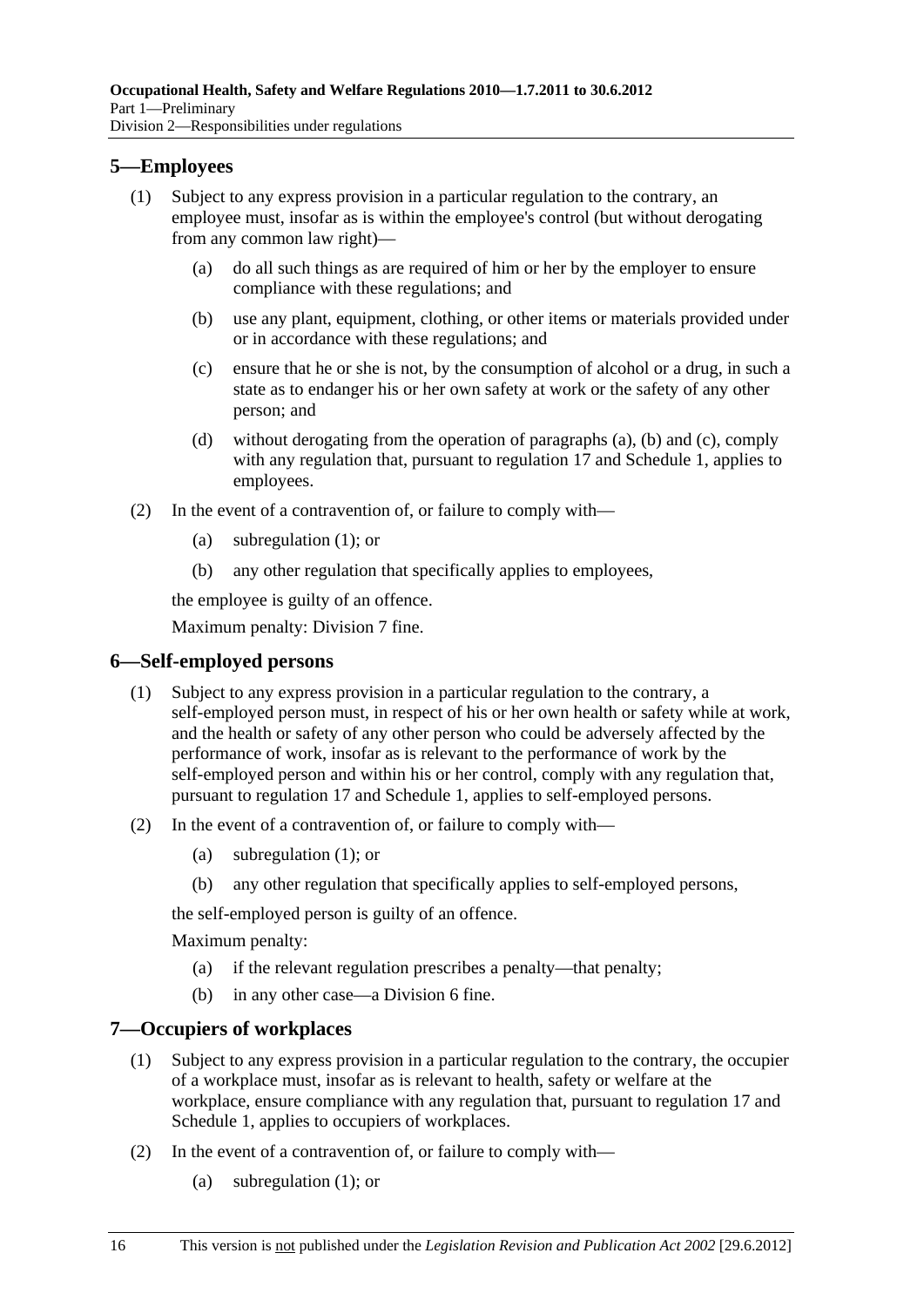## 5—Employees

(1) Subject to any express provision in a particular regulation to the contrary, an employee must, insofar as is within the employee's control (but without derogating from any common law right)—

(a) do all such things as are required of him or her by the employer to ensure compliance with these regulations; and

(b) use any plant, equipment, clothing, or other items or materials provided under or in accordance with these regulations; and

(c) ensure that he or she is not, by the consumption of alcohol or a drug, in such a state as to endanger his or her own safety at work or the safety of any other person; and

(d) without derogating from the operation of paragraphs (a), (b) and (c), comply with any regulation that, pursuant to regulation 17 and Schedule 1, applies to employees.

(2) In the event of a contravention of, or failure to comply with—

(a) subregulation (1); or

(b) any other regulation that specifically applies to employees,

the employee is guilty of an offence.

Maximum penalty: Division 7 fine.

## 6—Self-employed persons

(1) Subject to any express provision in a particular regulation to the contrary, a self-employed person must, in respect of his or her own health or safety while at work, and the health or safety of any other person who could be adversely affected by the performance of work, insofar as is relevant to the performance of work by the self-employed person and within his or her control, comply with any regulation that, pursuant to regulation 17 and Schedule 1, applies to self-employed persons.

(2) In the event of a contravention of, or failure to comply with—

(a) subregulation (1); or

(b) any other regulation that specifically applies to self-employed persons,

the self-employed person is guilty of an offence.

Maximum penalty:

(a) if the relevant regulation prescribes a penalty—that penalty;

(b) in any other case—a Division 6 fine.

## 7—Occupiers of workplaces

(1) Subject to any express provision in a particular regulation to the contrary, the occupier of a workplace must, insofar as is relevant to health, safety or welfare at the workplace, ensure compliance with any regulation that, pursuant to regulation 17 and Schedule 1, applies to occupiers of workplaces.

(2) In the event of a contravention of, or failure to comply with—

(a) subregulation (1); or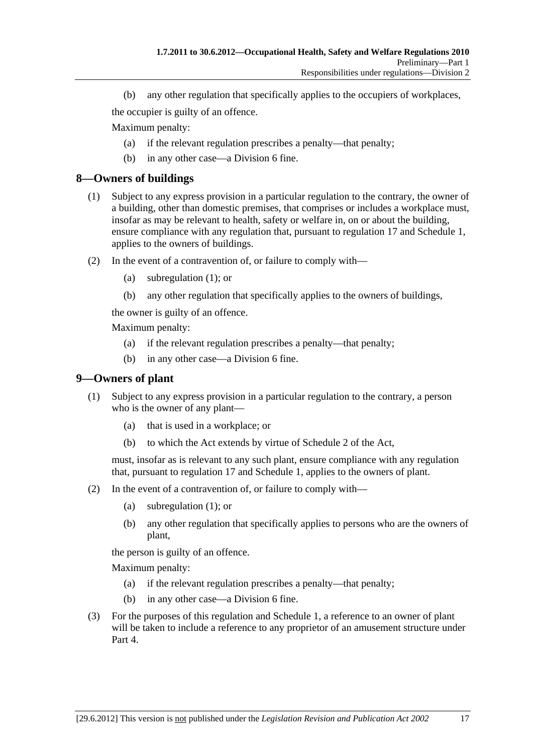(b) any other regulation that specifically applies to the occupiers of workplaces,

the occupier is guilty of an offence.

Maximum penalty:

(a) if the relevant regulation prescribes a penalty—that penalty;

(b) in any other case—a Division 6 fine.

## 8—Owners of buildings

(1) Subject to any express provision in a particular regulation to the contrary, the owner of a building, other than domestic premises, that comprises or includes a workplace must, insofar as may be relevant to health, safety or welfare in, on or about the building, ensure compliance with any regulation that, pursuant to regulation 17 and Schedule 1, applies to the owners of buildings.

(2) In the event of a contravention of, or failure to comply with—

(a) subregulation (1); or

(b) any other regulation that specifically applies to the owners of buildings,

the owner is guilty of an offence.

Maximum penalty:

(a) if the relevant regulation prescribes a penalty—that penalty;

(b) in any other case—a Division 6 fine.

## 9—Owners of plant

(1) Subject to any express provision in a particular regulation to the contrary, a person who is the owner of any plant—

(a) that is used in a workplace; or

(b) to which the Act extends by virtue of Schedule 2 of the Act,

must, insofar as is relevant to any such plant, ensure compliance with any regulation that, pursuant to regulation 17 and Schedule 1, applies to the owners of plant.

(2) In the event of a contravention of, or failure to comply with—

(a) subregulation (1); or

(b) any other regulation that specifically applies to persons who are the owners of plant,

the person is guilty of an offence.

Maximum penalty:

(a) if the relevant regulation prescribes a penalty—that penalty;

(b) in any other case—a Division 6 fine.

(3) For the purposes of this regulation and Schedule 1, a reference to an owner of plant will be taken to include a reference to any proprietor of an amusement structure under Part 4.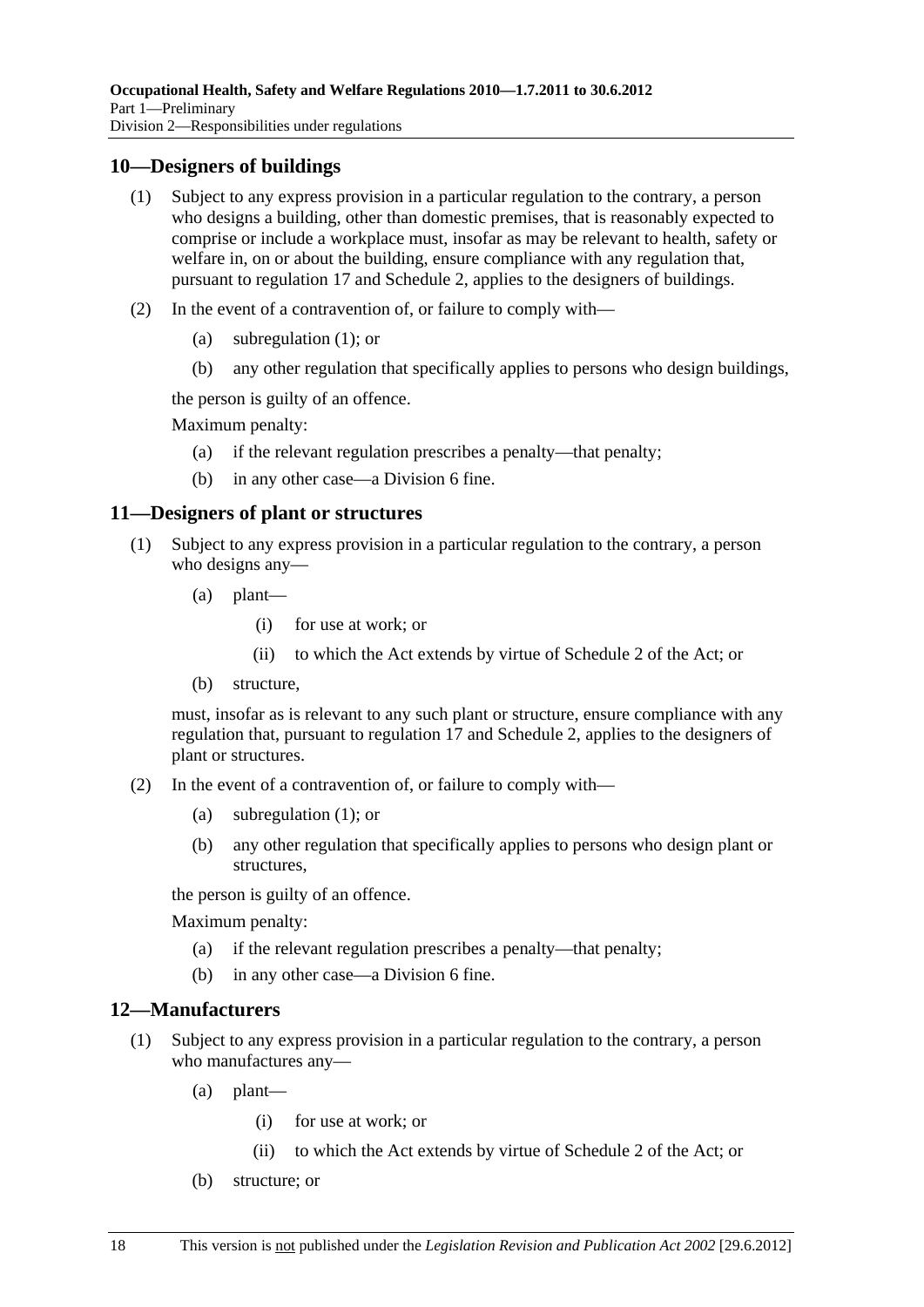## 10—Designers of buildings

(1) Subject to any express provision in a particular regulation to the contrary, a person who designs a building, other than domestic premises, that is reasonably expected to comprise or include a workplace must, insofar as may be relevant to health, safety or welfare in, on or about the building, ensure compliance with any regulation that, pursuant to regulation 17 and Schedule 2, applies to the designers of buildings.

(2) In the event of a contravention of, or failure to comply with—

(a) subregulation (1); or

(b) any other regulation that specifically applies to persons who design buildings,

the person is guilty of an offence.

Maximum penalty:

(a) if the relevant regulation prescribes a penalty—that penalty;

(b) in any other case—a Division 6 fine.

## 11—Designers of plant or structures

(1) Subject to any express provision in a particular regulation to the contrary, a person who designs any—

(a) plant—

(i) for use at work; or

(ii) to which the Act extends by virtue of Schedule 2 of the Act; or

(b) structure,

must, insofar as is relevant to any such plant or structure, ensure compliance with any regulation that, pursuant to regulation 17 and Schedule 2, applies to the designers of plant or structures.

(2) In the event of a contravention of, or failure to comply with—

(a) subregulation (1); or

(b) any other regulation that specifically applies to persons who design plant or structures,

the person is guilty of an offence.

Maximum penalty:

(a) if the relevant regulation prescribes a penalty—that penalty;

(b) in any other case—a Division 6 fine.

## 12—Manufacturers

(1) Subject to any express provision in a particular regulation to the contrary, a person who manufactures any—

(a) plant—

(i) for use at work; or

(ii) to which the Act extends by virtue of Schedule 2 of the Act; or

(b) structure; or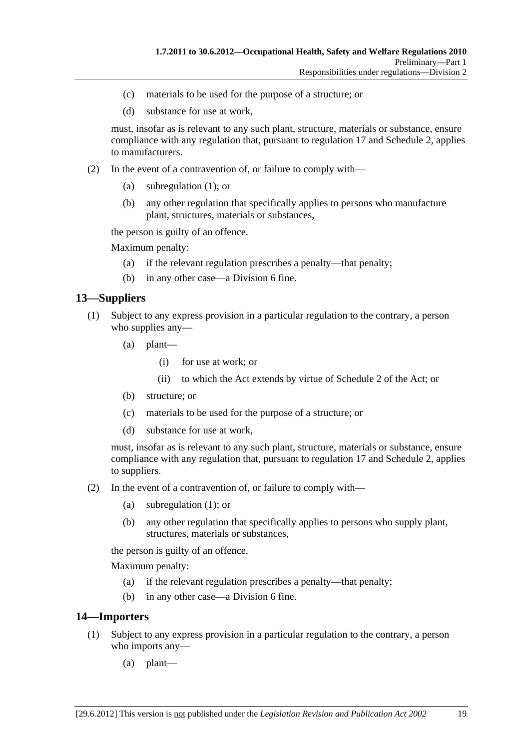(c) materials to be used for the purpose of a structure; or

(d) substance for use at work,

must, insofar as is relevant to any such plant, structure, materials or substance, ensure compliance with any regulation that, pursuant to regulation 17 and Schedule 2, applies to manufacturers.

(2) In the event of a contravention of, or failure to comply with—

(a) subregulation (1); or

(b) any other regulation that specifically applies to persons who manufacture plant, structures, materials or substances,

the person is guilty of an offence.

Maximum penalty:

(a) if the relevant regulation prescribes a penalty—that penalty;

(b) in any other case—a Division 6 fine.

## 13—Suppliers

(1) Subject to any express provision in a particular regulation to the contrary, a person who supplies any—

(a) plant—

(i) for use at work; or

(ii) to which the Act extends by virtue of Schedule 2 of the Act; or

(b) structure; or

(c) materials to be used for the purpose of a structure; or

(d) substance for use at work,

must, insofar as is relevant to any such plant, structure, materials or substance, ensure compliance with any regulation that, pursuant to regulation 17 and Schedule 2, applies to suppliers.

(2) In the event of a contravention of, or failure to comply with—

(a) subregulation (1); or

(b) any other regulation that specifically applies to persons who supply plant, structures, materials or substances,

the person is guilty of an offence.

Maximum penalty:

(a) if the relevant regulation prescribes a penalty—that penalty;

(b) in any other case—a Division 6 fine.

## 14—Importers

(1) Subject to any express provision in a particular regulation to the contrary, a person who imports any—

(a) plant—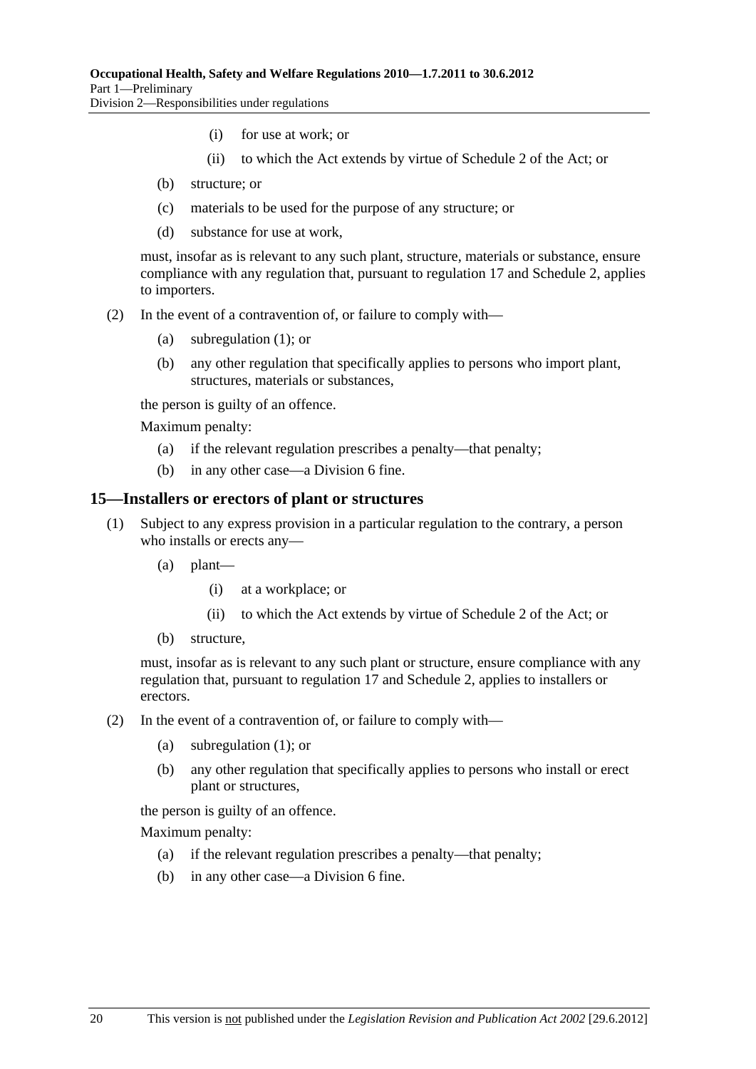(i) for use at work; or

(ii) to which the Act extends by virtue of Schedule 2 of the Act; or

(b) structure; or

(c) materials to be used for the purpose of any structure; or

(d) substance for use at work,

must, insofar as is relevant to any such plant, structure, materials or substance, ensure compliance with any regulation that, pursuant to regulation 17 and Schedule 2, applies to importers.

(2) In the event of a contravention of, or failure to comply with—

(a) subregulation (1); or

(b) any other regulation that specifically applies to persons who import plant, structures, materials or substances,

the person is guilty of an offence.

Maximum penalty:

(a) if the relevant regulation prescribes a penalty—that penalty;

(b) in any other case—a Division 6 fine.

## 15—Installers or erectors of plant or structures

(1) Subject to any express provision in a particular regulation to the contrary, a person who installs or erects any—

(a) plant—

(i) at a workplace; or

(ii) to which the Act extends by virtue of Schedule 2 of the Act; or

(b) structure,

must, insofar as is relevant to any such plant or structure, ensure compliance with any regulation that, pursuant to regulation 17 and Schedule 2, applies to installers or erectors.

(2) In the event of a contravention of, or failure to comply with—

(a) subregulation (1); or

(b) any other regulation that specifically applies to persons who install or erect plant or structures,

the person is guilty of an offence.

Maximum penalty:

(a) if the relevant regulation prescribes a penalty—that penalty;

(b) in any other case—a Division 6 fine.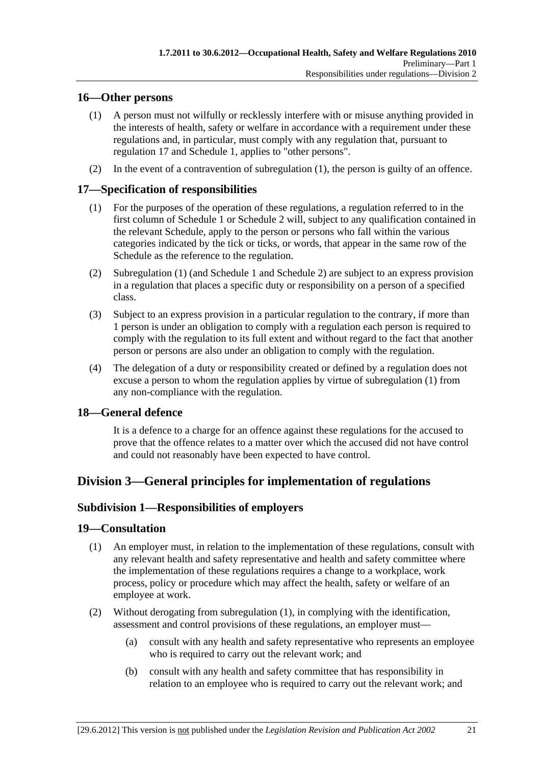## 16—Other persons

(1) A person must not wilfully or recklessly interfere with or misuse anything provided in the interests of health, safety or welfare in accordance with a requirement under these regulations and, in particular, must comply with any regulation that, pursuant to regulation 17 and Schedule 1, applies to "other persons".

(2) In the event of a contravention of subregulation (1), the person is guilty of an offence.

## 17—Specification of responsibilities

(1) For the purposes of the operation of these regulations, a regulation referred to in the first column of Schedule 1 or Schedule 2 will, subject to any qualification contained in the relevant Schedule, apply to the person or persons who fall within the various categories indicated by the tick or ticks, or words, that appear in the same row of the Schedule as the reference to the regulation.

(2) Subregulation (1) (and Schedule 1 and Schedule 2) are subject to an express provision in a regulation that places a specific duty or responsibility on a person of a specified class.

(3) Subject to an express provision in a particular regulation to the contrary, if more than 1 person is under an obligation to comply with a regulation each person is required to comply with the regulation to its full extent and without regard to the fact that another person or persons are also under an obligation to comply with the regulation.

(4) The delegation of a duty or responsibility created or defined by a regulation does not excuse a person to whom the regulation applies by virtue of subregulation (1) from any non-compliance with the regulation.

## 18—General defence

It is a defence to a charge for an offence against these regulations for the accused to prove that the offence relates to a matter over which the accused did not have control and could not reasonably have been expected to have control.

# Division 3—General principles for implementation of regulations

## Subdivision 1—Responsibilities of employers

## 19—Consultation

(1) An employer must, in relation to the implementation of these regulations, consult with any relevant health and safety representative and health and safety committee where the implementation of these regulations requires a change to a workplace, work process, policy or procedure which may affect the health, safety or welfare of an employee at work.

(2) Without derogating from subregulation (1), in complying with the identification, assessment and control provisions of these regulations, an employer must—

(a) consult with any health and safety representative who represents an employee who is required to carry out the relevant work; and

(b) consult with any health and safety committee that has responsibility in relation to an employee who is required to carry out the relevant work; and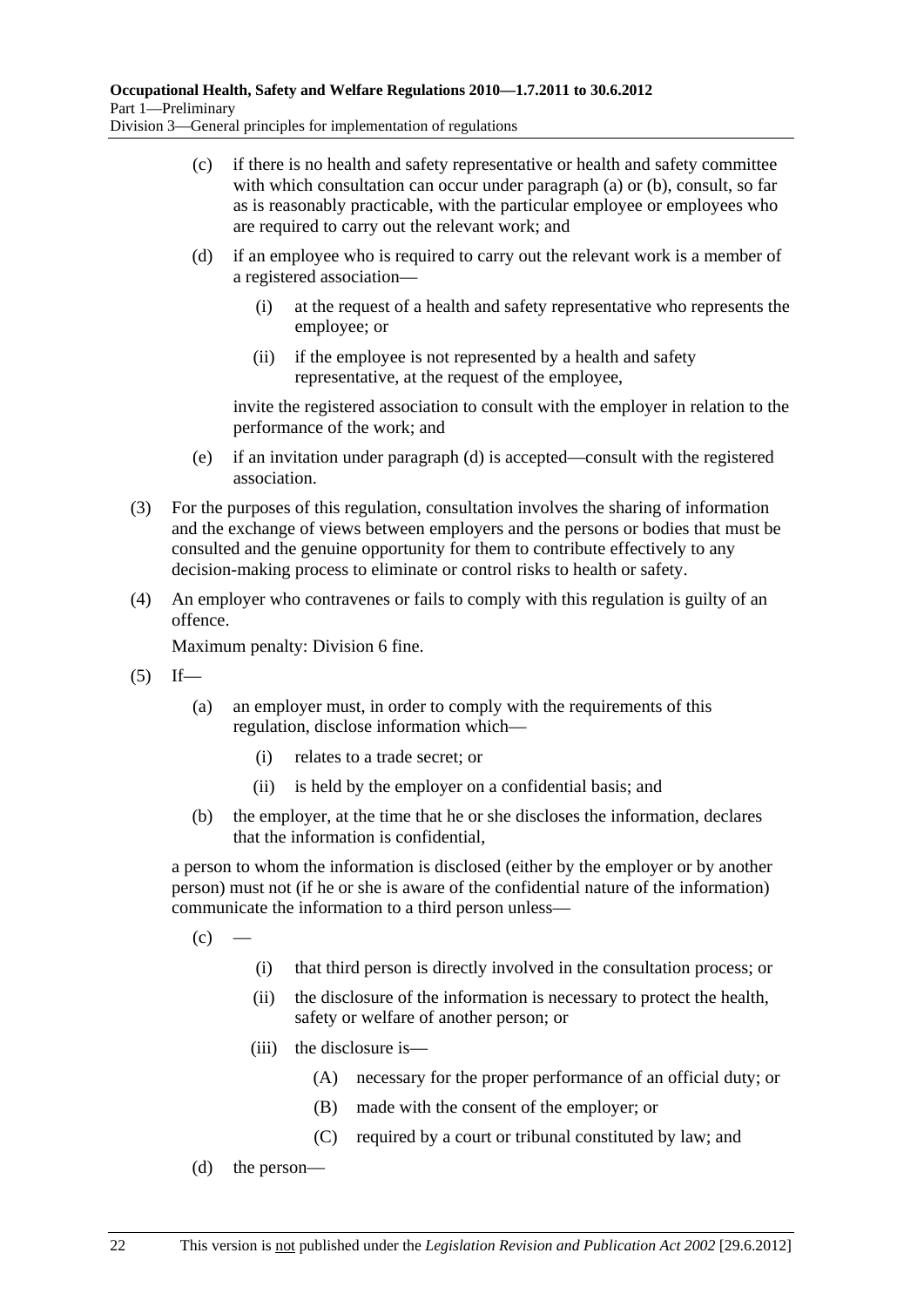(c) if there is no health and safety representative or health and safety committee with which consultation can occur under paragraph (a) or (b), consult, so far as is reasonably practicable, with the particular employee or employees who are required to carry out the relevant work; and

(d) if an employee who is required to carry out the relevant work is a member of a registered association—

(i) at the request of a health and safety representative who represents the employee; or

(ii) if the employee is not represented by a health and safety representative, at the request of the employee,

invite the registered association to consult with the employer in relation to the performance of the work; and

(e) if an invitation under paragraph (d) is accepted—consult with the registered association.

(3) For the purposes of this regulation, consultation involves the sharing of information and the exchange of views between employers and the persons or bodies that must be consulted and the genuine opportunity for them to contribute effectively to any decision-making process to eliminate or control risks to health or safety.

(4) An employer who contravenes or fails to comply with this regulation is guilty of an offence.

Maximum penalty: Division 6 fine.

(5) If—

(a) an employer must, in order to comply with the requirements of this regulation, disclose information which—

(i) relates to a trade secret; or

(ii) is held by the employer on a confidential basis; and

(b) the employer, at the time that he or she discloses the information, declares that the information is confidential,

a person to whom the information is disclosed (either by the employer or by another person) must not (if he or she is aware of the confidential nature of the information) communicate the information to a third person unless—

(c) —

(i) that third person is directly involved in the consultation process; or

(ii) the disclosure of the information is necessary to protect the health, safety or welfare of another person; or

(iii) the disclosure is—

(A) necessary for the proper performance of an official duty; or

(B) made with the consent of the employer; or

(C) required by a court or tribunal constituted by law; and

(d) the person—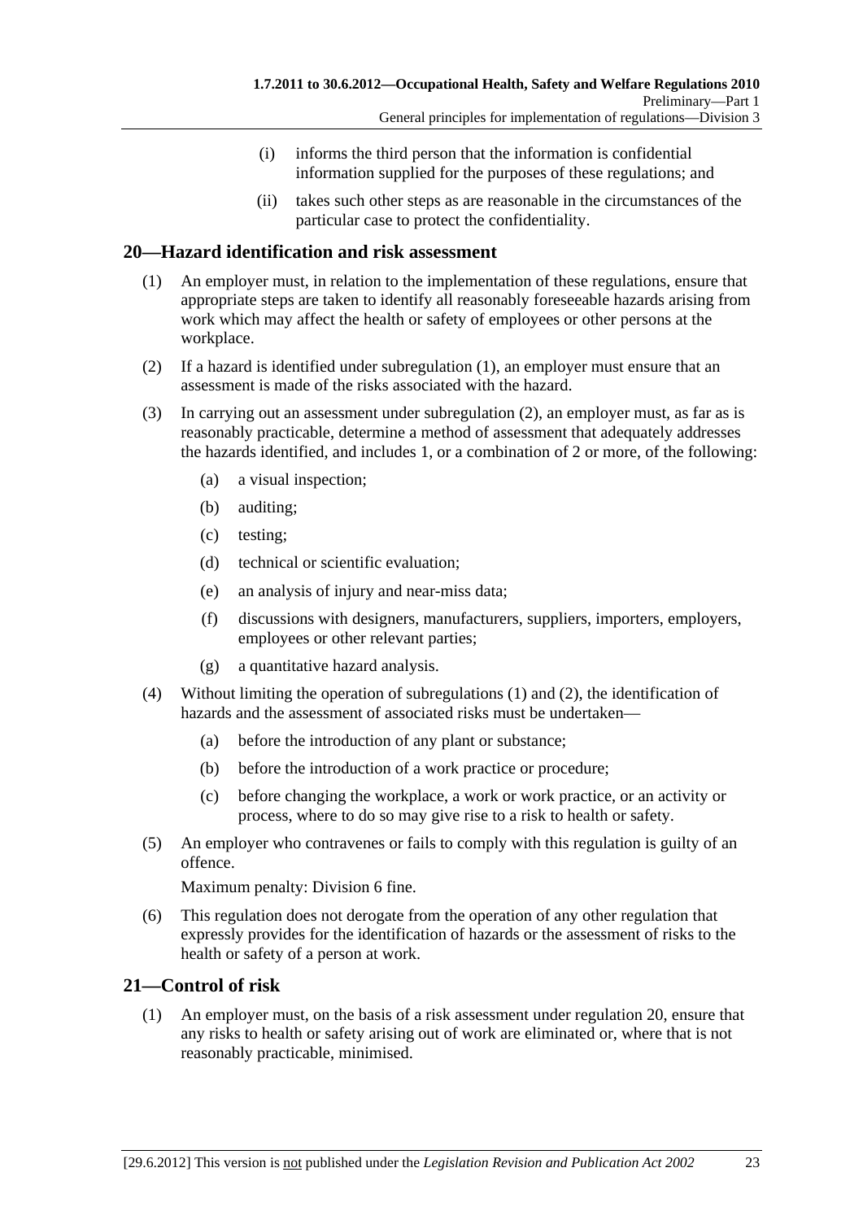(i) informs the third person that the information is confidential information supplied for the purposes of these regulations; and

(ii) takes such other steps as are reasonable in the circumstances of the particular case to protect the confidentiality.

## 20—Hazard identification and risk assessment

(1) An employer must, in relation to the implementation of these regulations, ensure that appropriate steps are taken to identify all reasonably foreseeable hazards arising from work which may affect the health or safety of employees or other persons at the workplace.

(2) If a hazard is identified under subregulation (1), an employer must ensure that an assessment is made of the risks associated with the hazard.

(3) In carrying out an assessment under subregulation (2), an employer must, as far as is reasonably practicable, determine a method of assessment that adequately addresses the hazards identified, and includes 1, or a combination of 2 or more, of the following:

(a) a visual inspection;

(b) auditing;

(c) testing;

(d) technical or scientific evaluation;

(e) an analysis of injury and near-miss data;

(f) discussions with designers, manufacturers, suppliers, importers, employers, employees or other relevant parties;

(g) a quantitative hazard analysis.

(4) Without limiting the operation of subregulations (1) and (2), the identification of hazards and the assessment of associated risks must be undertaken—

(a) before the introduction of any plant or substance;

(b) before the introduction of a work practice or procedure;

(c) before changing the workplace, a work or work practice, or an activity or process, where to do so may give rise to a risk to health or safety.

(5) An employer who contravenes or fails to comply with this regulation is guilty of an offence.

Maximum penalty: Division 6 fine.

(6) This regulation does not derogate from the operation of any other regulation that expressly provides for the identification of hazards or the assessment of risks to the health or safety of a person at work.

## 21—Control of risk

(1) An employer must, on the basis of a risk assessment under regulation 20, ensure that any risks to health or safety arising out of work are eliminated or, where that is not reasonably practicable, minimised.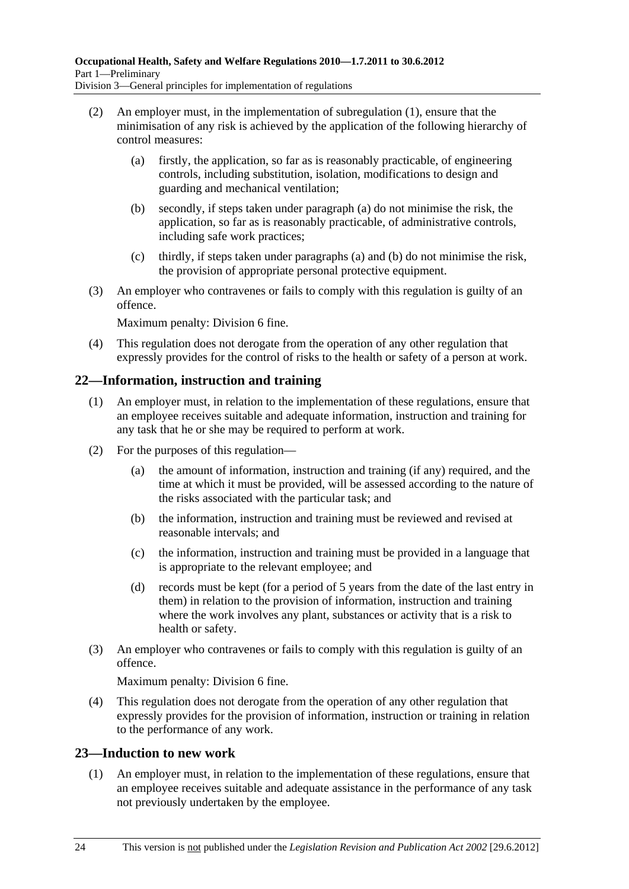(2) An employer must, in the implementation of subregulation (1), ensure that the minimisation of any risk is achieved by the application of the following hierarchy of control measures:

(a) firstly, the application, so far as is reasonably practicable, of engineering controls, including substitution, isolation, modifications to design and guarding and mechanical ventilation;

(b) secondly, if steps taken under paragraph (a) do not minimise the risk, the application, so far as is reasonably practicable, of administrative controls, including safe work practices;

(c) thirdly, if steps taken under paragraphs (a) and (b) do not minimise the risk, the provision of appropriate personal protective equipment.

(3) An employer who contravenes or fails to comply with this regulation is guilty of an offence.

Maximum penalty: Division 6 fine.

(4) This regulation does not derogate from the operation of any other regulation that expressly provides for the control of risks to the health or safety of a person at work.

## 22—Information, instruction and training

(1) An employer must, in relation to the implementation of these regulations, ensure that an employee receives suitable and adequate information, instruction and training for any task that he or she may be required to perform at work.

(2) For the purposes of this regulation—

(a) the amount of information, instruction and training (if any) required, and the time at which it must be provided, will be assessed according to the nature of the risks associated with the particular task; and

(b) the information, instruction and training must be reviewed and revised at reasonable intervals; and

(c) the information, instruction and training must be provided in a language that is appropriate to the relevant employee; and

(d) records must be kept (for a period of 5 years from the date of the last entry in them) in relation to the provision of information, instruction and training where the work involves any plant, substances or activity that is a risk to health or safety.

(3) An employer who contravenes or fails to comply with this regulation is guilty of an offence.

Maximum penalty: Division 6 fine.

(4) This regulation does not derogate from the operation of any other regulation that expressly provides for the provision of information, instruction or training in relation to the performance of any work.

## 23—Induction to new work

(1) An employer must, in relation to the implementation of these regulations, ensure that an employee receives suitable and adequate assistance in the performance of any task not previously undertaken by the employee.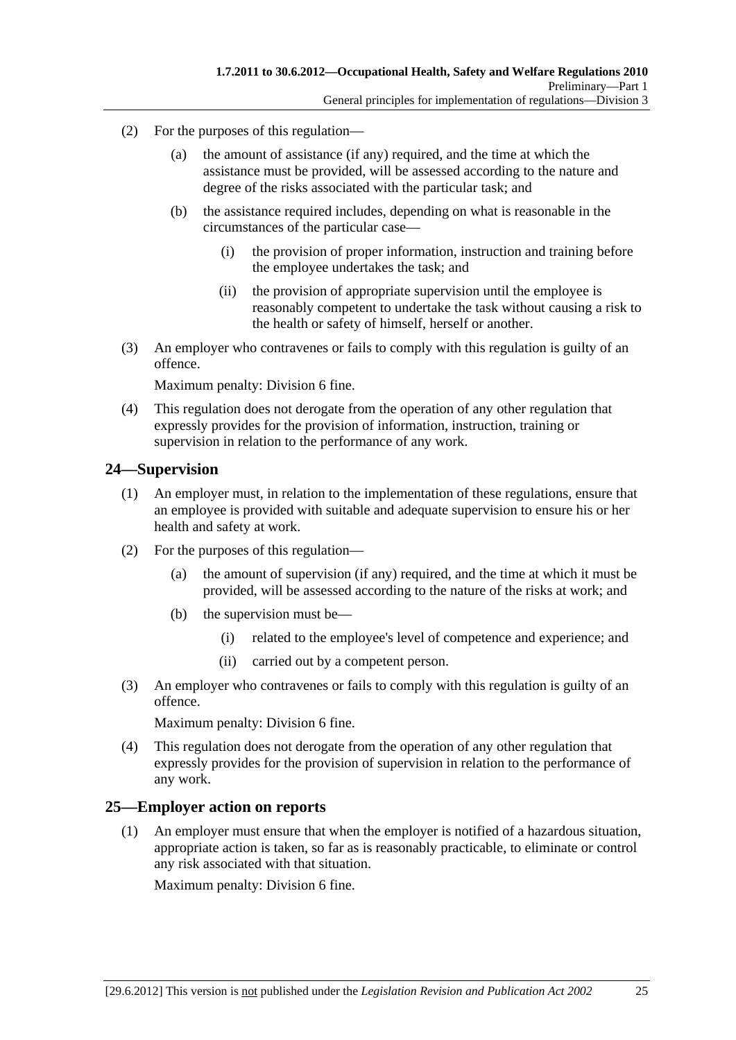(2) For the purposes of this regulation—

(a) the amount of assistance (if any) required, and the time at which the assistance must be provided, will be assessed according to the nature and degree of the risks associated with the particular task; and

(b) the assistance required includes, depending on what is reasonable in the circumstances of the particular case—

(i) the provision of proper information, instruction and training before the employee undertakes the task; and

(ii) the provision of appropriate supervision until the employee is reasonably competent to undertake the task without causing a risk to the health or safety of himself, herself or another.

(3) An employer who contravenes or fails to comply with this regulation is guilty of an offence.

Maximum penalty: Division 6 fine.

(4) This regulation does not derogate from the operation of any other regulation that expressly provides for the provision of information, instruction, training or supervision in relation to the performance of any work.

## 24—Supervision

(1) An employer must, in relation to the implementation of these regulations, ensure that an employee is provided with suitable and adequate supervision to ensure his or her health and safety at work.

(2) For the purposes of this regulation—

(a) the amount of supervision (if any) required, and the time at which it must be provided, will be assessed according to the nature of the risks at work; and

(b) the supervision must be—

(i) related to the employee's level of competence and experience; and

(ii) carried out by a competent person.

(3) An employer who contravenes or fails to comply with this regulation is guilty of an offence.

Maximum penalty: Division 6 fine.

(4) This regulation does not derogate from the operation of any other regulation that expressly provides for the provision of supervision in relation to the performance of any work.

## 25—Employer action on reports

(1) An employer must ensure that when the employer is notified of a hazardous situation, appropriate action is taken, so far as is reasonably practicable, to eliminate or control any risk associated with that situation.

Maximum penalty: Division 6 fine.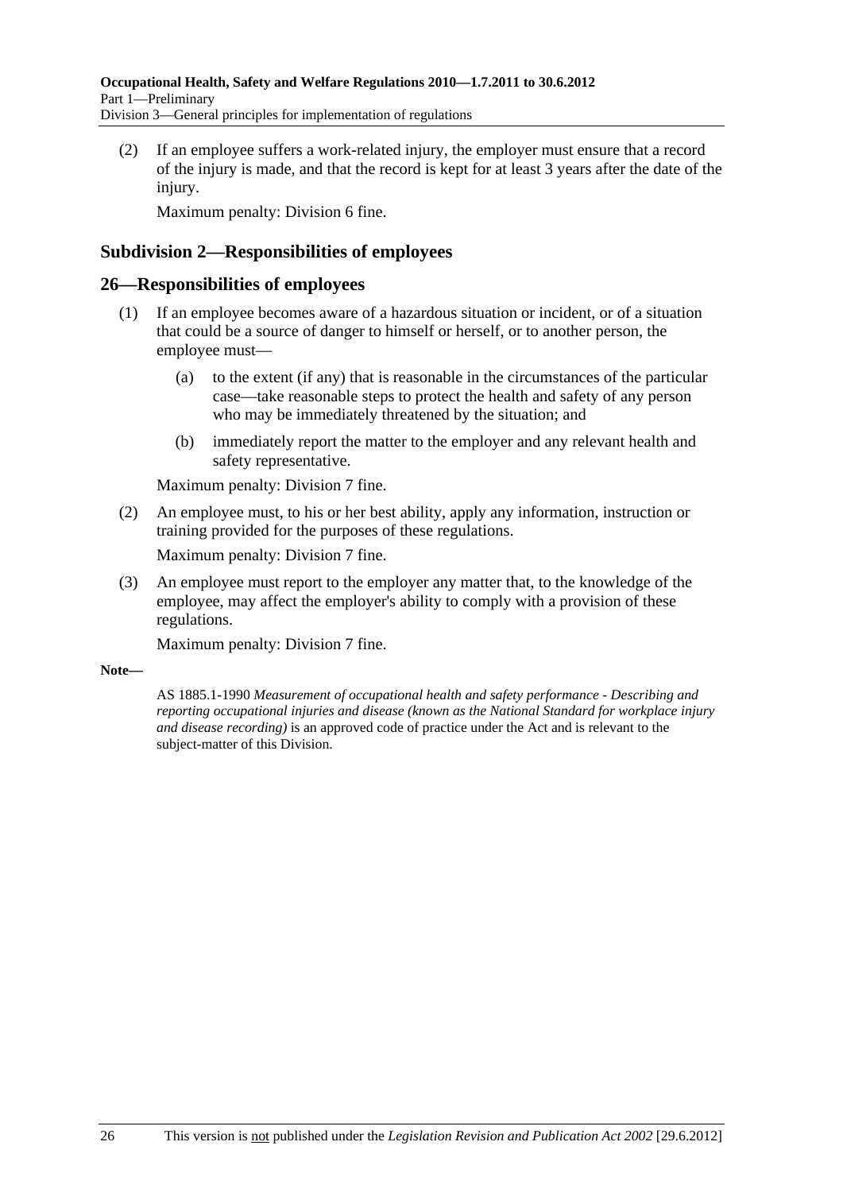(2) If an employee suffers a work-related injury, the employer must ensure that a record of the injury is made, and that the record is kept for at least 3 years after the date of the injury.

Maximum penalty: Division 6 fine.

## Subdivision 2—Responsibilities of employees

## 26—Responsibilities of employees

(1) If an employee becomes aware of a hazardous situation or incident, or of a situation that could be a source of danger to himself or herself, or to another person, the employee must—

(a) to the extent (if any) that is reasonable in the circumstances of the particular case—take reasonable steps to protect the health and safety of any person who may be immediately threatened by the situation; and

(b) immediately report the matter to the employer and any relevant health and safety representative.

Maximum penalty: Division 7 fine.

(2) An employee must, to his or her best ability, apply any information, instruction or training provided for the purposes of these regulations.

Maximum penalty: Division 7 fine.

(3) An employee must report to the employer any matter that, to the knowledge of the employee, may affect the employer's ability to comply with a provision of these regulations.

Maximum penalty: Division 7 fine.

**Note—**

AS 1885.1-1990 *Measurement of occupational health and safety performance - Describing and reporting occupational injuries and disease (known as the National Standard for workplace injury and disease recording)* is an approved code of practice under the Act and is relevant to the subject-matter of this Division.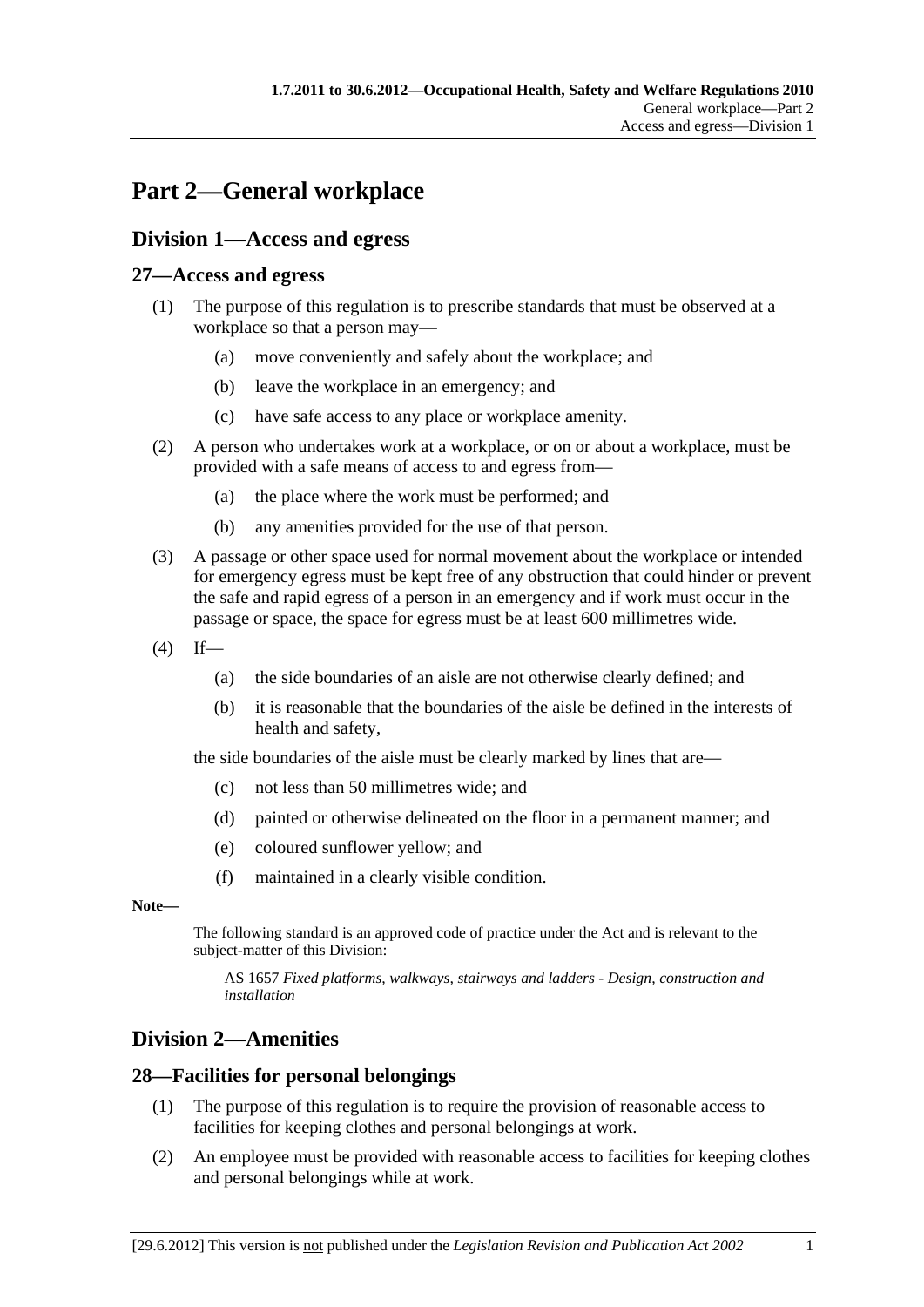# Part 2—General workplace

## Division 1—Access and egress

### 27—Access and egress

(1) The purpose of this regulation is to prescribe standards that must be observed at a workplace so that a person may—

  (a) move conveniently and safely about the workplace; and

  (b) leave the workplace in an emergency; and

  (c) have safe access to any place or workplace amenity.

(2) A person who undertakes work at a workplace, or on or about a workplace, must be provided with a safe means of access to and egress from—

  (a) the place where the work must be performed; and

  (b) any amenities provided for the use of that person.

(3) A passage or other space used for normal movement about the workplace or intended for emergency egress must be kept free of any obstruction that could hinder or prevent the safe and rapid egress of a person in an emergency and if work must occur in the passage or space, the space for egress must be at least 600 millimetres wide.

(4) If—

  (a) the side boundaries of an aisle are not otherwise clearly defined; and

  (b) it is reasonable that the boundaries of the aisle be defined in the interests of health and safety,

the side boundaries of the aisle must be clearly marked by lines that are—

  (c) not less than 50 millimetres wide; and

  (d) painted or otherwise delineated on the floor in a permanent manner; and

  (e) coloured sunflower yellow; and

  (f) maintained in a clearly visible condition.

**Note—**

The following standard is an approved code of practice under the Act and is relevant to the subject-matter of this Division:

AS 1657 *Fixed platforms, walkways, stairways and ladders - Design, construction and installation*

## Division 2—Amenities

### 28—Facilities for personal belongings

(1) The purpose of this regulation is to require the provision of reasonable access to facilities for keeping clothes and personal belongings at work.

(2) An employee must be provided with reasonable access to facilities for keeping clothes and personal belongings while at work.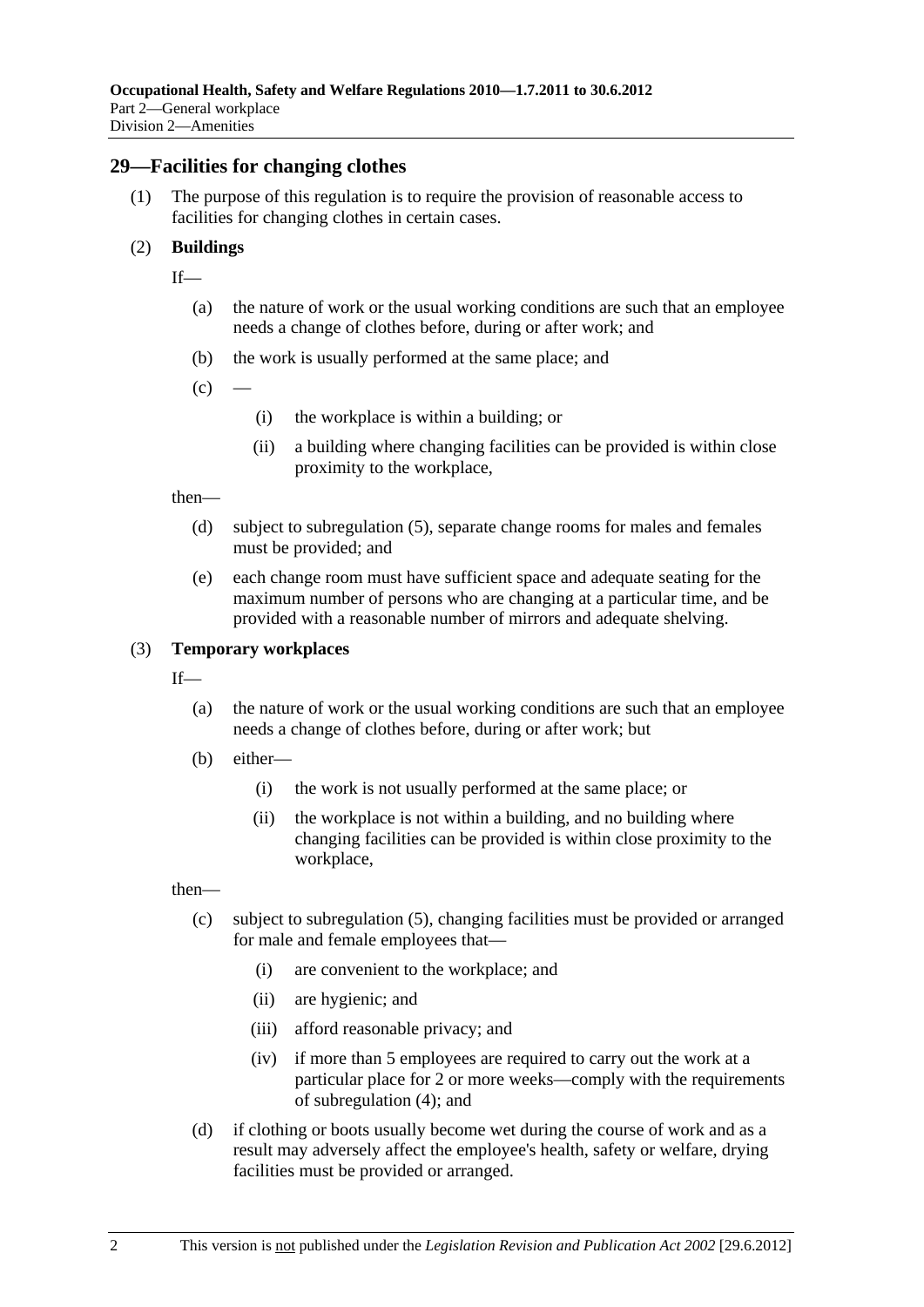## 29—Facilities for changing clothes

(1) The purpose of this regulation is to require the provision of reasonable access to facilities for changing clothes in certain cases.

(2) **Buildings**

If—

(a) the nature of work or the usual working conditions are such that an employee needs a change of clothes before, during or after work; and

(b) the work is usually performed at the same place; and

(c) —

(i) the workplace is within a building; or

(ii) a building where changing facilities can be provided is within close proximity to the workplace,

then—

(d) subject to subregulation (5), separate change rooms for males and females must be provided; and

(e) each change room must have sufficient space and adequate seating for the maximum number of persons who are changing at a particular time, and be provided with a reasonable number of mirrors and adequate shelving.

(3) **Temporary workplaces**

If—

(a) the nature of work or the usual working conditions are such that an employee needs a change of clothes before, during or after work; but

(b) either—

(i) the work is not usually performed at the same place; or

(ii) the workplace is not within a building, and no building where changing facilities can be provided is within close proximity to the workplace,

then—

(c) subject to subregulation (5), changing facilities must be provided or arranged for male and female employees that—

(i) are convenient to the workplace; and

(ii) are hygienic; and

(iii) afford reasonable privacy; and

(iv) if more than 5 employees are required to carry out the work at a particular place for 2 or more weeks—comply with the requirements of subregulation (4); and

(d) if clothing or boots usually become wet during the course of work and as a result may adversely affect the employee's health, safety or welfare, drying facilities must be provided or arranged.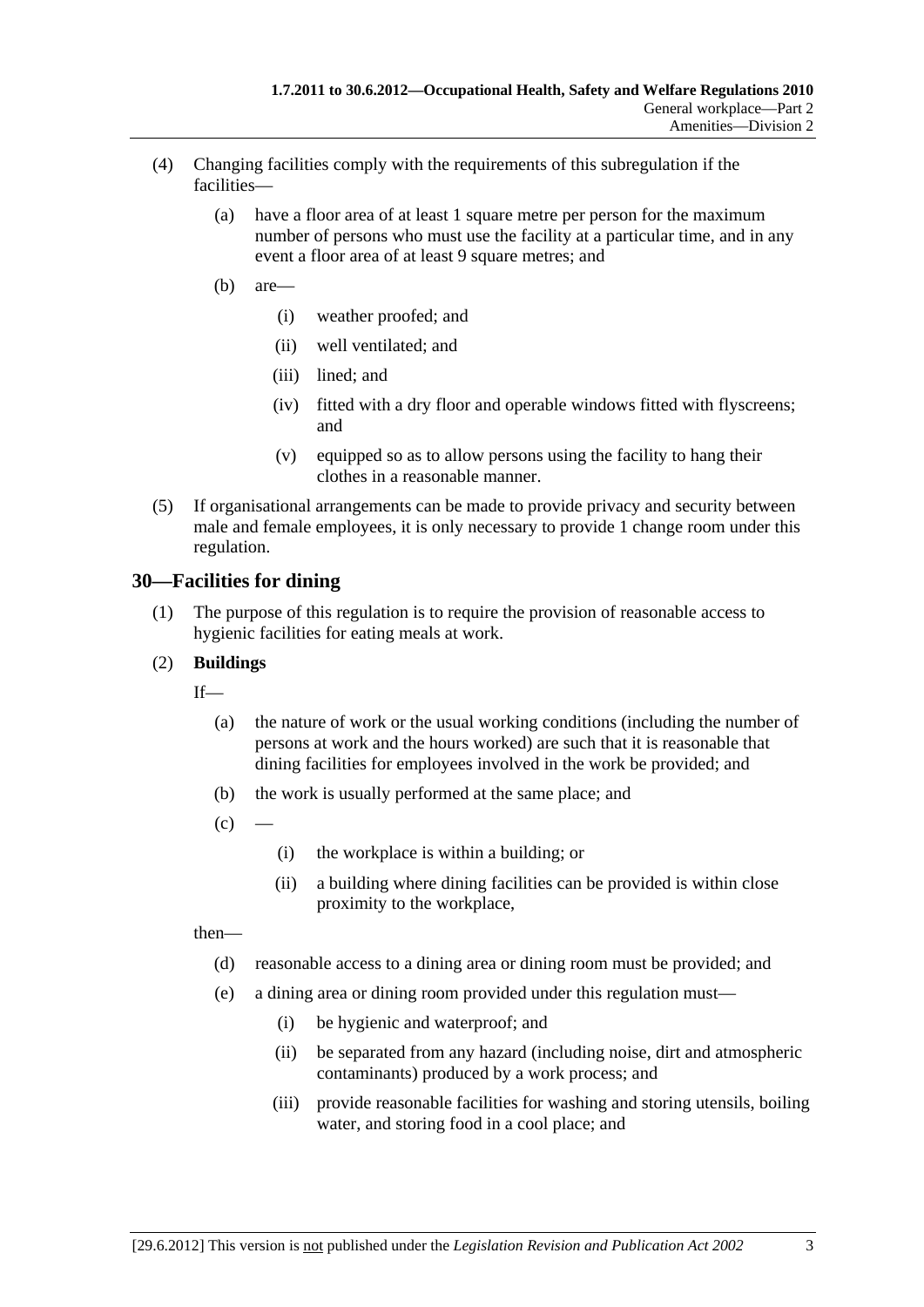(4) Changing facilities comply with the requirements of this subregulation if the facilities—

(a) have a floor area of at least 1 square metre per person for the maximum number of persons who must use the facility at a particular time, and in any event a floor area of at least 9 square metres; and

(b) are—

(i) weather proofed; and

(ii) well ventilated; and

(iii) lined; and

(iv) fitted with a dry floor and operable windows fitted with flyscreens; and

(v) equipped so as to allow persons using the facility to hang their clothes in a reasonable manner.

(5) If organisational arrangements can be made to provide privacy and security between male and female employees, it is only necessary to provide 1 change room under this regulation.

## 30—Facilities for dining

(1) The purpose of this regulation is to require the provision of reasonable access to hygienic facilities for eating meals at work.

(2) **Buildings**

If—

(a) the nature of work or the usual working conditions (including the number of persons at work and the hours worked) are such that it is reasonable that dining facilities for employees involved in the work be provided; and

(b) the work is usually performed at the same place; and

(c) —

(i) the workplace is within a building; or

(ii) a building where dining facilities can be provided is within close proximity to the workplace,

then—

(d) reasonable access to a dining area or dining room must be provided; and

(e) a dining area or dining room provided under this regulation must—

(i) be hygienic and waterproof; and

(ii) be separated from any hazard (including noise, dirt and atmospheric contaminants) produced by a work process; and

(iii) provide reasonable facilities for washing and storing utensils, boiling water, and storing food in a cool place; and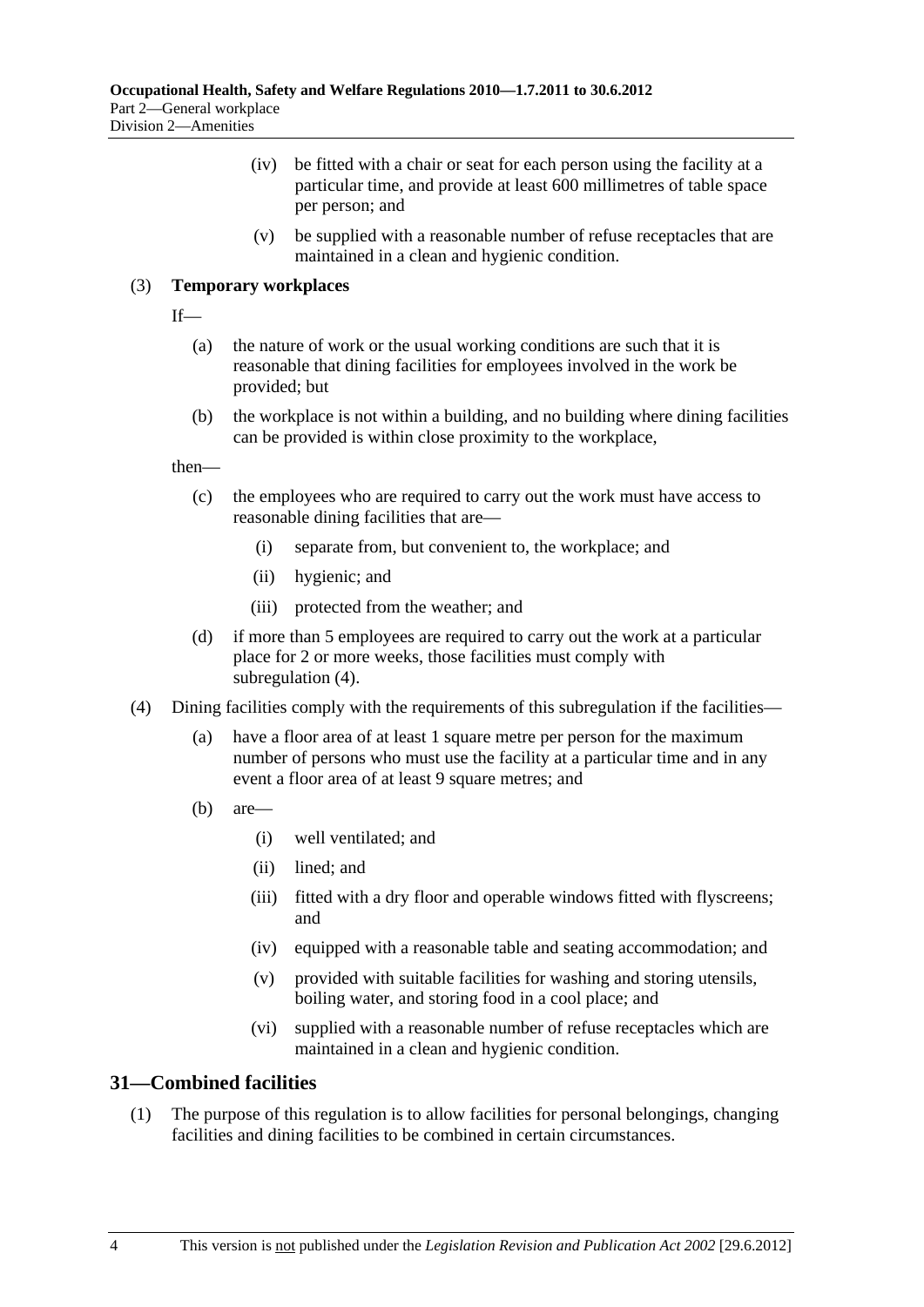(iv) be fitted with a chair or seat for each person using the facility at a particular time, and provide at least 600 millimetres of table space per person; and

(v) be supplied with a reasonable number of refuse receptacles that are maintained in a clean and hygienic condition.

(3) **Temporary workplaces**

If—

(a) the nature of work or the usual working conditions are such that it is reasonable that dining facilities for employees involved in the work be provided; but

(b) the workplace is not within a building, and no building where dining facilities can be provided is within close proximity to the workplace,

then—

(c) the employees who are required to carry out the work must have access to reasonable dining facilities that are—

(i) separate from, but convenient to, the workplace; and

(ii) hygienic; and

(iii) protected from the weather; and

(d) if more than 5 employees are required to carry out the work at a particular place for 2 or more weeks, those facilities must comply with subregulation (4).

(4) Dining facilities comply with the requirements of this subregulation if the facilities—

(a) have a floor area of at least 1 square metre per person for the maximum number of persons who must use the facility at a particular time and in any event a floor area of at least 9 square metres; and

(b) are—

(i) well ventilated; and

(ii) lined; and

(iii) fitted with a dry floor and operable windows fitted with flyscreens; and

(iv) equipped with a reasonable table and seating accommodation; and

(v) provided with suitable facilities for washing and storing utensils, boiling water, and storing food in a cool place; and

(vi) supplied with a reasonable number of refuse receptacles which are maintained in a clean and hygienic condition.

## 31—Combined facilities

(1) The purpose of this regulation is to allow facilities for personal belongings, changing facilities and dining facilities to be combined in certain circumstances.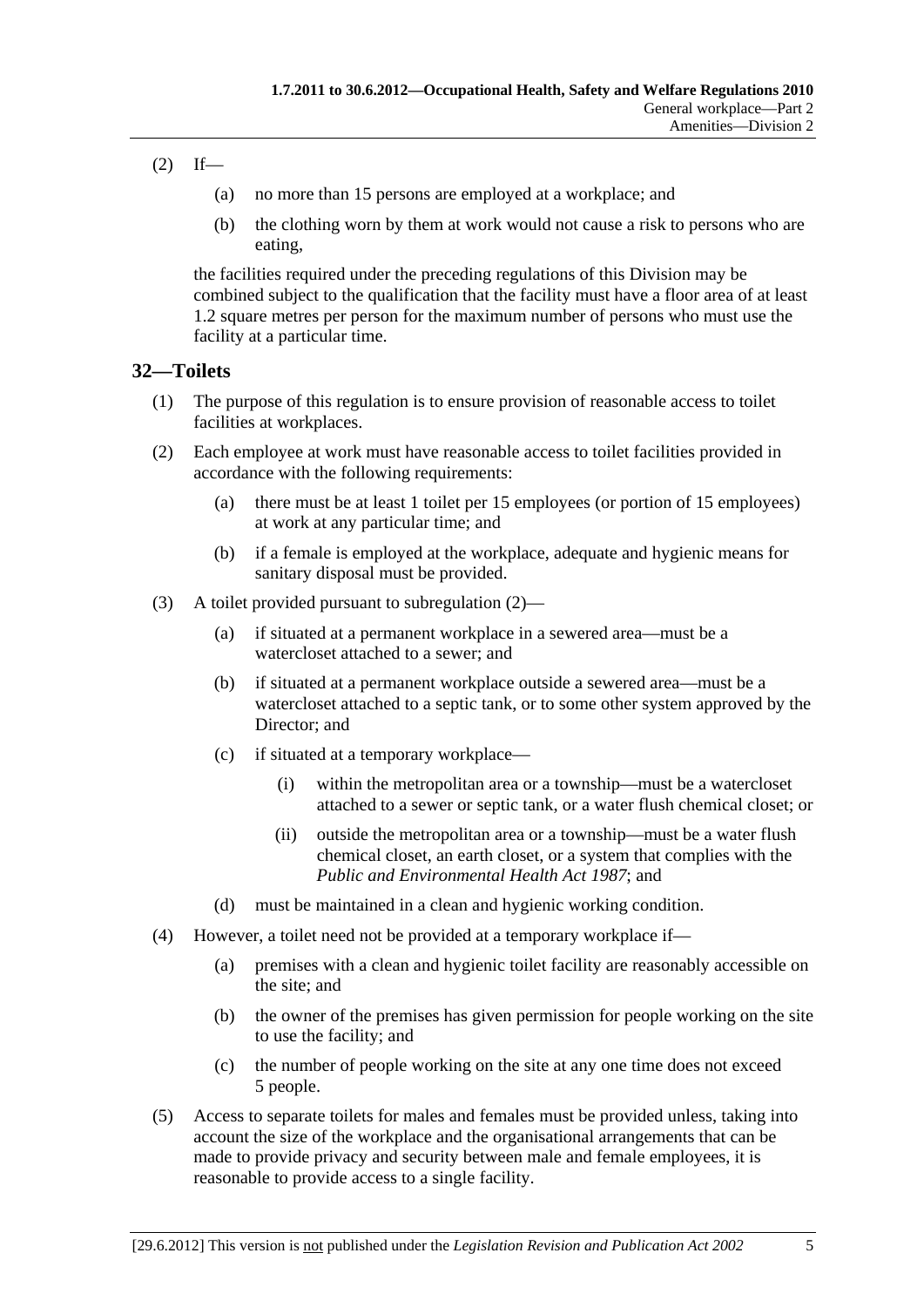(2) If—

(a) no more than 15 persons are employed at a workplace; and

(b) the clothing worn by them at work would not cause a risk to persons who are eating,

the facilities required under the preceding regulations of this Division may be combined subject to the qualification that the facility must have a floor area of at least 1.2 square metres per person for the maximum number of persons who must use the facility at a particular time.

## 32—Toilets

(1) The purpose of this regulation is to ensure provision of reasonable access to toilet facilities at workplaces.

(2) Each employee at work must have reasonable access to toilet facilities provided in accordance with the following requirements:

(a) there must be at least 1 toilet per 15 employees (or portion of 15 employees) at work at any particular time; and

(b) if a female is employed at the workplace, adequate and hygienic means for sanitary disposal must be provided.

(3) A toilet provided pursuant to subregulation (2)—

(a) if situated at a permanent workplace in a sewered area—must be a watercloset attached to a sewer; and

(b) if situated at a permanent workplace outside a sewered area—must be a watercloset attached to a septic tank, or to some other system approved by the Director; and

(c) if situated at a temporary workplace—

(i) within the metropolitan area or a township—must be a watercloset attached to a sewer or septic tank, or a water flush chemical closet; or

(ii) outside the metropolitan area or a township—must be a water flush chemical closet, an earth closet, or a system that complies with the *Public and Environmental Health Act 1987*; and

(d) must be maintained in a clean and hygienic working condition.

(4) However, a toilet need not be provided at a temporary workplace if—

(a) premises with a clean and hygienic toilet facility are reasonably accessible on the site; and

(b) the owner of the premises has given permission for people working on the site to use the facility; and

(c) the number of people working on the site at any one time does not exceed 5 people.

(5) Access to separate toilets for males and females must be provided unless, taking into account the size of the workplace and the organisational arrangements that can be made to provide privacy and security between male and female employees, it is reasonable to provide access to a single facility.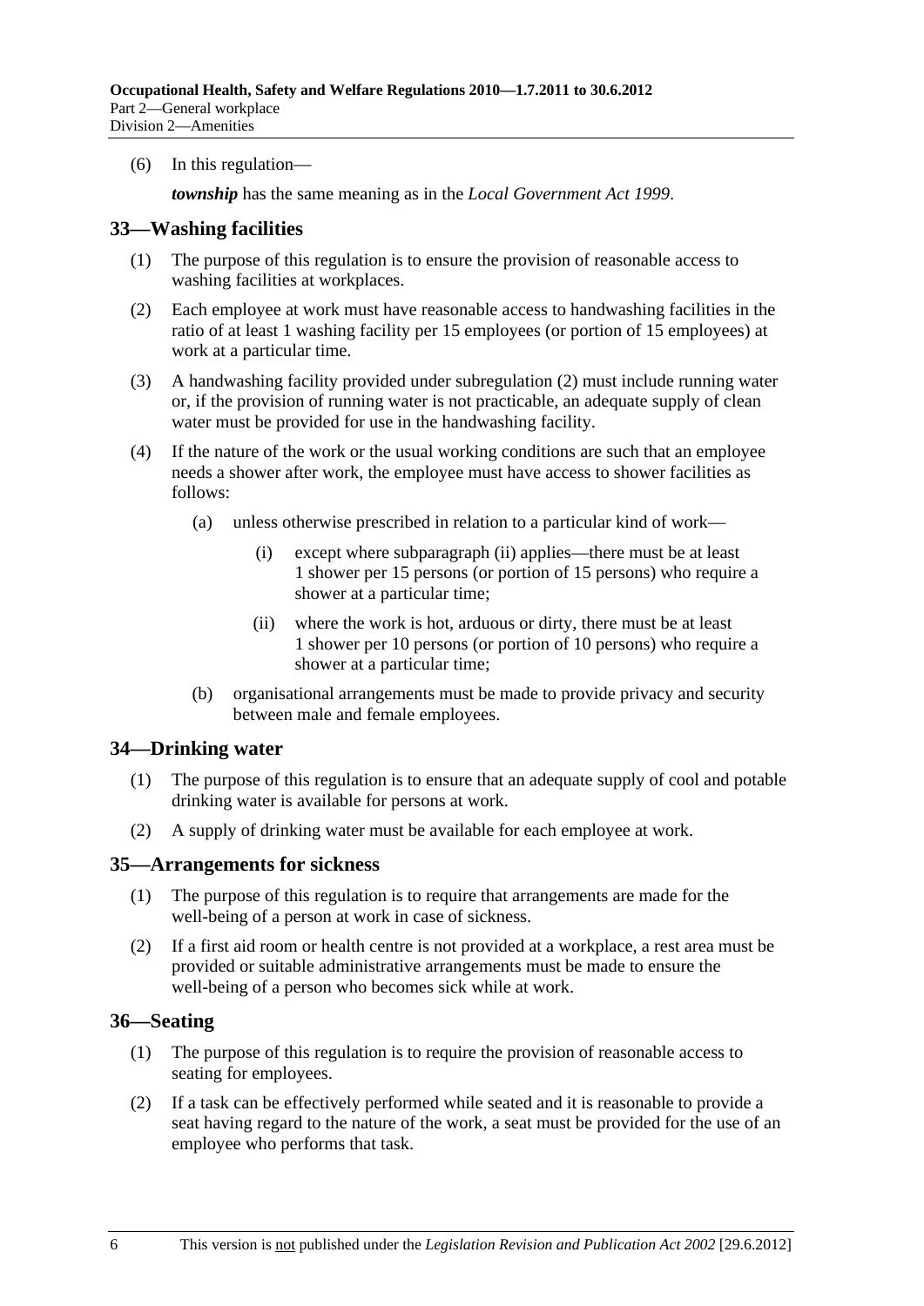(6) In this regulation—

***township*** has the same meaning as in the *Local Government Act 1999*.

## 33—Washing facilities

(1) The purpose of this regulation is to ensure the provision of reasonable access to washing facilities at workplaces.

(2) Each employee at work must have reasonable access to handwashing facilities in the ratio of at least 1 washing facility per 15 employees (or portion of 15 employees) at work at a particular time.

(3) A handwashing facility provided under subregulation (2) must include running water or, if the provision of running water is not practicable, an adequate supply of clean water must be provided for use in the handwashing facility.

(4) If the nature of the work or the usual working conditions are such that an employee needs a shower after work, the employee must have access to shower facilities as follows:

- (a) unless otherwise prescribed in relation to a particular kind of work—
  - (i) except where subparagraph (ii) applies—there must be at least 1 shower per 15 persons (or portion of 15 persons) who require a shower at a particular time;
  - (ii) where the work is hot, arduous or dirty, there must be at least 1 shower per 10 persons (or portion of 10 persons) who require a shower at a particular time;
- (b) organisational arrangements must be made to provide privacy and security between male and female employees.

## 34—Drinking water

(1) The purpose of this regulation is to ensure that an adequate supply of cool and potable drinking water is available for persons at work.

(2) A supply of drinking water must be available for each employee at work.

## 35—Arrangements for sickness

(1) The purpose of this regulation is to require that arrangements are made for the well-being of a person at work in case of sickness.

(2) If a first aid room or health centre is not provided at a workplace, a rest area must be provided or suitable administrative arrangements must be made to ensure the well-being of a person who becomes sick while at work.

## 36—Seating

(1) The purpose of this regulation is to require the provision of reasonable access to seating for employees.

(2) If a task can be effectively performed while seated and it is reasonable to provide a seat having regard to the nature of the work, a seat must be provided for the use of an employee who performs that task.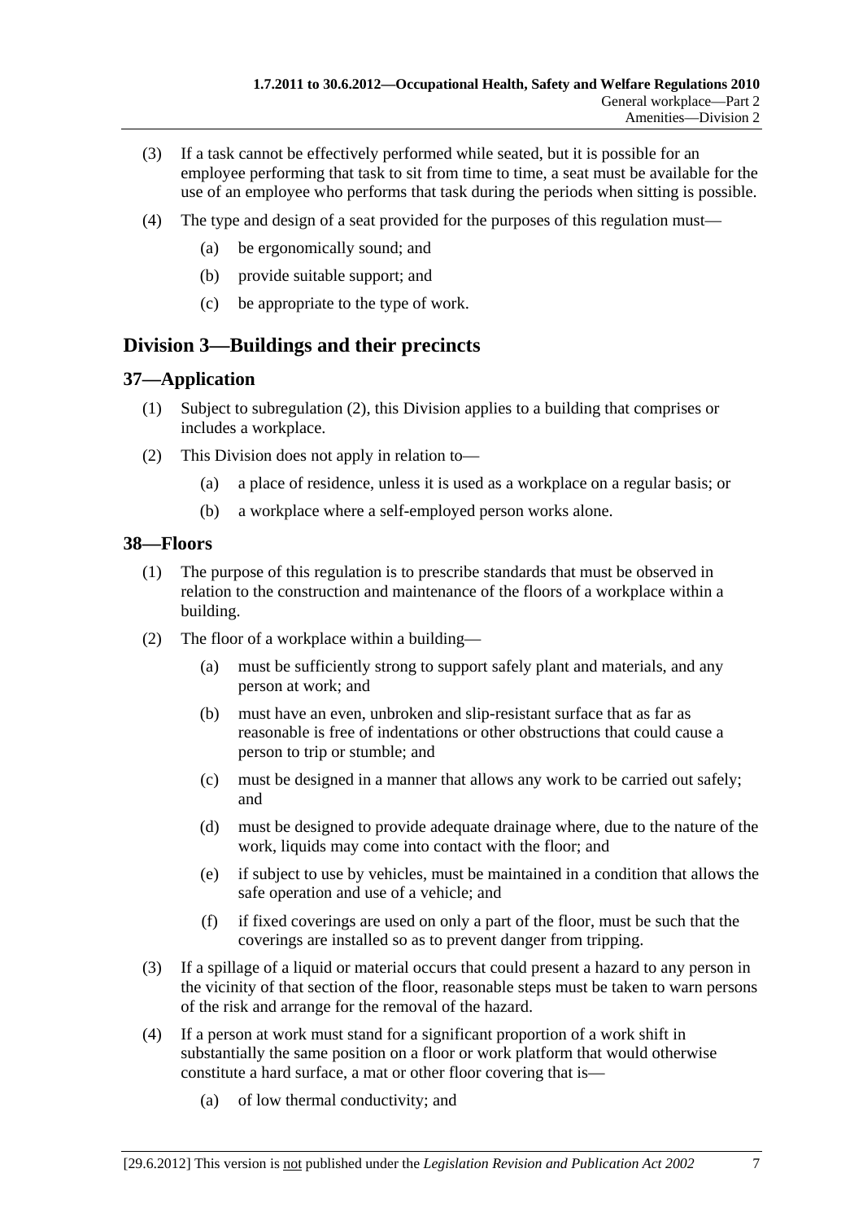(3) If a task cannot be effectively performed while seated, but it is possible for an employee performing that task to sit from time to time, a seat must be available for the use of an employee who performs that task during the periods when sitting is possible.

(4) The type and design of a seat provided for the purposes of this regulation must—

(a) be ergonomically sound; and

(b) provide suitable support; and

(c) be appropriate to the type of work.

## Division 3—Buildings and their precincts

### 37—Application

(1) Subject to subregulation (2), this Division applies to a building that comprises or includes a workplace.

(2) This Division does not apply in relation to—

(a) a place of residence, unless it is used as a workplace on a regular basis; or

(b) a workplace where a self-employed person works alone.

### 38—Floors

(1) The purpose of this regulation is to prescribe standards that must be observed in relation to the construction and maintenance of the floors of a workplace within a building.

(2) The floor of a workplace within a building—

(a) must be sufficiently strong to support safely plant and materials, and any person at work; and

(b) must have an even, unbroken and slip-resistant surface that as far as reasonable is free of indentations or other obstructions that could cause a person to trip or stumble; and

(c) must be designed in a manner that allows any work to be carried out safely; and

(d) must be designed to provide adequate drainage where, due to the nature of the work, liquids may come into contact with the floor; and

(e) if subject to use by vehicles, must be maintained in a condition that allows the safe operation and use of a vehicle; and

(f) if fixed coverings are used on only a part of the floor, must be such that the coverings are installed so as to prevent danger from tripping.

(3) If a spillage of a liquid or material occurs that could present a hazard to any person in the vicinity of that section of the floor, reasonable steps must be taken to warn persons of the risk and arrange for the removal of the hazard.

(4) If a person at work must stand for a significant proportion of a work shift in substantially the same position on a floor or work platform that would otherwise constitute a hard surface, a mat or other floor covering that is—

(a) of low thermal conductivity; and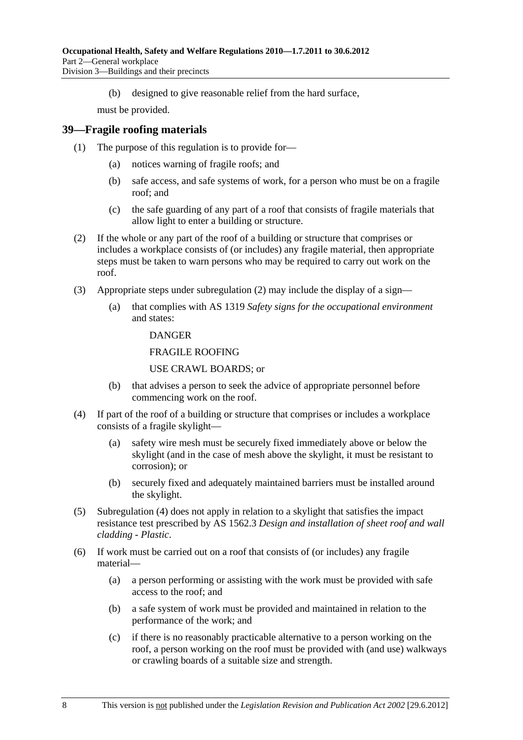(b) designed to give reasonable relief from the hard surface,

must be provided.

## 39—Fragile roofing materials

(1) The purpose of this regulation is to provide for—

(a) notices warning of fragile roofs; and

(b) safe access, and safe systems of work, for a person who must be on a fragile roof; and

(c) the safe guarding of any part of a roof that consists of fragile materials that allow light to enter a building or structure.

(2) If the whole or any part of the roof of a building or structure that comprises or includes a workplace consists of (or includes) any fragile material, then appropriate steps must be taken to warn persons who may be required to carry out work on the roof.

(3) Appropriate steps under subregulation (2) may include the display of a sign—

(a) that complies with AS 1319 *Safety signs for the occupational environment* and states:

DANGER

FRAGILE ROOFING

USE CRAWL BOARDS; or

(b) that advises a person to seek the advice of appropriate personnel before commencing work on the roof.

(4) If part of the roof of a building or structure that comprises or includes a workplace consists of a fragile skylight—

(a) safety wire mesh must be securely fixed immediately above or below the skylight (and in the case of mesh above the skylight, it must be resistant to corrosion); or

(b) securely fixed and adequately maintained barriers must be installed around the skylight.

(5) Subregulation (4) does not apply in relation to a skylight that satisfies the impact resistance test prescribed by AS 1562.3 *Design and installation of sheet roof and wall cladding - Plastic*.

(6) If work must be carried out on a roof that consists of (or includes) any fragile material—

(a) a person performing or assisting with the work must be provided with safe access to the roof; and

(b) a safe system of work must be provided and maintained in relation to the performance of the work; and

(c) if there is no reasonably practicable alternative to a person working on the roof, a person working on the roof must be provided with (and use) walkways or crawling boards of a suitable size and strength.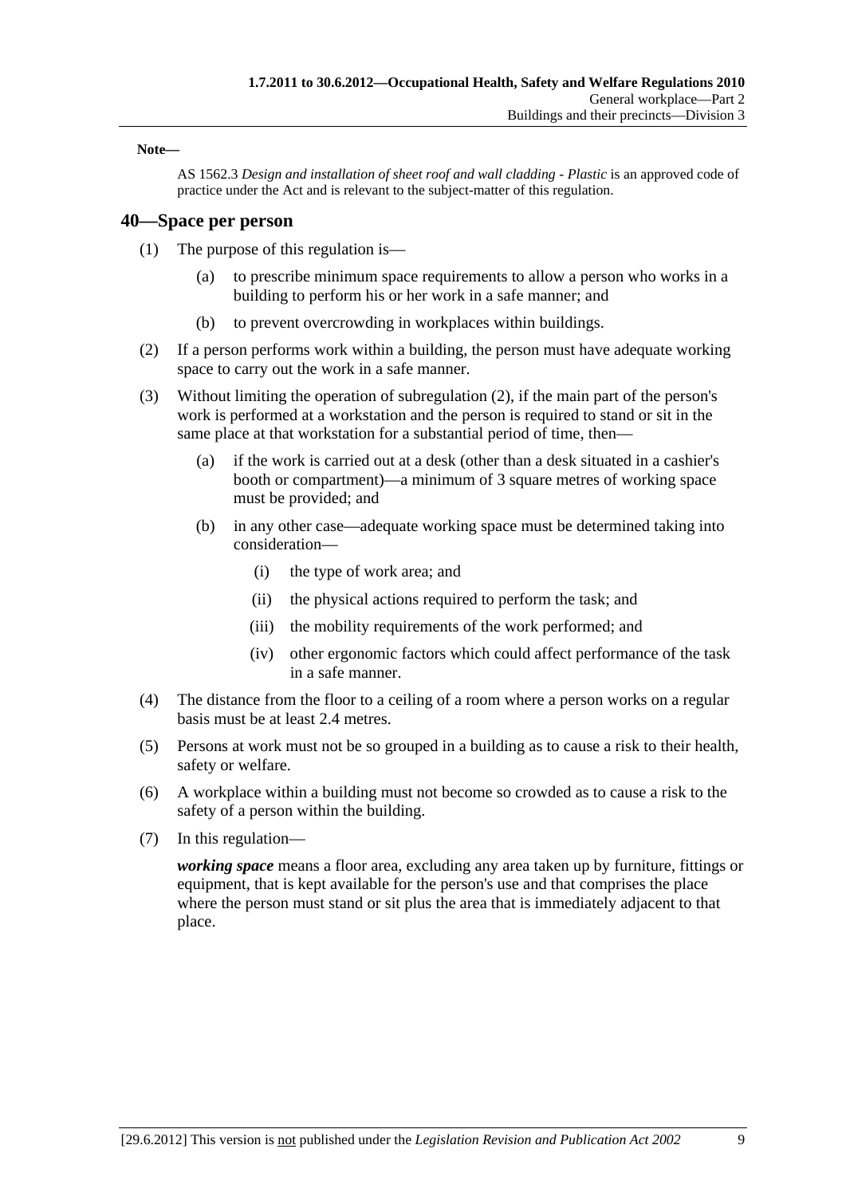**Note—**

AS 1562.3 *Design and installation of sheet roof and wall cladding - Plastic* is an approved code of practice under the Act and is relevant to the subject-matter of this regulation.

## 40—Space per person

(1) The purpose of this regulation is—

(a) to prescribe minimum space requirements to allow a person who works in a building to perform his or her work in a safe manner; and

(b) to prevent overcrowding in workplaces within buildings.

(2) If a person performs work within a building, the person must have adequate working space to carry out the work in a safe manner.

(3) Without limiting the operation of subregulation (2), if the main part of the person's work is performed at a workstation and the person is required to stand or sit in the same place at that workstation for a substantial period of time, then—

(a) if the work is carried out at a desk (other than a desk situated in a cashier's booth or compartment)—a minimum of 3 square metres of working space must be provided; and

(b) in any other case—adequate working space must be determined taking into consideration—

(i) the type of work area; and

(ii) the physical actions required to perform the task; and

(iii) the mobility requirements of the work performed; and

(iv) other ergonomic factors which could affect performance of the task in a safe manner.

(4) The distance from the floor to a ceiling of a room where a person works on a regular basis must be at least 2.4 metres.

(5) Persons at work must not be so grouped in a building as to cause a risk to their health, safety or welfare.

(6) A workplace within a building must not become so crowded as to cause a risk to the safety of a person within the building.

(7) In this regulation—

***working space*** means a floor area, excluding any area taken up by furniture, fittings or equipment, that is kept available for the person's use and that comprises the place where the person must stand or sit plus the area that is immediately adjacent to that place.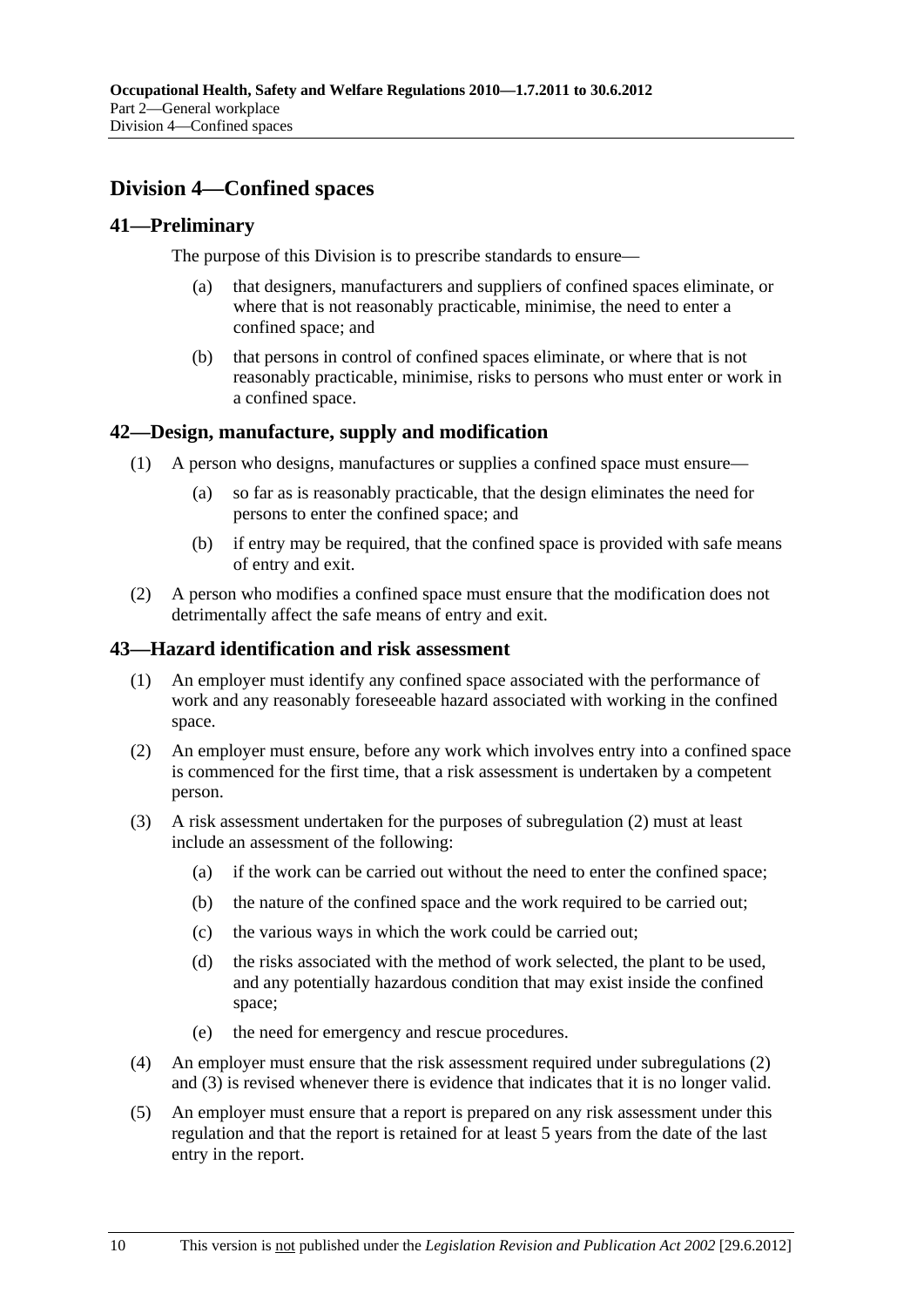## Division 4—Confined spaces

### 41—Preliminary

The purpose of this Division is to prescribe standards to ensure—

(a) that designers, manufacturers and suppliers of confined spaces eliminate, or where that is not reasonably practicable, minimise, the need to enter a confined space; and

(b) that persons in control of confined spaces eliminate, or where that is not reasonably practicable, minimise, risks to persons who must enter or work in a confined space.

### 42—Design, manufacture, supply and modification

(1) A person who designs, manufactures or supplies a confined space must ensure—

(a) so far as is reasonably practicable, that the design eliminates the need for persons to enter the confined space; and

(b) if entry may be required, that the confined space is provided with safe means of entry and exit.

(2) A person who modifies a confined space must ensure that the modification does not detrimentally affect the safe means of entry and exit.

### 43—Hazard identification and risk assessment

(1) An employer must identify any confined space associated with the performance of work and any reasonably foreseeable hazard associated with working in the confined space.

(2) An employer must ensure, before any work which involves entry into a confined space is commenced for the first time, that a risk assessment is undertaken by a competent person.

(3) A risk assessment undertaken for the purposes of subregulation (2) must at least include an assessment of the following:

(a) if the work can be carried out without the need to enter the confined space;

(b) the nature of the confined space and the work required to be carried out;

(c) the various ways in which the work could be carried out;

(d) the risks associated with the method of work selected, the plant to be used, and any potentially hazardous condition that may exist inside the confined space;

(e) the need for emergency and rescue procedures.

(4) An employer must ensure that the risk assessment required under subregulations (2) and (3) is revised whenever there is evidence that indicates that it is no longer valid.

(5) An employer must ensure that a report is prepared on any risk assessment under this regulation and that the report is retained for at least 5 years from the date of the last entry in the report.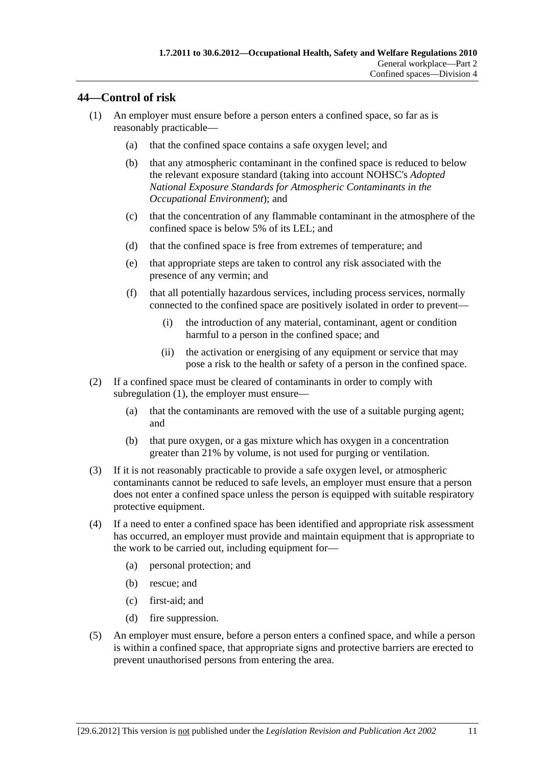## 44—Control of risk

(1) An employer must ensure before a person enters a confined space, so far as is reasonably practicable—

(a) that the confined space contains a safe oxygen level; and

(b) that any atmospheric contaminant in the confined space is reduced to below the relevant exposure standard (taking into account NOHSC's *Adopted National Exposure Standards for Atmospheric Contaminants in the Occupational Environment*); and

(c) that the concentration of any flammable contaminant in the atmosphere of the confined space is below 5% of its LEL; and

(d) that the confined space is free from extremes of temperature; and

(e) that appropriate steps are taken to control any risk associated with the presence of any vermin; and

(f) that all potentially hazardous services, including process services, normally connected to the confined space are positively isolated in order to prevent—

(i) the introduction of any material, contaminant, agent or condition harmful to a person in the confined space; and

(ii) the activation or energising of any equipment or service that may pose a risk to the health or safety of a person in the confined space.

(2) If a confined space must be cleared of contaminants in order to comply with subregulation (1), the employer must ensure—

(a) that the contaminants are removed with the use of a suitable purging agent; and

(b) that pure oxygen, or a gas mixture which has oxygen in a concentration greater than 21% by volume, is not used for purging or ventilation.

(3) If it is not reasonably practicable to provide a safe oxygen level, or atmospheric contaminants cannot be reduced to safe levels, an employer must ensure that a person does not enter a confined space unless the person is equipped with suitable respiratory protective equipment.

(4) If a need to enter a confined space has been identified and appropriate risk assessment has occurred, an employer must provide and maintain equipment that is appropriate to the work to be carried out, including equipment for—

(a) personal protection; and

(b) rescue; and

(c) first-aid; and

(d) fire suppression.

(5) An employer must ensure, before a person enters a confined space, and while a person is within a confined space, that appropriate signs and protective barriers are erected to prevent unauthorised persons from entering the area.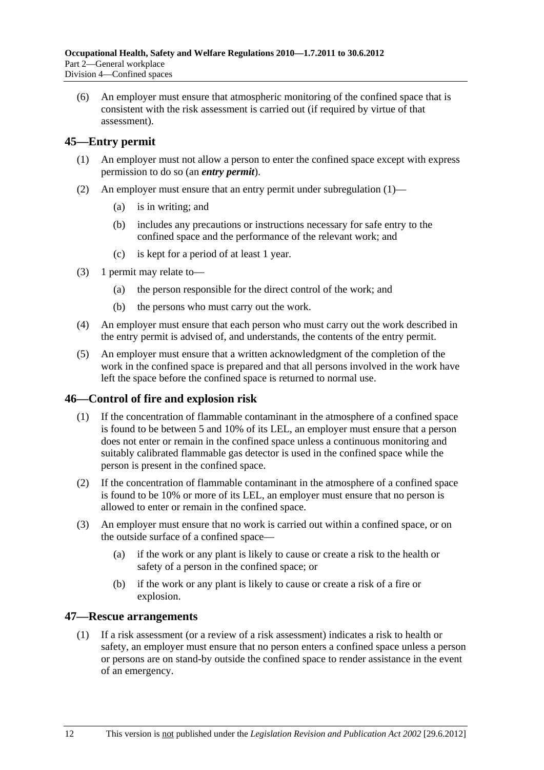(6) An employer must ensure that atmospheric monitoring of the confined space that is consistent with the risk assessment is carried out (if required by virtue of that assessment).

## 45—Entry permit

(1) An employer must not allow a person to enter the confined space except with express permission to do so (an ***entry permit***).

(2) An employer must ensure that an entry permit under subregulation (1)—

(a) is in writing; and

(b) includes any precautions or instructions necessary for safe entry to the confined space and the performance of the relevant work; and

(c) is kept for a period of at least 1 year.

(3) 1 permit may relate to—

(a) the person responsible for the direct control of the work; and

(b) the persons who must carry out the work.

(4) An employer must ensure that each person who must carry out the work described in the entry permit is advised of, and understands, the contents of the entry permit.

(5) An employer must ensure that a written acknowledgment of the completion of the work in the confined space is prepared and that all persons involved in the work have left the space before the confined space is returned to normal use.

## 46—Control of fire and explosion risk

(1) If the concentration of flammable contaminant in the atmosphere of a confined space is found to be between 5 and 10% of its LEL, an employer must ensure that a person does not enter or remain in the confined space unless a continuous monitoring and suitably calibrated flammable gas detector is used in the confined space while the person is present in the confined space.

(2) If the concentration of flammable contaminant in the atmosphere of a confined space is found to be 10% or more of its LEL, an employer must ensure that no person is allowed to enter or remain in the confined space.

(3) An employer must ensure that no work is carried out within a confined space, or on the outside surface of a confined space—

(a) if the work or any plant is likely to cause or create a risk to the health or safety of a person in the confined space; or

(b) if the work or any plant is likely to cause or create a risk of a fire or explosion.

## 47—Rescue arrangements

(1) If a risk assessment (or a review of a risk assessment) indicates a risk to health or safety, an employer must ensure that no person enters a confined space unless a person or persons are on stand-by outside the confined space to render assistance in the event of an emergency.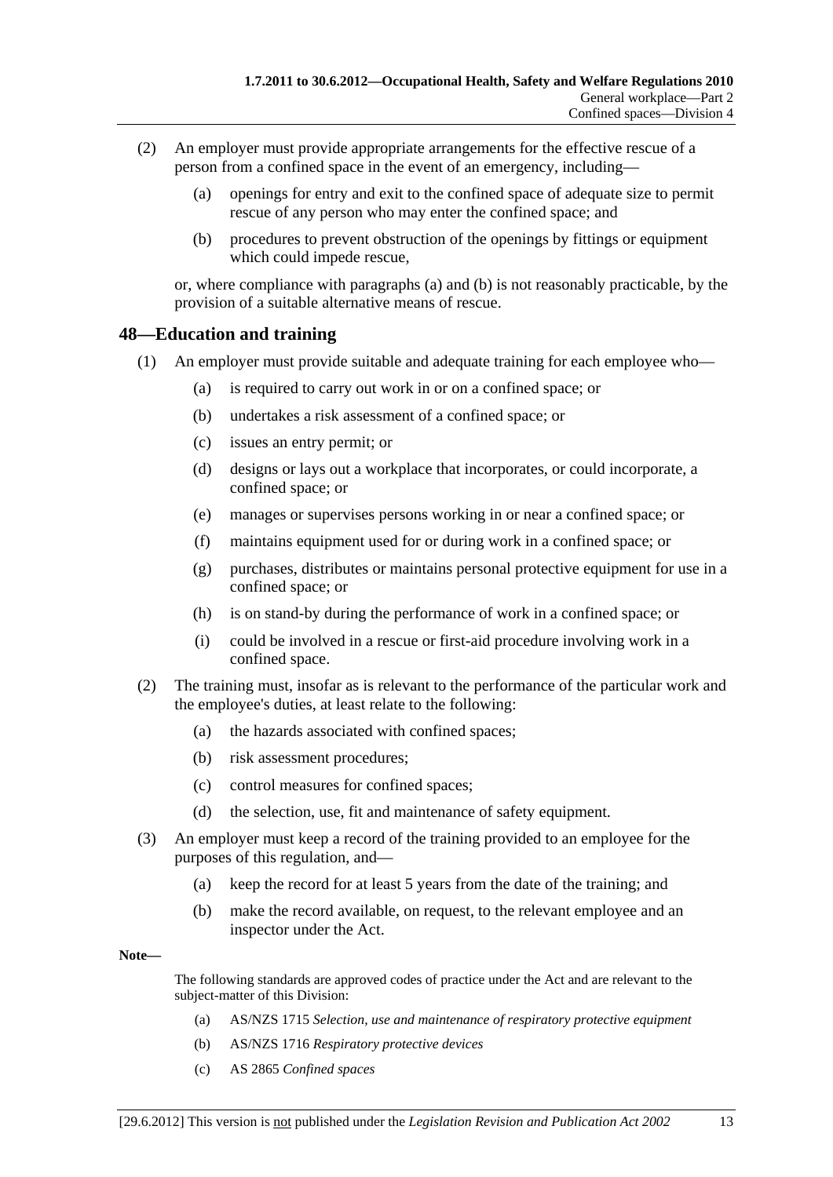(2) An employer must provide appropriate arrangements for the effective rescue of a person from a confined space in the event of an emergency, including—

(a) openings for entry and exit to the confined space of adequate size to permit rescue of any person who may enter the confined space; and

(b) procedures to prevent obstruction of the openings by fittings or equipment which could impede rescue,

or, where compliance with paragraphs (a) and (b) is not reasonably practicable, by the provision of a suitable alternative means of rescue.

## 48—Education and training

(1) An employer must provide suitable and adequate training for each employee who—

(a) is required to carry out work in or on a confined space; or

(b) undertakes a risk assessment of a confined space; or

(c) issues an entry permit; or

(d) designs or lays out a workplace that incorporates, or could incorporate, a confined space; or

(e) manages or supervises persons working in or near a confined space; or

(f) maintains equipment used for or during work in a confined space; or

(g) purchases, distributes or maintains personal protective equipment for use in a confined space; or

(h) is on stand-by during the performance of work in a confined space; or

(i) could be involved in a rescue or first-aid procedure involving work in a confined space.

(2) The training must, insofar as is relevant to the performance of the particular work and the employee's duties, at least relate to the following:

(a) the hazards associated with confined spaces;

(b) risk assessment procedures;

(c) control measures for confined spaces;

(d) the selection, use, fit and maintenance of safety equipment.

(3) An employer must keep a record of the training provided to an employee for the purposes of this regulation, and—

(a) keep the record for at least 5 years from the date of the training; and

(b) make the record available, on request, to the relevant employee and an inspector under the Act.

**Note—**

The following standards are approved codes of practice under the Act and are relevant to the subject-matter of this Division:

(a) AS/NZS 1715 *Selection, use and maintenance of respiratory protective equipment*

(b) AS/NZS 1716 *Respiratory protective devices*

(c) AS 2865 *Confined spaces*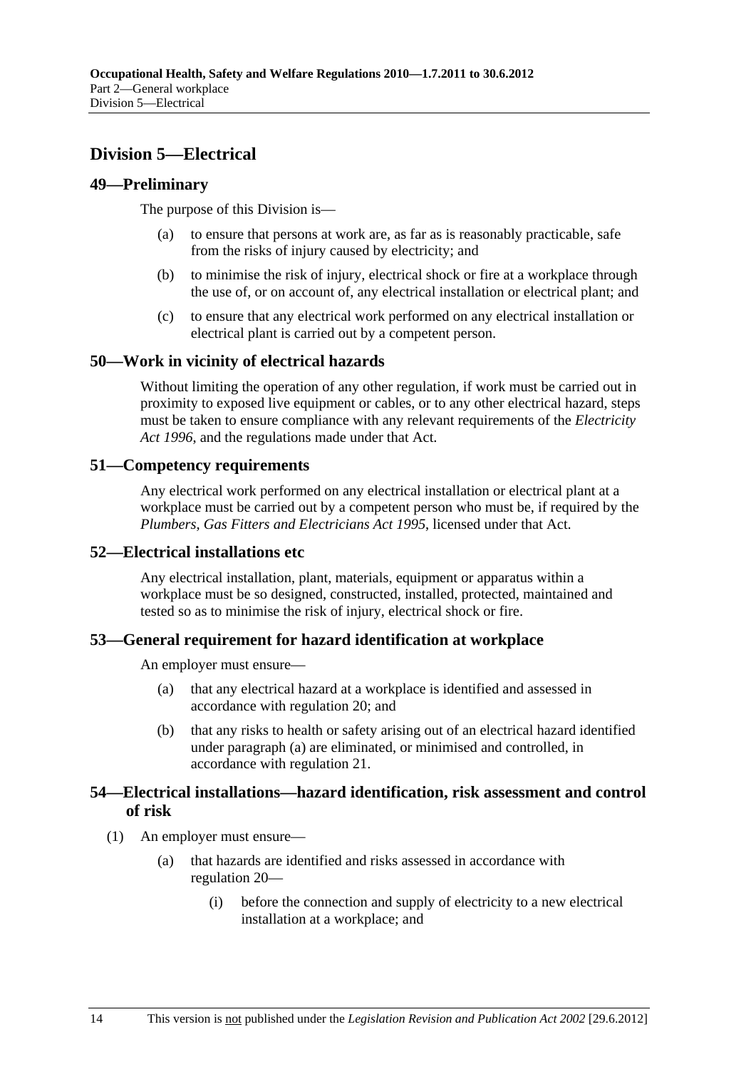## Division 5—Electrical

### 49—Preliminary

The purpose of this Division is—

(a) to ensure that persons at work are, as far as is reasonably practicable, safe from the risks of injury caused by electricity; and

(b) to minimise the risk of injury, electrical shock or fire at a workplace through the use of, or on account of, any electrical installation or electrical plant; and

(c) to ensure that any electrical work performed on any electrical installation or electrical plant is carried out by a competent person.

### 50—Work in vicinity of electrical hazards

Without limiting the operation of any other regulation, if work must be carried out in proximity to exposed live equipment or cables, or to any other electrical hazard, steps must be taken to ensure compliance with any relevant requirements of the *Electricity Act 1996*, and the regulations made under that Act.

### 51—Competency requirements

Any electrical work performed on any electrical installation or electrical plant at a workplace must be carried out by a competent person who must be, if required by the *Plumbers, Gas Fitters and Electricians Act 1995*, licensed under that Act.

### 52—Electrical installations etc

Any electrical installation, plant, materials, equipment or apparatus within a workplace must be so designed, constructed, installed, protected, maintained and tested so as to minimise the risk of injury, electrical shock or fire.

### 53—General requirement for hazard identification at workplace

An employer must ensure—

(a) that any electrical hazard at a workplace is identified and assessed in accordance with regulation 20; and

(b) that any risks to health or safety arising out of an electrical hazard identified under paragraph (a) are eliminated, or minimised and controlled, in accordance with regulation 21.

### 54—Electrical installations—hazard identification, risk assessment and control of risk

(1) An employer must ensure—

(a) that hazards are identified and risks assessed in accordance with regulation 20—

(i) before the connection and supply of electricity to a new electrical installation at a workplace; and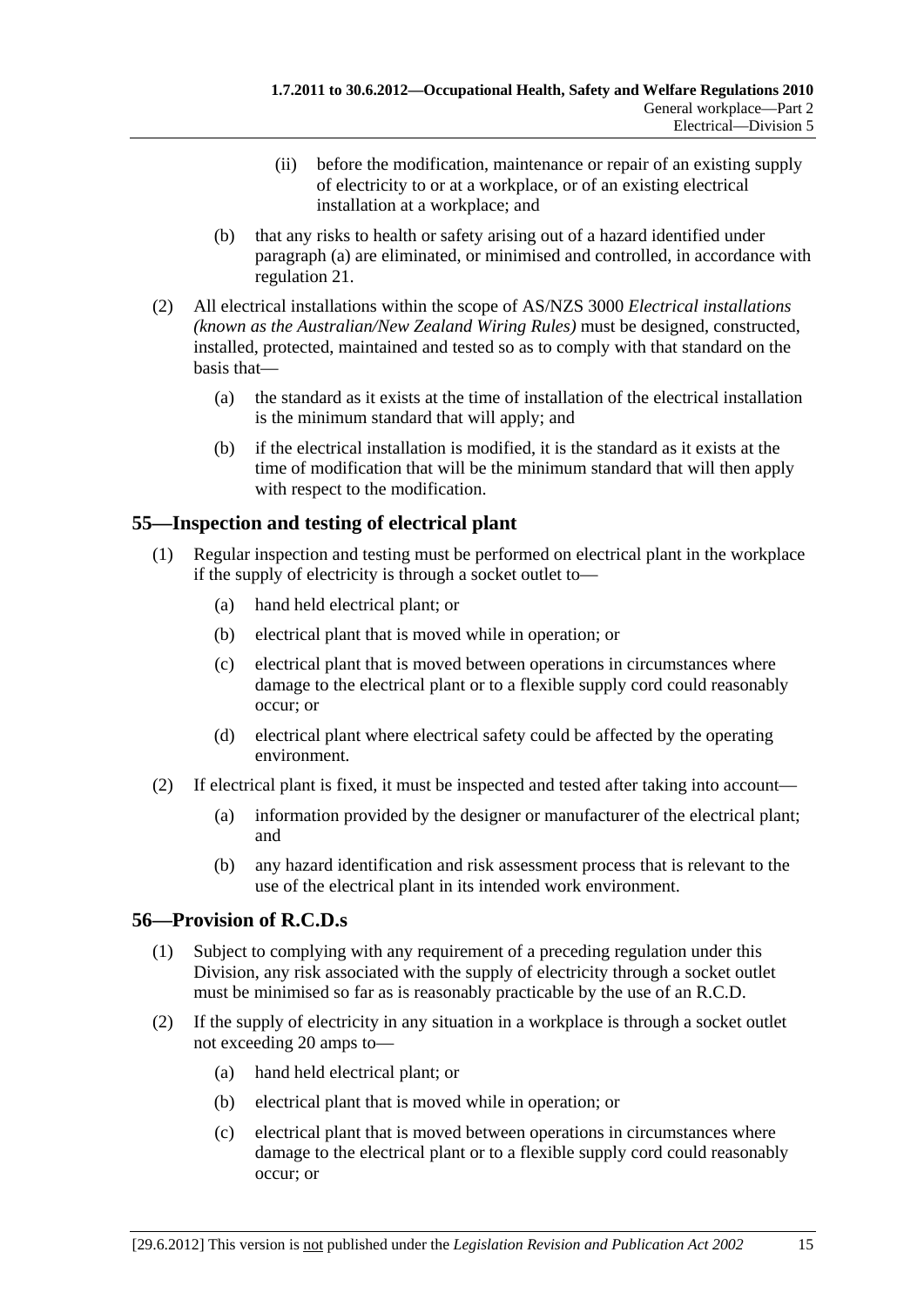(ii) before the modification, maintenance or repair of an existing supply of electricity to or at a workplace, or of an existing electrical installation at a workplace; and

(b) that any risks to health or safety arising out of a hazard identified under paragraph (a) are eliminated, or minimised and controlled, in accordance with regulation 21.

(2) All electrical installations within the scope of AS/NZS 3000 *Electrical installations (known as the Australian/New Zealand Wiring Rules)* must be designed, constructed, installed, protected, maintained and tested so as to comply with that standard on the basis that—

(a) the standard as it exists at the time of installation of the electrical installation is the minimum standard that will apply; and

(b) if the electrical installation is modified, it is the standard as it exists at the time of modification that will be the minimum standard that will then apply with respect to the modification.

## 55—Inspection and testing of electrical plant

(1) Regular inspection and testing must be performed on electrical plant in the workplace if the supply of electricity is through a socket outlet to—

(a) hand held electrical plant; or

(b) electrical plant that is moved while in operation; or

(c) electrical plant that is moved between operations in circumstances where damage to the electrical plant or to a flexible supply cord could reasonably occur; or

(d) electrical plant where electrical safety could be affected by the operating environment.

(2) If electrical plant is fixed, it must be inspected and tested after taking into account—

(a) information provided by the designer or manufacturer of the electrical plant; and

(b) any hazard identification and risk assessment process that is relevant to the use of the electrical plant in its intended work environment.

## 56—Provision of R.C.D.s

(1) Subject to complying with any requirement of a preceding regulation under this Division, any risk associated with the supply of electricity through a socket outlet must be minimised so far as is reasonably practicable by the use of an R.C.D.

(2) If the supply of electricity in any situation in a workplace is through a socket outlet not exceeding 20 amps to—

(a) hand held electrical plant; or

(b) electrical plant that is moved while in operation; or

(c) electrical plant that is moved between operations in circumstances where damage to the electrical plant or to a flexible supply cord could reasonably occur; or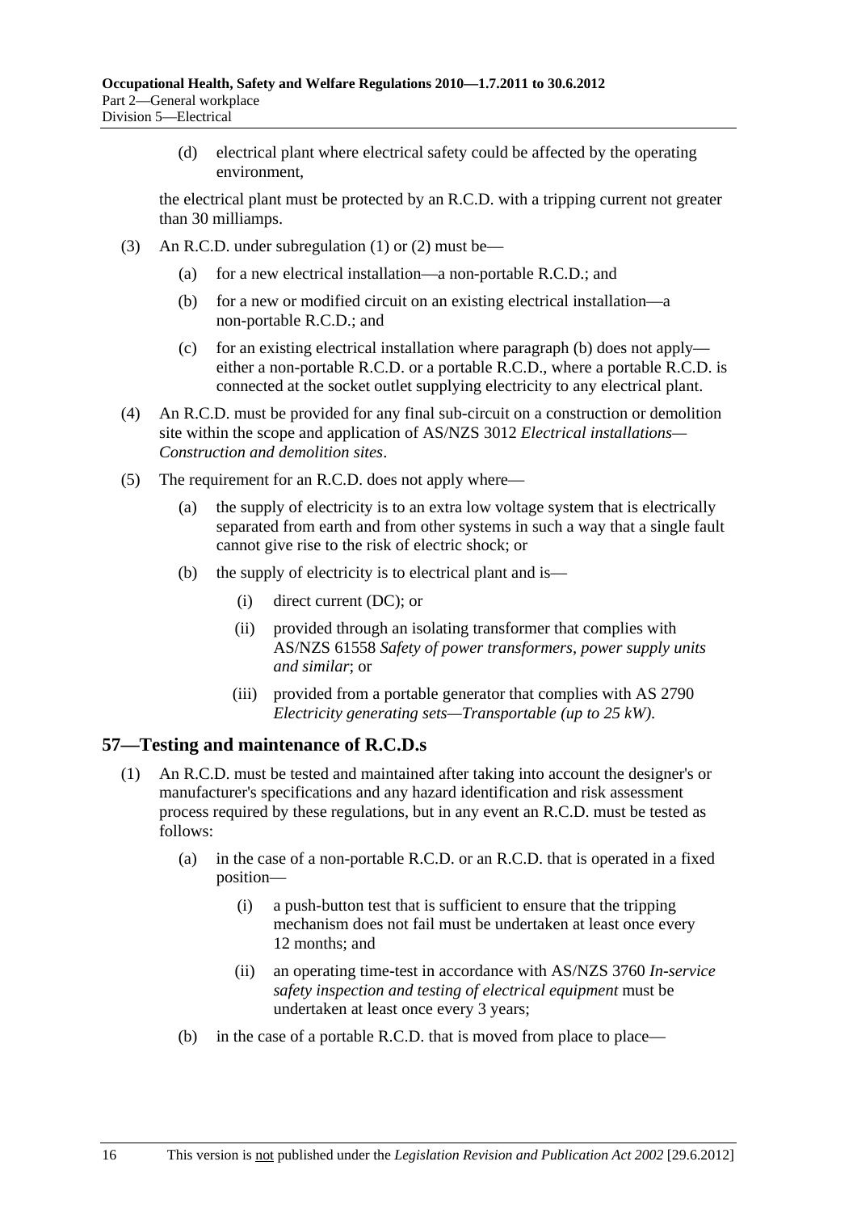(d) electrical plant where electrical safety could be affected by the operating environment,

the electrical plant must be protected by an R.C.D. with a tripping current not greater than 30 milliamps.

(3) An R.C.D. under subregulation (1) or (2) must be—

(a) for a new electrical installation—a non-portable R.C.D.; and

(b) for a new or modified circuit on an existing electrical installation—a non-portable R.C.D.; and

(c) for an existing electrical installation where paragraph (b) does not apply—either a non-portable R.C.D. or a portable R.C.D., where a portable R.C.D. is connected at the socket outlet supplying electricity to any electrical plant.

(4) An R.C.D. must be provided for any final sub-circuit on a construction or demolition site within the scope and application of AS/NZS 3012 *Electrical installations—Construction and demolition sites*.

(5) The requirement for an R.C.D. does not apply where—

(a) the supply of electricity is to an extra low voltage system that is electrically separated from earth and from other systems in such a way that a single fault cannot give rise to the risk of electric shock; or

(b) the supply of electricity is to electrical plant and is—

(i) direct current (DC); or

(ii) provided through an isolating transformer that complies with AS/NZS 61558 *Safety of power transformers, power supply units and similar*; or

(iii) provided from a portable generator that complies with AS 2790 *Electricity generating sets—Transportable (up to 25 kW)*.

## 57—Testing and maintenance of R.C.D.s

(1) An R.C.D. must be tested and maintained after taking into account the designer's or manufacturer's specifications and any hazard identification and risk assessment process required by these regulations, but in any event an R.C.D. must be tested as follows:

(a) in the case of a non-portable R.C.D. or an R.C.D. that is operated in a fixed position—

(i) a push-button test that is sufficient to ensure that the tripping mechanism does not fail must be undertaken at least once every 12 months; and

(ii) an operating time-test in accordance with AS/NZS 3760 *In-service safety inspection and testing of electrical equipment* must be undertaken at least once every 3 years;

(b) in the case of a portable R.C.D. that is moved from place to place—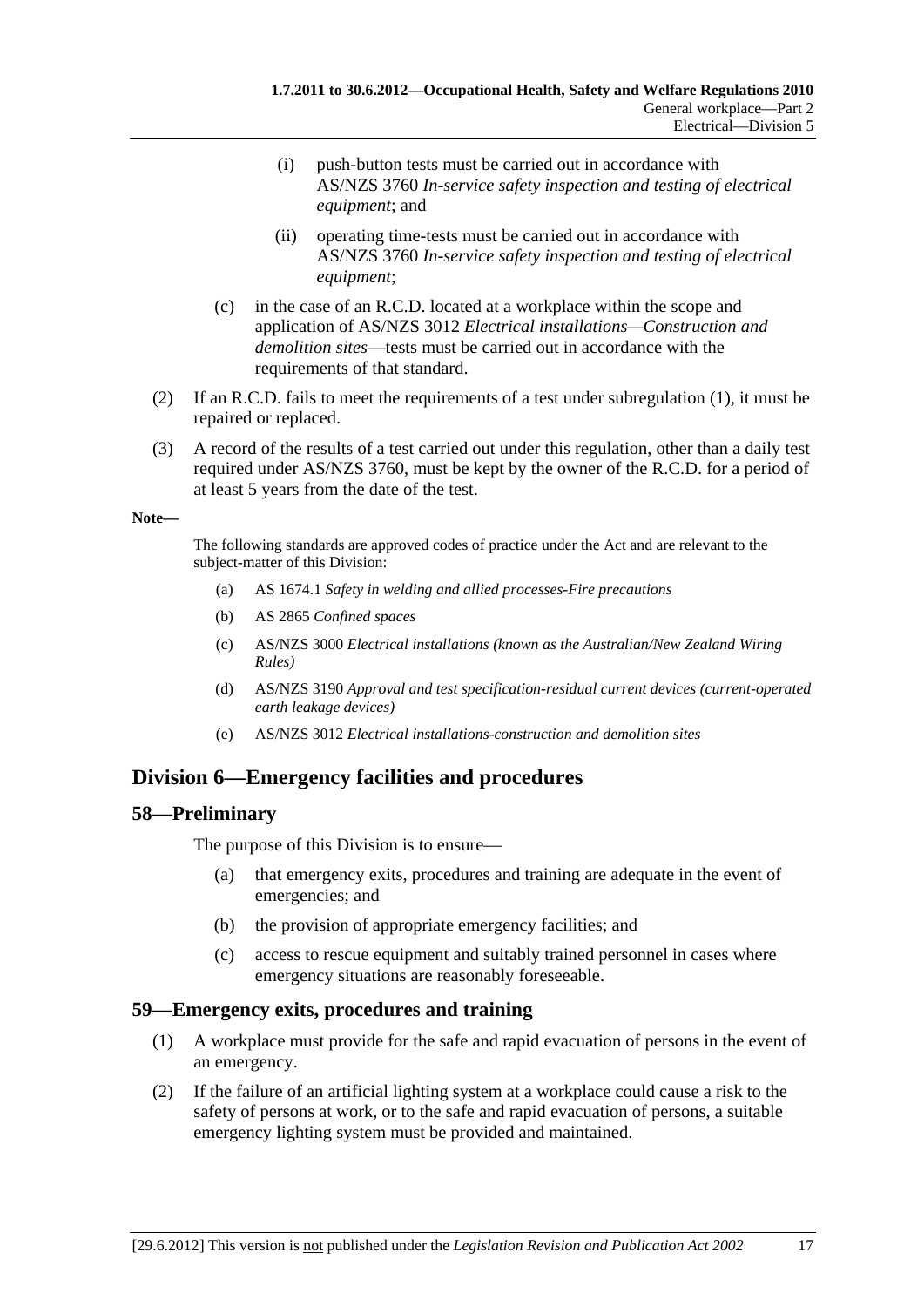(i) push-button tests must be carried out in accordance with AS/NZS 3760 *In-service safety inspection and testing of electrical equipment*; and

(ii) operating time-tests must be carried out in accordance with AS/NZS 3760 *In-service safety inspection and testing of electrical equipment*;

(c) in the case of an R.C.D. located at a workplace within the scope and application of AS/NZS 3012 *Electrical installations—Construction and demolition sites*—tests must be carried out in accordance with the requirements of that standard.

(2) If an R.C.D. fails to meet the requirements of a test under subregulation (1), it must be repaired or replaced.

(3) A record of the results of a test carried out under this regulation, other than a daily test required under AS/NZS 3760, must be kept by the owner of the R.C.D. for a period of at least 5 years from the date of the test.

**Note—**

The following standards are approved codes of practice under the Act and are relevant to the subject-matter of this Division:

(a) AS 1674.1 *Safety in welding and allied processes-Fire precautions*

(b) AS 2865 *Confined spaces*

(c) AS/NZS 3000 *Electrical installations (known as the Australian/New Zealand Wiring Rules)*

(d) AS/NZS 3190 *Approval and test specification-residual current devices (current-operated earth leakage devices)*

(e) AS/NZS 3012 *Electrical installations-construction and demolition sites*

## Division 6—Emergency facilities and procedures

### 58—Preliminary

The purpose of this Division is to ensure—

(a) that emergency exits, procedures and training are adequate in the event of emergencies; and

(b) the provision of appropriate emergency facilities; and

(c) access to rescue equipment and suitably trained personnel in cases where emergency situations are reasonably foreseeable.

### 59—Emergency exits, procedures and training

(1) A workplace must provide for the safe and rapid evacuation of persons in the event of an emergency.

(2) If the failure of an artificial lighting system at a workplace could cause a risk to the safety of persons at work, or to the safe and rapid evacuation of persons, a suitable emergency lighting system must be provided and maintained.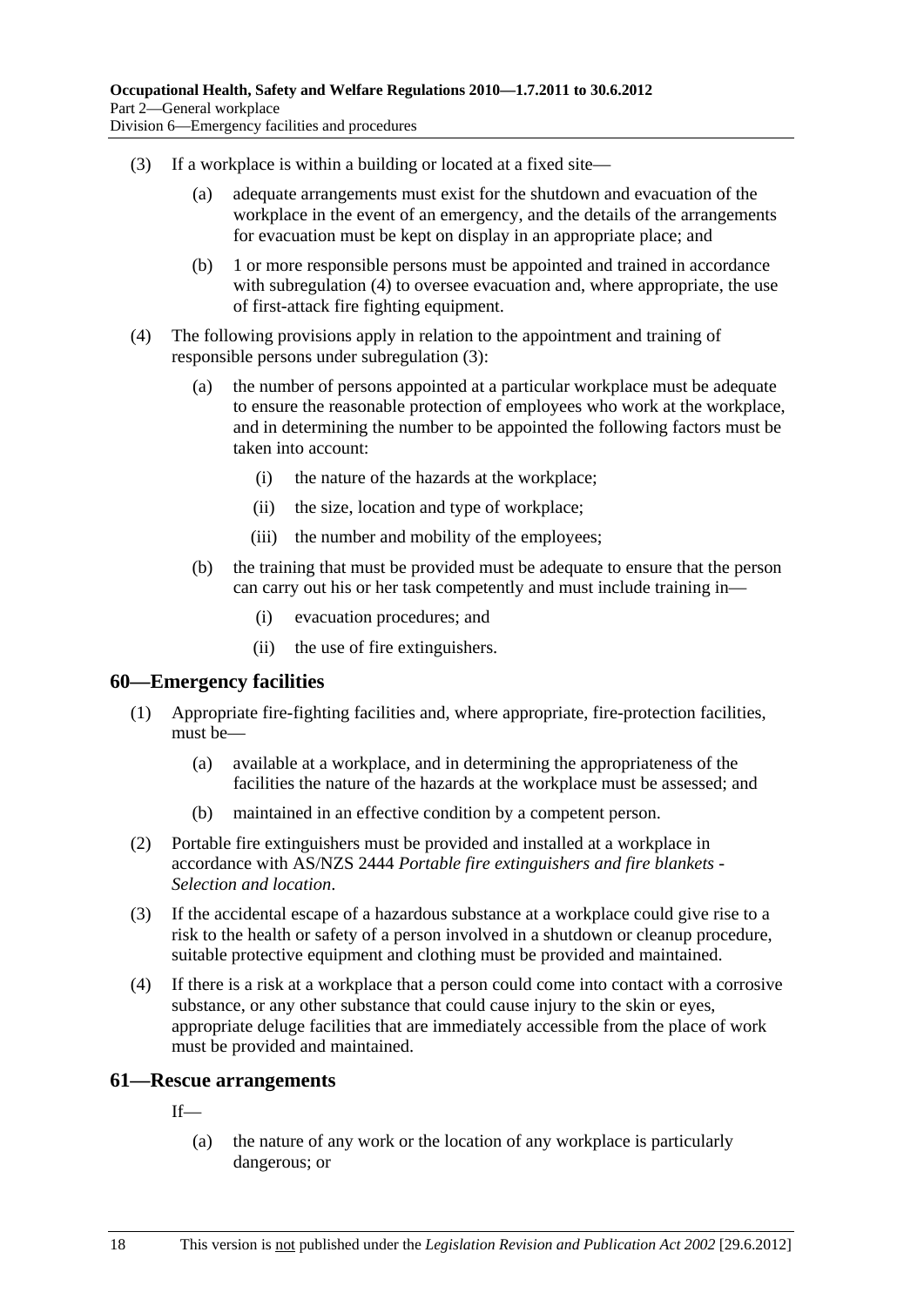(3) If a workplace is within a building or located at a fixed site—

(a) adequate arrangements must exist for the shutdown and evacuation of the workplace in the event of an emergency, and the details of the arrangements for evacuation must be kept on display in an appropriate place; and

(b) 1 or more responsible persons must be appointed and trained in accordance with subregulation (4) to oversee evacuation and, where appropriate, the use of first-attack fire fighting equipment.

(4) The following provisions apply in relation to the appointment and training of responsible persons under subregulation (3):

(a) the number of persons appointed at a particular workplace must be adequate to ensure the reasonable protection of employees who work at the workplace, and in determining the number to be appointed the following factors must be taken into account:

(i) the nature of the hazards at the workplace;

(ii) the size, location and type of workplace;

(iii) the number and mobility of the employees;

(b) the training that must be provided must be adequate to ensure that the person can carry out his or her task competently and must include training in—

(i) evacuation procedures; and

(ii) the use of fire extinguishers.

## 60—Emergency facilities

(1) Appropriate fire-fighting facilities and, where appropriate, fire-protection facilities, must be—

(a) available at a workplace, and in determining the appropriateness of the facilities the nature of the hazards at the workplace must be assessed; and

(b) maintained in an effective condition by a competent person.

(2) Portable fire extinguishers must be provided and installed at a workplace in accordance with AS/NZS 2444 *Portable fire extinguishers and fire blankets - Selection and location*.

(3) If the accidental escape of a hazardous substance at a workplace could give rise to a risk to the health or safety of a person involved in a shutdown or cleanup procedure, suitable protective equipment and clothing must be provided and maintained.

(4) If there is a risk at a workplace that a person could come into contact with a corrosive substance, or any other substance that could cause injury to the skin or eyes, appropriate deluge facilities that are immediately accessible from the place of work must be provided and maintained.

## 61—Rescue arrangements

If—

(a) the nature of any work or the location of any workplace is particularly dangerous; or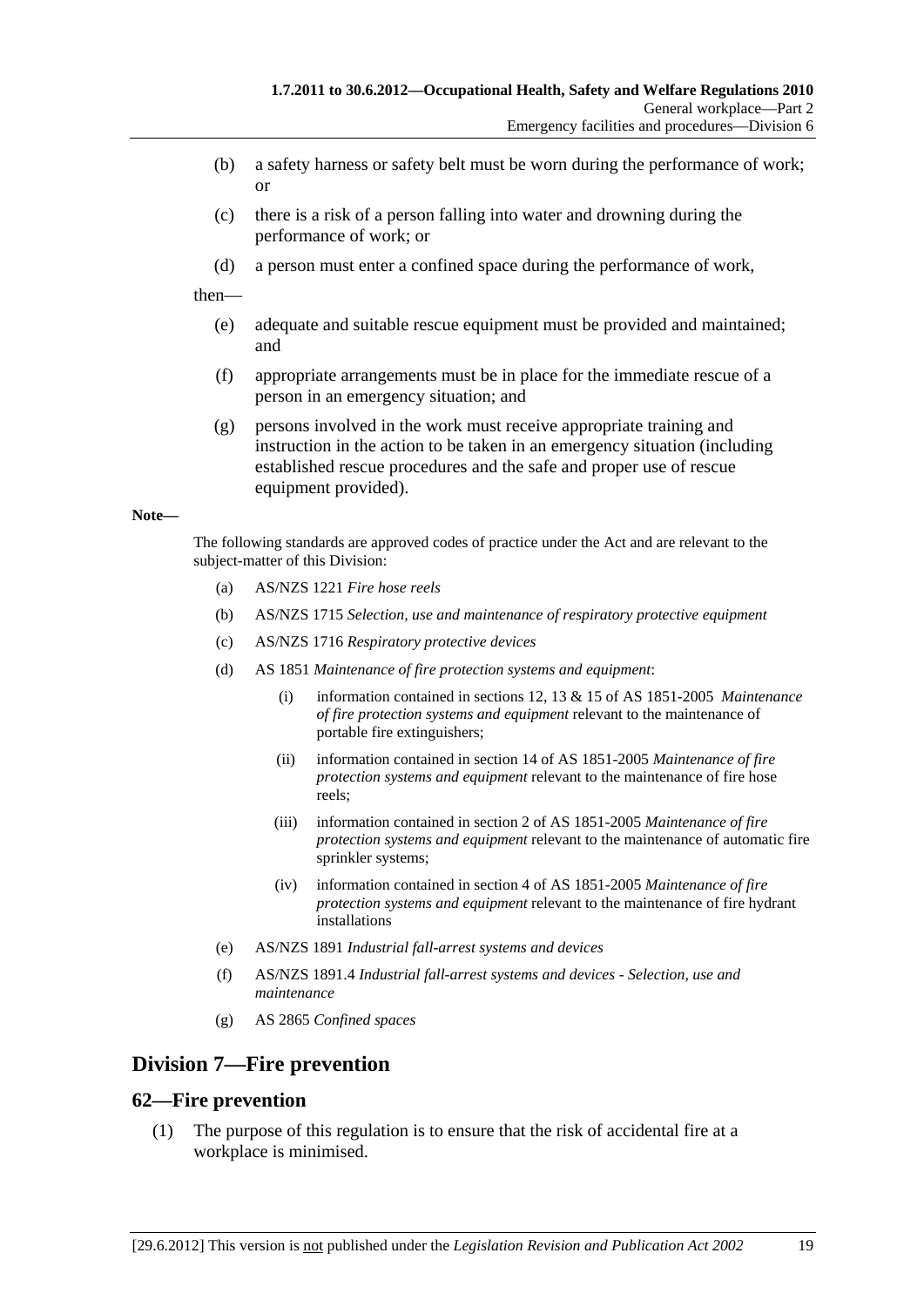(b) a safety harness or safety belt must be worn during the performance of work; or

(c) there is a risk of a person falling into water and drowning during the performance of work; or

(d) a person must enter a confined space during the performance of work,

then—

(e) adequate and suitable rescue equipment must be provided and maintained; and

(f) appropriate arrangements must be in place for the immediate rescue of a person in an emergency situation; and

(g) persons involved in the work must receive appropriate training and instruction in the action to be taken in an emergency situation (including established rescue procedures and the safe and proper use of rescue equipment provided).

**Note—**

The following standards are approved codes of practice under the Act and are relevant to the subject-matter of this Division:

(a) AS/NZS 1221 *Fire hose reels*

(b) AS/NZS 1715 *Selection, use and maintenance of respiratory protective equipment*

(c) AS/NZS 1716 *Respiratory protective devices*

(d) AS 1851 *Maintenance of fire protection systems and equipment*:

(i) information contained in sections 12, 13 & 15 of AS 1851-2005 *Maintenance of fire protection systems and equipment* relevant to the maintenance of portable fire extinguishers;

(ii) information contained in section 14 of AS 1851-2005 *Maintenance of fire protection systems and equipment* relevant to the maintenance of fire hose reels;

(iii) information contained in section 2 of AS 1851-2005 *Maintenance of fire protection systems and equipment* relevant to the maintenance of automatic fire sprinkler systems;

(iv) information contained in section 4 of AS 1851-2005 *Maintenance of fire protection systems and equipment* relevant to the maintenance of fire hydrant installations

(e) AS/NZS 1891 *Industrial fall-arrest systems and devices*

(f) AS/NZS 1891.4 *Industrial fall-arrest systems and devices - Selection, use and maintenance*

(g) AS 2865 *Confined spaces*

## Division 7—Fire prevention

### 62—Fire prevention

(1) The purpose of this regulation is to ensure that the risk of accidental fire at a workplace is minimised.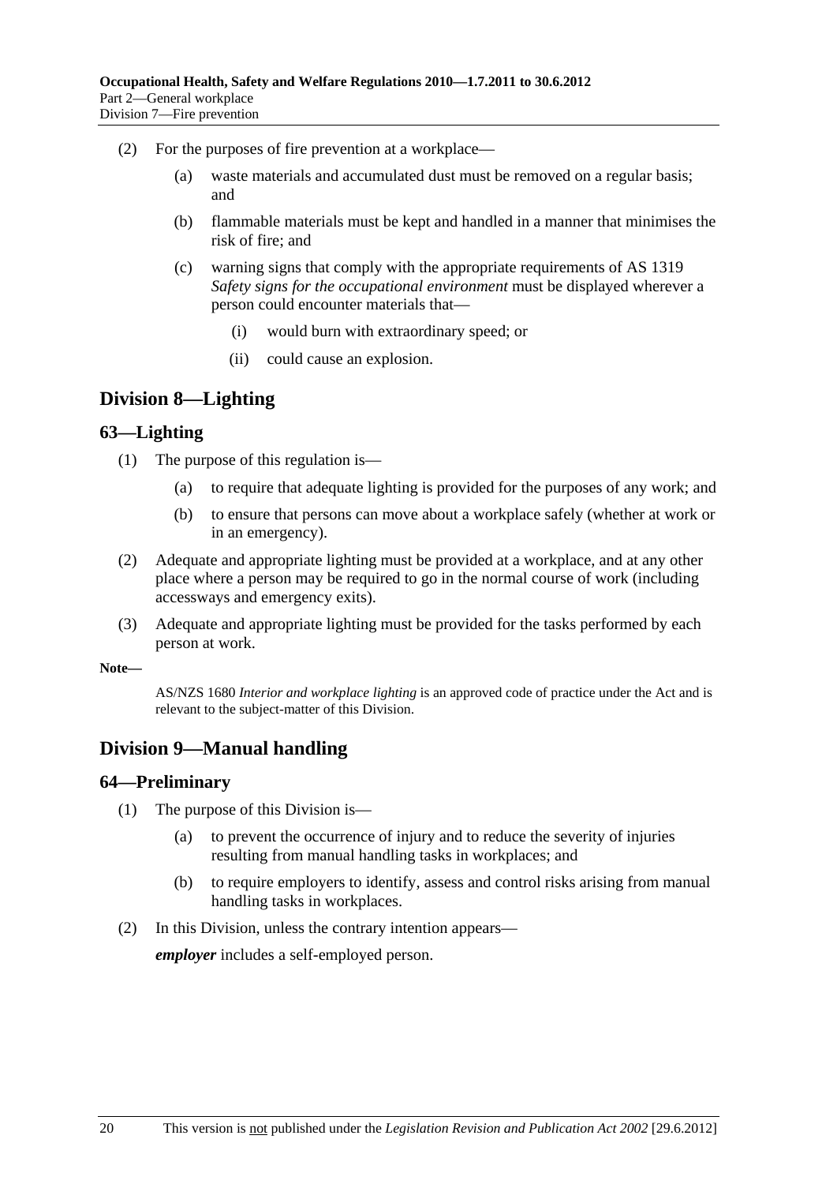(2) For the purposes of fire prevention at a workplace—

(a) waste materials and accumulated dust must be removed on a regular basis; and

(b) flammable materials must be kept and handled in a manner that minimises the risk of fire; and

(c) warning signs that comply with the appropriate requirements of AS 1319 *Safety signs for the occupational environment* must be displayed wherever a person could encounter materials that—

(i) would burn with extraordinary speed; or

(ii) could cause an explosion.

## Division 8—Lighting

### 63—Lighting

(1) The purpose of this regulation is—

(a) to require that adequate lighting is provided for the purposes of any work; and

(b) to ensure that persons can move about a workplace safely (whether at work or in an emergency).

(2) Adequate and appropriate lighting must be provided at a workplace, and at any other place where a person may be required to go in the normal course of work (including accessways and emergency exits).

(3) Adequate and appropriate lighting must be provided for the tasks performed by each person at work.

**Note—**

AS/NZS 1680 *Interior and workplace lighting* is an approved code of practice under the Act and is relevant to the subject-matter of this Division.

## Division 9—Manual handling

### 64—Preliminary

(1) The purpose of this Division is—

(a) to prevent the occurrence of injury and to reduce the severity of injuries resulting from manual handling tasks in workplaces; and

(b) to require employers to identify, assess and control risks arising from manual handling tasks in workplaces.

(2) In this Division, unless the contrary intention appears—

***employer*** includes a self-employed person.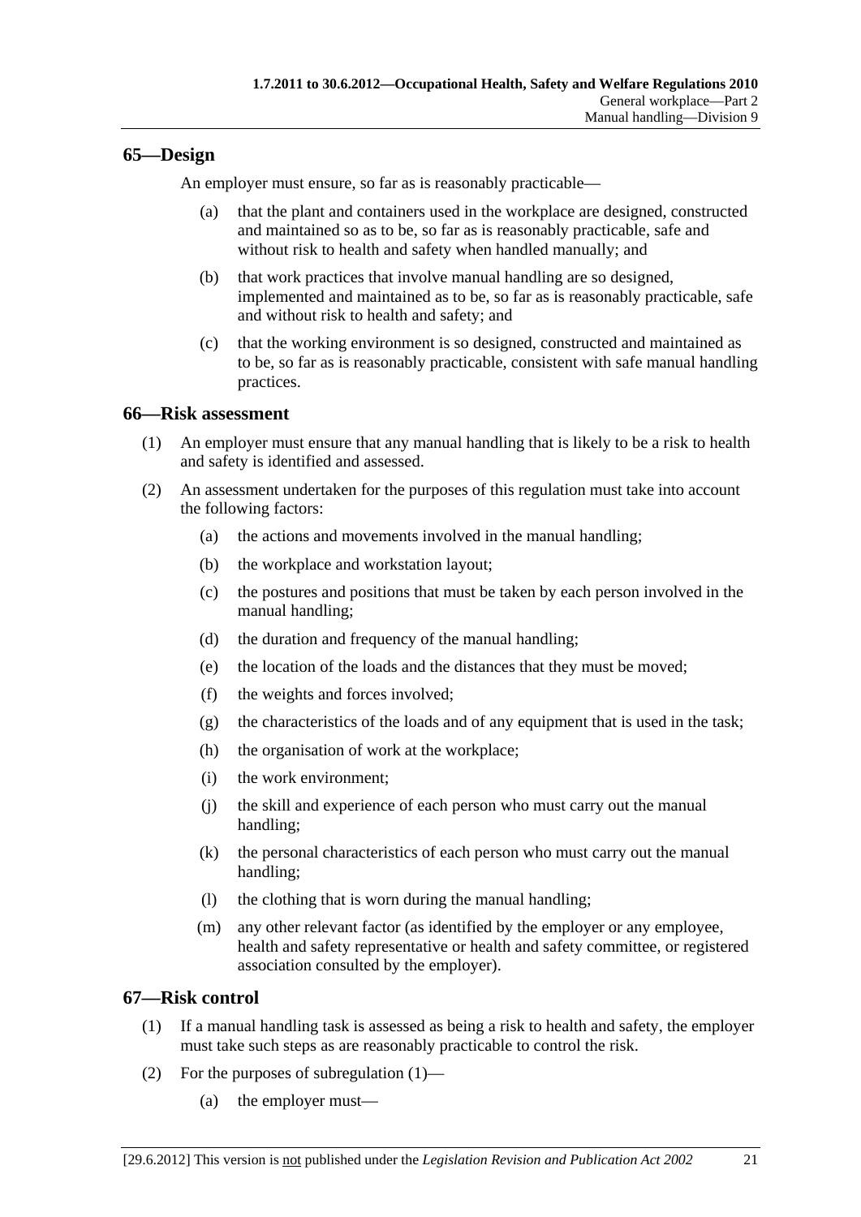## 65—Design

An employer must ensure, so far as is reasonably practicable—

(a) that the plant and containers used in the workplace are designed, constructed and maintained so as to be, so far as is reasonably practicable, safe and without risk to health and safety when handled manually; and

(b) that work practices that involve manual handling are so designed, implemented and maintained as to be, so far as is reasonably practicable, safe and without risk to health and safety; and

(c) that the working environment is so designed, constructed and maintained as to be, so far as is reasonably practicable, consistent with safe manual handling practices.

## 66—Risk assessment

(1) An employer must ensure that any manual handling that is likely to be a risk to health and safety is identified and assessed.

(2) An assessment undertaken for the purposes of this regulation must take into account the following factors:

(a) the actions and movements involved in the manual handling;

(b) the workplace and workstation layout;

(c) the postures and positions that must be taken by each person involved in the manual handling;

(d) the duration and frequency of the manual handling;

(e) the location of the loads and the distances that they must be moved;

(f) the weights and forces involved;

(g) the characteristics of the loads and of any equipment that is used in the task;

(h) the organisation of work at the workplace;

(i) the work environment;

(j) the skill and experience of each person who must carry out the manual handling;

(k) the personal characteristics of each person who must carry out the manual handling;

(l) the clothing that is worn during the manual handling;

(m) any other relevant factor (as identified by the employer or any employee, health and safety representative or health and safety committee, or registered association consulted by the employer).

## 67—Risk control

(1) If a manual handling task is assessed as being a risk to health and safety, the employer must take such steps as are reasonably practicable to control the risk.

(2) For the purposes of subregulation (1)—

(a) the employer must—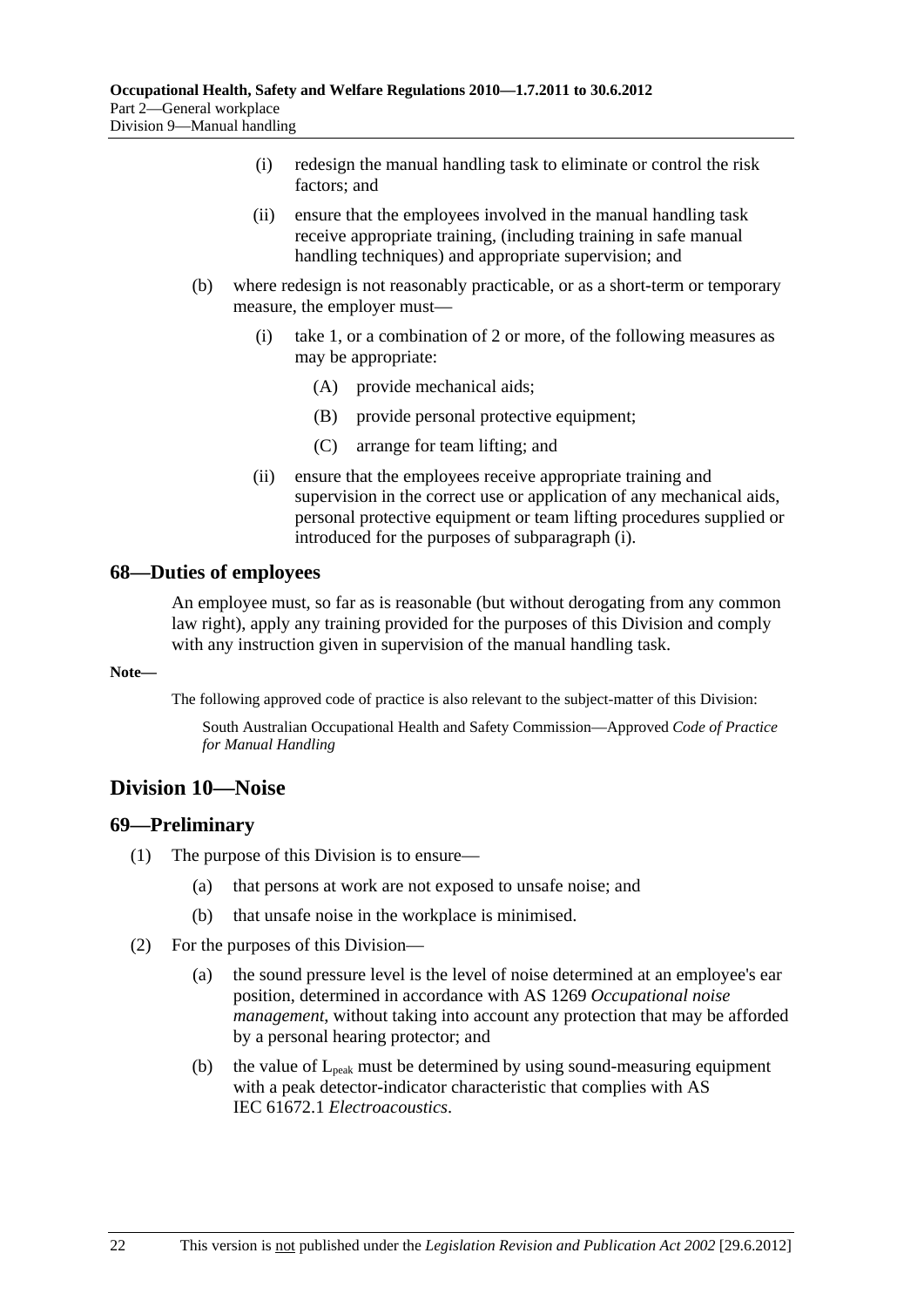(i) redesign the manual handling task to eliminate or control the risk factors; and

(ii) ensure that the employees involved in the manual handling task receive appropriate training, (including training in safe manual handling techniques) and appropriate supervision; and

(b) where redesign is not reasonably practicable, or as a short-term or temporary measure, the employer must—

(i) take 1, or a combination of 2 or more, of the following measures as may be appropriate:

(A) provide mechanical aids;

(B) provide personal protective equipment;

(C) arrange for team lifting; and

(ii) ensure that the employees receive appropriate training and supervision in the correct use or application of any mechanical aids, personal protective equipment or team lifting procedures supplied or introduced for the purposes of subparagraph (i).

## 68—Duties of employees

An employee must, so far as is reasonable (but without derogating from any common law right), apply any training provided for the purposes of this Division and comply with any instruction given in supervision of the manual handling task.

**Note—**

The following approved code of practice is also relevant to the subject-matter of this Division:

South Australian Occupational Health and Safety Commission—Approved *Code of Practice for Manual Handling*

# Division 10—Noise

## 69—Preliminary

(1) The purpose of this Division is to ensure—

(a) that persons at work are not exposed to unsafe noise; and

(b) that unsafe noise in the workplace is minimised.

(2) For the purposes of this Division—

(a) the sound pressure level is the level of noise determined at an employee's ear position, determined in accordance with AS 1269 *Occupational noise management*, without taking into account any protection that may be afforded by a personal hearing protector; and

(b) the value of $L_{peak}$ must be determined by using sound-measuring equipment with a peak detector-indicator characteristic that complies with AS IEC 61672.1 *Electroacoustics*.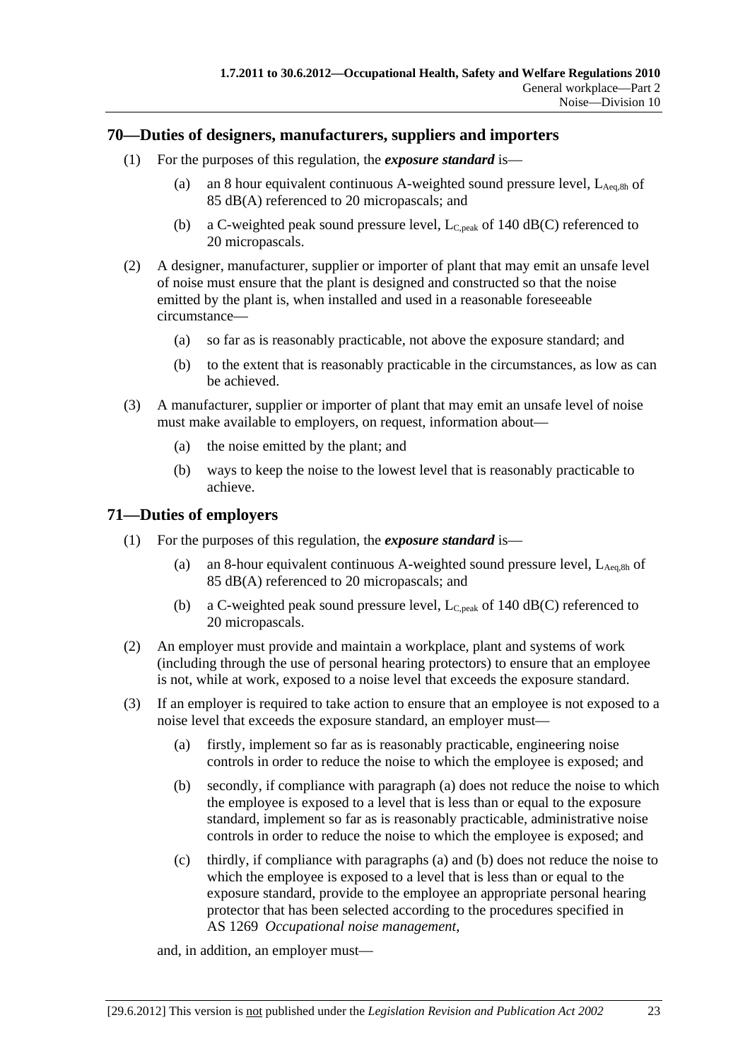## 70—Duties of designers, manufacturers, suppliers and importers

(1) For the purposes of this regulation, the ***exposure standard*** is—

(a) an 8 hour equivalent continuous A-weighted sound pressure level, $L_{Aeq,8h}$ of 85 dB(A) referenced to 20 micropascals; and

(b) a C-weighted peak sound pressure level, $L_{C,peak}$ of 140 dB(C) referenced to 20 micropascals.

(2) A designer, manufacturer, supplier or importer of plant that may emit an unsafe level of noise must ensure that the plant is designed and constructed so that the noise emitted by the plant is, when installed and used in a reasonable foreseeable circumstance—

(a) so far as is reasonably practicable, not above the exposure standard; and

(b) to the extent that is reasonably practicable in the circumstances, as low as can be achieved.

(3) A manufacturer, supplier or importer of plant that may emit an unsafe level of noise must make available to employers, on request, information about—

(a) the noise emitted by the plant; and

(b) ways to keep the noise to the lowest level that is reasonably practicable to achieve.

## 71—Duties of employers

(1) For the purposes of this regulation, the ***exposure standard*** is—

(a) an 8-hour equivalent continuous A-weighted sound pressure level, $L_{Aeq,8h}$ of 85 dB(A) referenced to 20 micropascals; and

(b) a C-weighted peak sound pressure level, $L_{C,peak}$ of 140 dB(C) referenced to 20 micropascals.

(2) An employer must provide and maintain a workplace, plant and systems of work (including through the use of personal hearing protectors) to ensure that an employee is not, while at work, exposed to a noise level that exceeds the exposure standard.

(3) If an employer is required to take action to ensure that an employee is not exposed to a noise level that exceeds the exposure standard, an employer must—

(a) firstly, implement so far as is reasonably practicable, engineering noise controls in order to reduce the noise to which the employee is exposed; and

(b) secondly, if compliance with paragraph (a) does not reduce the noise to which the employee is exposed to a level that is less than or equal to the exposure standard, implement so far as is reasonably practicable, administrative noise controls in order to reduce the noise to which the employee is exposed; and

(c) thirdly, if compliance with paragraphs (a) and (b) does not reduce the noise to which the employee is exposed to a level that is less than or equal to the exposure standard, provide to the employee an appropriate personal hearing protector that has been selected according to the procedures specified in AS 1269 *Occupational noise management*,

and, in addition, an employer must—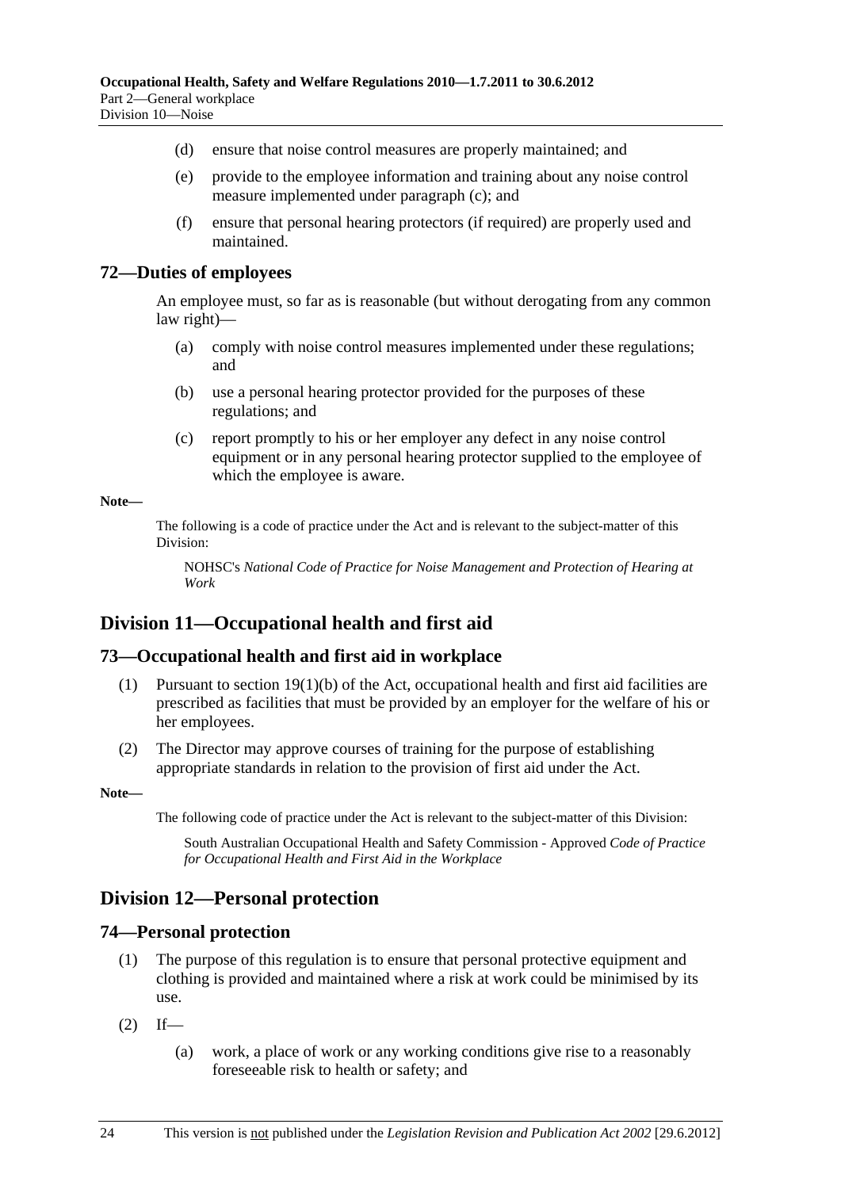(d) ensure that noise control measures are properly maintained; and

(e) provide to the employee information and training about any noise control measure implemented under paragraph (c); and

(f) ensure that personal hearing protectors (if required) are properly used and maintained.

### 72—Duties of employees

An employee must, so far as is reasonable (but without derogating from any common law right)—

(a) comply with noise control measures implemented under these regulations; and

(b) use a personal hearing protector provided for the purposes of these regulations; and

(c) report promptly to his or her employer any defect in any noise control equipment or in any personal hearing protector supplied to the employee of which the employee is aware.

**Note—**

The following is a code of practice under the Act and is relevant to the subject-matter of this Division:

NOHSC's *National Code of Practice for Noise Management and Protection of Hearing at Work*

## Division 11—Occupational health and first aid

### 73—Occupational health and first aid in workplace

(1) Pursuant to section 19(1)(b) of the Act, occupational health and first aid facilities are prescribed as facilities that must be provided by an employer for the welfare of his or her employees.

(2) The Director may approve courses of training for the purpose of establishing appropriate standards in relation to the provision of first aid under the Act.

**Note—**

The following code of practice under the Act is relevant to the subject-matter of this Division:

South Australian Occupational Health and Safety Commission - Approved *Code of Practice for Occupational Health and First Aid in the Workplace*

## Division 12—Personal protection

### 74—Personal protection

(1) The purpose of this regulation is to ensure that personal protective equipment and clothing is provided and maintained where a risk at work could be minimised by its use.

(2) If—

(a) work, a place of work or any working conditions give rise to a reasonably foreseeable risk to health or safety; and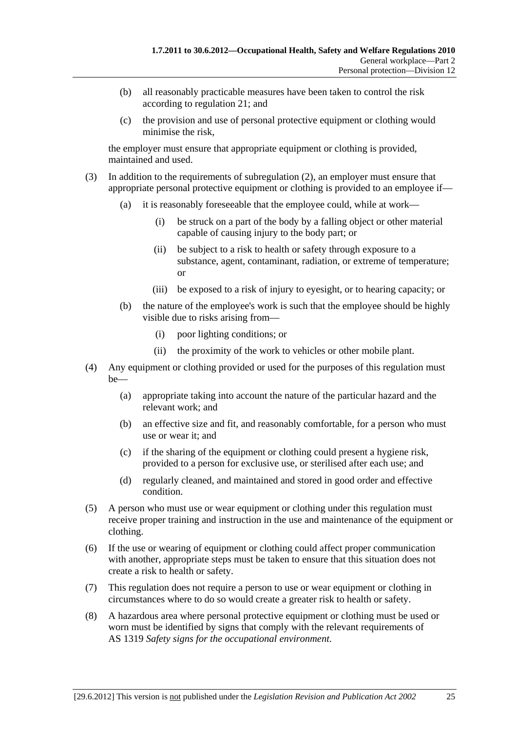(b) all reasonably practicable measures have been taken to control the risk according to regulation 21; and

(c) the provision and use of personal protective equipment or clothing would minimise the risk,

the employer must ensure that appropriate equipment or clothing is provided, maintained and used.

(3) In addition to the requirements of subregulation (2), an employer must ensure that appropriate personal protective equipment or clothing is provided to an employee if—

(a) it is reasonably foreseeable that the employee could, while at work—

(i) be struck on a part of the body by a falling object or other material capable of causing injury to the body part; or

(ii) be subject to a risk to health or safety through exposure to a substance, agent, contaminant, radiation, or extreme of temperature; or

(iii) be exposed to a risk of injury to eyesight, or to hearing capacity; or

(b) the nature of the employee's work is such that the employee should be highly visible due to risks arising from—

(i) poor lighting conditions; or

(ii) the proximity of the work to vehicles or other mobile plant.

(4) Any equipment or clothing provided or used for the purposes of this regulation must be—

(a) appropriate taking into account the nature of the particular hazard and the relevant work; and

(b) an effective size and fit, and reasonably comfortable, for a person who must use or wear it; and

(c) if the sharing of the equipment or clothing could present a hygiene risk, provided to a person for exclusive use, or sterilised after each use; and

(d) regularly cleaned, and maintained and stored in good order and effective condition.

(5) A person who must use or wear equipment or clothing under this regulation must receive proper training and instruction in the use and maintenance of the equipment or clothing.

(6) If the use or wearing of equipment or clothing could affect proper communication with another, appropriate steps must be taken to ensure that this situation does not create a risk to health or safety.

(7) This regulation does not require a person to use or wear equipment or clothing in circumstances where to do so would create a greater risk to health or safety.

(8) A hazardous area where personal protective equipment or clothing must be used or worn must be identified by signs that comply with the relevant requirements of AS 1319 *Safety signs for the occupational environment*.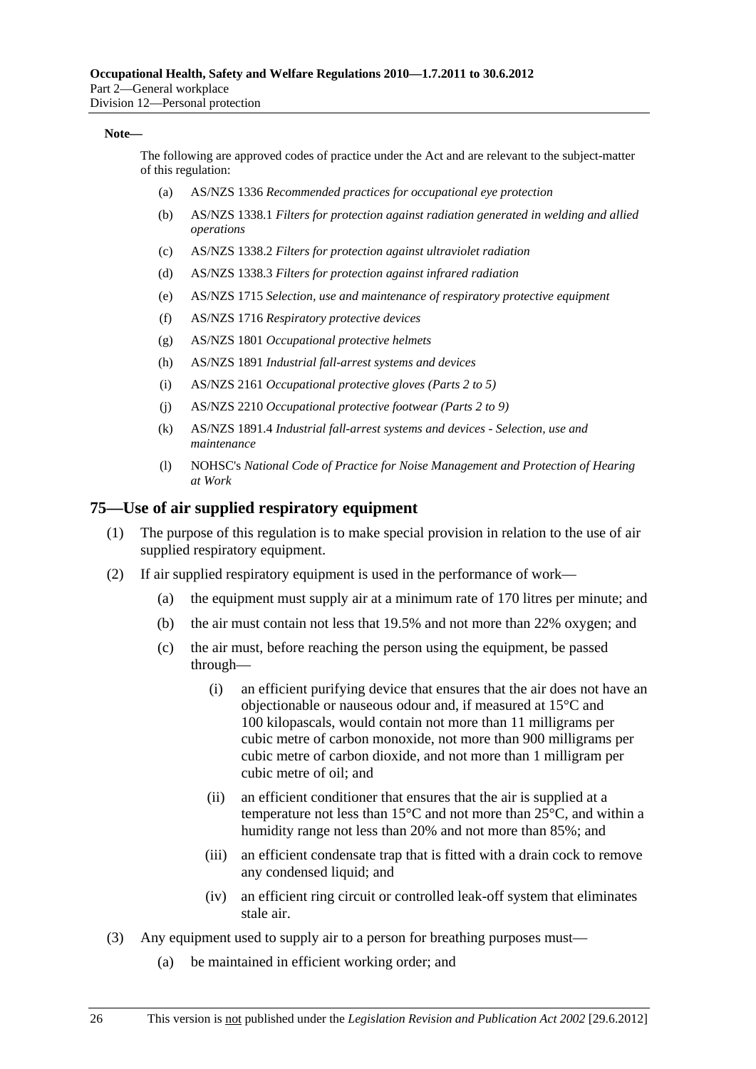**Note—**

The following are approved codes of practice under the Act and are relevant to the subject-matter of this regulation:

- (a) AS/NZS 1336 *Recommended practices for occupational eye protection*
- (b) AS/NZS 1338.1 *Filters for protection against radiation generated in welding and allied operations*
- (c) AS/NZS 1338.2 *Filters for protection against ultraviolet radiation*
- (d) AS/NZS 1338.3 *Filters for protection against infrared radiation*
- (e) AS/NZS 1715 *Selection, use and maintenance of respiratory protective equipment*
- (f) AS/NZS 1716 *Respiratory protective devices*
- (g) AS/NZS 1801 *Occupational protective helmets*
- (h) AS/NZS 1891 *Industrial fall-arrest systems and devices*
- (i) AS/NZS 2161 *Occupational protective gloves (Parts 2 to 5)*
- (j) AS/NZS 2210 *Occupational protective footwear (Parts 2 to 9)*
- (k) AS/NZS 1891.4 *Industrial fall-arrest systems and devices - Selection, use and maintenance*
- (l) NOHSC's *National Code of Practice for Noise Management and Protection of Hearing at Work*

## 75—Use of air supplied respiratory equipment

(1) The purpose of this regulation is to make special provision in relation to the use of air supplied respiratory equipment.

(2) If air supplied respiratory equipment is used in the performance of work—

- (a) the equipment must supply air at a minimum rate of 170 litres per minute; and
- (b) the air must contain not less that 19.5% and not more than 22% oxygen; and
- (c) the air must, before reaching the person using the equipment, be passed through—
  - (i) an efficient purifying device that ensures that the air does not have an objectionable or nauseous odour and, if measured at 15°C and 100 kilopascals, would contain not more than 11 milligrams per cubic metre of carbon monoxide, not more than 900 milligrams per cubic metre of carbon dioxide, and not more than 1 milligram per cubic metre of oil; and
  - (ii) an efficient conditioner that ensures that the air is supplied at a temperature not less than 15°C and not more than 25°C, and within a humidity range not less than 20% and not more than 85%; and
  - (iii) an efficient condensate trap that is fitted with a drain cock to remove any condensed liquid; and
  - (iv) an efficient ring circuit or controlled leak-off system that eliminates stale air.

(3) Any equipment used to supply air to a person for breathing purposes must—

- (a) be maintained in efficient working order; and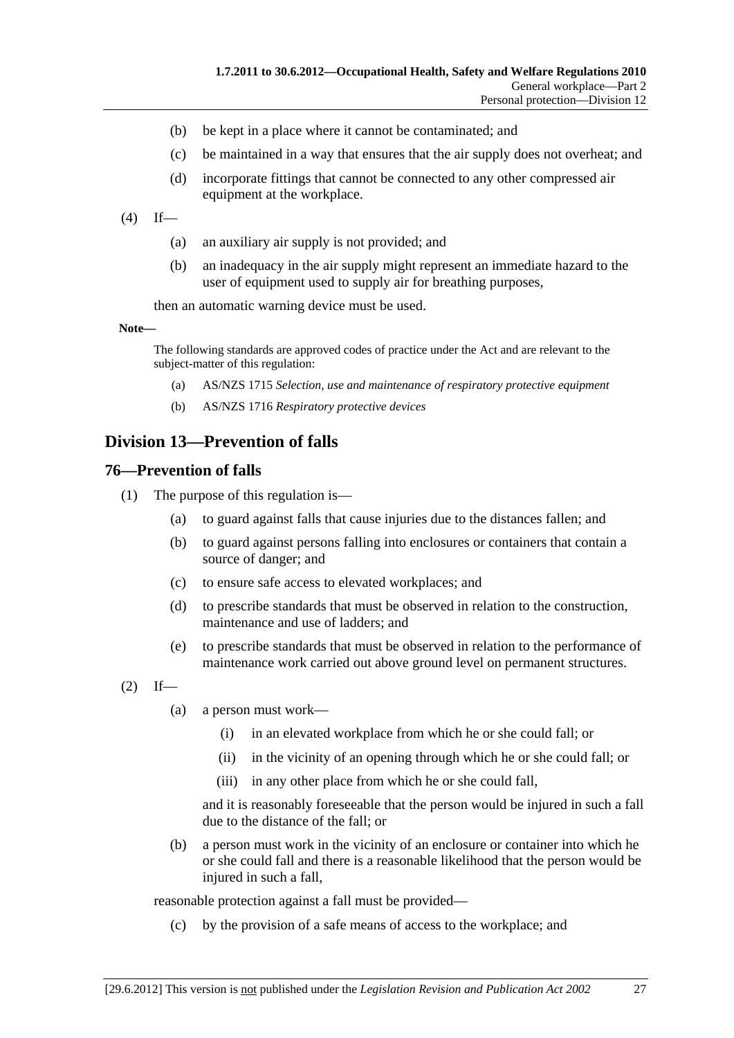(b) be kept in a place where it cannot be contaminated; and

(c) be maintained in a way that ensures that the air supply does not overheat; and

(d) incorporate fittings that cannot be connected to any other compressed air equipment at the workplace.

(4) If—

(a) an auxiliary air supply is not provided; and

(b) an inadequacy in the air supply might represent an immediate hazard to the user of equipment used to supply air for breathing purposes,

then an automatic warning device must be used.

**Note—**

The following standards are approved codes of practice under the Act and are relevant to the subject-matter of this regulation:

(a) AS/NZS 1715 *Selection, use and maintenance of respiratory protective equipment*

(b) AS/NZS 1716 *Respiratory protective devices*

## Division 13—Prevention of falls

### 76—Prevention of falls

(1) The purpose of this regulation is—

(a) to guard against falls that cause injuries due to the distances fallen; and

(b) to guard against persons falling into enclosures or containers that contain a source of danger; and

(c) to ensure safe access to elevated workplaces; and

(d) to prescribe standards that must be observed in relation to the construction, maintenance and use of ladders; and

(e) to prescribe standards that must be observed in relation to the performance of maintenance work carried out above ground level on permanent structures.

(2) If—

(a) a person must work—

(i) in an elevated workplace from which he or she could fall; or

(ii) in the vicinity of an opening through which he or she could fall; or

(iii) in any other place from which he or she could fall,

and it is reasonably foreseeable that the person would be injured in such a fall due to the distance of the fall; or

(b) a person must work in the vicinity of an enclosure or container into which he or she could fall and there is a reasonable likelihood that the person would be injured in such a fall,

reasonable protection against a fall must be provided—

(c) by the provision of a safe means of access to the workplace; and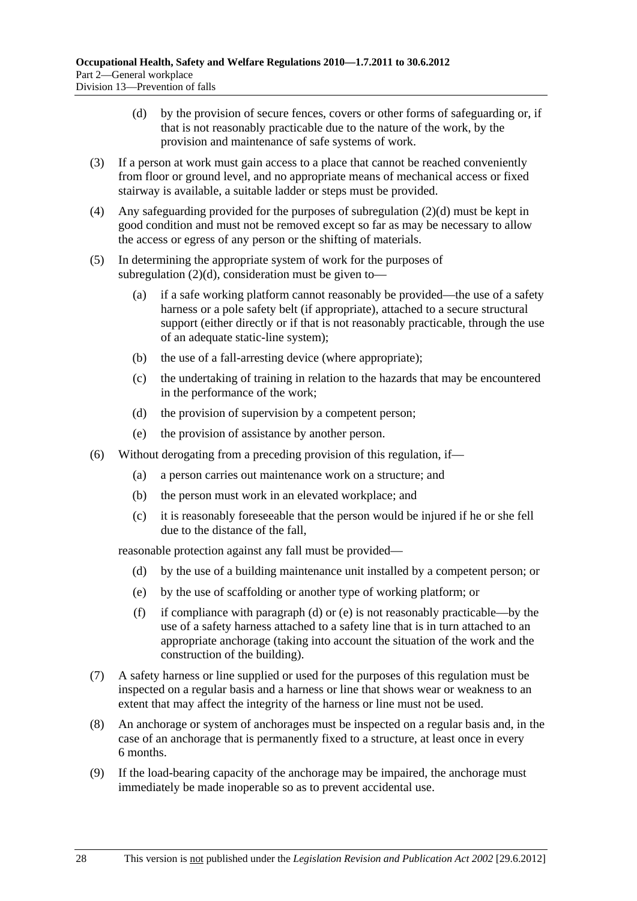(d) by the provision of secure fences, covers or other forms of safeguarding or, if that is not reasonably practicable due to the nature of the work, by the provision and maintenance of safe systems of work.

(3) If a person at work must gain access to a place that cannot be reached conveniently from floor or ground level, and no appropriate means of mechanical access or fixed stairway is available, a suitable ladder or steps must be provided.

(4) Any safeguarding provided for the purposes of subregulation (2)(d) must be kept in good condition and must not be removed except so far as may be necessary to allow the access or egress of any person or the shifting of materials.

(5) In determining the appropriate system of work for the purposes of subregulation (2)(d), consideration must be given to—

(a) if a safe working platform cannot reasonably be provided—the use of a safety harness or a pole safety belt (if appropriate), attached to a secure structural support (either directly or if that is not reasonably practicable, through the use of an adequate static-line system);

(b) the use of a fall-arresting device (where appropriate);

(c) the undertaking of training in relation to the hazards that may be encountered in the performance of the work;

(d) the provision of supervision by a competent person;

(e) the provision of assistance by another person.

(6) Without derogating from a preceding provision of this regulation, if—

(a) a person carries out maintenance work on a structure; and

(b) the person must work in an elevated workplace; and

(c) it is reasonably foreseeable that the person would be injured if he or she fell due to the distance of the fall,

reasonable protection against any fall must be provided—

(d) by the use of a building maintenance unit installed by a competent person; or

(e) by the use of scaffolding or another type of working platform; or

(f) if compliance with paragraph (d) or (e) is not reasonably practicable—by the use of a safety harness attached to a safety line that is in turn attached to an appropriate anchorage (taking into account the situation of the work and the construction of the building).

(7) A safety harness or line supplied or used for the purposes of this regulation must be inspected on a regular basis and a harness or line that shows wear or weakness to an extent that may affect the integrity of the harness or line must not be used.

(8) An anchorage or system of anchorages must be inspected on a regular basis and, in the case of an anchorage that is permanently fixed to a structure, at least once in every 6 months.

(9) If the load-bearing capacity of the anchorage may be impaired, the anchorage must immediately be made inoperable so as to prevent accidental use.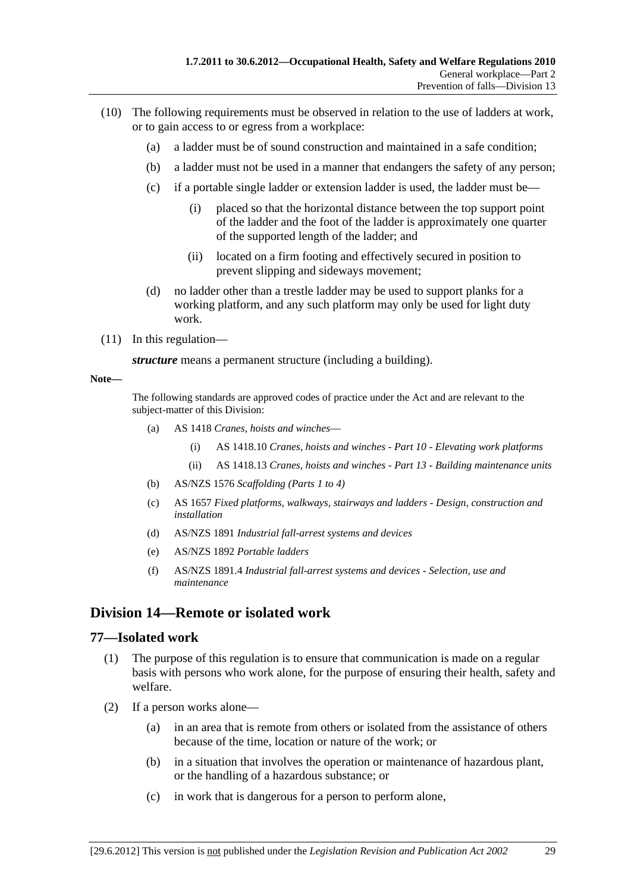(10) The following requirements must be observed in relation to the use of ladders at work, or to gain access to or egress from a workplace:

(a) a ladder must be of sound construction and maintained in a safe condition;

(b) a ladder must not be used in a manner that endangers the safety of any person;

(c) if a portable single ladder or extension ladder is used, the ladder must be—

(i) placed so that the horizontal distance between the top support point of the ladder and the foot of the ladder is approximately one quarter of the supported length of the ladder; and

(ii) located on a firm footing and effectively secured in position to prevent slipping and sideways movement;

(d) no ladder other than a trestle ladder may be used to support planks for a working platform, and any such platform may only be used for light duty work.

(11) In this regulation—

***structure*** means a permanent structure (including a building).

**Note—**

The following standards are approved codes of practice under the Act and are relevant to the subject-matter of this Division:

(a) AS 1418 *Cranes, hoists and winches*—

(i) AS 1418.10 *Cranes, hoists and winches - Part 10 - Elevating work platforms*

(ii) AS 1418.13 *Cranes, hoists and winches - Part 13 - Building maintenance units*

(b) AS/NZS 1576 *Scaffolding (Parts 1 to 4)*

(c) AS 1657 *Fixed platforms, walkways, stairways and ladders - Design, construction and installation*

(d) AS/NZS 1891 *Industrial fall-arrest systems and devices*

(e) AS/NZS 1892 *Portable ladders*

(f) AS/NZS 1891.4 *Industrial fall-arrest systems and devices - Selection, use and maintenance*

## Division 14—Remote or isolated work

### 77—Isolated work

(1) The purpose of this regulation is to ensure that communication is made on a regular basis with persons who work alone, for the purpose of ensuring their health, safety and welfare.

(2) If a person works alone—

(a) in an area that is remote from others or isolated from the assistance of others because of the time, location or nature of the work; or

(b) in a situation that involves the operation or maintenance of hazardous plant, or the handling of a hazardous substance; or

(c) in work that is dangerous for a person to perform alone,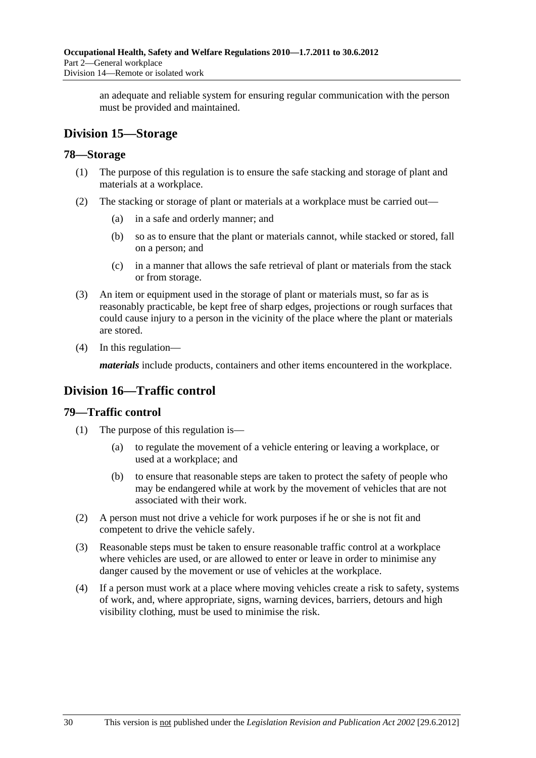an adequate and reliable system for ensuring regular communication with the person must be provided and maintained.

## Division 15—Storage

### 78—Storage

(1) The purpose of this regulation is to ensure the safe stacking and storage of plant and materials at a workplace.

(2) The stacking or storage of plant or materials at a workplace must be carried out—

(a) in a safe and orderly manner; and

(b) so as to ensure that the plant or materials cannot, while stacked or stored, fall on a person; and

(c) in a manner that allows the safe retrieval of plant or materials from the stack or from storage.

(3) An item or equipment used in the storage of plant or materials must, so far as is reasonably practicable, be kept free of sharp edges, projections or rough surfaces that could cause injury to a person in the vicinity of the place where the plant or materials are stored.

(4) In this regulation—

***materials*** include products, containers and other items encountered in the workplace.

## Division 16—Traffic control

### 79—Traffic control

(1) The purpose of this regulation is—

(a) to regulate the movement of a vehicle entering or leaving a workplace, or used at a workplace; and

(b) to ensure that reasonable steps are taken to protect the safety of people who may be endangered while at work by the movement of vehicles that are not associated with their work.

(2) A person must not drive a vehicle for work purposes if he or she is not fit and competent to drive the vehicle safely.

(3) Reasonable steps must be taken to ensure reasonable traffic control at a workplace where vehicles are used, or are allowed to enter or leave in order to minimise any danger caused by the movement or use of vehicles at the workplace.

(4) If a person must work at a place where moving vehicles create a risk to safety, systems of work, and, where appropriate, signs, warning devices, barriers, detours and high visibility clothing, must be used to minimise the risk.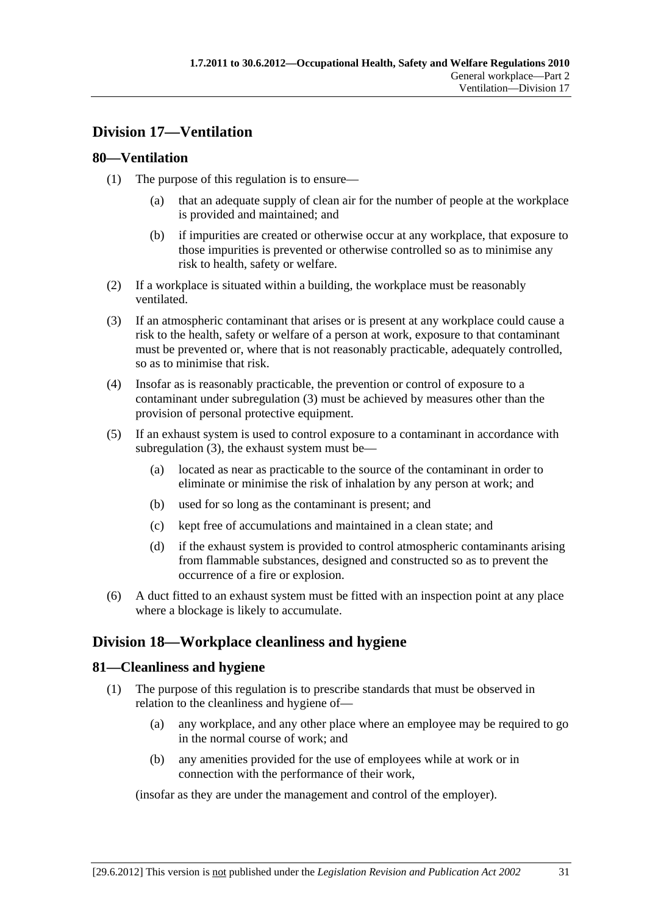## Division 17—Ventilation

### 80—Ventilation

(1) The purpose of this regulation is to ensure—

- (a) that an adequate supply of clean air for the number of people at the workplace is provided and maintained; and
- (b) if impurities are created or otherwise occur at any workplace, that exposure to those impurities is prevented or otherwise controlled so as to minimise any risk to health, safety or welfare.

(2) If a workplace is situated within a building, the workplace must be reasonably ventilated.

(3) If an atmospheric contaminant that arises or is present at any workplace could cause a risk to the health, safety or welfare of a person at work, exposure to that contaminant must be prevented or, where that is not reasonably practicable, adequately controlled, so as to minimise that risk.

(4) Insofar as is reasonably practicable, the prevention or control of exposure to a contaminant under subregulation (3) must be achieved by measures other than the provision of personal protective equipment.

(5) If an exhaust system is used to control exposure to a contaminant in accordance with subregulation (3), the exhaust system must be—

- (a) located as near as practicable to the source of the contaminant in order to eliminate or minimise the risk of inhalation by any person at work; and
- (b) used for so long as the contaminant is present; and
- (c) kept free of accumulations and maintained in a clean state; and
- (d) if the exhaust system is provided to control atmospheric contaminants arising from flammable substances, designed and constructed so as to prevent the occurrence of a fire or explosion.

(6) A duct fitted to an exhaust system must be fitted with an inspection point at any place where a blockage is likely to accumulate.

## Division 18—Workplace cleanliness and hygiene

### 81—Cleanliness and hygiene

(1) The purpose of this regulation is to prescribe standards that must be observed in relation to the cleanliness and hygiene of—

- (a) any workplace, and any other place where an employee may be required to go in the normal course of work; and
- (b) any amenities provided for the use of employees while at work or in connection with the performance of their work,

(insofar as they are under the management and control of the employer).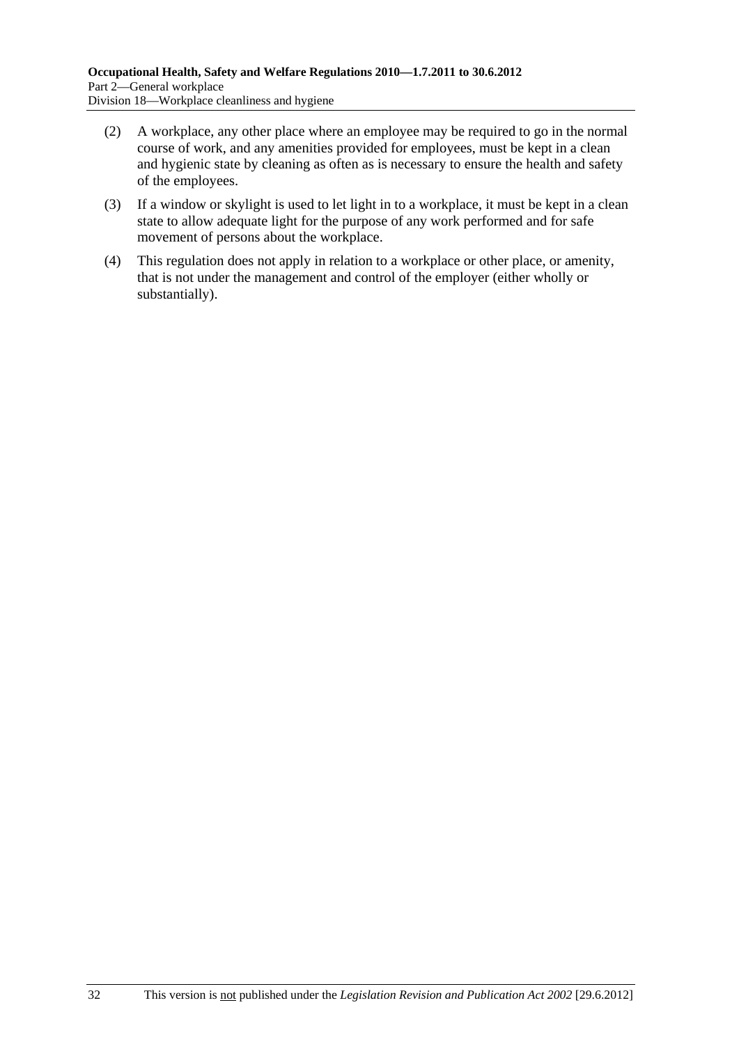(2) A workplace, any other place where an employee may be required to go in the normal course of work, and any amenities provided for employees, must be kept in a clean and hygienic state by cleaning as often as is necessary to ensure the health and safety of the employees.

(3) If a window or skylight is used to let light in to a workplace, it must be kept in a clean state to allow adequate light for the purpose of any work performed and for safe movement of persons about the workplace.

(4) This regulation does not apply in relation to a workplace or other place, or amenity, that is not under the management and control of the employer (either wholly or substantially).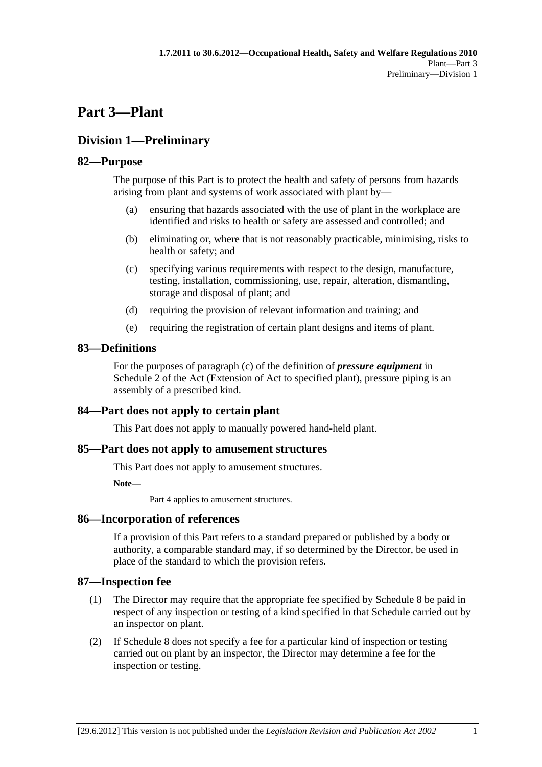# Part 3—Plant

## Division 1—Preliminary

### 82—Purpose

The purpose of this Part is to protect the health and safety of persons from hazards arising from plant and systems of work associated with plant by—

(a) ensuring that hazards associated with the use of plant in the workplace are identified and risks to health or safety are assessed and controlled; and

(b) eliminating or, where that is not reasonably practicable, minimising, risks to health or safety; and

(c) specifying various requirements with respect to the design, manufacture, testing, installation, commissioning, use, repair, alteration, dismantling, storage and disposal of plant; and

(d) requiring the provision of relevant information and training; and

(e) requiring the registration of certain plant designs and items of plant.

### 83—Definitions

For the purposes of paragraph (c) of the definition of ***pressure equipment*** in Schedule 2 of the Act (Extension of Act to specified plant), pressure piping is an assembly of a prescribed kind.

### 84—Part does not apply to certain plant

This Part does not apply to manually powered hand-held plant.

### 85—Part does not apply to amusement structures

This Part does not apply to amusement structures.

**Note—**

Part 4 applies to amusement structures.

### 86—Incorporation of references

If a provision of this Part refers to a standard prepared or published by a body or authority, a comparable standard may, if so determined by the Director, be used in place of the standard to which the provision refers.

### 87—Inspection fee

(1) The Director may require that the appropriate fee specified by Schedule 8 be paid in respect of any inspection or testing of a kind specified in that Schedule carried out by an inspector on plant.

(2) If Schedule 8 does not specify a fee for a particular kind of inspection or testing carried out on plant by an inspector, the Director may determine a fee for the inspection or testing.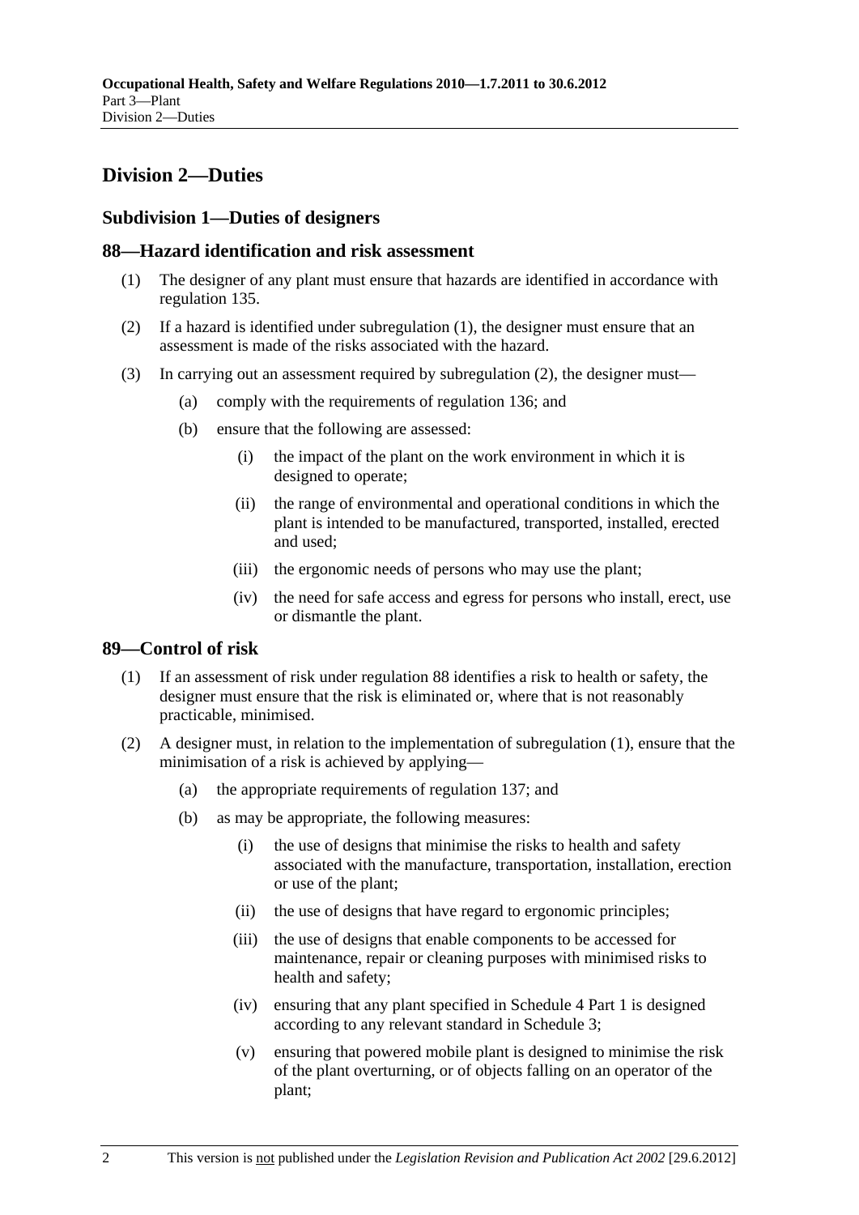## Division 2—Duties

### Subdivision 1—Duties of designers

### 88—Hazard identification and risk assessment

(1) The designer of any plant must ensure that hazards are identified in accordance with regulation 135.

(2) If a hazard is identified under subregulation (1), the designer must ensure that an assessment is made of the risks associated with the hazard.

(3) In carrying out an assessment required by subregulation (2), the designer must—

(a) comply with the requirements of regulation 136; and

(b) ensure that the following are assessed:

(i) the impact of the plant on the work environment in which it is designed to operate;

(ii) the range of environmental and operational conditions in which the plant is intended to be manufactured, transported, installed, erected and used;

(iii) the ergonomic needs of persons who may use the plant;

(iv) the need for safe access and egress for persons who install, erect, use or dismantle the plant.

### 89—Control of risk

(1) If an assessment of risk under regulation 88 identifies a risk to health or safety, the designer must ensure that the risk is eliminated or, where that is not reasonably practicable, minimised.

(2) A designer must, in relation to the implementation of subregulation (1), ensure that the minimisation of a risk is achieved by applying—

(a) the appropriate requirements of regulation 137; and

(b) as may be appropriate, the following measures:

(i) the use of designs that minimise the risks to health and safety associated with the manufacture, transportation, installation, erection or use of the plant;

(ii) the use of designs that have regard to ergonomic principles;

(iii) the use of designs that enable components to be accessed for maintenance, repair or cleaning purposes with minimised risks to health and safety;

(iv) ensuring that any plant specified in Schedule 4 Part 1 is designed according to any relevant standard in Schedule 3;

(v) ensuring that powered mobile plant is designed to minimise the risk of the plant overturning, or of objects falling on an operator of the plant;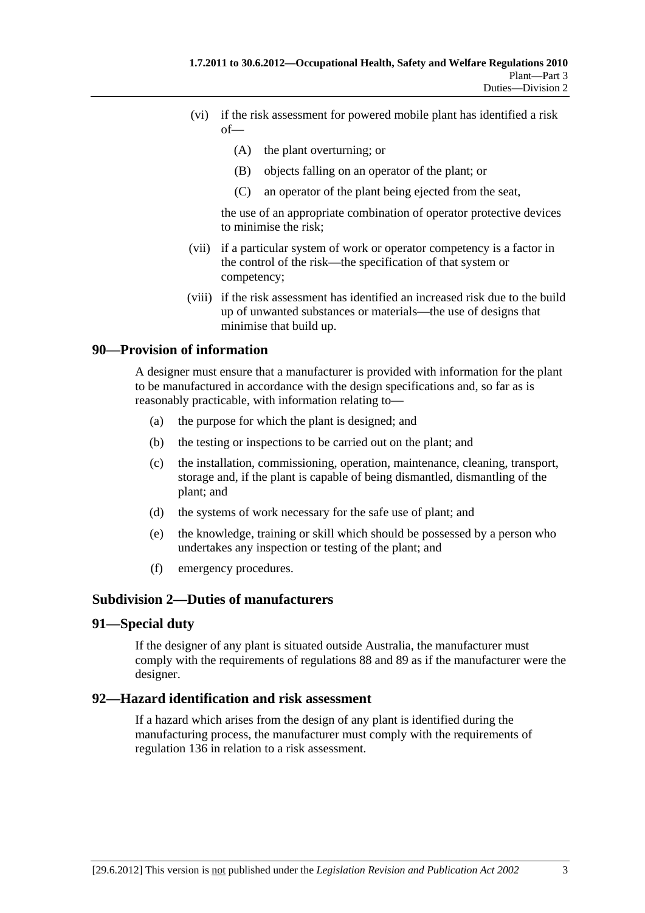(vi) if the risk assessment for powered mobile plant has identified a risk of—

(A) the plant overturning; or

(B) objects falling on an operator of the plant; or

(C) an operator of the plant being ejected from the seat,

the use of an appropriate combination of operator protective devices to minimise the risk;

(vii) if a particular system of work or operator competency is a factor in the control of the risk—the specification of that system or competency;

(viii) if the risk assessment has identified an increased risk due to the build up of unwanted substances or materials—the use of designs that minimise that build up.

## 90—Provision of information

A designer must ensure that a manufacturer is provided with information for the plant to be manufactured in accordance with the design specifications and, so far as is reasonably practicable, with information relating to—

(a) the purpose for which the plant is designed; and

(b) the testing or inspections to be carried out on the plant; and

(c) the installation, commissioning, operation, maintenance, cleaning, transport, storage and, if the plant is capable of being dismantled, dismantling of the plant; and

(d) the systems of work necessary for the safe use of plant; and

(e) the knowledge, training or skill which should be possessed by a person who undertakes any inspection or testing of the plant; and

(f) emergency procedures.

### Subdivision 2—Duties of manufacturers

## 91—Special duty

If the designer of any plant is situated outside Australia, the manufacturer must comply with the requirements of regulations 88 and 89 as if the manufacturer were the designer.

## 92—Hazard identification and risk assessment

If a hazard which arises from the design of any plant is identified during the manufacturing process, the manufacturer must comply with the requirements of regulation 136 in relation to a risk assessment.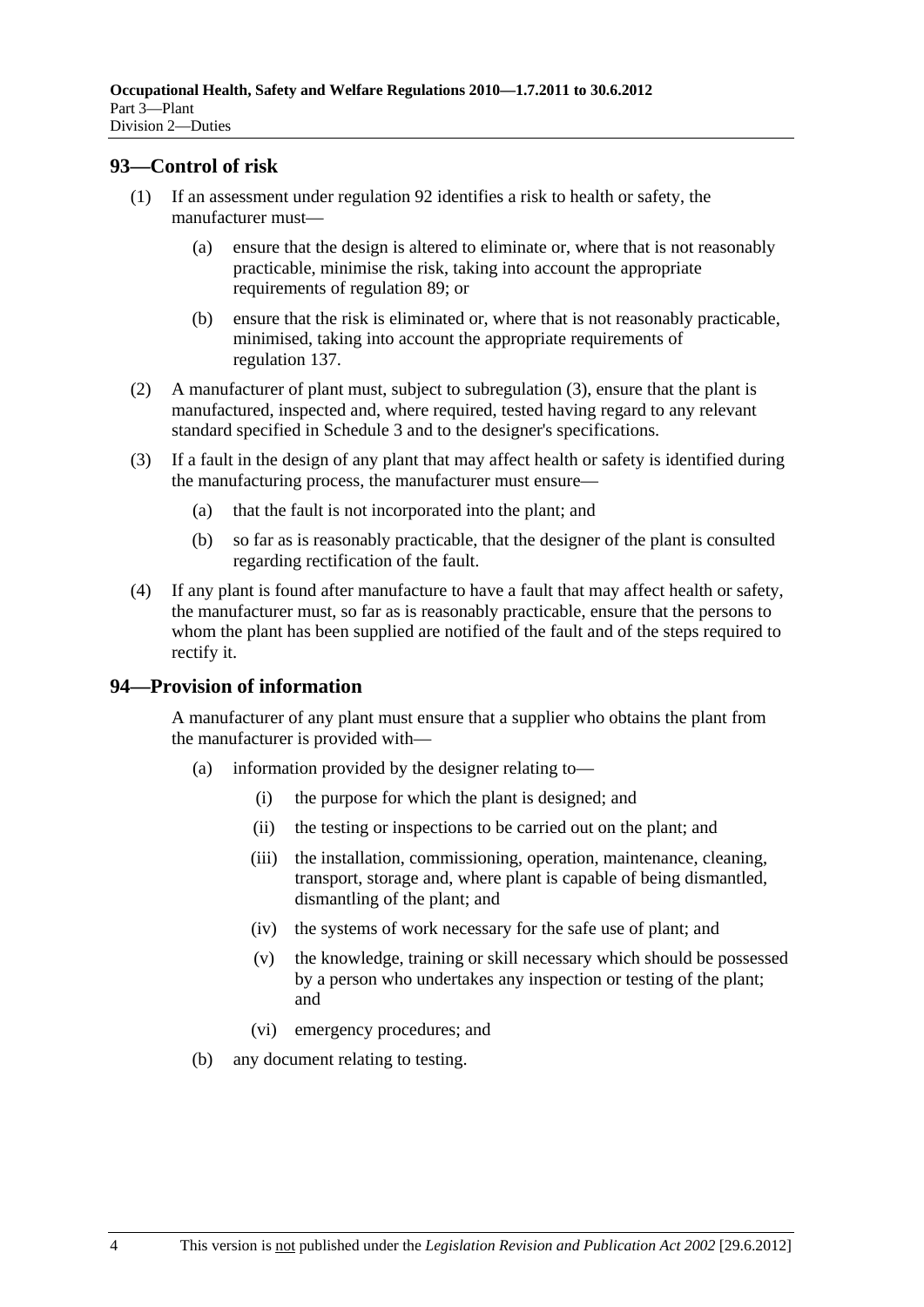## 93—Control of risk

(1) If an assessment under regulation 92 identifies a risk to health or safety, the manufacturer must—

(a) ensure that the design is altered to eliminate or, where that is not reasonably practicable, minimise the risk, taking into account the appropriate requirements of regulation 89; or

(b) ensure that the risk is eliminated or, where that is not reasonably practicable, minimised, taking into account the appropriate requirements of regulation 137.

(2) A manufacturer of plant must, subject to subregulation (3), ensure that the plant is manufactured, inspected and, where required, tested having regard to any relevant standard specified in Schedule 3 and to the designer's specifications.

(3) If a fault in the design of any plant that may affect health or safety is identified during the manufacturing process, the manufacturer must ensure—

(a) that the fault is not incorporated into the plant; and

(b) so far as is reasonably practicable, that the designer of the plant is consulted regarding rectification of the fault.

(4) If any plant is found after manufacture to have a fault that may affect health or safety, the manufacturer must, so far as is reasonably practicable, ensure that the persons to whom the plant has been supplied are notified of the fault and of the steps required to rectify it.

## 94—Provision of information

A manufacturer of any plant must ensure that a supplier who obtains the plant from the manufacturer is provided with—

(a) information provided by the designer relating to—

(i) the purpose for which the plant is designed; and

(ii) the testing or inspections to be carried out on the plant; and

(iii) the installation, commissioning, operation, maintenance, cleaning, transport, storage and, where plant is capable of being dismantled, dismantling of the plant; and

(iv) the systems of work necessary for the safe use of plant; and

(v) the knowledge, training or skill necessary which should be possessed by a person who undertakes any inspection or testing of the plant; and

(vi) emergency procedures; and

(b) any document relating to testing.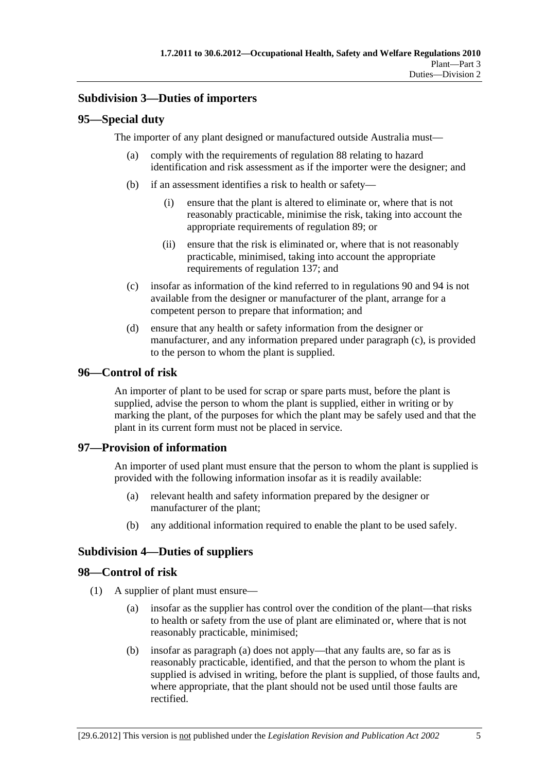## Subdivision 3—Duties of importers

### 95—Special duty

The importer of any plant designed or manufactured outside Australia must—

(a) comply with the requirements of regulation 88 relating to hazard identification and risk assessment as if the importer were the designer; and

(b) if an assessment identifies a risk to health or safety—

   (i) ensure that the plant is altered to eliminate or, where that is not reasonably practicable, minimise the risk, taking into account the appropriate requirements of regulation 89; or

   (ii) ensure that the risk is eliminated or, where that is not reasonably practicable, minimised, taking into account the appropriate requirements of regulation 137; and

(c) insofar as information of the kind referred to in regulations 90 and 94 is not available from the designer or manufacturer of the plant, arrange for a competent person to prepare that information; and

(d) ensure that any health or safety information from the designer or manufacturer, and any information prepared under paragraph (c), is provided to the person to whom the plant is supplied.

### 96—Control of risk

An importer of plant to be used for scrap or spare parts must, before the plant is supplied, advise the person to whom the plant is supplied, either in writing or by marking the plant, of the purposes for which the plant may be safely used and that the plant in its current form must not be placed in service.

### 97—Provision of information

An importer of used plant must ensure that the person to whom the plant is supplied is provided with the following information insofar as it is readily available:

(a) relevant health and safety information prepared by the designer or manufacturer of the plant;

(b) any additional information required to enable the plant to be used safely.

## Subdivision 4—Duties of suppliers

### 98—Control of risk

(1) A supplier of plant must ensure—

   (a) insofar as the supplier has control over the condition of the plant—that risks to health or safety from the use of plant are eliminated or, where that is not reasonably practicable, minimised;

   (b) insofar as paragraph (a) does not apply—that any faults are, so far as is reasonably practicable, identified, and that the person to whom the plant is supplied is advised in writing, before the plant is supplied, of those faults and, where appropriate, that the plant should not be used until those faults are rectified.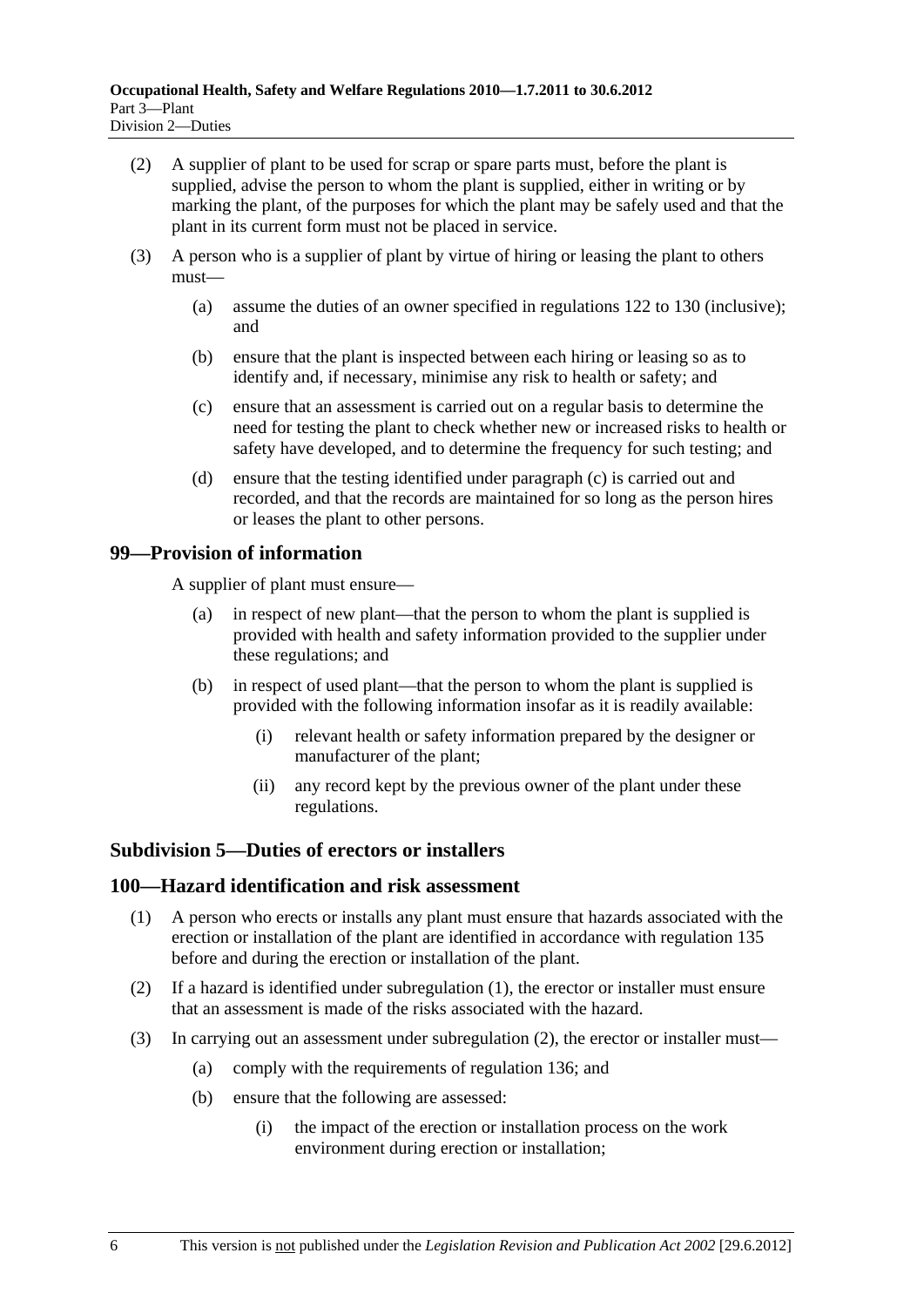(2) A supplier of plant to be used for scrap or spare parts must, before the plant is supplied, advise the person to whom the plant is supplied, either in writing or by marking the plant, of the purposes for which the plant may be safely used and that the plant in its current form must not be placed in service.

(3) A person who is a supplier of plant by virtue of hiring or leasing the plant to others must—

(a) assume the duties of an owner specified in regulations 122 to 130 (inclusive); and

(b) ensure that the plant is inspected between each hiring or leasing so as to identify and, if necessary, minimise any risk to health or safety; and

(c) ensure that an assessment is carried out on a regular basis to determine the need for testing the plant to check whether new or increased risks to health or safety have developed, and to determine the frequency for such testing; and

(d) ensure that the testing identified under paragraph (c) is carried out and recorded, and that the records are maintained for so long as the person hires or leases the plant to other persons.

## 99—Provision of information

A supplier of plant must ensure—

(a) in respect of new plant—that the person to whom the plant is supplied is provided with health and safety information provided to the supplier under these regulations; and

(b) in respect of used plant—that the person to whom the plant is supplied is provided with the following information insofar as it is readily available:

(i) relevant health or safety information prepared by the designer or manufacturer of the plant;

(ii) any record kept by the previous owner of the plant under these regulations.

### Subdivision 5—Duties of erectors or installers

## 100—Hazard identification and risk assessment

(1) A person who erects or installs any plant must ensure that hazards associated with the erection or installation of the plant are identified in accordance with regulation 135 before and during the erection or installation of the plant.

(2) If a hazard is identified under subregulation (1), the erector or installer must ensure that an assessment is made of the risks associated with the hazard.

(3) In carrying out an assessment under subregulation (2), the erector or installer must—

(a) comply with the requirements of regulation 136; and

(b) ensure that the following are assessed:

(i) the impact of the erection or installation process on the work environment during erection or installation;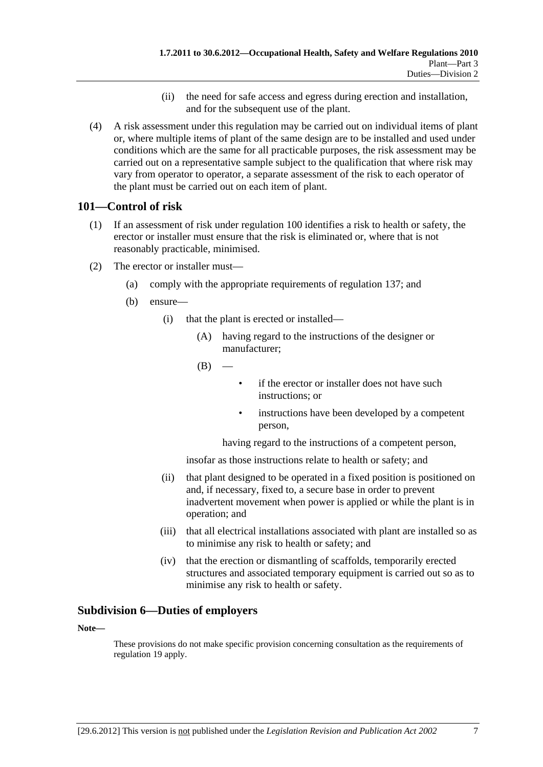(ii) the need for safe access and egress during erection and installation, and for the subsequent use of the plant.

(4) A risk assessment under this regulation may be carried out on individual items of plant or, where multiple items of plant of the same design are to be installed and used under conditions which are the same for all practicable purposes, the risk assessment may be carried out on a representative sample subject to the qualification that where risk may vary from operator to operator, a separate assessment of the risk to each operator of the plant must be carried out on each item of plant.

## 101—Control of risk

(1) If an assessment of risk under regulation 100 identifies a risk to health or safety, the erector or installer must ensure that the risk is eliminated or, where that is not reasonably practicable, minimised.

(2) The erector or installer must—

(a) comply with the appropriate requirements of regulation 137; and

(b) ensure—

(i) that the plant is erected or installed—

(A) having regard to the instructions of the designer or manufacturer;

(B) —

- if the erector or installer does not have such instructions; or
- instructions have been developed by a competent person,

having regard to the instructions of a competent person,

insofar as those instructions relate to health or safety; and

(ii) that plant designed to be operated in a fixed position is positioned on and, if necessary, fixed to, a secure base in order to prevent inadvertent movement when power is applied or while the plant is in operation; and

(iii) that all electrical installations associated with plant are installed so as to minimise any risk to health or safety; and

(iv) that the erection or dismantling of scaffolds, temporarily erected structures and associated temporary equipment is carried out so as to minimise any risk to health or safety.

## Subdivision 6—Duties of employers

**Note—**

These provisions do not make specific provision concerning consultation as the requirements of regulation 19 apply.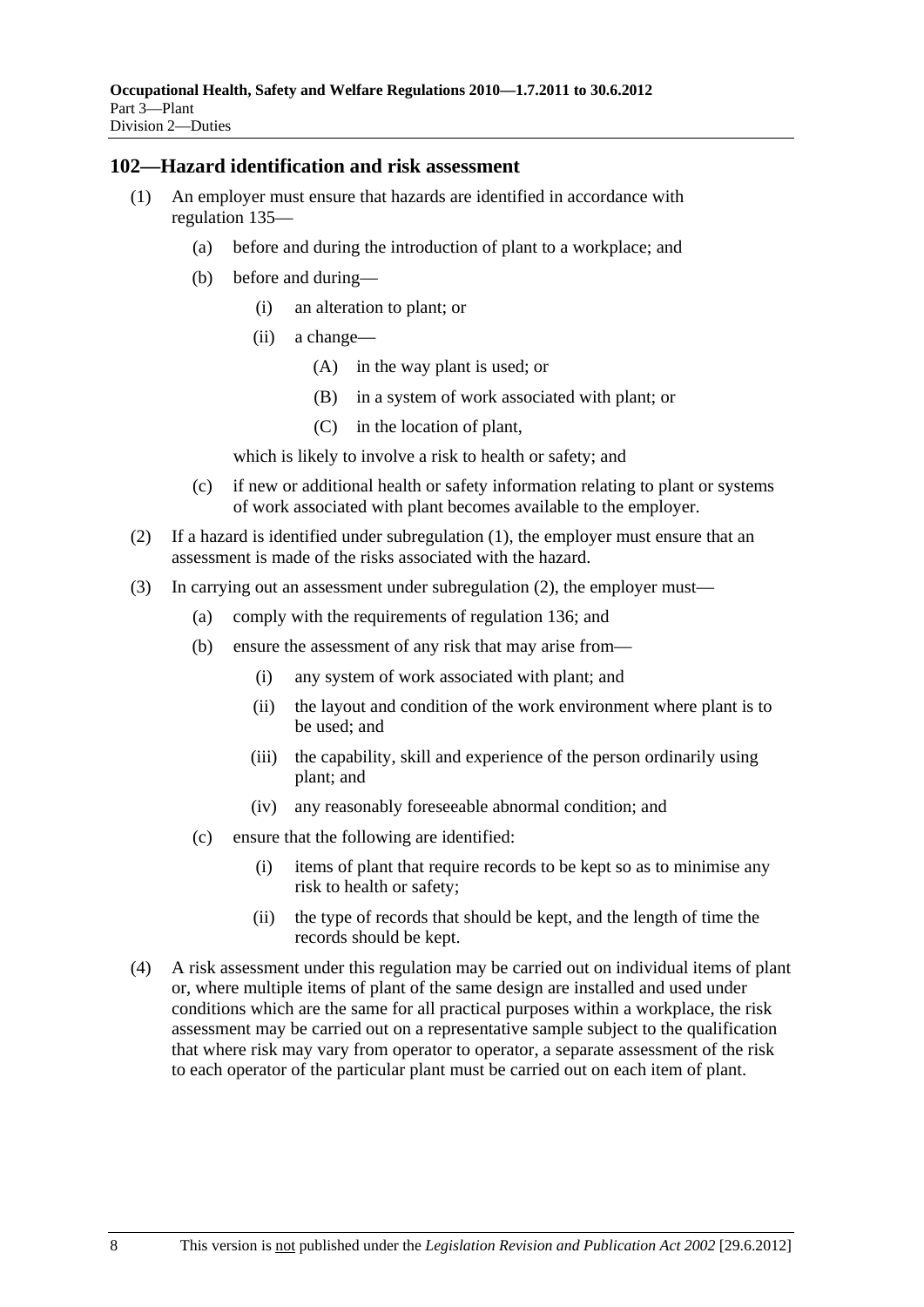## 102—Hazard identification and risk assessment

(1) An employer must ensure that hazards are identified in accordance with regulation 135—

  (a) before and during the introduction of plant to a workplace; and

  (b) before and during—

    (i) an alteration to plant; or

    (ii) a change—

      (A) in the way plant is used; or

      (B) in a system of work associated with plant; or

      (C) in the location of plant,

  which is likely to involve a risk to health or safety; and

  (c) if new or additional health or safety information relating to plant or systems of work associated with plant becomes available to the employer.

(2) If a hazard is identified under subregulation (1), the employer must ensure that an assessment is made of the risks associated with the hazard.

(3) In carrying out an assessment under subregulation (2), the employer must—

  (a) comply with the requirements of regulation 136; and

  (b) ensure the assessment of any risk that may arise from—

    (i) any system of work associated with plant; and

    (ii) the layout and condition of the work environment where plant is to be used; and

    (iii) the capability, skill and experience of the person ordinarily using plant; and

    (iv) any reasonably foreseeable abnormal condition; and

  (c) ensure that the following are identified:

    (i) items of plant that require records to be kept so as to minimise any risk to health or safety;

    (ii) the type of records that should be kept, and the length of time the records should be kept.

(4) A risk assessment under this regulation may be carried out on individual items of plant or, where multiple items of plant of the same design are installed and used under conditions which are the same for all practical purposes within a workplace, the risk assessment may be carried out on a representative sample subject to the qualification that where risk may vary from operator to operator, a separate assessment of the risk to each operator of the particular plant must be carried out on each item of plant.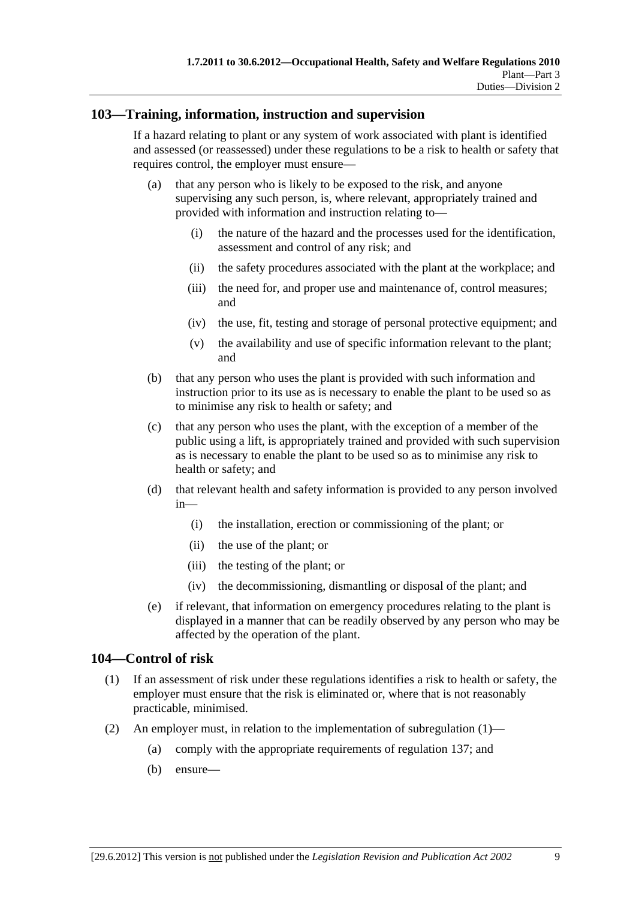## 103—Training, information, instruction and supervision

If a hazard relating to plant or any system of work associated with plant is identified and assessed (or reassessed) under these regulations to be a risk to health or safety that requires control, the employer must ensure—

(a) that any person who is likely to be exposed to the risk, and anyone supervising any such person, is, where relevant, appropriately trained and provided with information and instruction relating to—

(i) the nature of the hazard and the processes used for the identification, assessment and control of any risk; and

(ii) the safety procedures associated with the plant at the workplace; and

(iii) the need for, and proper use and maintenance of, control measures; and

(iv) the use, fit, testing and storage of personal protective equipment; and

(v) the availability and use of specific information relevant to the plant; and

(b) that any person who uses the plant is provided with such information and instruction prior to its use as is necessary to enable the plant to be used so as to minimise any risk to health or safety; and

(c) that any person who uses the plant, with the exception of a member of the public using a lift, is appropriately trained and provided with such supervision as is necessary to enable the plant to be used so as to minimise any risk to health or safety; and

(d) that relevant health and safety information is provided to any person involved in—

(i) the installation, erection or commissioning of the plant; or

(ii) the use of the plant; or

(iii) the testing of the plant; or

(iv) the decommissioning, dismantling or disposal of the plant; and

(e) if relevant, that information on emergency procedures relating to the plant is displayed in a manner that can be readily observed by any person who may be affected by the operation of the plant.

## 104—Control of risk

(1) If an assessment of risk under these regulations identifies a risk to health or safety, the employer must ensure that the risk is eliminated or, where that is not reasonably practicable, minimised.

(2) An employer must, in relation to the implementation of subregulation (1)—

(a) comply with the appropriate requirements of regulation 137; and

(b) ensure—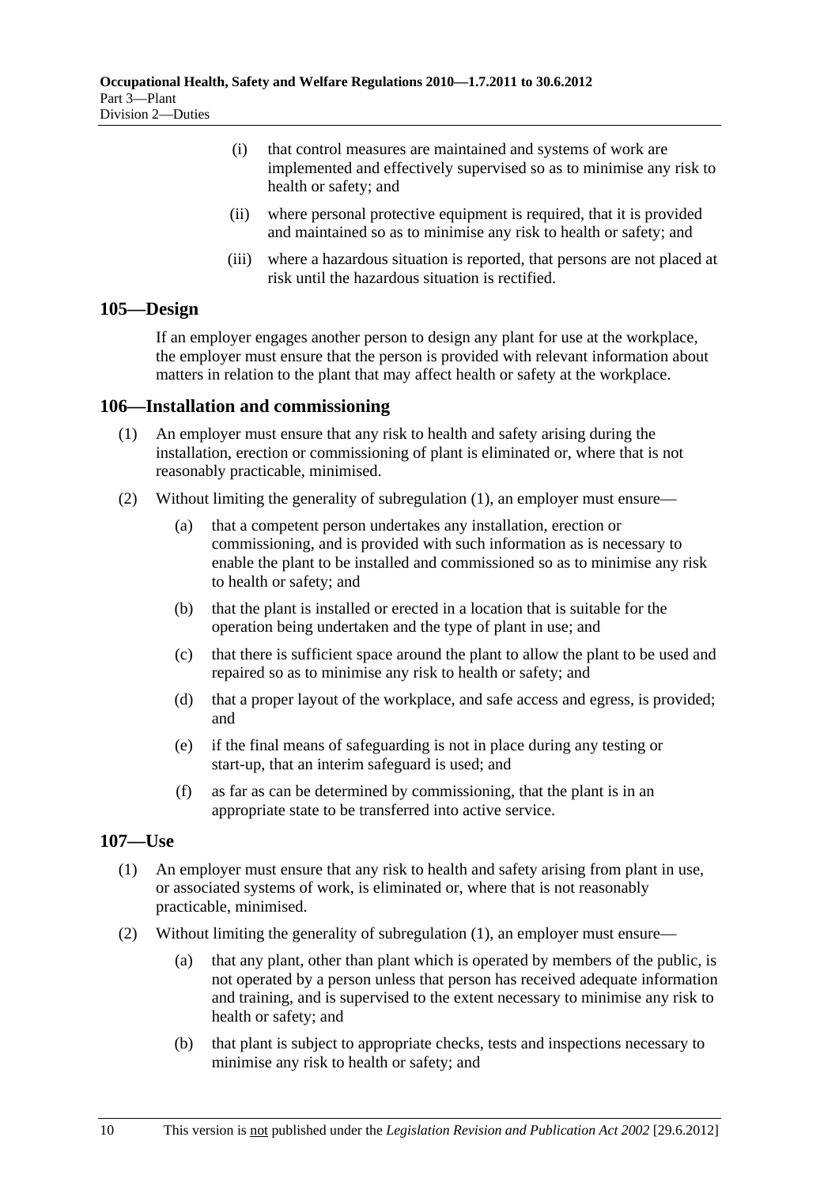(i) that control measures are maintained and systems of work are implemented and effectively supervised so as to minimise any risk to health or safety; and

(ii) where personal protective equipment is required, that it is provided and maintained so as to minimise any risk to health or safety; and

(iii) where a hazardous situation is reported, that persons are not placed at risk until the hazardous situation is rectified.

## 105—Design

If an employer engages another person to design any plant for use at the workplace, the employer must ensure that the person is provided with relevant information about matters in relation to the plant that may affect health or safety at the workplace.

## 106—Installation and commissioning

(1) An employer must ensure that any risk to health and safety arising during the installation, erection or commissioning of plant is eliminated or, where that is not reasonably practicable, minimised.

(2) Without limiting the generality of subregulation (1), an employer must ensure—

(a) that a competent person undertakes any installation, erection or commissioning, and is provided with such information as is necessary to enable the plant to be installed and commissioned so as to minimise any risk to health or safety; and

(b) that the plant is installed or erected in a location that is suitable for the operation being undertaken and the type of plant in use; and

(c) that there is sufficient space around the plant to allow the plant to be used and repaired so as to minimise any risk to health or safety; and

(d) that a proper layout of the workplace, and safe access and egress, is provided; and

(e) if the final means of safeguarding is not in place during any testing or start-up, that an interim safeguard is used; and

(f) as far as can be determined by commissioning, that the plant is in an appropriate state to be transferred into active service.

## 107—Use

(1) An employer must ensure that any risk to health and safety arising from plant in use, or associated systems of work, is eliminated or, where that is not reasonably practicable, minimised.

(2) Without limiting the generality of subregulation (1), an employer must ensure—

(a) that any plant, other than plant which is operated by members of the public, is not operated by a person unless that person has received adequate information and training, and is supervised to the extent necessary to minimise any risk to health or safety; and

(b) that plant is subject to appropriate checks, tests and inspections necessary to minimise any risk to health or safety; and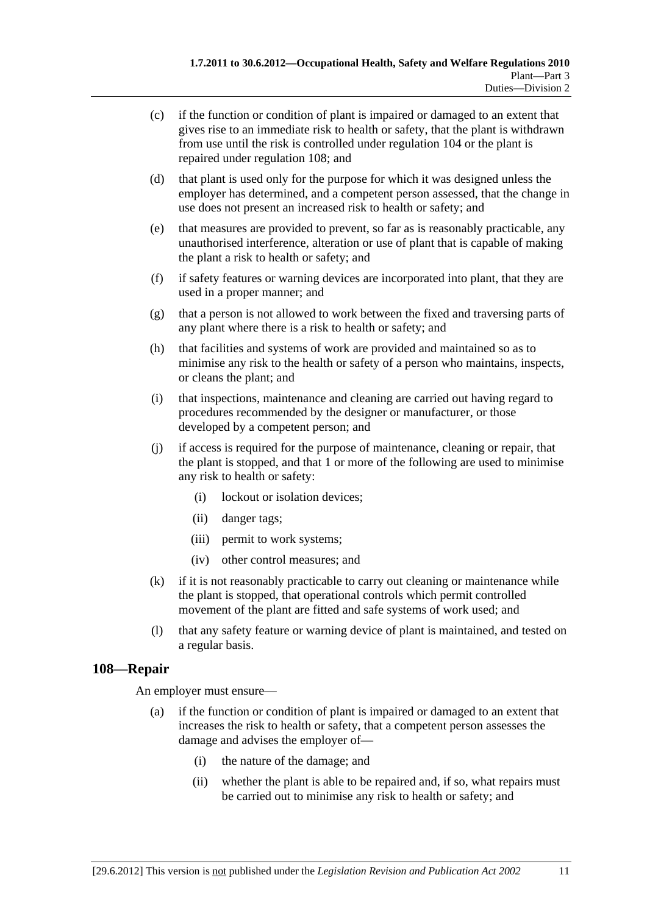(c) if the function or condition of plant is impaired or damaged to an extent that gives rise to an immediate risk to health or safety, that the plant is withdrawn from use until the risk is controlled under regulation 104 or the plant is repaired under regulation 108; and

(d) that plant is used only for the purpose for which it was designed unless the employer has determined, and a competent person assessed, that the change in use does not present an increased risk to health or safety; and

(e) that measures are provided to prevent, so far as is reasonably practicable, any unauthorised interference, alteration or use of plant that is capable of making the plant a risk to health or safety; and

(f) if safety features or warning devices are incorporated into plant, that they are used in a proper manner; and

(g) that a person is not allowed to work between the fixed and traversing parts of any plant where there is a risk to health or safety; and

(h) that facilities and systems of work are provided and maintained so as to minimise any risk to the health or safety of a person who maintains, inspects, or cleans the plant; and

(i) that inspections, maintenance and cleaning are carried out having regard to procedures recommended by the designer or manufacturer, or those developed by a competent person; and

(j) if access is required for the purpose of maintenance, cleaning or repair, that the plant is stopped, and that 1 or more of the following are used to minimise any risk to health or safety:

  (i) lockout or isolation devices;

  (ii) danger tags;

  (iii) permit to work systems;

  (iv) other control measures; and

(k) if it is not reasonably practicable to carry out cleaning or maintenance while the plant is stopped, that operational controls which permit controlled movement of the plant are fitted and safe systems of work used; and

(l) that any safety feature or warning device of plant is maintained, and tested on a regular basis.

## 108—Repair

An employer must ensure—

(a) if the function or condition of plant is impaired or damaged to an extent that increases the risk to health or safety, that a competent person assesses the damage and advises the employer of—

  (i) the nature of the damage; and

  (ii) whether the plant is able to be repaired and, if so, what repairs must be carried out to minimise any risk to health or safety; and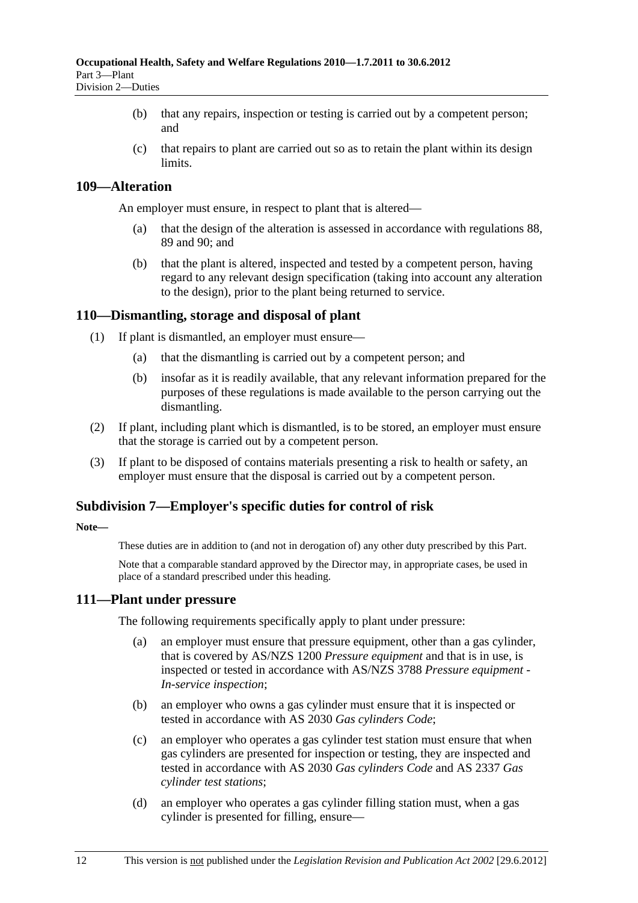(b) that any repairs, inspection or testing is carried out by a competent person; and

(c) that repairs to plant are carried out so as to retain the plant within its design limits.

## 109—Alteration

An employer must ensure, in respect to plant that is altered—

(a) that the design of the alteration is assessed in accordance with regulations 88, 89 and 90; and

(b) that the plant is altered, inspected and tested by a competent person, having regard to any relevant design specification (taking into account any alteration to the design), prior to the plant being returned to service.

## 110—Dismantling, storage and disposal of plant

(1) If plant is dismantled, an employer must ensure—

(a) that the dismantling is carried out by a competent person; and

(b) insofar as it is readily available, that any relevant information prepared for the purposes of these regulations is made available to the person carrying out the dismantling.

(2) If plant, including plant which is dismantled, is to be stored, an employer must ensure that the storage is carried out by a competent person.

(3) If plant to be disposed of contains materials presenting a risk to health or safety, an employer must ensure that the disposal is carried out by a competent person.

## Subdivision 7—Employer's specific duties for control of risk

**Note—**

These duties are in addition to (and not in derogation of) any other duty prescribed by this Part.

Note that a comparable standard approved by the Director may, in appropriate cases, be used in place of a standard prescribed under this heading.

## 111—Plant under pressure

The following requirements specifically apply to plant under pressure:

(a) an employer must ensure that pressure equipment, other than a gas cylinder, that is covered by AS/NZS 1200 *Pressure equipment* and that is in use, is inspected or tested in accordance with AS/NZS 3788 *Pressure equipment - In-service inspection*;

(b) an employer who owns a gas cylinder must ensure that it is inspected or tested in accordance with AS 2030 *Gas cylinders Code*;

(c) an employer who operates a gas cylinder test station must ensure that when gas cylinders are presented for inspection or testing, they are inspected and tested in accordance with AS 2030 *Gas cylinders Code* and AS 2337 *Gas cylinder test stations*;

(d) an employer who operates a gas cylinder filling station must, when a gas cylinder is presented for filling, ensure—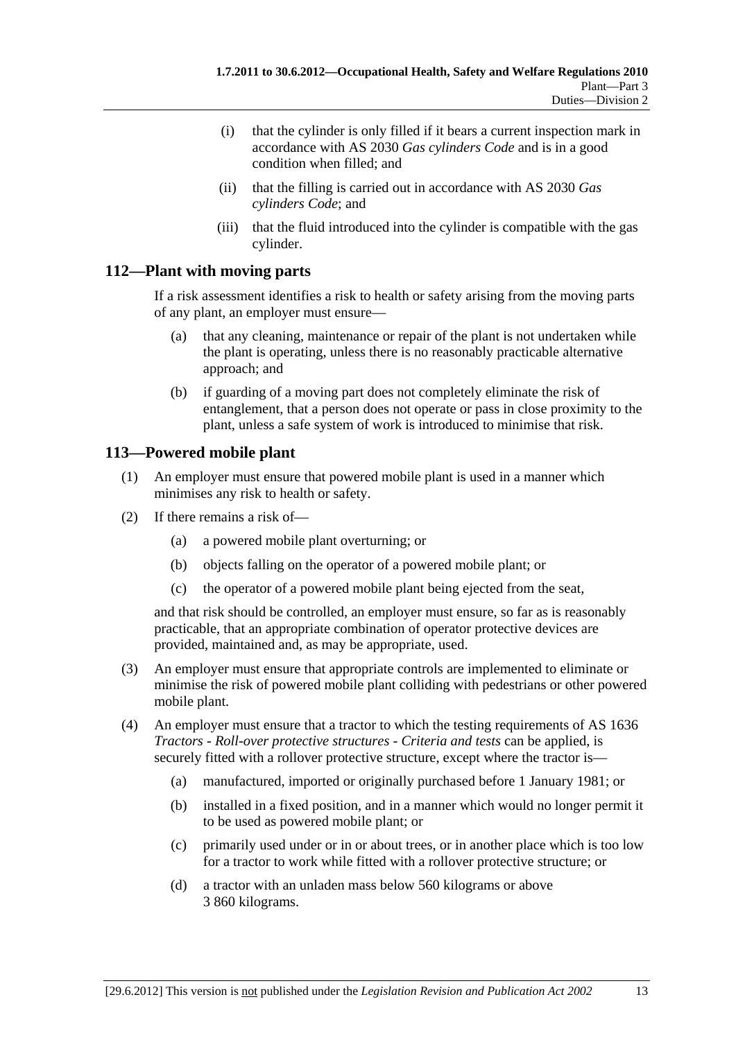(i) that the cylinder is only filled if it bears a current inspection mark in accordance with AS 2030 *Gas cylinders Code* and is in a good condition when filled; and

(ii) that the filling is carried out in accordance with AS 2030 *Gas cylinders Code*; and

(iii) that the fluid introduced into the cylinder is compatible with the gas cylinder.

## 112—Plant with moving parts

If a risk assessment identifies a risk to health or safety arising from the moving parts of any plant, an employer must ensure—

(a) that any cleaning, maintenance or repair of the plant is not undertaken while the plant is operating, unless there is no reasonably practicable alternative approach; and

(b) if guarding of a moving part does not completely eliminate the risk of entanglement, that a person does not operate or pass in close proximity to the plant, unless a safe system of work is introduced to minimise that risk.

## 113—Powered mobile plant

(1) An employer must ensure that powered mobile plant is used in a manner which minimises any risk to health or safety.

(2) If there remains a risk of—

(a) a powered mobile plant overturning; or

(b) objects falling on the operator of a powered mobile plant; or

(c) the operator of a powered mobile plant being ejected from the seat,

and that risk should be controlled, an employer must ensure, so far as is reasonably practicable, that an appropriate combination of operator protective devices are provided, maintained and, as may be appropriate, used.

(3) An employer must ensure that appropriate controls are implemented to eliminate or minimise the risk of powered mobile plant colliding with pedestrians or other powered mobile plant.

(4) An employer must ensure that a tractor to which the testing requirements of AS 1636 *Tractors - Roll-over protective structures - Criteria and tests* can be applied, is securely fitted with a rollover protective structure, except where the tractor is—

(a) manufactured, imported or originally purchased before 1 January 1981; or

(b) installed in a fixed position, and in a manner which would no longer permit it to be used as powered mobile plant; or

(c) primarily used under or in or about trees, or in another place which is too low for a tractor to work while fitted with a rollover protective structure; or

(d) a tractor with an unladen mass below 560 kilograms or above 3 860 kilograms.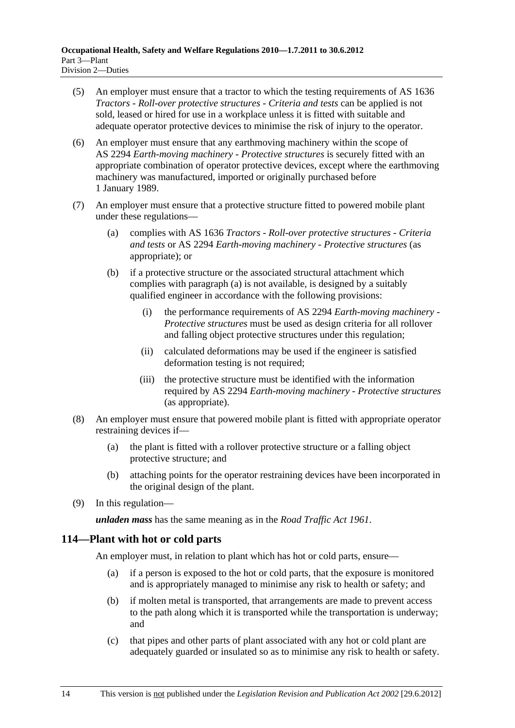(5) An employer must ensure that a tractor to which the testing requirements of AS 1636 *Tractors - Roll-over protective structures - Criteria and tests* can be applied is not sold, leased or hired for use in a workplace unless it is fitted with suitable and adequate operator protective devices to minimise the risk of injury to the operator.

(6) An employer must ensure that any earthmoving machinery within the scope of AS 2294 *Earth-moving machinery - Protective structures* is securely fitted with an appropriate combination of operator protective devices, except where the earthmoving machinery was manufactured, imported or originally purchased before 1 January 1989.

(7) An employer must ensure that a protective structure fitted to powered mobile plant under these regulations—

(a) complies with AS 1636 *Tractors - Roll-over protective structures - Criteria and tests* or AS 2294 *Earth-moving machinery - Protective structures* (as appropriate); or

(b) if a protective structure or the associated structural attachment which complies with paragraph (a) is not available, is designed by a suitably qualified engineer in accordance with the following provisions:

(i) the performance requirements of AS 2294 *Earth-moving machinery - Protective structures* must be used as design criteria for all rollover and falling object protective structures under this regulation;

(ii) calculated deformations may be used if the engineer is satisfied deformation testing is not required;

(iii) the protective structure must be identified with the information required by AS 2294 *Earth-moving machinery - Protective structures* (as appropriate).

(8) An employer must ensure that powered mobile plant is fitted with appropriate operator restraining devices if—

(a) the plant is fitted with a rollover protective structure or a falling object protective structure; and

(b) attaching points for the operator restraining devices have been incorporated in the original design of the plant.

(9) In this regulation—

***unladen mass*** has the same meaning as in the *Road Traffic Act 1961*.

## 114—Plant with hot or cold parts

An employer must, in relation to plant which has hot or cold parts, ensure—

(a) if a person is exposed to the hot or cold parts, that the exposure is monitored and is appropriately managed to minimise any risk to health or safety; and

(b) if molten metal is transported, that arrangements are made to prevent access to the path along which it is transported while the transportation is underway; and

(c) that pipes and other parts of plant associated with any hot or cold plant are adequately guarded or insulated so as to minimise any risk to health or safety.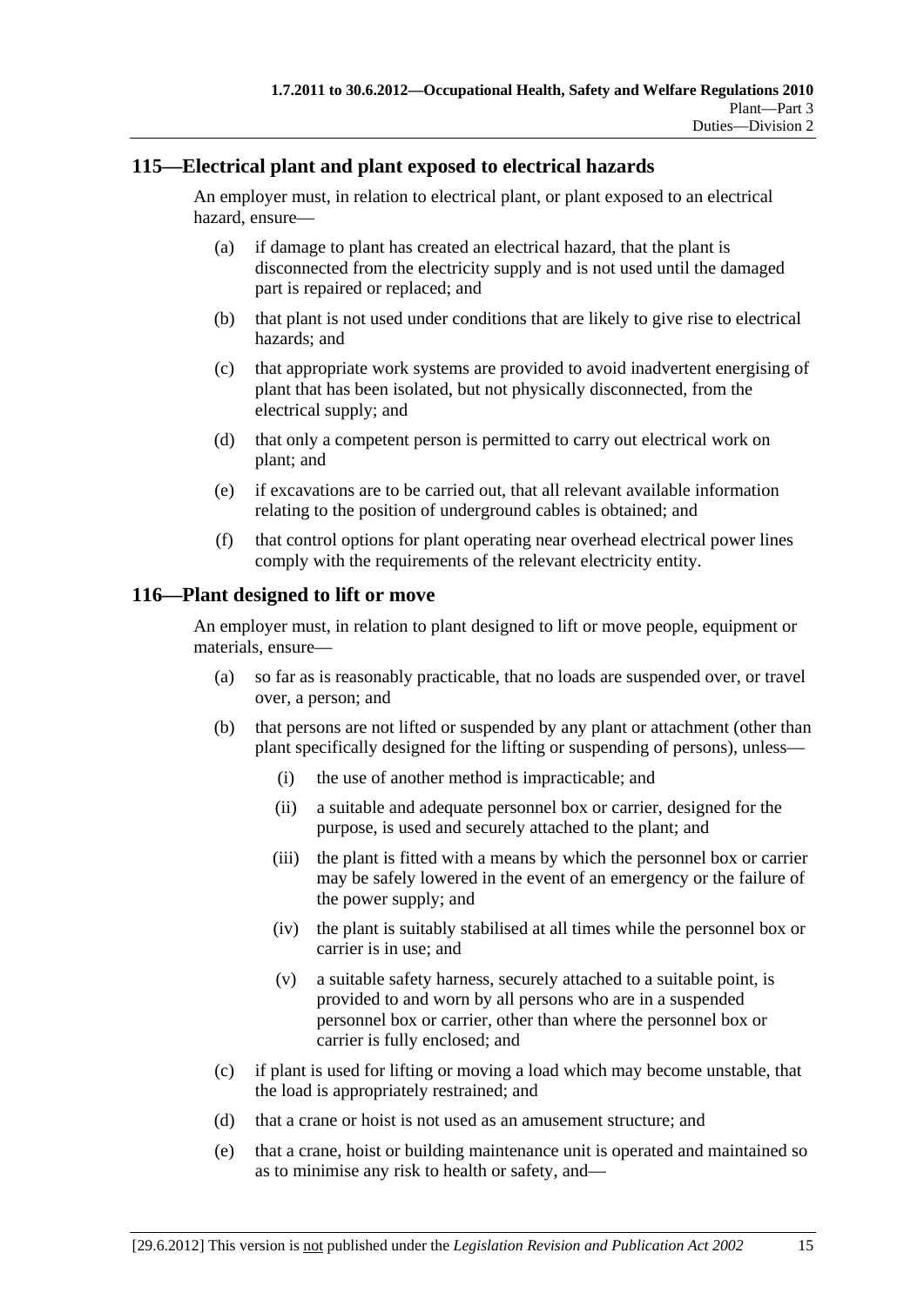## 115—Electrical plant and plant exposed to electrical hazards

An employer must, in relation to electrical plant, or plant exposed to an electrical hazard, ensure—

(a) if damage to plant has created an electrical hazard, that the plant is disconnected from the electricity supply and is not used until the damaged part is repaired or replaced; and

(b) that plant is not used under conditions that are likely to give rise to electrical hazards; and

(c) that appropriate work systems are provided to avoid inadvertent energising of plant that has been isolated, but not physically disconnected, from the electrical supply; and

(d) that only a competent person is permitted to carry out electrical work on plant; and

(e) if excavations are to be carried out, that all relevant available information relating to the position of underground cables is obtained; and

(f) that control options for plant operating near overhead electrical power lines comply with the requirements of the relevant electricity entity.

## 116—Plant designed to lift or move

An employer must, in relation to plant designed to lift or move people, equipment or materials, ensure—

(a) so far as is reasonably practicable, that no loads are suspended over, or travel over, a person; and

(b) that persons are not lifted or suspended by any plant or attachment (other than plant specifically designed for the lifting or suspending of persons), unless—

(i) the use of another method is impracticable; and

(ii) a suitable and adequate personnel box or carrier, designed for the purpose, is used and securely attached to the plant; and

(iii) the plant is fitted with a means by which the personnel box or carrier may be safely lowered in the event of an emergency or the failure of the power supply; and

(iv) the plant is suitably stabilised at all times while the personnel box or carrier is in use; and

(v) a suitable safety harness, securely attached to a suitable point, is provided to and worn by all persons who are in a suspended personnel box or carrier, other than where the personnel box or carrier is fully enclosed; and

(c) if plant is used for lifting or moving a load which may become unstable, that the load is appropriately restrained; and

(d) that a crane or hoist is not used as an amusement structure; and

(e) that a crane, hoist or building maintenance unit is operated and maintained so as to minimise any risk to health or safety, and—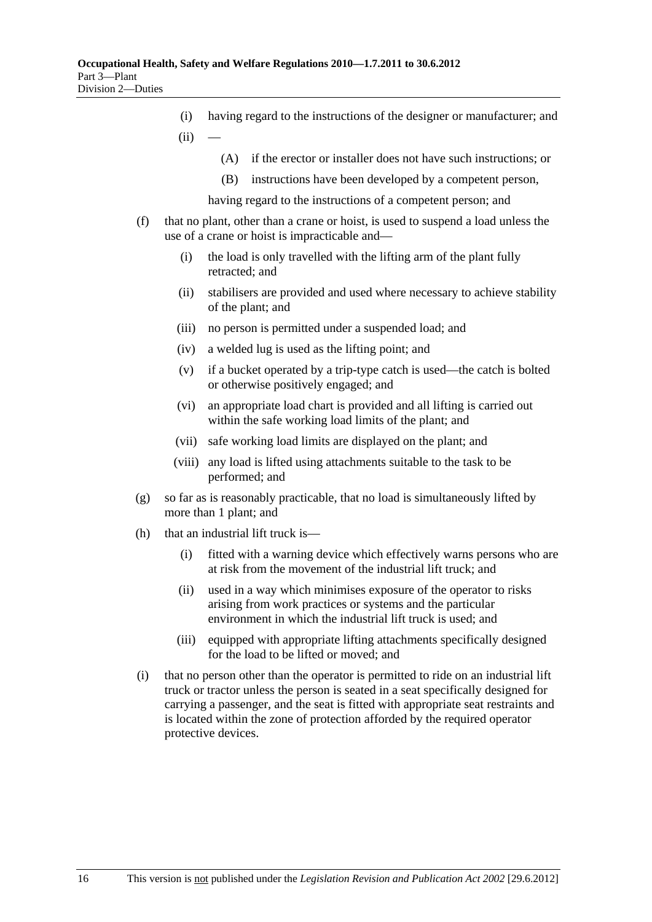(i) having regard to the instructions of the designer or manufacturer; and

(ii) —

(A) if the erector or installer does not have such instructions; or

(B) instructions have been developed by a competent person,

having regard to the instructions of a competent person; and

(f) that no plant, other than a crane or hoist, is used to suspend a load unless the use of a crane or hoist is impracticable and—

(i) the load is only travelled with the lifting arm of the plant fully retracted; and

(ii) stabilisers are provided and used where necessary to achieve stability of the plant; and

(iii) no person is permitted under a suspended load; and

(iv) a welded lug is used as the lifting point; and

(v) if a bucket operated by a trip-type catch is used—the catch is bolted or otherwise positively engaged; and

(vi) an appropriate load chart is provided and all lifting is carried out within the safe working load limits of the plant; and

(vii) safe working load limits are displayed on the plant; and

(viii) any load is lifted using attachments suitable to the task to be performed; and

(g) so far as is reasonably practicable, that no load is simultaneously lifted by more than 1 plant; and

(h) that an industrial lift truck is—

(i) fitted with a warning device which effectively warns persons who are at risk from the movement of the industrial lift truck; and

(ii) used in a way which minimises exposure of the operator to risks arising from work practices or systems and the particular environment in which the industrial lift truck is used; and

(iii) equipped with appropriate lifting attachments specifically designed for the load to be lifted or moved; and

(i) that no person other than the operator is permitted to ride on an industrial lift truck or tractor unless the person is seated in a seat specifically designed for carrying a passenger, and the seat is fitted with appropriate seat restraints and is located within the zone of protection afforded by the required operator protective devices.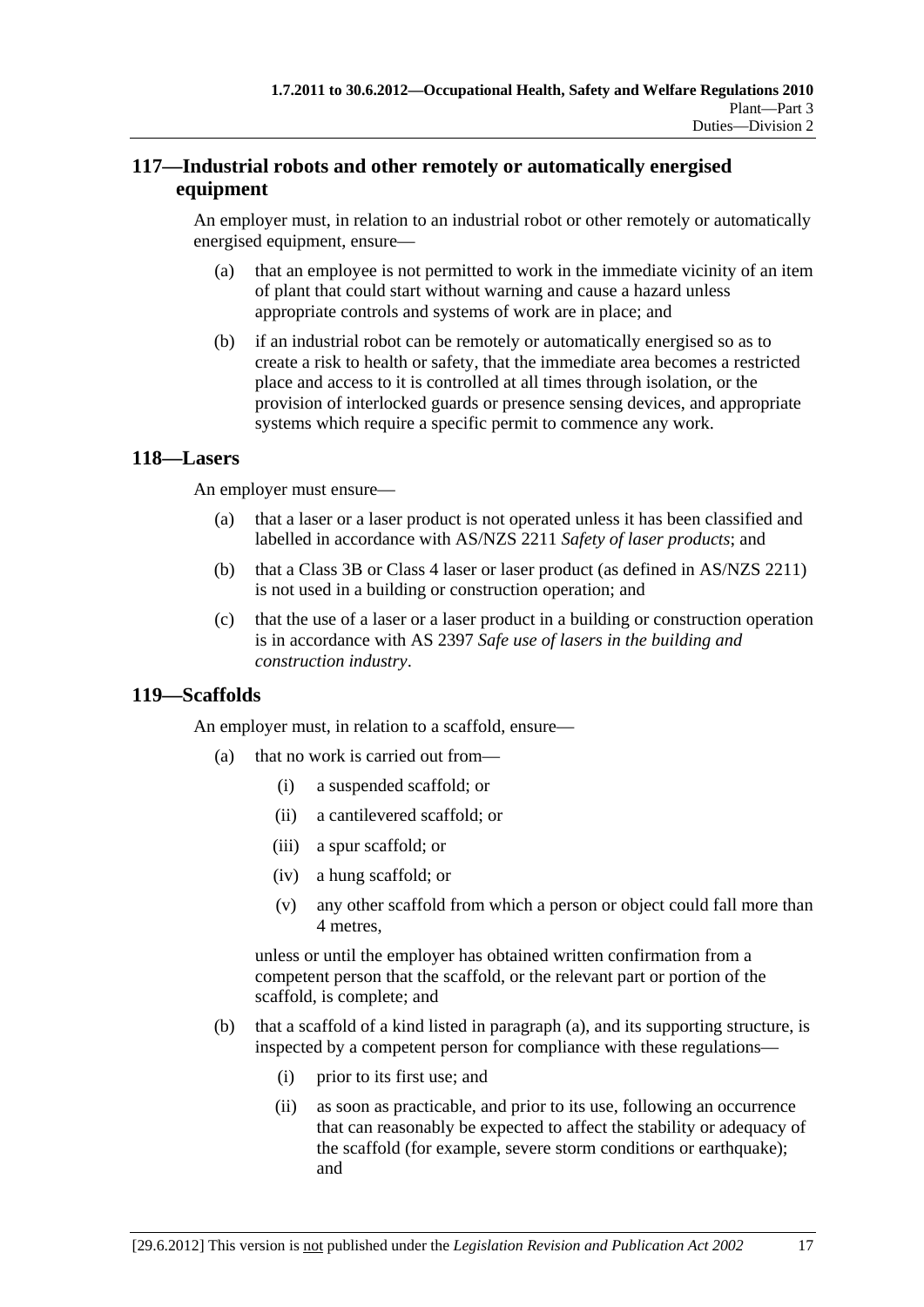## 117—Industrial robots and other remotely or automatically energised equipment

An employer must, in relation to an industrial robot or other remotely or automatically energised equipment, ensure—

(a) that an employee is not permitted to work in the immediate vicinity of an item of plant that could start without warning and cause a hazard unless appropriate controls and systems of work are in place; and

(b) if an industrial robot can be remotely or automatically energised so as to create a risk to health or safety, that the immediate area becomes a restricted place and access to it is controlled at all times through isolation, or the provision of interlocked guards or presence sensing devices, and appropriate systems which require a specific permit to commence any work.

## 118—Lasers

An employer must ensure—

(a) that a laser or a laser product is not operated unless it has been classified and labelled in accordance with AS/NZS 2211 *Safety of laser products*; and

(b) that a Class 3B or Class 4 laser or laser product (as defined in AS/NZS 2211) is not used in a building or construction operation; and

(c) that the use of a laser or a laser product in a building or construction operation is in accordance with AS 2397 *Safe use of lasers in the building and construction industry*.

## 119—Scaffolds

An employer must, in relation to a scaffold, ensure—

(a) that no work is carried out from—

(i) a suspended scaffold; or

(ii) a cantilevered scaffold; or

(iii) a spur scaffold; or

(iv) a hung scaffold; or

(v) any other scaffold from which a person or object could fall more than 4 metres,

unless or until the employer has obtained written confirmation from a competent person that the scaffold, or the relevant part or portion of the scaffold, is complete; and

(b) that a scaffold of a kind listed in paragraph (a), and its supporting structure, is inspected by a competent person for compliance with these regulations—

(i) prior to its first use; and

(ii) as soon as practicable, and prior to its use, following an occurrence that can reasonably be expected to affect the stability or adequacy of the scaffold (for example, severe storm conditions or earthquake); and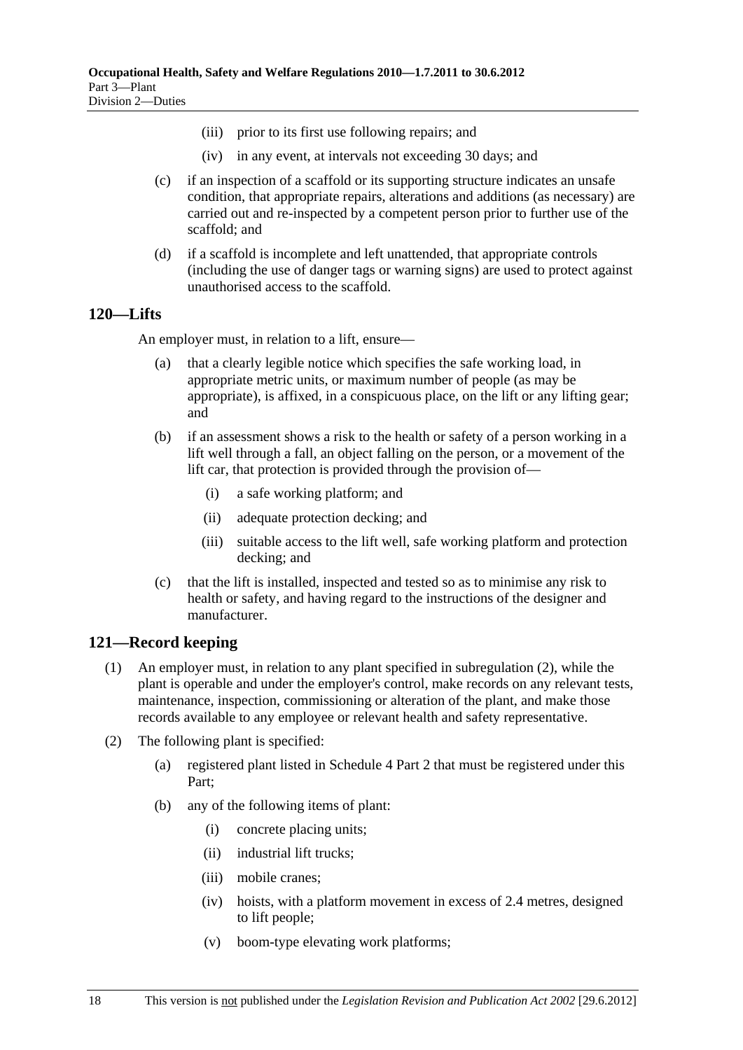(iii) prior to its first use following repairs; and

(iv) in any event, at intervals not exceeding 30 days; and

(c) if an inspection of a scaffold or its supporting structure indicates an unsafe condition, that appropriate repairs, alterations and additions (as necessary) are carried out and re-inspected by a competent person prior to further use of the scaffold; and

(d) if a scaffold is incomplete and left unattended, that appropriate controls (including the use of danger tags or warning signs) are used to protect against unauthorised access to the scaffold.

## 120—Lifts

An employer must, in relation to a lift, ensure—

(a) that a clearly legible notice which specifies the safe working load, in appropriate metric units, or maximum number of people (as may be appropriate), is affixed, in a conspicuous place, on the lift or any lifting gear; and

(b) if an assessment shows a risk to the health or safety of a person working in a lift well through a fall, an object falling on the person, or a movement of the lift car, that protection is provided through the provision of—

(i) a safe working platform; and

(ii) adequate protection decking; and

(iii) suitable access to the lift well, safe working platform and protection decking; and

(c) that the lift is installed, inspected and tested so as to minimise any risk to health or safety, and having regard to the instructions of the designer and manufacturer.

## 121—Record keeping

(1) An employer must, in relation to any plant specified in subregulation (2), while the plant is operable and under the employer's control, make records on any relevant tests, maintenance, inspection, commissioning or alteration of the plant, and make those records available to any employee or relevant health and safety representative.

(2) The following plant is specified:

(a) registered plant listed in Schedule 4 Part 2 that must be registered under this Part;

(b) any of the following items of plant:

(i) concrete placing units;

(ii) industrial lift trucks;

(iii) mobile cranes;

(iv) hoists, with a platform movement in excess of 2.4 metres, designed to lift people;

(v) boom-type elevating work platforms;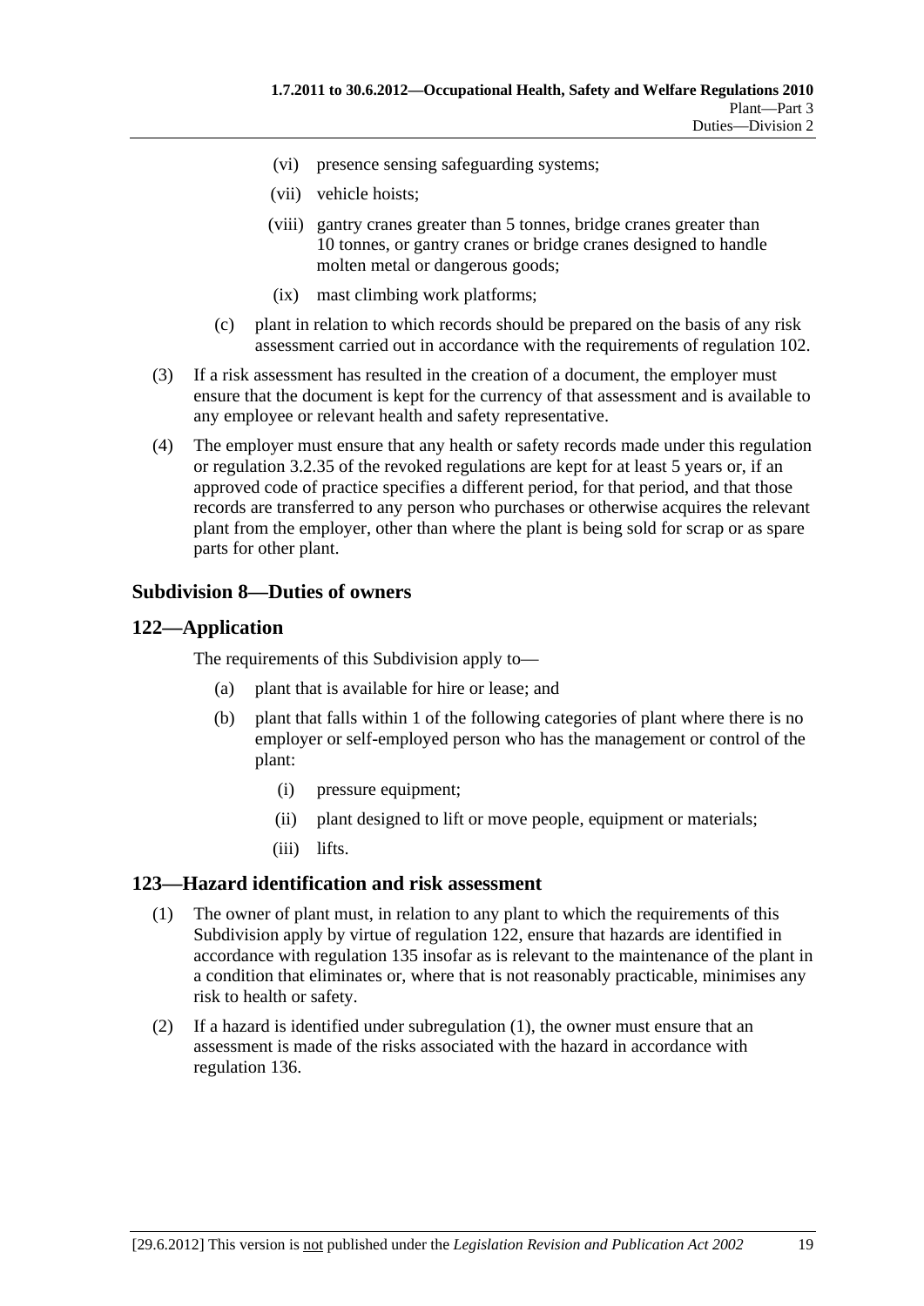(vi) presence sensing safeguarding systems;

(vii) vehicle hoists;

(viii) gantry cranes greater than 5 tonnes, bridge cranes greater than 10 tonnes, or gantry cranes or bridge cranes designed to handle molten metal or dangerous goods;

(ix) mast climbing work platforms;

(c) plant in relation to which records should be prepared on the basis of any risk assessment carried out in accordance with the requirements of regulation 102.

(3) If a risk assessment has resulted in the creation of a document, the employer must ensure that the document is kept for the currency of that assessment and is available to any employee or relevant health and safety representative.

(4) The employer must ensure that any health or safety records made under this regulation or regulation 3.2.35 of the revoked regulations are kept for at least 5 years or, if an approved code of practice specifies a different period, for that period, and that those records are transferred to any person who purchases or otherwise acquires the relevant plant from the employer, other than where the plant is being sold for scrap or as spare parts for other plant.

### Subdivision 8—Duties of owners

### 122—Application

The requirements of this Subdivision apply to—

(a) plant that is available for hire or lease; and

(b) plant that falls within 1 of the following categories of plant where there is no employer or self-employed person who has the management or control of the plant:

(i) pressure equipment;

(ii) plant designed to lift or move people, equipment or materials;

(iii) lifts.

### 123—Hazard identification and risk assessment

(1) The owner of plant must, in relation to any plant to which the requirements of this Subdivision apply by virtue of regulation 122, ensure that hazards are identified in accordance with regulation 135 insofar as is relevant to the maintenance of the plant in a condition that eliminates or, where that is not reasonably practicable, minimises any risk to health or safety.

(2) If a hazard is identified under subregulation (1), the owner must ensure that an assessment is made of the risks associated with the hazard in accordance with regulation 136.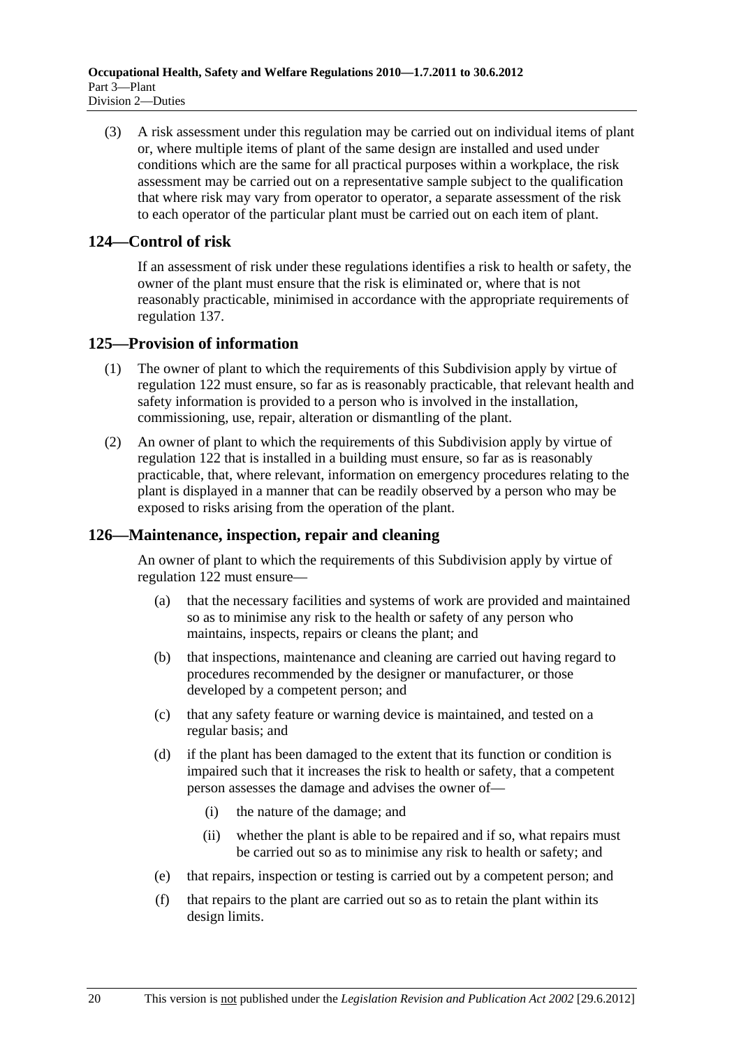(3) A risk assessment under this regulation may be carried out on individual items of plant or, where multiple items of plant of the same design are installed and used under conditions which are the same for all practical purposes within a workplace, the risk assessment may be carried out on a representative sample subject to the qualification that where risk may vary from operator to operator, a separate assessment of the risk to each operator of the particular plant must be carried out on each item of plant.

## 124—Control of risk

If an assessment of risk under these regulations identifies a risk to health or safety, the owner of the plant must ensure that the risk is eliminated or, where that is not reasonably practicable, minimised in accordance with the appropriate requirements of regulation 137.

## 125—Provision of information

(1) The owner of plant to which the requirements of this Subdivision apply by virtue of regulation 122 must ensure, so far as is reasonably practicable, that relevant health and safety information is provided to a person who is involved in the installation, commissioning, use, repair, alteration or dismantling of the plant.

(2) An owner of plant to which the requirements of this Subdivision apply by virtue of regulation 122 that is installed in a building must ensure, so far as is reasonably practicable, that, where relevant, information on emergency procedures relating to the plant is displayed in a manner that can be readily observed by a person who may be exposed to risks arising from the operation of the plant.

## 126—Maintenance, inspection, repair and cleaning

An owner of plant to which the requirements of this Subdivision apply by virtue of regulation 122 must ensure—

(a) that the necessary facilities and systems of work are provided and maintained so as to minimise any risk to the health or safety of any person who maintains, inspects, repairs or cleans the plant; and

(b) that inspections, maintenance and cleaning are carried out having regard to procedures recommended by the designer or manufacturer, or those developed by a competent person; and

(c) that any safety feature or warning device is maintained, and tested on a regular basis; and

(d) if the plant has been damaged to the extent that its function or condition is impaired such that it increases the risk to health or safety, that a competent person assesses the damage and advises the owner of—

(i) the nature of the damage; and

(ii) whether the plant is able to be repaired and if so, what repairs must be carried out so as to minimise any risk to health or safety; and

(e) that repairs, inspection or testing is carried out by a competent person; and

(f) that repairs to the plant are carried out so as to retain the plant within its design limits.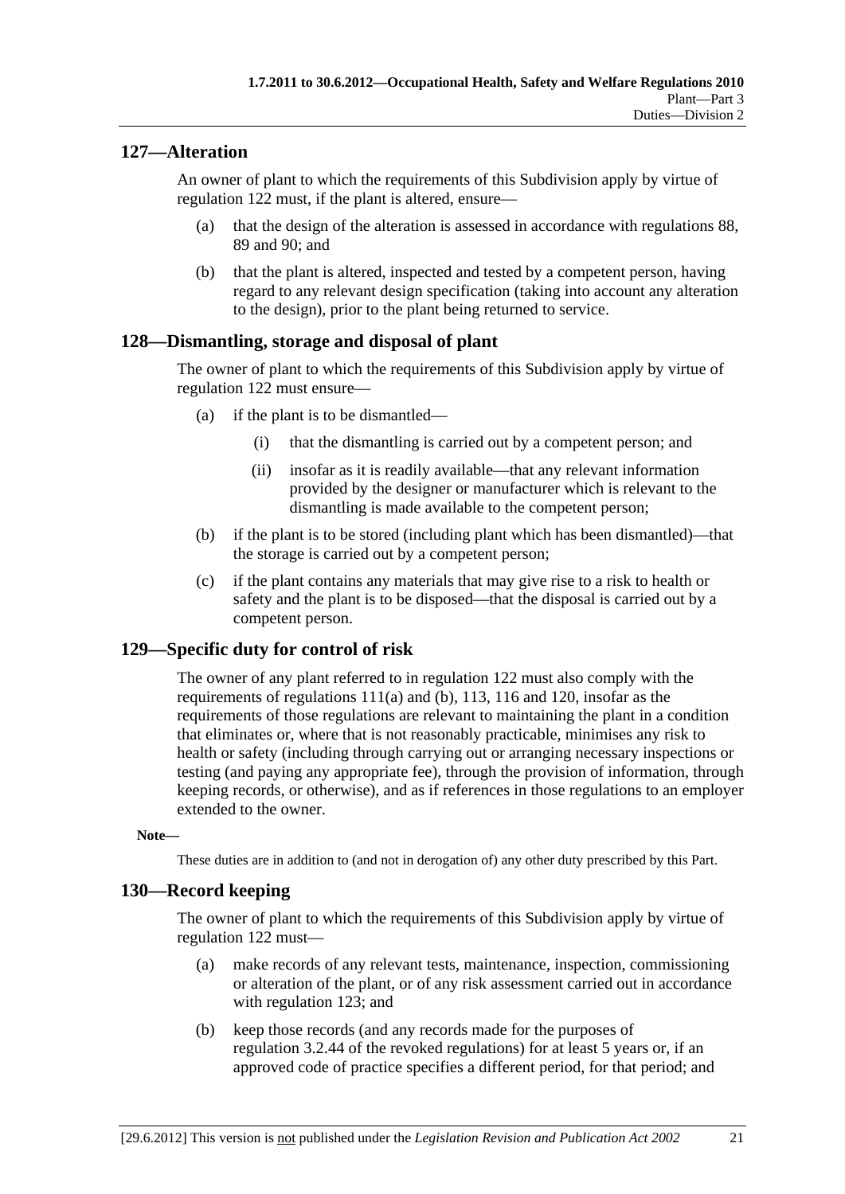## 127—Alteration

An owner of plant to which the requirements of this Subdivision apply by virtue of regulation 122 must, if the plant is altered, ensure—

(a) that the design of the alteration is assessed in accordance with regulations 88, 89 and 90; and

(b) that the plant is altered, inspected and tested by a competent person, having regard to any relevant design specification (taking into account any alteration to the design), prior to the plant being returned to service.

## 128—Dismantling, storage and disposal of plant

The owner of plant to which the requirements of this Subdivision apply by virtue of regulation 122 must ensure—

(a) if the plant is to be dismantled—

(i) that the dismantling is carried out by a competent person; and

(ii) insofar as it is readily available—that any relevant information provided by the designer or manufacturer which is relevant to the dismantling is made available to the competent person;

(b) if the plant is to be stored (including plant which has been dismantled)—that the storage is carried out by a competent person;

(c) if the plant contains any materials that may give rise to a risk to health or safety and the plant is to be disposed—that the disposal is carried out by a competent person.

## 129—Specific duty for control of risk

The owner of any plant referred to in regulation 122 must also comply with the requirements of regulations 111(a) and (b), 113, 116 and 120, insofar as the requirements of those regulations are relevant to maintaining the plant in a condition that eliminates or, where that is not reasonably practicable, minimises any risk to health or safety (including through carrying out or arranging necessary inspections or testing (and paying any appropriate fee), through the provision of information, through keeping records, or otherwise), and as if references in those regulations to an employer extended to the owner.

**Note—**

These duties are in addition to (and not in derogation of) any other duty prescribed by this Part.

## 130—Record keeping

The owner of plant to which the requirements of this Subdivision apply by virtue of regulation 122 must—

(a) make records of any relevant tests, maintenance, inspection, commissioning or alteration of the plant, or of any risk assessment carried out in accordance with regulation 123; and

(b) keep those records (and any records made for the purposes of regulation 3.2.44 of the revoked regulations) for at least 5 years or, if an approved code of practice specifies a different period, for that period; and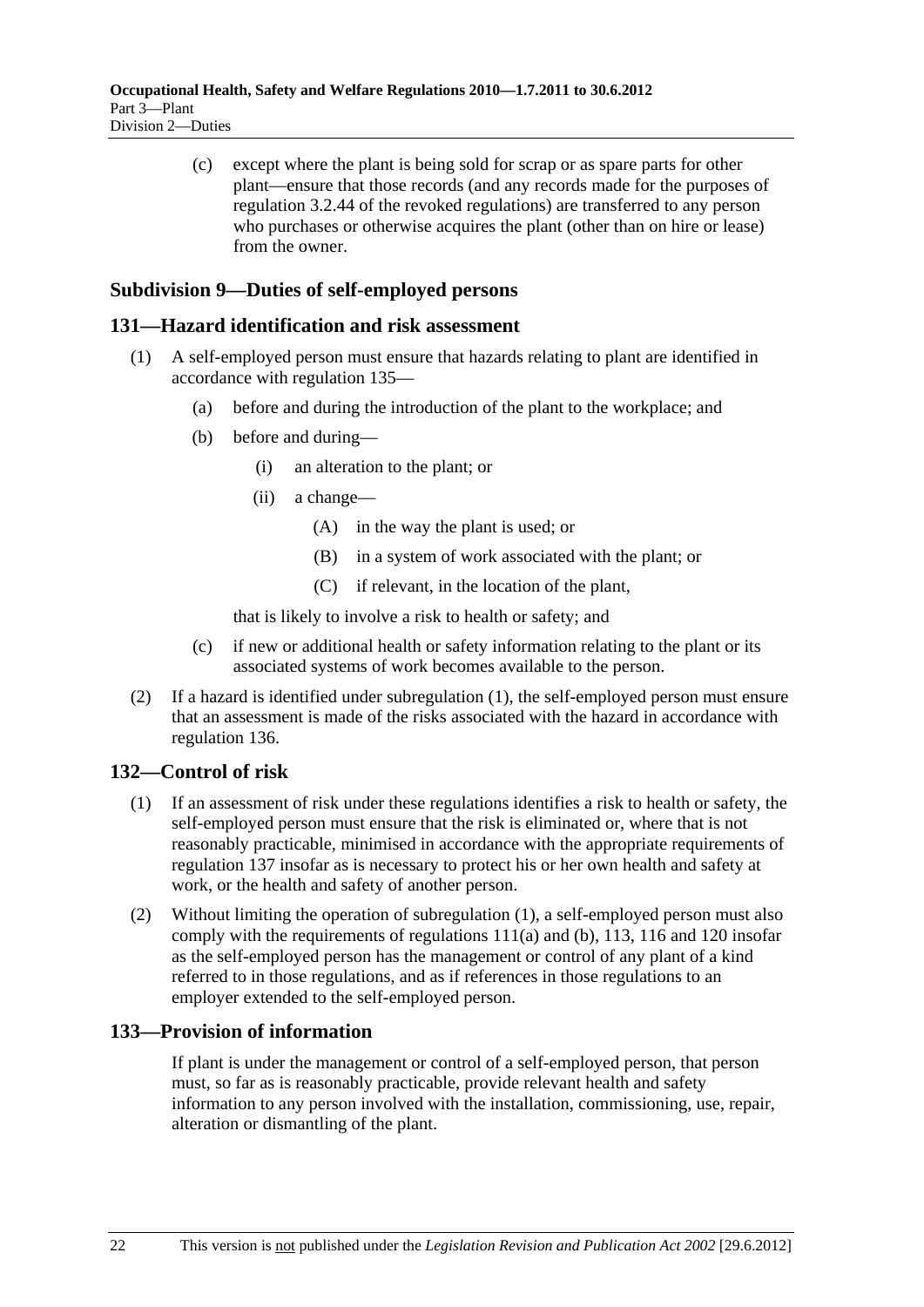(c) except where the plant is being sold for scrap or as spare parts for other plant—ensure that those records (and any records made for the purposes of regulation 3.2.44 of the revoked regulations) are transferred to any person who purchases or otherwise acquires the plant (other than on hire or lease) from the owner.

## Subdivision 9—Duties of self-employed persons

### 131—Hazard identification and risk assessment

(1) A self-employed person must ensure that hazards relating to plant are identified in accordance with regulation 135—

(a) before and during the introduction of the plant to the workplace; and

(b) before and during—

(i) an alteration to the plant; or

(ii) a change—

(A) in the way the plant is used; or

(B) in a system of work associated with the plant; or

(C) if relevant, in the location of the plant,

that is likely to involve a risk to health or safety; and

(c) if new or additional health or safety information relating to the plant or its associated systems of work becomes available to the person.

(2) If a hazard is identified under subregulation (1), the self-employed person must ensure that an assessment is made of the risks associated with the hazard in accordance with regulation 136.

### 132—Control of risk

(1) If an assessment of risk under these regulations identifies a risk to health or safety, the self-employed person must ensure that the risk is eliminated or, where that is not reasonably practicable, minimised in accordance with the appropriate requirements of regulation 137 insofar as is necessary to protect his or her own health and safety at work, or the health and safety of another person.

(2) Without limiting the operation of subregulation (1), a self-employed person must also comply with the requirements of regulations 111(a) and (b), 113, 116 and 120 insofar as the self-employed person has the management or control of any plant of a kind referred to in those regulations, and as if references in those regulations to an employer extended to the self-employed person.

### 133—Provision of information

If plant is under the management or control of a self-employed person, that person must, so far as is reasonably practicable, provide relevant health and safety information to any person involved with the installation, commissioning, use, repair, alteration or dismantling of the plant.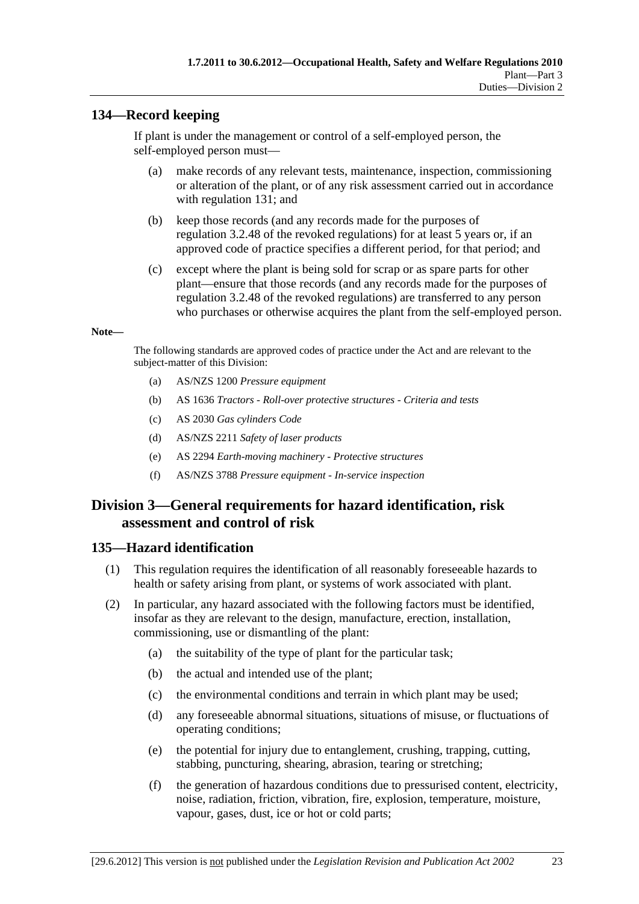## 134—Record keeping

If plant is under the management or control of a self-employed person, the self-employed person must—

(a) make records of any relevant tests, maintenance, inspection, commissioning or alteration of the plant, or of any risk assessment carried out in accordance with regulation 131; and

(b) keep those records (and any records made for the purposes of regulation 3.2.48 of the revoked regulations) for at least 5 years or, if an approved code of practice specifies a different period, for that period; and

(c) except where the plant is being sold for scrap or as spare parts for other plant—ensure that those records (and any records made for the purposes of regulation 3.2.48 of the revoked regulations) are transferred to any person who purchases or otherwise acquires the plant from the self-employed person.

**Note—**

The following standards are approved codes of practice under the Act and are relevant to the subject-matter of this Division:

(a) AS/NZS 1200 *Pressure equipment*

(b) AS 1636 *Tractors - Roll-over protective structures - Criteria and tests*

(c) AS 2030 *Gas cylinders Code*

(d) AS/NZS 2211 *Safety of laser products*

(e) AS 2294 *Earth-moving machinery - Protective structures*

(f) AS/NZS 3788 *Pressure equipment - In-service inspection*

# Division 3—General requirements for hazard identification, risk assessment and control of risk

## 135—Hazard identification

(1) This regulation requires the identification of all reasonably foreseeable hazards to health or safety arising from plant, or systems of work associated with plant.

(2) In particular, any hazard associated with the following factors must be identified, insofar as they are relevant to the design, manufacture, erection, installation, commissioning, use or dismantling of the plant:

(a) the suitability of the type of plant for the particular task;

(b) the actual and intended use of the plant;

(c) the environmental conditions and terrain in which plant may be used;

(d) any foreseeable abnormal situations, situations of misuse, or fluctuations of operating conditions;

(e) the potential for injury due to entanglement, crushing, trapping, cutting, stabbing, puncturing, shearing, abrasion, tearing or stretching;

(f) the generation of hazardous conditions due to pressurised content, electricity, noise, radiation, friction, vibration, fire, explosion, temperature, moisture, vapour, gases, dust, ice or hot or cold parts;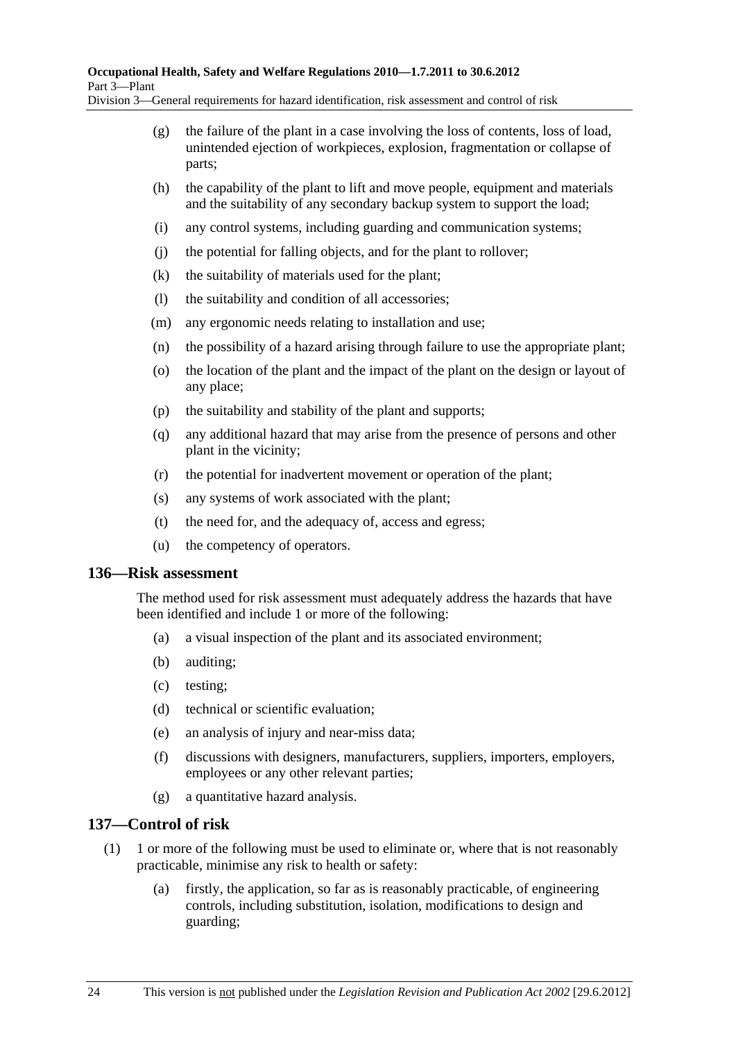(g) the failure of the plant in a case involving the loss of contents, loss of load, unintended ejection of workpieces, explosion, fragmentation or collapse of parts;

(h) the capability of the plant to lift and move people, equipment and materials and the suitability of any secondary backup system to support the load;

(i) any control systems, including guarding and communication systems;

(j) the potential for falling objects, and for the plant to rollover;

(k) the suitability of materials used for the plant;

(l) the suitability and condition of all accessories;

(m) any ergonomic needs relating to installation and use;

(n) the possibility of a hazard arising through failure to use the appropriate plant;

(o) the location of the plant and the impact of the plant on the design or layout of any place;

(p) the suitability and stability of the plant and supports;

(q) any additional hazard that may arise from the presence of persons and other plant in the vicinity;

(r) the potential for inadvertent movement or operation of the plant;

(s) any systems of work associated with the plant;

(t) the need for, and the adequacy of, access and egress;

(u) the competency of operators.

## 136—Risk assessment

The method used for risk assessment must adequately address the hazards that have been identified and include 1 or more of the following:

(a) a visual inspection of the plant and its associated environment;

(b) auditing;

(c) testing;

(d) technical or scientific evaluation;

(e) an analysis of injury and near-miss data;

(f) discussions with designers, manufacturers, suppliers, importers, employers, employees or any other relevant parties;

(g) a quantitative hazard analysis.

## 137—Control of risk

(1) 1 or more of the following must be used to eliminate or, where that is not reasonably practicable, minimise any risk to health or safety:

(a) firstly, the application, so far as is reasonably practicable, of engineering controls, including substitution, isolation, modifications to design and guarding;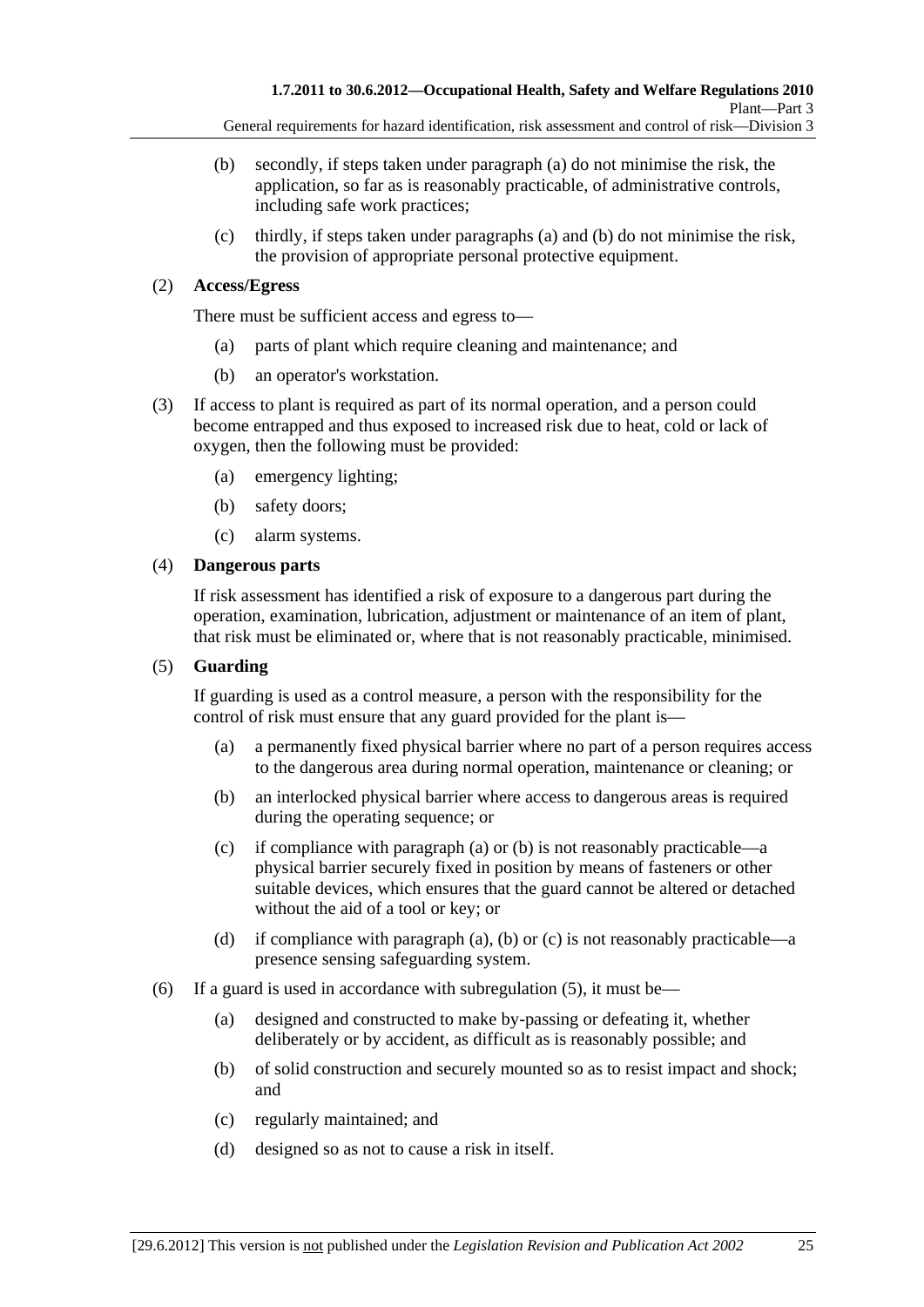(b) secondly, if steps taken under paragraph (a) do not minimise the risk, the application, so far as is reasonably practicable, of administrative controls, including safe work practices;

(c) thirdly, if steps taken under paragraphs (a) and (b) do not minimise the risk, the provision of appropriate personal protective equipment.

(2) **Access/Egress**

There must be sufficient access and egress to—

(a) parts of plant which require cleaning and maintenance; and

(b) an operator's workstation.

(3) If access to plant is required as part of its normal operation, and a person could become entrapped and thus exposed to increased risk due to heat, cold or lack of oxygen, then the following must be provided:

(a) emergency lighting;

(b) safety doors;

(c) alarm systems.

(4) **Dangerous parts**

If risk assessment has identified a risk of exposure to a dangerous part during the operation, examination, lubrication, adjustment or maintenance of an item of plant, that risk must be eliminated or, where that is not reasonably practicable, minimised.

(5) **Guarding**

If guarding is used as a control measure, a person with the responsibility for the control of risk must ensure that any guard provided for the plant is—

(a) a permanently fixed physical barrier where no part of a person requires access to the dangerous area during normal operation, maintenance or cleaning; or

(b) an interlocked physical barrier where access to dangerous areas is required during the operating sequence; or

(c) if compliance with paragraph (a) or (b) is not reasonably practicable—a physical barrier securely fixed in position by means of fasteners or other suitable devices, which ensures that the guard cannot be altered or detached without the aid of a tool or key; or

(d) if compliance with paragraph (a), (b) or (c) is not reasonably practicable—a presence sensing safeguarding system.

(6) If a guard is used in accordance with subregulation (5), it must be—

(a) designed and constructed to make by-passing or defeating it, whether deliberately or by accident, as difficult as is reasonably possible; and

(b) of solid construction and securely mounted so as to resist impact and shock; and

(c) regularly maintained; and

(d) designed so as not to cause a risk in itself.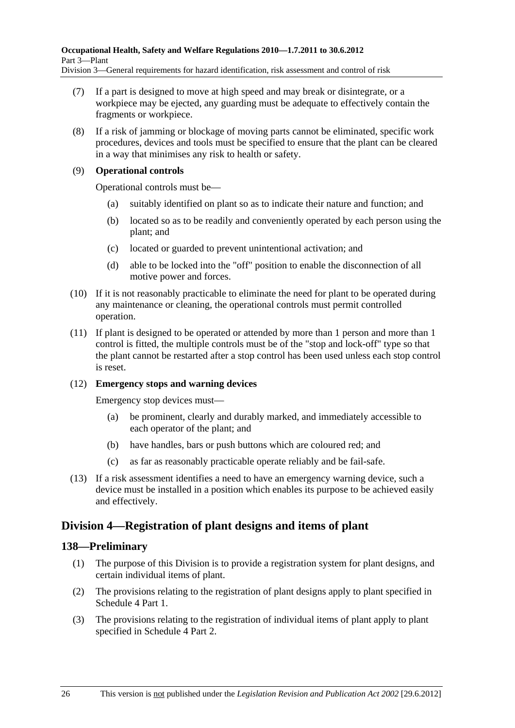(7) If a part is designed to move at high speed and may break or disintegrate, or a workpiece may be ejected, any guarding must be adequate to effectively contain the fragments or workpiece.

(8) If a risk of jamming or blockage of moving parts cannot be eliminated, specific work procedures, devices and tools must be specified to ensure that the plant can be cleared in a way that minimises any risk to health or safety.

(9) **Operational controls**

Operational controls must be—

- (a) suitably identified on plant so as to indicate their nature and function; and
- (b) located so as to be readily and conveniently operated by each person using the plant; and
- (c) located or guarded to prevent unintentional activation; and
- (d) able to be locked into the "off" position to enable the disconnection of all motive power and forces.

(10) If it is not reasonably practicable to eliminate the need for plant to be operated during any maintenance or cleaning, the operational controls must permit controlled operation.

(11) If plant is designed to be operated or attended by more than 1 person and more than 1 control is fitted, the multiple controls must be of the "stop and lock-off" type so that the plant cannot be restarted after a stop control has been used unless each stop control is reset.

(12) **Emergency stops and warning devices**

Emergency stop devices must—

- (a) be prominent, clearly and durably marked, and immediately accessible to each operator of the plant; and
- (b) have handles, bars or push buttons which are coloured red; and
- (c) as far as reasonably practicable operate reliably and be fail-safe.

(13) If a risk assessment identifies a need to have an emergency warning device, such a device must be installed in a position which enables its purpose to be achieved easily and effectively.

## Division 4—Registration of plant designs and items of plant

### 138—Preliminary

(1) The purpose of this Division is to provide a registration system for plant designs, and certain individual items of plant.

(2) The provisions relating to the registration of plant designs apply to plant specified in Schedule 4 Part 1.

(3) The provisions relating to the registration of individual items of plant apply to plant specified in Schedule 4 Part 2.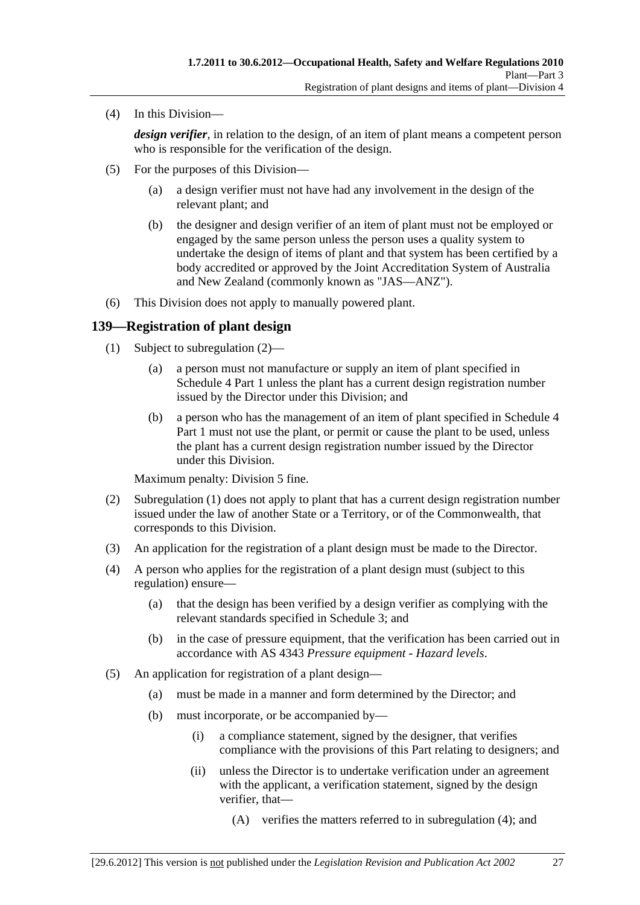(4) In this Division—

*design verifier*, in relation to the design, of an item of plant means a competent person who is responsible for the verification of the design.

(5) For the purposes of this Division—

(a) a design verifier must not have had any involvement in the design of the relevant plant; and

(b) the designer and design verifier of an item of plant must not be employed or engaged by the same person unless the person uses a quality system to undertake the design of items of plant and that system has been certified by a body accredited or approved by the Joint Accreditation System of Australia and New Zealand (commonly known as "JAS—ANZ").

(6) This Division does not apply to manually powered plant.

## 139—Registration of plant design

(1) Subject to subregulation (2)—

(a) a person must not manufacture or supply an item of plant specified in Schedule 4 Part 1 unless the plant has a current design registration number issued by the Director under this Division; and

(b) a person who has the management of an item of plant specified in Schedule 4 Part 1 must not use the plant, or permit or cause the plant to be used, unless the plant has a current design registration number issued by the Director under this Division.

Maximum penalty: Division 5 fine.

(2) Subregulation (1) does not apply to plant that has a current design registration number issued under the law of another State or a Territory, or of the Commonwealth, that corresponds to this Division.

(3) An application for the registration of a plant design must be made to the Director.

(4) A person who applies for the registration of a plant design must (subject to this regulation) ensure—

(a) that the design has been verified by a design verifier as complying with the relevant standards specified in Schedule 3; and

(b) in the case of pressure equipment, that the verification has been carried out in accordance with AS 4343 *Pressure equipment - Hazard levels*.

(5) An application for registration of a plant design—

(a) must be made in a manner and form determined by the Director; and

(b) must incorporate, or be accompanied by—

(i) a compliance statement, signed by the designer, that verifies compliance with the provisions of this Part relating to designers; and

(ii) unless the Director is to undertake verification under an agreement with the applicant, a verification statement, signed by the design verifier, that—

(A) verifies the matters referred to in subregulation (4); and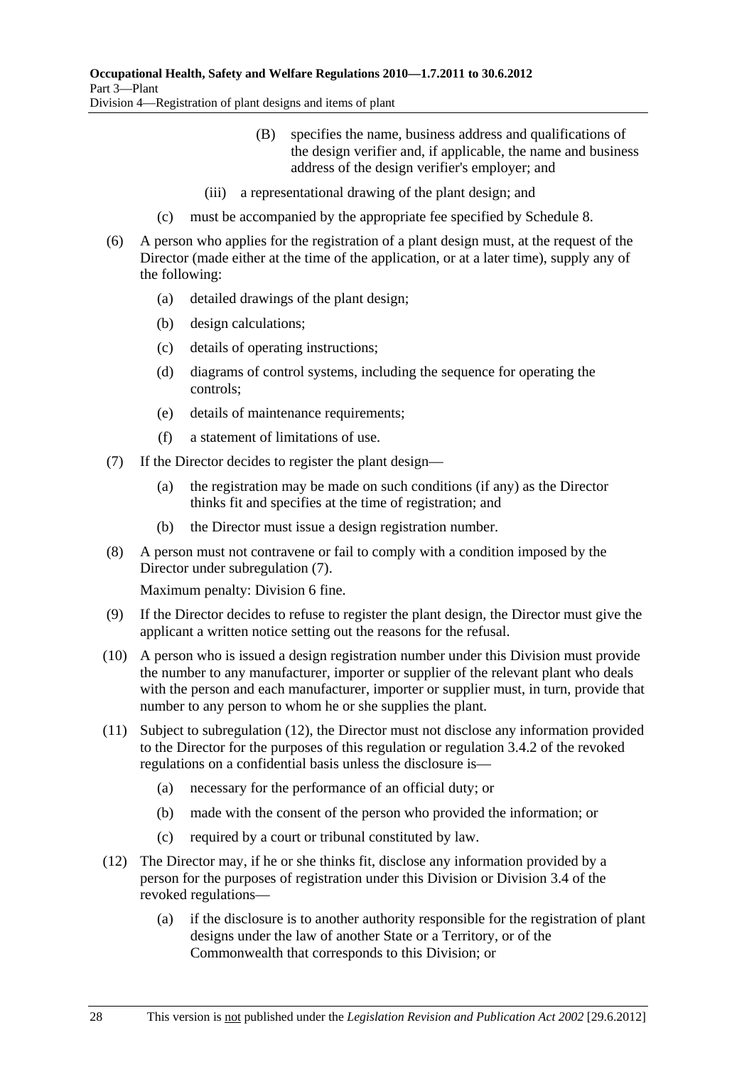(B) specifies the name, business address and qualifications of the design verifier and, if applicable, the name and business address of the design verifier's employer; and

(iii) a representational drawing of the plant design; and

(c) must be accompanied by the appropriate fee specified by Schedule 8.

(6) A person who applies for the registration of a plant design must, at the request of the Director (made either at the time of the application, or at a later time), supply any of the following:

(a) detailed drawings of the plant design;

(b) design calculations;

(c) details of operating instructions;

(d) diagrams of control systems, including the sequence for operating the controls;

(e) details of maintenance requirements;

(f) a statement of limitations of use.

(7) If the Director decides to register the plant design—

(a) the registration may be made on such conditions (if any) as the Director thinks fit and specifies at the time of registration; and

(b) the Director must issue a design registration number.

(8) A person must not contravene or fail to comply with a condition imposed by the Director under subregulation (7).

Maximum penalty: Division 6 fine.

(9) If the Director decides to refuse to register the plant design, the Director must give the applicant a written notice setting out the reasons for the refusal.

(10) A person who is issued a design registration number under this Division must provide the number to any manufacturer, importer or supplier of the relevant plant who deals with the person and each manufacturer, importer or supplier must, in turn, provide that number to any person to whom he or she supplies the plant.

(11) Subject to subregulation (12), the Director must not disclose any information provided to the Director for the purposes of this regulation or regulation 3.4.2 of the revoked regulations on a confidential basis unless the disclosure is—

(a) necessary for the performance of an official duty; or

(b) made with the consent of the person who provided the information; or

(c) required by a court or tribunal constituted by law.

(12) The Director may, if he or she thinks fit, disclose any information provided by a person for the purposes of registration under this Division or Division 3.4 of the revoked regulations—

(a) if the disclosure is to another authority responsible for the registration of plant designs under the law of another State or a Territory, or of the Commonwealth that corresponds to this Division; or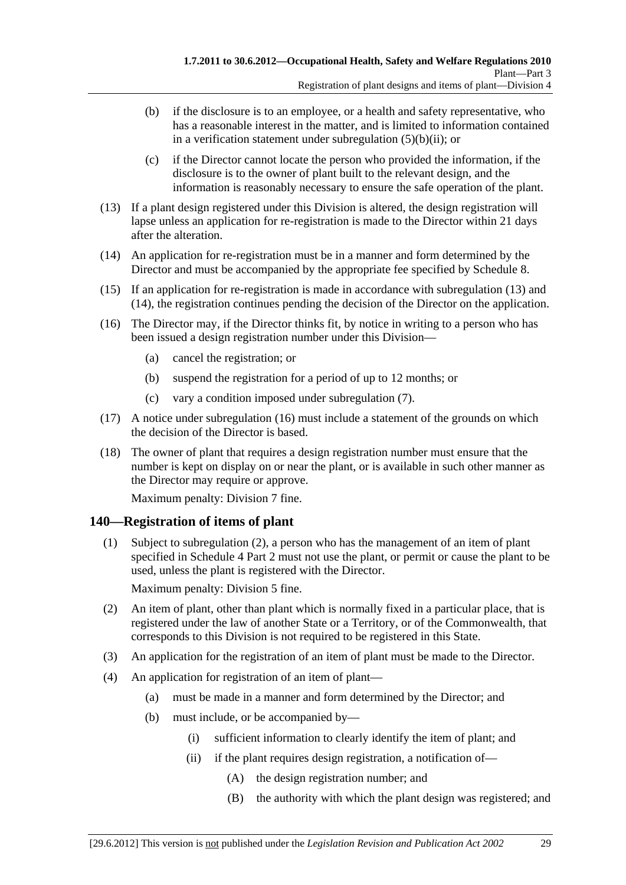(b) if the disclosure is to an employee, or a health and safety representative, who has a reasonable interest in the matter, and is limited to information contained in a verification statement under subregulation (5)(b)(ii); or

(c) if the Director cannot locate the person who provided the information, if the disclosure is to the owner of plant built to the relevant design, and the information is reasonably necessary to ensure the safe operation of the plant.

(13) If a plant design registered under this Division is altered, the design registration will lapse unless an application for re-registration is made to the Director within 21 days after the alteration.

(14) An application for re-registration must be in a manner and form determined by the Director and must be accompanied by the appropriate fee specified by Schedule 8.

(15) If an application for re-registration is made in accordance with subregulation (13) and (14), the registration continues pending the decision of the Director on the application.

(16) The Director may, if the Director thinks fit, by notice in writing to a person who has been issued a design registration number under this Division—

(a) cancel the registration; or

(b) suspend the registration for a period of up to 12 months; or

(c) vary a condition imposed under subregulation (7).

(17) A notice under subregulation (16) must include a statement of the grounds on which the decision of the Director is based.

(18) The owner of plant that requires a design registration number must ensure that the number is kept on display on or near the plant, or is available in such other manner as the Director may require or approve.

Maximum penalty: Division 7 fine.

## 140—Registration of items of plant

(1) Subject to subregulation (2), a person who has the management of an item of plant specified in Schedule 4 Part 2 must not use the plant, or permit or cause the plant to be used, unless the plant is registered with the Director.

Maximum penalty: Division 5 fine.

(2) An item of plant, other than plant which is normally fixed in a particular place, that is registered under the law of another State or a Territory, or of the Commonwealth, that corresponds to this Division is not required to be registered in this State.

(3) An application for the registration of an item of plant must be made to the Director.

(4) An application for registration of an item of plant—

(a) must be made in a manner and form determined by the Director; and

(b) must include, or be accompanied by—

(i) sufficient information to clearly identify the item of plant; and

(ii) if the plant requires design registration, a notification of—

(A) the design registration number; and

(B) the authority with which the plant design was registered; and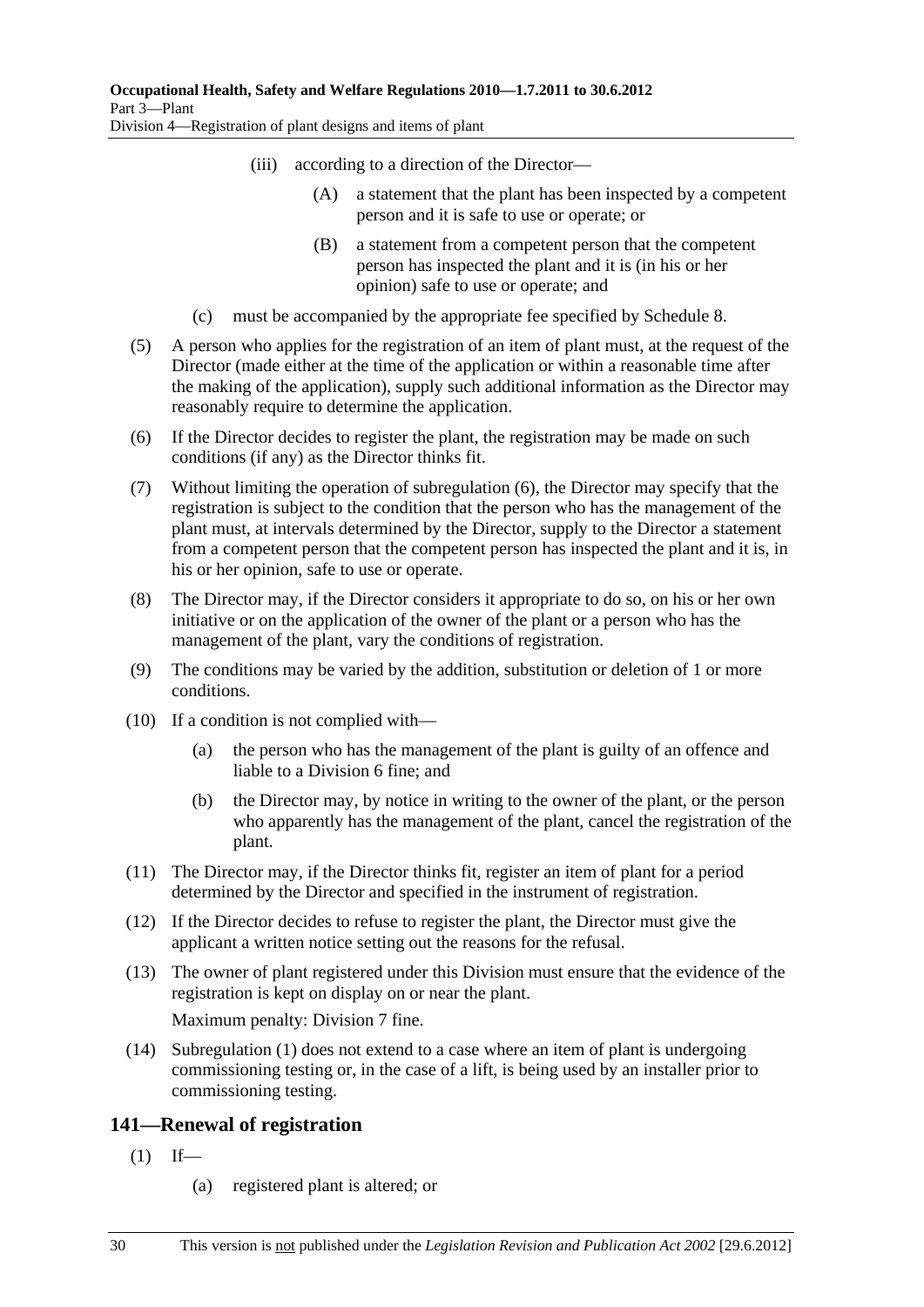(iii) according to a direction of the Director—

(A) a statement that the plant has been inspected by a competent person and it is safe to use or operate; or

(B) a statement from a competent person that the competent person has inspected the plant and it is (in his or her opinion) safe to use or operate; and

(c) must be accompanied by the appropriate fee specified by Schedule 8.

(5) A person who applies for the registration of an item of plant must, at the request of the Director (made either at the time of the application or within a reasonable time after the making of the application), supply such additional information as the Director may reasonably require to determine the application.

(6) If the Director decides to register the plant, the registration may be made on such conditions (if any) as the Director thinks fit.

(7) Without limiting the operation of subregulation (6), the Director may specify that the registration is subject to the condition that the person who has the management of the plant must, at intervals determined by the Director, supply to the Director a statement from a competent person that the competent person has inspected the plant and it is, in his or her opinion, safe to use or operate.

(8) The Director may, if the Director considers it appropriate to do so, on his or her own initiative or on the application of the owner of the plant or a person who has the management of the plant, vary the conditions of registration.

(9) The conditions may be varied by the addition, substitution or deletion of 1 or more conditions.

(10) If a condition is not complied with—

(a) the person who has the management of the plant is guilty of an offence and liable to a Division 6 fine; and

(b) the Director may, by notice in writing to the owner of the plant, or the person who apparently has the management of the plant, cancel the registration of the plant.

(11) The Director may, if the Director thinks fit, register an item of plant for a period determined by the Director and specified in the instrument of registration.

(12) If the Director decides to refuse to register the plant, the Director must give the applicant a written notice setting out the reasons for the refusal.

(13) The owner of plant registered under this Division must ensure that the evidence of the registration is kept on display on or near the plant.

Maximum penalty: Division 7 fine.

(14) Subregulation (1) does not extend to a case where an item of plant is undergoing commissioning testing or, in the case of a lift, is being used by an installer prior to commissioning testing.

## 141—Renewal of registration

(1) If—

(a) registered plant is altered; or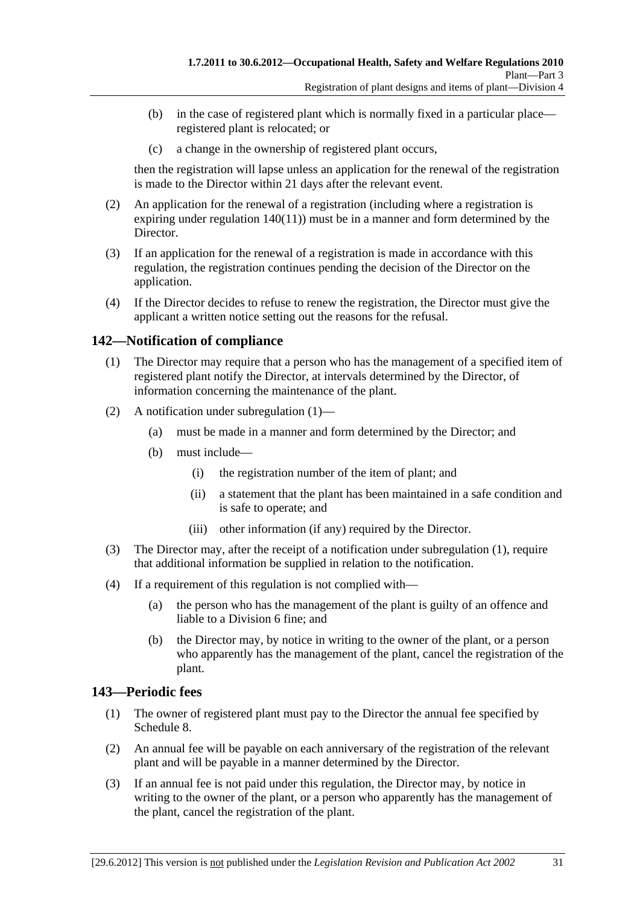(b) in the case of registered plant which is normally fixed in a particular place—registered plant is relocated; or

(c) a change in the ownership of registered plant occurs,

then the registration will lapse unless an application for the renewal of the registration is made to the Director within 21 days after the relevant event.

(2) An application for the renewal of a registration (including where a registration is expiring under regulation 140(11)) must be in a manner and form determined by the Director.

(3) If an application for the renewal of a registration is made in accordance with this regulation, the registration continues pending the decision of the Director on the application.

(4) If the Director decides to refuse to renew the registration, the Director must give the applicant a written notice setting out the reasons for the refusal.

## 142—Notification of compliance

(1) The Director may require that a person who has the management of a specified item of registered plant notify the Director, at intervals determined by the Director, of information concerning the maintenance of the plant.

(2) A notification under subregulation (1)—

(a) must be made in a manner and form determined by the Director; and

(b) must include—

(i) the registration number of the item of plant; and

(ii) a statement that the plant has been maintained in a safe condition and is safe to operate; and

(iii) other information (if any) required by the Director.

(3) The Director may, after the receipt of a notification under subregulation (1), require that additional information be supplied in relation to the notification.

(4) If a requirement of this regulation is not complied with—

(a) the person who has the management of the plant is guilty of an offence and liable to a Division 6 fine; and

(b) the Director may, by notice in writing to the owner of the plant, or a person who apparently has the management of the plant, cancel the registration of the plant.

## 143—Periodic fees

(1) The owner of registered plant must pay to the Director the annual fee specified by Schedule 8.

(2) An annual fee will be payable on each anniversary of the registration of the relevant plant and will be payable in a manner determined by the Director.

(3) If an annual fee is not paid under this regulation, the Director may, by notice in writing to the owner of the plant, or a person who apparently has the management of the plant, cancel the registration of the plant.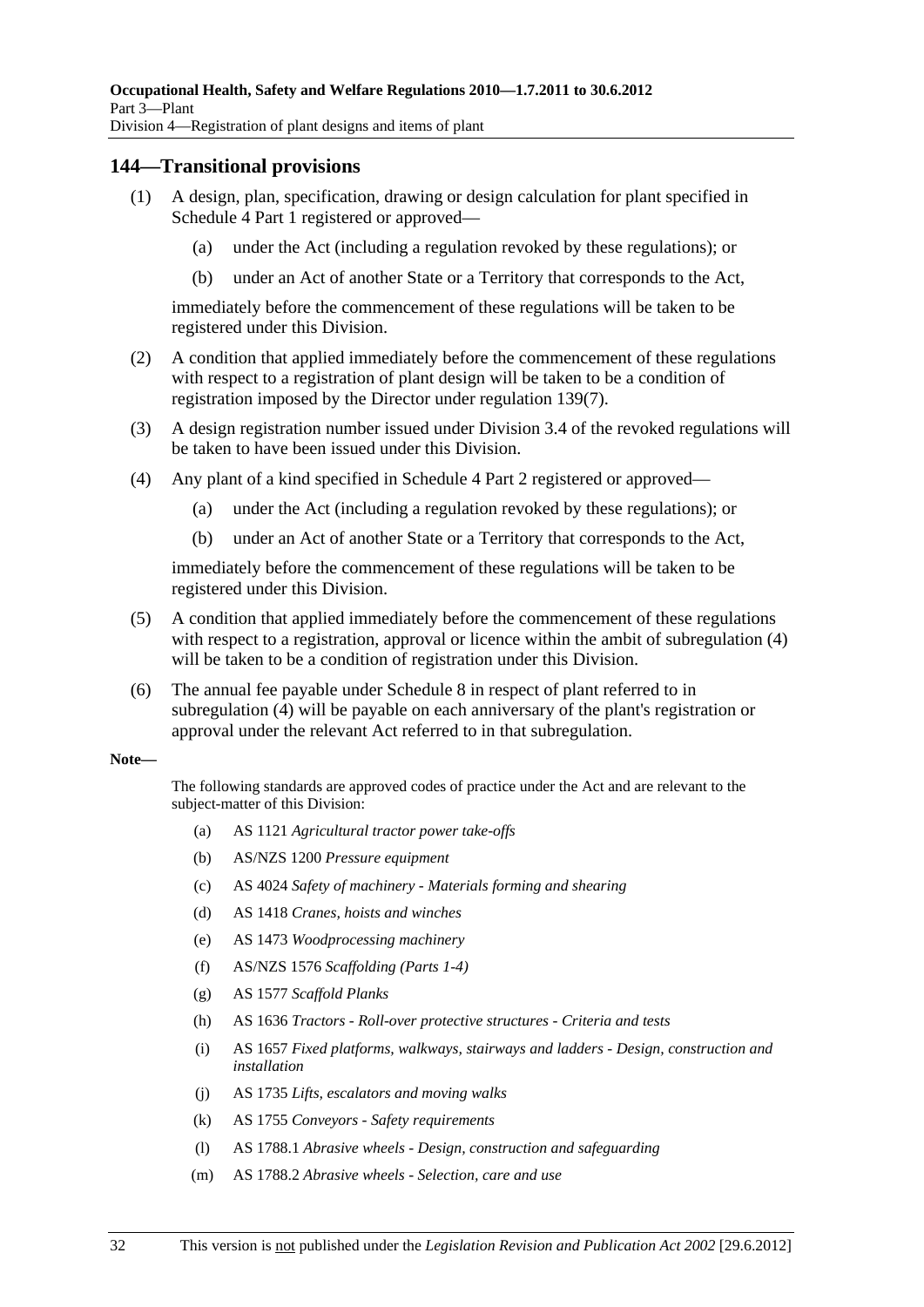## 144—Transitional provisions

(1) A design, plan, specification, drawing or design calculation for plant specified in Schedule 4 Part 1 registered or approved—

(a) under the Act (including a regulation revoked by these regulations); or

(b) under an Act of another State or a Territory that corresponds to the Act,

immediately before the commencement of these regulations will be taken to be registered under this Division.

(2) A condition that applied immediately before the commencement of these regulations with respect to a registration of plant design will be taken to be a condition of registration imposed by the Director under regulation 139(7).

(3) A design registration number issued under Division 3.4 of the revoked regulations will be taken to have been issued under this Division.

(4) Any plant of a kind specified in Schedule 4 Part 2 registered or approved—

(a) under the Act (including a regulation revoked by these regulations); or

(b) under an Act of another State or a Territory that corresponds to the Act,

immediately before the commencement of these regulations will be taken to be registered under this Division.

(5) A condition that applied immediately before the commencement of these regulations with respect to a registration, approval or licence within the ambit of subregulation (4) will be taken to be a condition of registration under this Division.

(6) The annual fee payable under Schedule 8 in respect of plant referred to in subregulation (4) will be payable on each anniversary of the plant's registration or approval under the relevant Act referred to in that subregulation.

**Note—**

The following standards are approved codes of practice under the Act and are relevant to the subject-matter of this Division:

(a) AS 1121 *Agricultural tractor power take-offs*

(b) AS/NZS 1200 *Pressure equipment*

(c) AS 4024 *Safety of machinery - Materials forming and shearing*

(d) AS 1418 *Cranes, hoists and winches*

(e) AS 1473 *Woodprocessing machinery*

(f) AS/NZS 1576 *Scaffolding (Parts 1-4)*

(g) AS 1577 *Scaffold Planks*

(h) AS 1636 *Tractors - Roll-over protective structures - Criteria and tests*

(i) AS 1657 *Fixed platforms, walkways, stairways and ladders - Design, construction and installation*

(j) AS 1735 *Lifts, escalators and moving walks*

(k) AS 1755 *Conveyors - Safety requirements*

(l) AS 1788.1 *Abrasive wheels - Design, construction and safeguarding*

(m) AS 1788.2 *Abrasive wheels - Selection, care and use*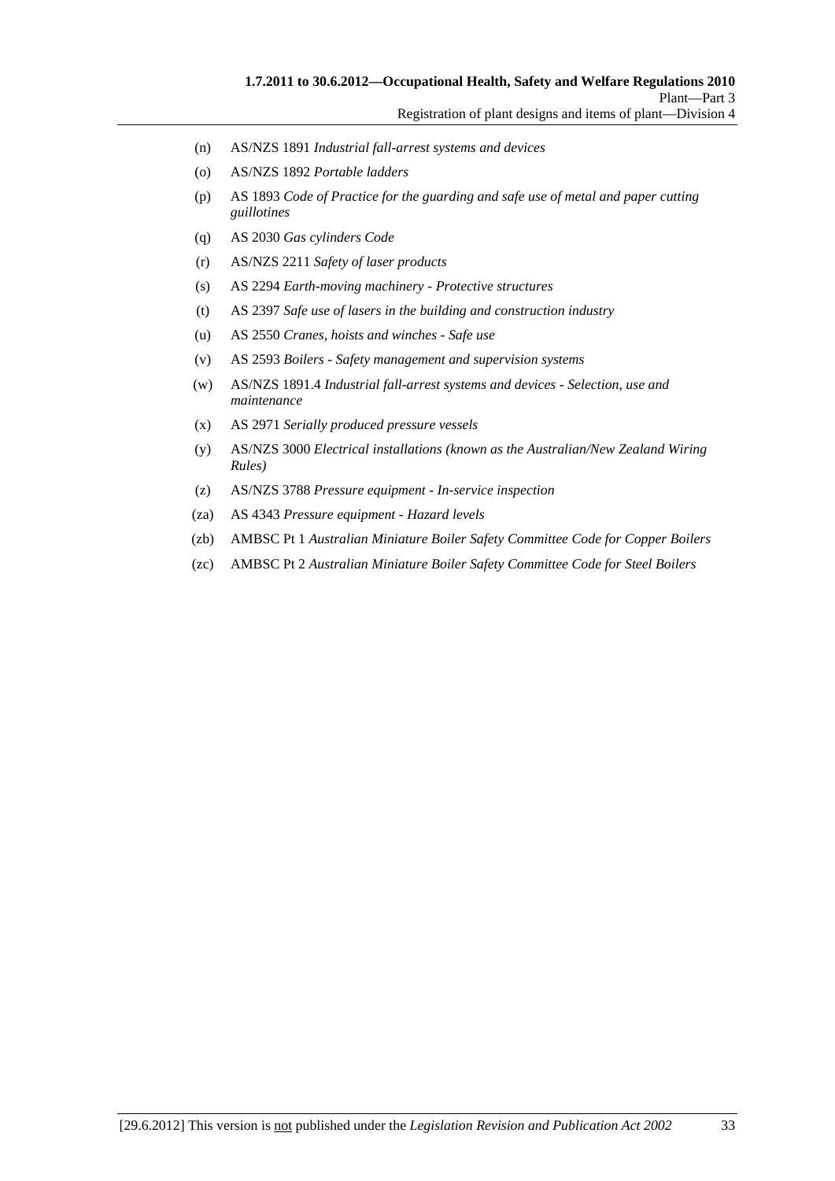(n) AS/NZS 1891 *Industrial fall-arrest systems and devices*

(o) AS/NZS 1892 *Portable ladders*

(p) AS 1893 *Code of Practice for the guarding and safe use of metal and paper cutting guillotines*

(q) AS 2030 *Gas cylinders Code*

(r) AS/NZS 2211 *Safety of laser products*

(s) AS 2294 *Earth-moving machinery - Protective structures*

(t) AS 2397 *Safe use of lasers in the building and construction industry*

(u) AS 2550 *Cranes, hoists and winches - Safe use*

(v) AS 2593 *Boilers - Safety management and supervision systems*

(w) AS/NZS 1891.4 *Industrial fall-arrest systems and devices - Selection, use and maintenance*

(x) AS 2971 *Serially produced pressure vessels*

(y) AS/NZS 3000 *Electrical installations (known as the Australian/New Zealand Wiring Rules)*

(z) AS/NZS 3788 *Pressure equipment - In-service inspection*

(za) AS 4343 *Pressure equipment - Hazard levels*

(zb) AMBSC Pt 1 *Australian Miniature Boiler Safety Committee Code for Copper Boilers*

(zc) AMBSC Pt 2 *Australian Miniature Boiler Safety Committee Code for Steel Boilers*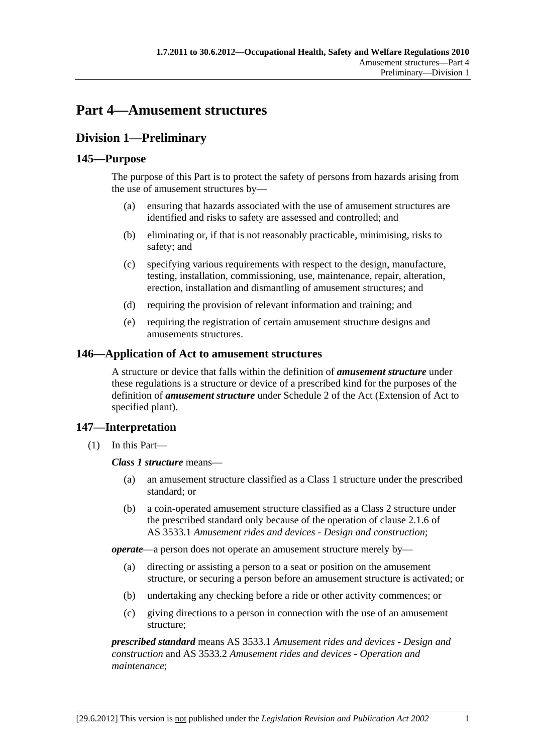# Part 4—Amusement structures

## Division 1—Preliminary

### 145—Purpose

The purpose of this Part is to protect the safety of persons from hazards arising from the use of amusement structures by—

(a) ensuring that hazards associated with the use of amusement structures are identified and risks to safety are assessed and controlled; and

(b) eliminating or, if that is not reasonably practicable, minimising, risks to safety; and

(c) specifying various requirements with respect to the design, manufacture, testing, installation, commissioning, use, maintenance, repair, alteration, erection, installation and dismantling of amusement structures; and

(d) requiring the provision of relevant information and training; and

(e) requiring the registration of certain amusement structure designs and amusements structures.

### 146—Application of Act to amusement structures

A structure or device that falls within the definition of ***amusement structure*** under these regulations is a structure or device of a prescribed kind for the purposes of the definition of ***amusement structure*** under Schedule 2 of the Act (Extension of Act to specified plant).

### 147—Interpretation

(1) In this Part—

***Class 1 structure*** means—

(a) an amusement structure classified as a Class 1 structure under the prescribed standard; or

(b) a coin-operated amusement structure classified as a Class 2 structure under the prescribed standard only because of the operation of clause 2.1.6 of AS 3533.1 *Amusement rides and devices - Design and construction*;

***operate***—a person does not operate an amusement structure merely by—

(a) directing or assisting a person to a seat or position on the amusement structure, or securing a person before an amusement structure is activated; or

(b) undertaking any checking before a ride or other activity commences; or

(c) giving directions to a person in connection with the use of an amusement structure;

***prescribed standard*** means AS 3533.1 *Amusement rides and devices - Design and construction* and AS 3533.2 *Amusement rides and devices - Operation and maintenance*;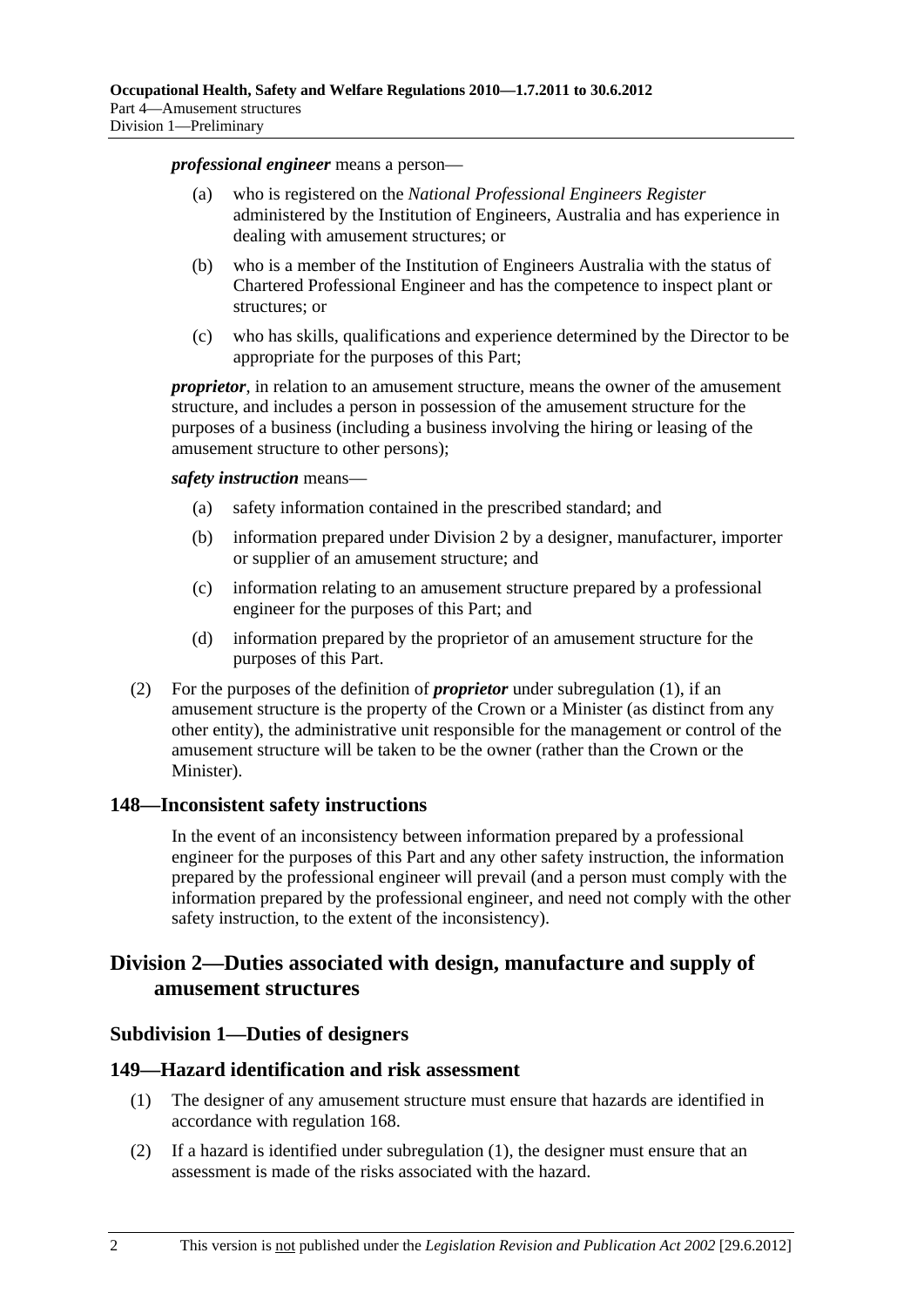***professional engineer*** means a person—

(a) who is registered on the *National Professional Engineers Register* administered by the Institution of Engineers, Australia and has experience in dealing with amusement structures; or

(b) who is a member of the Institution of Engineers Australia with the status of Chartered Professional Engineer and has the competence to inspect plant or structures; or

(c) who has skills, qualifications and experience determined by the Director to be appropriate for the purposes of this Part;

***proprietor***, in relation to an amusement structure, means the owner of the amusement structure, and includes a person in possession of the amusement structure for the purposes of a business (including a business involving the hiring or leasing of the amusement structure to other persons);

***safety instruction*** means—

(a) safety information contained in the prescribed standard; and

(b) information prepared under Division 2 by a designer, manufacturer, importer or supplier of an amusement structure; and

(c) information relating to an amusement structure prepared by a professional engineer for the purposes of this Part; and

(d) information prepared by the proprietor of an amusement structure for the purposes of this Part.

(2) For the purposes of the definition of ***proprietor*** under subregulation (1), if an amusement structure is the property of the Crown or a Minister (as distinct from any other entity), the administrative unit responsible for the management or control of the amusement structure will be taken to be the owner (rather than the Crown or the Minister).

### 148—Inconsistent safety instructions

In the event of an inconsistency between information prepared by a professional engineer for the purposes of this Part and any other safety instruction, the information prepared by the professional engineer will prevail (and a person must comply with the information prepared by the professional engineer, and need not comply with the other safety instruction, to the extent of the inconsistency).

## Division 2—Duties associated with design, manufacture and supply of amusement structures

### Subdivision 1—Duties of designers

### 149—Hazard identification and risk assessment

(1) The designer of any amusement structure must ensure that hazards are identified in accordance with regulation 168.

(2) If a hazard is identified under subregulation (1), the designer must ensure that an assessment is made of the risks associated with the hazard.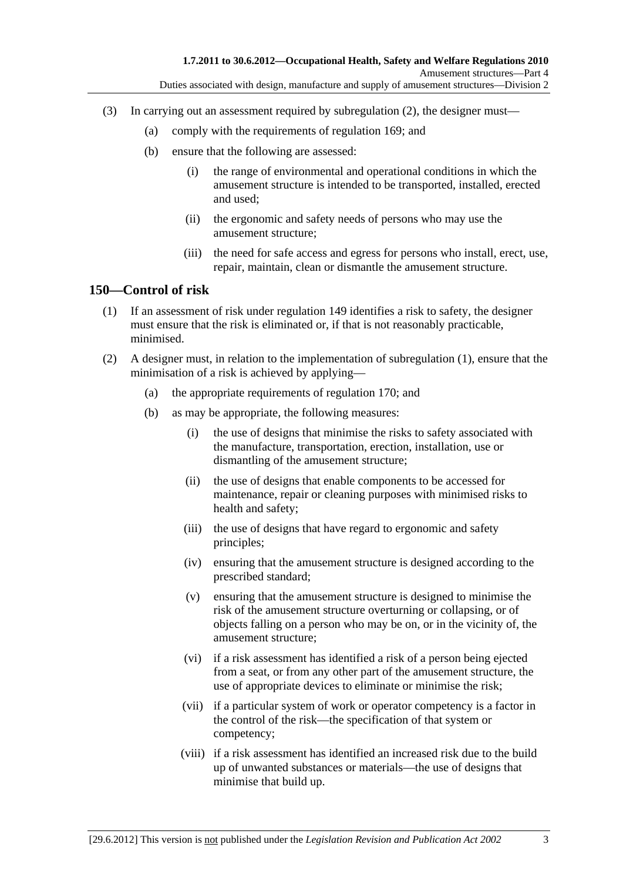(3) In carrying out an assessment required by subregulation (2), the designer must—

(a) comply with the requirements of regulation 169; and

(b) ensure that the following are assessed:

(i) the range of environmental and operational conditions in which the amusement structure is intended to be transported, installed, erected and used;

(ii) the ergonomic and safety needs of persons who may use the amusement structure;

(iii) the need for safe access and egress for persons who install, erect, use, repair, maintain, clean or dismantle the amusement structure.

## 150—Control of risk

(1) If an assessment of risk under regulation 149 identifies a risk to safety, the designer must ensure that the risk is eliminated or, if that is not reasonably practicable, minimised.

(2) A designer must, in relation to the implementation of subregulation (1), ensure that the minimisation of a risk is achieved by applying—

(a) the appropriate requirements of regulation 170; and

(b) as may be appropriate, the following measures:

(i) the use of designs that minimise the risks to safety associated with the manufacture, transportation, erection, installation, use or dismantling of the amusement structure;

(ii) the use of designs that enable components to be accessed for maintenance, repair or cleaning purposes with minimised risks to health and safety;

(iii) the use of designs that have regard to ergonomic and safety principles;

(iv) ensuring that the amusement structure is designed according to the prescribed standard;

(v) ensuring that the amusement structure is designed to minimise the risk of the amusement structure overturning or collapsing, or of objects falling on a person who may be on, or in the vicinity of, the amusement structure;

(vi) if a risk assessment has identified a risk of a person being ejected from a seat, or from any other part of the amusement structure, the use of appropriate devices to eliminate or minimise the risk;

(vii) if a particular system of work or operator competency is a factor in the control of the risk—the specification of that system or competency;

(viii) if a risk assessment has identified an increased risk due to the build up of unwanted substances or materials—the use of designs that minimise that build up.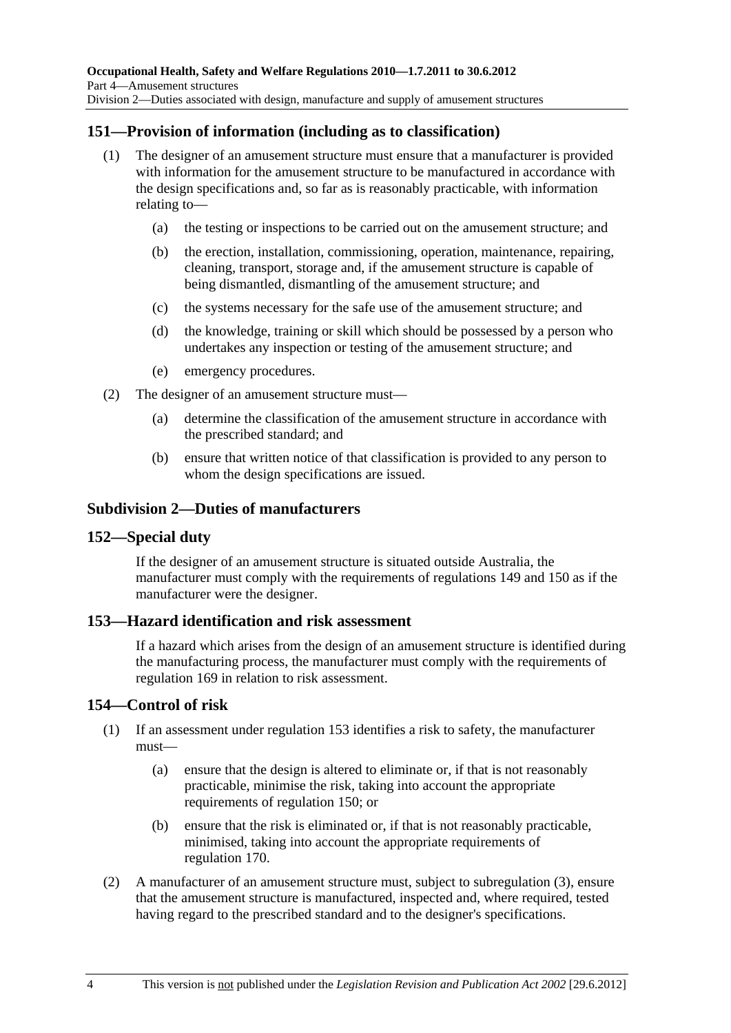## 151—Provision of information (including as to classification)

(1) The designer of an amusement structure must ensure that a manufacturer is provided with information for the amusement structure to be manufactured in accordance with the design specifications and, so far as is reasonably practicable, with information relating to—

 (a) the testing or inspections to be carried out on the amusement structure; and

 (b) the erection, installation, commissioning, operation, maintenance, repairing, cleaning, transport, storage and, if the amusement structure is capable of being dismantled, dismantling of the amusement structure; and

 (c) the systems necessary for the safe use of the amusement structure; and

 (d) the knowledge, training or skill which should be possessed by a person who undertakes any inspection or testing of the amusement structure; and

 (e) emergency procedures.

(2) The designer of an amusement structure must—

 (a) determine the classification of the amusement structure in accordance with the prescribed standard; and

 (b) ensure that written notice of that classification is provided to any person to whom the design specifications are issued.

### Subdivision 2—Duties of manufacturers

## 152—Special duty

If the designer of an amusement structure is situated outside Australia, the manufacturer must comply with the requirements of regulations 149 and 150 as if the manufacturer were the designer.

## 153—Hazard identification and risk assessment

If a hazard which arises from the design of an amusement structure is identified during the manufacturing process, the manufacturer must comply with the requirements of regulation 169 in relation to risk assessment.

## 154—Control of risk

(1) If an assessment under regulation 153 identifies a risk to safety, the manufacturer must—

 (a) ensure that the design is altered to eliminate or, if that is not reasonably practicable, minimise the risk, taking into account the appropriate requirements of regulation 150; or

 (b) ensure that the risk is eliminated or, if that is not reasonably practicable, minimised, taking into account the appropriate requirements of regulation 170.

(2) A manufacturer of an amusement structure must, subject to subregulation (3), ensure that the amusement structure is manufactured, inspected and, where required, tested having regard to the prescribed standard and to the designer's specifications.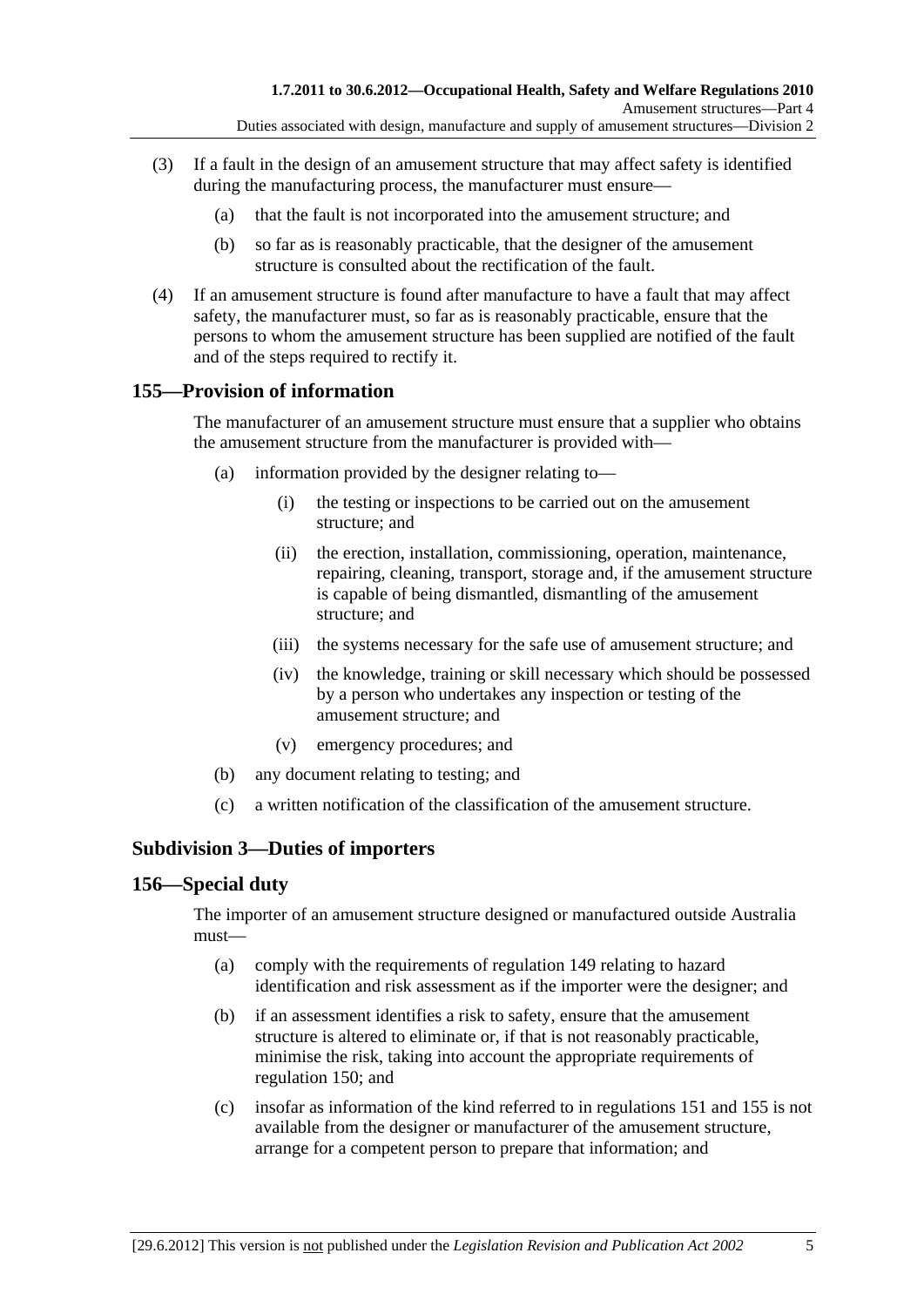(3) If a fault in the design of an amusement structure that may affect safety is identified during the manufacturing process, the manufacturer must ensure—

(a) that the fault is not incorporated into the amusement structure; and

(b) so far as is reasonably practicable, that the designer of the amusement structure is consulted about the rectification of the fault.

(4) If an amusement structure is found after manufacture to have a fault that may affect safety, the manufacturer must, so far as is reasonably practicable, ensure that the persons to whom the amusement structure has been supplied are notified of the fault and of the steps required to rectify it.

## 155—Provision of information

The manufacturer of an amusement structure must ensure that a supplier who obtains the amusement structure from the manufacturer is provided with—

(a) information provided by the designer relating to—

(i) the testing or inspections to be carried out on the amusement structure; and

(ii) the erection, installation, commissioning, operation, maintenance, repairing, cleaning, transport, storage and, if the amusement structure is capable of being dismantled, dismantling of the amusement structure; and

(iii) the systems necessary for the safe use of amusement structure; and

(iv) the knowledge, training or skill necessary which should be possessed by a person who undertakes any inspection or testing of the amusement structure; and

(v) emergency procedures; and

(b) any document relating to testing; and

(c) a written notification of the classification of the amusement structure.

### Subdivision 3—Duties of importers

## 156—Special duty

The importer of an amusement structure designed or manufactured outside Australia must—

(a) comply with the requirements of regulation 149 relating to hazard identification and risk assessment as if the importer were the designer; and

(b) if an assessment identifies a risk to safety, ensure that the amusement structure is altered to eliminate or, if that is not reasonably practicable, minimise the risk, taking into account the appropriate requirements of regulation 150; and

(c) insofar as information of the kind referred to in regulations 151 and 155 is not available from the designer or manufacturer of the amusement structure, arrange for a competent person to prepare that information; and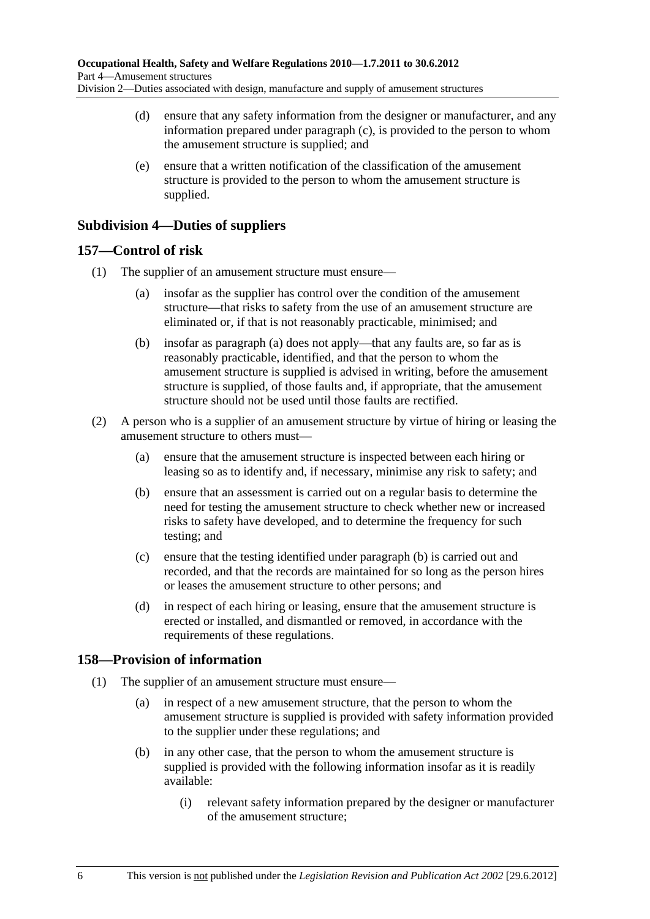(d) ensure that any safety information from the designer or manufacturer, and any information prepared under paragraph (c), is provided to the person to whom the amusement structure is supplied; and

(e) ensure that a written notification of the classification of the amusement structure is provided to the person to whom the amusement structure is supplied.

## Subdivision 4—Duties of suppliers

### 157—Control of risk

(1) The supplier of an amusement structure must ensure—

(a) insofar as the supplier has control over the condition of the amusement structure—that risks to safety from the use of an amusement structure are eliminated or, if that is not reasonably practicable, minimised; and

(b) insofar as paragraph (a) does not apply—that any faults are, so far as is reasonably practicable, identified, and that the person to whom the amusement structure is supplied is advised in writing, before the amusement structure is supplied, of those faults and, if appropriate, that the amusement structure should not be used until those faults are rectified.

(2) A person who is a supplier of an amusement structure by virtue of hiring or leasing the amusement structure to others must—

(a) ensure that the amusement structure is inspected between each hiring or leasing so as to identify and, if necessary, minimise any risk to safety; and

(b) ensure that an assessment is carried out on a regular basis to determine the need for testing the amusement structure to check whether new or increased risks to safety have developed, and to determine the frequency for such testing; and

(c) ensure that the testing identified under paragraph (b) is carried out and recorded, and that the records are maintained for so long as the person hires or leases the amusement structure to other persons; and

(d) in respect of each hiring or leasing, ensure that the amusement structure is erected or installed, and dismantled or removed, in accordance with the requirements of these regulations.

### 158—Provision of information

(1) The supplier of an amusement structure must ensure—

(a) in respect of a new amusement structure, that the person to whom the amusement structure is supplied is provided with safety information provided to the supplier under these regulations; and

(b) in any other case, that the person to whom the amusement structure is supplied is provided with the following information insofar as it is readily available:

(i) relevant safety information prepared by the designer or manufacturer of the amusement structure;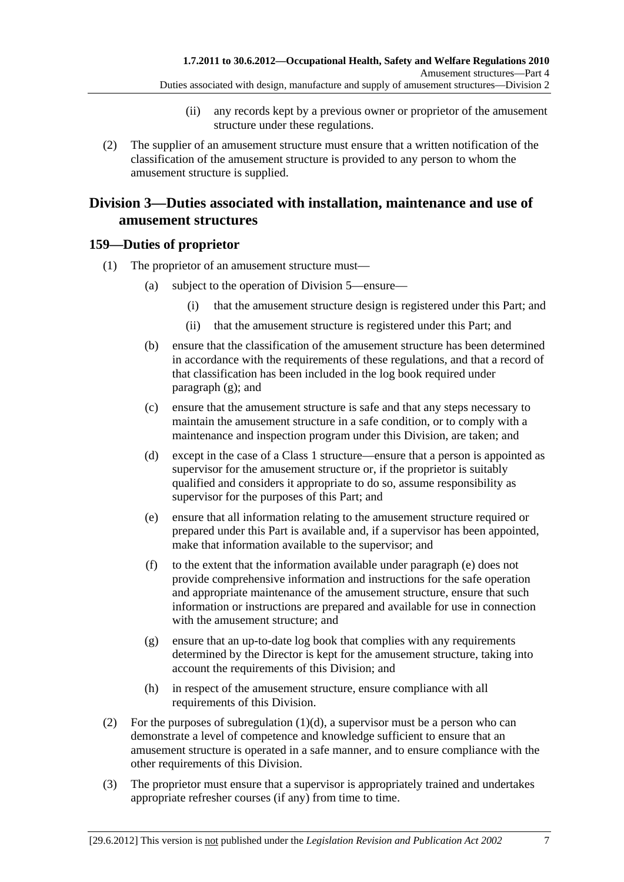(ii) any records kept by a previous owner or proprietor of the amusement structure under these regulations.

(2) The supplier of an amusement structure must ensure that a written notification of the classification of the amusement structure is provided to any person to whom the amusement structure is supplied.

## Division 3—Duties associated with installation, maintenance and use of amusement structures

### 159—Duties of proprietor

(1) The proprietor of an amusement structure must—

(a) subject to the operation of Division 5—ensure—

(i) that the amusement structure design is registered under this Part; and

(ii) that the amusement structure is registered under this Part; and

(b) ensure that the classification of the amusement structure has been determined in accordance with the requirements of these regulations, and that a record of that classification has been included in the log book required under paragraph (g); and

(c) ensure that the amusement structure is safe and that any steps necessary to maintain the amusement structure in a safe condition, or to comply with a maintenance and inspection program under this Division, are taken; and

(d) except in the case of a Class 1 structure—ensure that a person is appointed as supervisor for the amusement structure or, if the proprietor is suitably qualified and considers it appropriate to do so, assume responsibility as supervisor for the purposes of this Part; and

(e) ensure that all information relating to the amusement structure required or prepared under this Part is available and, if a supervisor has been appointed, make that information available to the supervisor; and

(f) to the extent that the information available under paragraph (e) does not provide comprehensive information and instructions for the safe operation and appropriate maintenance of the amusement structure, ensure that such information or instructions are prepared and available for use in connection with the amusement structure; and

(g) ensure that an up-to-date log book that complies with any requirements determined by the Director is kept for the amusement structure, taking into account the requirements of this Division; and

(h) in respect of the amusement structure, ensure compliance with all requirements of this Division.

(2) For the purposes of subregulation (1)(d), a supervisor must be a person who can demonstrate a level of competence and knowledge sufficient to ensure that an amusement structure is operated in a safe manner, and to ensure compliance with the other requirements of this Division.

(3) The proprietor must ensure that a supervisor is appropriately trained and undertakes appropriate refresher courses (if any) from time to time.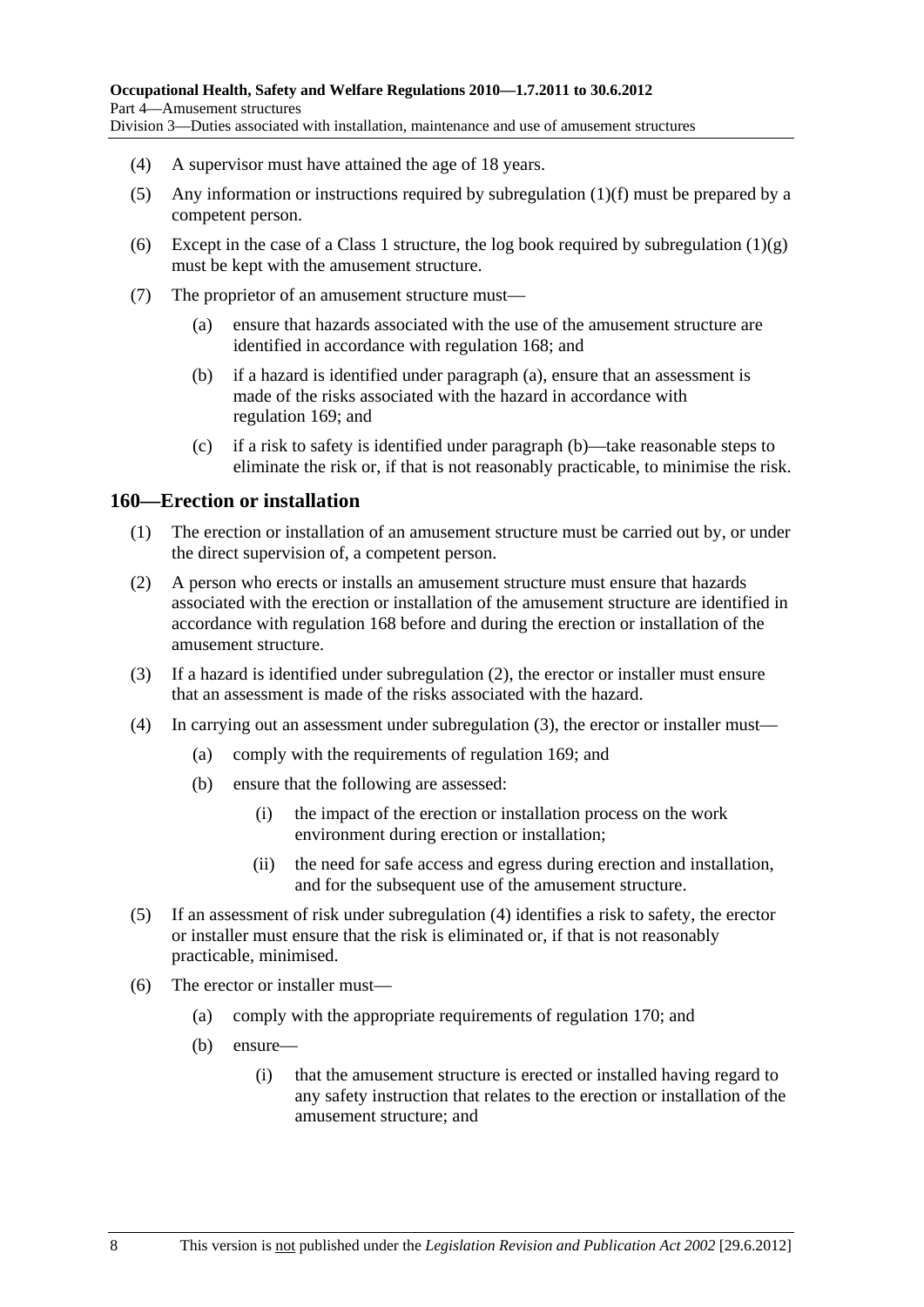(4) A supervisor must have attained the age of 18 years.

(5) Any information or instructions required by subregulation (1)(f) must be prepared by a competent person.

(6) Except in the case of a Class 1 structure, the log book required by subregulation (1)(g) must be kept with the amusement structure.

(7) The proprietor of an amusement structure must—

(a) ensure that hazards associated with the use of the amusement structure are identified in accordance with regulation 168; and

(b) if a hazard is identified under paragraph (a), ensure that an assessment is made of the risks associated with the hazard in accordance with regulation 169; and

(c) if a risk to safety is identified under paragraph (b)—take reasonable steps to eliminate the risk or, if that is not reasonably practicable, to minimise the risk.

## 160—Erection or installation

(1) The erection or installation of an amusement structure must be carried out by, or under the direct supervision of, a competent person.

(2) A person who erects or installs an amusement structure must ensure that hazards associated with the erection or installation of the amusement structure are identified in accordance with regulation 168 before and during the erection or installation of the amusement structure.

(3) If a hazard is identified under subregulation (2), the erector or installer must ensure that an assessment is made of the risks associated with the hazard.

(4) In carrying out an assessment under subregulation (3), the erector or installer must—

(a) comply with the requirements of regulation 169; and

(b) ensure that the following are assessed:

(i) the impact of the erection or installation process on the work environment during erection or installation;

(ii) the need for safe access and egress during erection and installation, and for the subsequent use of the amusement structure.

(5) If an assessment of risk under subregulation (4) identifies a risk to safety, the erector or installer must ensure that the risk is eliminated or, if that is not reasonably practicable, minimised.

(6) The erector or installer must—

(a) comply with the appropriate requirements of regulation 170; and

(b) ensure—

(i) that the amusement structure is erected or installed having regard to any safety instruction that relates to the erection or installation of the amusement structure; and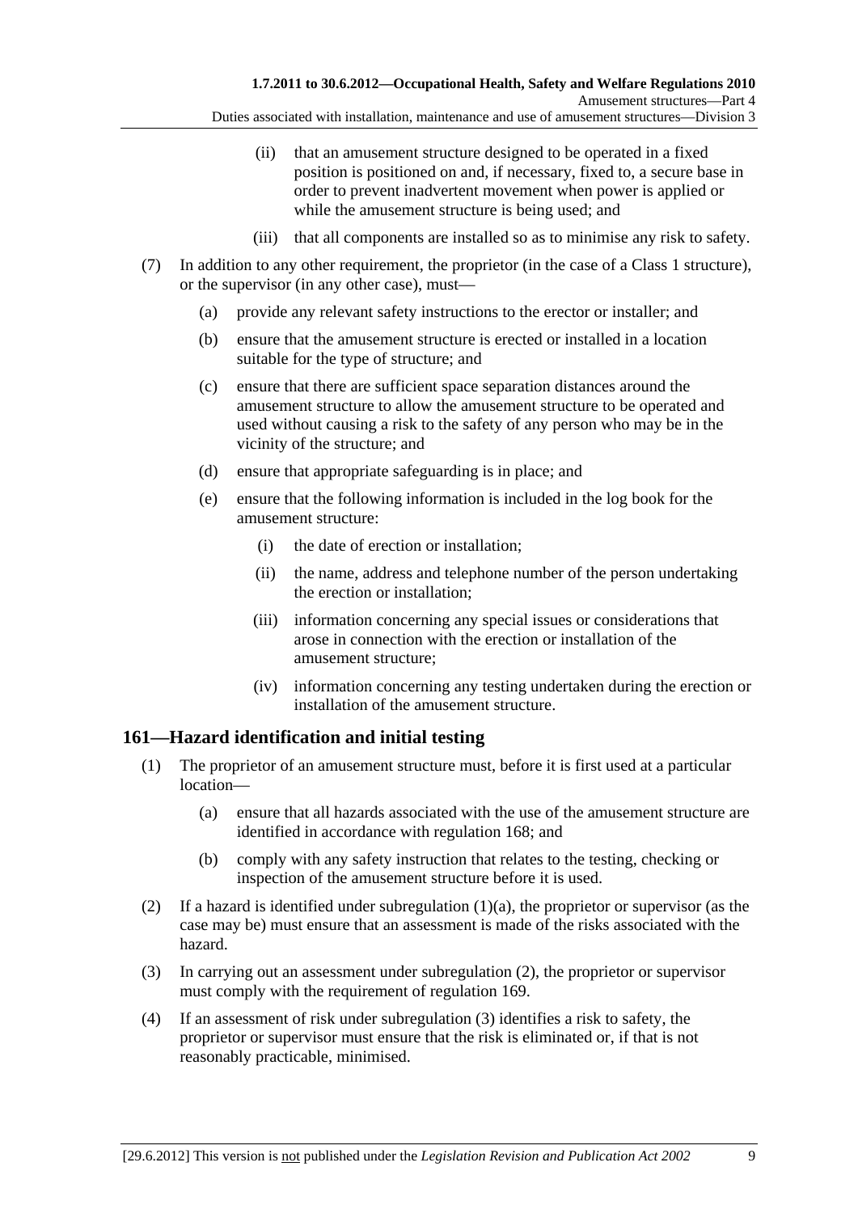(ii) that an amusement structure designed to be operated in a fixed position is positioned on and, if necessary, fixed to, a secure base in order to prevent inadvertent movement when power is applied or while the amusement structure is being used; and

(iii) that all components are installed so as to minimise any risk to safety.

(7) In addition to any other requirement, the proprietor (in the case of a Class 1 structure), or the supervisor (in any other case), must—

(a) provide any relevant safety instructions to the erector or installer; and

(b) ensure that the amusement structure is erected or installed in a location suitable for the type of structure; and

(c) ensure that there are sufficient space separation distances around the amusement structure to allow the amusement structure to be operated and used without causing a risk to the safety of any person who may be in the vicinity of the structure; and

(d) ensure that appropriate safeguarding is in place; and

(e) ensure that the following information is included in the log book for the amusement structure:

(i) the date of erection or installation;

(ii) the name, address and telephone number of the person undertaking the erection or installation;

(iii) information concerning any special issues or considerations that arose in connection with the erection or installation of the amusement structure;

(iv) information concerning any testing undertaken during the erection or installation of the amusement structure.

## 161—Hazard identification and initial testing

(1) The proprietor of an amusement structure must, before it is first used at a particular location—

(a) ensure that all hazards associated with the use of the amusement structure are identified in accordance with regulation 168; and

(b) comply with any safety instruction that relates to the testing, checking or inspection of the amusement structure before it is used.

(2) If a hazard is identified under subregulation (1)(a), the proprietor or supervisor (as the case may be) must ensure that an assessment is made of the risks associated with the hazard.

(3) In carrying out an assessment under subregulation (2), the proprietor or supervisor must comply with the requirement of regulation 169.

(4) If an assessment of risk under subregulation (3) identifies a risk to safety, the proprietor or supervisor must ensure that the risk is eliminated or, if that is not reasonably practicable, minimised.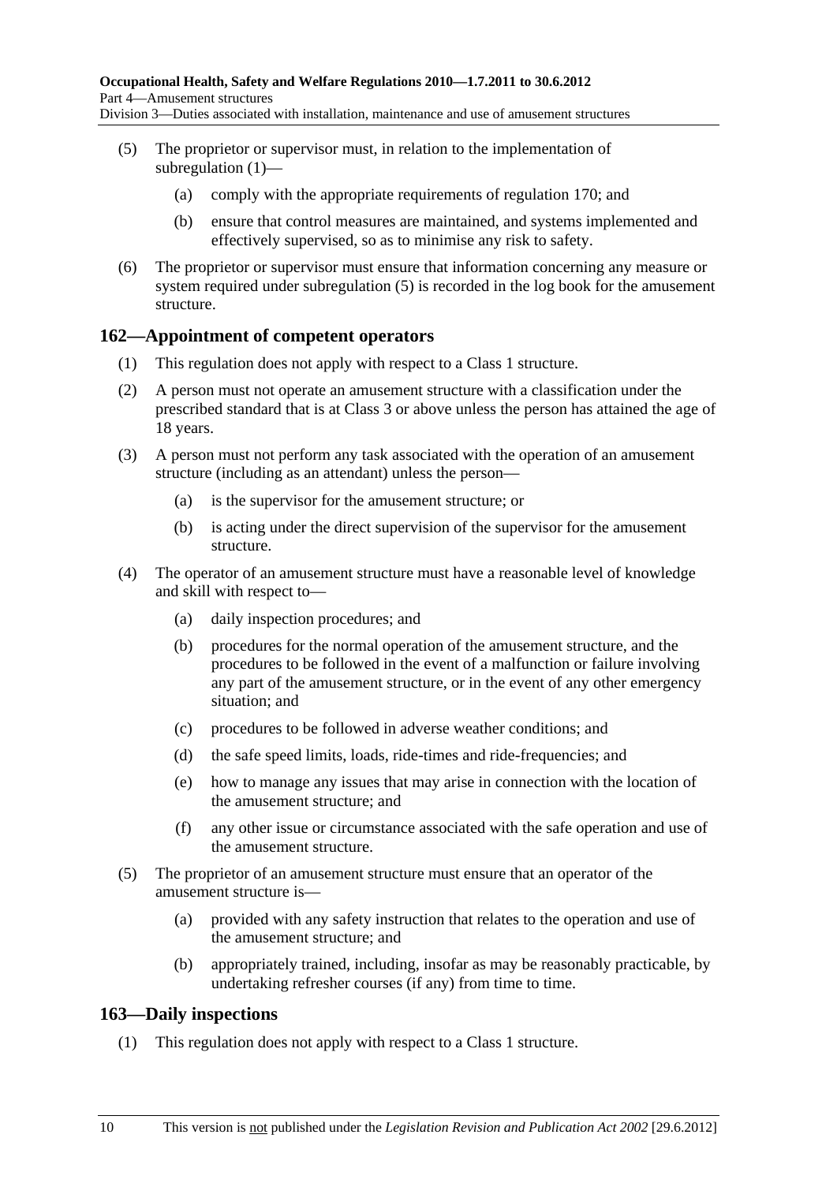(5) The proprietor or supervisor must, in relation to the implementation of subregulation (1)—

(a) comply with the appropriate requirements of regulation 170; and

(b) ensure that control measures are maintained, and systems implemented and effectively supervised, so as to minimise any risk to safety.

(6) The proprietor or supervisor must ensure that information concerning any measure or system required under subregulation (5) is recorded in the log book for the amusement structure.

## 162—Appointment of competent operators

(1) This regulation does not apply with respect to a Class 1 structure.

(2) A person must not operate an amusement structure with a classification under the prescribed standard that is at Class 3 or above unless the person has attained the age of 18 years.

(3) A person must not perform any task associated with the operation of an amusement structure (including as an attendant) unless the person—

(a) is the supervisor for the amusement structure; or

(b) is acting under the direct supervision of the supervisor for the amusement structure.

(4) The operator of an amusement structure must have a reasonable level of knowledge and skill with respect to—

(a) daily inspection procedures; and

(b) procedures for the normal operation of the amusement structure, and the procedures to be followed in the event of a malfunction or failure involving any part of the amusement structure, or in the event of any other emergency situation; and

(c) procedures to be followed in adverse weather conditions; and

(d) the safe speed limits, loads, ride-times and ride-frequencies; and

(e) how to manage any issues that may arise in connection with the location of the amusement structure; and

(f) any other issue or circumstance associated with the safe operation and use of the amusement structure.

(5) The proprietor of an amusement structure must ensure that an operator of the amusement structure is—

(a) provided with any safety instruction that relates to the operation and use of the amusement structure; and

(b) appropriately trained, including, insofar as may be reasonably practicable, by undertaking refresher courses (if any) from time to time.

## 163—Daily inspections

(1) This regulation does not apply with respect to a Class 1 structure.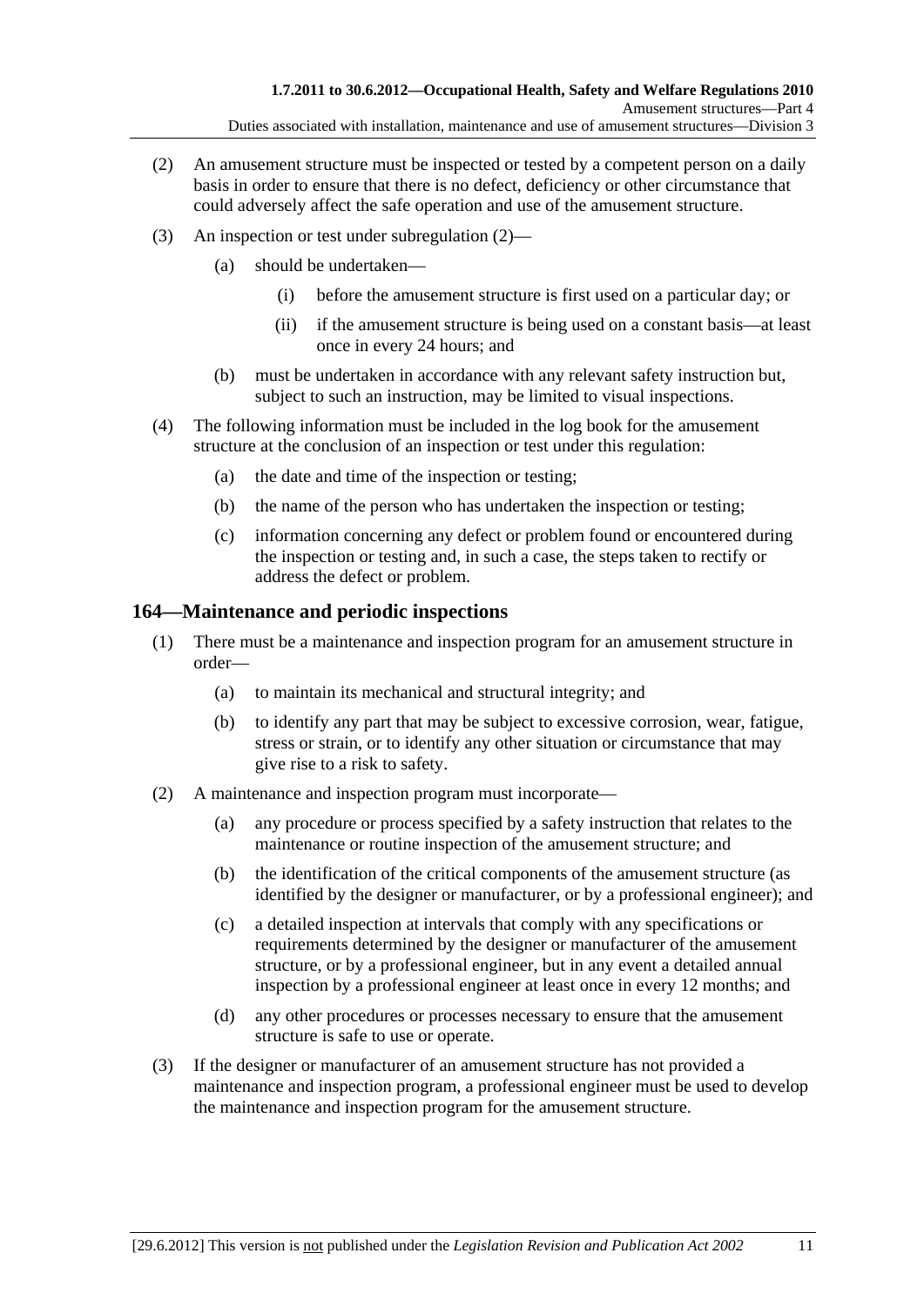(2) An amusement structure must be inspected or tested by a competent person on a daily basis in order to ensure that there is no defect, deficiency or other circumstance that could adversely affect the safe operation and use of the amusement structure.

(3) An inspection or test under subregulation (2)—

(a) should be undertaken—

(i) before the amusement structure is first used on a particular day; or

(ii) if the amusement structure is being used on a constant basis—at least once in every 24 hours; and

(b) must be undertaken in accordance with any relevant safety instruction but, subject to such an instruction, may be limited to visual inspections.

(4) The following information must be included in the log book for the amusement structure at the conclusion of an inspection or test under this regulation:

(a) the date and time of the inspection or testing;

(b) the name of the person who has undertaken the inspection or testing;

(c) information concerning any defect or problem found or encountered during the inspection or testing and, in such a case, the steps taken to rectify or address the defect or problem.

## 164—Maintenance and periodic inspections

(1) There must be a maintenance and inspection program for an amusement structure in order—

(a) to maintain its mechanical and structural integrity; and

(b) to identify any part that may be subject to excessive corrosion, wear, fatigue, stress or strain, or to identify any other situation or circumstance that may give rise to a risk to safety.

(2) A maintenance and inspection program must incorporate—

(a) any procedure or process specified by a safety instruction that relates to the maintenance or routine inspection of the amusement structure; and

(b) the identification of the critical components of the amusement structure (as identified by the designer or manufacturer, or by a professional engineer); and

(c) a detailed inspection at intervals that comply with any specifications or requirements determined by the designer or manufacturer of the amusement structure, or by a professional engineer, but in any event a detailed annual inspection by a professional engineer at least once in every 12 months; and

(d) any other procedures or processes necessary to ensure that the amusement structure is safe to use or operate.

(3) If the designer or manufacturer of an amusement structure has not provided a maintenance and inspection program, a professional engineer must be used to develop the maintenance and inspection program for the amusement structure.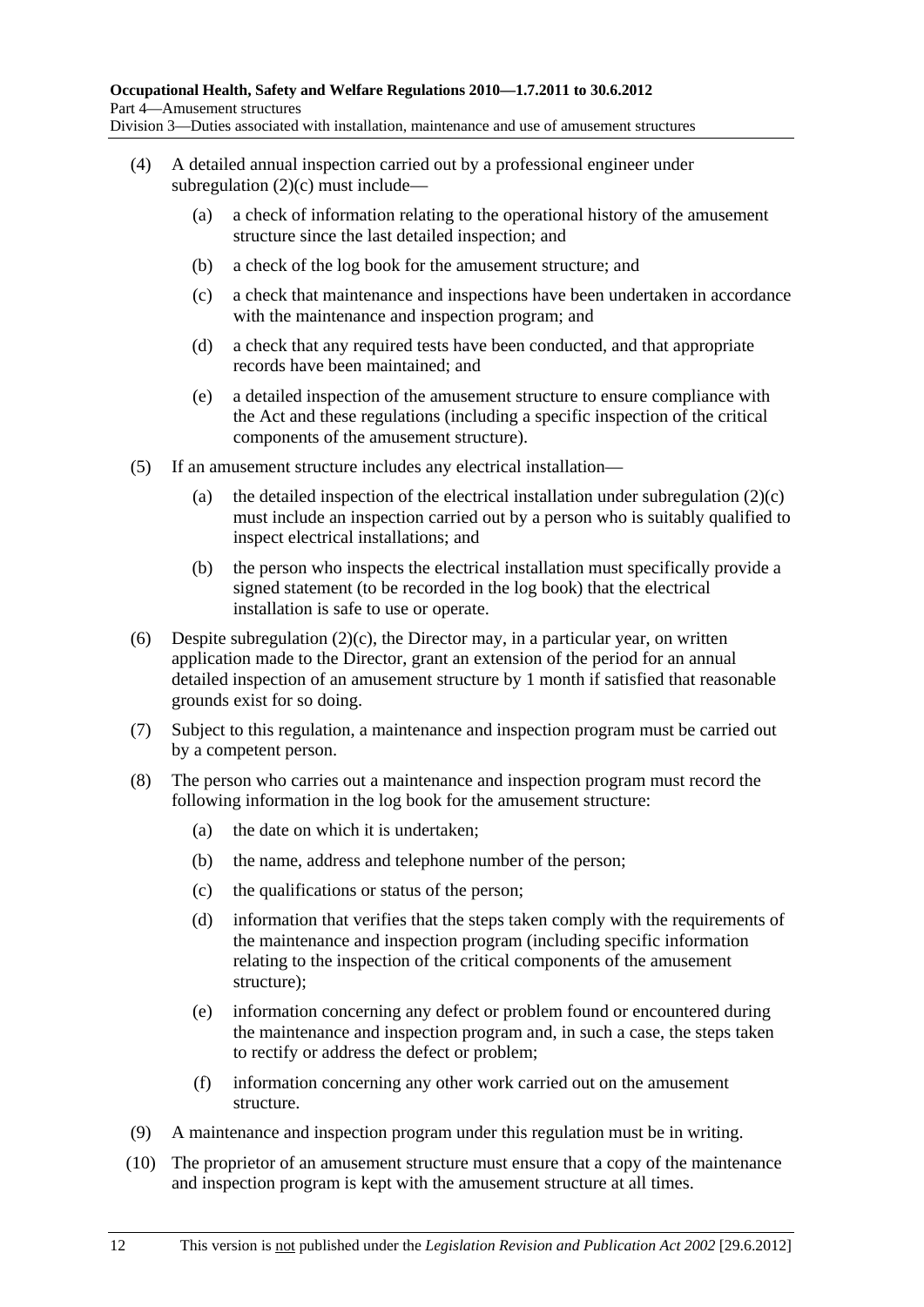(4) A detailed annual inspection carried out by a professional engineer under subregulation (2)(c) must include—

- (a) a check of information relating to the operational history of the amusement structure since the last detailed inspection; and
- (b) a check of the log book for the amusement structure; and
- (c) a check that maintenance and inspections have been undertaken in accordance with the maintenance and inspection program; and
- (d) a check that any required tests have been conducted, and that appropriate records have been maintained; and
- (e) a detailed inspection of the amusement structure to ensure compliance with the Act and these regulations (including a specific inspection of the critical components of the amusement structure).

(5) If an amusement structure includes any electrical installation—

- (a) the detailed inspection of the electrical installation under subregulation (2)(c) must include an inspection carried out by a person who is suitably qualified to inspect electrical installations; and
- (b) the person who inspects the electrical installation must specifically provide a signed statement (to be recorded in the log book) that the electrical installation is safe to use or operate.

(6) Despite subregulation (2)(c), the Director may, in a particular year, on written application made to the Director, grant an extension of the period for an annual detailed inspection of an amusement structure by 1 month if satisfied that reasonable grounds exist for so doing.

(7) Subject to this regulation, a maintenance and inspection program must be carried out by a competent person.

(8) The person who carries out a maintenance and inspection program must record the following information in the log book for the amusement structure:

- (a) the date on which it is undertaken;
- (b) the name, address and telephone number of the person;
- (c) the qualifications or status of the person;
- (d) information that verifies that the steps taken comply with the requirements of the maintenance and inspection program (including specific information relating to the inspection of the critical components of the amusement structure);
- (e) information concerning any defect or problem found or encountered during the maintenance and inspection program and, in such a case, the steps taken to rectify or address the defect or problem;
- (f) information concerning any other work carried out on the amusement structure.

(9) A maintenance and inspection program under this regulation must be in writing.

(10) The proprietor of an amusement structure must ensure that a copy of the maintenance and inspection program is kept with the amusement structure at all times.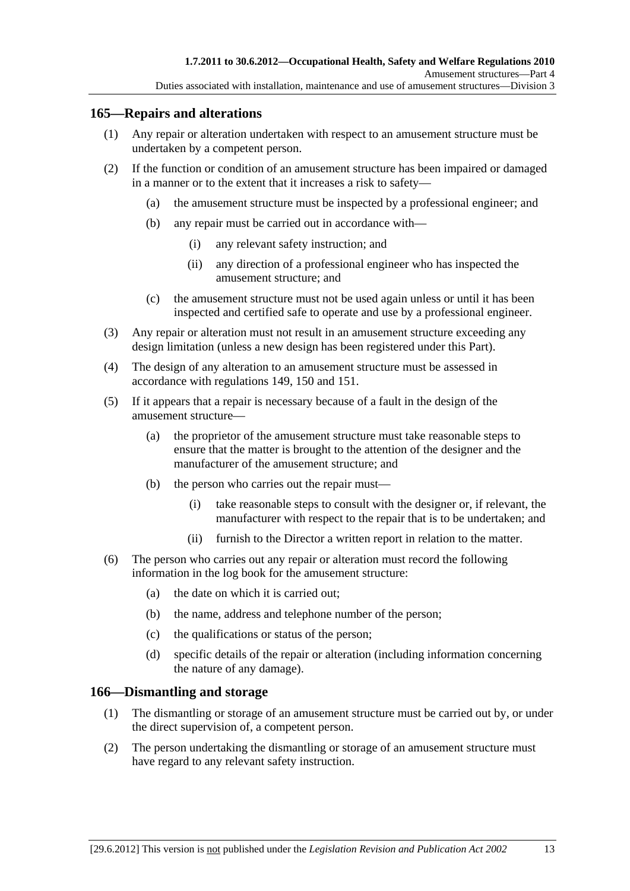## 165—Repairs and alterations

(1) Any repair or alteration undertaken with respect to an amusement structure must be undertaken by a competent person.

(2) If the function or condition of an amusement structure has been impaired or damaged in a manner or to the extent that it increases a risk to safety—

- (a) the amusement structure must be inspected by a professional engineer; and
- (b) any repair must be carried out in accordance with—
  - (i) any relevant safety instruction; and
  - (ii) any direction of a professional engineer who has inspected the amusement structure; and
- (c) the amusement structure must not be used again unless or until it has been inspected and certified safe to operate and use by a professional engineer.

(3) Any repair or alteration must not result in an amusement structure exceeding any design limitation (unless a new design has been registered under this Part).

(4) The design of any alteration to an amusement structure must be assessed in accordance with regulations 149, 150 and 151.

(5) If it appears that a repair is necessary because of a fault in the design of the amusement structure—

- (a) the proprietor of the amusement structure must take reasonable steps to ensure that the matter is brought to the attention of the designer and the manufacturer of the amusement structure; and
- (b) the person who carries out the repair must—
  - (i) take reasonable steps to consult with the designer or, if relevant, the manufacturer with respect to the repair that is to be undertaken; and
  - (ii) furnish to the Director a written report in relation to the matter.

(6) The person who carries out any repair or alteration must record the following information in the log book for the amusement structure:

- (a) the date on which it is carried out;
- (b) the name, address and telephone number of the person;
- (c) the qualifications or status of the person;
- (d) specific details of the repair or alteration (including information concerning the nature of any damage).

## 166—Dismantling and storage

(1) The dismantling or storage of an amusement structure must be carried out by, or under the direct supervision of, a competent person.

(2) The person undertaking the dismantling or storage of an amusement structure must have regard to any relevant safety instruction.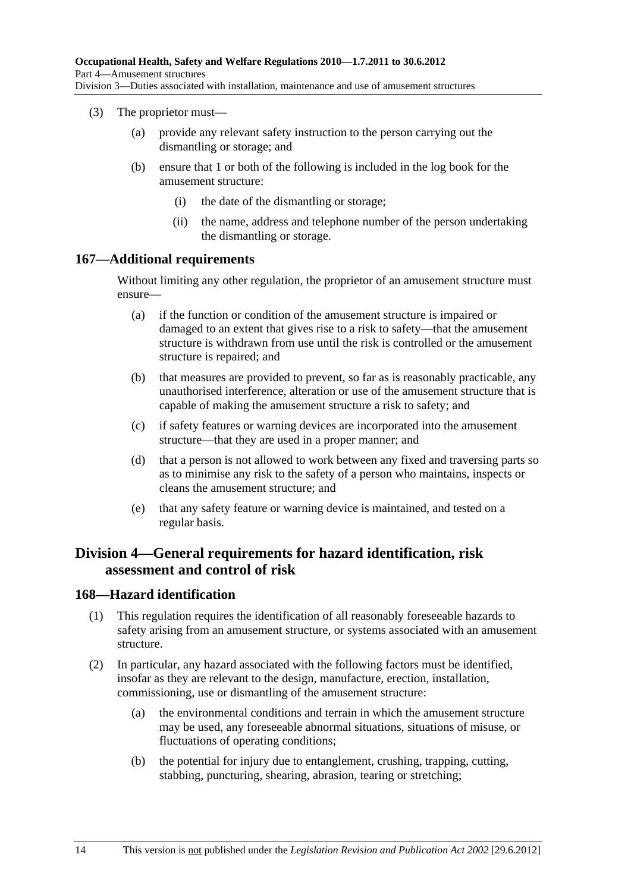(3) The proprietor must—

(a) provide any relevant safety instruction to the person carrying out the dismantling or storage; and

(b) ensure that 1 or both of the following is included in the log book for the amusement structure:

(i) the date of the dismantling or storage;

(ii) the name, address and telephone number of the person undertaking the dismantling or storage.

### 167—Additional requirements

Without limiting any other regulation, the proprietor of an amusement structure must ensure—

(a) if the function or condition of the amusement structure is impaired or damaged to an extent that gives rise to a risk to safety—that the amusement structure is withdrawn from use until the risk is controlled or the amusement structure is repaired; and

(b) that measures are provided to prevent, so far as is reasonably practicable, any unauthorised interference, alteration or use of the amusement structure that is capable of making the amusement structure a risk to safety; and

(c) if safety features or warning devices are incorporated into the amusement structure—that they are used in a proper manner; and

(d) that a person is not allowed to work between any fixed and traversing parts so as to minimise any risk to the safety of a person who maintains, inspects or cleans the amusement structure; and

(e) that any safety feature or warning device is maintained, and tested on a regular basis.

## Division 4—General requirements for hazard identification, risk assessment and control of risk

### 168—Hazard identification

(1) This regulation requires the identification of all reasonably foreseeable hazards to safety arising from an amusement structure, or systems associated with an amusement structure.

(2) In particular, any hazard associated with the following factors must be identified, insofar as they are relevant to the design, manufacture, erection, installation, commissioning, use or dismantling of the amusement structure:

(a) the environmental conditions and terrain in which the amusement structure may be used, any foreseeable abnormal situations, situations of misuse, or fluctuations of operating conditions;

(b) the potential for injury due to entanglement, crushing, trapping, cutting, stabbing, puncturing, shearing, abrasion, tearing or stretching;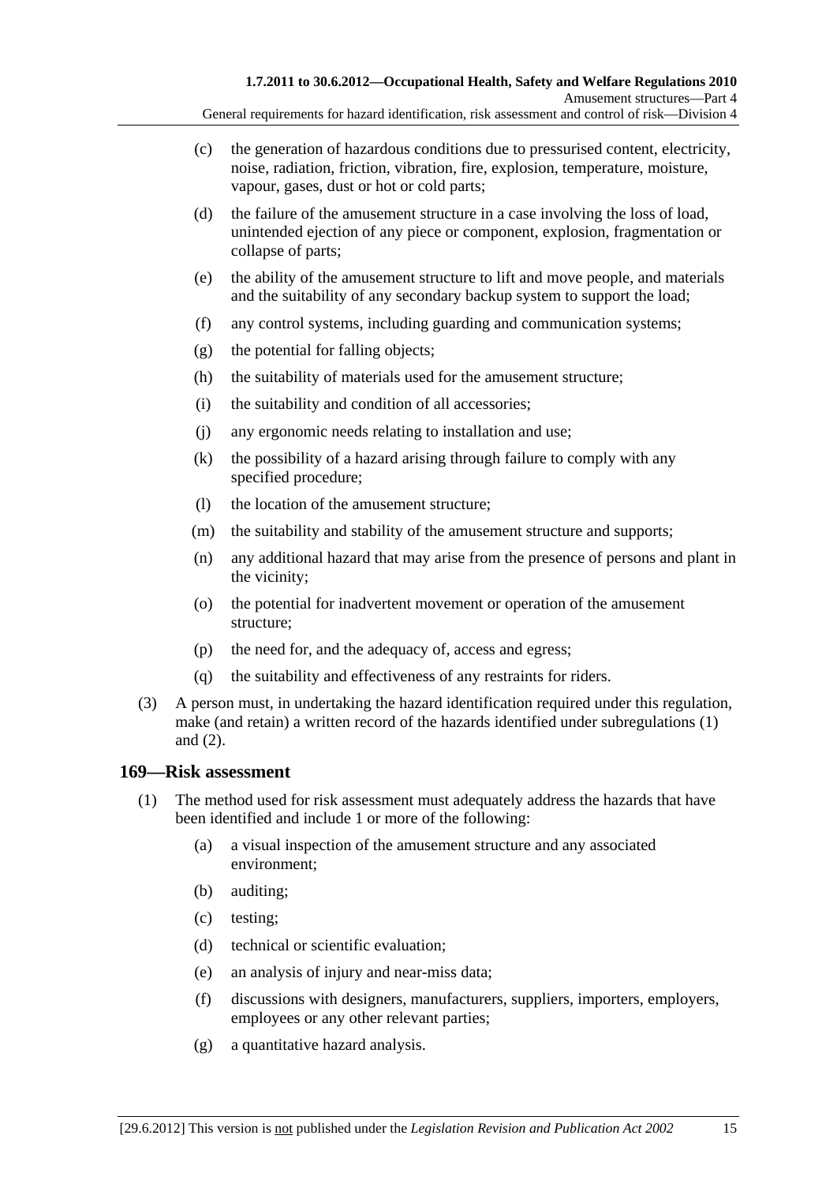(c) the generation of hazardous conditions due to pressurised content, electricity, noise, radiation, friction, vibration, fire, explosion, temperature, moisture, vapour, gases, dust or hot or cold parts;

(d) the failure of the amusement structure in a case involving the loss of load, unintended ejection of any piece or component, explosion, fragmentation or collapse of parts;

(e) the ability of the amusement structure to lift and move people, and materials and the suitability of any secondary backup system to support the load;

(f) any control systems, including guarding and communication systems;

(g) the potential for falling objects;

(h) the suitability of materials used for the amusement structure;

(i) the suitability and condition of all accessories;

(j) any ergonomic needs relating to installation and use;

(k) the possibility of a hazard arising through failure to comply with any specified procedure;

(l) the location of the amusement structure;

(m) the suitability and stability of the amusement structure and supports;

(n) any additional hazard that may arise from the presence of persons and plant in the vicinity;

(o) the potential for inadvertent movement or operation of the amusement structure;

(p) the need for, and the adequacy of, access and egress;

(q) the suitability and effectiveness of any restraints for riders.

(3) A person must, in undertaking the hazard identification required under this regulation, make (and retain) a written record of the hazards identified under subregulations (1) and (2).

## 169—Risk assessment

(1) The method used for risk assessment must adequately address the hazards that have been identified and include 1 or more of the following:

(a) a visual inspection of the amusement structure and any associated environment;

(b) auditing;

(c) testing;

(d) technical or scientific evaluation;

(e) an analysis of injury and near-miss data;

(f) discussions with designers, manufacturers, suppliers, importers, employers, employees or any other relevant parties;

(g) a quantitative hazard analysis.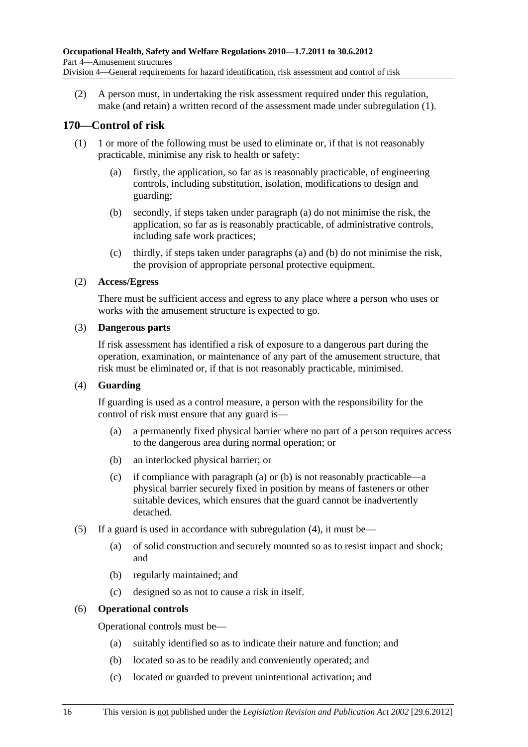(2) A person must, in undertaking the risk assessment required under this regulation, make (and retain) a written record of the assessment made under subregulation (1).

## 170—Control of risk

(1) 1 or more of the following must be used to eliminate or, if that is not reasonably practicable, minimise any risk to health or safety:

   (a) firstly, the application, so far as is reasonably practicable, of engineering controls, including substitution, isolation, modifications to design and guarding;

   (b) secondly, if steps taken under paragraph (a) do not minimise the risk, the application, so far as is reasonably practicable, of administrative controls, including safe work practices;

   (c) thirdly, if steps taken under paragraphs (a) and (b) do not minimise the risk, the provision of appropriate personal protective equipment.

(2) **Access/Egress**

There must be sufficient access and egress to any place where a person who uses or works with the amusement structure is expected to go.

(3) **Dangerous parts**

If risk assessment has identified a risk of exposure to a dangerous part during the operation, examination, or maintenance of any part of the amusement structure, that risk must be eliminated or, if that is not reasonably practicable, minimised.

(4) **Guarding**

If guarding is used as a control measure, a person with the responsibility for the control of risk must ensure that any guard is—

   (a) a permanently fixed physical barrier where no part of a person requires access to the dangerous area during normal operation; or

   (b) an interlocked physical barrier; or

   (c) if compliance with paragraph (a) or (b) is not reasonably practicable—a physical barrier securely fixed in position by means of fasteners or other suitable devices, which ensures that the guard cannot be inadvertently detached.

(5) If a guard is used in accordance with subregulation (4), it must be—

   (a) of solid construction and securely mounted so as to resist impact and shock; and

   (b) regularly maintained; and

   (c) designed so as not to cause a risk in itself.

(6) **Operational controls**

Operational controls must be—

   (a) suitably identified so as to indicate their nature and function; and

   (b) located so as to be readily and conveniently operated; and

   (c) located or guarded to prevent unintentional activation; and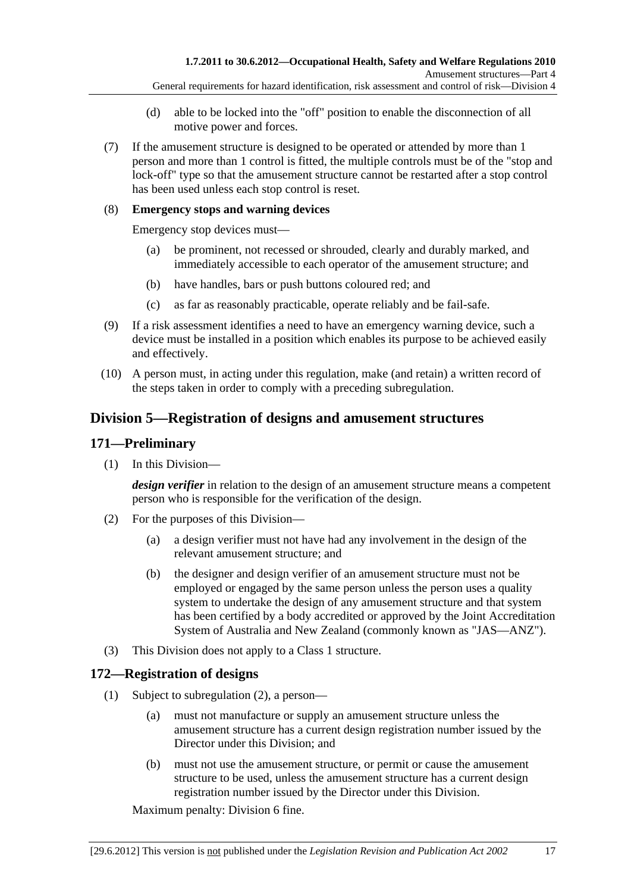(d) able to be locked into the "off" position to enable the disconnection of all motive power and forces.

(7) If the amusement structure is designed to be operated or attended by more than 1 person and more than 1 control is fitted, the multiple controls must be of the "stop and lock-off" type so that the amusement structure cannot be restarted after a stop control has been used unless each stop control is reset.

(8) **Emergency stops and warning devices**

Emergency stop devices must—

(a) be prominent, not recessed or shrouded, clearly and durably marked, and immediately accessible to each operator of the amusement structure; and

(b) have handles, bars or push buttons coloured red; and

(c) as far as reasonably practicable, operate reliably and be fail-safe.

(9) If a risk assessment identifies a need to have an emergency warning device, such a device must be installed in a position which enables its purpose to be achieved easily and effectively.

(10) A person must, in acting under this regulation, make (and retain) a written record of the steps taken in order to comply with a preceding subregulation.

## Division 5—Registration of designs and amusement structures

### 171—Preliminary

(1) In this Division—

***design verifier*** in relation to the design of an amusement structure means a competent person who is responsible for the verification of the design.

(2) For the purposes of this Division—

(a) a design verifier must not have had any involvement in the design of the relevant amusement structure; and

(b) the designer and design verifier of an amusement structure must not be employed or engaged by the same person unless the person uses a quality system to undertake the design of any amusement structure and that system has been certified by a body accredited or approved by the Joint Accreditation System of Australia and New Zealand (commonly known as "JAS—ANZ").

(3) This Division does not apply to a Class 1 structure.

### 172—Registration of designs

(1) Subject to subregulation (2), a person—

(a) must not manufacture or supply an amusement structure unless the amusement structure has a current design registration number issued by the Director under this Division; and

(b) must not use the amusement structure, or permit or cause the amusement structure to be used, unless the amusement structure has a current design registration number issued by the Director under this Division.

Maximum penalty: Division 6 fine.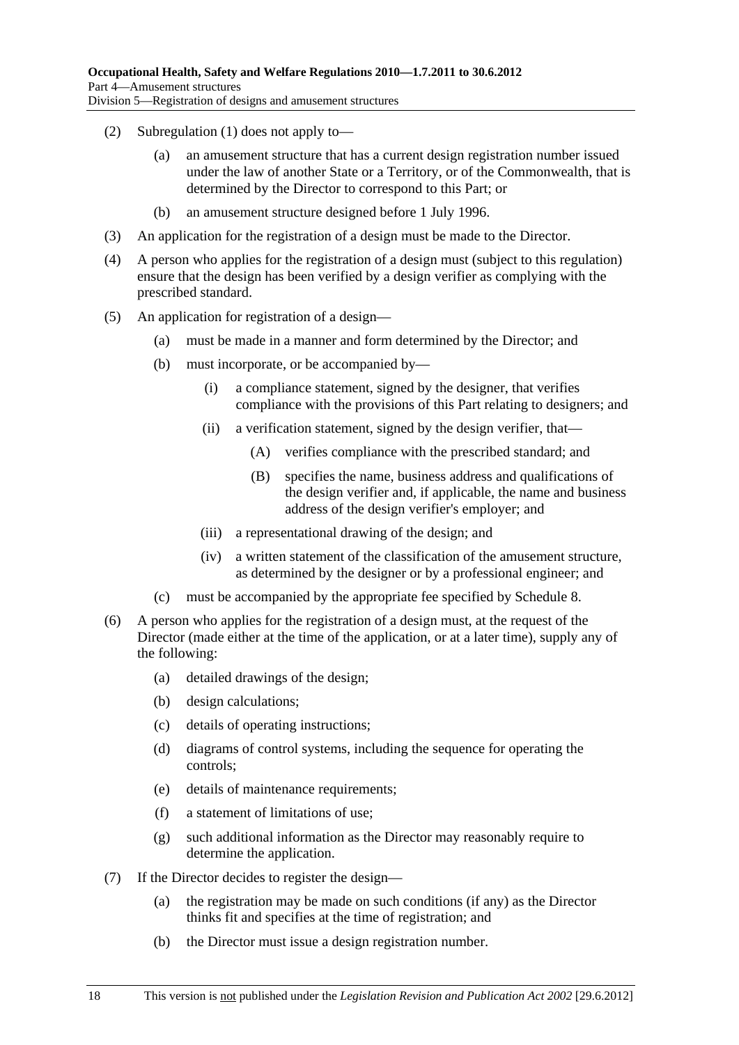(2) Subregulation (1) does not apply to—

- (a) an amusement structure that has a current design registration number issued under the law of another State or a Territory, or of the Commonwealth, that is determined by the Director to correspond to this Part; or
- (b) an amusement structure designed before 1 July 1996.

(3) An application for the registration of a design must be made to the Director.

(4) A person who applies for the registration of a design must (subject to this regulation) ensure that the design has been verified by a design verifier as complying with the prescribed standard.

(5) An application for registration of a design—

- (a) must be made in a manner and form determined by the Director; and
- (b) must incorporate, or be accompanied by—
  - (i) a compliance statement, signed by the designer, that verifies compliance with the provisions of this Part relating to designers; and
  - (ii) a verification statement, signed by the design verifier, that—
    - (A) verifies compliance with the prescribed standard; and
    - (B) specifies the name, business address and qualifications of the design verifier and, if applicable, the name and business address of the design verifier's employer; and
  - (iii) a representational drawing of the design; and
  - (iv) a written statement of the classification of the amusement structure, as determined by the designer or by a professional engineer; and
- (c) must be accompanied by the appropriate fee specified by Schedule 8.

(6) A person who applies for the registration of a design must, at the request of the Director (made either at the time of the application, or at a later time), supply any of the following:

- (a) detailed drawings of the design;
- (b) design calculations;
- (c) details of operating instructions;
- (d) diagrams of control systems, including the sequence for operating the controls;
- (e) details of maintenance requirements;
- (f) a statement of limitations of use;
- (g) such additional information as the Director may reasonably require to determine the application.

(7) If the Director decides to register the design—

- (a) the registration may be made on such conditions (if any) as the Director thinks fit and specifies at the time of registration; and
- (b) the Director must issue a design registration number.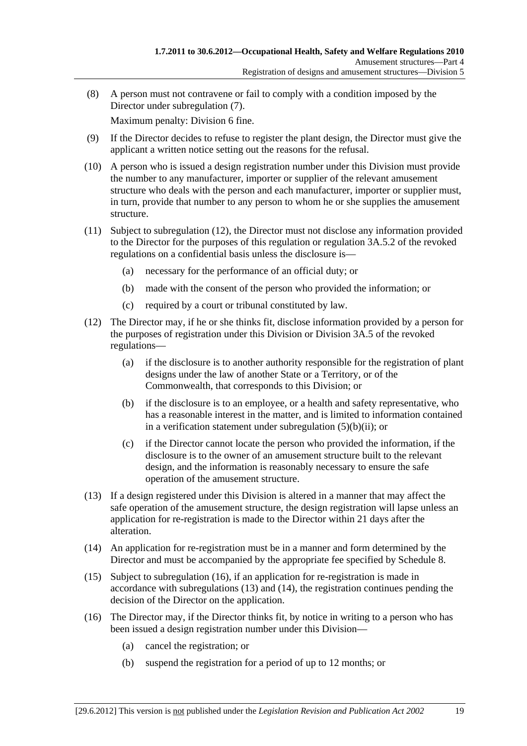(8) A person must not contravene or fail to comply with a condition imposed by the Director under subregulation (7).

Maximum penalty: Division 6 fine.

(9) If the Director decides to refuse to register the plant design, the Director must give the applicant a written notice setting out the reasons for the refusal.

(10) A person who is issued a design registration number under this Division must provide the number to any manufacturer, importer or supplier of the relevant amusement structure who deals with the person and each manufacturer, importer or supplier must, in turn, provide that number to any person to whom he or she supplies the amusement structure.

(11) Subject to subregulation (12), the Director must not disclose any information provided to the Director for the purposes of this regulation or regulation 3A.5.2 of the revoked regulations on a confidential basis unless the disclosure is—

- (a) necessary for the performance of an official duty; or
- (b) made with the consent of the person who provided the information; or
- (c) required by a court or tribunal constituted by law.

(12) The Director may, if he or she thinks fit, disclose information provided by a person for the purposes of registration under this Division or Division 3A.5 of the revoked regulations—

- (a) if the disclosure is to another authority responsible for the registration of plant designs under the law of another State or a Territory, or of the Commonwealth, that corresponds to this Division; or
- (b) if the disclosure is to an employee, or a health and safety representative, who has a reasonable interest in the matter, and is limited to information contained in a verification statement under subregulation (5)(b)(ii); or
- (c) if the Director cannot locate the person who provided the information, if the disclosure is to the owner of an amusement structure built to the relevant design, and the information is reasonably necessary to ensure the safe operation of the amusement structure.

(13) If a design registered under this Division is altered in a manner that may affect the safe operation of the amusement structure, the design registration will lapse unless an application for re-registration is made to the Director within 21 days after the alteration.

(14) An application for re-registration must be in a manner and form determined by the Director and must be accompanied by the appropriate fee specified by Schedule 8.

(15) Subject to subregulation (16), if an application for re-registration is made in accordance with subregulations (13) and (14), the registration continues pending the decision of the Director on the application.

(16) The Director may, if the Director thinks fit, by notice in writing to a person who has been issued a design registration number under this Division—

- (a) cancel the registration; or
- (b) suspend the registration for a period of up to 12 months; or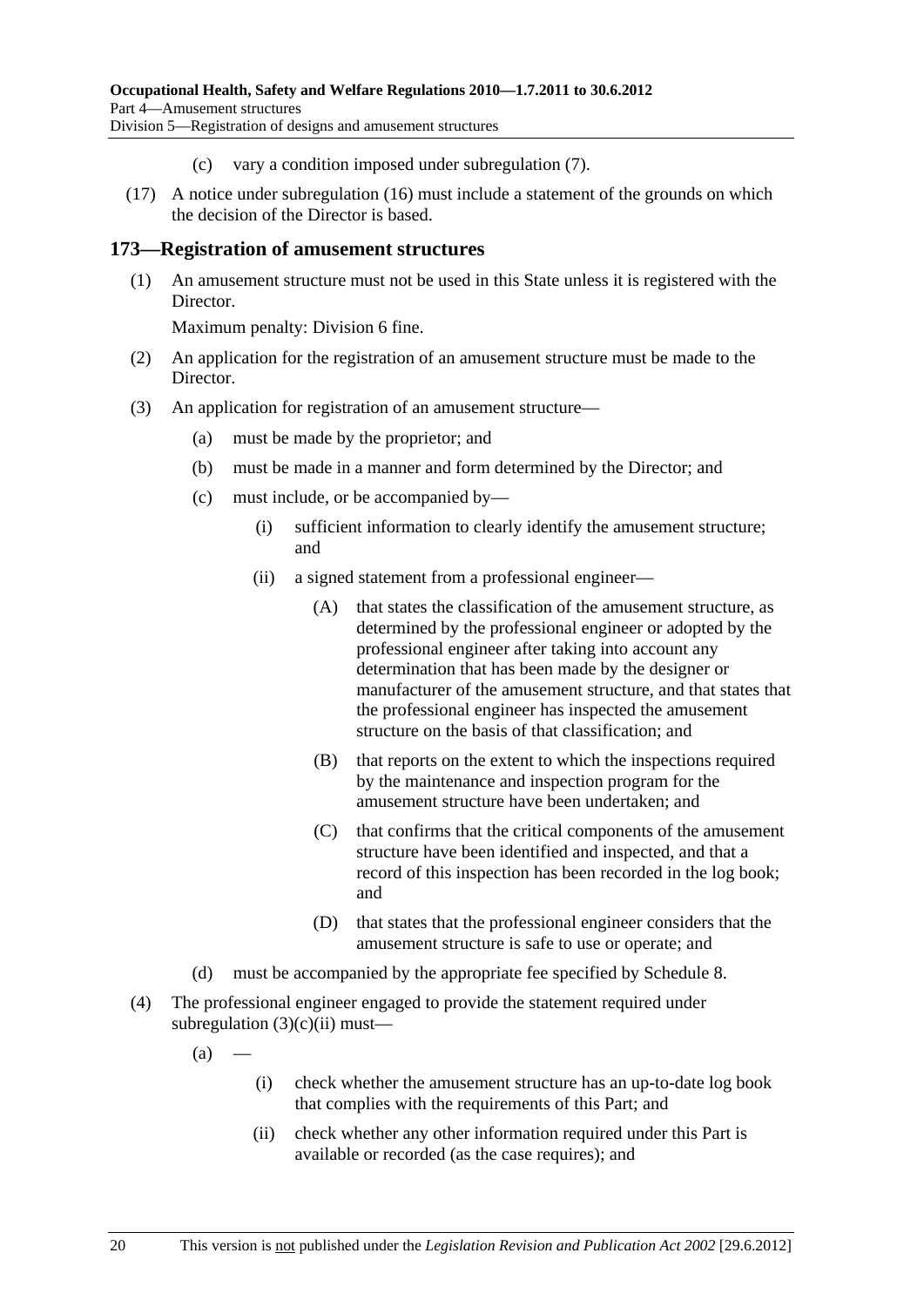(c) vary a condition imposed under subregulation (7).

(17) A notice under subregulation (16) must include a statement of the grounds on which the decision of the Director is based.

## 173—Registration of amusement structures

(1) An amusement structure must not be used in this State unless it is registered with the Director.

Maximum penalty: Division 6 fine.

(2) An application for the registration of an amusement structure must be made to the Director.

(3) An application for registration of an amusement structure—

(a) must be made by the proprietor; and

(b) must be made in a manner and form determined by the Director; and

(c) must include, or be accompanied by—

(i) sufficient information to clearly identify the amusement structure; and

(ii) a signed statement from a professional engineer—

(A) that states the classification of the amusement structure, as determined by the professional engineer or adopted by the professional engineer after taking into account any determination that has been made by the designer or manufacturer of the amusement structure, and that states that the professional engineer has inspected the amusement structure on the basis of that classification; and

(B) that reports on the extent to which the inspections required by the maintenance and inspection program for the amusement structure have been undertaken; and

(C) that confirms that the critical components of the amusement structure have been identified and inspected, and that a record of this inspection has been recorded in the log book; and

(D) that states that the professional engineer considers that the amusement structure is safe to use or operate; and

(d) must be accompanied by the appropriate fee specified by Schedule 8.

(4) The professional engineer engaged to provide the statement required under subregulation (3)(c)(ii) must—

(a) —

(i) check whether the amusement structure has an up-to-date log book that complies with the requirements of this Part; and

(ii) check whether any other information required under this Part is available or recorded (as the case requires); and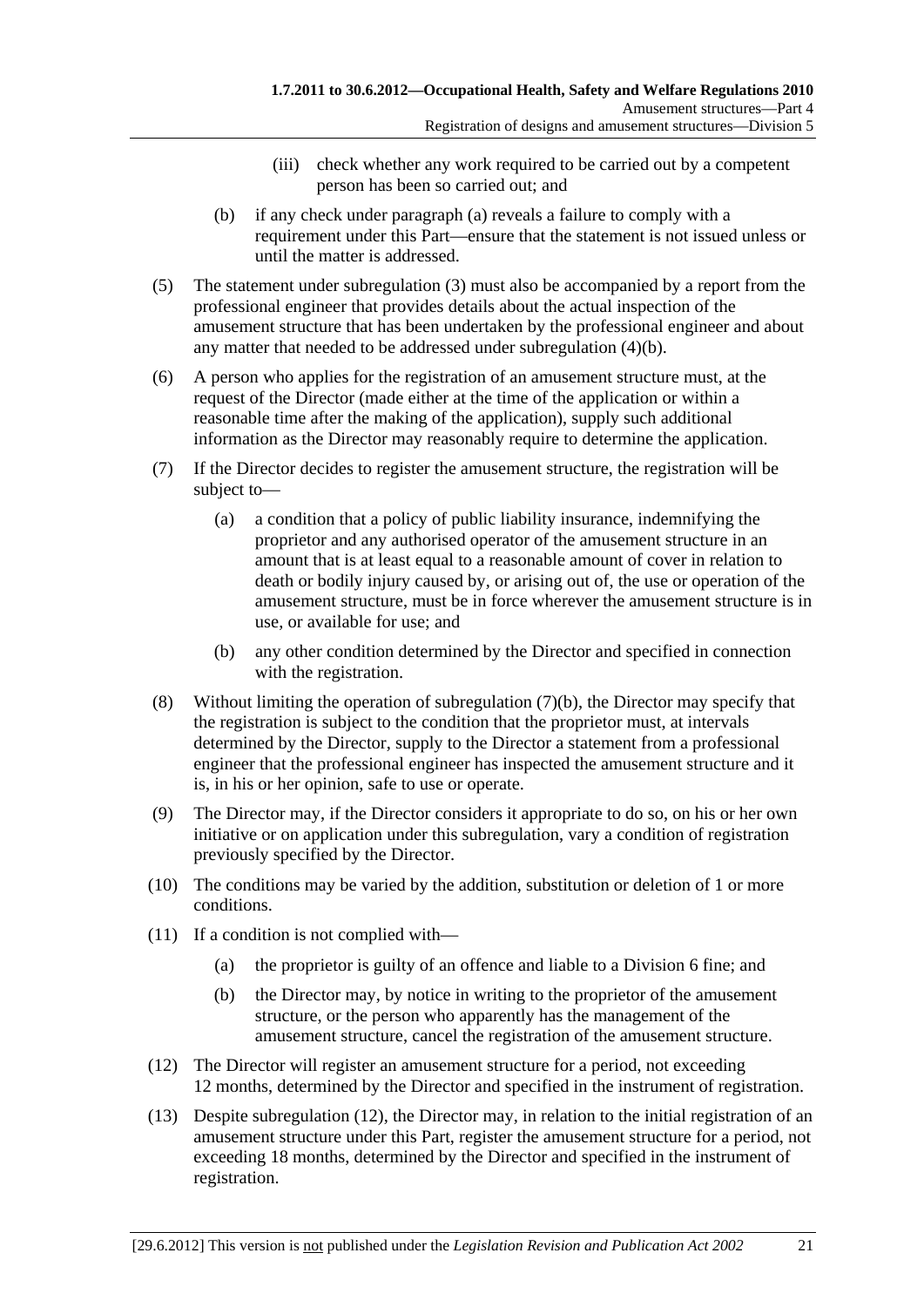(iii) check whether any work required to be carried out by a competent person has been so carried out; and

(b) if any check under paragraph (a) reveals a failure to comply with a requirement under this Part—ensure that the statement is not issued unless or until the matter is addressed.

(5) The statement under subregulation (3) must also be accompanied by a report from the professional engineer that provides details about the actual inspection of the amusement structure that has been undertaken by the professional engineer and about any matter that needed to be addressed under subregulation (4)(b).

(6) A person who applies for the registration of an amusement structure must, at the request of the Director (made either at the time of the application or within a reasonable time after the making of the application), supply such additional information as the Director may reasonably require to determine the application.

(7) If the Director decides to register the amusement structure, the registration will be subject to—

(a) a condition that a policy of public liability insurance, indemnifying the proprietor and any authorised operator of the amusement structure in an amount that is at least equal to a reasonable amount of cover in relation to death or bodily injury caused by, or arising out of, the use or operation of the amusement structure, must be in force wherever the amusement structure is in use, or available for use; and

(b) any other condition determined by the Director and specified in connection with the registration.

(8) Without limiting the operation of subregulation (7)(b), the Director may specify that the registration is subject to the condition that the proprietor must, at intervals determined by the Director, supply to the Director a statement from a professional engineer that the professional engineer has inspected the amusement structure and it is, in his or her opinion, safe to use or operate.

(9) The Director may, if the Director considers it appropriate to do so, on his or her own initiative or on application under this subregulation, vary a condition of registration previously specified by the Director.

(10) The conditions may be varied by the addition, substitution or deletion of 1 or more conditions.

(11) If a condition is not complied with—

(a) the proprietor is guilty of an offence and liable to a Division 6 fine; and

(b) the Director may, by notice in writing to the proprietor of the amusement structure, or the person who apparently has the management of the amusement structure, cancel the registration of the amusement structure.

(12) The Director will register an amusement structure for a period, not exceeding 12 months, determined by the Director and specified in the instrument of registration.

(13) Despite subregulation (12), the Director may, in relation to the initial registration of an amusement structure under this Part, register the amusement structure for a period, not exceeding 18 months, determined by the Director and specified in the instrument of registration.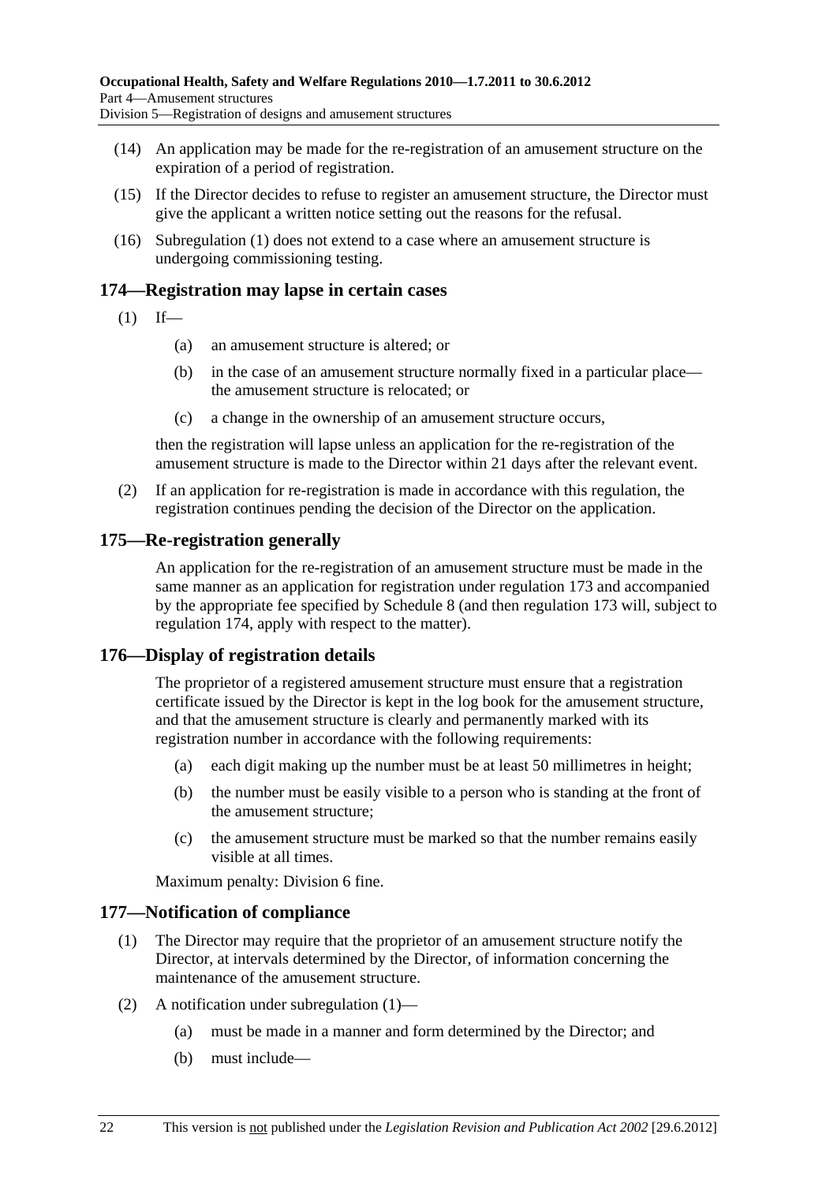(14) An application may be made for the re-registration of an amusement structure on the expiration of a period of registration.

(15) If the Director decides to refuse to register an amusement structure, the Director must give the applicant a written notice setting out the reasons for the refusal.

(16) Subregulation (1) does not extend to a case where an amusement structure is undergoing commissioning testing.

## 174—Registration may lapse in certain cases

(1) If—

- (a) an amusement structure is altered; or
- (b) in the case of an amusement structure normally fixed in a particular place—the amusement structure is relocated; or
- (c) a change in the ownership of an amusement structure occurs,

then the registration will lapse unless an application for the re-registration of the amusement structure is made to the Director within 21 days after the relevant event.

(2) If an application for re-registration is made in accordance with this regulation, the registration continues pending the decision of the Director on the application.

## 175—Re-registration generally

An application for the re-registration of an amusement structure must be made in the same manner as an application for registration under regulation 173 and accompanied by the appropriate fee specified by Schedule 8 (and then regulation 173 will, subject to regulation 174, apply with respect to the matter).

## 176—Display of registration details

The proprietor of a registered amusement structure must ensure that a registration certificate issued by the Director is kept in the log book for the amusement structure, and that the amusement structure is clearly and permanently marked with its registration number in accordance with the following requirements:

- (a) each digit making up the number must be at least 50 millimetres in height;
- (b) the number must be easily visible to a person who is standing at the front of the amusement structure;
- (c) the amusement structure must be marked so that the number remains easily visible at all times.

Maximum penalty: Division 6 fine.

## 177—Notification of compliance

(1) The Director may require that the proprietor of an amusement structure notify the Director, at intervals determined by the Director, of information concerning the maintenance of the amusement structure.

(2) A notification under subregulation (1)—

- (a) must be made in a manner and form determined by the Director; and
- (b) must include—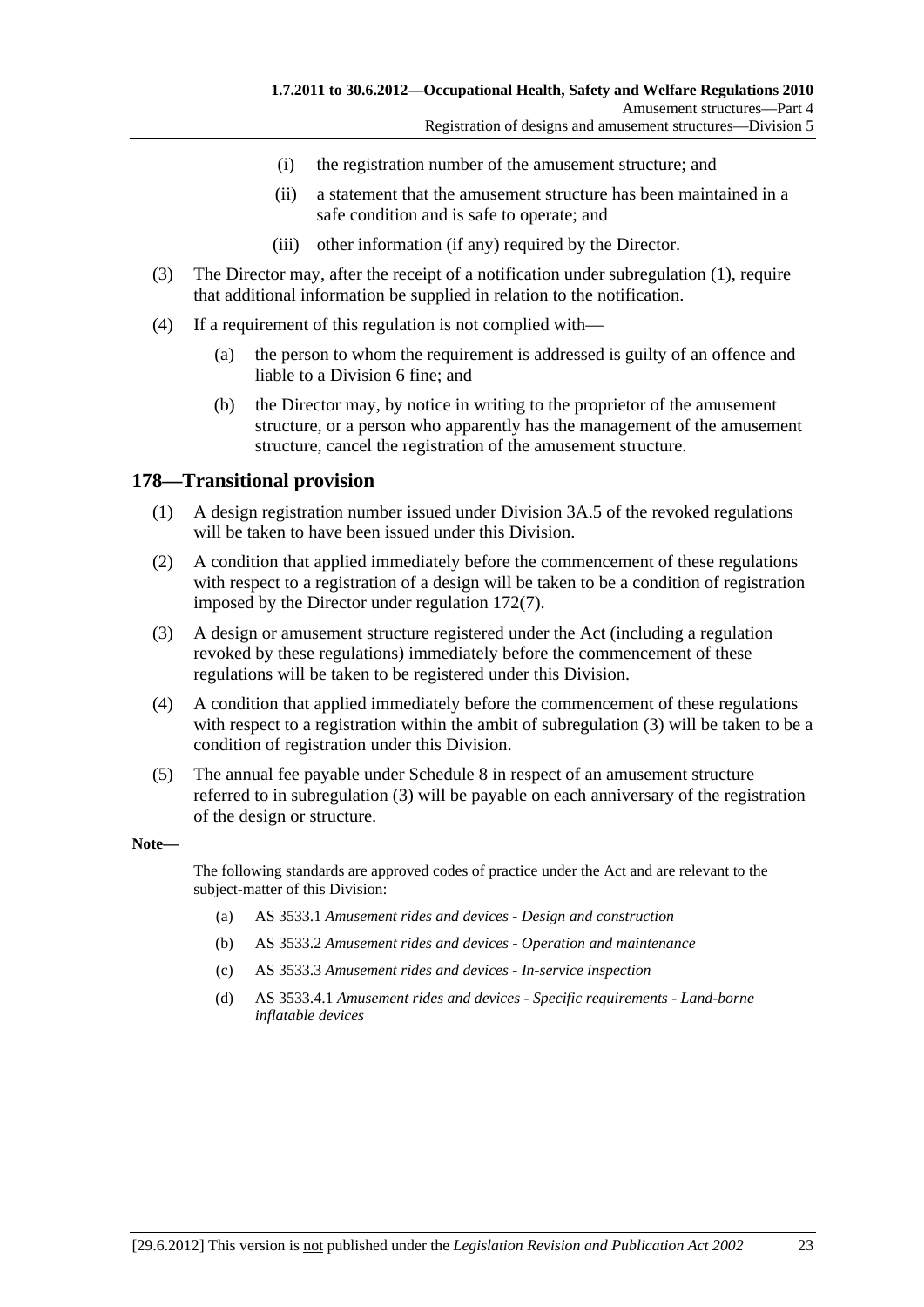(i) the registration number of the amusement structure; and

(ii) a statement that the amusement structure has been maintained in a safe condition and is safe to operate; and

(iii) other information (if any) required by the Director.

(3) The Director may, after the receipt of a notification under subregulation (1), require that additional information be supplied in relation to the notification.

(4) If a requirement of this regulation is not complied with—

(a) the person to whom the requirement is addressed is guilty of an offence and liable to a Division 6 fine; and

(b) the Director may, by notice in writing to the proprietor of the amusement structure, or a person who apparently has the management of the amusement structure, cancel the registration of the amusement structure.

## 178—Transitional provision

(1) A design registration number issued under Division 3A.5 of the revoked regulations will be taken to have been issued under this Division.

(2) A condition that applied immediately before the commencement of these regulations with respect to a registration of a design will be taken to be a condition of registration imposed by the Director under regulation 172(7).

(3) A design or amusement structure registered under the Act (including a regulation revoked by these regulations) immediately before the commencement of these regulations will be taken to be registered under this Division.

(4) A condition that applied immediately before the commencement of these regulations with respect to a registration within the ambit of subregulation (3) will be taken to be a condition of registration under this Division.

(5) The annual fee payable under Schedule 8 in respect of an amusement structure referred to in subregulation (3) will be payable on each anniversary of the registration of the design or structure.

**Note—**

The following standards are approved codes of practice under the Act and are relevant to the subject-matter of this Division:

(a) AS 3533.1 *Amusement rides and devices - Design and construction*

(b) AS 3533.2 *Amusement rides and devices - Operation and maintenance*

(c) AS 3533.3 *Amusement rides and devices - In-service inspection*

(d) AS 3533.4.1 *Amusement rides and devices - Specific requirements - Land-borne inflatable devices*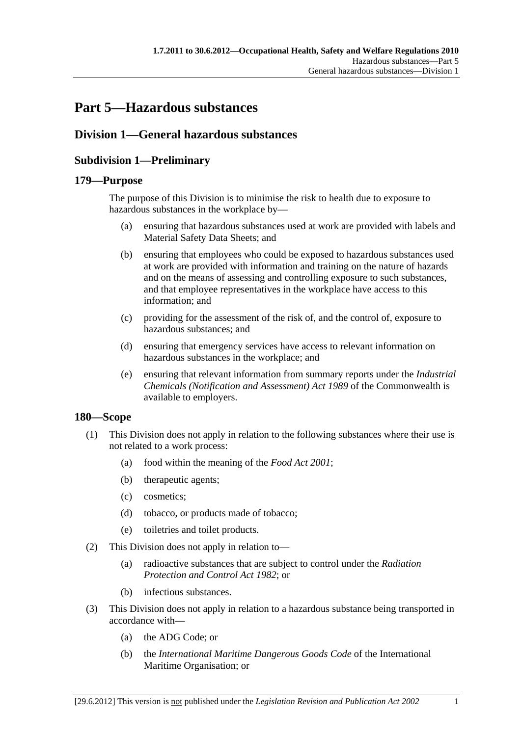# Part 5—Hazardous substances

## Division 1—General hazardous substances

### Subdivision 1—Preliminary

### 179—Purpose

The purpose of this Division is to minimise the risk to health due to exposure to hazardous substances in the workplace by—

(a) ensuring that hazardous substances used at work are provided with labels and Material Safety Data Sheets; and

(b) ensuring that employees who could be exposed to hazardous substances used at work are provided with information and training on the nature of hazards and on the means of assessing and controlling exposure to such substances, and that employee representatives in the workplace have access to this information; and

(c) providing for the assessment of the risk of, and the control of, exposure to hazardous substances; and

(d) ensuring that emergency services have access to relevant information on hazardous substances in the workplace; and

(e) ensuring that relevant information from summary reports under the *Industrial Chemicals (Notification and Assessment) Act 1989* of the Commonwealth is available to employers.

### 180—Scope

(1) This Division does not apply in relation to the following substances where their use is not related to a work process:

(a) food within the meaning of the *Food Act 2001*;

(b) therapeutic agents;

(c) cosmetics;

(d) tobacco, or products made of tobacco;

(e) toiletries and toilet products.

(2) This Division does not apply in relation to—

(a) radioactive substances that are subject to control under the *Radiation Protection and Control Act 1982*; or

(b) infectious substances.

(3) This Division does not apply in relation to a hazardous substance being transported in accordance with—

(a) the ADG Code; or

(b) the *International Maritime Dangerous Goods Code* of the International Maritime Organisation; or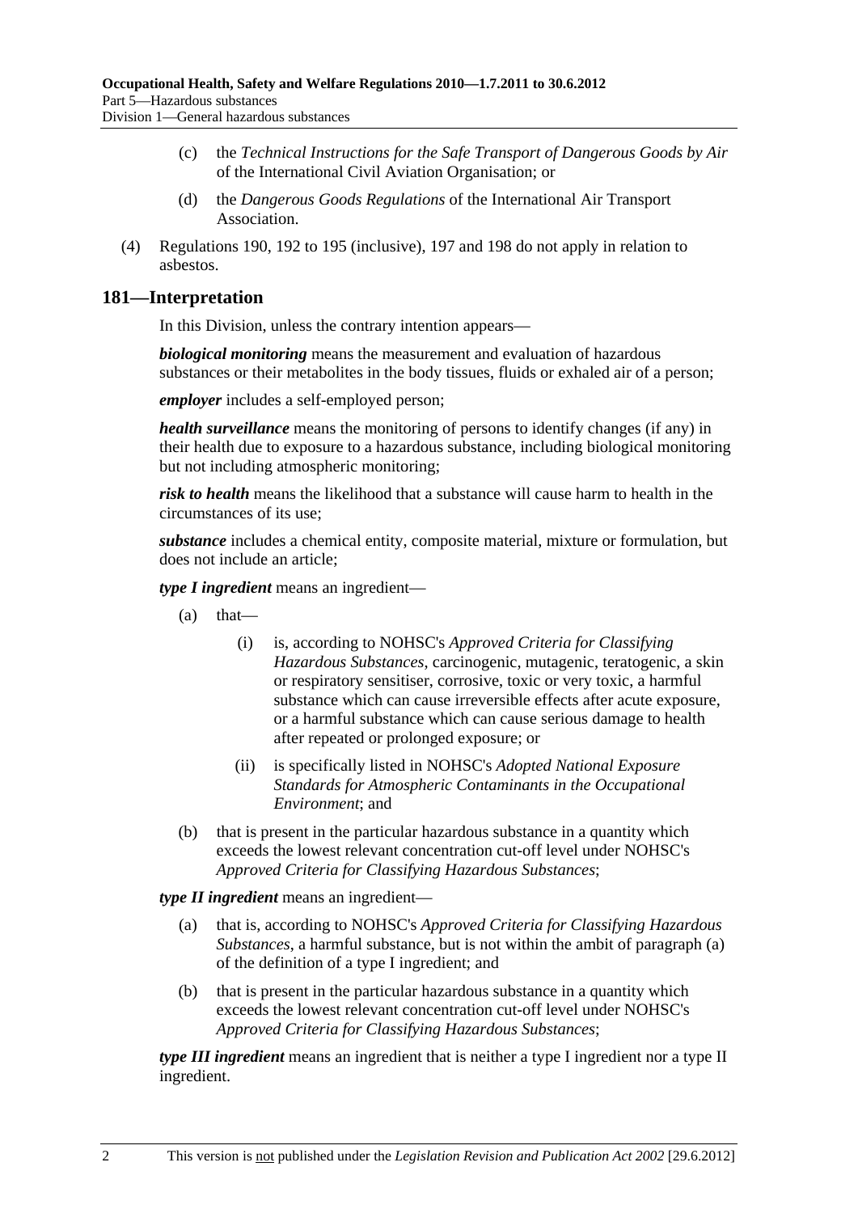(c) the *Technical Instructions for the Safe Transport of Dangerous Goods by Air* of the International Civil Aviation Organisation; or

(d) the *Dangerous Goods Regulations* of the International Air Transport Association.

(4) Regulations 190, 192 to 195 (inclusive), 197 and 198 do not apply in relation to asbestos.

## 181—Interpretation

In this Division, unless the contrary intention appears—

***biological monitoring*** means the measurement and evaluation of hazardous substances or their metabolites in the body tissues, fluids or exhaled air of a person;

***employer*** includes a self-employed person;

***health surveillance*** means the monitoring of persons to identify changes (if any) in their health due to exposure to a hazardous substance, including biological monitoring but not including atmospheric monitoring;

***risk to health*** means the likelihood that a substance will cause harm to health in the circumstances of its use;

***substance*** includes a chemical entity, composite material, mixture or formulation, but does not include an article;

***type I ingredient*** means an ingredient—

(a) that—

(i) is, according to NOHSC's *Approved Criteria for Classifying Hazardous Substances*, carcinogenic, mutagenic, teratogenic, a skin or respiratory sensitiser, corrosive, toxic or very toxic, a harmful substance which can cause irreversible effects after acute exposure, or a harmful substance which can cause serious damage to health after repeated or prolonged exposure; or

(ii) is specifically listed in NOHSC's *Adopted National Exposure Standards for Atmospheric Contaminants in the Occupational Environment*; and

(b) that is present in the particular hazardous substance in a quantity which exceeds the lowest relevant concentration cut-off level under NOHSC's *Approved Criteria for Classifying Hazardous Substances*;

***type II ingredient*** means an ingredient—

(a) that is, according to NOHSC's *Approved Criteria for Classifying Hazardous Substances*, a harmful substance, but is not within the ambit of paragraph (a) of the definition of a type I ingredient; and

(b) that is present in the particular hazardous substance in a quantity which exceeds the lowest relevant concentration cut-off level under NOHSC's *Approved Criteria for Classifying Hazardous Substances*;

***type III ingredient*** means an ingredient that is neither a type I ingredient nor a type II ingredient.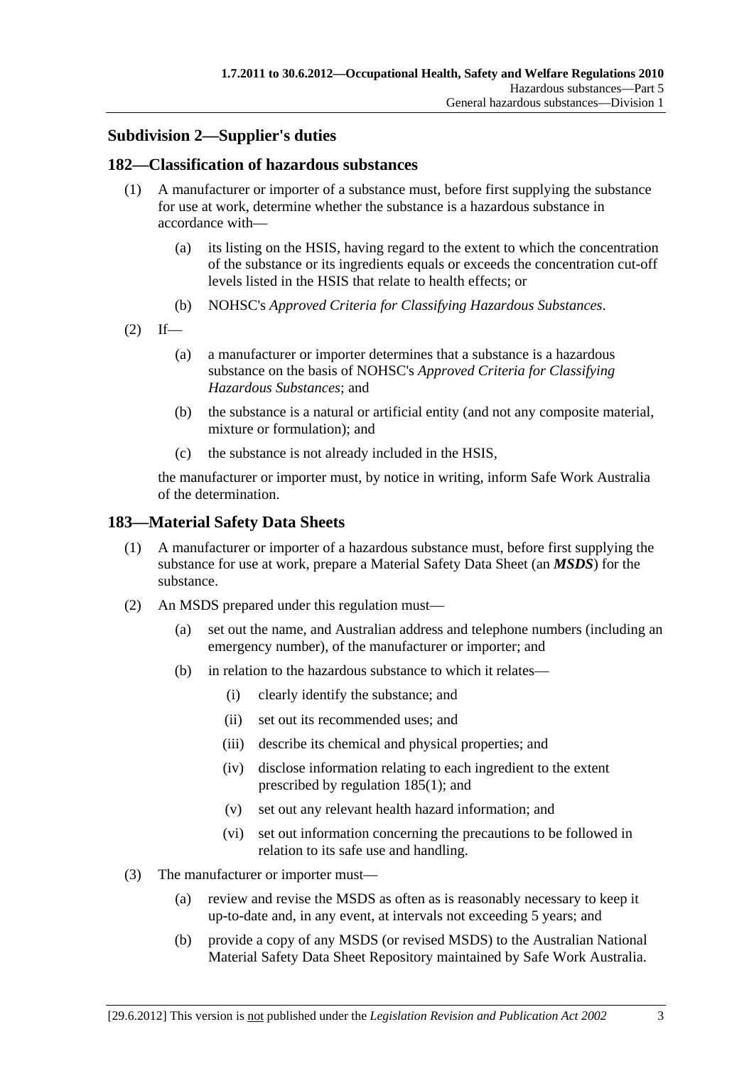## Subdivision 2—Supplier's duties

### 182—Classification of hazardous substances

(1) A manufacturer or importer of a substance must, before first supplying the substance for use at work, determine whether the substance is a hazardous substance in accordance with—

   (a) its listing on the HSIS, having regard to the extent to which the concentration of the substance or its ingredients equals or exceeds the concentration cut-off levels listed in the HSIS that relate to health effects; or

   (b) NOHSC's *Approved Criteria for Classifying Hazardous Substances*.

(2) If—

   (a) a manufacturer or importer determines that a substance is a hazardous substance on the basis of NOHSC's *Approved Criteria for Classifying Hazardous Substances*; and

   (b) the substance is a natural or artificial entity (and not any composite material, mixture or formulation); and

   (c) the substance is not already included in the HSIS,

   the manufacturer or importer must, by notice in writing, inform Safe Work Australia of the determination.

### 183—Material Safety Data Sheets

(1) A manufacturer or importer of a hazardous substance must, before first supplying the substance for use at work, prepare a Material Safety Data Sheet (an ***MSDS***) for the substance.

(2) An MSDS prepared under this regulation must—

   (a) set out the name, and Australian address and telephone numbers (including an emergency number), of the manufacturer or importer; and

   (b) in relation to the hazardous substance to which it relates—

      (i) clearly identify the substance; and

      (ii) set out its recommended uses; and

      (iii) describe its chemical and physical properties; and

      (iv) disclose information relating to each ingredient to the extent prescribed by regulation 185(1); and

      (v) set out any relevant health hazard information; and

      (vi) set out information concerning the precautions to be followed in relation to its safe use and handling.

(3) The manufacturer or importer must—

   (a) review and revise the MSDS as often as is reasonably necessary to keep it up-to-date and, in any event, at intervals not exceeding 5 years; and

   (b) provide a copy of any MSDS (or revised MSDS) to the Australian National Material Safety Data Sheet Repository maintained by Safe Work Australia.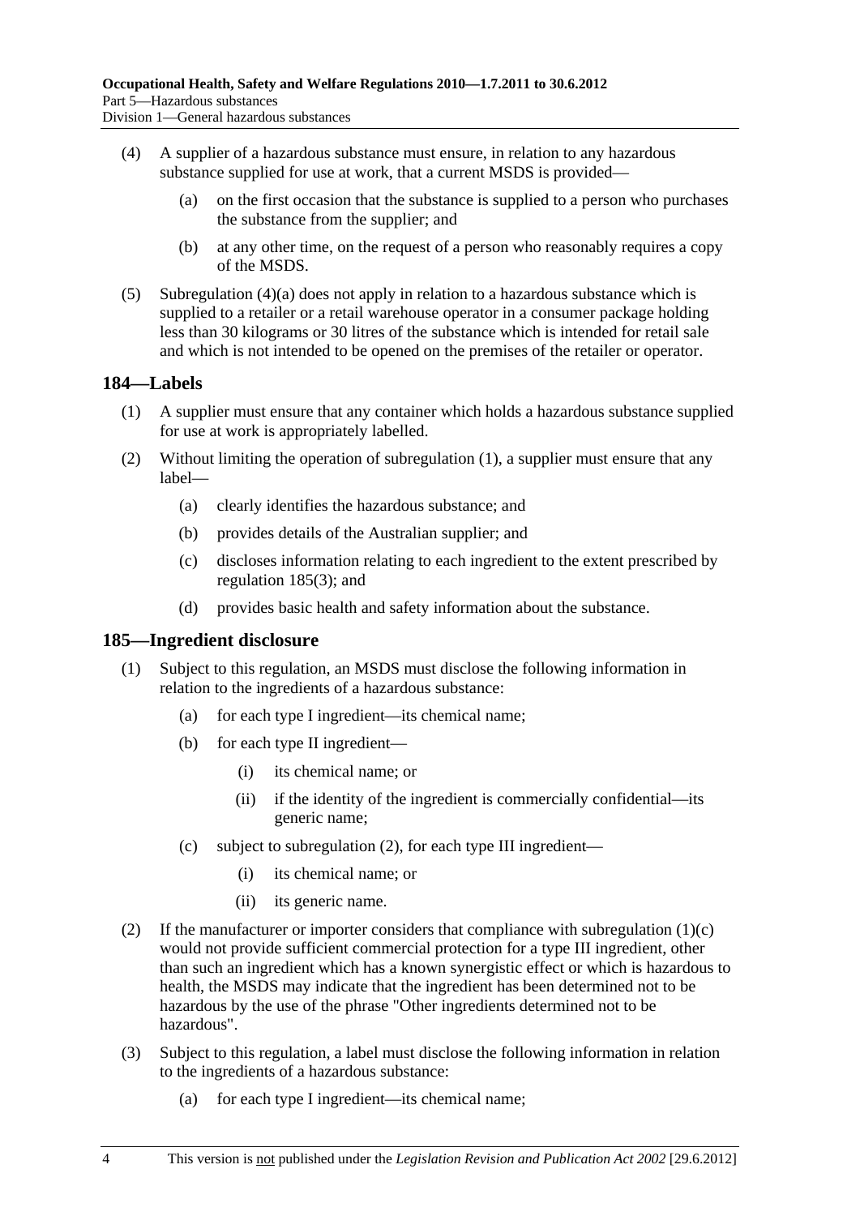(4) A supplier of a hazardous substance must ensure, in relation to any hazardous substance supplied for use at work, that a current MSDS is provided—

(a) on the first occasion that the substance is supplied to a person who purchases the substance from the supplier; and

(b) at any other time, on the request of a person who reasonably requires a copy of the MSDS.

(5) Subregulation (4)(a) does not apply in relation to a hazardous substance which is supplied to a retailer or a retail warehouse operator in a consumer package holding less than 30 kilograms or 30 litres of the substance which is intended for retail sale and which is not intended to be opened on the premises of the retailer or operator.

## 184—Labels

(1) A supplier must ensure that any container which holds a hazardous substance supplied for use at work is appropriately labelled.

(2) Without limiting the operation of subregulation (1), a supplier must ensure that any label—

(a) clearly identifies the hazardous substance; and

(b) provides details of the Australian supplier; and

(c) discloses information relating to each ingredient to the extent prescribed by regulation 185(3); and

(d) provides basic health and safety information about the substance.

## 185—Ingredient disclosure

(1) Subject to this regulation, an MSDS must disclose the following information in relation to the ingredients of a hazardous substance:

(a) for each type I ingredient—its chemical name;

(b) for each type II ingredient—

(i) its chemical name; or

(ii) if the identity of the ingredient is commercially confidential—its generic name;

(c) subject to subregulation (2), for each type III ingredient—

(i) its chemical name; or

(ii) its generic name.

(2) If the manufacturer or importer considers that compliance with subregulation (1)(c) would not provide sufficient commercial protection for a type III ingredient, other than such an ingredient which has a known synergistic effect or which is hazardous to health, the MSDS may indicate that the ingredient has been determined not to be hazardous by the use of the phrase "Other ingredients determined not to be hazardous".

(3) Subject to this regulation, a label must disclose the following information in relation to the ingredients of a hazardous substance:

(a) for each type I ingredient—its chemical name;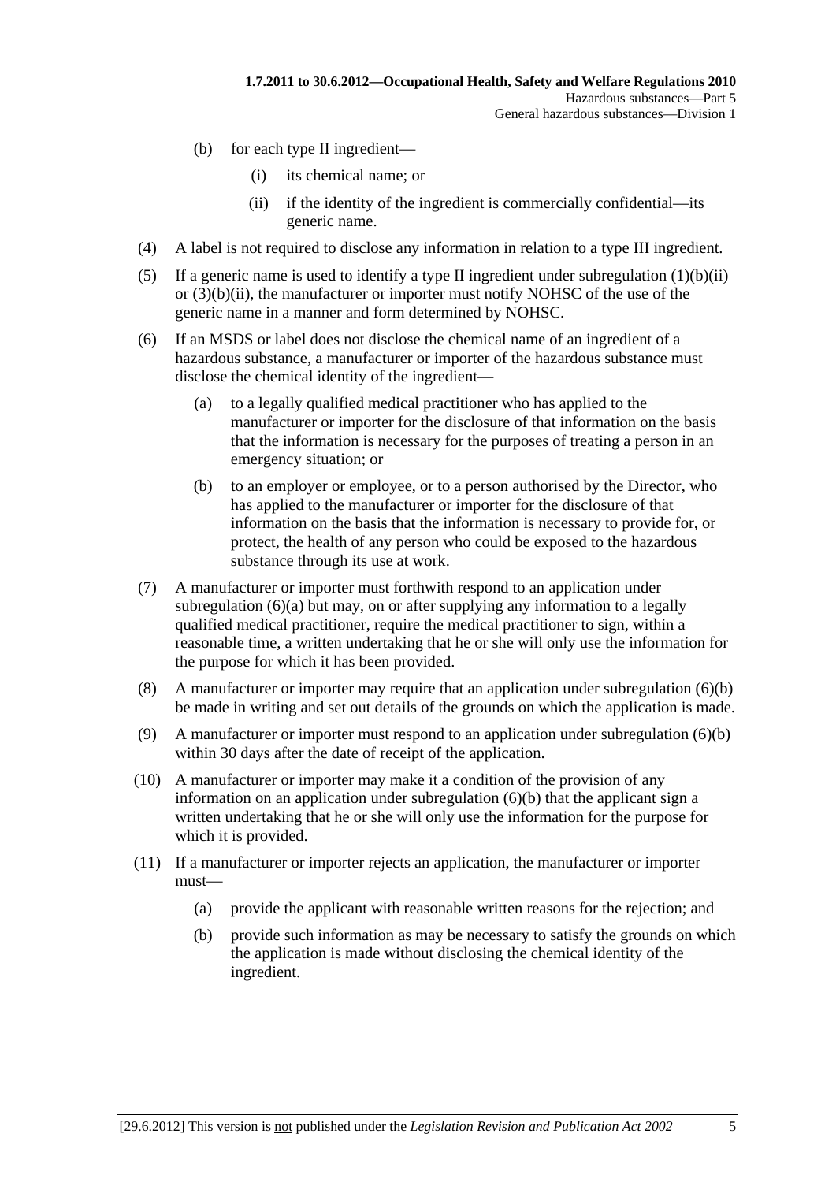(b) for each type II ingredient—

(i) its chemical name; or

(ii) if the identity of the ingredient is commercially confidential—its generic name.

(4) A label is not required to disclose any information in relation to a type III ingredient.

(5) If a generic name is used to identify a type II ingredient under subregulation (1)(b)(ii) or (3)(b)(ii), the manufacturer or importer must notify NOHSC of the use of the generic name in a manner and form determined by NOHSC.

(6) If an MSDS or label does not disclose the chemical name of an ingredient of a hazardous substance, a manufacturer or importer of the hazardous substance must disclose the chemical identity of the ingredient—

(a) to a legally qualified medical practitioner who has applied to the manufacturer or importer for the disclosure of that information on the basis that the information is necessary for the purposes of treating a person in an emergency situation; or

(b) to an employer or employee, or to a person authorised by the Director, who has applied to the manufacturer or importer for the disclosure of that information on the basis that the information is necessary to provide for, or protect, the health of any person who could be exposed to the hazardous substance through its use at work.

(7) A manufacturer or importer must forthwith respond to an application under subregulation (6)(a) but may, on or after supplying any information to a legally qualified medical practitioner, require the medical practitioner to sign, within a reasonable time, a written undertaking that he or she will only use the information for the purpose for which it has been provided.

(8) A manufacturer or importer may require that an application under subregulation (6)(b) be made in writing and set out details of the grounds on which the application is made.

(9) A manufacturer or importer must respond to an application under subregulation (6)(b) within 30 days after the date of receipt of the application.

(10) A manufacturer or importer may make it a condition of the provision of any information on an application under subregulation (6)(b) that the applicant sign a written undertaking that he or she will only use the information for the purpose for which it is provided.

(11) If a manufacturer or importer rejects an application, the manufacturer or importer must—

(a) provide the applicant with reasonable written reasons for the rejection; and

(b) provide such information as may be necessary to satisfy the grounds on which the application is made without disclosing the chemical identity of the ingredient.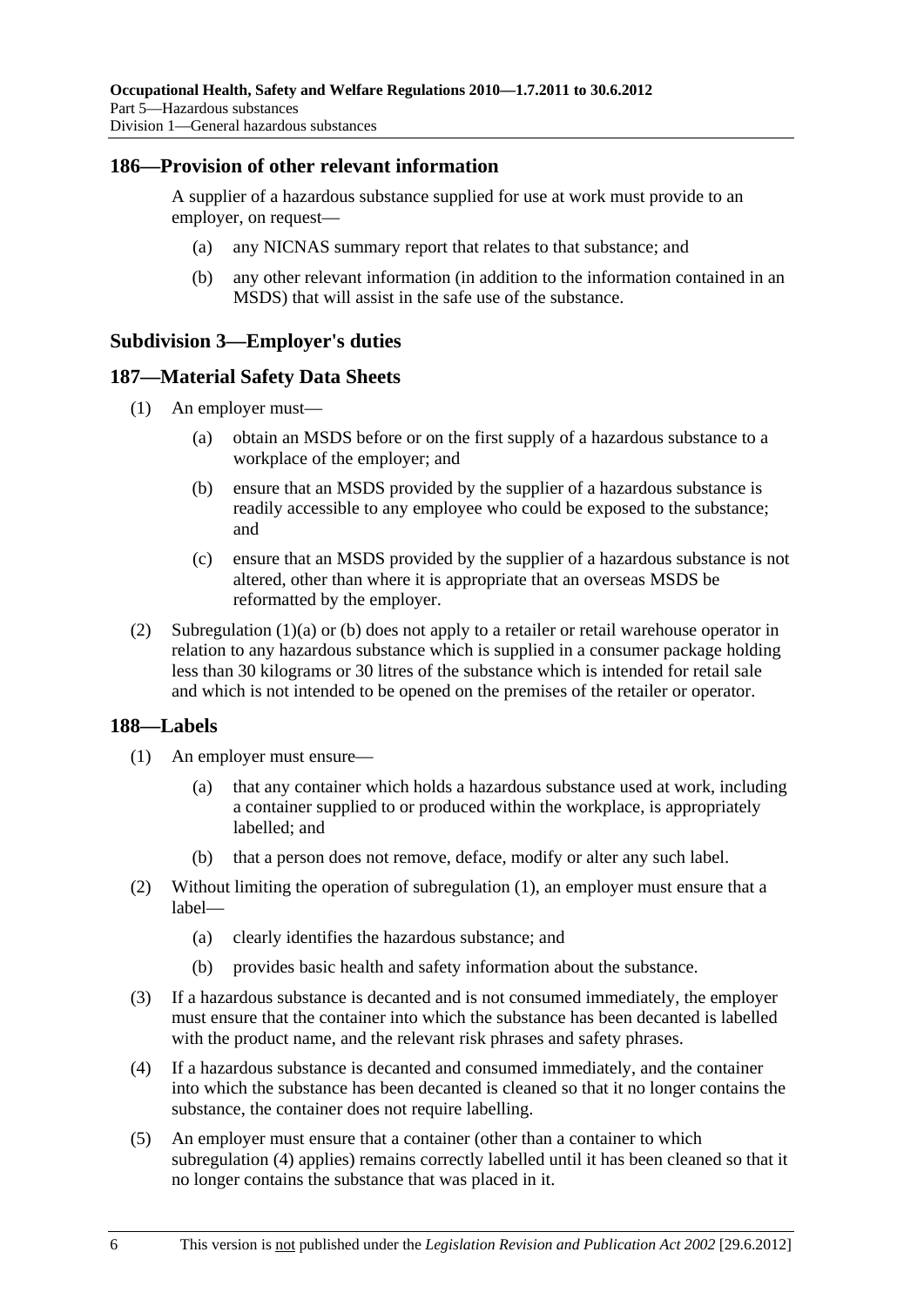## 186—Provision of other relevant information

A supplier of a hazardous substance supplied for use at work must provide to an employer, on request—

(a) any NICNAS summary report that relates to that substance; and

(b) any other relevant information (in addition to the information contained in an MSDS) that will assist in the safe use of the substance.

### Subdivision 3—Employer's duties

## 187—Material Safety Data Sheets

(1) An employer must—

(a) obtain an MSDS before or on the first supply of a hazardous substance to a workplace of the employer; and

(b) ensure that an MSDS provided by the supplier of a hazardous substance is readily accessible to any employee who could be exposed to the substance; and

(c) ensure that an MSDS provided by the supplier of a hazardous substance is not altered, other than where it is appropriate that an overseas MSDS be reformatted by the employer.

(2) Subregulation (1)(a) or (b) does not apply to a retailer or retail warehouse operator in relation to any hazardous substance which is supplied in a consumer package holding less than 30 kilograms or 30 litres of the substance which is intended for retail sale and which is not intended to be opened on the premises of the retailer or operator.

## 188—Labels

(1) An employer must ensure—

(a) that any container which holds a hazardous substance used at work, including a container supplied to or produced within the workplace, is appropriately labelled; and

(b) that a person does not remove, deface, modify or alter any such label.

(2) Without limiting the operation of subregulation (1), an employer must ensure that a label—

(a) clearly identifies the hazardous substance; and

(b) provides basic health and safety information about the substance.

(3) If a hazardous substance is decanted and is not consumed immediately, the employer must ensure that the container into which the substance has been decanted is labelled with the product name, and the relevant risk phrases and safety phrases.

(4) If a hazardous substance is decanted and consumed immediately, and the container into which the substance has been decanted is cleaned so that it no longer contains the substance, the container does not require labelling.

(5) An employer must ensure that a container (other than a container to which subregulation (4) applies) remains correctly labelled until it has been cleaned so that it no longer contains the substance that was placed in it.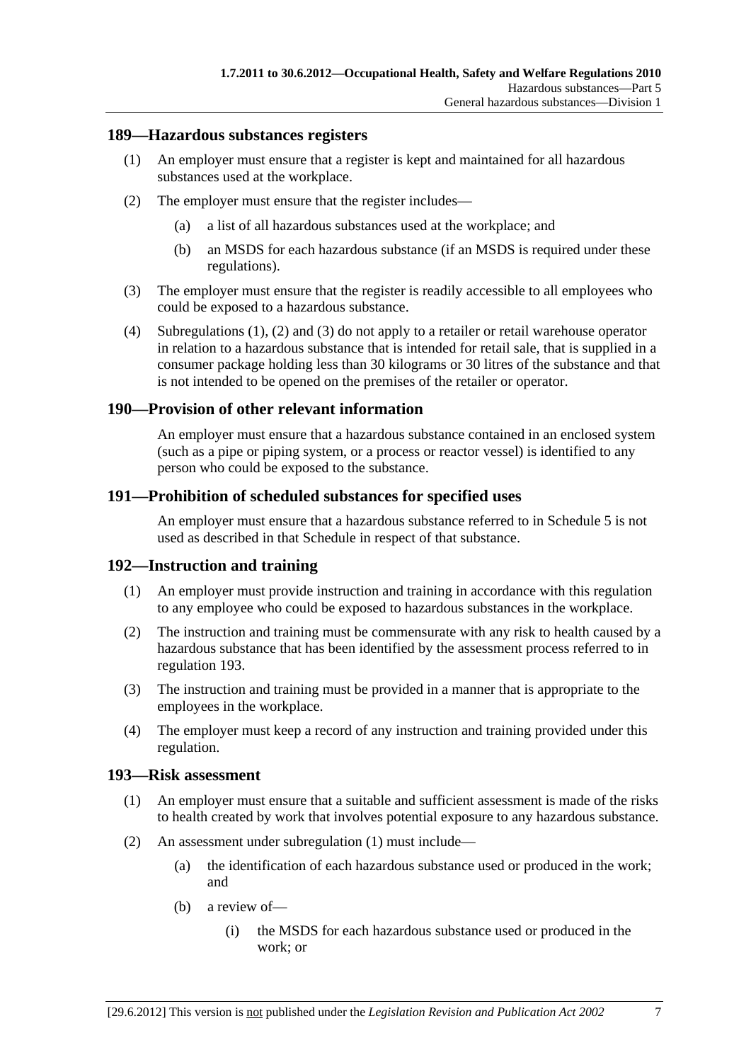## 189—Hazardous substances registers

(1) An employer must ensure that a register is kept and maintained for all hazardous substances used at the workplace.

(2) The employer must ensure that the register includes—

(a) a list of all hazardous substances used at the workplace; and

(b) an MSDS for each hazardous substance (if an MSDS is required under these regulations).

(3) The employer must ensure that the register is readily accessible to all employees who could be exposed to a hazardous substance.

(4) Subregulations (1), (2) and (3) do not apply to a retailer or retail warehouse operator in relation to a hazardous substance that is intended for retail sale, that is supplied in a consumer package holding less than 30 kilograms or 30 litres of the substance and that is not intended to be opened on the premises of the retailer or operator.

## 190—Provision of other relevant information

An employer must ensure that a hazardous substance contained in an enclosed system (such as a pipe or piping system, or a process or reactor vessel) is identified to any person who could be exposed to the substance.

## 191—Prohibition of scheduled substances for specified uses

An employer must ensure that a hazardous substance referred to in Schedule 5 is not used as described in that Schedule in respect of that substance.

## 192—Instruction and training

(1) An employer must provide instruction and training in accordance with this regulation to any employee who could be exposed to hazardous substances in the workplace.

(2) The instruction and training must be commensurate with any risk to health caused by a hazardous substance that has been identified by the assessment process referred to in regulation 193.

(3) The instruction and training must be provided in a manner that is appropriate to the employees in the workplace.

(4) The employer must keep a record of any instruction and training provided under this regulation.

## 193—Risk assessment

(1) An employer must ensure that a suitable and sufficient assessment is made of the risks to health created by work that involves potential exposure to any hazardous substance.

(2) An assessment under subregulation (1) must include—

(a) the identification of each hazardous substance used or produced in the work; and

(b) a review of—

(i) the MSDS for each hazardous substance used or produced in the work; or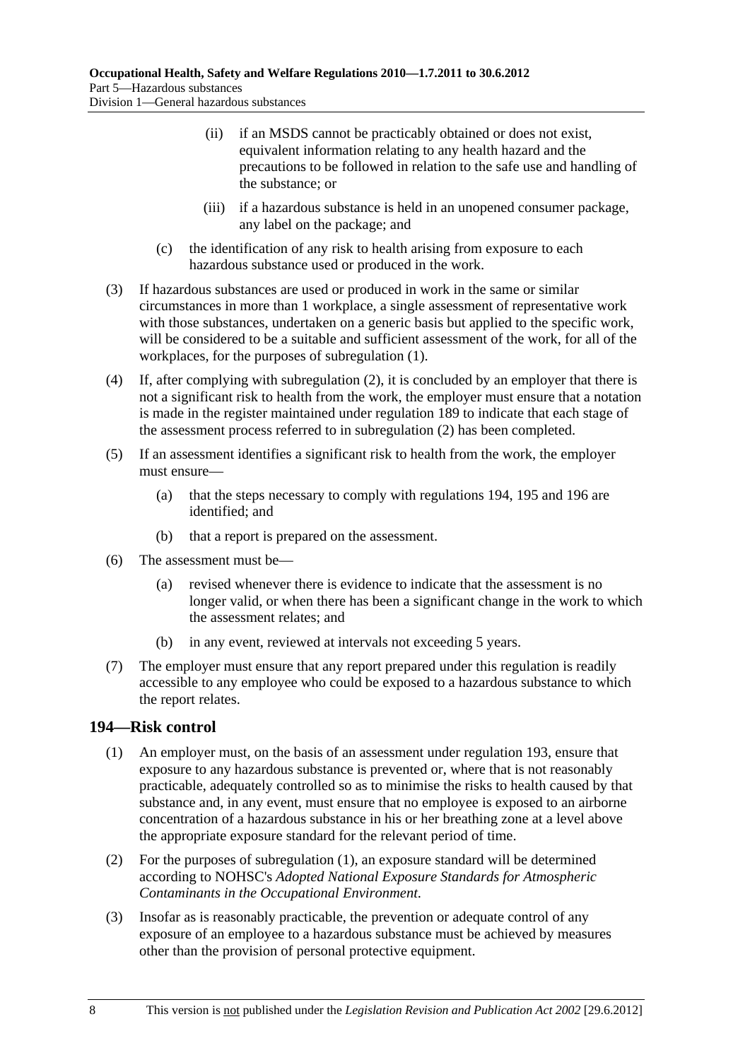(ii) if an MSDS cannot be practicably obtained or does not exist, equivalent information relating to any health hazard and the precautions to be followed in relation to the safe use and handling of the substance; or

(iii) if a hazardous substance is held in an unopened consumer package, any label on the package; and

(c) the identification of any risk to health arising from exposure to each hazardous substance used or produced in the work.

(3) If hazardous substances are used or produced in work in the same or similar circumstances in more than 1 workplace, a single assessment of representative work with those substances, undertaken on a generic basis but applied to the specific work, will be considered to be a suitable and sufficient assessment of the work, for all of the workplaces, for the purposes of subregulation (1).

(4) If, after complying with subregulation (2), it is concluded by an employer that there is not a significant risk to health from the work, the employer must ensure that a notation is made in the register maintained under regulation 189 to indicate that each stage of the assessment process referred to in subregulation (2) has been completed.

(5) If an assessment identifies a significant risk to health from the work, the employer must ensure—

(a) that the steps necessary to comply with regulations 194, 195 and 196 are identified; and

(b) that a report is prepared on the assessment.

(6) The assessment must be—

(a) revised whenever there is evidence to indicate that the assessment is no longer valid, or when there has been a significant change in the work to which the assessment relates; and

(b) in any event, reviewed at intervals not exceeding 5 years.

(7) The employer must ensure that any report prepared under this regulation is readily accessible to any employee who could be exposed to a hazardous substance to which the report relates.

## 194—Risk control

(1) An employer must, on the basis of an assessment under regulation 193, ensure that exposure to any hazardous substance is prevented or, where that is not reasonably practicable, adequately controlled so as to minimise the risks to health caused by that substance and, in any event, must ensure that no employee is exposed to an airborne concentration of a hazardous substance in his or her breathing zone at a level above the appropriate exposure standard for the relevant period of time.

(2) For the purposes of subregulation (1), an exposure standard will be determined according to NOHSC's *Adopted National Exposure Standards for Atmospheric Contaminants in the Occupational Environment*.

(3) Insofar as is reasonably practicable, the prevention or adequate control of any exposure of an employee to a hazardous substance must be achieved by measures other than the provision of personal protective equipment.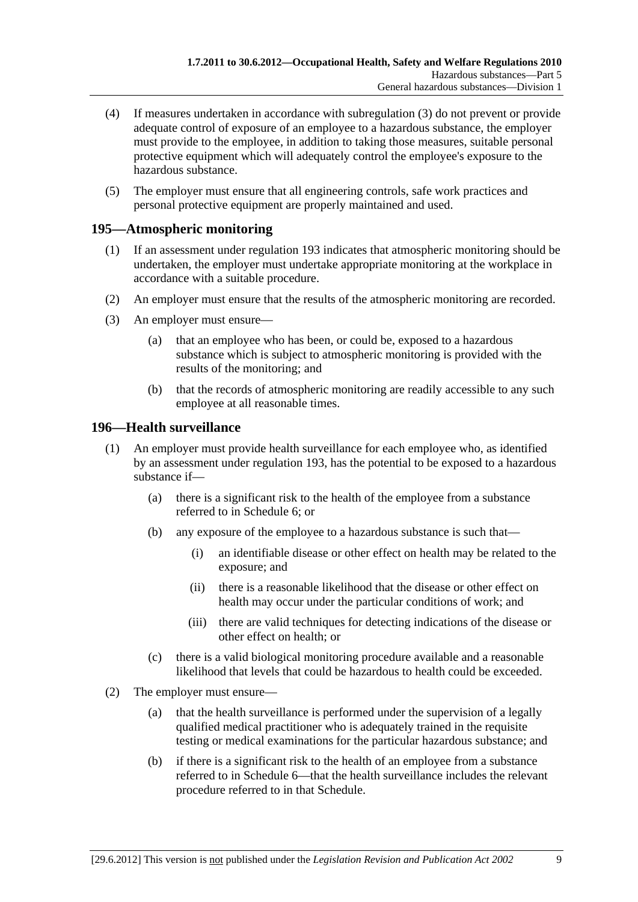(4) If measures undertaken in accordance with subregulation (3) do not prevent or provide adequate control of exposure of an employee to a hazardous substance, the employer must provide to the employee, in addition to taking those measures, suitable personal protective equipment which will adequately control the employee's exposure to the hazardous substance.

(5) The employer must ensure that all engineering controls, safe work practices and personal protective equipment are properly maintained and used.

## 195—Atmospheric monitoring

(1) If an assessment under regulation 193 indicates that atmospheric monitoring should be undertaken, the employer must undertake appropriate monitoring at the workplace in accordance with a suitable procedure.

(2) An employer must ensure that the results of the atmospheric monitoring are recorded.

(3) An employer must ensure—

- (a) that an employee who has been, or could be, exposed to a hazardous substance which is subject to atmospheric monitoring is provided with the results of the monitoring; and
- (b) that the records of atmospheric monitoring are readily accessible to any such employee at all reasonable times.

## 196—Health surveillance

(1) An employer must provide health surveillance for each employee who, as identified by an assessment under regulation 193, has the potential to be exposed to a hazardous substance if—

- (a) there is a significant risk to the health of the employee from a substance referred to in Schedule 6; or
- (b) any exposure of the employee to a hazardous substance is such that—
  - (i) an identifiable disease or other effect on health may be related to the exposure; and
  - (ii) there is a reasonable likelihood that the disease or other effect on health may occur under the particular conditions of work; and
  - (iii) there are valid techniques for detecting indications of the disease or other effect on health; or
- (c) there is a valid biological monitoring procedure available and a reasonable likelihood that levels that could be hazardous to health could be exceeded.

(2) The employer must ensure—

- (a) that the health surveillance is performed under the supervision of a legally qualified medical practitioner who is adequately trained in the requisite testing or medical examinations for the particular hazardous substance; and
- (b) if there is a significant risk to the health of an employee from a substance referred to in Schedule 6—that the health surveillance includes the relevant procedure referred to in that Schedule.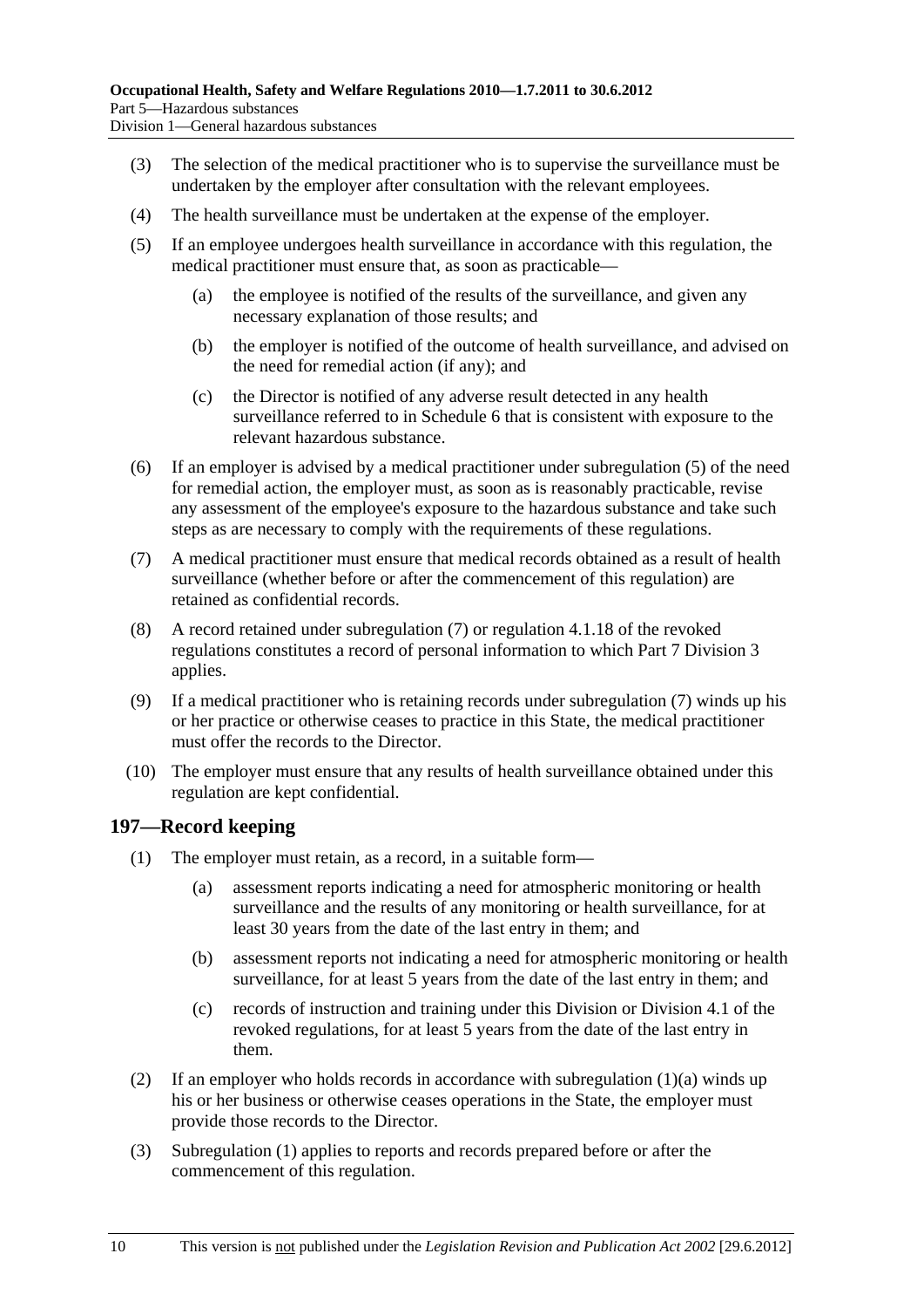(3) The selection of the medical practitioner who is to supervise the surveillance must be undertaken by the employer after consultation with the relevant employees.

(4) The health surveillance must be undertaken at the expense of the employer.

(5) If an employee undergoes health surveillance in accordance with this regulation, the medical practitioner must ensure that, as soon as practicable—

(a) the employee is notified of the results of the surveillance, and given any necessary explanation of those results; and

(b) the employer is notified of the outcome of health surveillance, and advised on the need for remedial action (if any); and

(c) the Director is notified of any adverse result detected in any health surveillance referred to in Schedule 6 that is consistent with exposure to the relevant hazardous substance.

(6) If an employer is advised by a medical practitioner under subregulation (5) of the need for remedial action, the employer must, as soon as is reasonably practicable, revise any assessment of the employee's exposure to the hazardous substance and take such steps as are necessary to comply with the requirements of these regulations.

(7) A medical practitioner must ensure that medical records obtained as a result of health surveillance (whether before or after the commencement of this regulation) are retained as confidential records.

(8) A record retained under subregulation (7) or regulation 4.1.18 of the revoked regulations constitutes a record of personal information to which Part 7 Division 3 applies.

(9) If a medical practitioner who is retaining records under subregulation (7) winds up his or her practice or otherwise ceases to practice in this State, the medical practitioner must offer the records to the Director.

(10) The employer must ensure that any results of health surveillance obtained under this regulation are kept confidential.

## 197—Record keeping

(1) The employer must retain, as a record, in a suitable form—

(a) assessment reports indicating a need for atmospheric monitoring or health surveillance and the results of any monitoring or health surveillance, for at least 30 years from the date of the last entry in them; and

(b) assessment reports not indicating a need for atmospheric monitoring or health surveillance, for at least 5 years from the date of the last entry in them; and

(c) records of instruction and training under this Division or Division 4.1 of the revoked regulations, for at least 5 years from the date of the last entry in them.

(2) If an employer who holds records in accordance with subregulation (1)(a) winds up his or her business or otherwise ceases operations in the State, the employer must provide those records to the Director.

(3) Subregulation (1) applies to reports and records prepared before or after the commencement of this regulation.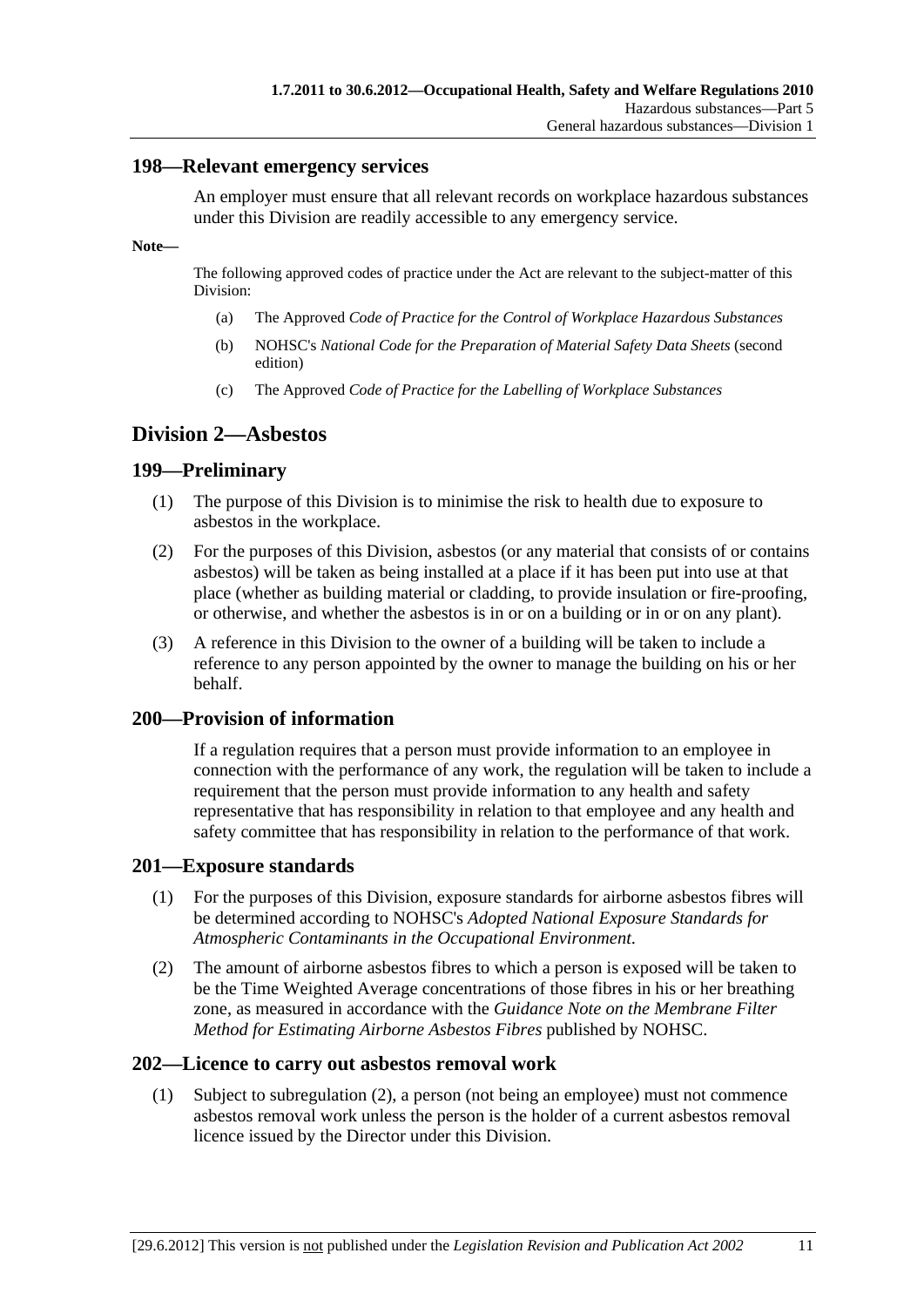## 198—Relevant emergency services

An employer must ensure that all relevant records on workplace hazardous substances under this Division are readily accessible to any emergency service.

**Note—**

The following approved codes of practice under the Act are relevant to the subject-matter of this Division:

(a) The Approved *Code of Practice for the Control of Workplace Hazardous Substances*

(b) NOHSC's *National Code for the Preparation of Material Safety Data Sheets* (second edition)

(c) The Approved *Code of Practice for the Labelling of Workplace Substances*

# Division 2—Asbestos

## 199—Preliminary

(1) The purpose of this Division is to minimise the risk to health due to exposure to asbestos in the workplace.

(2) For the purposes of this Division, asbestos (or any material that consists of or contains asbestos) will be taken as being installed at a place if it has been put into use at that place (whether as building material or cladding, to provide insulation or fire-proofing, or otherwise, and whether the asbestos is in or on a building or in or on any plant).

(3) A reference in this Division to the owner of a building will be taken to include a reference to any person appointed by the owner to manage the building on his or her behalf.

## 200—Provision of information

If a regulation requires that a person must provide information to an employee in connection with the performance of any work, the regulation will be taken to include a requirement that the person must provide information to any health and safety representative that has responsibility in relation to that employee and any health and safety committee that has responsibility in relation to the performance of that work.

## 201—Exposure standards

(1) For the purposes of this Division, exposure standards for airborne asbestos fibres will be determined according to NOHSC's *Adopted National Exposure Standards for Atmospheric Contaminants in the Occupational Environment*.

(2) The amount of airborne asbestos fibres to which a person is exposed will be taken to be the Time Weighted Average concentrations of those fibres in his or her breathing zone, as measured in accordance with the *Guidance Note on the Membrane Filter Method for Estimating Airborne Asbestos Fibres* published by NOHSC.

## 202—Licence to carry out asbestos removal work

(1) Subject to subregulation (2), a person (not being an employee) must not commence asbestos removal work unless the person is the holder of a current asbestos removal licence issued by the Director under this Division.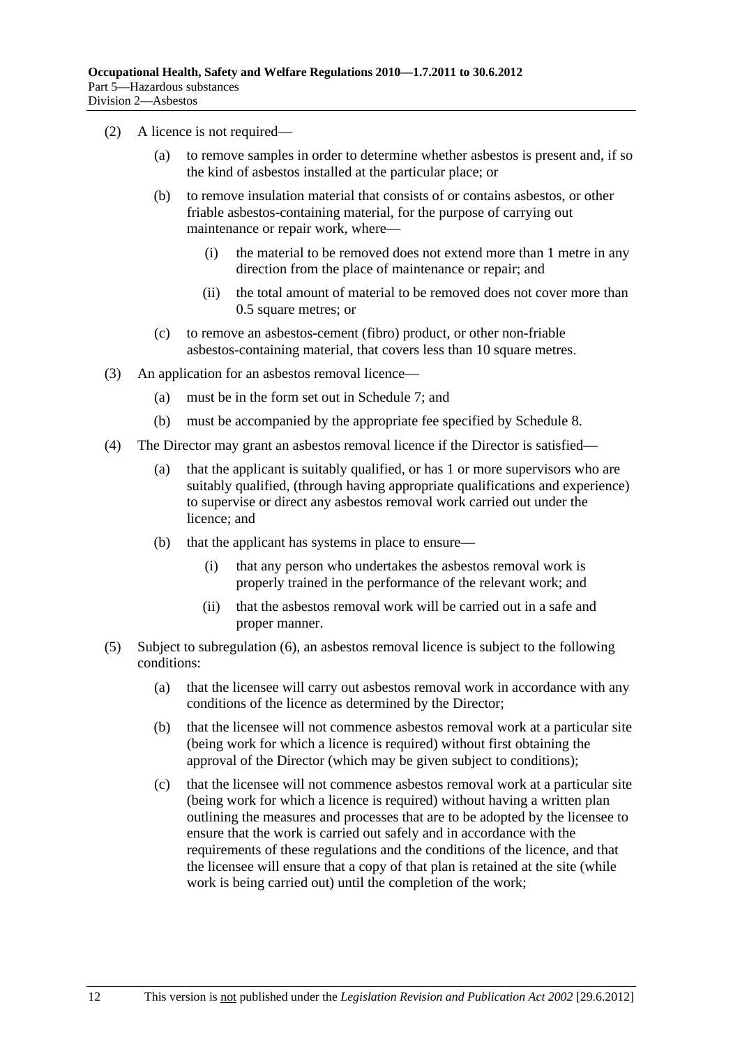(2) A licence is not required—

(a) to remove samples in order to determine whether asbestos is present and, if so the kind of asbestos installed at the particular place; or

(b) to remove insulation material that consists of or contains asbestos, or other friable asbestos-containing material, for the purpose of carrying out maintenance or repair work, where—

(i) the material to be removed does not extend more than 1 metre in any direction from the place of maintenance or repair; and

(ii) the total amount of material to be removed does not cover more than 0.5 square metres; or

(c) to remove an asbestos-cement (fibro) product, or other non-friable asbestos-containing material, that covers less than 10 square metres.

(3) An application for an asbestos removal licence—

(a) must be in the form set out in Schedule 7; and

(b) must be accompanied by the appropriate fee specified by Schedule 8.

(4) The Director may grant an asbestos removal licence if the Director is satisfied—

(a) that the applicant is suitably qualified, or has 1 or more supervisors who are suitably qualified, (through having appropriate qualifications and experience) to supervise or direct any asbestos removal work carried out under the licence; and

(b) that the applicant has systems in place to ensure—

(i) that any person who undertakes the asbestos removal work is properly trained in the performance of the relevant work; and

(ii) that the asbestos removal work will be carried out in a safe and proper manner.

(5) Subject to subregulation (6), an asbestos removal licence is subject to the following conditions:

(a) that the licensee will carry out asbestos removal work in accordance with any conditions of the licence as determined by the Director;

(b) that the licensee will not commence asbestos removal work at a particular site (being work for which a licence is required) without first obtaining the approval of the Director (which may be given subject to conditions);

(c) that the licensee will not commence asbestos removal work at a particular site (being work for which a licence is required) without having a written plan outlining the measures and processes that are to be adopted by the licensee to ensure that the work is carried out safely and in accordance with the requirements of these regulations and the conditions of the licence, and that the licensee will ensure that a copy of that plan is retained at the site (while work is being carried out) until the completion of the work;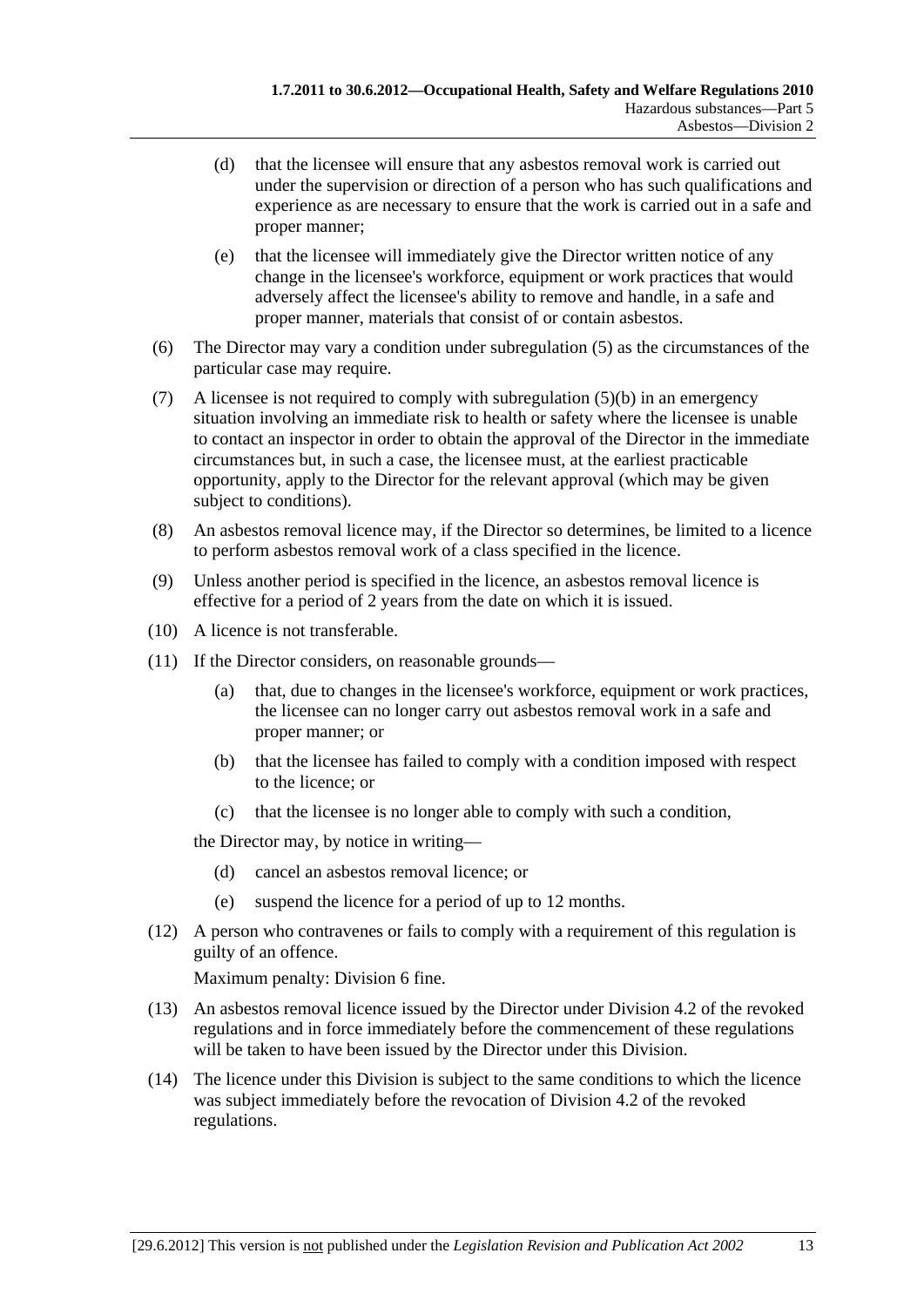(d) that the licensee will ensure that any asbestos removal work is carried out under the supervision or direction of a person who has such qualifications and experience as are necessary to ensure that the work is carried out in a safe and proper manner;

(e) that the licensee will immediately give the Director written notice of any change in the licensee's workforce, equipment or work practices that would adversely affect the licensee's ability to remove and handle, in a safe and proper manner, materials that consist of or contain asbestos.

(6) The Director may vary a condition under subregulation (5) as the circumstances of the particular case may require.

(7) A licensee is not required to comply with subregulation (5)(b) in an emergency situation involving an immediate risk to health or safety where the licensee is unable to contact an inspector in order to obtain the approval of the Director in the immediate circumstances but, in such a case, the licensee must, at the earliest practicable opportunity, apply to the Director for the relevant approval (which may be given subject to conditions).

(8) An asbestos removal licence may, if the Director so determines, be limited to a licence to perform asbestos removal work of a class specified in the licence.

(9) Unless another period is specified in the licence, an asbestos removal licence is effective for a period of 2 years from the date on which it is issued.

(10) A licence is not transferable.

(11) If the Director considers, on reasonable grounds—

(a) that, due to changes in the licensee's workforce, equipment or work practices, the licensee can no longer carry out asbestos removal work in a safe and proper manner; or

(b) that the licensee has failed to comply with a condition imposed with respect to the licence; or

(c) that the licensee is no longer able to comply with such a condition,

the Director may, by notice in writing—

(d) cancel an asbestos removal licence; or

(e) suspend the licence for a period of up to 12 months.

(12) A person who contravenes or fails to comply with a requirement of this regulation is guilty of an offence.

Maximum penalty: Division 6 fine.

(13) An asbestos removal licence issued by the Director under Division 4.2 of the revoked regulations and in force immediately before the commencement of these regulations will be taken to have been issued by the Director under this Division.

(14) The licence under this Division is subject to the same conditions to which the licence was subject immediately before the revocation of Division 4.2 of the revoked regulations.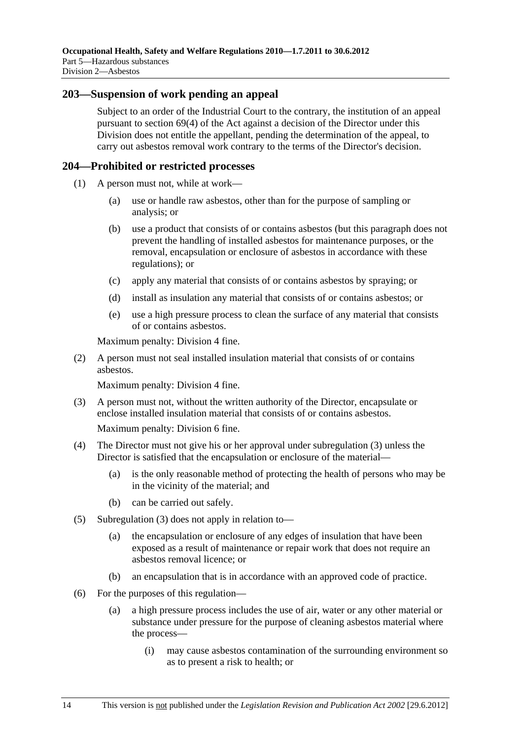## 203—Suspension of work pending an appeal

Subject to an order of the Industrial Court to the contrary, the institution of an appeal pursuant to section 69(4) of the Act against a decision of the Director under this Division does not entitle the appellant, pending the determination of the appeal, to carry out asbestos removal work contrary to the terms of the Director's decision.

## 204—Prohibited or restricted processes

(1) A person must not, while at work—

(a) use or handle raw asbestos, other than for the purpose of sampling or analysis; or

(b) use a product that consists of or contains asbestos (but this paragraph does not prevent the handling of installed asbestos for maintenance purposes, or the removal, encapsulation or enclosure of asbestos in accordance with these regulations); or

(c) apply any material that consists of or contains asbestos by spraying; or

(d) install as insulation any material that consists of or contains asbestos; or

(e) use a high pressure process to clean the surface of any material that consists of or contains asbestos.

Maximum penalty: Division 4 fine.

(2) A person must not seal installed insulation material that consists of or contains asbestos.

Maximum penalty: Division 4 fine.

(3) A person must not, without the written authority of the Director, encapsulate or enclose installed insulation material that consists of or contains asbestos.

Maximum penalty: Division 6 fine.

(4) The Director must not give his or her approval under subregulation (3) unless the Director is satisfied that the encapsulation or enclosure of the material—

(a) is the only reasonable method of protecting the health of persons who may be in the vicinity of the material; and

(b) can be carried out safely.

(5) Subregulation (3) does not apply in relation to—

(a) the encapsulation or enclosure of any edges of insulation that have been exposed as a result of maintenance or repair work that does not require an asbestos removal licence; or

(b) an encapsulation that is in accordance with an approved code of practice.

(6) For the purposes of this regulation—

(a) a high pressure process includes the use of air, water or any other material or substance under pressure for the purpose of cleaning asbestos material where the process—

(i) may cause asbestos contamination of the surrounding environment so as to present a risk to health; or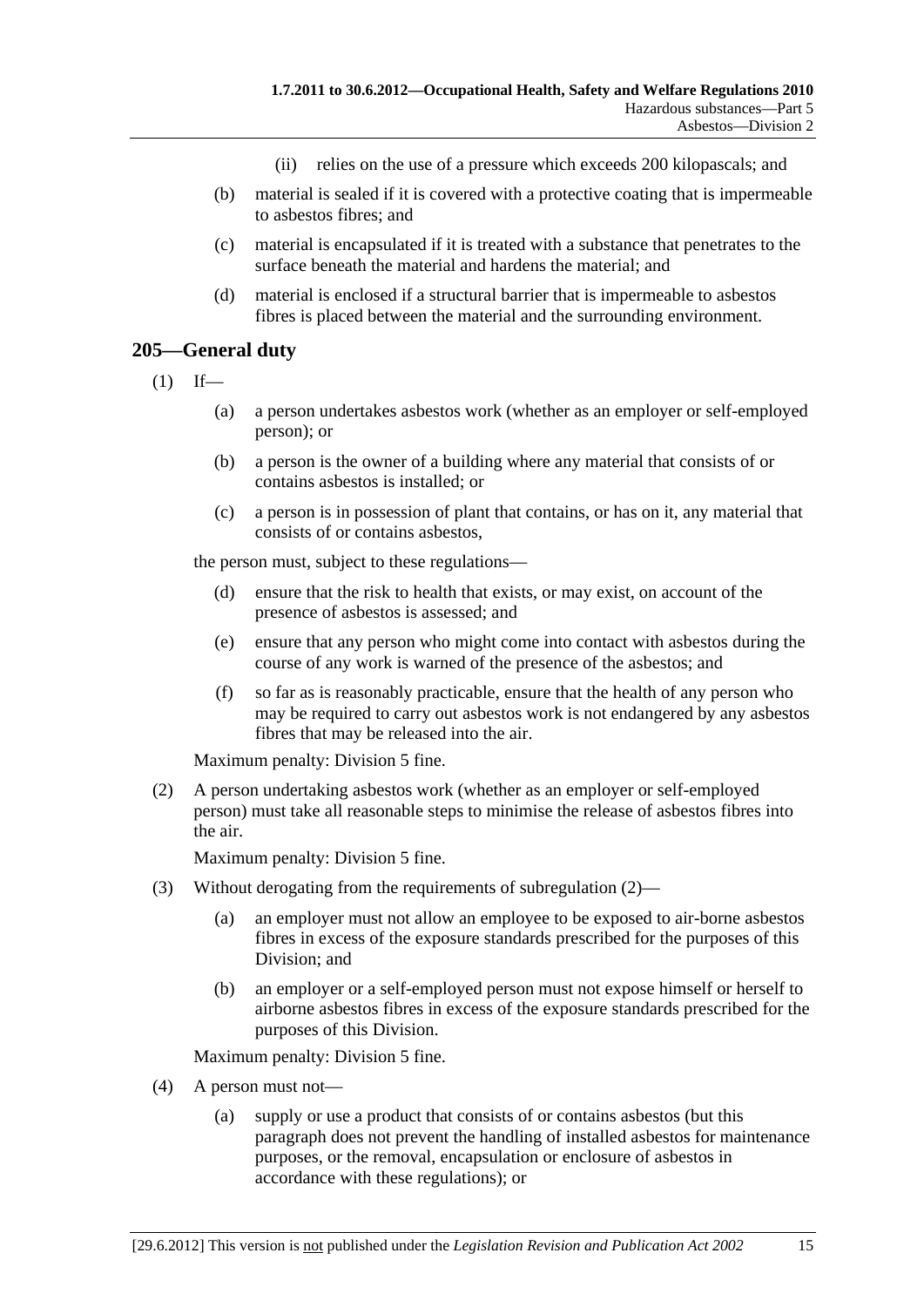(ii) relies on the use of a pressure which exceeds 200 kilopascals; and

(b) material is sealed if it is covered with a protective coating that is impermeable to asbestos fibres; and

(c) material is encapsulated if it is treated with a substance that penetrates to the surface beneath the material and hardens the material; and

(d) material is enclosed if a structural barrier that is impermeable to asbestos fibres is placed between the material and the surrounding environment.

## 205—General duty

(1) If—

(a) a person undertakes asbestos work (whether as an employer or self-employed person); or

(b) a person is the owner of a building where any material that consists of or contains asbestos is installed; or

(c) a person is in possession of plant that contains, or has on it, any material that consists of or contains asbestos,

the person must, subject to these regulations—

(d) ensure that the risk to health that exists, or may exist, on account of the presence of asbestos is assessed; and

(e) ensure that any person who might come into contact with asbestos during the course of any work is warned of the presence of the asbestos; and

(f) so far as is reasonably practicable, ensure that the health of any person who may be required to carry out asbestos work is not endangered by any asbestos fibres that may be released into the air.

Maximum penalty: Division 5 fine.

(2) A person undertaking asbestos work (whether as an employer or self-employed person) must take all reasonable steps to minimise the release of asbestos fibres into the air.

Maximum penalty: Division 5 fine.

(3) Without derogating from the requirements of subregulation (2)—

(a) an employer must not allow an employee to be exposed to air-borne asbestos fibres in excess of the exposure standards prescribed for the purposes of this Division; and

(b) an employer or a self-employed person must not expose himself or herself to airborne asbestos fibres in excess of the exposure standards prescribed for the purposes of this Division.

Maximum penalty: Division 5 fine.

(4) A person must not—

(a) supply or use a product that consists of or contains asbestos (but this paragraph does not prevent the handling of installed asbestos for maintenance purposes, or the removal, encapsulation or enclosure of asbestos in accordance with these regulations); or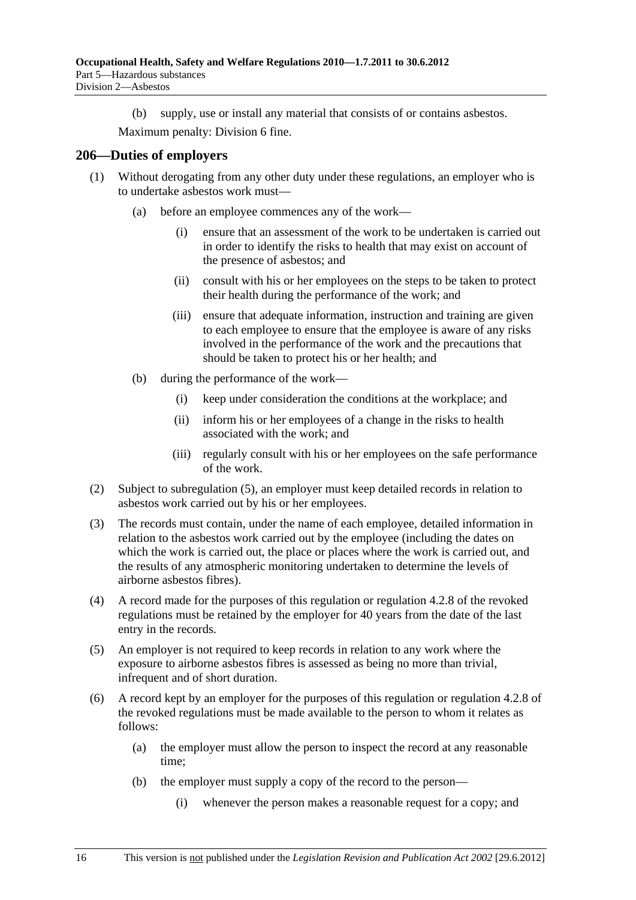(b) supply, use or install any material that consists of or contains asbestos.

Maximum penalty: Division 6 fine.

## 206—Duties of employers

(1) Without derogating from any other duty under these regulations, an employer who is to undertake asbestos work must—

   (a) before an employee commences any of the work—

      (i) ensure that an assessment of the work to be undertaken is carried out in order to identify the risks to health that may exist on account of the presence of asbestos; and

      (ii) consult with his or her employees on the steps to be taken to protect their health during the performance of the work; and

      (iii) ensure that adequate information, instruction and training are given to each employee to ensure that the employee is aware of any risks involved in the performance of the work and the precautions that should be taken to protect his or her health; and

   (b) during the performance of the work—

      (i) keep under consideration the conditions at the workplace; and

      (ii) inform his or her employees of a change in the risks to health associated with the work; and

      (iii) regularly consult with his or her employees on the safe performance of the work.

(2) Subject to subregulation (5), an employer must keep detailed records in relation to asbestos work carried out by his or her employees.

(3) The records must contain, under the name of each employee, detailed information in relation to the asbestos work carried out by the employee (including the dates on which the work is carried out, the place or places where the work is carried out, and the results of any atmospheric monitoring undertaken to determine the levels of airborne asbestos fibres).

(4) A record made for the purposes of this regulation or regulation 4.2.8 of the revoked regulations must be retained by the employer for 40 years from the date of the last entry in the records.

(5) An employer is not required to keep records in relation to any work where the exposure to airborne asbestos fibres is assessed as being no more than trivial, infrequent and of short duration.

(6) A record kept by an employer for the purposes of this regulation or regulation 4.2.8 of the revoked regulations must be made available to the person to whom it relates as follows:

   (a) the employer must allow the person to inspect the record at any reasonable time;

   (b) the employer must supply a copy of the record to the person—

      (i) whenever the person makes a reasonable request for a copy; and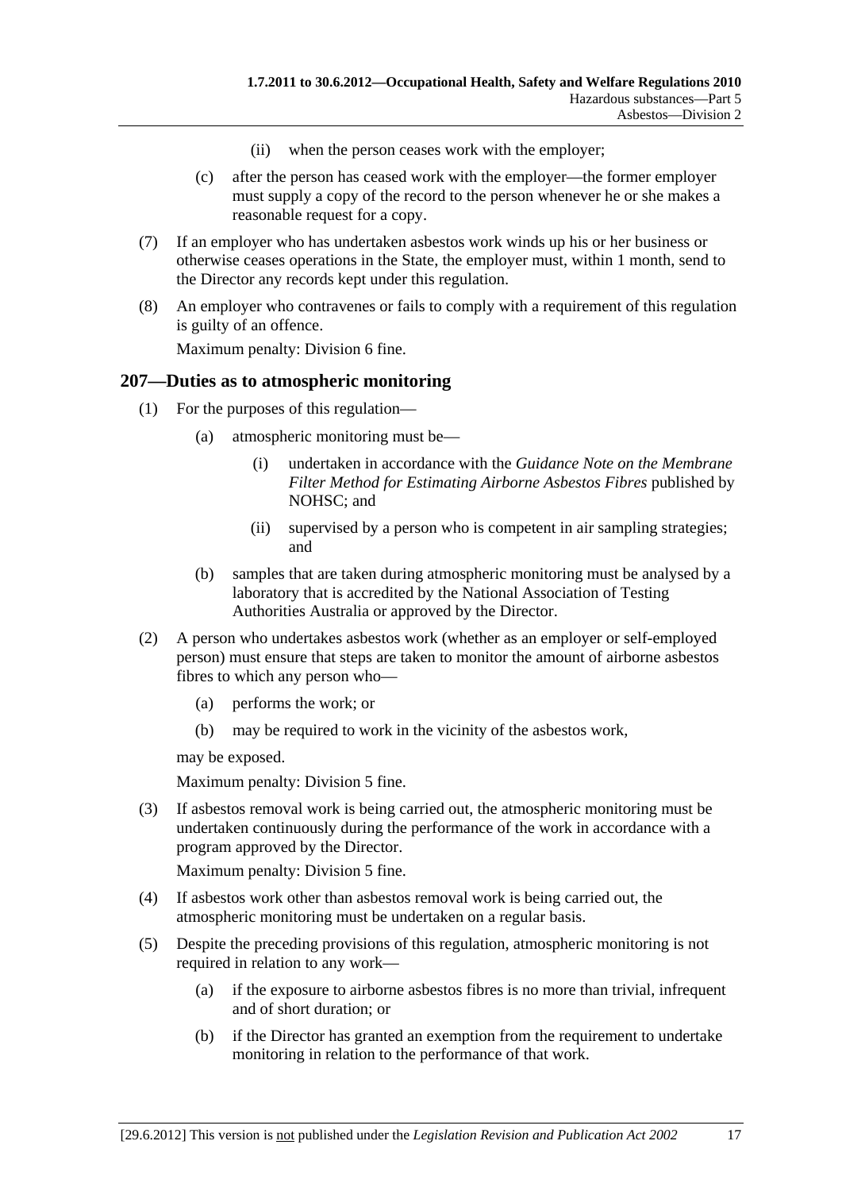(ii) when the person ceases work with the employer;

(c) after the person has ceased work with the employer—the former employer must supply a copy of the record to the person whenever he or she makes a reasonable request for a copy.

(7) If an employer who has undertaken asbestos work winds up his or her business or otherwise ceases operations in the State, the employer must, within 1 month, send to the Director any records kept under this regulation.

(8) An employer who contravenes or fails to comply with a requirement of this regulation is guilty of an offence.

Maximum penalty: Division 6 fine.

## 207—Duties as to atmospheric monitoring

(1) For the purposes of this regulation—

(a) atmospheric monitoring must be—

(i) undertaken in accordance with the *Guidance Note on the Membrane Filter Method for Estimating Airborne Asbestos Fibres* published by NOHSC; and

(ii) supervised by a person who is competent in air sampling strategies; and

(b) samples that are taken during atmospheric monitoring must be analysed by a laboratory that is accredited by the National Association of Testing Authorities Australia or approved by the Director.

(2) A person who undertakes asbestos work (whether as an employer or self-employed person) must ensure that steps are taken to monitor the amount of airborne asbestos fibres to which any person who—

(a) performs the work; or

(b) may be required to work in the vicinity of the asbestos work,

may be exposed.

Maximum penalty: Division 5 fine.

(3) If asbestos removal work is being carried out, the atmospheric monitoring must be undertaken continuously during the performance of the work in accordance with a program approved by the Director.

Maximum penalty: Division 5 fine.

(4) If asbestos work other than asbestos removal work is being carried out, the atmospheric monitoring must be undertaken on a regular basis.

(5) Despite the preceding provisions of this regulation, atmospheric monitoring is not required in relation to any work—

(a) if the exposure to airborne asbestos fibres is no more than trivial, infrequent and of short duration; or

(b) if the Director has granted an exemption from the requirement to undertake monitoring in relation to the performance of that work.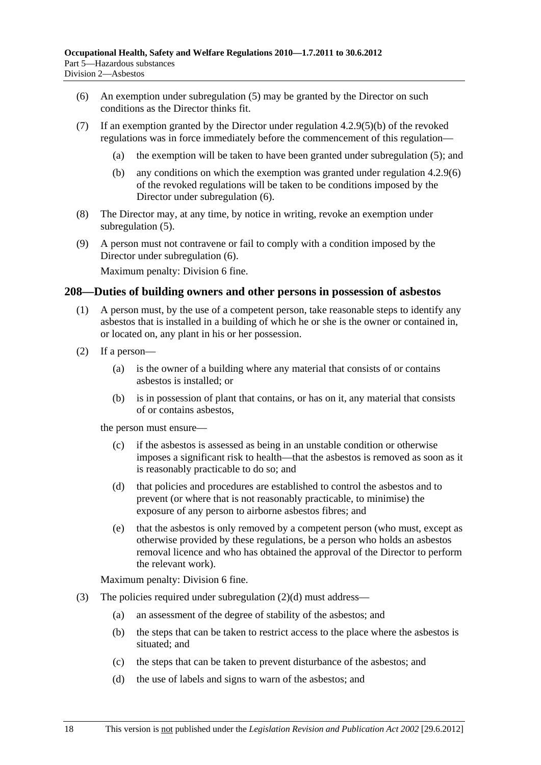(6) An exemption under subregulation (5) may be granted by the Director on such conditions as the Director thinks fit.

(7) If an exemption granted by the Director under regulation 4.2.9(5)(b) of the revoked regulations was in force immediately before the commencement of this regulation—

(a) the exemption will be taken to have been granted under subregulation (5); and

(b) any conditions on which the exemption was granted under regulation 4.2.9(6) of the revoked regulations will be taken to be conditions imposed by the Director under subregulation (6).

(8) The Director may, at any time, by notice in writing, revoke an exemption under subregulation (5).

(9) A person must not contravene or fail to comply with a condition imposed by the Director under subregulation (6).

Maximum penalty: Division 6 fine.

## 208—Duties of building owners and other persons in possession of asbestos

(1) A person must, by the use of a competent person, take reasonable steps to identify any asbestos that is installed in a building of which he or she is the owner or contained in, or located on, any plant in his or her possession.

(2) If a person—

(a) is the owner of a building where any material that consists of or contains asbestos is installed; or

(b) is in possession of plant that contains, or has on it, any material that consists of or contains asbestos,

the person must ensure—

(c) if the asbestos is assessed as being in an unstable condition or otherwise imposes a significant risk to health—that the asbestos is removed as soon as it is reasonably practicable to do so; and

(d) that policies and procedures are established to control the asbestos and to prevent (or where that is not reasonably practicable, to minimise) the exposure of any person to airborne asbestos fibres; and

(e) that the asbestos is only removed by a competent person (who must, except as otherwise provided by these regulations, be a person who holds an asbestos removal licence and who has obtained the approval of the Director to perform the relevant work).

Maximum penalty: Division 6 fine.

(3) The policies required under subregulation (2)(d) must address—

(a) an assessment of the degree of stability of the asbestos; and

(b) the steps that can be taken to restrict access to the place where the asbestos is situated; and

(c) the steps that can be taken to prevent disturbance of the asbestos; and

(d) the use of labels and signs to warn of the asbestos; and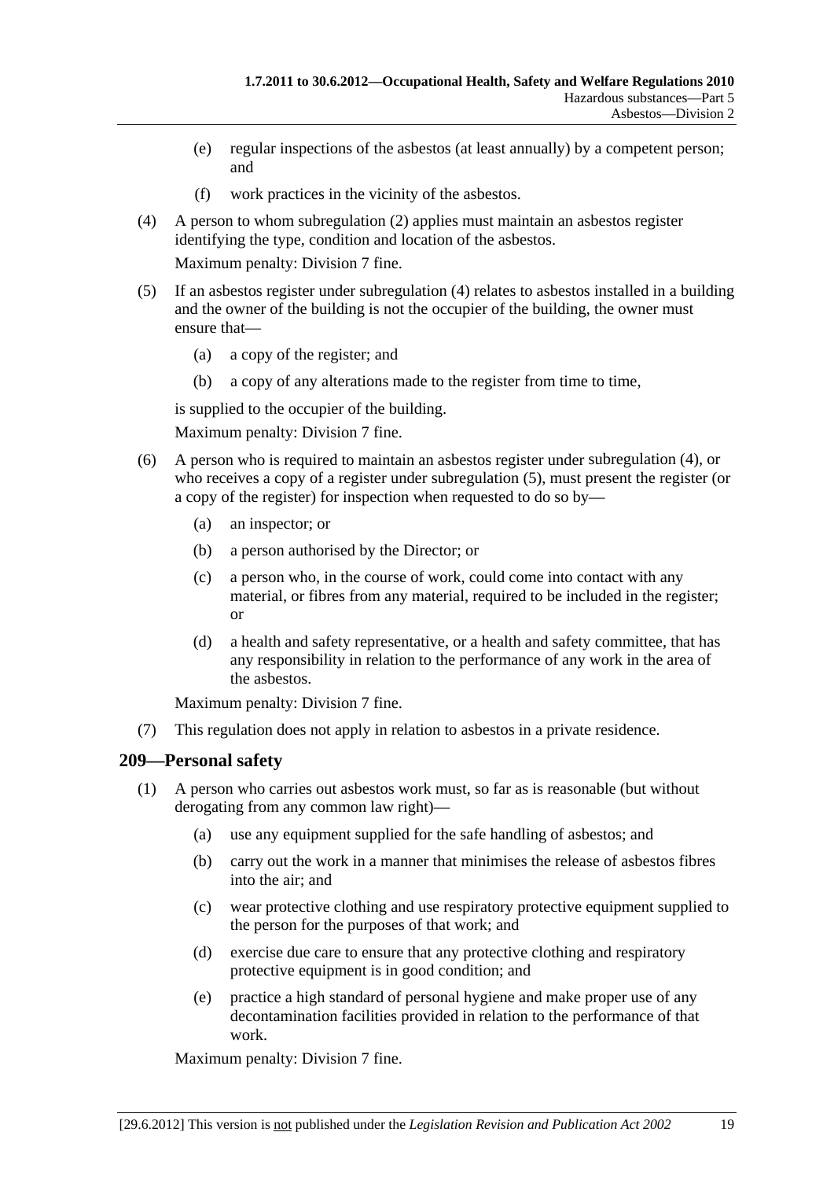(e) regular inspections of the asbestos (at least annually) by a competent person; and

(f) work practices in the vicinity of the asbestos.

(4) A person to whom subregulation (2) applies must maintain an asbestos register identifying the type, condition and location of the asbestos.

Maximum penalty: Division 7 fine.

(5) If an asbestos register under subregulation (4) relates to asbestos installed in a building and the owner of the building is not the occupier of the building, the owner must ensure that—

(a) a copy of the register; and

(b) a copy of any alterations made to the register from time to time,

is supplied to the occupier of the building.

Maximum penalty: Division 7 fine.

(6) A person who is required to maintain an asbestos register under subregulation (4), or who receives a copy of a register under subregulation (5), must present the register (or a copy of the register) for inspection when requested to do so by—

(a) an inspector; or

(b) a person authorised by the Director; or

(c) a person who, in the course of work, could come into contact with any material, or fibres from any material, required to be included in the register; or

(d) a health and safety representative, or a health and safety committee, that has any responsibility in relation to the performance of any work in the area of the asbestos.

Maximum penalty: Division 7 fine.

(7) This regulation does not apply in relation to asbestos in a private residence.

## 209—Personal safety

(1) A person who carries out asbestos work must, so far as is reasonable (but without derogating from any common law right)—

(a) use any equipment supplied for the safe handling of asbestos; and

(b) carry out the work in a manner that minimises the release of asbestos fibres into the air; and

(c) wear protective clothing and use respiratory protective equipment supplied to the person for the purposes of that work; and

(d) exercise due care to ensure that any protective clothing and respiratory protective equipment is in good condition; and

(e) practice a high standard of personal hygiene and make proper use of any decontamination facilities provided in relation to the performance of that work.

Maximum penalty: Division 7 fine.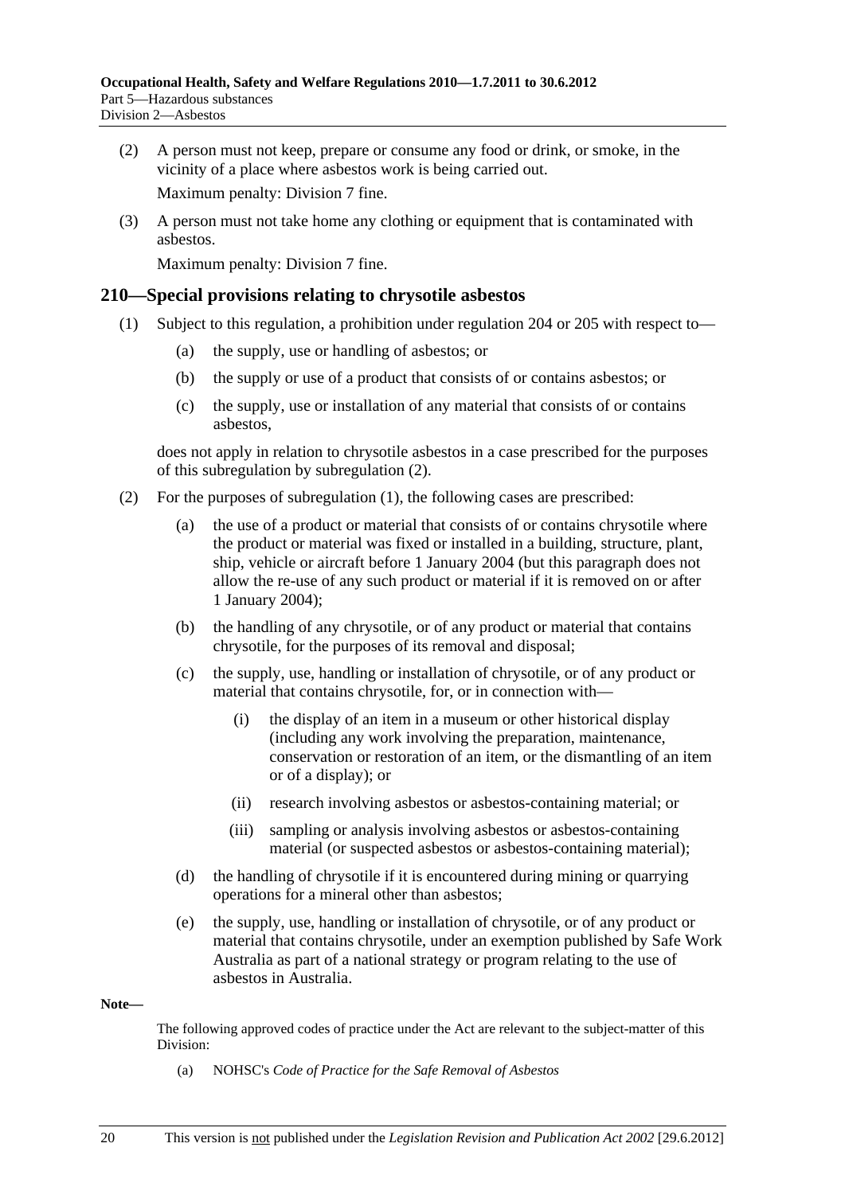(2) A person must not keep, prepare or consume any food or drink, or smoke, in the vicinity of a place where asbestos work is being carried out.

Maximum penalty: Division 7 fine.

(3) A person must not take home any clothing or equipment that is contaminated with asbestos.

Maximum penalty: Division 7 fine.

## 210—Special provisions relating to chrysotile asbestos

(1) Subject to this regulation, a prohibition under regulation 204 or 205 with respect to—

(a) the supply, use or handling of asbestos; or

(b) the supply or use of a product that consists of or contains asbestos; or

(c) the supply, use or installation of any material that consists of or contains asbestos,

does not apply in relation to chrysotile asbestos in a case prescribed for the purposes of this subregulation by subregulation (2).

(2) For the purposes of subregulation (1), the following cases are prescribed:

(a) the use of a product or material that consists of or contains chrysotile where the product or material was fixed or installed in a building, structure, plant, ship, vehicle or aircraft before 1 January 2004 (but this paragraph does not allow the re-use of any such product or material if it is removed on or after 1 January 2004);

(b) the handling of any chrysotile, or of any product or material that contains chrysotile, for the purposes of its removal and disposal;

(c) the supply, use, handling or installation of chrysotile, or of any product or material that contains chrysotile, for, or in connection with—

(i) the display of an item in a museum or other historical display (including any work involving the preparation, maintenance, conservation or restoration of an item, or the dismantling of an item or of a display); or

(ii) research involving asbestos or asbestos-containing material; or

(iii) sampling or analysis involving asbestos or asbestos-containing material (or suspected asbestos or asbestos-containing material);

(d) the handling of chrysotile if it is encountered during mining or quarrying operations for a mineral other than asbestos;

(e) the supply, use, handling or installation of chrysotile, or of any product or material that contains chrysotile, under an exemption published by Safe Work Australia as part of a national strategy or program relating to the use of asbestos in Australia.

**Note—**

The following approved codes of practice under the Act are relevant to the subject-matter of this Division:

(a) NOHSC's *Code of Practice for the Safe Removal of Asbestos*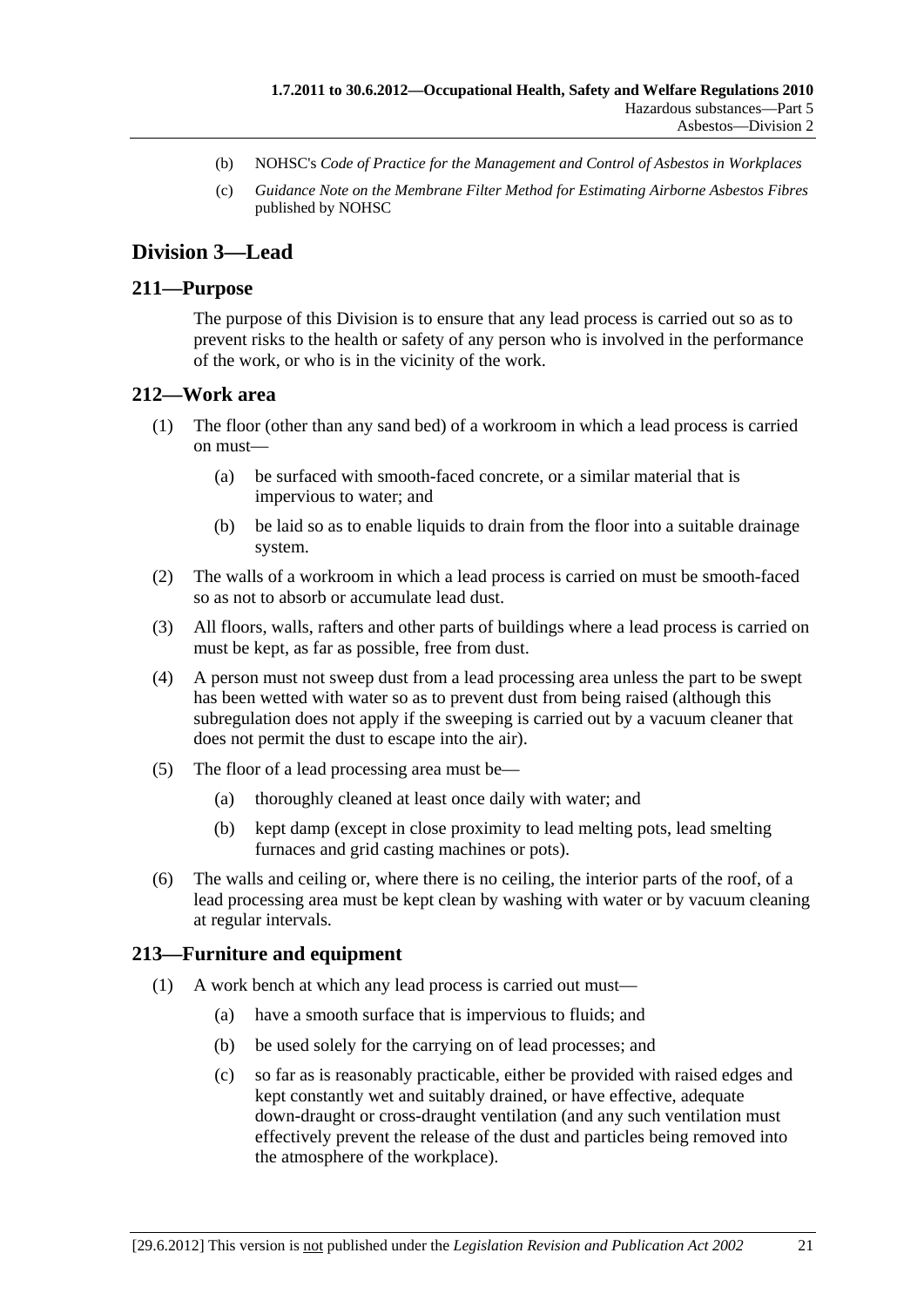(b) NOHSC's *Code of Practice for the Management and Control of Asbestos in Workplaces*

(c) *Guidance Note on the Membrane Filter Method for Estimating Airborne Asbestos Fibres* published by NOHSC

## Division 3—Lead

### 211—Purpose

The purpose of this Division is to ensure that any lead process is carried out so as to prevent risks to the health or safety of any person who is involved in the performance of the work, or who is in the vicinity of the work.

### 212—Work area

(1) The floor (other than any sand bed) of a workroom in which a lead process is carried on must—

(a) be surfaced with smooth-faced concrete, or a similar material that is impervious to water; and

(b) be laid so as to enable liquids to drain from the floor into a suitable drainage system.

(2) The walls of a workroom in which a lead process is carried on must be smooth-faced so as not to absorb or accumulate lead dust.

(3) All floors, walls, rafters and other parts of buildings where a lead process is carried on must be kept, as far as possible, free from dust.

(4) A person must not sweep dust from a lead processing area unless the part to be swept has been wetted with water so as to prevent dust from being raised (although this subregulation does not apply if the sweeping is carried out by a vacuum cleaner that does not permit the dust to escape into the air).

(5) The floor of a lead processing area must be—

(a) thoroughly cleaned at least once daily with water; and

(b) kept damp (except in close proximity to lead melting pots, lead smelting furnaces and grid casting machines or pots).

(6) The walls and ceiling or, where there is no ceiling, the interior parts of the roof, of a lead processing area must be kept clean by washing with water or by vacuum cleaning at regular intervals.

### 213—Furniture and equipment

(1) A work bench at which any lead process is carried out must—

(a) have a smooth surface that is impervious to fluids; and

(b) be used solely for the carrying on of lead processes; and

(c) so far as is reasonably practicable, either be provided with raised edges and kept constantly wet and suitably drained, or have effective, adequate down-draught or cross-draught ventilation (and any such ventilation must effectively prevent the release of the dust and particles being removed into the atmosphere of the workplace).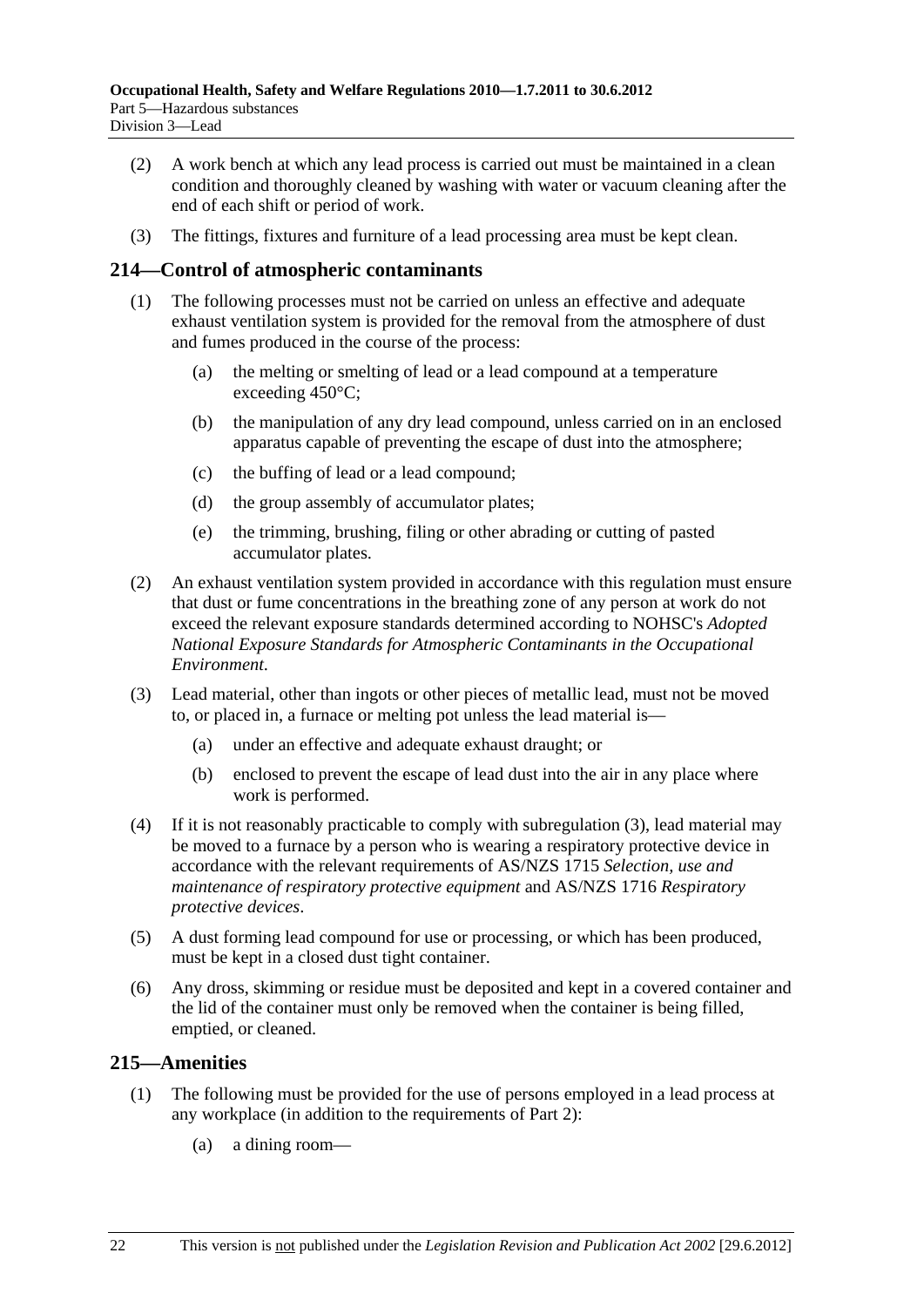(2) A work bench at which any lead process is carried out must be maintained in a clean condition and thoroughly cleaned by washing with water or vacuum cleaning after the end of each shift or period of work.

(3) The fittings, fixtures and furniture of a lead processing area must be kept clean.

## 214—Control of atmospheric contaminants

(1) The following processes must not be carried on unless an effective and adequate exhaust ventilation system is provided for the removal from the atmosphere of dust and fumes produced in the course of the process:

  (a) the melting or smelting of lead or a lead compound at a temperature exceeding 450°C;

  (b) the manipulation of any dry lead compound, unless carried on in an enclosed apparatus capable of preventing the escape of dust into the atmosphere;

  (c) the buffing of lead or a lead compound;

  (d) the group assembly of accumulator plates;

  (e) the trimming, brushing, filing or other abrading or cutting of pasted accumulator plates.

(2) An exhaust ventilation system provided in accordance with this regulation must ensure that dust or fume concentrations in the breathing zone of any person at work do not exceed the relevant exposure standards determined according to NOHSC's *Adopted National Exposure Standards for Atmospheric Contaminants in the Occupational Environment*.

(3) Lead material, other than ingots or other pieces of metallic lead, must not be moved to, or placed in, a furnace or melting pot unless the lead material is—

  (a) under an effective and adequate exhaust draught; or

  (b) enclosed to prevent the escape of lead dust into the air in any place where work is performed.

(4) If it is not reasonably practicable to comply with subregulation (3), lead material may be moved to a furnace by a person who is wearing a respiratory protective device in accordance with the relevant requirements of AS/NZS 1715 *Selection, use and maintenance of respiratory protective equipment* and AS/NZS 1716 *Respiratory protective devices*.

(5) A dust forming lead compound for use or processing, or which has been produced, must be kept in a closed dust tight container.

(6) Any dross, skimming or residue must be deposited and kept in a covered container and the lid of the container must only be removed when the container is being filled, emptied, or cleaned.

## 215—Amenities

(1) The following must be provided for the use of persons employed in a lead process at any workplace (in addition to the requirements of Part 2):

  (a) a dining room—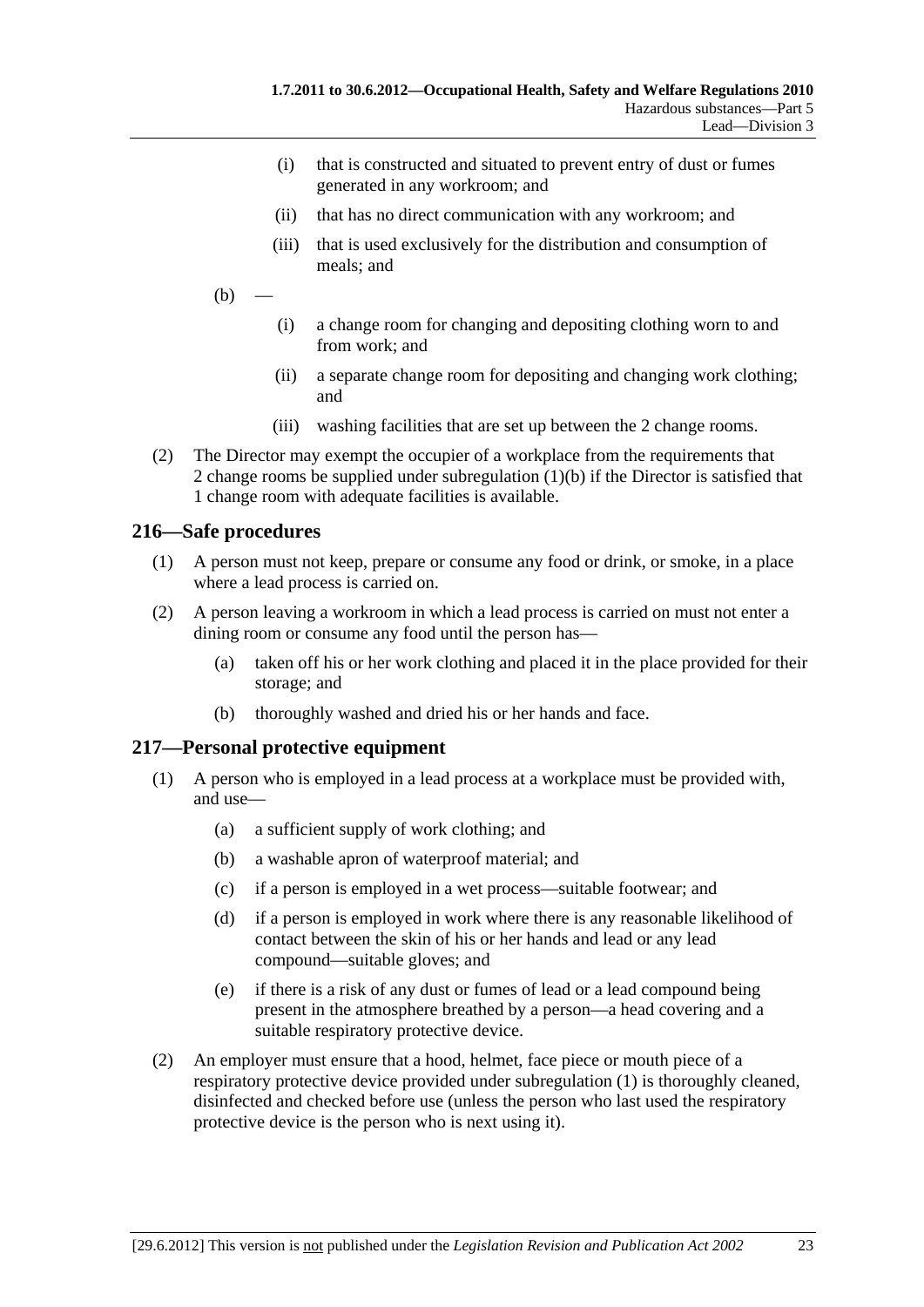(i) that is constructed and situated to prevent entry of dust or fumes generated in any workroom; and

(ii) that has no direct communication with any workroom; and

(iii) that is used exclusively for the distribution and consumption of meals; and

(b) —

(i) a change room for changing and depositing clothing worn to and from work; and

(ii) a separate change room for depositing and changing work clothing; and

(iii) washing facilities that are set up between the 2 change rooms.

(2) The Director may exempt the occupier of a workplace from the requirements that 2 change rooms be supplied under subregulation (1)(b) if the Director is satisfied that 1 change room with adequate facilities is available.

## 216—Safe procedures

(1) A person must not keep, prepare or consume any food or drink, or smoke, in a place where a lead process is carried on.

(2) A person leaving a workroom in which a lead process is carried on must not enter a dining room or consume any food until the person has—

(a) taken off his or her work clothing and placed it in the place provided for their storage; and

(b) thoroughly washed and dried his or her hands and face.

## 217—Personal protective equipment

(1) A person who is employed in a lead process at a workplace must be provided with, and use—

(a) a sufficient supply of work clothing; and

(b) a washable apron of waterproof material; and

(c) if a person is employed in a wet process—suitable footwear; and

(d) if a person is employed in work where there is any reasonable likelihood of contact between the skin of his or her hands and lead or any lead compound—suitable gloves; and

(e) if there is a risk of any dust or fumes of lead or a lead compound being present in the atmosphere breathed by a person—a head covering and a suitable respiratory protective device.

(2) An employer must ensure that a hood, helmet, face piece or mouth piece of a respiratory protective device provided under subregulation (1) is thoroughly cleaned, disinfected and checked before use (unless the person who last used the respiratory protective device is the person who is next using it).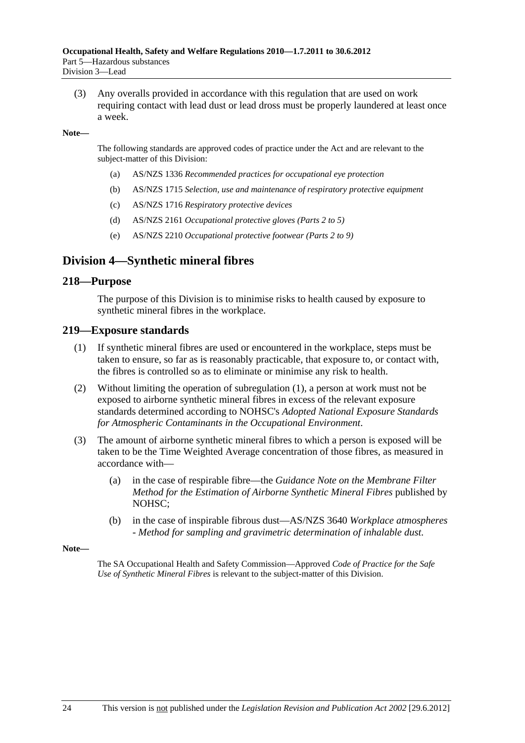(3) Any overalls provided in accordance with this regulation that are used on work requiring contact with lead dust or lead dross must be properly laundered at least once a week.

**Note—**

The following standards are approved codes of practice under the Act and are relevant to the subject-matter of this Division:

(a) AS/NZS 1336 *Recommended practices for occupational eye protection*

(b) AS/NZS 1715 *Selection, use and maintenance of respiratory protective equipment*

(c) AS/NZS 1716 *Respiratory protective devices*

(d) AS/NZS 2161 *Occupational protective gloves (Parts 2 to 5)*

(e) AS/NZS 2210 *Occupational protective footwear (Parts 2 to 9)*

## Division 4—Synthetic mineral fibres

### 218—Purpose

The purpose of this Division is to minimise risks to health caused by exposure to synthetic mineral fibres in the workplace.

### 219—Exposure standards

(1) If synthetic mineral fibres are used or encountered in the workplace, steps must be taken to ensure, so far as is reasonably practicable, that exposure to, or contact with, the fibres is controlled so as to eliminate or minimise any risk to health.

(2) Without limiting the operation of subregulation (1), a person at work must not be exposed to airborne synthetic mineral fibres in excess of the relevant exposure standards determined according to NOHSC's *Adopted National Exposure Standards for Atmospheric Contaminants in the Occupational Environment*.

(3) The amount of airborne synthetic mineral fibres to which a person is exposed will be taken to be the Time Weighted Average concentration of those fibres, as measured in accordance with—

(a) in the case of respirable fibre—the *Guidance Note on the Membrane Filter Method for the Estimation of Airborne Synthetic Mineral Fibres* published by NOHSC;

(b) in the case of inspirable fibrous dust—AS/NZS 3640 *Workplace atmospheres - Method for sampling and gravimetric determination of inhalable dust*.

**Note—**

The SA Occupational Health and Safety Commission—Approved *Code of Practice for the Safe Use of Synthetic Mineral Fibres* is relevant to the subject-matter of this Division.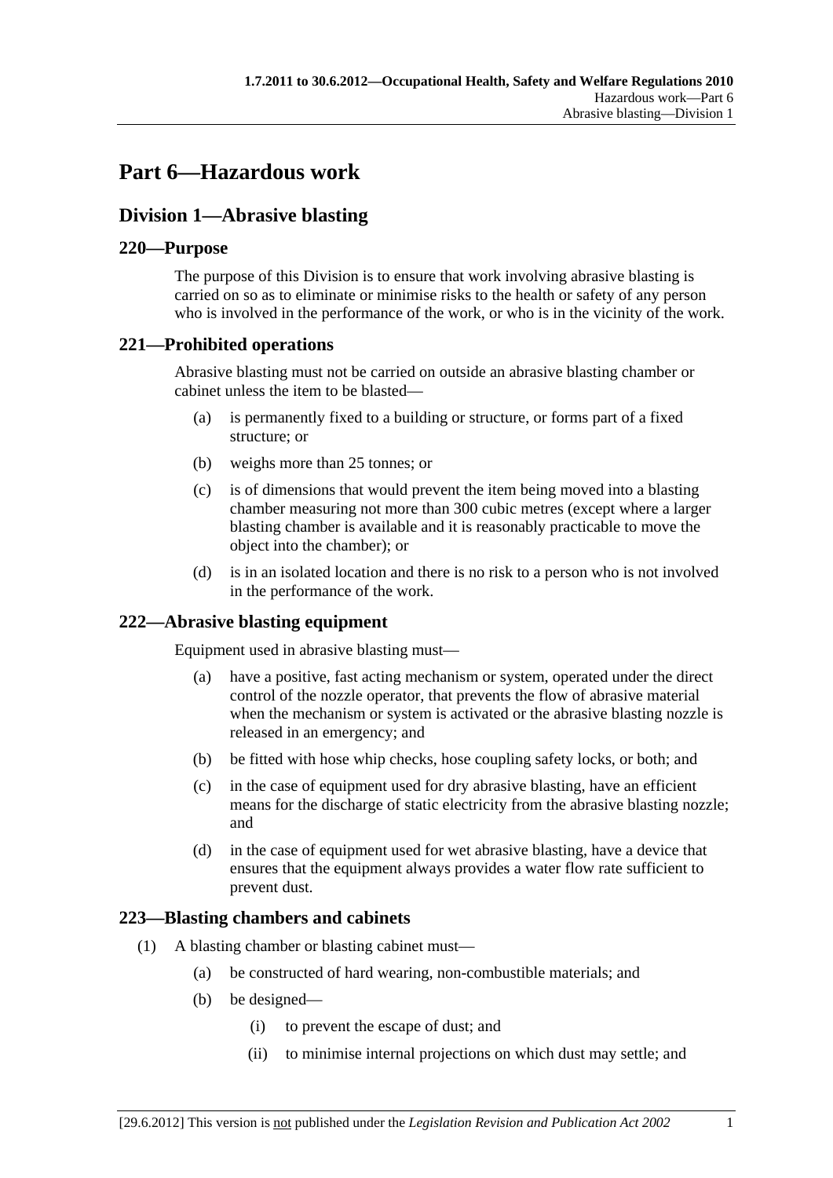# Part 6—Hazardous work

## Division 1—Abrasive blasting

### 220—Purpose

The purpose of this Division is to ensure that work involving abrasive blasting is carried on so as to eliminate or minimise risks to the health or safety of any person who is involved in the performance of the work, or who is in the vicinity of the work.

### 221—Prohibited operations

Abrasive blasting must not be carried on outside an abrasive blasting chamber or cabinet unless the item to be blasted—

(a) is permanently fixed to a building or structure, or forms part of a fixed structure; or

(b) weighs more than 25 tonnes; or

(c) is of dimensions that would prevent the item being moved into a blasting chamber measuring not more than 300 cubic metres (except where a larger blasting chamber is available and it is reasonably practicable to move the object into the chamber); or

(d) is in an isolated location and there is no risk to a person who is not involved in the performance of the work.

### 222—Abrasive blasting equipment

Equipment used in abrasive blasting must—

(a) have a positive, fast acting mechanism or system, operated under the direct control of the nozzle operator, that prevents the flow of abrasive material when the mechanism or system is activated or the abrasive blasting nozzle is released in an emergency; and

(b) be fitted with hose whip checks, hose coupling safety locks, or both; and

(c) in the case of equipment used for dry abrasive blasting, have an efficient means for the discharge of static electricity from the abrasive blasting nozzle; and

(d) in the case of equipment used for wet abrasive blasting, have a device that ensures that the equipment always provides a water flow rate sufficient to prevent dust.

### 223—Blasting chambers and cabinets

(1) A blasting chamber or blasting cabinet must—

(a) be constructed of hard wearing, non-combustible materials; and

(b) be designed—

(i) to prevent the escape of dust; and

(ii) to minimise internal projections on which dust may settle; and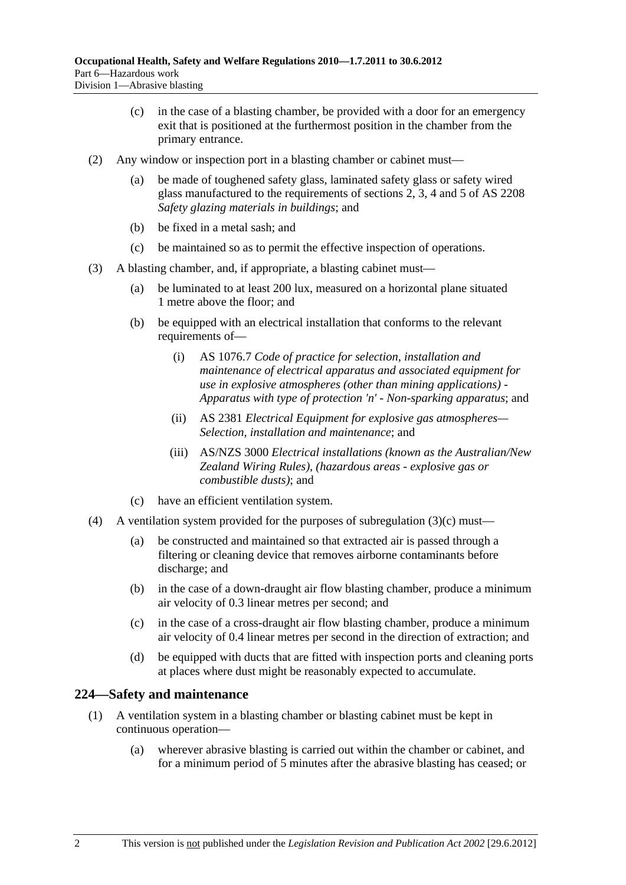(c) in the case of a blasting chamber, be provided with a door for an emergency exit that is positioned at the furthermost position in the chamber from the primary entrance.

(2) Any window or inspection port in a blasting chamber or cabinet must—

(a) be made of toughened safety glass, laminated safety glass or safety wired glass manufactured to the requirements of sections 2, 3, 4 and 5 of AS 2208 *Safety glazing materials in buildings*; and

(b) be fixed in a metal sash; and

(c) be maintained so as to permit the effective inspection of operations.

(3) A blasting chamber, and, if appropriate, a blasting cabinet must—

(a) be luminated to at least 200 lux, measured on a horizontal plane situated 1 metre above the floor; and

(b) be equipped with an electrical installation that conforms to the relevant requirements of—

(i) AS 1076.7 *Code of practice for selection, installation and maintenance of electrical apparatus and associated equipment for use in explosive atmospheres (other than mining applications) - Apparatus with type of protection 'n' - Non-sparking apparatus*; and

(ii) AS 2381 *Electrical Equipment for explosive gas atmospheres—Selection, installation and maintenance*; and

(iii) AS/NZS 3000 *Electrical installations (known as the Australian/New Zealand Wiring Rules), (hazardous areas - explosive gas or combustible dusts)*; and

(c) have an efficient ventilation system.

(4) A ventilation system provided for the purposes of subregulation (3)(c) must—

(a) be constructed and maintained so that extracted air is passed through a filtering or cleaning device that removes airborne contaminants before discharge; and

(b) in the case of a down-draught air flow blasting chamber, produce a minimum air velocity of 0.3 linear metres per second; and

(c) in the case of a cross-draught air flow blasting chamber, produce a minimum air velocity of 0.4 linear metres per second in the direction of extraction; and

(d) be equipped with ducts that are fitted with inspection ports and cleaning ports at places where dust might be reasonably expected to accumulate.

## 224—Safety and maintenance

(1) A ventilation system in a blasting chamber or blasting cabinet must be kept in continuous operation—

(a) wherever abrasive blasting is carried out within the chamber or cabinet, and for a minimum period of 5 minutes after the abrasive blasting has ceased; or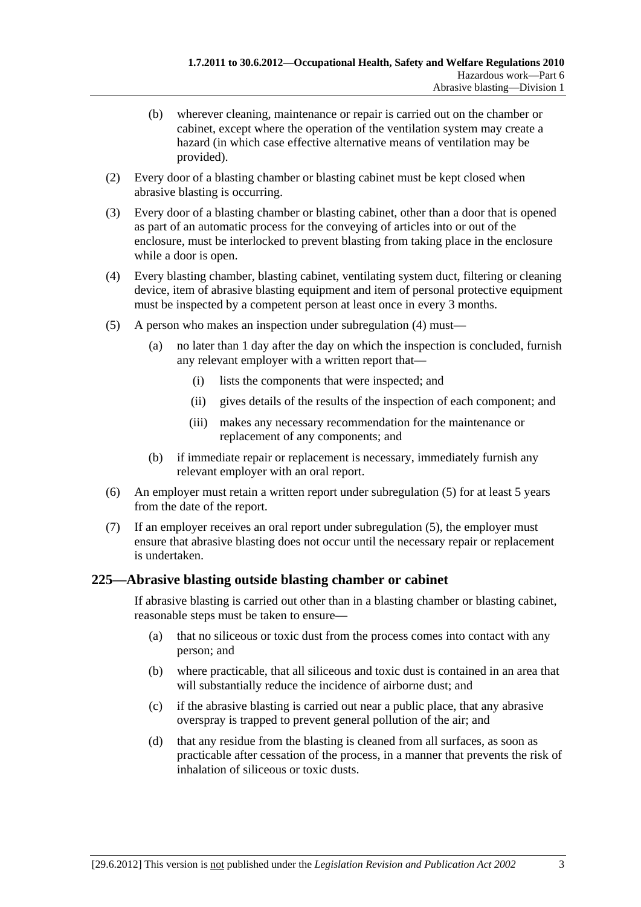(b) wherever cleaning, maintenance or repair is carried out on the chamber or cabinet, except where the operation of the ventilation system may create a hazard (in which case effective alternative means of ventilation may be provided).

(2) Every door of a blasting chamber or blasting cabinet must be kept closed when abrasive blasting is occurring.

(3) Every door of a blasting chamber or blasting cabinet, other than a door that is opened as part of an automatic process for the conveying of articles into or out of the enclosure, must be interlocked to prevent blasting from taking place in the enclosure while a door is open.

(4) Every blasting chamber, blasting cabinet, ventilating system duct, filtering or cleaning device, item of abrasive blasting equipment and item of personal protective equipment must be inspected by a competent person at least once in every 3 months.

(5) A person who makes an inspection under subregulation (4) must—

(a) no later than 1 day after the day on which the inspection is concluded, furnish any relevant employer with a written report that—

(i) lists the components that were inspected; and

(ii) gives details of the results of the inspection of each component; and

(iii) makes any necessary recommendation for the maintenance or replacement of any components; and

(b) if immediate repair or replacement is necessary, immediately furnish any relevant employer with an oral report.

(6) An employer must retain a written report under subregulation (5) for at least 5 years from the date of the report.

(7) If an employer receives an oral report under subregulation (5), the employer must ensure that abrasive blasting does not occur until the necessary repair or replacement is undertaken.

## 225—Abrasive blasting outside blasting chamber or cabinet

If abrasive blasting is carried out other than in a blasting chamber or blasting cabinet, reasonable steps must be taken to ensure—

(a) that no siliceous or toxic dust from the process comes into contact with any person; and

(b) where practicable, that all siliceous and toxic dust is contained in an area that will substantially reduce the incidence of airborne dust; and

(c) if the abrasive blasting is carried out near a public place, that any abrasive overspray is trapped to prevent general pollution of the air; and

(d) that any residue from the blasting is cleaned from all surfaces, as soon as practicable after cessation of the process, in a manner that prevents the risk of inhalation of siliceous or toxic dusts.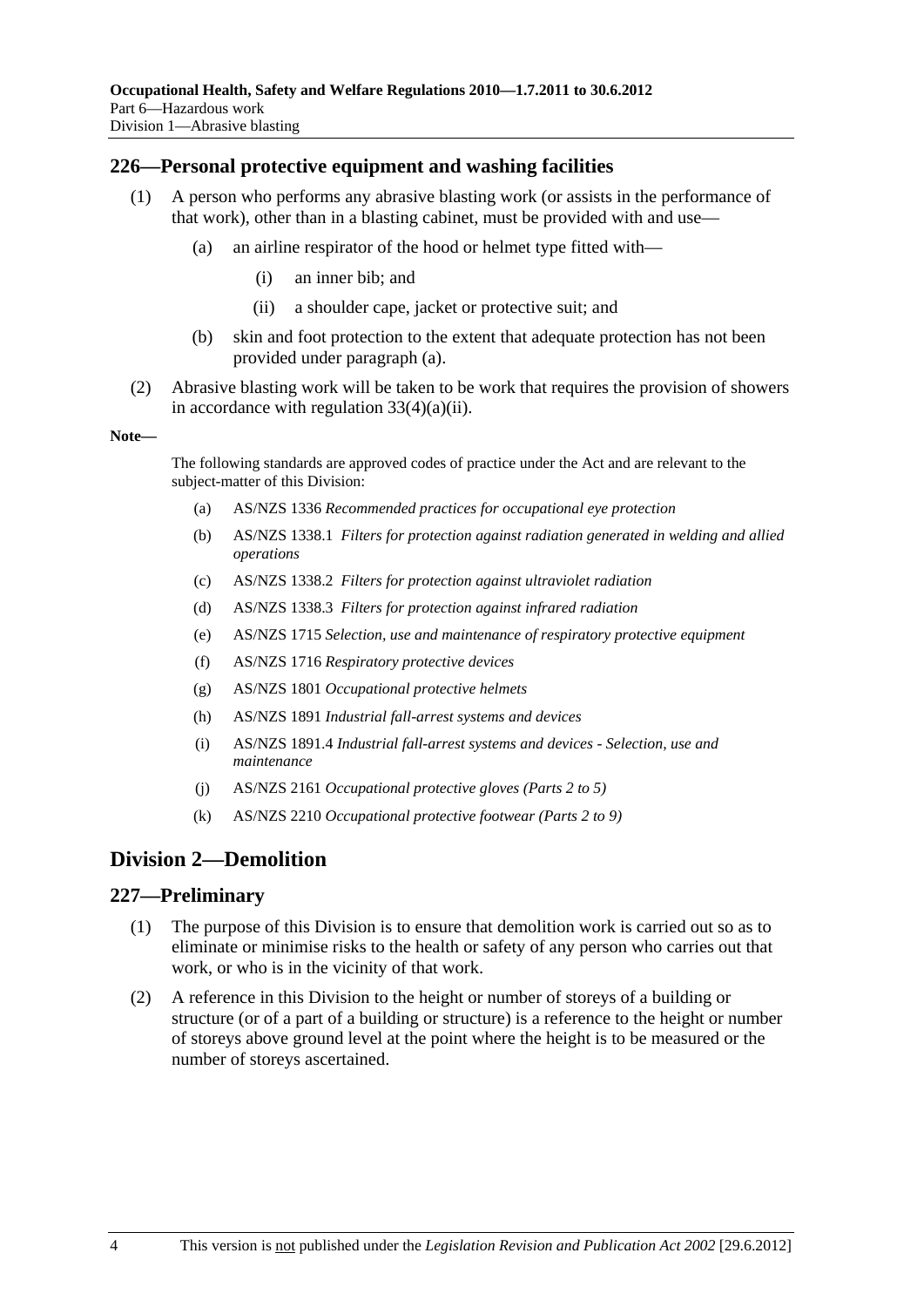## 226—Personal protective equipment and washing facilities

(1) A person who performs any abrasive blasting work (or assists in the performance of that work), other than in a blasting cabinet, must be provided with and use—

(a) an airline respirator of the hood or helmet type fitted with—

(i) an inner bib; and

(ii) a shoulder cape, jacket or protective suit; and

(b) skin and foot protection to the extent that adequate protection has not been provided under paragraph (a).

(2) Abrasive blasting work will be taken to be work that requires the provision of showers in accordance with regulation 33(4)(a)(ii).

**Note—**

The following standards are approved codes of practice under the Act and are relevant to the subject-matter of this Division:

(a) AS/NZS 1336 *Recommended practices for occupational eye protection*

(b) AS/NZS 1338.1 *Filters for protection against radiation generated in welding and allied operations*

(c) AS/NZS 1338.2 *Filters for protection against ultraviolet radiation*

(d) AS/NZS 1338.3 *Filters for protection against infrared radiation*

(e) AS/NZS 1715 *Selection, use and maintenance of respiratory protective equipment*

(f) AS/NZS 1716 *Respiratory protective devices*

(g) AS/NZS 1801 *Occupational protective helmets*

(h) AS/NZS 1891 *Industrial fall-arrest systems and devices*

(i) AS/NZS 1891.4 *Industrial fall-arrest systems and devices - Selection, use and maintenance*

(j) AS/NZS 2161 *Occupational protective gloves (Parts 2 to 5)*

(k) AS/NZS 2210 *Occupational protective footwear (Parts 2 to 9)*

# Division 2—Demolition

## 227—Preliminary

(1) The purpose of this Division is to ensure that demolition work is carried out so as to eliminate or minimise risks to the health or safety of any person who carries out that work, or who is in the vicinity of that work.

(2) A reference in this Division to the height or number of storeys of a building or structure (or of a part of a building or structure) is a reference to the height or number of storeys above ground level at the point where the height is to be measured or the number of storeys ascertained.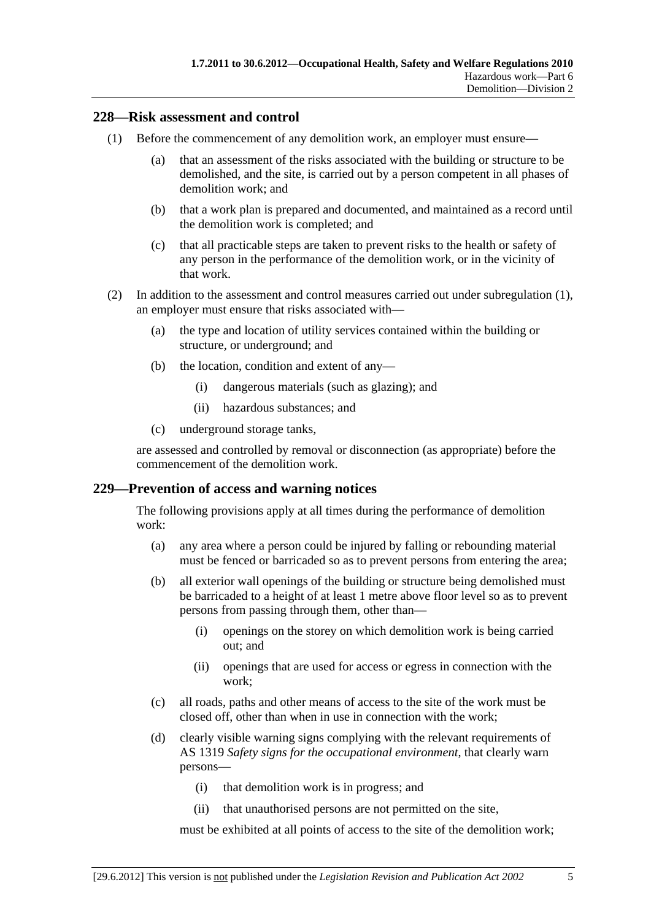## 228—Risk assessment and control

(1) Before the commencement of any demolition work, an employer must ensure—

(a) that an assessment of the risks associated with the building or structure to be demolished, and the site, is carried out by a person competent in all phases of demolition work; and

(b) that a work plan is prepared and documented, and maintained as a record until the demolition work is completed; and

(c) that all practicable steps are taken to prevent risks to the health or safety of any person in the performance of the demolition work, or in the vicinity of that work.

(2) In addition to the assessment and control measures carried out under subregulation (1), an employer must ensure that risks associated with—

(a) the type and location of utility services contained within the building or structure, or underground; and

(b) the location, condition and extent of any—

(i) dangerous materials (such as glazing); and

(ii) hazardous substances; and

(c) underground storage tanks,

are assessed and controlled by removal or disconnection (as appropriate) before the commencement of the demolition work.

## 229—Prevention of access and warning notices

The following provisions apply at all times during the performance of demolition work:

(a) any area where a person could be injured by falling or rebounding material must be fenced or barricaded so as to prevent persons from entering the area;

(b) all exterior wall openings of the building or structure being demolished must be barricaded to a height of at least 1 metre above floor level so as to prevent persons from passing through them, other than—

(i) openings on the storey on which demolition work is being carried out; and

(ii) openings that are used for access or egress in connection with the work;

(c) all roads, paths and other means of access to the site of the work must be closed off, other than when in use in connection with the work;

(d) clearly visible warning signs complying with the relevant requirements of AS 1319 *Safety signs for the occupational environment*, that clearly warn persons—

(i) that demolition work is in progress; and

(ii) that unauthorised persons are not permitted on the site,

must be exhibited at all points of access to the site of the demolition work;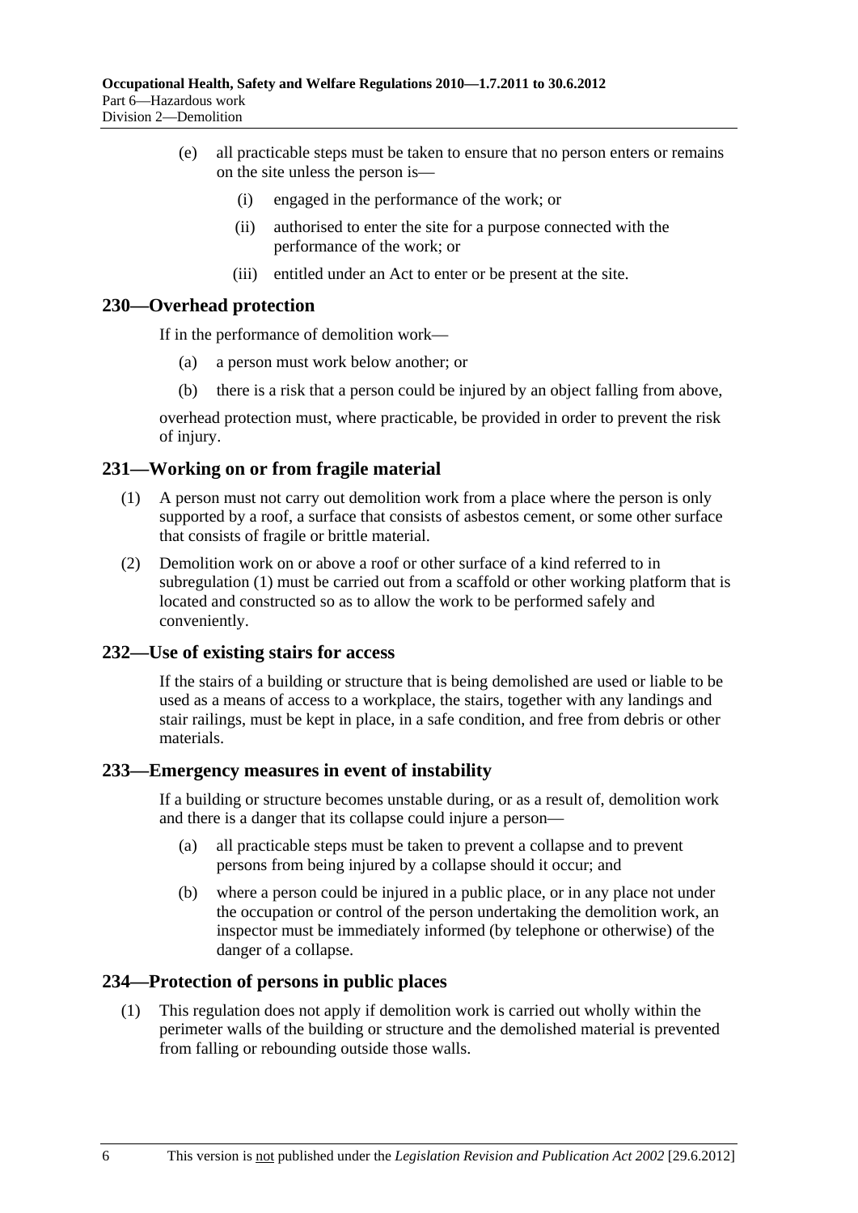(e) all practicable steps must be taken to ensure that no person enters or remains on the site unless the person is—

(i) engaged in the performance of the work; or

(ii) authorised to enter the site for a purpose connected with the performance of the work; or

(iii) entitled under an Act to enter or be present at the site.

## 230—Overhead protection

If in the performance of demolition work—

(a) a person must work below another; or

(b) there is a risk that a person could be injured by an object falling from above,

overhead protection must, where practicable, be provided in order to prevent the risk of injury.

## 231—Working on or from fragile material

(1) A person must not carry out demolition work from a place where the person is only supported by a roof, a surface that consists of asbestos cement, or some other surface that consists of fragile or brittle material.

(2) Demolition work on or above a roof or other surface of a kind referred to in subregulation (1) must be carried out from a scaffold or other working platform that is located and constructed so as to allow the work to be performed safely and conveniently.

## 232—Use of existing stairs for access

If the stairs of a building or structure that is being demolished are used or liable to be used as a means of access to a workplace, the stairs, together with any landings and stair railings, must be kept in place, in a safe condition, and free from debris or other materials.

## 233—Emergency measures in event of instability

If a building or structure becomes unstable during, or as a result of, demolition work and there is a danger that its collapse could injure a person—

(a) all practicable steps must be taken to prevent a collapse and to prevent persons from being injured by a collapse should it occur; and

(b) where a person could be injured in a public place, or in any place not under the occupation or control of the person undertaking the demolition work, an inspector must be immediately informed (by telephone or otherwise) of the danger of a collapse.

## 234—Protection of persons in public places

(1) This regulation does not apply if demolition work is carried out wholly within the perimeter walls of the building or structure and the demolished material is prevented from falling or rebounding outside those walls.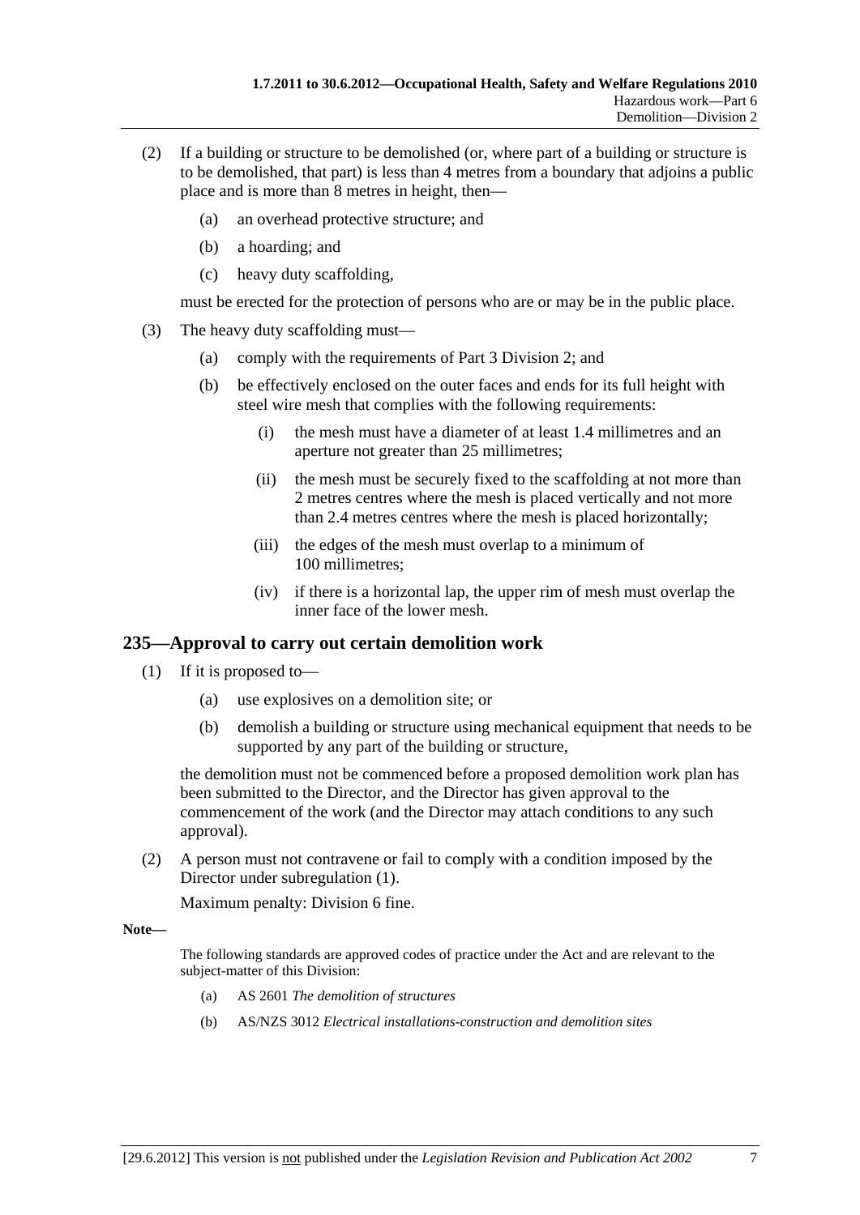(2) If a building or structure to be demolished (or, where part of a building or structure is to be demolished, that part) is less than 4 metres from a boundary that adjoins a public place and is more than 8 metres in height, then—

   (a) an overhead protective structure; and

   (b) a hoarding; and

   (c) heavy duty scaffolding,

must be erected for the protection of persons who are or may be in the public place.

(3) The heavy duty scaffolding must—

   (a) comply with the requirements of Part 3 Division 2; and

   (b) be effectively enclosed on the outer faces and ends for its full height with steel wire mesh that complies with the following requirements:

      (i) the mesh must have a diameter of at least 1.4 millimetres and an aperture not greater than 25 millimetres;

      (ii) the mesh must be securely fixed to the scaffolding at not more than 2 metres centres where the mesh is placed vertically and not more than 2.4 metres centres where the mesh is placed horizontally;

      (iii) the edges of the mesh must overlap to a minimum of 100 millimetres;

      (iv) if there is a horizontal lap, the upper rim of mesh must overlap the inner face of the lower mesh.

## 235—Approval to carry out certain demolition work

(1) If it is proposed to—

   (a) use explosives on a demolition site; or

   (b) demolish a building or structure using mechanical equipment that needs to be supported by any part of the building or structure,

the demolition must not be commenced before a proposed demolition work plan has been submitted to the Director, and the Director has given approval to the commencement of the work (and the Director may attach conditions to any such approval).

(2) A person must not contravene or fail to comply with a condition imposed by the Director under subregulation (1).

Maximum penalty: Division 6 fine.

**Note—**

The following standards are approved codes of practice under the Act and are relevant to the subject-matter of this Division:

   (a) AS 2601 *The demolition of structures*

   (b) AS/NZS 3012 *Electrical installations-construction and demolition sites*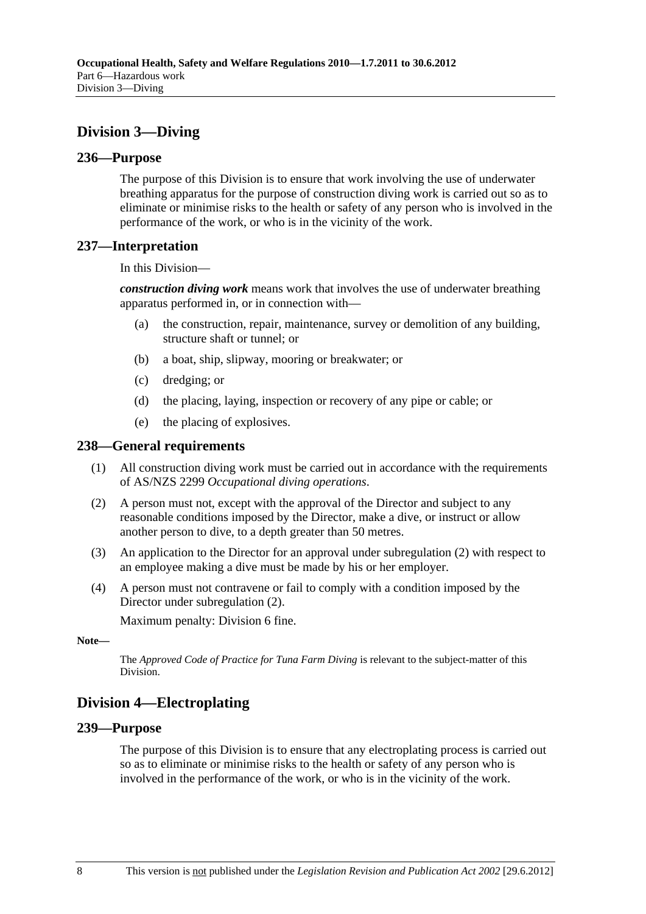## Division 3—Diving

### 236—Purpose

The purpose of this Division is to ensure that work involving the use of underwater breathing apparatus for the purpose of construction diving work is carried out so as to eliminate or minimise risks to the health or safety of any person who is involved in the performance of the work, or who is in the vicinity of the work.

### 237—Interpretation

In this Division—

***construction diving work*** means work that involves the use of underwater breathing apparatus performed in, or in connection with—

(a) the construction, repair, maintenance, survey or demolition of any building, structure shaft or tunnel; or

(b) a boat, ship, slipway, mooring or breakwater; or

(c) dredging; or

(d) the placing, laying, inspection or recovery of any pipe or cable; or

(e) the placing of explosives.

### 238—General requirements

(1) All construction diving work must be carried out in accordance with the requirements of AS/NZS 2299 *Occupational diving operations*.

(2) A person must not, except with the approval of the Director and subject to any reasonable conditions imposed by the Director, make a dive, or instruct or allow another person to dive, to a depth greater than 50 metres.

(3) An application to the Director for an approval under subregulation (2) with respect to an employee making a dive must be made by his or her employer.

(4) A person must not contravene or fail to comply with a condition imposed by the Director under subregulation (2).

Maximum penalty: Division 6 fine.

**Note—**

The *Approved Code of Practice for Tuna Farm Diving* is relevant to the subject-matter of this Division.

## Division 4—Electroplating

### 239—Purpose

The purpose of this Division is to ensure that any electroplating process is carried out so as to eliminate or minimise risks to the health or safety of any person who is involved in the performance of the work, or who is in the vicinity of the work.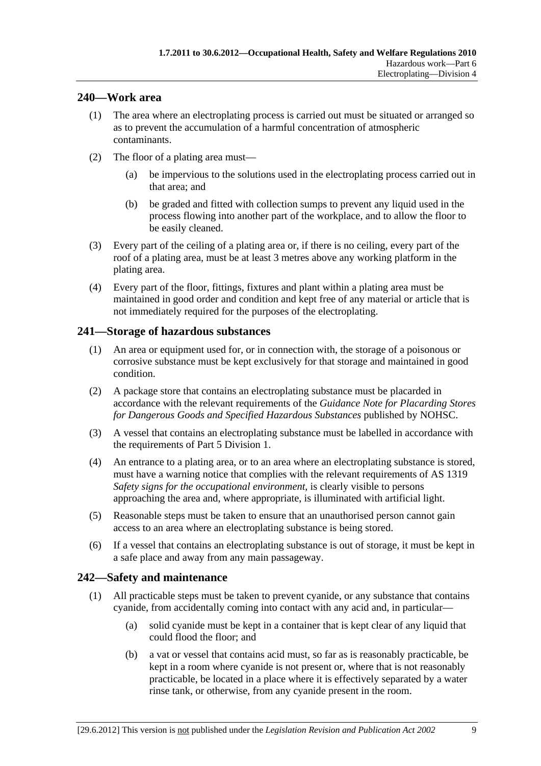## 240—Work area

(1) The area where an electroplating process is carried out must be situated or arranged so as to prevent the accumulation of a harmful concentration of atmospheric contaminants.

(2) The floor of a plating area must—

(a) be impervious to the solutions used in the electroplating process carried out in that area; and

(b) be graded and fitted with collection sumps to prevent any liquid used in the process flowing into another part of the workplace, and to allow the floor to be easily cleaned.

(3) Every part of the ceiling of a plating area or, if there is no ceiling, every part of the roof of a plating area, must be at least 3 metres above any working platform in the plating area.

(4) Every part of the floor, fittings, fixtures and plant within a plating area must be maintained in good order and condition and kept free of any material or article that is not immediately required for the purposes of the electroplating.

## 241—Storage of hazardous substances

(1) An area or equipment used for, or in connection with, the storage of a poisonous or corrosive substance must be kept exclusively for that storage and maintained in good condition.

(2) A package store that contains an electroplating substance must be placarded in accordance with the relevant requirements of the *Guidance Note for Placarding Stores for Dangerous Goods and Specified Hazardous Substances* published by NOHSC.

(3) A vessel that contains an electroplating substance must be labelled in accordance with the requirements of Part 5 Division 1.

(4) An entrance to a plating area, or to an area where an electroplating substance is stored, must have a warning notice that complies with the relevant requirements of AS 1319 *Safety signs for the occupational environment*, is clearly visible to persons approaching the area and, where appropriate, is illuminated with artificial light.

(5) Reasonable steps must be taken to ensure that an unauthorised person cannot gain access to an area where an electroplating substance is being stored.

(6) If a vessel that contains an electroplating substance is out of storage, it must be kept in a safe place and away from any main passageway.

## 242—Safety and maintenance

(1) All practicable steps must be taken to prevent cyanide, or any substance that contains cyanide, from accidentally coming into contact with any acid and, in particular—

(a) solid cyanide must be kept in a container that is kept clear of any liquid that could flood the floor; and

(b) a vat or vessel that contains acid must, so far as is reasonably practicable, be kept in a room where cyanide is not present or, where that is not reasonably practicable, be located in a place where it is effectively separated by a water rinse tank, or otherwise, from any cyanide present in the room.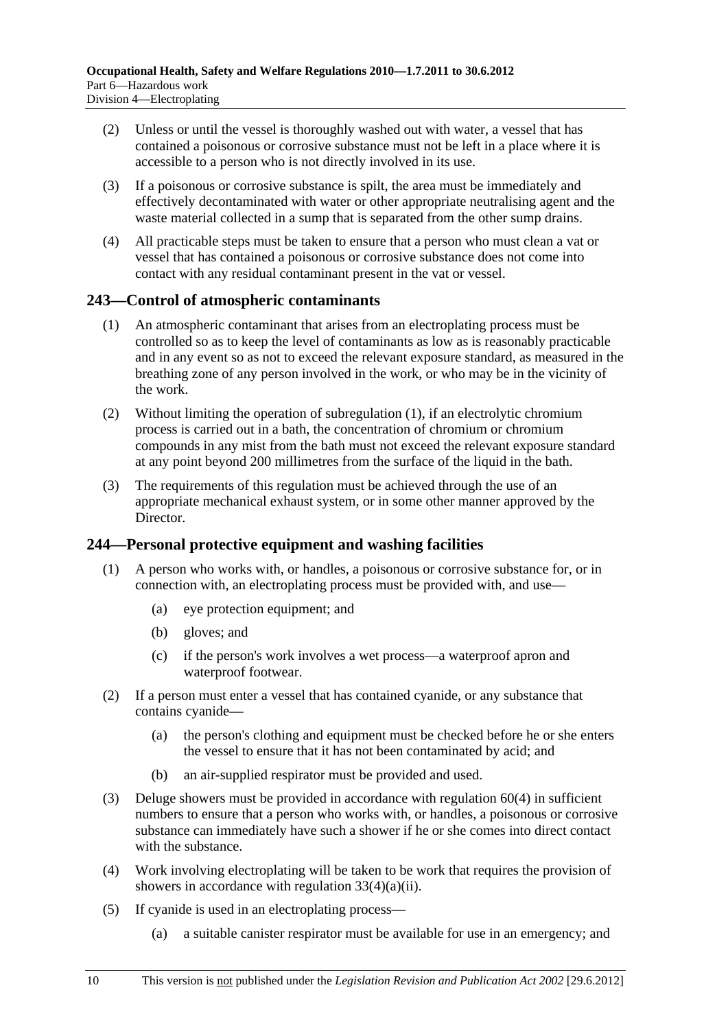(2) Unless or until the vessel is thoroughly washed out with water, a vessel that has contained a poisonous or corrosive substance must not be left in a place where it is accessible to a person who is not directly involved in its use.

(3) If a poisonous or corrosive substance is spilt, the area must be immediately and effectively decontaminated with water or other appropriate neutralising agent and the waste material collected in a sump that is separated from the other sump drains.

(4) All practicable steps must be taken to ensure that a person who must clean a vat or vessel that has contained a poisonous or corrosive substance does not come into contact with any residual contaminant present in the vat or vessel.

## 243—Control of atmospheric contaminants

(1) An atmospheric contaminant that arises from an electroplating process must be controlled so as to keep the level of contaminants as low as is reasonably practicable and in any event so as not to exceed the relevant exposure standard, as measured in the breathing zone of any person involved in the work, or who may be in the vicinity of the work.

(2) Without limiting the operation of subregulation (1), if an electrolytic chromium process is carried out in a bath, the concentration of chromium or chromium compounds in any mist from the bath must not exceed the relevant exposure standard at any point beyond 200 millimetres from the surface of the liquid in the bath.

(3) The requirements of this regulation must be achieved through the use of an appropriate mechanical exhaust system, or in some other manner approved by the Director.

## 244—Personal protective equipment and washing facilities

(1) A person who works with, or handles, a poisonous or corrosive substance for, or in connection with, an electroplating process must be provided with, and use—

- (a) eye protection equipment; and
- (b) gloves; and
- (c) if the person's work involves a wet process—a waterproof apron and waterproof footwear.

(2) If a person must enter a vessel that has contained cyanide, or any substance that contains cyanide—

- (a) the person's clothing and equipment must be checked before he or she enters the vessel to ensure that it has not been contaminated by acid; and
- (b) an air-supplied respirator must be provided and used.

(3) Deluge showers must be provided in accordance with regulation 60(4) in sufficient numbers to ensure that a person who works with, or handles, a poisonous or corrosive substance can immediately have such a shower if he or she comes into direct contact with the substance.

(4) Work involving electroplating will be taken to be work that requires the provision of showers in accordance with regulation 33(4)(a)(ii).

(5) If cyanide is used in an electroplating process—

- (a) a suitable canister respirator must be available for use in an emergency; and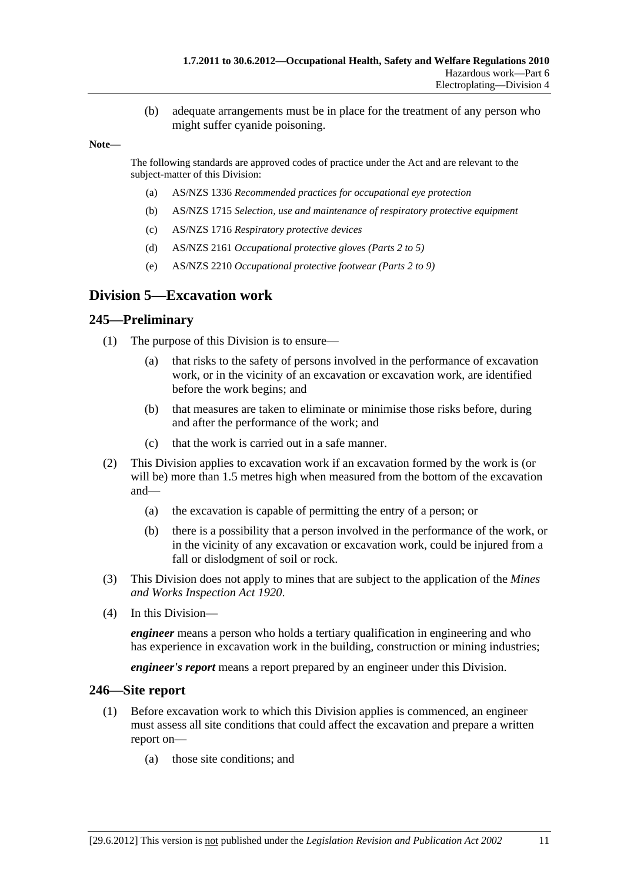(b) adequate arrangements must be in place for the treatment of any person who might suffer cyanide poisoning.

**Note—**

The following standards are approved codes of practice under the Act and are relevant to the subject-matter of this Division:

(a) AS/NZS 1336 *Recommended practices for occupational eye protection*

(b) AS/NZS 1715 *Selection, use and maintenance of respiratory protective equipment*

(c) AS/NZS 1716 *Respiratory protective devices*

(d) AS/NZS 2161 *Occupational protective gloves (Parts 2 to 5)*

(e) AS/NZS 2210 *Occupational protective footwear (Parts 2 to 9)*

## Division 5—Excavation work

### 245—Preliminary

(1) The purpose of this Division is to ensure—

(a) that risks to the safety of persons involved in the performance of excavation work, or in the vicinity of an excavation or excavation work, are identified before the work begins; and

(b) that measures are taken to eliminate or minimise those risks before, during and after the performance of the work; and

(c) that the work is carried out in a safe manner.

(2) This Division applies to excavation work if an excavation formed by the work is (or will be) more than 1.5 metres high when measured from the bottom of the excavation and—

(a) the excavation is capable of permitting the entry of a person; or

(b) there is a possibility that a person involved in the performance of the work, or in the vicinity of any excavation or excavation work, could be injured from a fall or dislodgment of soil or rock.

(3) This Division does not apply to mines that are subject to the application of the *Mines and Works Inspection Act 1920*.

(4) In this Division—

***engineer*** means a person who holds a tertiary qualification in engineering and who has experience in excavation work in the building, construction or mining industries;

***engineer's report*** means a report prepared by an engineer under this Division.

### 246—Site report

(1) Before excavation work to which this Division applies is commenced, an engineer must assess all site conditions that could affect the excavation and prepare a written report on—

(a) those site conditions; and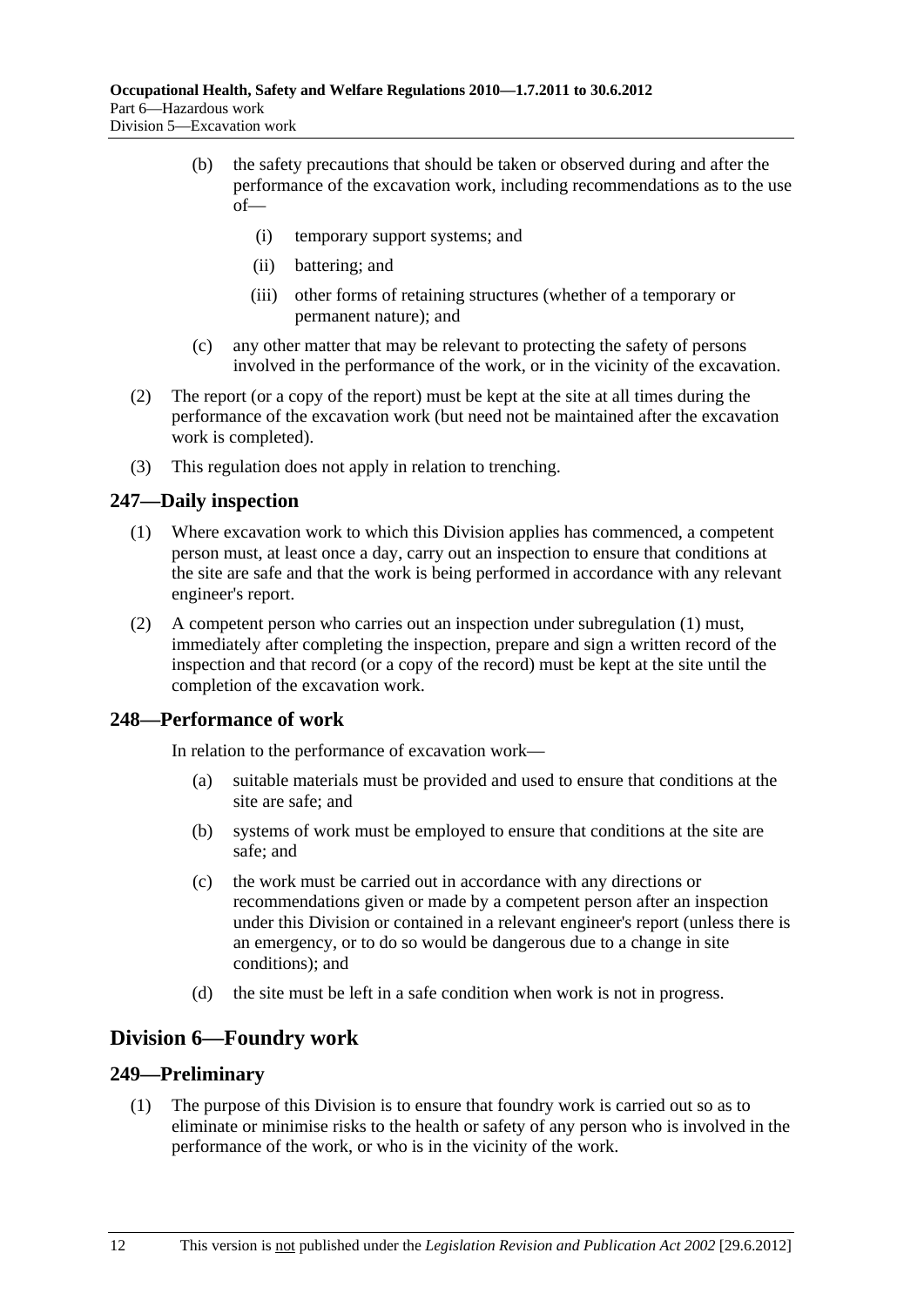(b) the safety precautions that should be taken or observed during and after the performance of the excavation work, including recommendations as to the use of—

(i) temporary support systems; and

(ii) battering; and

(iii) other forms of retaining structures (whether of a temporary or permanent nature); and

(c) any other matter that may be relevant to protecting the safety of persons involved in the performance of the work, or in the vicinity of the excavation.

(2) The report (or a copy of the report) must be kept at the site at all times during the performance of the excavation work (but need not be maintained after the excavation work is completed).

(3) This regulation does not apply in relation to trenching.

## 247—Daily inspection

(1) Where excavation work to which this Division applies has commenced, a competent person must, at least once a day, carry out an inspection to ensure that conditions at the site are safe and that the work is being performed in accordance with any relevant engineer's report.

(2) A competent person who carries out an inspection under subregulation (1) must, immediately after completing the inspection, prepare and sign a written record of the inspection and that record (or a copy of the record) must be kept at the site until the completion of the excavation work.

## 248—Performance of work

In relation to the performance of excavation work—

(a) suitable materials must be provided and used to ensure that conditions at the site are safe; and

(b) systems of work must be employed to ensure that conditions at the site are safe; and

(c) the work must be carried out in accordance with any directions or recommendations given or made by a competent person after an inspection under this Division or contained in a relevant engineer's report (unless there is an emergency, or to do so would be dangerous due to a change in site conditions); and

(d) the site must be left in a safe condition when work is not in progress.

# Division 6—Foundry work

## 249—Preliminary

(1) The purpose of this Division is to ensure that foundry work is carried out so as to eliminate or minimise risks to the health or safety of any person who is involved in the performance of the work, or who is in the vicinity of the work.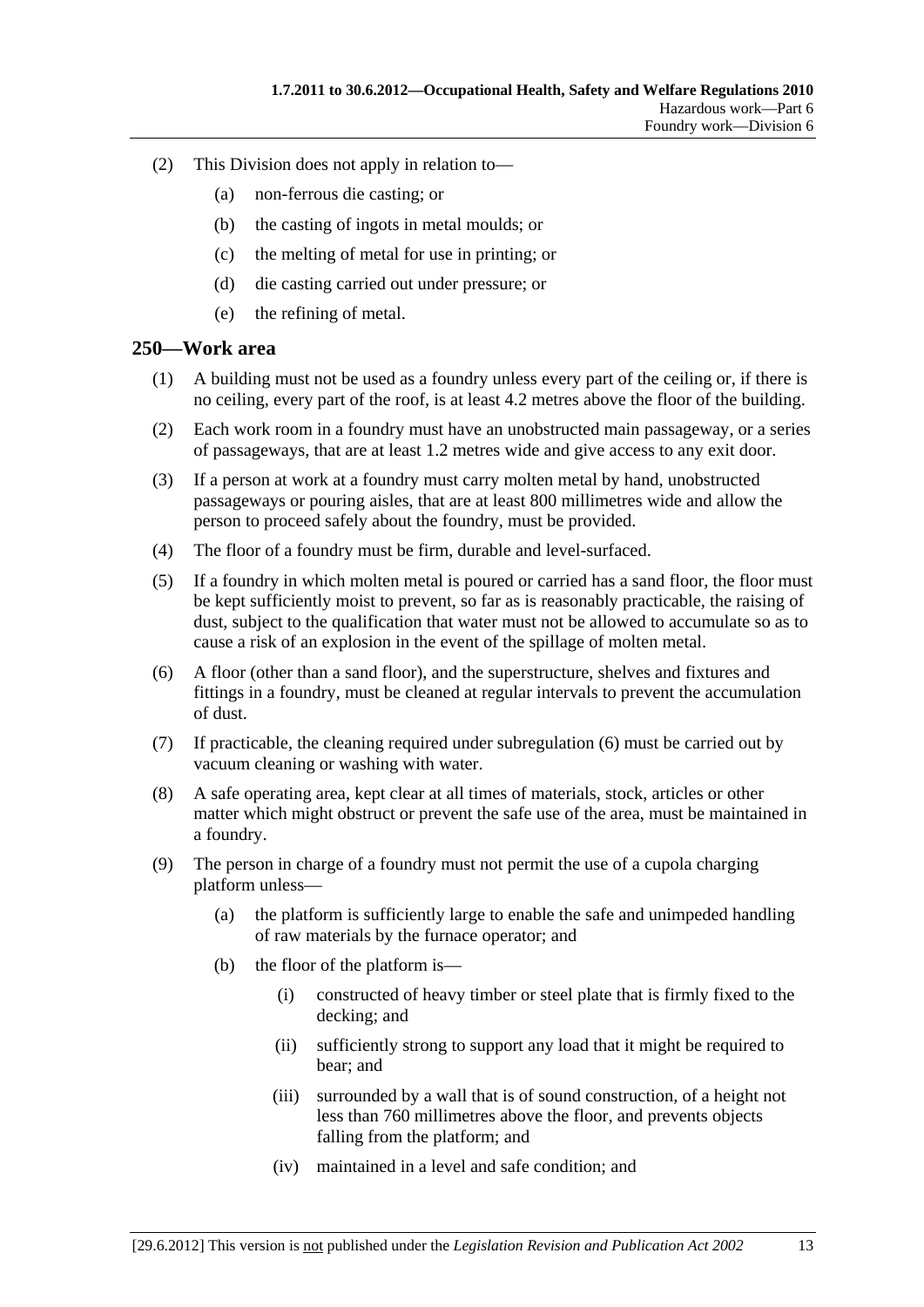(2) This Division does not apply in relation to—

(a) non-ferrous die casting; or

(b) the casting of ingots in metal moulds; or

(c) the melting of metal for use in printing; or

(d) die casting carried out under pressure; or

(e) the refining of metal.

## 250—Work area

(1) A building must not be used as a foundry unless every part of the ceiling or, if there is no ceiling, every part of the roof, is at least 4.2 metres above the floor of the building.

(2) Each work room in a foundry must have an unobstructed main passageway, or a series of passageways, that are at least 1.2 metres wide and give access to any exit door.

(3) If a person at work at a foundry must carry molten metal by hand, unobstructed passageways or pouring aisles, that are at least 800 millimetres wide and allow the person to proceed safely about the foundry, must be provided.

(4) The floor of a foundry must be firm, durable and level-surfaced.

(5) If a foundry in which molten metal is poured or carried has a sand floor, the floor must be kept sufficiently moist to prevent, so far as is reasonably practicable, the raising of dust, subject to the qualification that water must not be allowed to accumulate so as to cause a risk of an explosion in the event of the spillage of molten metal.

(6) A floor (other than a sand floor), and the superstructure, shelves and fixtures and fittings in a foundry, must be cleaned at regular intervals to prevent the accumulation of dust.

(7) If practicable, the cleaning required under subregulation (6) must be carried out by vacuum cleaning or washing with water.

(8) A safe operating area, kept clear at all times of materials, stock, articles or other matter which might obstruct or prevent the safe use of the area, must be maintained in a foundry.

(9) The person in charge of a foundry must not permit the use of a cupola charging platform unless—

(a) the platform is sufficiently large to enable the safe and unimpeded handling of raw materials by the furnace operator; and

(b) the floor of the platform is—

(i) constructed of heavy timber or steel plate that is firmly fixed to the decking; and

(ii) sufficiently strong to support any load that it might be required to bear; and

(iii) surrounded by a wall that is of sound construction, of a height not less than 760 millimetres above the floor, and prevents objects falling from the platform; and

(iv) maintained in a level and safe condition; and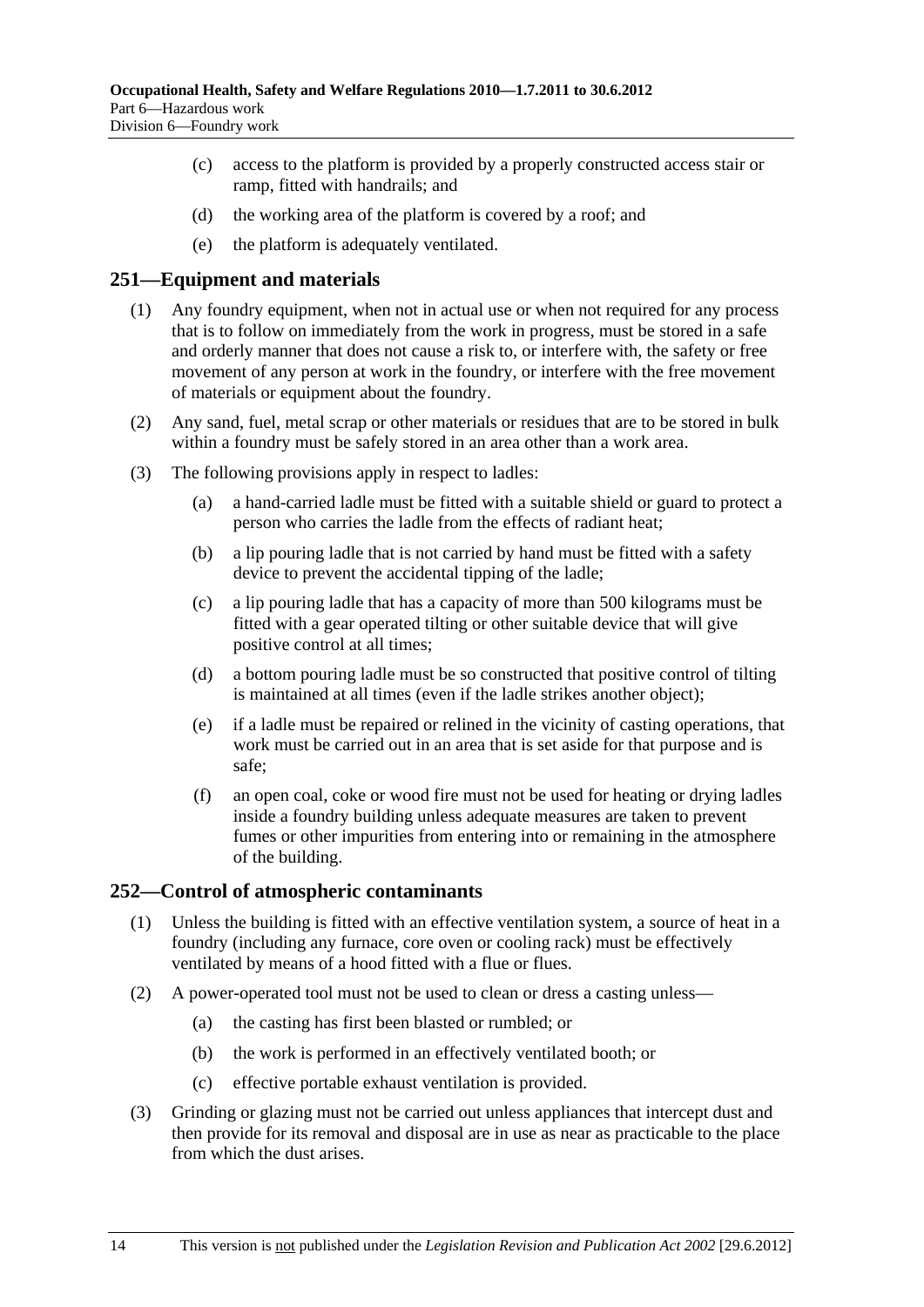(c) access to the platform is provided by a properly constructed access stair or ramp, fitted with handrails; and

(d) the working area of the platform is covered by a roof; and

(e) the platform is adequately ventilated.

## 251—Equipment and materials

(1) Any foundry equipment, when not in actual use or when not required for any process that is to follow on immediately from the work in progress, must be stored in a safe and orderly manner that does not cause a risk to, or interfere with, the safety or free movement of any person at work in the foundry, or interfere with the free movement of materials or equipment about the foundry.

(2) Any sand, fuel, metal scrap or other materials or residues that are to be stored in bulk within a foundry must be safely stored in an area other than a work area.

(3) The following provisions apply in respect to ladles:

(a) a hand-carried ladle must be fitted with a suitable shield or guard to protect a person who carries the ladle from the effects of radiant heat;

(b) a lip pouring ladle that is not carried by hand must be fitted with a safety device to prevent the accidental tipping of the ladle;

(c) a lip pouring ladle that has a capacity of more than 500 kilograms must be fitted with a gear operated tilting or other suitable device that will give positive control at all times;

(d) a bottom pouring ladle must be so constructed that positive control of tilting is maintained at all times (even if the ladle strikes another object);

(e) if a ladle must be repaired or relined in the vicinity of casting operations, that work must be carried out in an area that is set aside for that purpose and is safe;

(f) an open coal, coke or wood fire must not be used for heating or drying ladles inside a foundry building unless adequate measures are taken to prevent fumes or other impurities from entering into or remaining in the atmosphere of the building.

## 252—Control of atmospheric contaminants

(1) Unless the building is fitted with an effective ventilation system, a source of heat in a foundry (including any furnace, core oven or cooling rack) must be effectively ventilated by means of a hood fitted with a flue or flues.

(2) A power-operated tool must not be used to clean or dress a casting unless—

(a) the casting has first been blasted or rumbled; or

(b) the work is performed in an effectively ventilated booth; or

(c) effective portable exhaust ventilation is provided.

(3) Grinding or glazing must not be carried out unless appliances that intercept dust and then provide for its removal and disposal are in use as near as practicable to the place from which the dust arises.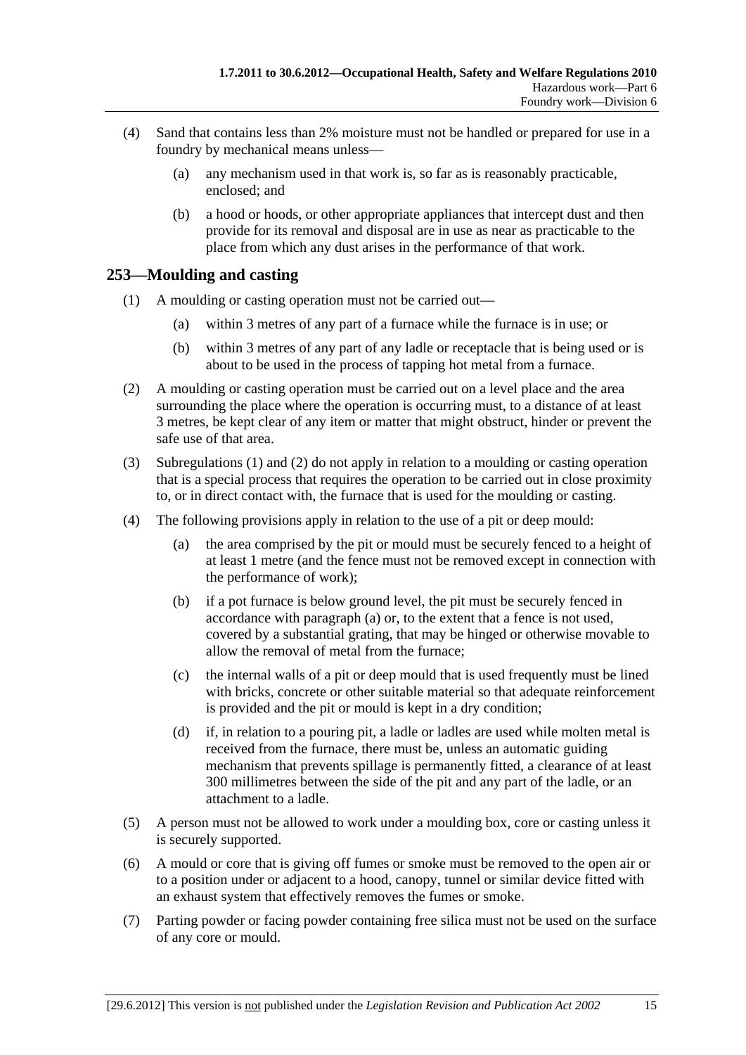(4) Sand that contains less than 2% moisture must not be handled or prepared for use in a foundry by mechanical means unless—

(a) any mechanism used in that work is, so far as is reasonably practicable, enclosed; and

(b) a hood or hoods, or other appropriate appliances that intercept dust and then provide for its removal and disposal are in use as near as practicable to the place from which any dust arises in the performance of that work.

## 253—Moulding and casting

(1) A moulding or casting operation must not be carried out—

(a) within 3 metres of any part of a furnace while the furnace is in use; or

(b) within 3 metres of any part of any ladle or receptacle that is being used or is about to be used in the process of tapping hot metal from a furnace.

(2) A moulding or casting operation must be carried out on a level place and the area surrounding the place where the operation is occurring must, to a distance of at least 3 metres, be kept clear of any item or matter that might obstruct, hinder or prevent the safe use of that area.

(3) Subregulations (1) and (2) do not apply in relation to a moulding or casting operation that is a special process that requires the operation to be carried out in close proximity to, or in direct contact with, the furnace that is used for the moulding or casting.

(4) The following provisions apply in relation to the use of a pit or deep mould:

(a) the area comprised by the pit or mould must be securely fenced to a height of at least 1 metre (and the fence must not be removed except in connection with the performance of work);

(b) if a pot furnace is below ground level, the pit must be securely fenced in accordance with paragraph (a) or, to the extent that a fence is not used, covered by a substantial grating, that may be hinged or otherwise movable to allow the removal of metal from the furnace;

(c) the internal walls of a pit or deep mould that is used frequently must be lined with bricks, concrete or other suitable material so that adequate reinforcement is provided and the pit or mould is kept in a dry condition;

(d) if, in relation to a pouring pit, a ladle or ladles are used while molten metal is received from the furnace, there must be, unless an automatic guiding mechanism that prevents spillage is permanently fitted, a clearance of at least 300 millimetres between the side of the pit and any part of the ladle, or an attachment to a ladle.

(5) A person must not be allowed to work under a moulding box, core or casting unless it is securely supported.

(6) A mould or core that is giving off fumes or smoke must be removed to the open air or to a position under or adjacent to a hood, canopy, tunnel or similar device fitted with an exhaust system that effectively removes the fumes or smoke.

(7) Parting powder or facing powder containing free silica must not be used on the surface of any core or mould.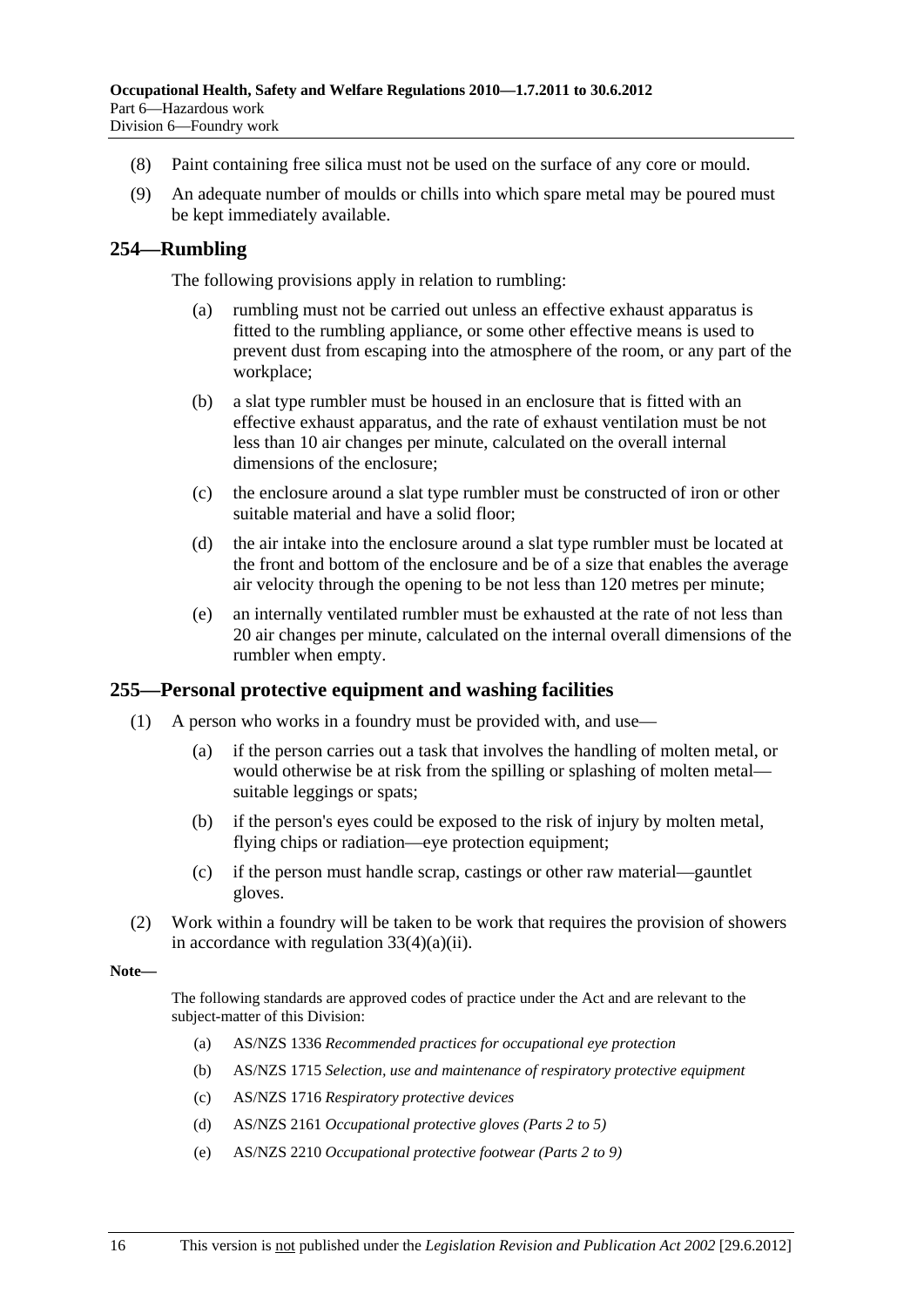(8) Paint containing free silica must not be used on the surface of any core or mould.

(9) An adequate number of moulds or chills into which spare metal may be poured must be kept immediately available.

## 254—Rumbling

The following provisions apply in relation to rumbling:

(a) rumbling must not be carried out unless an effective exhaust apparatus is fitted to the rumbling appliance, or some other effective means is used to prevent dust from escaping into the atmosphere of the room, or any part of the workplace;

(b) a slat type rumbler must be housed in an enclosure that is fitted with an effective exhaust apparatus, and the rate of exhaust ventilation must be not less than 10 air changes per minute, calculated on the overall internal dimensions of the enclosure;

(c) the enclosure around a slat type rumbler must be constructed of iron or other suitable material and have a solid floor;

(d) the air intake into the enclosure around a slat type rumbler must be located at the front and bottom of the enclosure and be of a size that enables the average air velocity through the opening to be not less than 120 metres per minute;

(e) an internally ventilated rumbler must be exhausted at the rate of not less than 20 air changes per minute, calculated on the internal overall dimensions of the rumbler when empty.

## 255—Personal protective equipment and washing facilities

(1) A person who works in a foundry must be provided with, and use—

(a) if the person carries out a task that involves the handling of molten metal, or would otherwise be at risk from the spilling or splashing of molten metal—suitable leggings or spats;

(b) if the person's eyes could be exposed to the risk of injury by molten metal, flying chips or radiation—eye protection equipment;

(c) if the person must handle scrap, castings or other raw material—gauntlet gloves.

(2) Work within a foundry will be taken to be work that requires the provision of showers in accordance with regulation 33(4)(a)(ii).

**Note—**

The following standards are approved codes of practice under the Act and are relevant to the subject-matter of this Division:

(a) AS/NZS 1336 *Recommended practices for occupational eye protection*

(b) AS/NZS 1715 *Selection, use and maintenance of respiratory protective equipment*

(c) AS/NZS 1716 *Respiratory protective devices*

(d) AS/NZS 2161 *Occupational protective gloves (Parts 2 to 5)*

(e) AS/NZS 2210 *Occupational protective footwear (Parts 2 to 9)*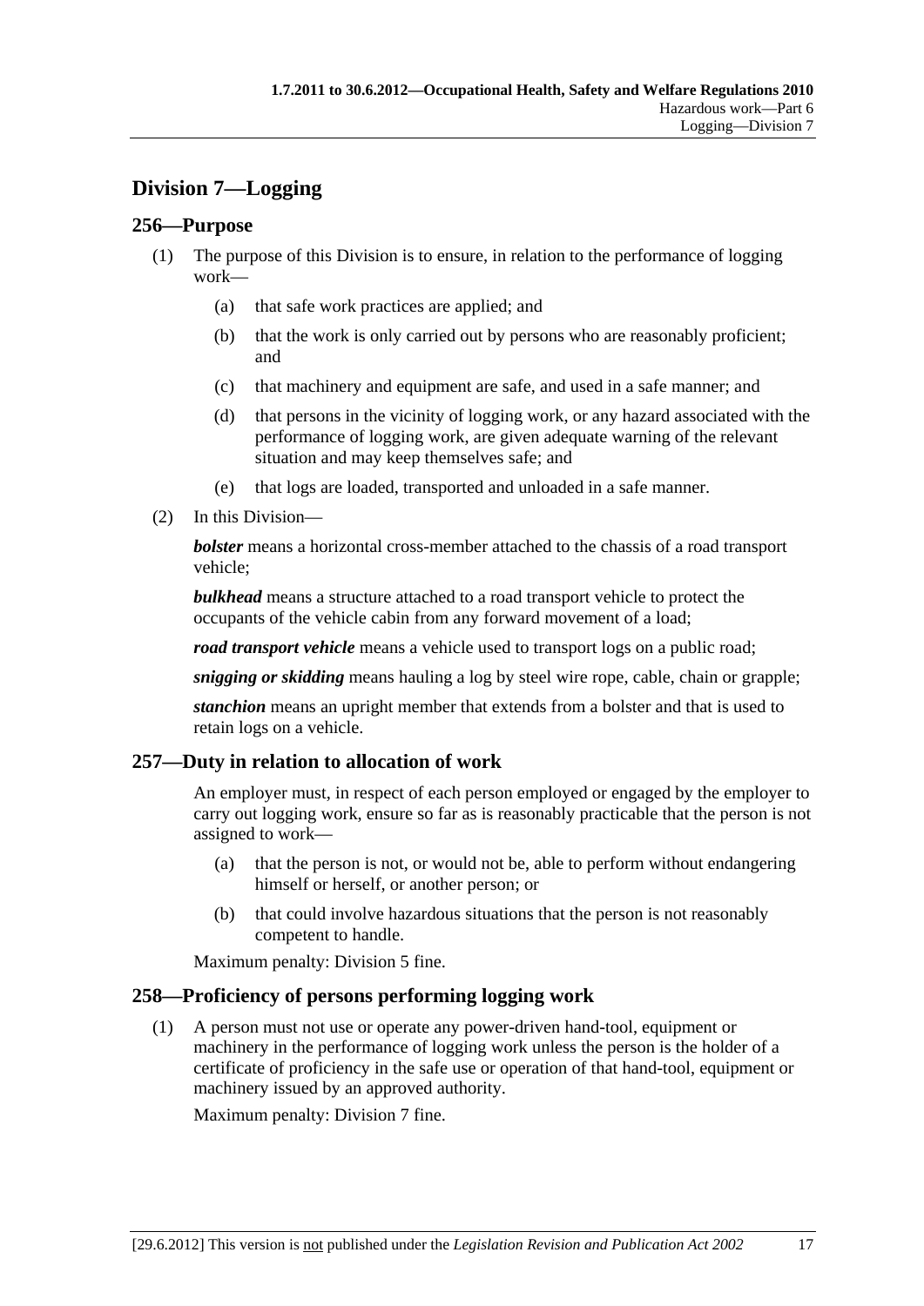## Division 7—Logging

### 256—Purpose

(1) The purpose of this Division is to ensure, in relation to the performance of logging work—

(a) that safe work practices are applied; and

(b) that the work is only carried out by persons who are reasonably proficient; and

(c) that machinery and equipment are safe, and used in a safe manner; and

(d) that persons in the vicinity of logging work, or any hazard associated with the performance of logging work, are given adequate warning of the relevant situation and may keep themselves safe; and

(e) that logs are loaded, transported and unloaded in a safe manner.

(2) In this Division—

***bolster*** means a horizontal cross-member attached to the chassis of a road transport vehicle;

***bulkhead*** means a structure attached to a road transport vehicle to protect the occupants of the vehicle cabin from any forward movement of a load;

***road transport vehicle*** means a vehicle used to transport logs on a public road;

***snigging or skidding*** means hauling a log by steel wire rope, cable, chain or grapple;

***stanchion*** means an upright member that extends from a bolster and that is used to retain logs on a vehicle.

### 257—Duty in relation to allocation of work

An employer must, in respect of each person employed or engaged by the employer to carry out logging work, ensure so far as is reasonably practicable that the person is not assigned to work—

(a) that the person is not, or would not be, able to perform without endangering himself or herself, or another person; or

(b) that could involve hazardous situations that the person is not reasonably competent to handle.

Maximum penalty: Division 5 fine.

### 258—Proficiency of persons performing logging work

(1) A person must not use or operate any power-driven hand-tool, equipment or machinery in the performance of logging work unless the person is the holder of a certificate of proficiency in the safe use or operation of that hand-tool, equipment or machinery issued by an approved authority.

Maximum penalty: Division 7 fine.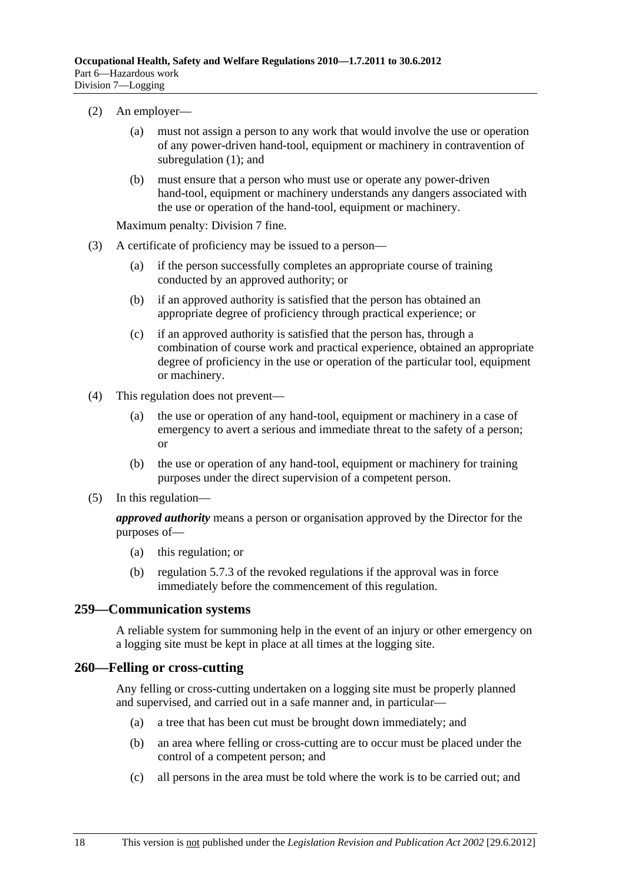(2) An employer—

(a) must not assign a person to any work that would involve the use or operation of any power-driven hand-tool, equipment or machinery in contravention of subregulation (1); and

(b) must ensure that a person who must use or operate any power-driven hand-tool, equipment or machinery understands any dangers associated with the use or operation of the hand-tool, equipment or machinery.

Maximum penalty: Division 7 fine.

(3) A certificate of proficiency may be issued to a person—

(a) if the person successfully completes an appropriate course of training conducted by an approved authority; or

(b) if an approved authority is satisfied that the person has obtained an appropriate degree of proficiency through practical experience; or

(c) if an approved authority is satisfied that the person has, through a combination of course work and practical experience, obtained an appropriate degree of proficiency in the use or operation of the particular tool, equipment or machinery.

(4) This regulation does not prevent—

(a) the use or operation of any hand-tool, equipment or machinery in a case of emergency to avert a serious and immediate threat to the safety of a person; or

(b) the use or operation of any hand-tool, equipment or machinery for training purposes under the direct supervision of a competent person.

(5) In this regulation—

***approved authority*** means a person or organisation approved by the Director for the purposes of—

(a) this regulation; or

(b) regulation 5.7.3 of the revoked regulations if the approval was in force immediately before the commencement of this regulation.

## 259—Communication systems

A reliable system for summoning help in the event of an injury or other emergency on a logging site must be kept in place at all times at the logging site.

## 260—Felling or cross-cutting

Any felling or cross-cutting undertaken on a logging site must be properly planned and supervised, and carried out in a safe manner and, in particular—

(a) a tree that has been cut must be brought down immediately; and

(b) an area where felling or cross-cutting are to occur must be placed under the control of a competent person; and

(c) all persons in the area must be told where the work is to be carried out; and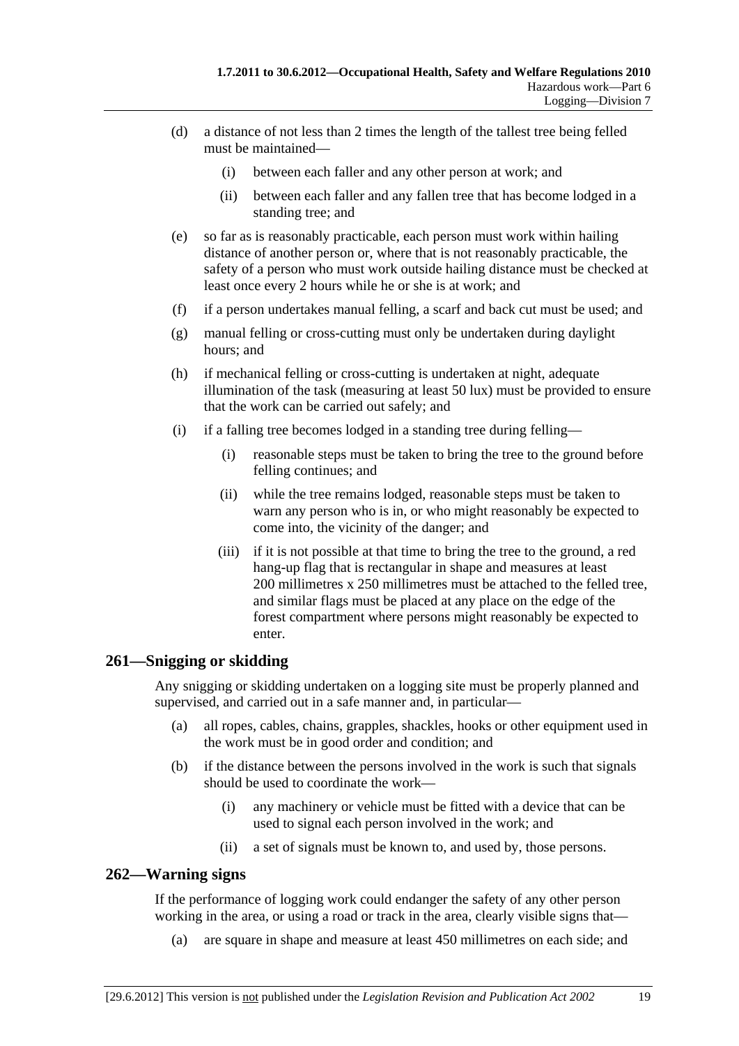(d) a distance of not less than 2 times the length of the tallest tree being felled must be maintained—

(i) between each faller and any other person at work; and

(ii) between each faller and any fallen tree that has become lodged in a standing tree; and

(e) so far as is reasonably practicable, each person must work within hailing distance of another person or, where that is not reasonably practicable, the safety of a person who must work outside hailing distance must be checked at least once every 2 hours while he or she is at work; and

(f) if a person undertakes manual felling, a scarf and back cut must be used; and

(g) manual felling or cross-cutting must only be undertaken during daylight hours; and

(h) if mechanical felling or cross-cutting is undertaken at night, adequate illumination of the task (measuring at least 50 lux) must be provided to ensure that the work can be carried out safely; and

(i) if a falling tree becomes lodged in a standing tree during felling—

(i) reasonable steps must be taken to bring the tree to the ground before felling continues; and

(ii) while the tree remains lodged, reasonable steps must be taken to warn any person who is in, or who might reasonably be expected to come into, the vicinity of the danger; and

(iii) if it is not possible at that time to bring the tree to the ground, a red hang-up flag that is rectangular in shape and measures at least 200 millimetres x 250 millimetres must be attached to the felled tree, and similar flags must be placed at any place on the edge of the forest compartment where persons might reasonably be expected to enter.

## 261—Snigging or skidding

Any snigging or skidding undertaken on a logging site must be properly planned and supervised, and carried out in a safe manner and, in particular—

(a) all ropes, cables, chains, grapples, shackles, hooks or other equipment used in the work must be in good order and condition; and

(b) if the distance between the persons involved in the work is such that signals should be used to coordinate the work—

(i) any machinery or vehicle must be fitted with a device that can be used to signal each person involved in the work; and

(ii) a set of signals must be known to, and used by, those persons.

## 262—Warning signs

If the performance of logging work could endanger the safety of any other person working in the area, or using a road or track in the area, clearly visible signs that—

(a) are square in shape and measure at least 450 millimetres on each side; and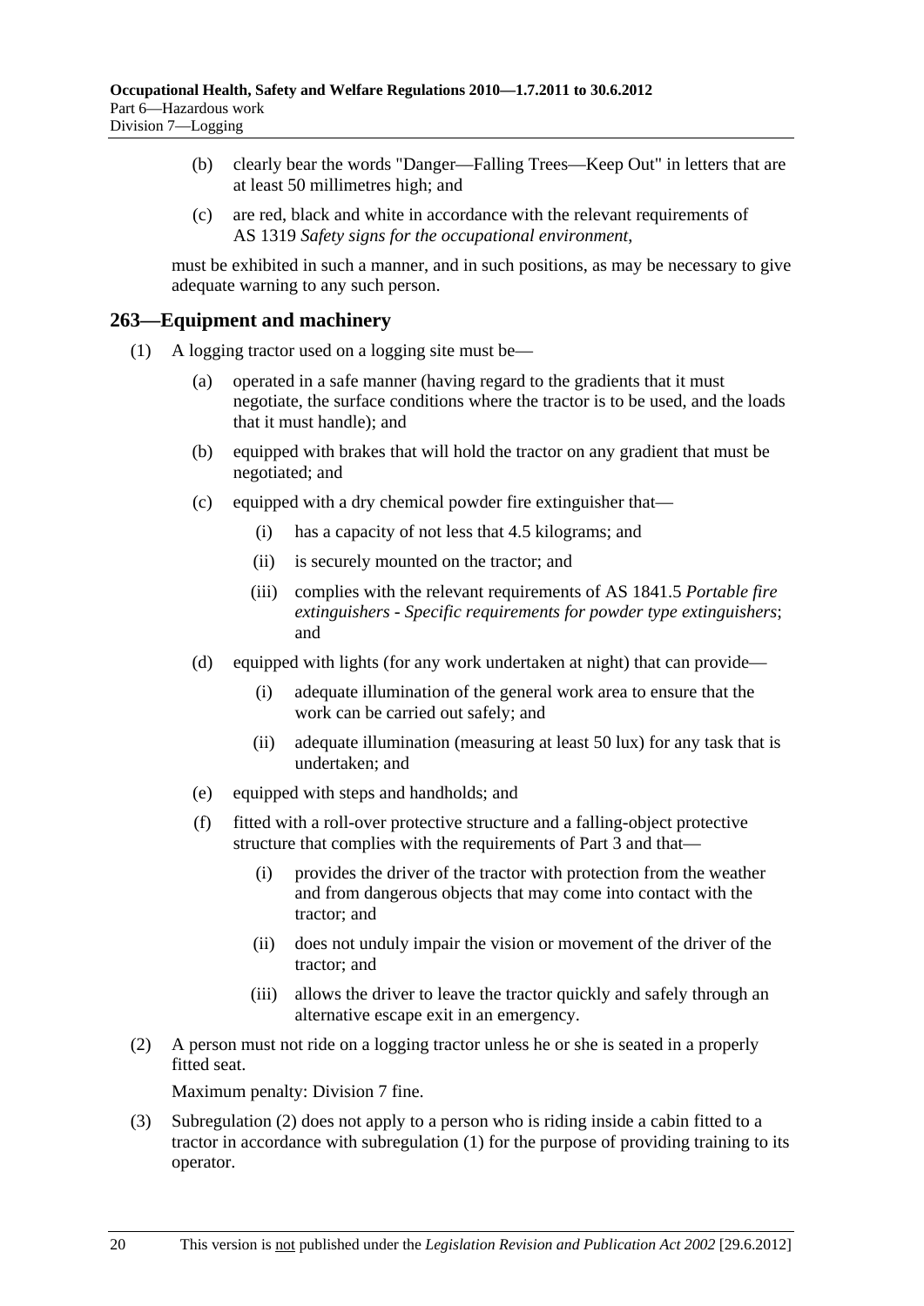(b) clearly bear the words "Danger—Falling Trees—Keep Out" in letters that are at least 50 millimetres high; and

(c) are red, black and white in accordance with the relevant requirements of AS 1319 *Safety signs for the occupational environment*,

must be exhibited in such a manner, and in such positions, as may be necessary to give adequate warning to any such person.

## 263—Equipment and machinery

(1) A logging tractor used on a logging site must be—

(a) operated in a safe manner (having regard to the gradients that it must negotiate, the surface conditions where the tractor is to be used, and the loads that it must handle); and

(b) equipped with brakes that will hold the tractor on any gradient that must be negotiated; and

(c) equipped with a dry chemical powder fire extinguisher that—

(i) has a capacity of not less that 4.5 kilograms; and

(ii) is securely mounted on the tractor; and

(iii) complies with the relevant requirements of AS 1841.5 *Portable fire extinguishers - Specific requirements for powder type extinguishers*; and

(d) equipped with lights (for any work undertaken at night) that can provide—

(i) adequate illumination of the general work area to ensure that the work can be carried out safely; and

(ii) adequate illumination (measuring at least 50 lux) for any task that is undertaken; and

(e) equipped with steps and handholds; and

(f) fitted with a roll-over protective structure and a falling-object protective structure that complies with the requirements of Part 3 and that—

(i) provides the driver of the tractor with protection from the weather and from dangerous objects that may come into contact with the tractor; and

(ii) does not unduly impair the vision or movement of the driver of the tractor; and

(iii) allows the driver to leave the tractor quickly and safely through an alternative escape exit in an emergency.

(2) A person must not ride on a logging tractor unless he or she is seated in a properly fitted seat.

Maximum penalty: Division 7 fine.

(3) Subregulation (2) does not apply to a person who is riding inside a cabin fitted to a tractor in accordance with subregulation (1) for the purpose of providing training to its operator.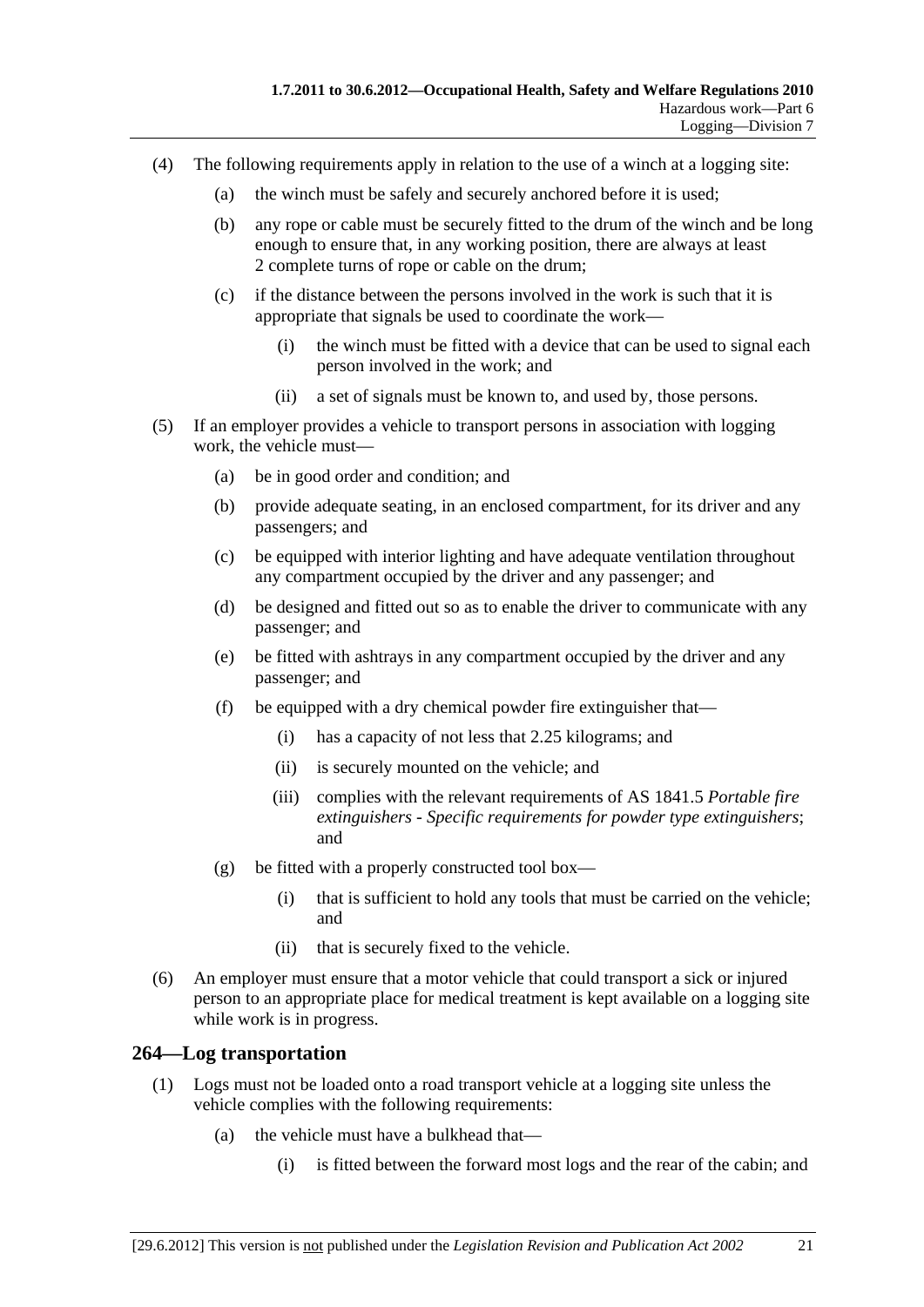(4) The following requirements apply in relation to the use of a winch at a logging site:

(a) the winch must be safely and securely anchored before it is used;

(b) any rope or cable must be securely fitted to the drum of the winch and be long enough to ensure that, in any working position, there are always at least 2 complete turns of rope or cable on the drum;

(c) if the distance between the persons involved in the work is such that it is appropriate that signals be used to coordinate the work—

(i) the winch must be fitted with a device that can be used to signal each person involved in the work; and

(ii) a set of signals must be known to, and used by, those persons.

(5) If an employer provides a vehicle to transport persons in association with logging work, the vehicle must—

(a) be in good order and condition; and

(b) provide adequate seating, in an enclosed compartment, for its driver and any passengers; and

(c) be equipped with interior lighting and have adequate ventilation throughout any compartment occupied by the driver and any passenger; and

(d) be designed and fitted out so as to enable the driver to communicate with any passenger; and

(e) be fitted with ashtrays in any compartment occupied by the driver and any passenger; and

(f) be equipped with a dry chemical powder fire extinguisher that—

(i) has a capacity of not less that 2.25 kilograms; and

(ii) is securely mounted on the vehicle; and

(iii) complies with the relevant requirements of AS 1841.5 *Portable fire extinguishers - Specific requirements for powder type extinguishers*; and

(g) be fitted with a properly constructed tool box—

(i) that is sufficient to hold any tools that must be carried on the vehicle; and

(ii) that is securely fixed to the vehicle.

(6) An employer must ensure that a motor vehicle that could transport a sick or injured person to an appropriate place for medical treatment is kept available on a logging site while work is in progress.

## 264—Log transportation

(1) Logs must not be loaded onto a road transport vehicle at a logging site unless the vehicle complies with the following requirements:

(a) the vehicle must have a bulkhead that—

(i) is fitted between the forward most logs and the rear of the cabin; and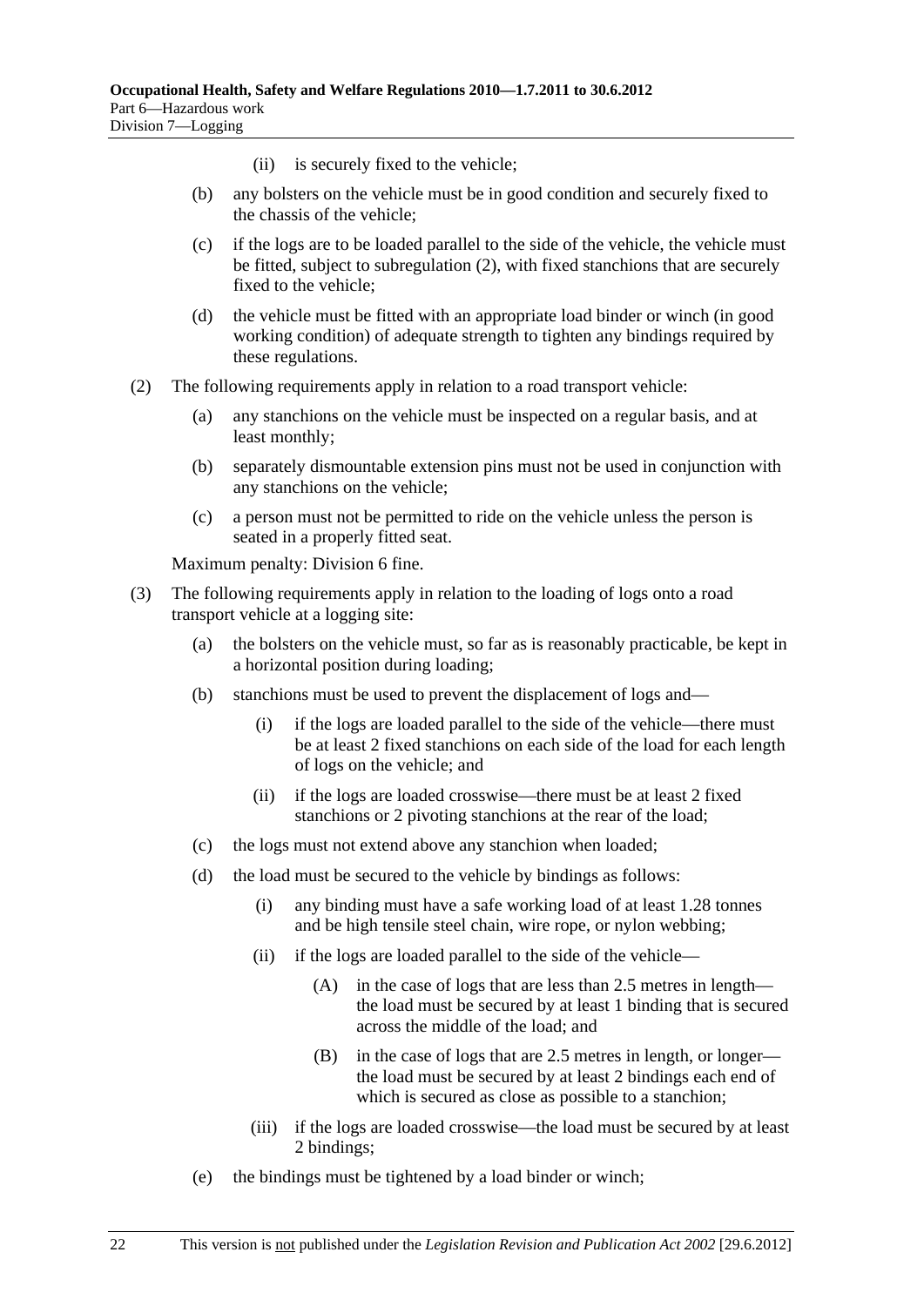(ii) is securely fixed to the vehicle;

(b) any bolsters on the vehicle must be in good condition and securely fixed to the chassis of the vehicle;

(c) if the logs are to be loaded parallel to the side of the vehicle, the vehicle must be fitted, subject to subregulation (2), with fixed stanchions that are securely fixed to the vehicle;

(d) the vehicle must be fitted with an appropriate load binder or winch (in good working condition) of adequate strength to tighten any bindings required by these regulations.

(2) The following requirements apply in relation to a road transport vehicle:

(a) any stanchions on the vehicle must be inspected on a regular basis, and at least monthly;

(b) separately dismountable extension pins must not be used in conjunction with any stanchions on the vehicle;

(c) a person must not be permitted to ride on the vehicle unless the person is seated in a properly fitted seat.

Maximum penalty: Division 6 fine.

(3) The following requirements apply in relation to the loading of logs onto a road transport vehicle at a logging site:

(a) the bolsters on the vehicle must, so far as is reasonably practicable, be kept in a horizontal position during loading;

(b) stanchions must be used to prevent the displacement of logs and—

(i) if the logs are loaded parallel to the side of the vehicle—there must be at least 2 fixed stanchions on each side of the load for each length of logs on the vehicle; and

(ii) if the logs are loaded crosswise—there must be at least 2 fixed stanchions or 2 pivoting stanchions at the rear of the load;

(c) the logs must not extend above any stanchion when loaded;

(d) the load must be secured to the vehicle by bindings as follows:

(i) any binding must have a safe working load of at least 1.28 tonnes and be high tensile steel chain, wire rope, or nylon webbing;

(ii) if the logs are loaded parallel to the side of the vehicle—

(A) in the case of logs that are less than 2.5 metres in length—the load must be secured by at least 1 binding that is secured across the middle of the load; and

(B) in the case of logs that are 2.5 metres in length, or longer—the load must be secured by at least 2 bindings each end of which is secured as close as possible to a stanchion;

(iii) if the logs are loaded crosswise—the load must be secured by at least 2 bindings;

(e) the bindings must be tightened by a load binder or winch;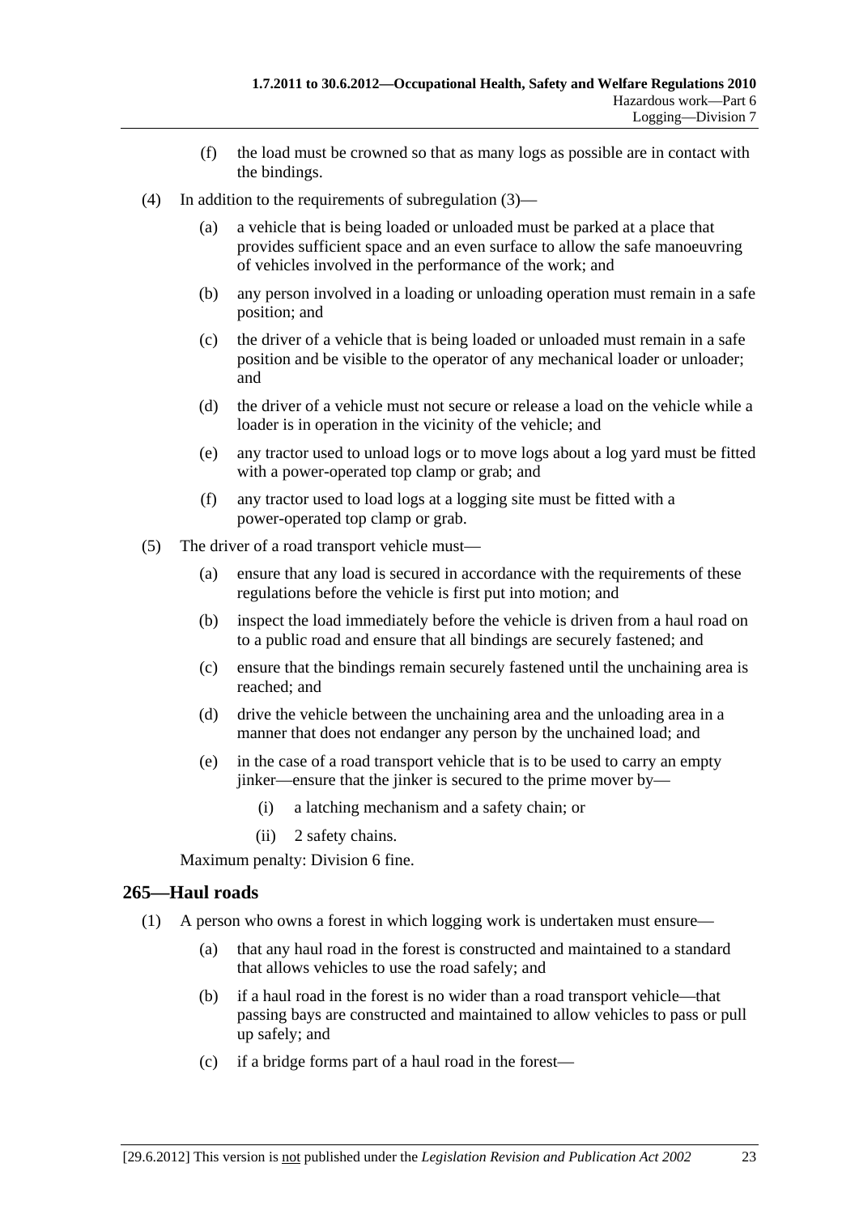(f) the load must be crowned so that as many logs as possible are in contact with the bindings.

(4) In addition to the requirements of subregulation (3)—

(a) a vehicle that is being loaded or unloaded must be parked at a place that provides sufficient space and an even surface to allow the safe manoeuvring of vehicles involved in the performance of the work; and

(b) any person involved in a loading or unloading operation must remain in a safe position; and

(c) the driver of a vehicle that is being loaded or unloaded must remain in a safe position and be visible to the operator of any mechanical loader or unloader; and

(d) the driver of a vehicle must not secure or release a load on the vehicle while a loader is in operation in the vicinity of the vehicle; and

(e) any tractor used to unload logs or to move logs about a log yard must be fitted with a power-operated top clamp or grab; and

(f) any tractor used to load logs at a logging site must be fitted with a power-operated top clamp or grab.

(5) The driver of a road transport vehicle must—

(a) ensure that any load is secured in accordance with the requirements of these regulations before the vehicle is first put into motion; and

(b) inspect the load immediately before the vehicle is driven from a haul road on to a public road and ensure that all bindings are securely fastened; and

(c) ensure that the bindings remain securely fastened until the unchaining area is reached; and

(d) drive the vehicle between the unchaining area and the unloading area in a manner that does not endanger any person by the unchained load; and

(e) in the case of a road transport vehicle that is to be used to carry an empty jinker—ensure that the jinker is secured to the prime mover by—

(i) a latching mechanism and a safety chain; or

(ii) 2 safety chains.

Maximum penalty: Division 6 fine.

## 265—Haul roads

(1) A person who owns a forest in which logging work is undertaken must ensure—

(a) that any haul road in the forest is constructed and maintained to a standard that allows vehicles to use the road safely; and

(b) if a haul road in the forest is no wider than a road transport vehicle—that passing bays are constructed and maintained to allow vehicles to pass or pull up safely; and

(c) if a bridge forms part of a haul road in the forest—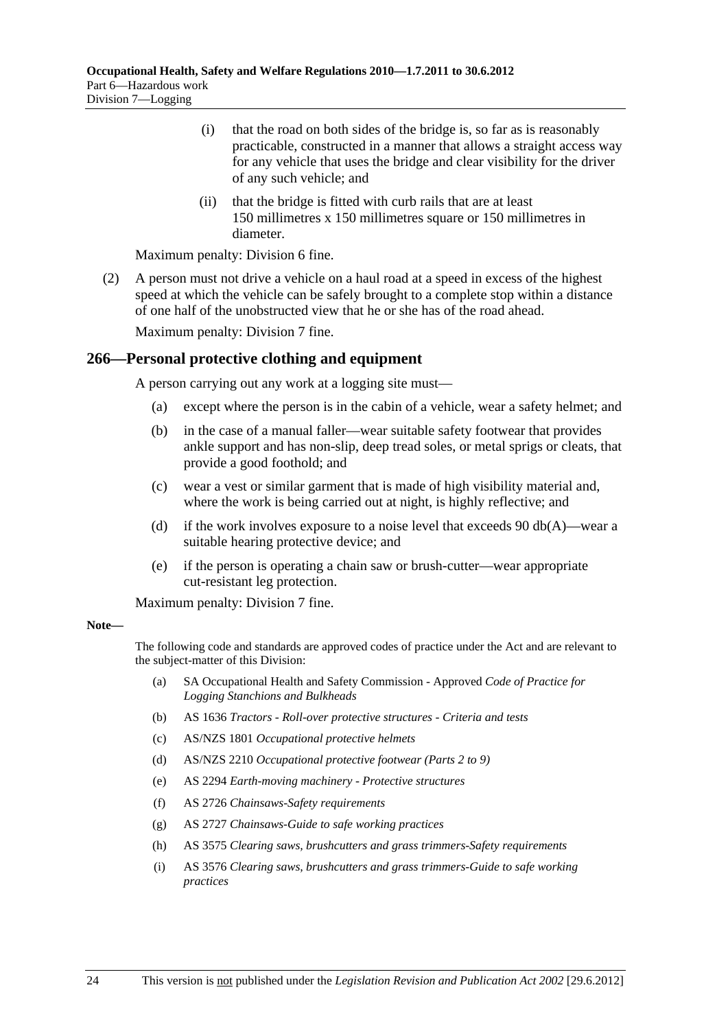(i) that the road on both sides of the bridge is, so far as is reasonably practicable, constructed in a manner that allows a straight access way for any vehicle that uses the bridge and clear visibility for the driver of any such vehicle; and

(ii) that the bridge is fitted with curb rails that are at least 150 millimetres x 150 millimetres square or 150 millimetres in diameter.

Maximum penalty: Division 6 fine.

(2) A person must not drive a vehicle on a haul road at a speed in excess of the highest speed at which the vehicle can be safely brought to a complete stop within a distance of one half of the unobstructed view that he or she has of the road ahead.

Maximum penalty: Division 7 fine.

## 266—Personal protective clothing and equipment

A person carrying out any work at a logging site must—

(a) except where the person is in the cabin of a vehicle, wear a safety helmet; and

(b) in the case of a manual faller—wear suitable safety footwear that provides ankle support and has non-slip, deep tread soles, or metal sprigs or cleats, that provide a good foothold; and

(c) wear a vest or similar garment that is made of high visibility material and, where the work is being carried out at night, is highly reflective; and

(d) if the work involves exposure to a noise level that exceeds 90 db(A)—wear a suitable hearing protective device; and

(e) if the person is operating a chain saw or brush-cutter—wear appropriate cut-resistant leg protection.

Maximum penalty: Division 7 fine.

**Note—**

The following code and standards are approved codes of practice under the Act and are relevant to the subject-matter of this Division:

(a) SA Occupational Health and Safety Commission - Approved *Code of Practice for Logging Stanchions and Bulkheads*

(b) AS 1636 *Tractors - Roll-over protective structures - Criteria and tests*

(c) AS/NZS 1801 *Occupational protective helmets*

(d) AS/NZS 2210 *Occupational protective footwear (Parts 2 to 9)*

(e) AS 2294 *Earth-moving machinery - Protective structures*

(f) AS 2726 *Chainsaws-Safety requirements*

(g) AS 2727 *Chainsaws-Guide to safe working practices*

(h) AS 3575 *Clearing saws, brushcutters and grass trimmers-Safety requirements*

(i) AS 3576 *Clearing saws, brushcutters and grass trimmers-Guide to safe working practices*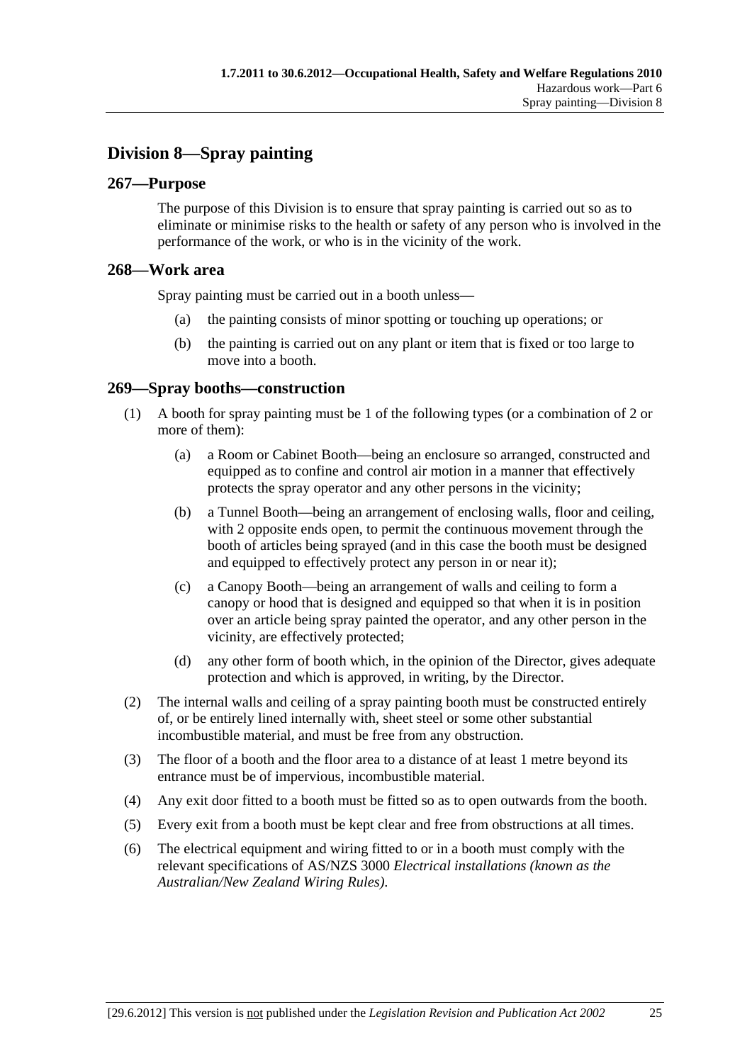## Division 8—Spray painting

### 267—Purpose

The purpose of this Division is to ensure that spray painting is carried out so as to eliminate or minimise risks to the health or safety of any person who is involved in the performance of the work, or who is in the vicinity of the work.

### 268—Work area

Spray painting must be carried out in a booth unless—

(a) the painting consists of minor spotting or touching up operations; or

(b) the painting is carried out on any plant or item that is fixed or too large to move into a booth.

### 269—Spray booths—construction

(1) A booth for spray painting must be 1 of the following types (or a combination of 2 or more of them):

(a) a Room or Cabinet Booth—being an enclosure so arranged, constructed and equipped as to confine and control air motion in a manner that effectively protects the spray operator and any other persons in the vicinity;

(b) a Tunnel Booth—being an arrangement of enclosing walls, floor and ceiling, with 2 opposite ends open, to permit the continuous movement through the booth of articles being sprayed (and in this case the booth must be designed and equipped to effectively protect any person in or near it);

(c) a Canopy Booth—being an arrangement of walls and ceiling to form a canopy or hood that is designed and equipped so that when it is in position over an article being spray painted the operator, and any other person in the vicinity, are effectively protected;

(d) any other form of booth which, in the opinion of the Director, gives adequate protection and which is approved, in writing, by the Director.

(2) The internal walls and ceiling of a spray painting booth must be constructed entirely of, or be entirely lined internally with, sheet steel or some other substantial incombustible material, and must be free from any obstruction.

(3) The floor of a booth and the floor area to a distance of at least 1 metre beyond its entrance must be of impervious, incombustible material.

(4) Any exit door fitted to a booth must be fitted so as to open outwards from the booth.

(5) Every exit from a booth must be kept clear and free from obstructions at all times.

(6) The electrical equipment and wiring fitted to or in a booth must comply with the relevant specifications of AS/NZS 3000 *Electrical installations (known as the Australian/New Zealand Wiring Rules)*.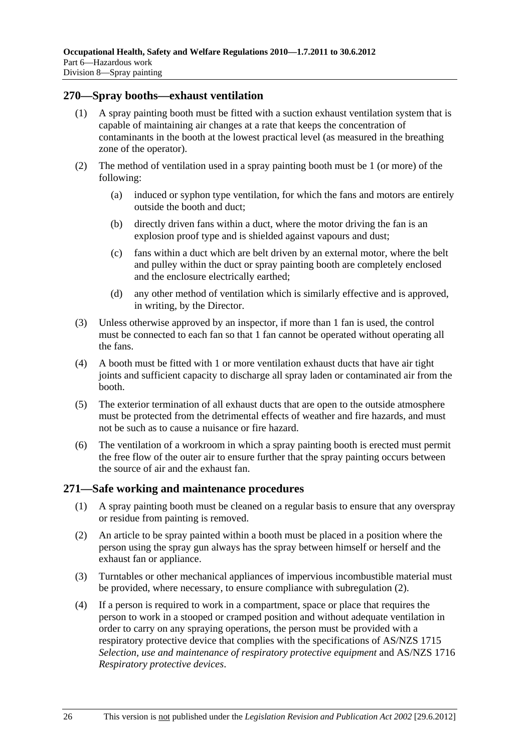## 270—Spray booths—exhaust ventilation

(1) A spray painting booth must be fitted with a suction exhaust ventilation system that is capable of maintaining air changes at a rate that keeps the concentration of contaminants in the booth at the lowest practical level (as measured in the breathing zone of the operator).

(2) The method of ventilation used in a spray painting booth must be 1 (or more) of the following:

- (a) induced or syphon type ventilation, for which the fans and motors are entirely outside the booth and duct;
- (b) directly driven fans within a duct, where the motor driving the fan is an explosion proof type and is shielded against vapours and dust;
- (c) fans within a duct which are belt driven by an external motor, where the belt and pulley within the duct or spray painting booth are completely enclosed and the enclosure electrically earthed;
- (d) any other method of ventilation which is similarly effective and is approved, in writing, by the Director.

(3) Unless otherwise approved by an inspector, if more than 1 fan is used, the control must be connected to each fan so that 1 fan cannot be operated without operating all the fans.

(4) A booth must be fitted with 1 or more ventilation exhaust ducts that have air tight joints and sufficient capacity to discharge all spray laden or contaminated air from the booth.

(5) The exterior termination of all exhaust ducts that are open to the outside atmosphere must be protected from the detrimental effects of weather and fire hazards, and must not be such as to cause a nuisance or fire hazard.

(6) The ventilation of a workroom in which a spray painting booth is erected must permit the free flow of the outer air to ensure further that the spray painting occurs between the source of air and the exhaust fan.

## 271—Safe working and maintenance procedures

(1) A spray painting booth must be cleaned on a regular basis to ensure that any overspray or residue from painting is removed.

(2) An article to be spray painted within a booth must be placed in a position where the person using the spray gun always has the spray between himself or herself and the exhaust fan or appliance.

(3) Turntables or other mechanical appliances of impervious incombustible material must be provided, where necessary, to ensure compliance with subregulation (2).

(4) If a person is required to work in a compartment, space or place that requires the person to work in a stooped or cramped position and without adequate ventilation in order to carry on any spraying operations, the person must be provided with a respiratory protective device that complies with the specifications of AS/NZS 1715 *Selection, use and maintenance of respiratory protective equipment* and AS/NZS 1716 *Respiratory protective devices*.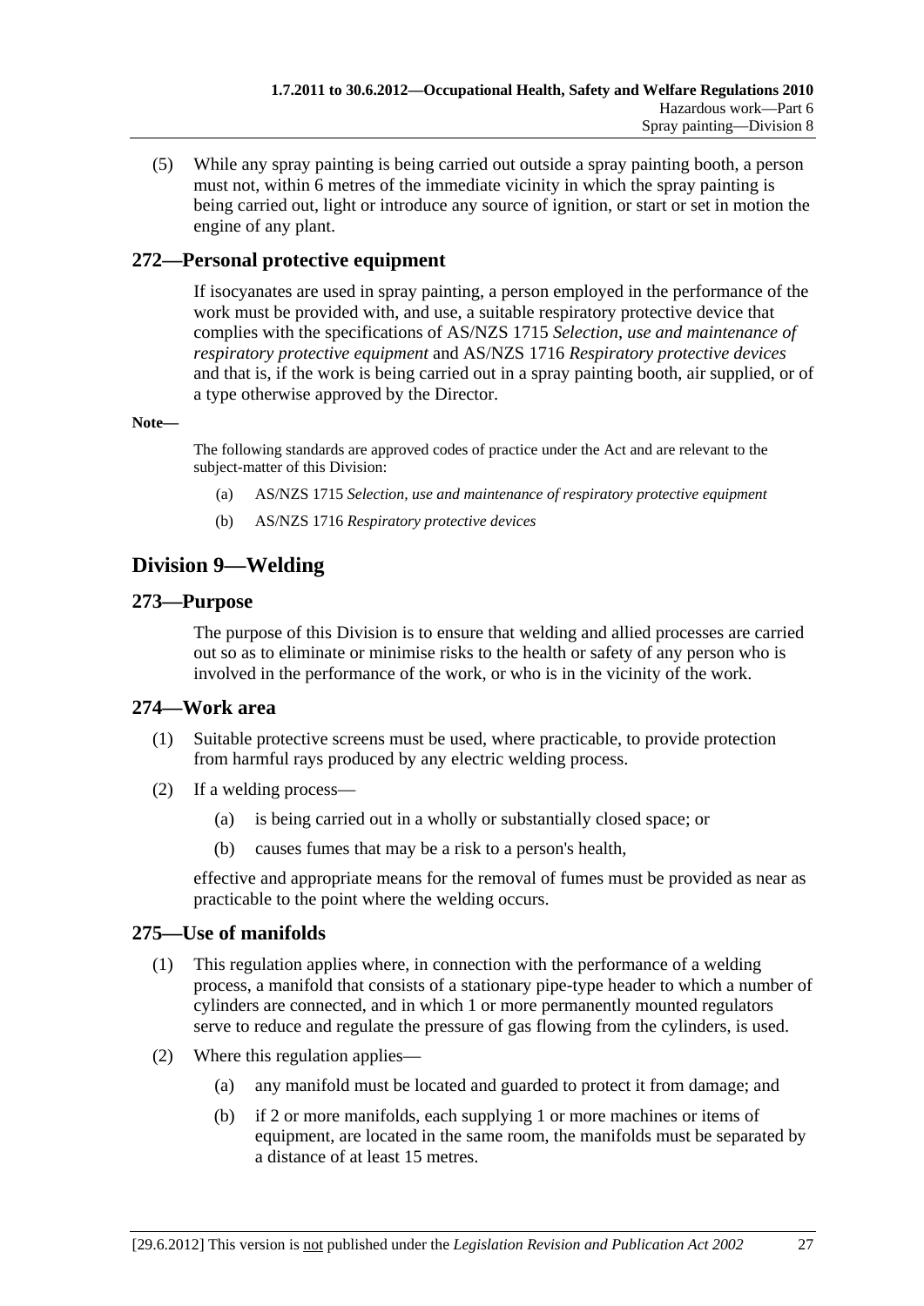(5) While any spray painting is being carried out outside a spray painting booth, a person must not, within 6 metres of the immediate vicinity in which the spray painting is being carried out, light or introduce any source of ignition, or start or set in motion the engine of any plant.

### 272—Personal protective equipment

If isocyanates are used in spray painting, a person employed in the performance of the work must be provided with, and use, a suitable respiratory protective device that complies with the specifications of AS/NZS 1715 *Selection, use and maintenance of respiratory protective equipment* and AS/NZS 1716 *Respiratory protective devices* and that is, if the work is being carried out in a spray painting booth, air supplied, or of a type otherwise approved by the Director.

**Note—**

The following standards are approved codes of practice under the Act and are relevant to the subject-matter of this Division:

(a) AS/NZS 1715 *Selection, use and maintenance of respiratory protective equipment*

(b) AS/NZS 1716 *Respiratory protective devices*

## Division 9—Welding

### 273—Purpose

The purpose of this Division is to ensure that welding and allied processes are carried out so as to eliminate or minimise risks to the health or safety of any person who is involved in the performance of the work, or who is in the vicinity of the work.

### 274—Work area

(1) Suitable protective screens must be used, where practicable, to provide protection from harmful rays produced by any electric welding process.

(2) If a welding process—

(a) is being carried out in a wholly or substantially closed space; or

(b) causes fumes that may be a risk to a person's health,

effective and appropriate means for the removal of fumes must be provided as near as practicable to the point where the welding occurs.

### 275—Use of manifolds

(1) This regulation applies where, in connection with the performance of a welding process, a manifold that consists of a stationary pipe-type header to which a number of cylinders are connected, and in which 1 or more permanently mounted regulators serve to reduce and regulate the pressure of gas flowing from the cylinders, is used.

(2) Where this regulation applies—

(a) any manifold must be located and guarded to protect it from damage; and

(b) if 2 or more manifolds, each supplying 1 or more machines or items of equipment, are located in the same room, the manifolds must be separated by a distance of at least 15 metres.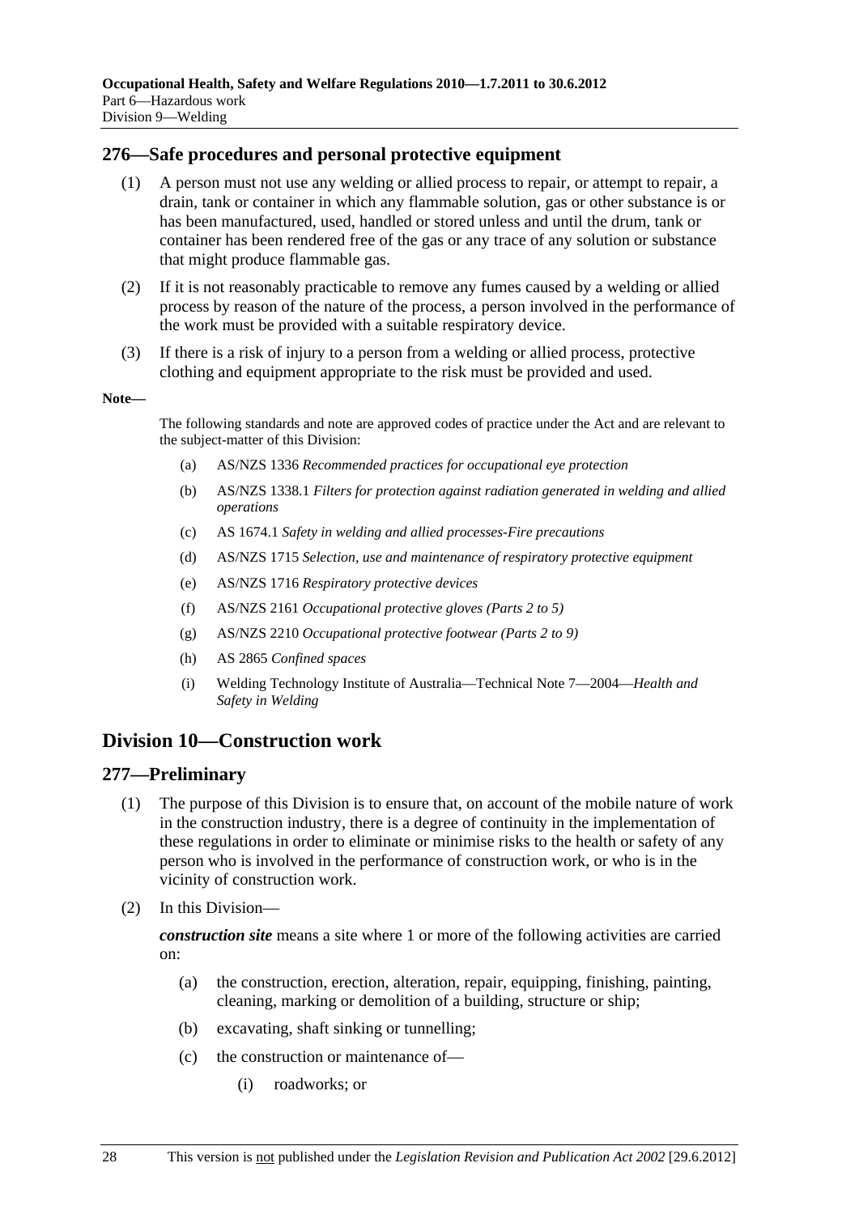## 276—Safe procedures and personal protective equipment

(1) A person must not use any welding or allied process to repair, or attempt to repair, a drain, tank or container in which any flammable solution, gas or other substance is or has been manufactured, used, handled or stored unless and until the drum, tank or container has been rendered free of the gas or any trace of any solution or substance that might produce flammable gas.

(2) If it is not reasonably practicable to remove any fumes caused by a welding or allied process by reason of the nature of the process, a person involved in the performance of the work must be provided with a suitable respiratory device.

(3) If there is a risk of injury to a person from a welding or allied process, protective clothing and equipment appropriate to the risk must be provided and used.

**Note—**

The following standards and note are approved codes of practice under the Act and are relevant to the subject-matter of this Division:

(a) AS/NZS 1336 *Recommended practices for occupational eye protection*

(b) AS/NZS 1338.1 *Filters for protection against radiation generated in welding and allied operations*

(c) AS 1674.1 *Safety in welding and allied processes-Fire precautions*

(d) AS/NZS 1715 *Selection, use and maintenance of respiratory protective equipment*

(e) AS/NZS 1716 *Respiratory protective devices*

(f) AS/NZS 2161 *Occupational protective gloves (Parts 2 to 5)*

(g) AS/NZS 2210 *Occupational protective footwear (Parts 2 to 9)*

(h) AS 2865 *Confined spaces*

(i) Welding Technology Institute of Australia—Technical Note 7—2004—*Health and Safety in Welding*

# Division 10—Construction work

## 277—Preliminary

(1) The purpose of this Division is to ensure that, on account of the mobile nature of work in the construction industry, there is a degree of continuity in the implementation of these regulations in order to eliminate or minimise risks to the health or safety of any person who is involved in the performance of construction work, or who is in the vicinity of construction work.

(2) In this Division—

***construction site*** means a site where 1 or more of the following activities are carried on:

(a) the construction, erection, alteration, repair, equipping, finishing, painting, cleaning, marking or demolition of a building, structure or ship;

(b) excavating, shaft sinking or tunnelling;

(c) the construction or maintenance of—

(i) roadworks; or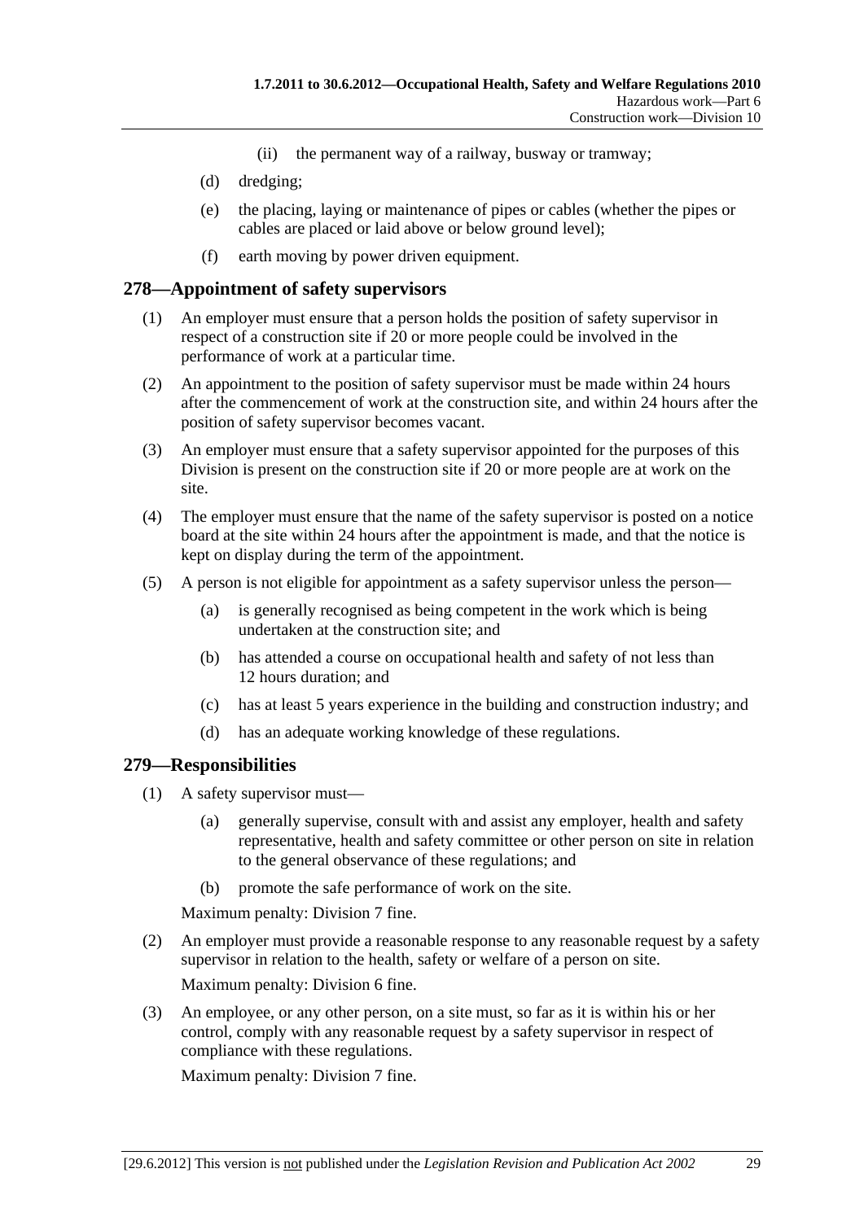(ii) the permanent way of a railway, busway or tramway;

(d) dredging;

(e) the placing, laying or maintenance of pipes or cables (whether the pipes or cables are placed or laid above or below ground level);

(f) earth moving by power driven equipment.

## 278—Appointment of safety supervisors

(1) An employer must ensure that a person holds the position of safety supervisor in respect of a construction site if 20 or more people could be involved in the performance of work at a particular time.

(2) An appointment to the position of safety supervisor must be made within 24 hours after the commencement of work at the construction site, and within 24 hours after the position of safety supervisor becomes vacant.

(3) An employer must ensure that a safety supervisor appointed for the purposes of this Division is present on the construction site if 20 or more people are at work on the site.

(4) The employer must ensure that the name of the safety supervisor is posted on a notice board at the site within 24 hours after the appointment is made, and that the notice is kept on display during the term of the appointment.

(5) A person is not eligible for appointment as a safety supervisor unless the person—

(a) is generally recognised as being competent in the work which is being undertaken at the construction site; and

(b) has attended a course on occupational health and safety of not less than 12 hours duration; and

(c) has at least 5 years experience in the building and construction industry; and

(d) has an adequate working knowledge of these regulations.

## 279—Responsibilities

(1) A safety supervisor must—

(a) generally supervise, consult with and assist any employer, health and safety representative, health and safety committee or other person on site in relation to the general observance of these regulations; and

(b) promote the safe performance of work on the site.

Maximum penalty: Division 7 fine.

(2) An employer must provide a reasonable response to any reasonable request by a safety supervisor in relation to the health, safety or welfare of a person on site.

Maximum penalty: Division 6 fine.

(3) An employee, or any other person, on a site must, so far as it is within his or her control, comply with any reasonable request by a safety supervisor in respect of compliance with these regulations.

Maximum penalty: Division 7 fine.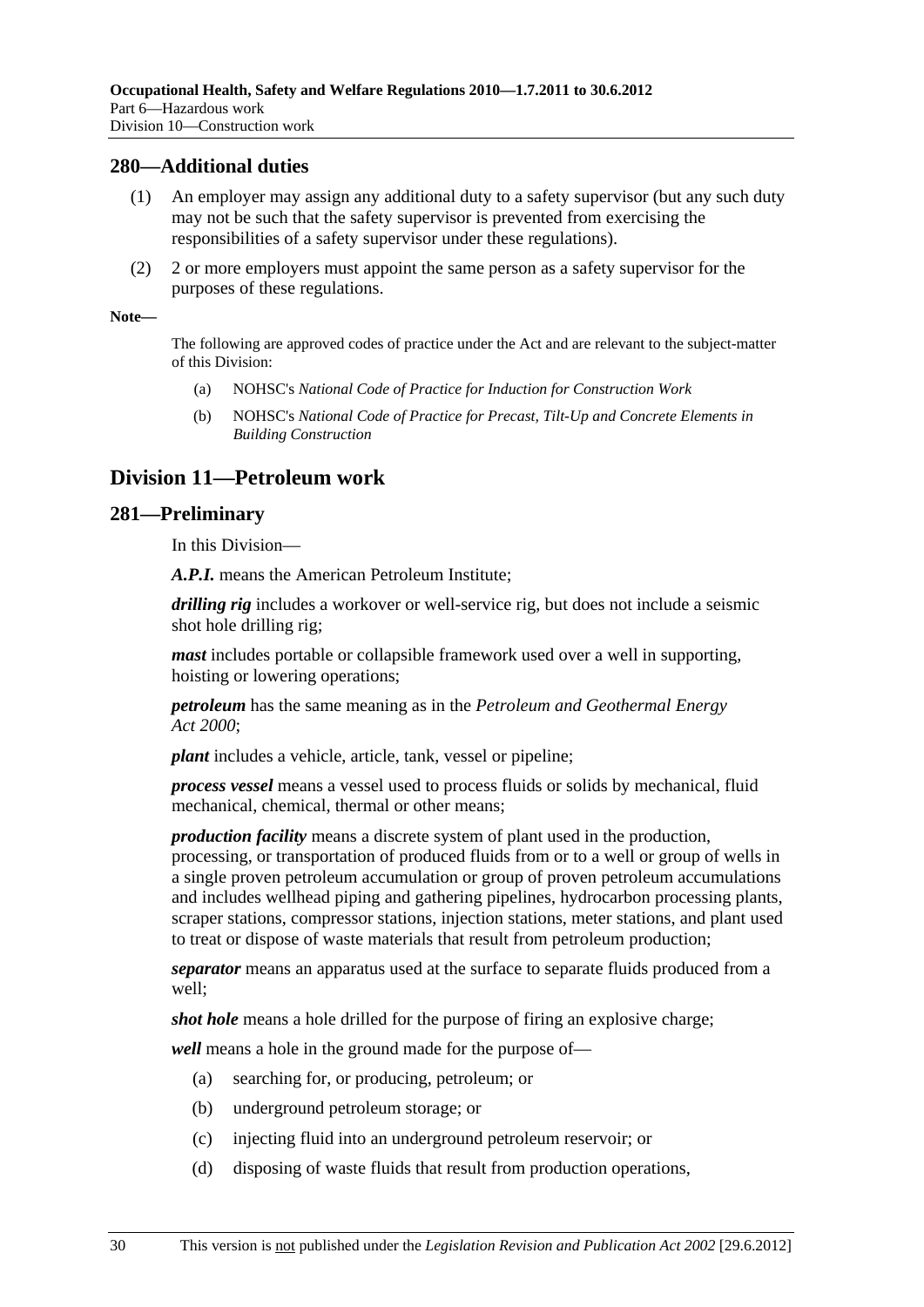## 280—Additional duties

(1) An employer may assign any additional duty to a safety supervisor (but any such duty may not be such that the safety supervisor is prevented from exercising the responsibilities of a safety supervisor under these regulations).

(2) 2 or more employers must appoint the same person as a safety supervisor for the purposes of these regulations.

**Note—**

The following are approved codes of practice under the Act and are relevant to the subject-matter of this Division:

(a) NOHSC's *National Code of Practice for Induction for Construction Work*

(b) NOHSC's *National Code of Practice for Precast, Tilt-Up and Concrete Elements in Building Construction*

# Division 11—Petroleum work

## 281—Preliminary

In this Division—

***A.P.I.*** means the American Petroleum Institute;

***drilling rig*** includes a workover or well-service rig, but does not include a seismic shot hole drilling rig;

***mast*** includes portable or collapsible framework used over a well in supporting, hoisting or lowering operations;

***petroleum*** has the same meaning as in the *Petroleum and Geothermal Energy Act 2000*;

***plant*** includes a vehicle, article, tank, vessel or pipeline;

***process vessel*** means a vessel used to process fluids or solids by mechanical, fluid mechanical, chemical, thermal or other means;

***production facility*** means a discrete system of plant used in the production, processing, or transportation of produced fluids from or to a well or group of wells in a single proven petroleum accumulation or group of proven petroleum accumulations and includes wellhead piping and gathering pipelines, hydrocarbon processing plants, scraper stations, compressor stations, injection stations, meter stations, and plant used to treat or dispose of waste materials that result from petroleum production;

***separator*** means an apparatus used at the surface to separate fluids produced from a well;

***shot hole*** means a hole drilled for the purpose of firing an explosive charge;

***well*** means a hole in the ground made for the purpose of—

(a) searching for, or producing, petroleum; or

(b) underground petroleum storage; or

(c) injecting fluid into an underground petroleum reservoir; or

(d) disposing of waste fluids that result from production operations,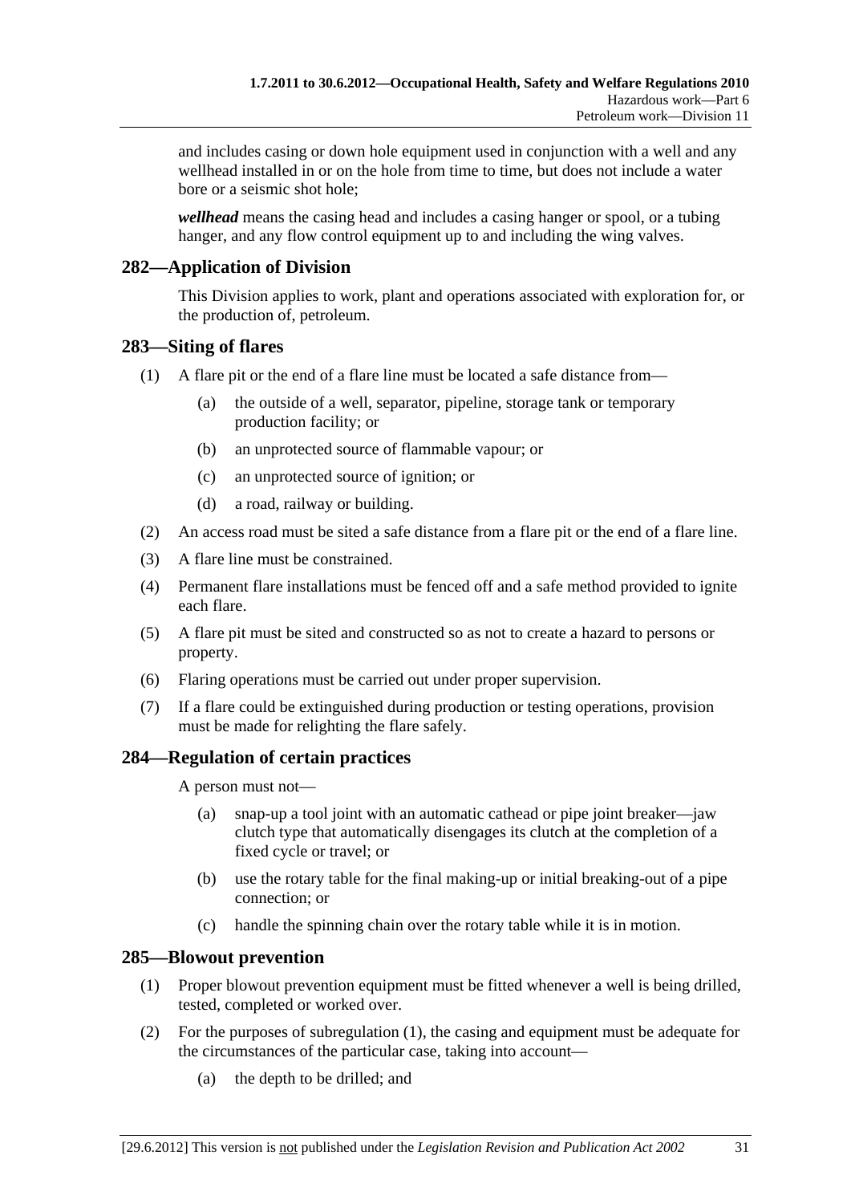and includes casing or down hole equipment used in conjunction with a well and any wellhead installed in or on the hole from time to time, but does not include a water bore or a seismic shot hole;

***wellhead*** means the casing head and includes a casing hanger or spool, or a tubing hanger, and any flow control equipment up to and including the wing valves.

## 282—Application of Division

This Division applies to work, plant and operations associated with exploration for, or the production of, petroleum.

## 283—Siting of flares

(1) A flare pit or the end of a flare line must be located a safe distance from—

- (a) the outside of a well, separator, pipeline, storage tank or temporary production facility; or
- (b) an unprotected source of flammable vapour; or
- (c) an unprotected source of ignition; or
- (d) a road, railway or building.

(2) An access road must be sited a safe distance from a flare pit or the end of a flare line.

(3) A flare line must be constrained.

(4) Permanent flare installations must be fenced off and a safe method provided to ignite each flare.

(5) A flare pit must be sited and constructed so as not to create a hazard to persons or property.

(6) Flaring operations must be carried out under proper supervision.

(7) If a flare could be extinguished during production or testing operations, provision must be made for relighting the flare safely.

## 284—Regulation of certain practices

A person must not—

- (a) snap-up a tool joint with an automatic cathead or pipe joint breaker—jaw clutch type that automatically disengages its clutch at the completion of a fixed cycle or travel; or
- (b) use the rotary table for the final making-up or initial breaking-out of a pipe connection; or
- (c) handle the spinning chain over the rotary table while it is in motion.

## 285—Blowout prevention

(1) Proper blowout prevention equipment must be fitted whenever a well is being drilled, tested, completed or worked over.

(2) For the purposes of subregulation (1), the casing and equipment must be adequate for the circumstances of the particular case, taking into account—

- (a) the depth to be drilled; and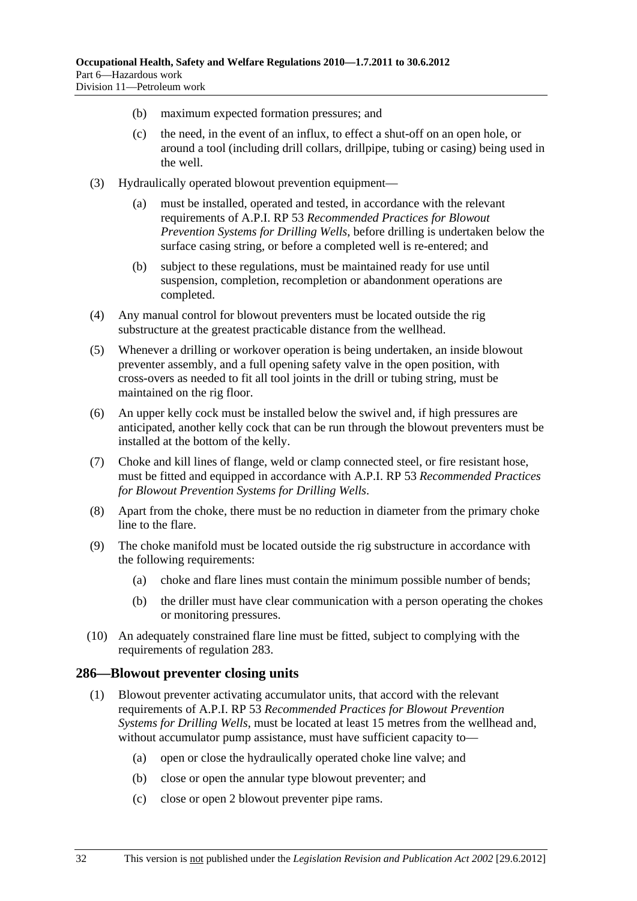(b) maximum expected formation pressures; and

(c) the need, in the event of an influx, to effect a shut-off on an open hole, or around a tool (including drill collars, drillpipe, tubing or casing) being used in the well.

(3) Hydraulically operated blowout prevention equipment—

(a) must be installed, operated and tested, in accordance with the relevant requirements of A.P.I. RP 53 *Recommended Practices for Blowout Prevention Systems for Drilling Wells*, before drilling is undertaken below the surface casing string, or before a completed well is re-entered; and

(b) subject to these regulations, must be maintained ready for use until suspension, completion, recompletion or abandonment operations are completed.

(4) Any manual control for blowout preventers must be located outside the rig substructure at the greatest practicable distance from the wellhead.

(5) Whenever a drilling or workover operation is being undertaken, an inside blowout preventer assembly, and a full opening safety valve in the open position, with cross-overs as needed to fit all tool joints in the drill or tubing string, must be maintained on the rig floor.

(6) An upper kelly cock must be installed below the swivel and, if high pressures are anticipated, another kelly cock that can be run through the blowout preventers must be installed at the bottom of the kelly.

(7) Choke and kill lines of flange, weld or clamp connected steel, or fire resistant hose, must be fitted and equipped in accordance with A.P.I. RP 53 *Recommended Practices for Blowout Prevention Systems for Drilling Wells*.

(8) Apart from the choke, there must be no reduction in diameter from the primary choke line to the flare.

(9) The choke manifold must be located outside the rig substructure in accordance with the following requirements:

(a) choke and flare lines must contain the minimum possible number of bends;

(b) the driller must have clear communication with a person operating the chokes or monitoring pressures.

(10) An adequately constrained flare line must be fitted, subject to complying with the requirements of regulation 283.

## 286—Blowout preventer closing units

(1) Blowout preventer activating accumulator units, that accord with the relevant requirements of A.P.I. RP 53 *Recommended Practices for Blowout Prevention Systems for Drilling Wells*, must be located at least 15 metres from the wellhead and, without accumulator pump assistance, must have sufficient capacity to—

(a) open or close the hydraulically operated choke line valve; and

(b) close or open the annular type blowout preventer; and

(c) close or open 2 blowout preventer pipe rams.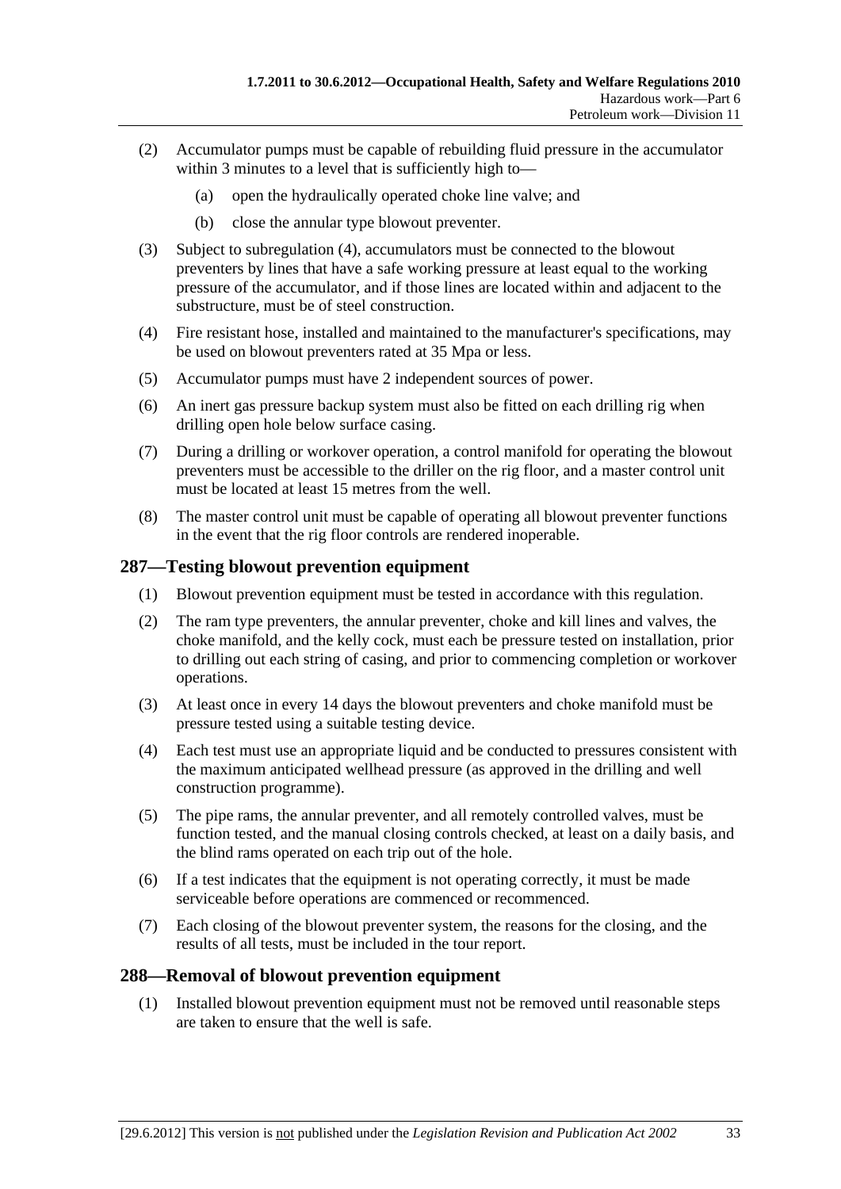(2) Accumulator pumps must be capable of rebuilding fluid pressure in the accumulator within 3 minutes to a level that is sufficiently high to—

  (a) open the hydraulically operated choke line valve; and

  (b) close the annular type blowout preventer.

(3) Subject to subregulation (4), accumulators must be connected to the blowout preventers by lines that have a safe working pressure at least equal to the working pressure of the accumulator, and if those lines are located within and adjacent to the substructure, must be of steel construction.

(4) Fire resistant hose, installed and maintained to the manufacturer's specifications, may be used on blowout preventers rated at 35 Mpa or less.

(5) Accumulator pumps must have 2 independent sources of power.

(6) An inert gas pressure backup system must also be fitted on each drilling rig when drilling open hole below surface casing.

(7) During a drilling or workover operation, a control manifold for operating the blowout preventers must be accessible to the driller on the rig floor, and a master control unit must be located at least 15 metres from the well.

(8) The master control unit must be capable of operating all blowout preventer functions in the event that the rig floor controls are rendered inoperable.

## 287—Testing blowout prevention equipment

(1) Blowout prevention equipment must be tested in accordance with this regulation.

(2) The ram type preventers, the annular preventer, choke and kill lines and valves, the choke manifold, and the kelly cock, must each be pressure tested on installation, prior to drilling out each string of casing, and prior to commencing completion or workover operations.

(3) At least once in every 14 days the blowout preventers and choke manifold must be pressure tested using a suitable testing device.

(4) Each test must use an appropriate liquid and be conducted to pressures consistent with the maximum anticipated wellhead pressure (as approved in the drilling and well construction programme).

(5) The pipe rams, the annular preventer, and all remotely controlled valves, must be function tested, and the manual closing controls checked, at least on a daily basis, and the blind rams operated on each trip out of the hole.

(6) If a test indicates that the equipment is not operating correctly, it must be made serviceable before operations are commenced or recommenced.

(7) Each closing of the blowout preventer system, the reasons for the closing, and the results of all tests, must be included in the tour report.

## 288—Removal of blowout prevention equipment

(1) Installed blowout prevention equipment must not be removed until reasonable steps are taken to ensure that the well is safe.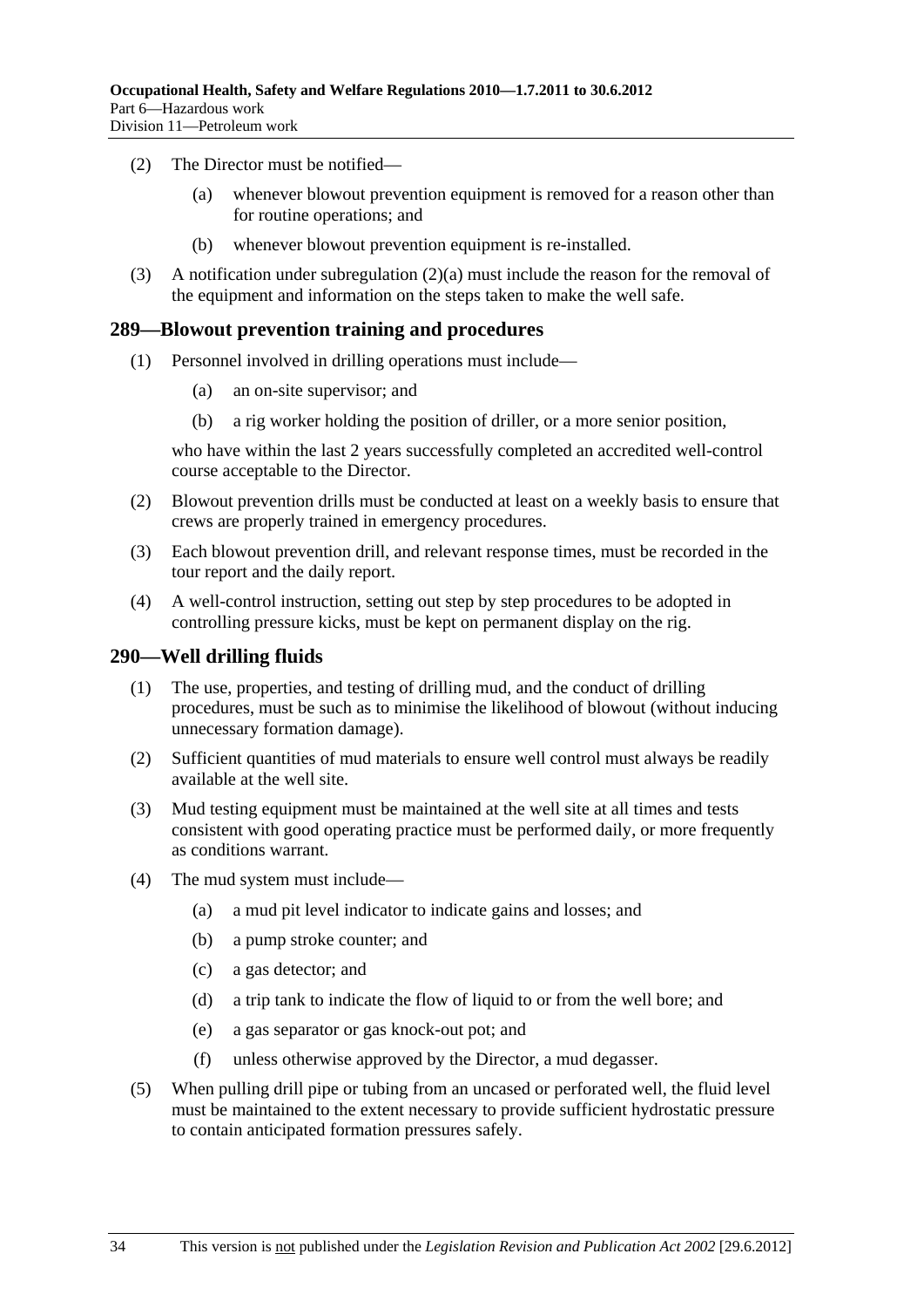(2) The Director must be notified—

(a) whenever blowout prevention equipment is removed for a reason other than for routine operations; and

(b) whenever blowout prevention equipment is re-installed.

(3) A notification under subregulation (2)(a) must include the reason for the removal of the equipment and information on the steps taken to make the well safe.

## 289—Blowout prevention training and procedures

(1) Personnel involved in drilling operations must include—

(a) an on-site supervisor; and

(b) a rig worker holding the position of driller, or a more senior position,

who have within the last 2 years successfully completed an accredited well-control course acceptable to the Director.

(2) Blowout prevention drills must be conducted at least on a weekly basis to ensure that crews are properly trained in emergency procedures.

(3) Each blowout prevention drill, and relevant response times, must be recorded in the tour report and the daily report.

(4) A well-control instruction, setting out step by step procedures to be adopted in controlling pressure kicks, must be kept on permanent display on the rig.

## 290—Well drilling fluids

(1) The use, properties, and testing of drilling mud, and the conduct of drilling procedures, must be such as to minimise the likelihood of blowout (without inducing unnecessary formation damage).

(2) Sufficient quantities of mud materials to ensure well control must always be readily available at the well site.

(3) Mud testing equipment must be maintained at the well site at all times and tests consistent with good operating practice must be performed daily, or more frequently as conditions warrant.

(4) The mud system must include—

(a) a mud pit level indicator to indicate gains and losses; and

(b) a pump stroke counter; and

(c) a gas detector; and

(d) a trip tank to indicate the flow of liquid to or from the well bore; and

(e) a gas separator or gas knock-out pot; and

(f) unless otherwise approved by the Director, a mud degasser.

(5) When pulling drill pipe or tubing from an uncased or perforated well, the fluid level must be maintained to the extent necessary to provide sufficient hydrostatic pressure to contain anticipated formation pressures safely.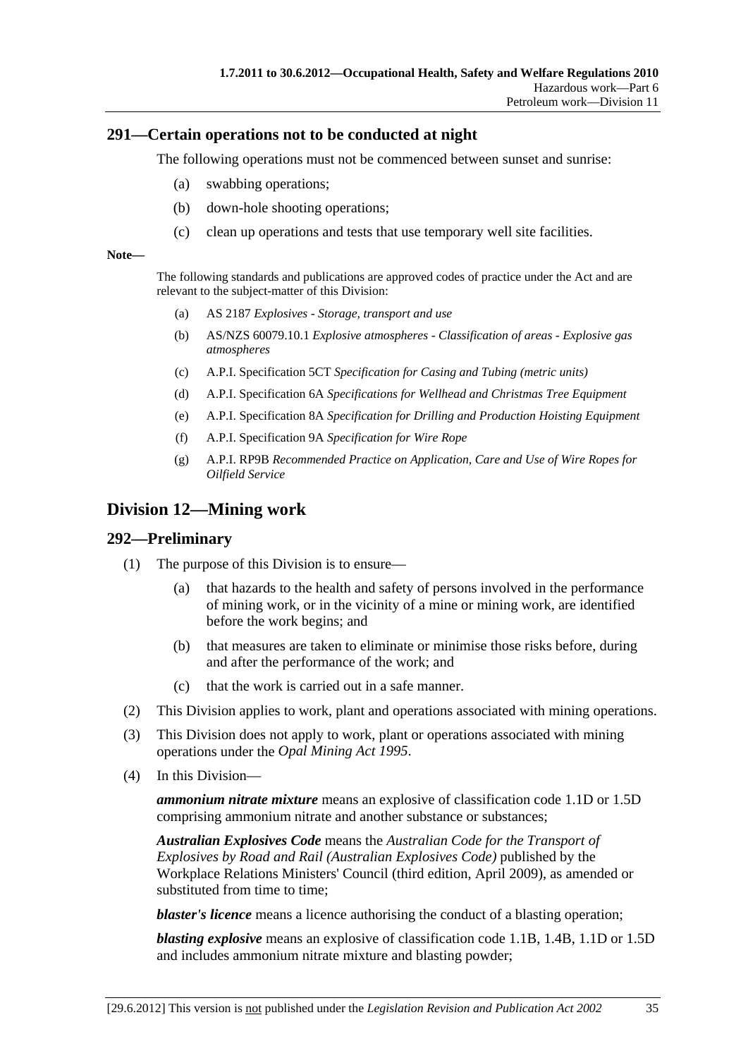### 291—Certain operations not to be conducted at night

The following operations must not be commenced between sunset and sunrise:

(a) swabbing operations;

(b) down-hole shooting operations;

(c) clean up operations and tests that use temporary well site facilities.

**Note—**

The following standards and publications are approved codes of practice under the Act and are relevant to the subject-matter of this Division:

(a) AS 2187 *Explosives - Storage, transport and use*

(b) AS/NZS 60079.10.1 *Explosive atmospheres - Classification of areas - Explosive gas atmospheres*

(c) A.P.I. Specification 5CT *Specification for Casing and Tubing (metric units)*

(d) A.P.I. Specification 6A *Specifications for Wellhead and Christmas Tree Equipment*

(e) A.P.I. Specification 8A *Specification for Drilling and Production Hoisting Equipment*

(f) A.P.I. Specification 9A *Specification for Wire Rope*

(g) A.P.I. RP9B *Recommended Practice on Application, Care and Use of Wire Ropes for Oilfield Service*

## Division 12—Mining work

### 292—Preliminary

(1) The purpose of this Division is to ensure—

(a) that hazards to the health and safety of persons involved in the performance of mining work, or in the vicinity of a mine or mining work, are identified before the work begins; and

(b) that measures are taken to eliminate or minimise those risks before, during and after the performance of the work; and

(c) that the work is carried out in a safe manner.

(2) This Division applies to work, plant and operations associated with mining operations.

(3) This Division does not apply to work, plant or operations associated with mining operations under the *Opal Mining Act 1995*.

(4) In this Division—

***ammonium nitrate mixture*** means an explosive of classification code 1.1D or 1.5D comprising ammonium nitrate and another substance or substances;

***Australian Explosives Code*** means the *Australian Code for the Transport of Explosives by Road and Rail (Australian Explosives Code)* published by the Workplace Relations Ministers' Council (third edition, April 2009), as amended or substituted from time to time;

***blaster's licence*** means a licence authorising the conduct of a blasting operation;

***blasting explosive*** means an explosive of classification code 1.1B, 1.4B, 1.1D or 1.5D and includes ammonium nitrate mixture and blasting powder;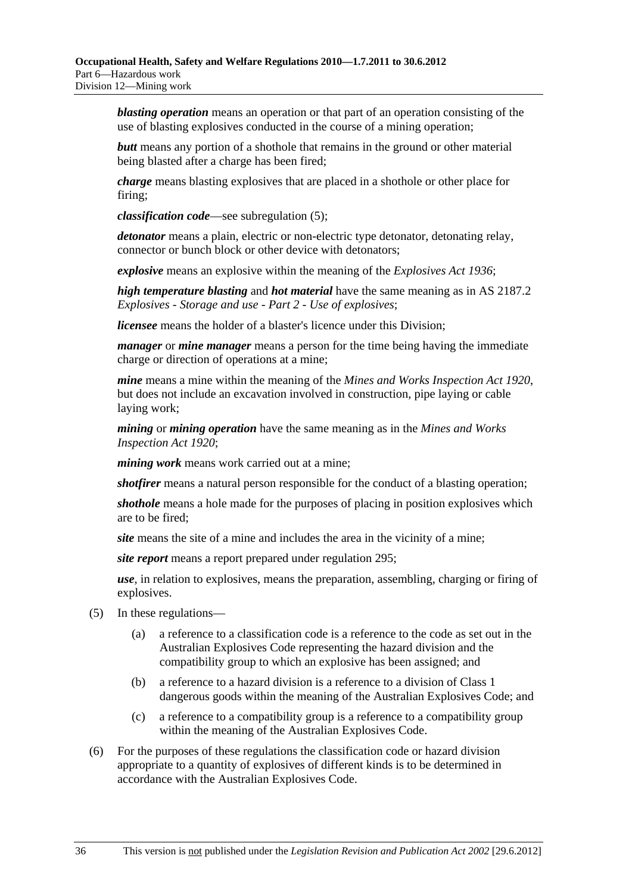***blasting operation*** means an operation or that part of an operation consisting of the use of blasting explosives conducted in the course of a mining operation;

***butt*** means any portion of a shothole that remains in the ground or other material being blasted after a charge has been fired;

***charge*** means blasting explosives that are placed in a shothole or other place for firing;

***classification code***—see subregulation (5);

***detonator*** means a plain, electric or non-electric type detonator, detonating relay, connector or bunch block or other device with detonators;

***explosive*** means an explosive within the meaning of the *Explosives Act 1936*;

***high temperature blasting*** and ***hot material*** have the same meaning as in AS 2187.2 *Explosives - Storage and use - Part 2 - Use of explosives*;

***licensee*** means the holder of a blaster's licence under this Division;

***manager*** or ***mine manager*** means a person for the time being having the immediate charge or direction of operations at a mine;

***mine*** means a mine within the meaning of the *Mines and Works Inspection Act 1920*, but does not include an excavation involved in construction, pipe laying or cable laying work;

***mining*** or ***mining operation*** have the same meaning as in the *Mines and Works Inspection Act 1920*;

***mining work*** means work carried out at a mine;

***shotfirer*** means a natural person responsible for the conduct of a blasting operation;

***shothole*** means a hole made for the purposes of placing in position explosives which are to be fired;

***site*** means the site of a mine and includes the area in the vicinity of a mine;

***site report*** means a report prepared under regulation 295;

***use***, in relation to explosives, means the preparation, assembling, charging or firing of explosives.

(5) In these regulations—

(a) a reference to a classification code is a reference to the code as set out in the Australian Explosives Code representing the hazard division and the compatibility group to which an explosive has been assigned; and

(b) a reference to a hazard division is a reference to a division of Class 1 dangerous goods within the meaning of the Australian Explosives Code; and

(c) a reference to a compatibility group is a reference to a compatibility group within the meaning of the Australian Explosives Code.

(6) For the purposes of these regulations the classification code or hazard division appropriate to a quantity of explosives of different kinds is to be determined in accordance with the Australian Explosives Code.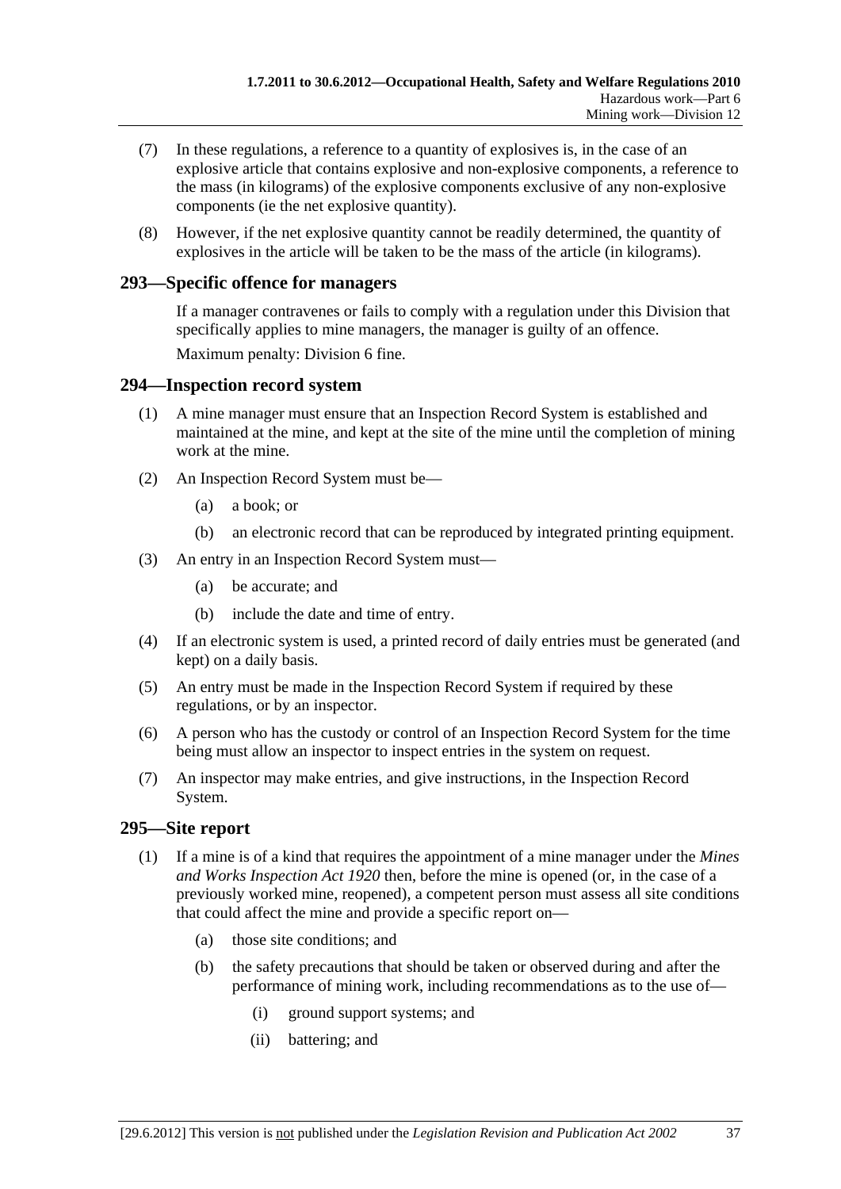(7) In these regulations, a reference to a quantity of explosives is, in the case of an explosive article that contains explosive and non-explosive components, a reference to the mass (in kilograms) of the explosive components exclusive of any non-explosive components (ie the net explosive quantity).

(8) However, if the net explosive quantity cannot be readily determined, the quantity of explosives in the article will be taken to be the mass of the article (in kilograms).

## 293—Specific offence for managers

If a manager contravenes or fails to comply with a regulation under this Division that specifically applies to mine managers, the manager is guilty of an offence.

Maximum penalty: Division 6 fine.

## 294—Inspection record system

(1) A mine manager must ensure that an Inspection Record System is established and maintained at the mine, and kept at the site of the mine until the completion of mining work at the mine.

(2) An Inspection Record System must be—

- (a) a book; or
- (b) an electronic record that can be reproduced by integrated printing equipment.

(3) An entry in an Inspection Record System must—

- (a) be accurate; and
- (b) include the date and time of entry.

(4) If an electronic system is used, a printed record of daily entries must be generated (and kept) on a daily basis.

(5) An entry must be made in the Inspection Record System if required by these regulations, or by an inspector.

(6) A person who has the custody or control of an Inspection Record System for the time being must allow an inspector to inspect entries in the system on request.

(7) An inspector may make entries, and give instructions, in the Inspection Record System.

## 295—Site report

(1) If a mine is of a kind that requires the appointment of a mine manager under the *Mines and Works Inspection Act 1920* then, before the mine is opened (or, in the case of a previously worked mine, reopened), a competent person must assess all site conditions that could affect the mine and provide a specific report on—

- (a) those site conditions; and
- (b) the safety precautions that should be taken or observed during and after the performance of mining work, including recommendations as to the use of—
  - (i) ground support systems; and
  - (ii) battering; and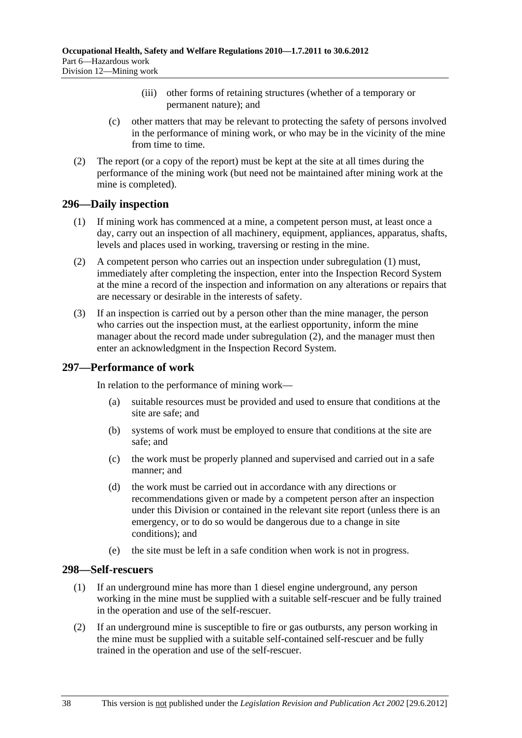(iii) other forms of retaining structures (whether of a temporary or permanent nature); and

(c) other matters that may be relevant to protecting the safety of persons involved in the performance of mining work, or who may be in the vicinity of the mine from time to time.

(2) The report (or a copy of the report) must be kept at the site at all times during the performance of the mining work (but need not be maintained after mining work at the mine is completed).

## 296—Daily inspection

(1) If mining work has commenced at a mine, a competent person must, at least once a day, carry out an inspection of all machinery, equipment, appliances, apparatus, shafts, levels and places used in working, traversing or resting in the mine.

(2) A competent person who carries out an inspection under subregulation (1) must, immediately after completing the inspection, enter into the Inspection Record System at the mine a record of the inspection and information on any alterations or repairs that are necessary or desirable in the interests of safety.

(3) If an inspection is carried out by a person other than the mine manager, the person who carries out the inspection must, at the earliest opportunity, inform the mine manager about the record made under subregulation (2), and the manager must then enter an acknowledgment in the Inspection Record System.

## 297—Performance of work

In relation to the performance of mining work—

(a) suitable resources must be provided and used to ensure that conditions at the site are safe; and

(b) systems of work must be employed to ensure that conditions at the site are safe; and

(c) the work must be properly planned and supervised and carried out in a safe manner; and

(d) the work must be carried out in accordance with any directions or recommendations given or made by a competent person after an inspection under this Division or contained in the relevant site report (unless there is an emergency, or to do so would be dangerous due to a change in site conditions); and

(e) the site must be left in a safe condition when work is not in progress.

## 298—Self-rescuers

(1) If an underground mine has more than 1 diesel engine underground, any person working in the mine must be supplied with a suitable self-rescuer and be fully trained in the operation and use of the self-rescuer.

(2) If an underground mine is susceptible to fire or gas outbursts, any person working in the mine must be supplied with a suitable self-contained self-rescuer and be fully trained in the operation and use of the self-rescuer.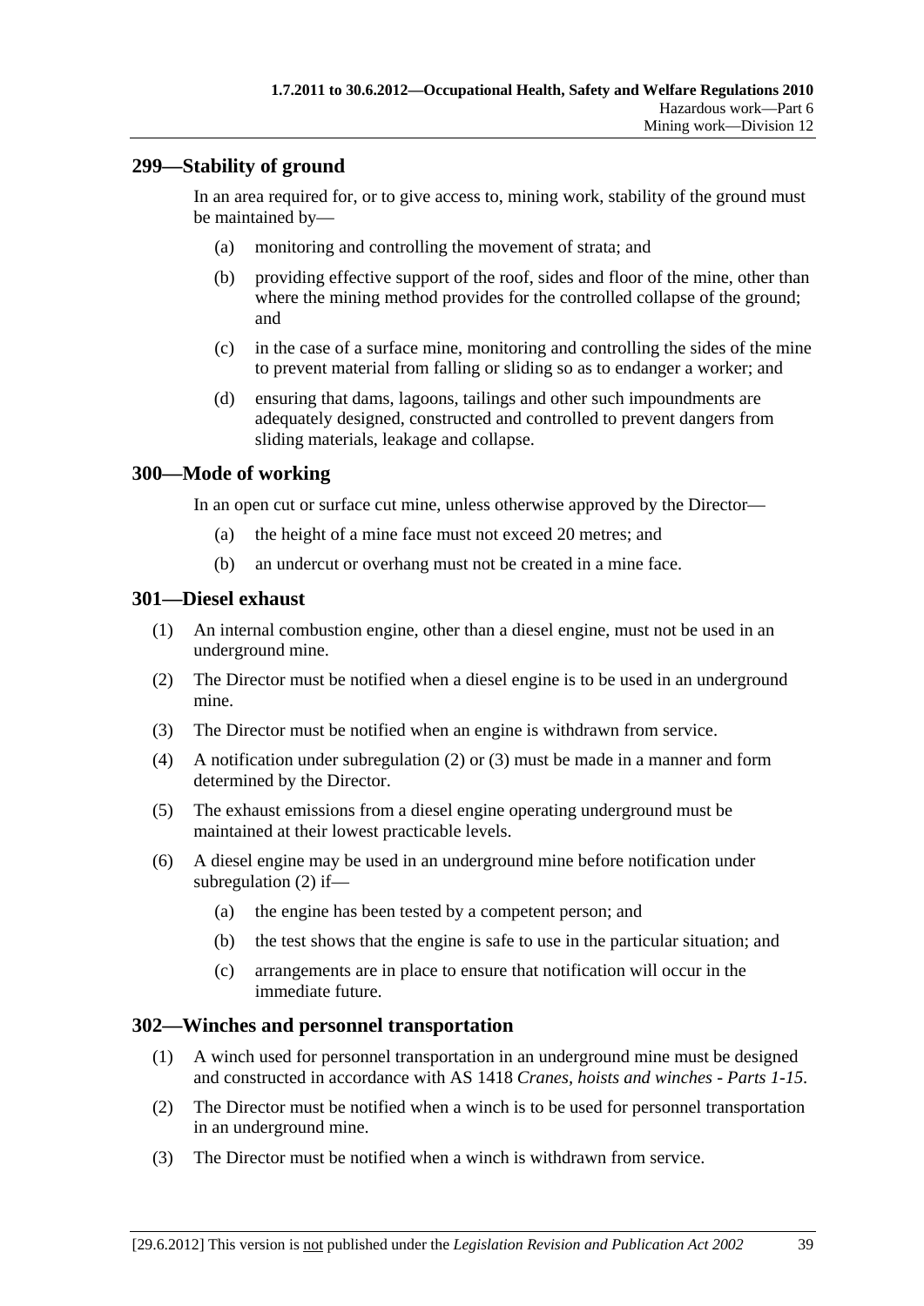## 299—Stability of ground

In an area required for, or to give access to, mining work, stability of the ground must be maintained by—

(a) monitoring and controlling the movement of strata; and

(b) providing effective support of the roof, sides and floor of the mine, other than where the mining method provides for the controlled collapse of the ground; and

(c) in the case of a surface mine, monitoring and controlling the sides of the mine to prevent material from falling or sliding so as to endanger a worker; and

(d) ensuring that dams, lagoons, tailings and other such impoundments are adequately designed, constructed and controlled to prevent dangers from sliding materials, leakage and collapse.

## 300—Mode of working

In an open cut or surface cut mine, unless otherwise approved by the Director—

(a) the height of a mine face must not exceed 20 metres; and

(b) an undercut or overhang must not be created in a mine face.

## 301—Diesel exhaust

(1) An internal combustion engine, other than a diesel engine, must not be used in an underground mine.

(2) The Director must be notified when a diesel engine is to be used in an underground mine.

(3) The Director must be notified when an engine is withdrawn from service.

(4) A notification under subregulation (2) or (3) must be made in a manner and form determined by the Director.

(5) The exhaust emissions from a diesel engine operating underground must be maintained at their lowest practicable levels.

(6) A diesel engine may be used in an underground mine before notification under subregulation (2) if—

(a) the engine has been tested by a competent person; and

(b) the test shows that the engine is safe to use in the particular situation; and

(c) arrangements are in place to ensure that notification will occur in the immediate future.

## 302—Winches and personnel transportation

(1) A winch used for personnel transportation in an underground mine must be designed and constructed in accordance with AS 1418 *Cranes, hoists and winches - Parts 1-15*.

(2) The Director must be notified when a winch is to be used for personnel transportation in an underground mine.

(3) The Director must be notified when a winch is withdrawn from service.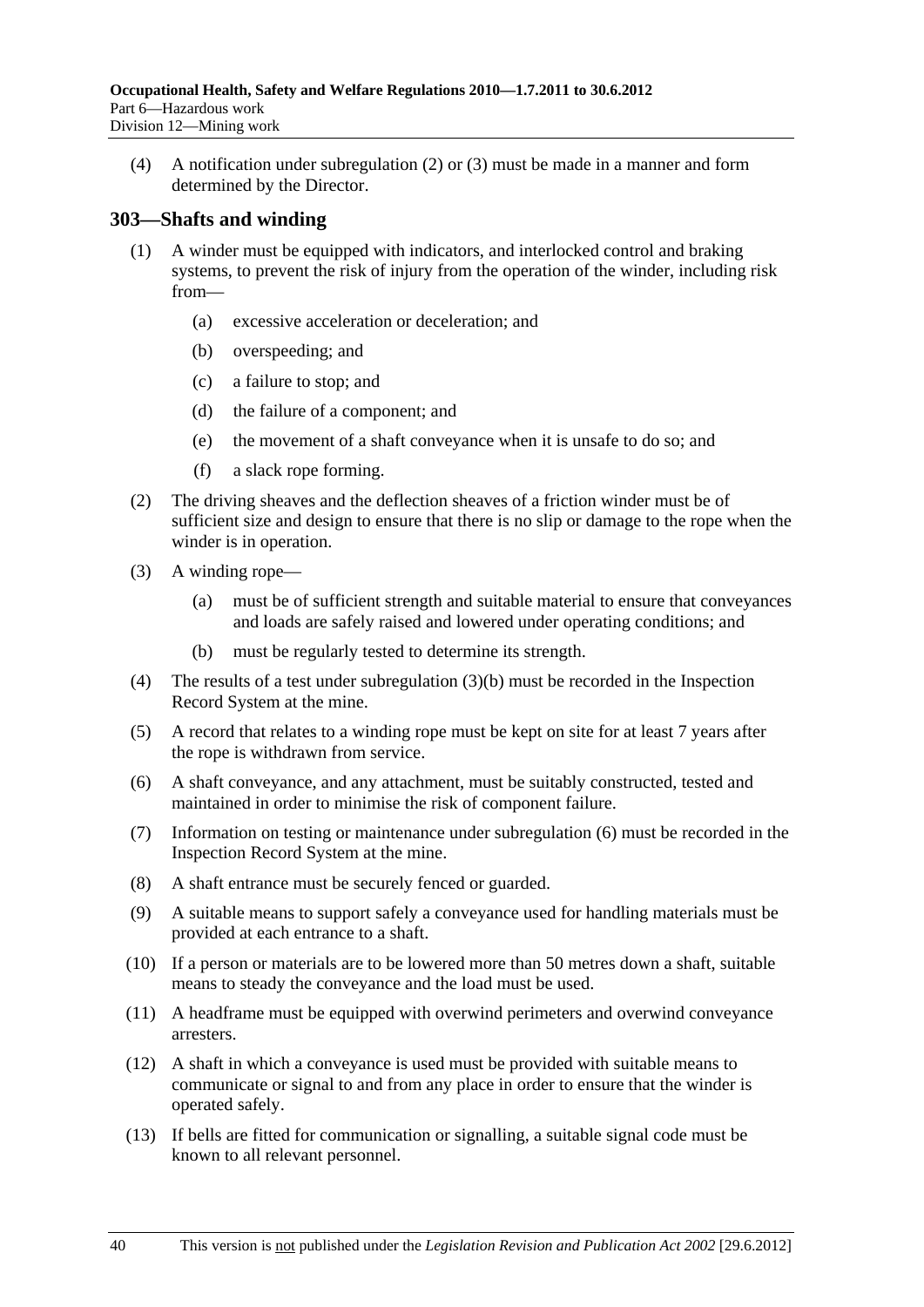(4) A notification under subregulation (2) or (3) must be made in a manner and form determined by the Director.

## 303—Shafts and winding

(1) A winder must be equipped with indicators, and interlocked control and braking systems, to prevent the risk of injury from the operation of the winder, including risk from—

- (a) excessive acceleration or deceleration; and
- (b) overspeeding; and
- (c) a failure to stop; and
- (d) the failure of a component; and
- (e) the movement of a shaft conveyance when it is unsafe to do so; and
- (f) a slack rope forming.

(2) The driving sheaves and the deflection sheaves of a friction winder must be of sufficient size and design to ensure that there is no slip or damage to the rope when the winder is in operation.

(3) A winding rope—

- (a) must be of sufficient strength and suitable material to ensure that conveyances and loads are safely raised and lowered under operating conditions; and
- (b) must be regularly tested to determine its strength.

(4) The results of a test under subregulation (3)(b) must be recorded in the Inspection Record System at the mine.

(5) A record that relates to a winding rope must be kept on site for at least 7 years after the rope is withdrawn from service.

(6) A shaft conveyance, and any attachment, must be suitably constructed, tested and maintained in order to minimise the risk of component failure.

(7) Information on testing or maintenance under subregulation (6) must be recorded in the Inspection Record System at the mine.

(8) A shaft entrance must be securely fenced or guarded.

(9) A suitable means to support safely a conveyance used for handling materials must be provided at each entrance to a shaft.

(10) If a person or materials are to be lowered more than 50 metres down a shaft, suitable means to steady the conveyance and the load must be used.

(11) A headframe must be equipped with overwind perimeters and overwind conveyance arresters.

(12) A shaft in which a conveyance is used must be provided with suitable means to communicate or signal to and from any place in order to ensure that the winder is operated safely.

(13) If bells are fitted for communication or signalling, a suitable signal code must be known to all relevant personnel.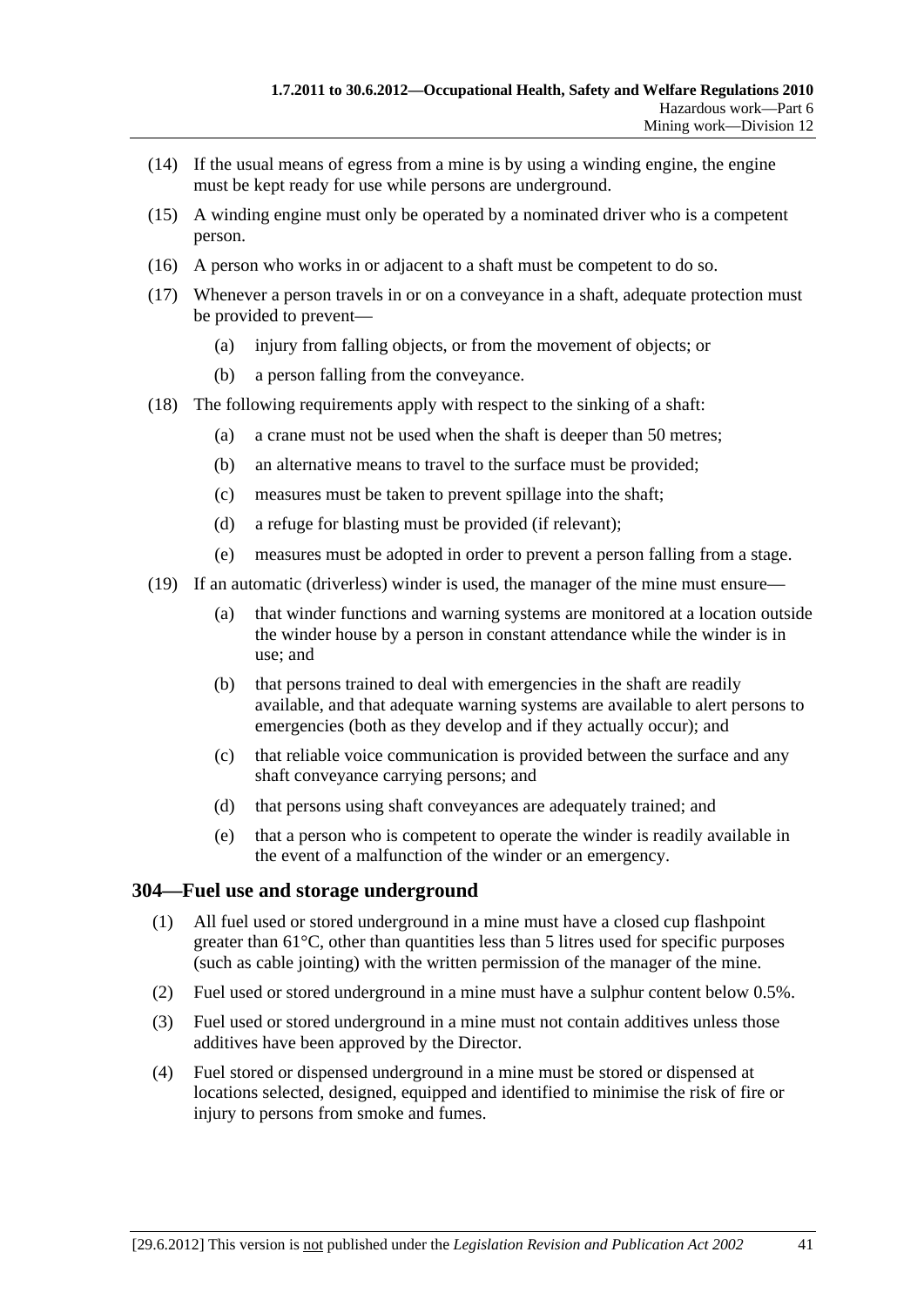(14) If the usual means of egress from a mine is by using a winding engine, the engine must be kept ready for use while persons are underground.

(15) A winding engine must only be operated by a nominated driver who is a competent person.

(16) A person who works in or adjacent to a shaft must be competent to do so.

(17) Whenever a person travels in or on a conveyance in a shaft, adequate protection must be provided to prevent—

- (a) injury from falling objects, or from the movement of objects; or
- (b) a person falling from the conveyance.

(18) The following requirements apply with respect to the sinking of a shaft:

- (a) a crane must not be used when the shaft is deeper than 50 metres;
- (b) an alternative means to travel to the surface must be provided;
- (c) measures must be taken to prevent spillage into the shaft;
- (d) a refuge for blasting must be provided (if relevant);
- (e) measures must be adopted in order to prevent a person falling from a stage.

(19) If an automatic (driverless) winder is used, the manager of the mine must ensure—

- (a) that winder functions and warning systems are monitored at a location outside the winder house by a person in constant attendance while the winder is in use; and
- (b) that persons trained to deal with emergencies in the shaft are readily available, and that adequate warning systems are available to alert persons to emergencies (both as they develop and if they actually occur); and
- (c) that reliable voice communication is provided between the surface and any shaft conveyance carrying persons; and
- (d) that persons using shaft conveyances are adequately trained; and
- (e) that a person who is competent to operate the winder is readily available in the event of a malfunction of the winder or an emergency.

## 304—Fuel use and storage underground

(1) All fuel used or stored underground in a mine must have a closed cup flashpoint greater than 61°C, other than quantities less than 5 litres used for specific purposes (such as cable jointing) with the written permission of the manager of the mine.

(2) Fuel used or stored underground in a mine must have a sulphur content below 0.5%.

(3) Fuel used or stored underground in a mine must not contain additives unless those additives have been approved by the Director.

(4) Fuel stored or dispensed underground in a mine must be stored or dispensed at locations selected, designed, equipped and identified to minimise the risk of fire or injury to persons from smoke and fumes.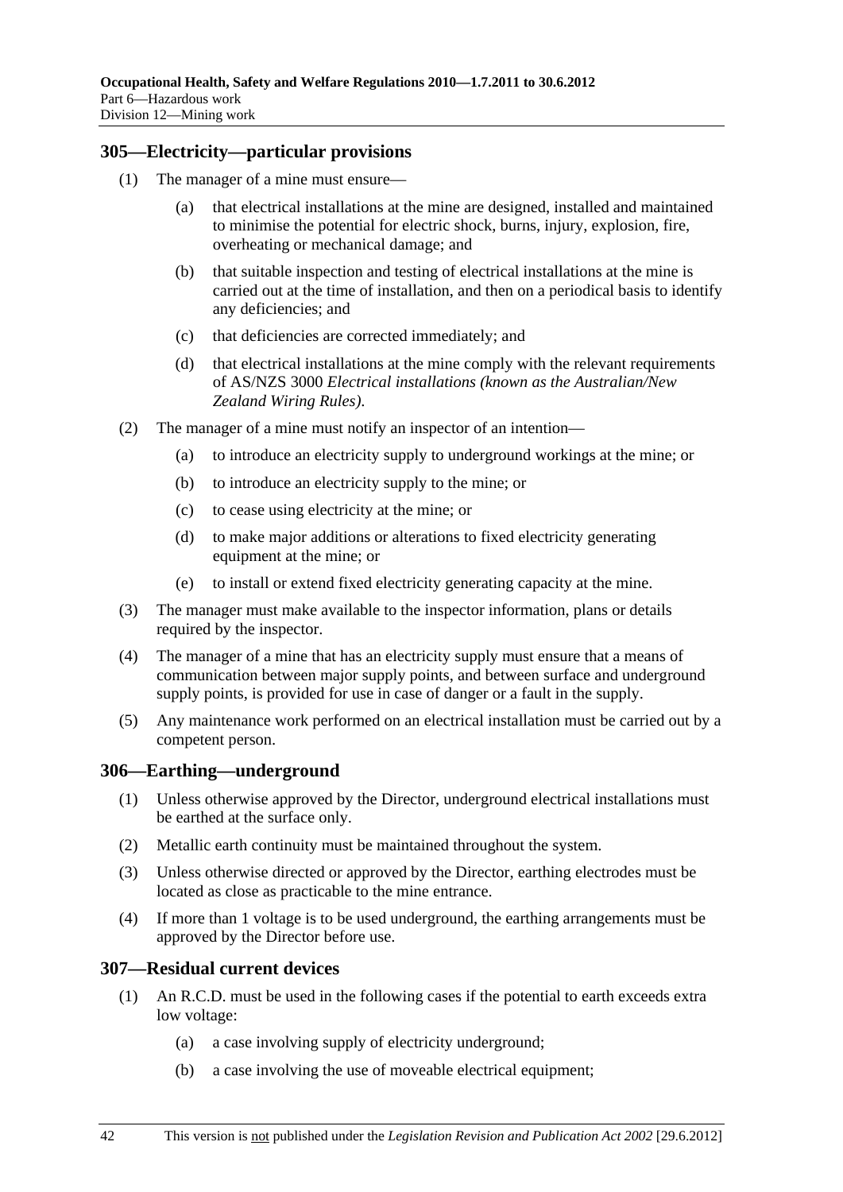## 305—Electricity—particular provisions

(1) The manager of a mine must ensure—

(a) that electrical installations at the mine are designed, installed and maintained to minimise the potential for electric shock, burns, injury, explosion, fire, overheating or mechanical damage; and

(b) that suitable inspection and testing of electrical installations at the mine is carried out at the time of installation, and then on a periodical basis to identify any deficiencies; and

(c) that deficiencies are corrected immediately; and

(d) that electrical installations at the mine comply with the relevant requirements of AS/NZS 3000 *Electrical installations (known as the Australian/New Zealand Wiring Rules)*.

(2) The manager of a mine must notify an inspector of an intention—

(a) to introduce an electricity supply to underground workings at the mine; or

(b) to introduce an electricity supply to the mine; or

(c) to cease using electricity at the mine; or

(d) to make major additions or alterations to fixed electricity generating equipment at the mine; or

(e) to install or extend fixed electricity generating capacity at the mine.

(3) The manager must make available to the inspector information, plans or details required by the inspector.

(4) The manager of a mine that has an electricity supply must ensure that a means of communication between major supply points, and between surface and underground supply points, is provided for use in case of danger or a fault in the supply.

(5) Any maintenance work performed on an electrical installation must be carried out by a competent person.

## 306—Earthing—underground

(1) Unless otherwise approved by the Director, underground electrical installations must be earthed at the surface only.

(2) Metallic earth continuity must be maintained throughout the system.

(3) Unless otherwise directed or approved by the Director, earthing electrodes must be located as close as practicable to the mine entrance.

(4) If more than 1 voltage is to be used underground, the earthing arrangements must be approved by the Director before use.

## 307—Residual current devices

(1) An R.C.D. must be used in the following cases if the potential to earth exceeds extra low voltage:

(a) a case involving supply of electricity underground;

(b) a case involving the use of moveable electrical equipment;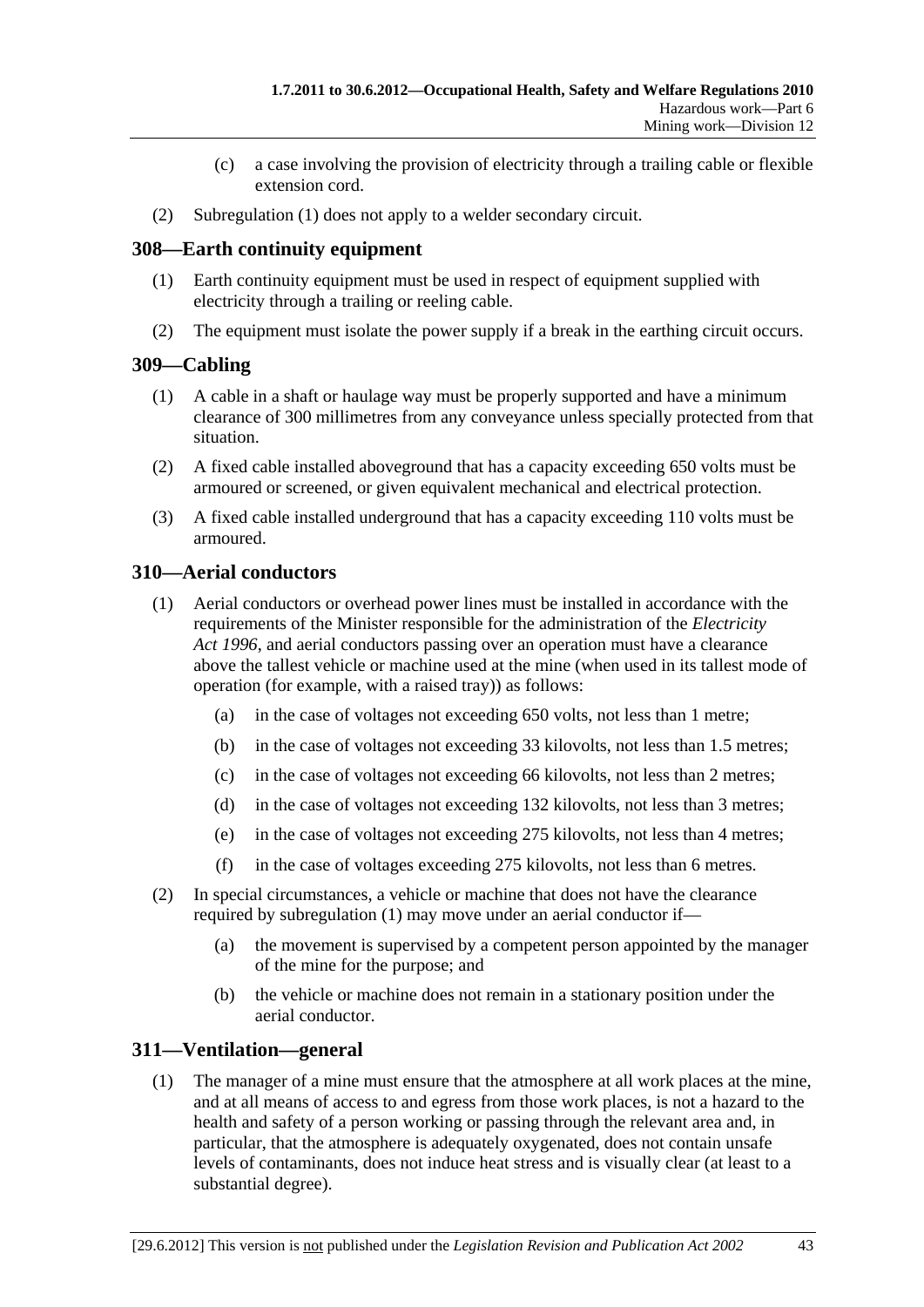(c) a case involving the provision of electricity through a trailing cable or flexible extension cord.

(2) Subregulation (1) does not apply to a welder secondary circuit.

## 308—Earth continuity equipment

(1) Earth continuity equipment must be used in respect of equipment supplied with electricity through a trailing or reeling cable.

(2) The equipment must isolate the power supply if a break in the earthing circuit occurs.

## 309—Cabling

(1) A cable in a shaft or haulage way must be properly supported and have a minimum clearance of 300 millimetres from any conveyance unless specially protected from that situation.

(2) A fixed cable installed aboveground that has a capacity exceeding 650 volts must be armoured or screened, or given equivalent mechanical and electrical protection.

(3) A fixed cable installed underground that has a capacity exceeding 110 volts must be armoured.

## 310—Aerial conductors

(1) Aerial conductors or overhead power lines must be installed in accordance with the requirements of the Minister responsible for the administration of the *Electricity Act 1996*, and aerial conductors passing over an operation must have a clearance above the tallest vehicle or machine used at the mine (when used in its tallest mode of operation (for example, with a raised tray)) as follows:

- (a) in the case of voltages not exceeding 650 volts, not less than 1 metre;
- (b) in the case of voltages not exceeding 33 kilovolts, not less than 1.5 metres;
- (c) in the case of voltages not exceeding 66 kilovolts, not less than 2 metres;
- (d) in the case of voltages not exceeding 132 kilovolts, not less than 3 metres;
- (e) in the case of voltages not exceeding 275 kilovolts, not less than 4 metres;
- (f) in the case of voltages exceeding 275 kilovolts, not less than 6 metres.

(2) In special circumstances, a vehicle or machine that does not have the clearance required by subregulation (1) may move under an aerial conductor if—

- (a) the movement is supervised by a competent person appointed by the manager of the mine for the purpose; and
- (b) the vehicle or machine does not remain in a stationary position under the aerial conductor.

## 311—Ventilation—general

(1) The manager of a mine must ensure that the atmosphere at all work places at the mine, and at all means of access to and egress from those work places, is not a hazard to the health and safety of a person working or passing through the relevant area and, in particular, that the atmosphere is adequately oxygenated, does not contain unsafe levels of contaminants, does not induce heat stress and is visually clear (at least to a substantial degree).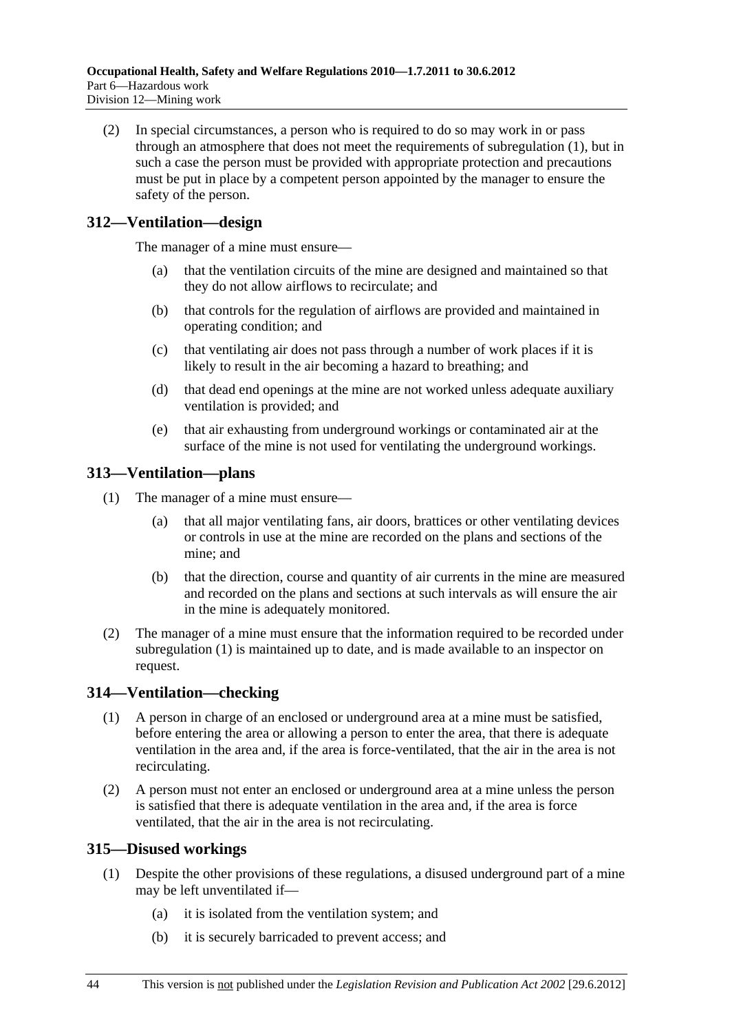(2) In special circumstances, a person who is required to do so may work in or pass through an atmosphere that does not meet the requirements of subregulation (1), but in such a case the person must be provided with appropriate protection and precautions must be put in place by a competent person appointed by the manager to ensure the safety of the person.

## 312—Ventilation—design

The manager of a mine must ensure—

(a) that the ventilation circuits of the mine are designed and maintained so that they do not allow airflows to recirculate; and

(b) that controls for the regulation of airflows are provided and maintained in operating condition; and

(c) that ventilating air does not pass through a number of work places if it is likely to result in the air becoming a hazard to breathing; and

(d) that dead end openings at the mine are not worked unless adequate auxiliary ventilation is provided; and

(e) that air exhausting from underground workings or contaminated air at the surface of the mine is not used for ventilating the underground workings.

## 313—Ventilation—plans

(1) The manager of a mine must ensure—

(a) that all major ventilating fans, air doors, brattices or other ventilating devices or controls in use at the mine are recorded on the plans and sections of the mine; and

(b) that the direction, course and quantity of air currents in the mine are measured and recorded on the plans and sections at such intervals as will ensure the air in the mine is adequately monitored.

(2) The manager of a mine must ensure that the information required to be recorded under subregulation (1) is maintained up to date, and is made available to an inspector on request.

## 314—Ventilation—checking

(1) A person in charge of an enclosed or underground area at a mine must be satisfied, before entering the area or allowing a person to enter the area, that there is adequate ventilation in the area and, if the area is force-ventilated, that the air in the area is not recirculating.

(2) A person must not enter an enclosed or underground area at a mine unless the person is satisfied that there is adequate ventilation in the area and, if the area is force ventilated, that the air in the area is not recirculating.

## 315—Disused workings

(1) Despite the other provisions of these regulations, a disused underground part of a mine may be left unventilated if—

(a) it is isolated from the ventilation system; and

(b) it is securely barricaded to prevent access; and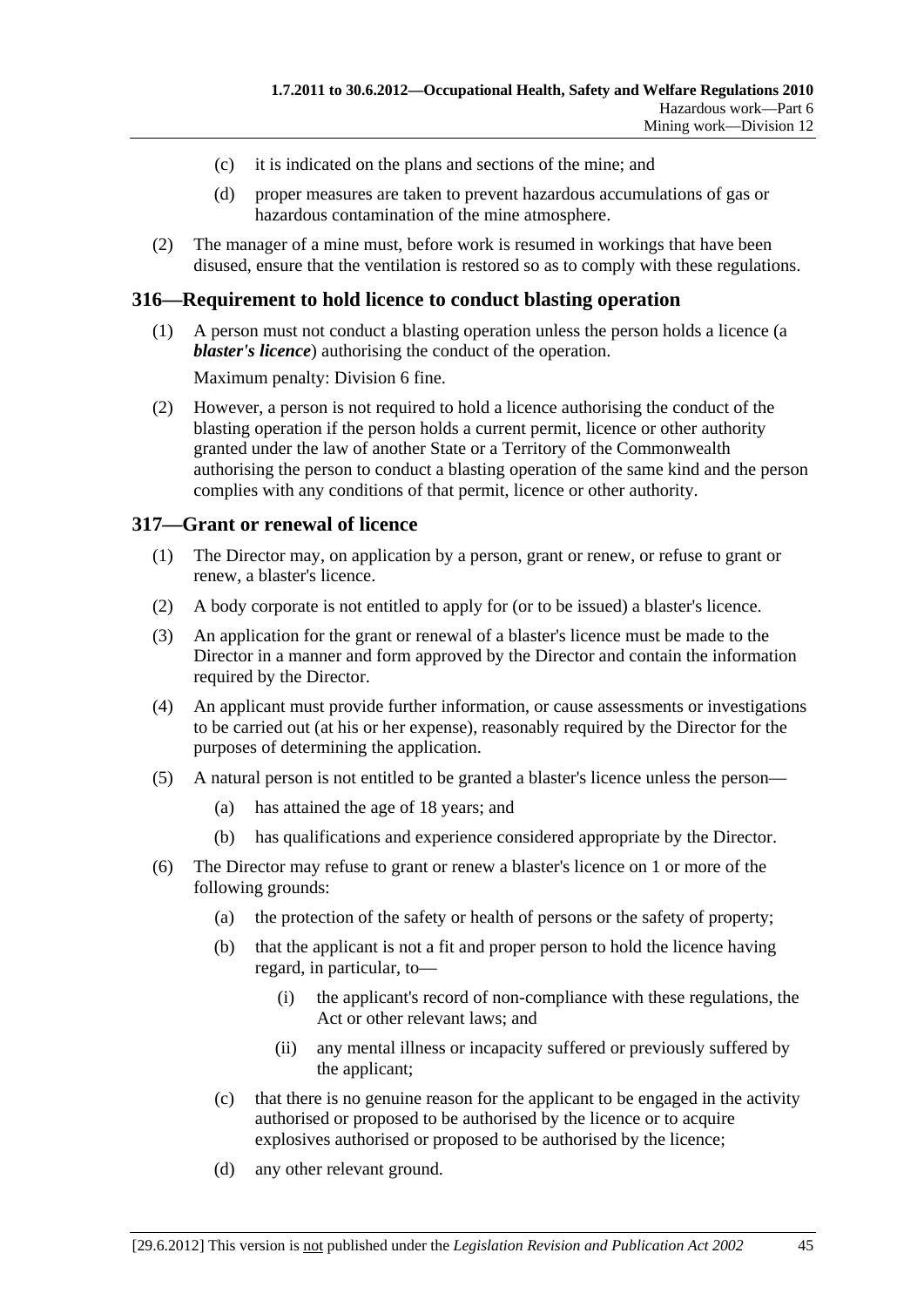(c) it is indicated on the plans and sections of the mine; and

(d) proper measures are taken to prevent hazardous accumulations of gas or hazardous contamination of the mine atmosphere.

(2) The manager of a mine must, before work is resumed in workings that have been disused, ensure that the ventilation is restored so as to comply with these regulations.

## 316—Requirement to hold licence to conduct blasting operation

(1) A person must not conduct a blasting operation unless the person holds a licence (a ***blaster's licence***) authorising the conduct of the operation.

Maximum penalty: Division 6 fine.

(2) However, a person is not required to hold a licence authorising the conduct of the blasting operation if the person holds a current permit, licence or other authority granted under the law of another State or a Territory of the Commonwealth authorising the person to conduct a blasting operation of the same kind and the person complies with any conditions of that permit, licence or other authority.

## 317—Grant or renewal of licence

(1) The Director may, on application by a person, grant or renew, or refuse to grant or renew, a blaster's licence.

(2) A body corporate is not entitled to apply for (or to be issued) a blaster's licence.

(3) An application for the grant or renewal of a blaster's licence must be made to the Director in a manner and form approved by the Director and contain the information required by the Director.

(4) An applicant must provide further information, or cause assessments or investigations to be carried out (at his or her expense), reasonably required by the Director for the purposes of determining the application.

(5) A natural person is not entitled to be granted a blaster's licence unless the person—

(a) has attained the age of 18 years; and

(b) has qualifications and experience considered appropriate by the Director.

(6) The Director may refuse to grant or renew a blaster's licence on 1 or more of the following grounds:

(a) the protection of the safety or health of persons or the safety of property;

(b) that the applicant is not a fit and proper person to hold the licence having regard, in particular, to—

(i) the applicant's record of non-compliance with these regulations, the Act or other relevant laws; and

(ii) any mental illness or incapacity suffered or previously suffered by the applicant;

(c) that there is no genuine reason for the applicant to be engaged in the activity authorised or proposed to be authorised by the licence or to acquire explosives authorised or proposed to be authorised by the licence;

(d) any other relevant ground.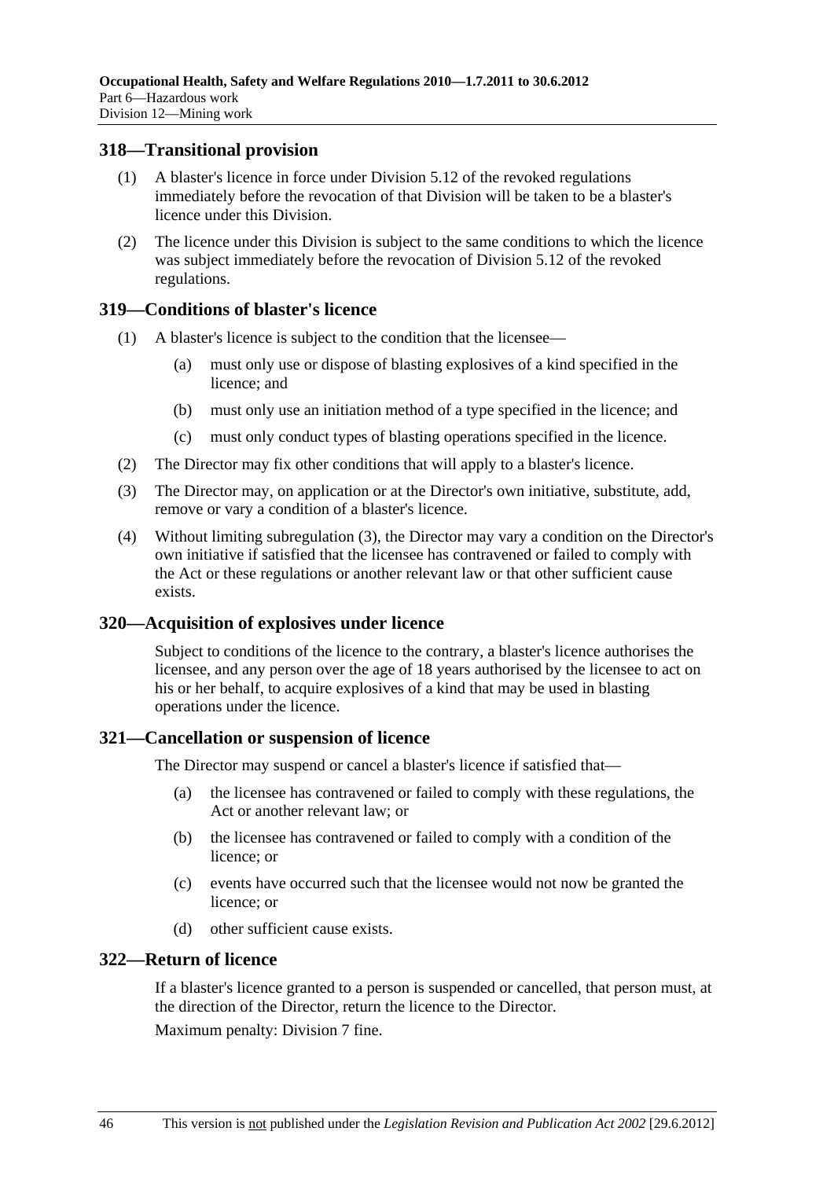## 318—Transitional provision

(1) A blaster's licence in force under Division 5.12 of the revoked regulations immediately before the revocation of that Division will be taken to be a blaster's licence under this Division.

(2) The licence under this Division is subject to the same conditions to which the licence was subject immediately before the revocation of Division 5.12 of the revoked regulations.

## 319—Conditions of blaster's licence

(1) A blaster's licence is subject to the condition that the licensee—

(a) must only use or dispose of blasting explosives of a kind specified in the licence; and

(b) must only use an initiation method of a type specified in the licence; and

(c) must only conduct types of blasting operations specified in the licence.

(2) The Director may fix other conditions that will apply to a blaster's licence.

(3) The Director may, on application or at the Director's own initiative, substitute, add, remove or vary a condition of a blaster's licence.

(4) Without limiting subregulation (3), the Director may vary a condition on the Director's own initiative if satisfied that the licensee has contravened or failed to comply with the Act or these regulations or another relevant law or that other sufficient cause exists.

## 320—Acquisition of explosives under licence

Subject to conditions of the licence to the contrary, a blaster's licence authorises the licensee, and any person over the age of 18 years authorised by the licensee to act on his or her behalf, to acquire explosives of a kind that may be used in blasting operations under the licence.

## 321—Cancellation or suspension of licence

The Director may suspend or cancel a blaster's licence if satisfied that—

(a) the licensee has contravened or failed to comply with these regulations, the Act or another relevant law; or

(b) the licensee has contravened or failed to comply with a condition of the licence; or

(c) events have occurred such that the licensee would not now be granted the licence; or

(d) other sufficient cause exists.

## 322—Return of licence

If a blaster's licence granted to a person is suspended or cancelled, that person must, at the direction of the Director, return the licence to the Director.

Maximum penalty: Division 7 fine.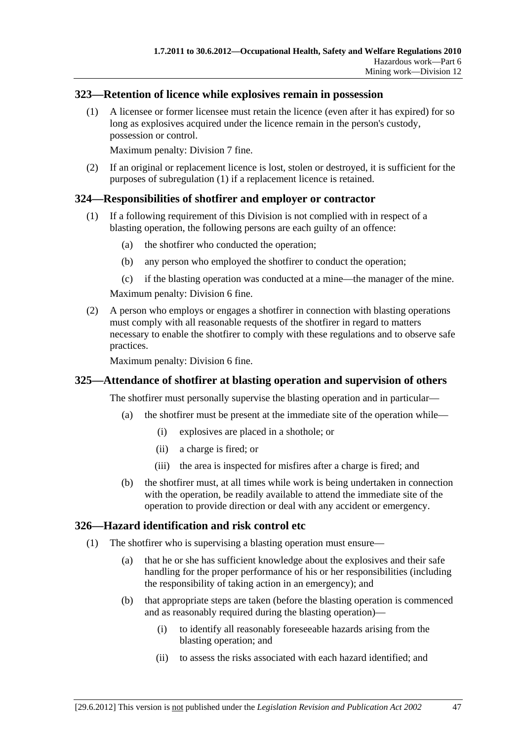## 323—Retention of licence while explosives remain in possession

(1) A licensee or former licensee must retain the licence (even after it has expired) for so long as explosives acquired under the licence remain in the person's custody, possession or control.

Maximum penalty: Division 7 fine.

(2) If an original or replacement licence is lost, stolen or destroyed, it is sufficient for the purposes of subregulation (1) if a replacement licence is retained.

## 324—Responsibilities of shotfirer and employer or contractor

(1) If a following requirement of this Division is not complied with in respect of a blasting operation, the following persons are each guilty of an offence:

- (a) the shotfirer who conducted the operation;
- (b) any person who employed the shotfirer to conduct the operation;
- (c) if the blasting operation was conducted at a mine—the manager of the mine.

Maximum penalty: Division 6 fine.

(2) A person who employs or engages a shotfirer in connection with blasting operations must comply with all reasonable requests of the shotfirer in regard to matters necessary to enable the shotfirer to comply with these regulations and to observe safe practices.

Maximum penalty: Division 6 fine.

## 325—Attendance of shotfirer at blasting operation and supervision of others

The shotfirer must personally supervise the blasting operation and in particular—

- (a) the shotfirer must be present at the immediate site of the operation while—
  - (i) explosives are placed in a shothole; or
  - (ii) a charge is fired; or
  - (iii) the area is inspected for misfires after a charge is fired; and
- (b) the shotfirer must, at all times while work is being undertaken in connection with the operation, be readily available to attend the immediate site of the operation to provide direction or deal with any accident or emergency.

## 326—Hazard identification and risk control etc

(1) The shotfirer who is supervising a blasting operation must ensure—

- (a) that he or she has sufficient knowledge about the explosives and their safe handling for the proper performance of his or her responsibilities (including the responsibility of taking action in an emergency); and
- (b) that appropriate steps are taken (before the blasting operation is commenced and as reasonably required during the blasting operation)—
  - (i) to identify all reasonably foreseeable hazards arising from the blasting operation; and
  - (ii) to assess the risks associated with each hazard identified; and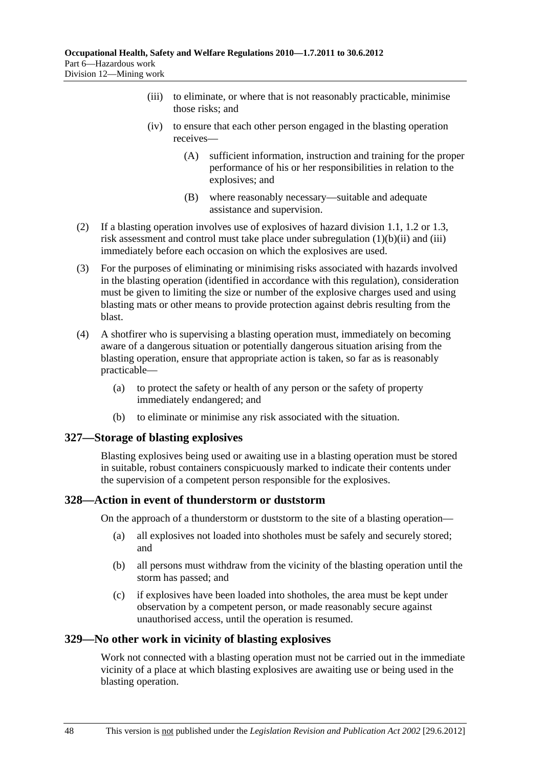(iii) to eliminate, or where that is not reasonably practicable, minimise those risks; and

(iv) to ensure that each other person engaged in the blasting operation receives—

(A) sufficient information, instruction and training for the proper performance of his or her responsibilities in relation to the explosives; and

(B) where reasonably necessary—suitable and adequate assistance and supervision.

(2) If a blasting operation involves use of explosives of hazard division 1.1, 1.2 or 1.3, risk assessment and control must take place under subregulation (1)(b)(ii) and (iii) immediately before each occasion on which the explosives are used.

(3) For the purposes of eliminating or minimising risks associated with hazards involved in the blasting operation (identified in accordance with this regulation), consideration must be given to limiting the size or number of the explosive charges used and using blasting mats or other means to provide protection against debris resulting from the blast.

(4) A shotfirer who is supervising a blasting operation must, immediately on becoming aware of a dangerous situation or potentially dangerous situation arising from the blasting operation, ensure that appropriate action is taken, so far as is reasonably practicable—

(a) to protect the safety or health of any person or the safety of property immediately endangered; and

(b) to eliminate or minimise any risk associated with the situation.

## 327—Storage of blasting explosives

Blasting explosives being used or awaiting use in a blasting operation must be stored in suitable, robust containers conspicuously marked to indicate their contents under the supervision of a competent person responsible for the explosives.

## 328—Action in event of thunderstorm or duststorm

On the approach of a thunderstorm or duststorm to the site of a blasting operation—

(a) all explosives not loaded into shotholes must be safely and securely stored; and

(b) all persons must withdraw from the vicinity of the blasting operation until the storm has passed; and

(c) if explosives have been loaded into shotholes, the area must be kept under observation by a competent person, or made reasonably secure against unauthorised access, until the operation is resumed.

## 329—No other work in vicinity of blasting explosives

Work not connected with a blasting operation must not be carried out in the immediate vicinity of a place at which blasting explosives are awaiting use or being used in the blasting operation.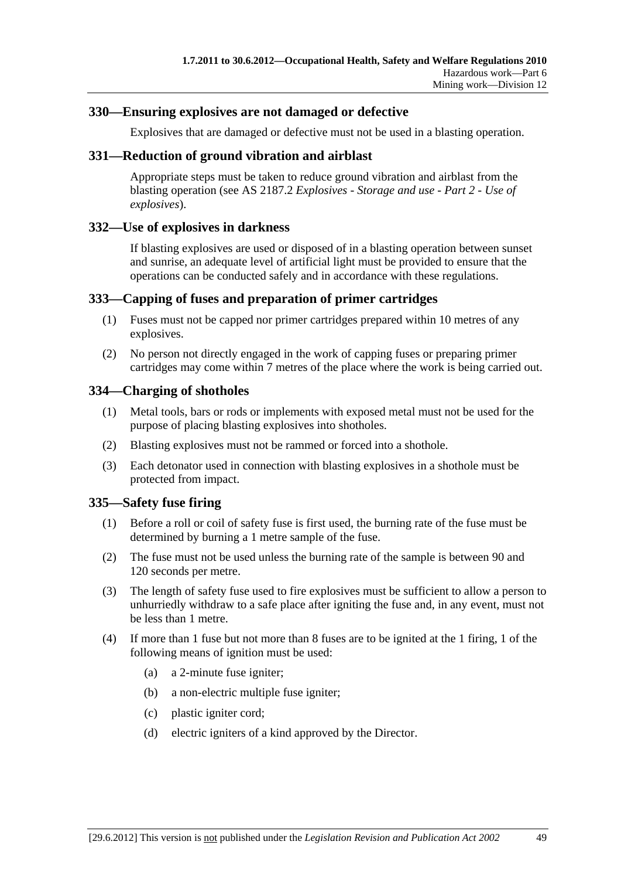## 330—Ensuring explosives are not damaged or defective

Explosives that are damaged or defective must not be used in a blasting operation.

## 331—Reduction of ground vibration and airblast

Appropriate steps must be taken to reduce ground vibration and airblast from the blasting operation (see AS 2187.2 *Explosives - Storage and use - Part 2 - Use of explosives*).

## 332—Use of explosives in darkness

If blasting explosives are used or disposed of in a blasting operation between sunset and sunrise, an adequate level of artificial light must be provided to ensure that the operations can be conducted safely and in accordance with these regulations.

## 333—Capping of fuses and preparation of primer cartridges

(1) Fuses must not be capped nor primer cartridges prepared within 10 metres of any explosives.

(2) No person not directly engaged in the work of capping fuses or preparing primer cartridges may come within 7 metres of the place where the work is being carried out.

## 334—Charging of shotholes

(1) Metal tools, bars or rods or implements with exposed metal must not be used for the purpose of placing blasting explosives into shotholes.

(2) Blasting explosives must not be rammed or forced into a shothole.

(3) Each detonator used in connection with blasting explosives in a shothole must be protected from impact.

## 335—Safety fuse firing

(1) Before a roll or coil of safety fuse is first used, the burning rate of the fuse must be determined by burning a 1 metre sample of the fuse.

(2) The fuse must not be used unless the burning rate of the sample is between 90 and 120 seconds per metre.

(3) The length of safety fuse used to fire explosives must be sufficient to allow a person to unhurriedly withdraw to a safe place after igniting the fuse and, in any event, must not be less than 1 metre.

(4) If more than 1 fuse but not more than 8 fuses are to be ignited at the 1 firing, 1 of the following means of ignition must be used:

(a) a 2-minute fuse igniter;

(b) a non-electric multiple fuse igniter;

(c) plastic igniter cord;

(d) electric igniters of a kind approved by the Director.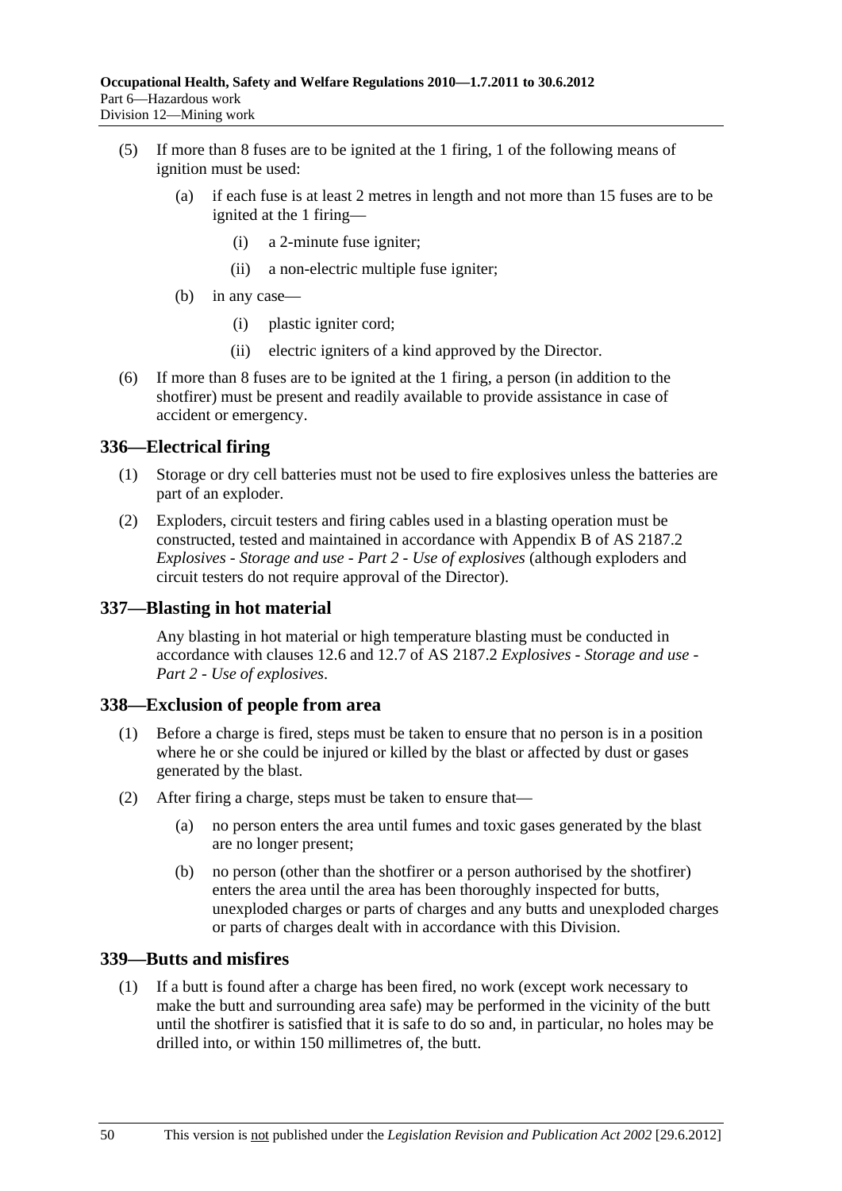(5) If more than 8 fuses are to be ignited at the 1 firing, 1 of the following means of ignition must be used:

(a) if each fuse is at least 2 metres in length and not more than 15 fuses are to be ignited at the 1 firing—

(i) a 2-minute fuse igniter;

(ii) a non-electric multiple fuse igniter;

(b) in any case—

(i) plastic igniter cord;

(ii) electric igniters of a kind approved by the Director.

(6) If more than 8 fuses are to be ignited at the 1 firing, a person (in addition to the shotfirer) must be present and readily available to provide assistance in case of accident or emergency.

## 336—Electrical firing

(1) Storage or dry cell batteries must not be used to fire explosives unless the batteries are part of an exploder.

(2) Exploders, circuit testers and firing cables used in a blasting operation must be constructed, tested and maintained in accordance with Appendix B of AS 2187.2 *Explosives - Storage and use - Part 2 - Use of explosives* (although exploders and circuit testers do not require approval of the Director).

## 337—Blasting in hot material

Any blasting in hot material or high temperature blasting must be conducted in accordance with clauses 12.6 and 12.7 of AS 2187.2 *Explosives - Storage and use - Part 2 - Use of explosives*.

## 338—Exclusion of people from area

(1) Before a charge is fired, steps must be taken to ensure that no person is in a position where he or she could be injured or killed by the blast or affected by dust or gases generated by the blast.

(2) After firing a charge, steps must be taken to ensure that—

(a) no person enters the area until fumes and toxic gases generated by the blast are no longer present;

(b) no person (other than the shotfirer or a person authorised by the shotfirer) enters the area until the area has been thoroughly inspected for butts, unexploded charges or parts of charges and any butts and unexploded charges or parts of charges dealt with in accordance with this Division.

## 339—Butts and misfires

(1) If a butt is found after a charge has been fired, no work (except work necessary to make the butt and surrounding area safe) may be performed in the vicinity of the butt until the shotfirer is satisfied that it is safe to do so and, in particular, no holes may be drilled into, or within 150 millimetres of, the butt.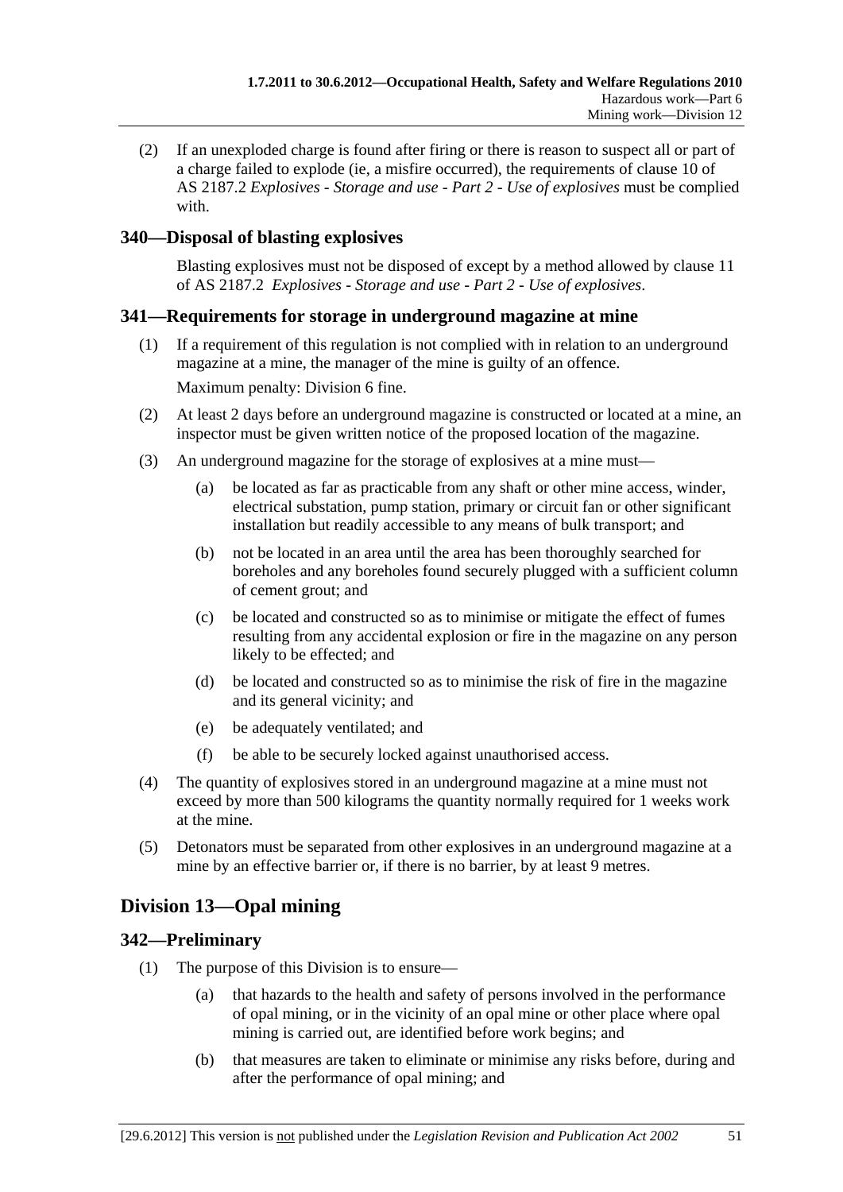(2) If an unexploded charge is found after firing or there is reason to suspect all or part of a charge failed to explode (ie, a misfire occurred), the requirements of clause 10 of AS 2187.2 *Explosives - Storage and use - Part 2 - Use of explosives* must be complied with.

### 340—Disposal of blasting explosives

Blasting explosives must not be disposed of except by a method allowed by clause 11 of AS 2187.2 *Explosives - Storage and use - Part 2 - Use of explosives*.

### 341—Requirements for storage in underground magazine at mine

(1) If a requirement of this regulation is not complied with in relation to an underground magazine at a mine, the manager of the mine is guilty of an offence.

Maximum penalty: Division 6 fine.

(2) At least 2 days before an underground magazine is constructed or located at a mine, an inspector must be given written notice of the proposed location of the magazine.

(3) An underground magazine for the storage of explosives at a mine must—

(a) be located as far as practicable from any shaft or other mine access, winder, electrical substation, pump station, primary or circuit fan or other significant installation but readily accessible to any means of bulk transport; and

(b) not be located in an area until the area has been thoroughly searched for boreholes and any boreholes found securely plugged with a sufficient column of cement grout; and

(c) be located and constructed so as to minimise or mitigate the effect of fumes resulting from any accidental explosion or fire in the magazine on any person likely to be effected; and

(d) be located and constructed so as to minimise the risk of fire in the magazine and its general vicinity; and

(e) be adequately ventilated; and

(f) be able to be securely locked against unauthorised access.

(4) The quantity of explosives stored in an underground magazine at a mine must not exceed by more than 500 kilograms the quantity normally required for 1 weeks work at the mine.

(5) Detonators must be separated from other explosives in an underground magazine at a mine by an effective barrier or, if there is no barrier, by at least 9 metres.

## Division 13—Opal mining

### 342—Preliminary

(1) The purpose of this Division is to ensure—

(a) that hazards to the health and safety of persons involved in the performance of opal mining, or in the vicinity of an opal mine or other place where opal mining is carried out, are identified before work begins; and

(b) that measures are taken to eliminate or minimise any risks before, during and after the performance of opal mining; and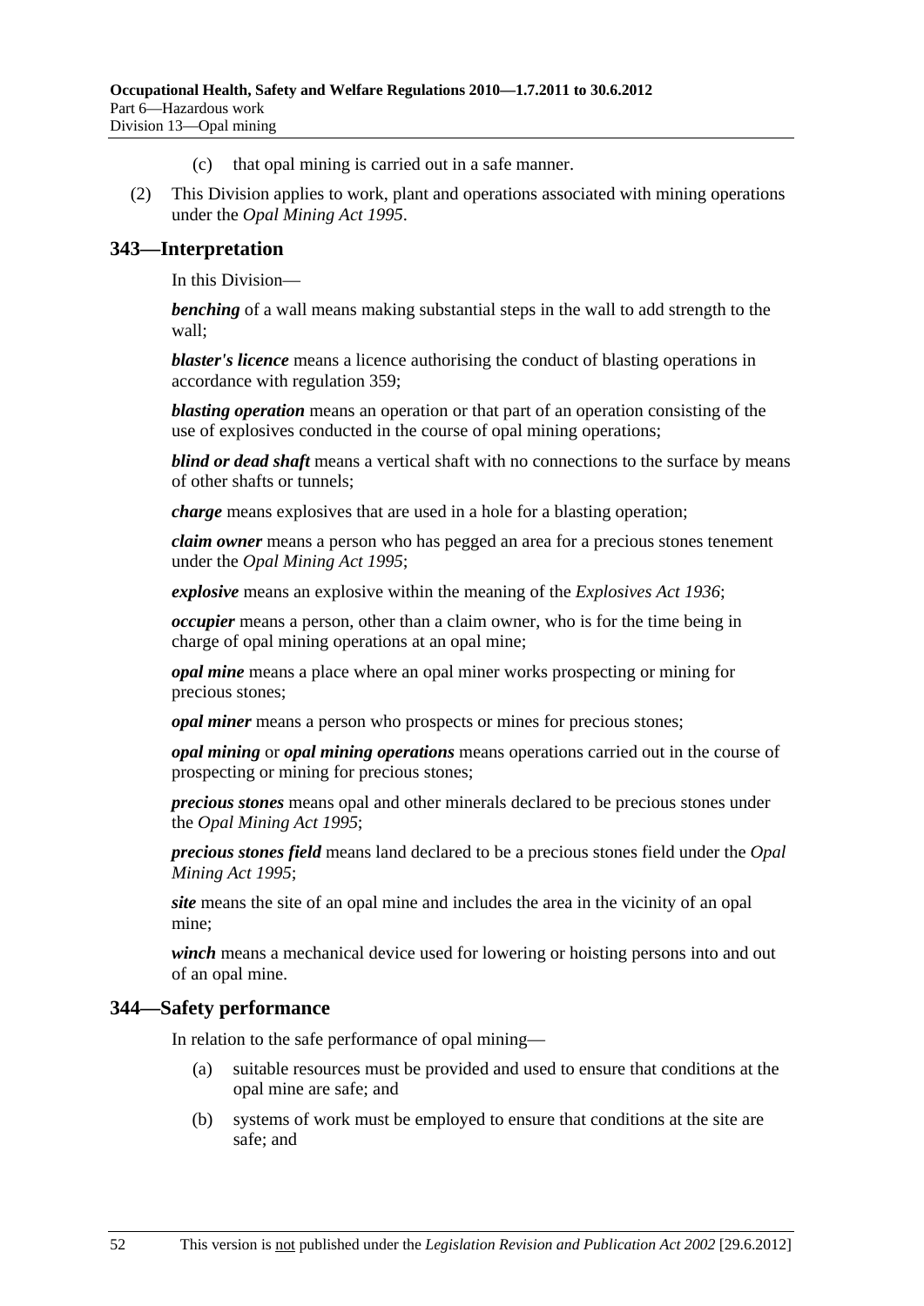(c) that opal mining is carried out in a safe manner.

(2) This Division applies to work, plant and operations associated with mining operations under the *Opal Mining Act 1995*.

## 343—Interpretation

In this Division—

***benching*** of a wall means making substantial steps in the wall to add strength to the wall;

***blaster's licence*** means a licence authorising the conduct of blasting operations in accordance with regulation 359;

***blasting operation*** means an operation or that part of an operation consisting of the use of explosives conducted in the course of opal mining operations;

***blind or dead shaft*** means a vertical shaft with no connections to the surface by means of other shafts or tunnels;

***charge*** means explosives that are used in a hole for a blasting operation;

***claim owner*** means a person who has pegged an area for a precious stones tenement under the *Opal Mining Act 1995*;

***explosive*** means an explosive within the meaning of the *Explosives Act 1936*;

***occupier*** means a person, other than a claim owner, who is for the time being in charge of opal mining operations at an opal mine;

***opal mine*** means a place where an opal miner works prospecting or mining for precious stones;

***opal miner*** means a person who prospects or mines for precious stones;

***opal mining*** or ***opal mining operations*** means operations carried out in the course of prospecting or mining for precious stones;

***precious stones*** means opal and other minerals declared to be precious stones under the *Opal Mining Act 1995*;

***precious stones field*** means land declared to be a precious stones field under the *Opal Mining Act 1995*;

***site*** means the site of an opal mine and includes the area in the vicinity of an opal mine;

***winch*** means a mechanical device used for lowering or hoisting persons into and out of an opal mine.

## 344—Safety performance

In relation to the safe performance of opal mining—

(a) suitable resources must be provided and used to ensure that conditions at the opal mine are safe; and

(b) systems of work must be employed to ensure that conditions at the site are safe; and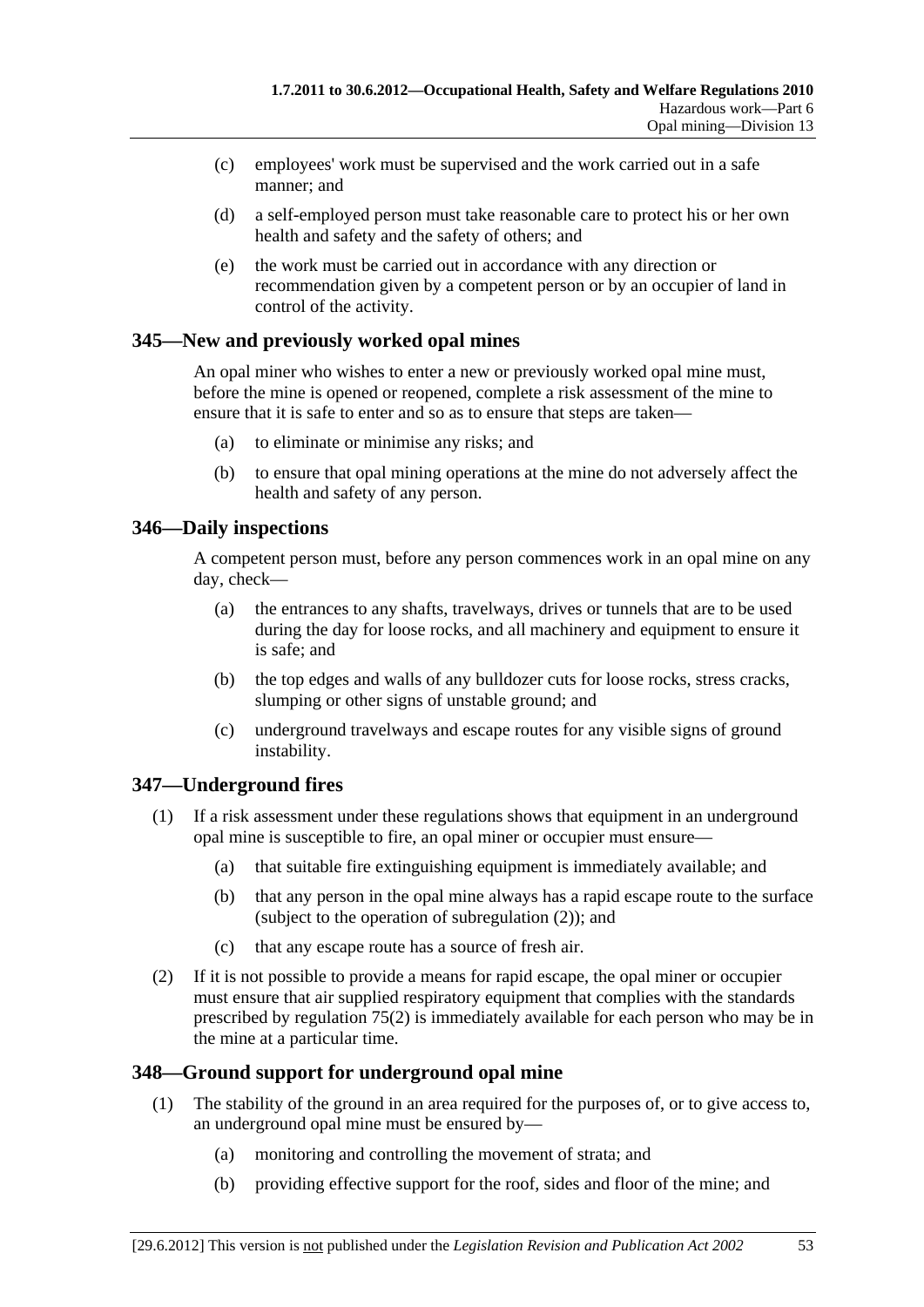(c) employees' work must be supervised and the work carried out in a safe manner; and

(d) a self-employed person must take reasonable care to protect his or her own health and safety and the safety of others; and

(e) the work must be carried out in accordance with any direction or recommendation given by a competent person or by an occupier of land in control of the activity.

## 345—New and previously worked opal mines

An opal miner who wishes to enter a new or previously worked opal mine must, before the mine is opened or reopened, complete a risk assessment of the mine to ensure that it is safe to enter and so as to ensure that steps are taken—

(a) to eliminate or minimise any risks; and

(b) to ensure that opal mining operations at the mine do not adversely affect the health and safety of any person.

## 346—Daily inspections

A competent person must, before any person commences work in an opal mine on any day, check—

(a) the entrances to any shafts, travelways, drives or tunnels that are to be used during the day for loose rocks, and all machinery and equipment to ensure it is safe; and

(b) the top edges and walls of any bulldozer cuts for loose rocks, stress cracks, slumping or other signs of unstable ground; and

(c) underground travelways and escape routes for any visible signs of ground instability.

## 347—Underground fires

(1) If a risk assessment under these regulations shows that equipment in an underground opal mine is susceptible to fire, an opal miner or occupier must ensure—

(a) that suitable fire extinguishing equipment is immediately available; and

(b) that any person in the opal mine always has a rapid escape route to the surface (subject to the operation of subregulation (2)); and

(c) that any escape route has a source of fresh air.

(2) If it is not possible to provide a means for rapid escape, the opal miner or occupier must ensure that air supplied respiratory equipment that complies with the standards prescribed by regulation 75(2) is immediately available for each person who may be in the mine at a particular time.

## 348—Ground support for underground opal mine

(1) The stability of the ground in an area required for the purposes of, or to give access to, an underground opal mine must be ensured by—

(a) monitoring and controlling the movement of strata; and

(b) providing effective support for the roof, sides and floor of the mine; and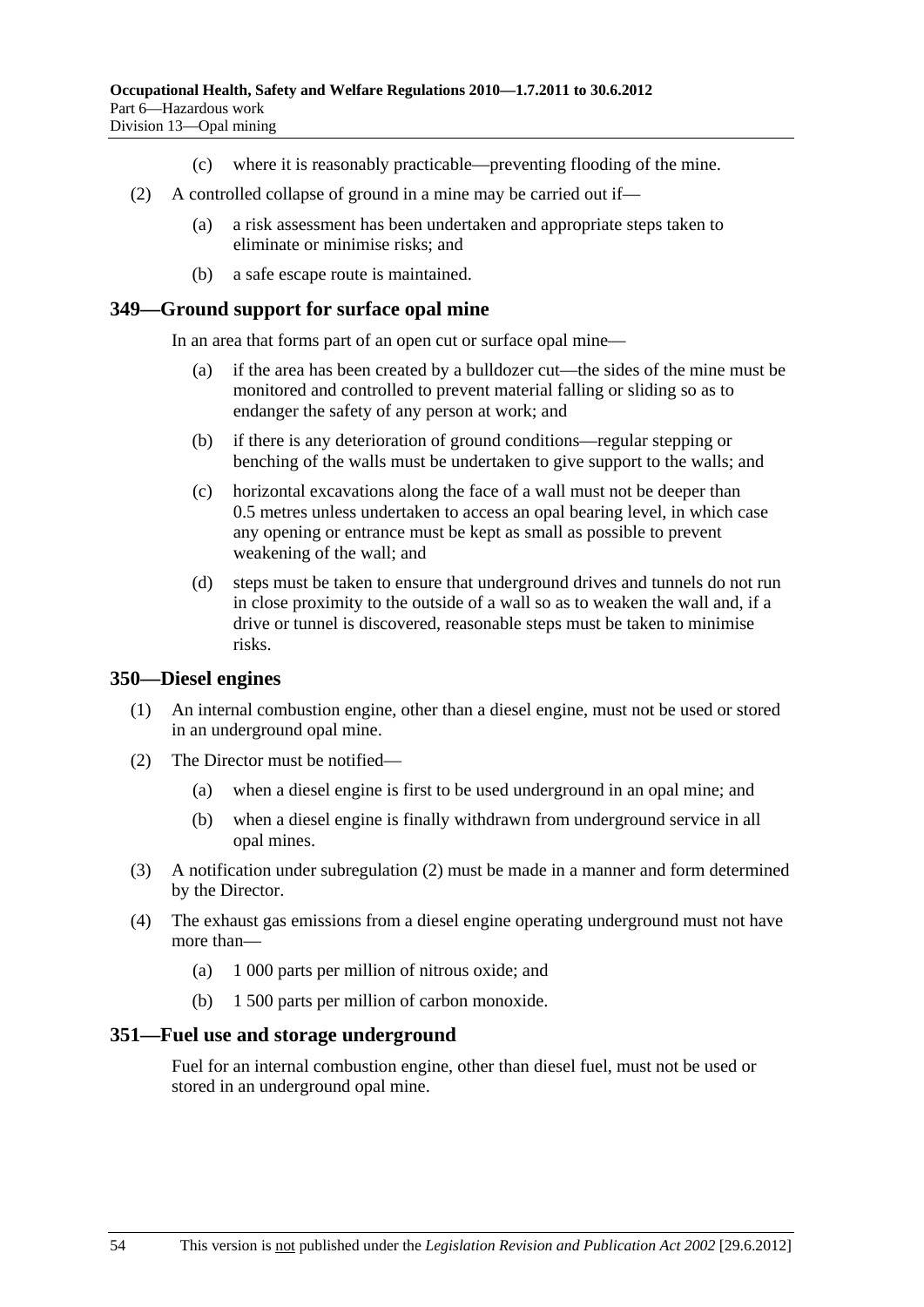(c) where it is reasonably practicable—preventing flooding of the mine.

(2) A controlled collapse of ground in a mine may be carried out if—

(a) a risk assessment has been undertaken and appropriate steps taken to eliminate or minimise risks; and

(b) a safe escape route is maintained.

## 349—Ground support for surface opal mine

In an area that forms part of an open cut or surface opal mine—

(a) if the area has been created by a bulldozer cut—the sides of the mine must be monitored and controlled to prevent material falling or sliding so as to endanger the safety of any person at work; and

(b) if there is any deterioration of ground conditions—regular stepping or benching of the walls must be undertaken to give support to the walls; and

(c) horizontal excavations along the face of a wall must not be deeper than 0.5 metres unless undertaken to access an opal bearing level, in which case any opening or entrance must be kept as small as possible to prevent weakening of the wall; and

(d) steps must be taken to ensure that underground drives and tunnels do not run in close proximity to the outside of a wall so as to weaken the wall and, if a drive or tunnel is discovered, reasonable steps must be taken to minimise risks.

## 350—Diesel engines

(1) An internal combustion engine, other than a diesel engine, must not be used or stored in an underground opal mine.

(2) The Director must be notified—

(a) when a diesel engine is first to be used underground in an opal mine; and

(b) when a diesel engine is finally withdrawn from underground service in all opal mines.

(3) A notification under subregulation (2) must be made in a manner and form determined by the Director.

(4) The exhaust gas emissions from a diesel engine operating underground must not have more than—

(a) 1 000 parts per million of nitrous oxide; and

(b) 1 500 parts per million of carbon monoxide.

## 351—Fuel use and storage underground

Fuel for an internal combustion engine, other than diesel fuel, must not be used or stored in an underground opal mine.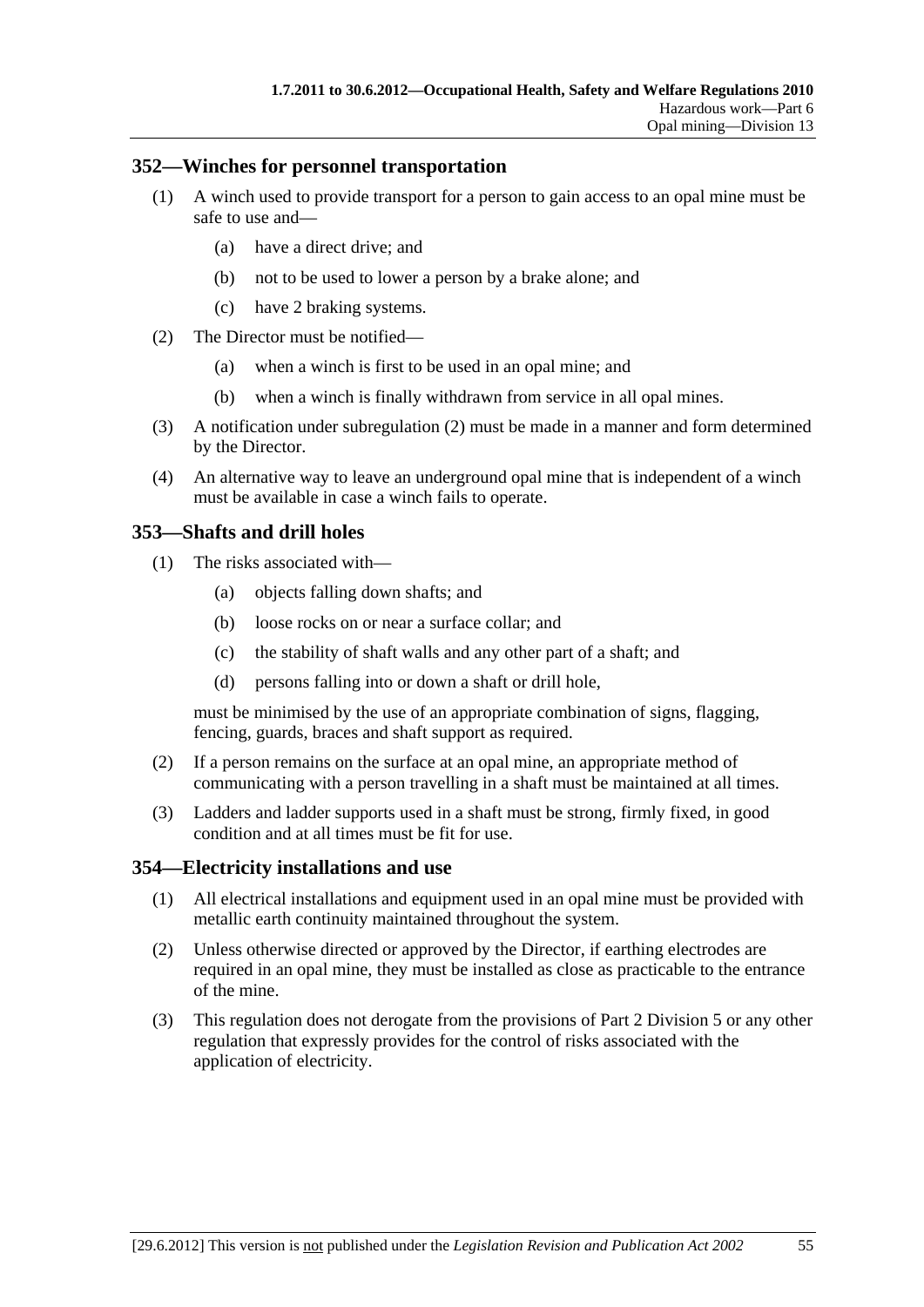## 352—Winches for personnel transportation

(1) A winch used to provide transport for a person to gain access to an opal mine must be safe to use and—

(a) have a direct drive; and

(b) not to be used to lower a person by a brake alone; and

(c) have 2 braking systems.

(2) The Director must be notified—

(a) when a winch is first to be used in an opal mine; and

(b) when a winch is finally withdrawn from service in all opal mines.

(3) A notification under subregulation (2) must be made in a manner and form determined by the Director.

(4) An alternative way to leave an underground opal mine that is independent of a winch must be available in case a winch fails to operate.

## 353—Shafts and drill holes

(1) The risks associated with—

(a) objects falling down shafts; and

(b) loose rocks on or near a surface collar; and

(c) the stability of shaft walls and any other part of a shaft; and

(d) persons falling into or down a shaft or drill hole,

must be minimised by the use of an appropriate combination of signs, flagging, fencing, guards, braces and shaft support as required.

(2) If a person remains on the surface at an opal mine, an appropriate method of communicating with a person travelling in a shaft must be maintained at all times.

(3) Ladders and ladder supports used in a shaft must be strong, firmly fixed, in good condition and at all times must be fit for use.

## 354—Electricity installations and use

(1) All electrical installations and equipment used in an opal mine must be provided with metallic earth continuity maintained throughout the system.

(2) Unless otherwise directed or approved by the Director, if earthing electrodes are required in an opal mine, they must be installed as close as practicable to the entrance of the mine.

(3) This regulation does not derogate from the provisions of Part 2 Division 5 or any other regulation that expressly provides for the control of risks associated with the application of electricity.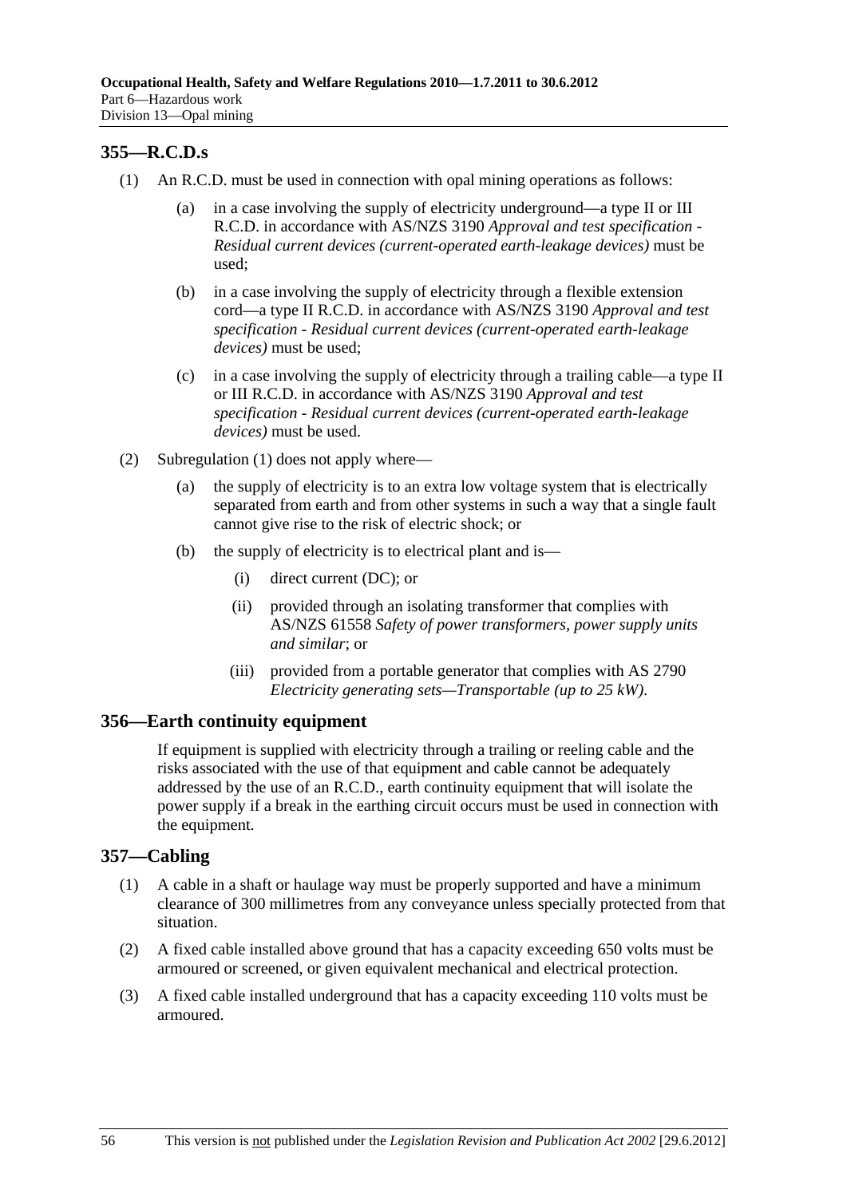## 355—R.C.D.s

(1) An R.C.D. must be used in connection with opal mining operations as follows:

(a) in a case involving the supply of electricity underground—a type II or III R.C.D. in accordance with AS/NZS 3190 *Approval and test specification - Residual current devices (current-operated earth-leakage devices)* must be used;

(b) in a case involving the supply of electricity through a flexible extension cord—a type II R.C.D. in accordance with AS/NZS 3190 *Approval and test specification - Residual current devices (current-operated earth-leakage devices)* must be used;

(c) in a case involving the supply of electricity through a trailing cable—a type II or III R.C.D. in accordance with AS/NZS 3190 *Approval and test specification - Residual current devices (current-operated earth-leakage devices)* must be used.

(2) Subregulation (1) does not apply where—

(a) the supply of electricity is to an extra low voltage system that is electrically separated from earth and from other systems in such a way that a single fault cannot give rise to the risk of electric shock; or

(b) the supply of electricity is to electrical plant and is—

(i) direct current (DC); or

(ii) provided through an isolating transformer that complies with AS/NZS 61558 *Safety of power transformers, power supply units and similar*; or

(iii) provided from a portable generator that complies with AS 2790 *Electricity generating sets—Transportable (up to 25 kW)*.

## 356—Earth continuity equipment

If equipment is supplied with electricity through a trailing or reeling cable and the risks associated with the use of that equipment and cable cannot be adequately addressed by the use of an R.C.D., earth continuity equipment that will isolate the power supply if a break in the earthing circuit occurs must be used in connection with the equipment.

## 357—Cabling

(1) A cable in a shaft or haulage way must be properly supported and have a minimum clearance of 300 millimetres from any conveyance unless specially protected from that situation.

(2) A fixed cable installed above ground that has a capacity exceeding 650 volts must be armoured or screened, or given equivalent mechanical and electrical protection.

(3) A fixed cable installed underground that has a capacity exceeding 110 volts must be armoured.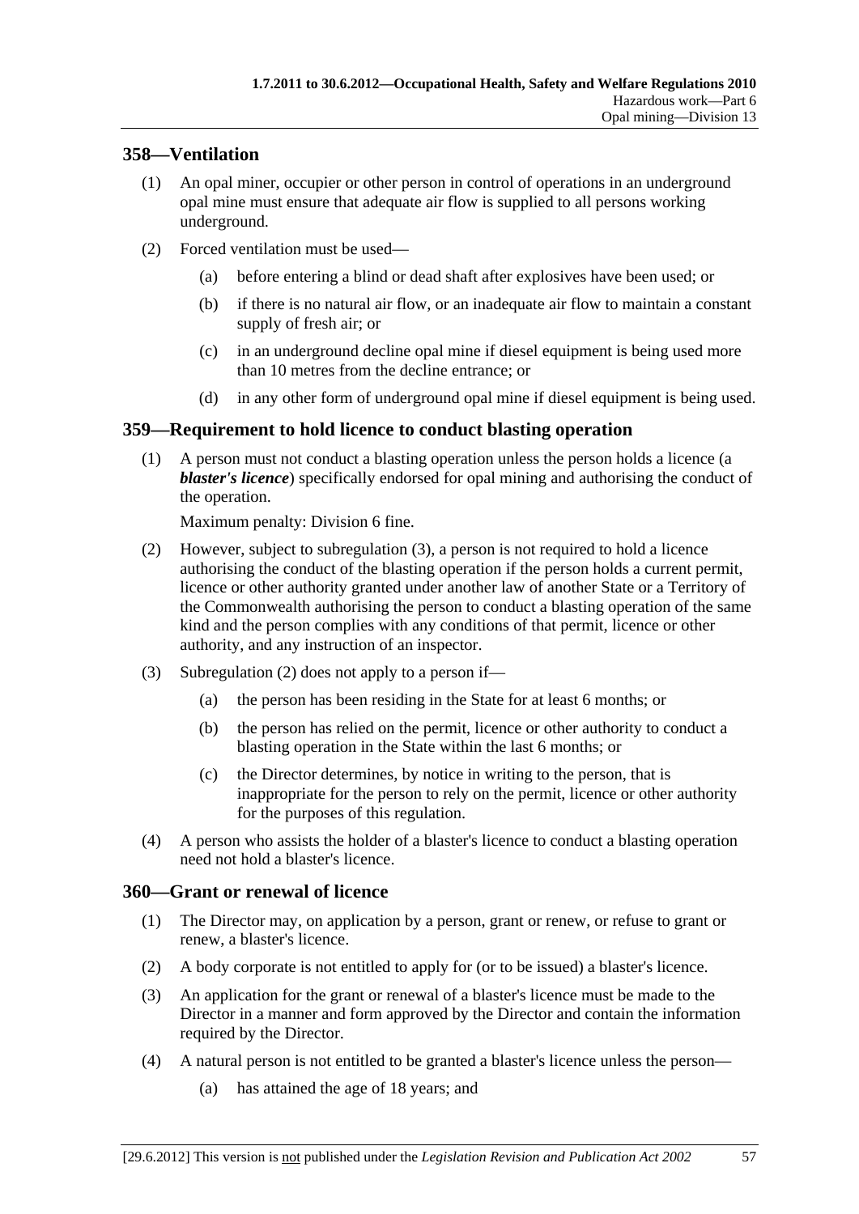## 358—Ventilation

(1) An opal miner, occupier or other person in control of operations in an underground opal mine must ensure that adequate air flow is supplied to all persons working underground.

(2) Forced ventilation must be used—

(a) before entering a blind or dead shaft after explosives have been used; or

(b) if there is no natural air flow, or an inadequate air flow to maintain a constant supply of fresh air; or

(c) in an underground decline opal mine if diesel equipment is being used more than 10 metres from the decline entrance; or

(d) in any other form of underground opal mine if diesel equipment is being used.

## 359—Requirement to hold licence to conduct blasting operation

(1) A person must not conduct a blasting operation unless the person holds a licence (a ***blaster's licence***) specifically endorsed for opal mining and authorising the conduct of the operation.

Maximum penalty: Division 6 fine.

(2) However, subject to subregulation (3), a person is not required to hold a licence authorising the conduct of the blasting operation if the person holds a current permit, licence or other authority granted under another law of another State or a Territory of the Commonwealth authorising the person to conduct a blasting operation of the same kind and the person complies with any conditions of that permit, licence or other authority, and any instruction of an inspector.

(3) Subregulation (2) does not apply to a person if—

(a) the person has been residing in the State for at least 6 months; or

(b) the person has relied on the permit, licence or other authority to conduct a blasting operation in the State within the last 6 months; or

(c) the Director determines, by notice in writing to the person, that is inappropriate for the person to rely on the permit, licence or other authority for the purposes of this regulation.

(4) A person who assists the holder of a blaster's licence to conduct a blasting operation need not hold a blaster's licence.

## 360—Grant or renewal of licence

(1) The Director may, on application by a person, grant or renew, or refuse to grant or renew, a blaster's licence.

(2) A body corporate is not entitled to apply for (or to be issued) a blaster's licence.

(3) An application for the grant or renewal of a blaster's licence must be made to the Director in a manner and form approved by the Director and contain the information required by the Director.

(4) A natural person is not entitled to be granted a blaster's licence unless the person—

(a) has attained the age of 18 years; and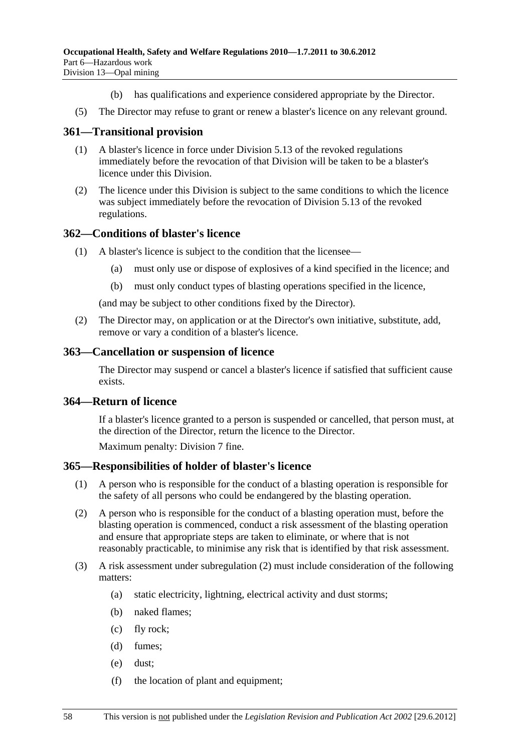(b) has qualifications and experience considered appropriate by the Director.

(5) The Director may refuse to grant or renew a blaster's licence on any relevant ground.

## 361—Transitional provision

(1) A blaster's licence in force under Division 5.13 of the revoked regulations immediately before the revocation of that Division will be taken to be a blaster's licence under this Division.

(2) The licence under this Division is subject to the same conditions to which the licence was subject immediately before the revocation of Division 5.13 of the revoked regulations.

## 362—Conditions of blaster's licence

(1) A blaster's licence is subject to the condition that the licensee—

(a) must only use or dispose of explosives of a kind specified in the licence; and

(b) must only conduct types of blasting operations specified in the licence,

(and may be subject to other conditions fixed by the Director).

(2) The Director may, on application or at the Director's own initiative, substitute, add, remove or vary a condition of a blaster's licence.

## 363—Cancellation or suspension of licence

The Director may suspend or cancel a blaster's licence if satisfied that sufficient cause exists.

## 364—Return of licence

If a blaster's licence granted to a person is suspended or cancelled, that person must, at the direction of the Director, return the licence to the Director.

Maximum penalty: Division 7 fine.

## 365—Responsibilities of holder of blaster's licence

(1) A person who is responsible for the conduct of a blasting operation is responsible for the safety of all persons who could be endangered by the blasting operation.

(2) A person who is responsible for the conduct of a blasting operation must, before the blasting operation is commenced, conduct a risk assessment of the blasting operation and ensure that appropriate steps are taken to eliminate, or where that is not reasonably practicable, to minimise any risk that is identified by that risk assessment.

(3) A risk assessment under subregulation (2) must include consideration of the following matters:

(a) static electricity, lightning, electrical activity and dust storms;

(b) naked flames;

(c) fly rock;

(d) fumes;

(e) dust;

(f) the location of plant and equipment;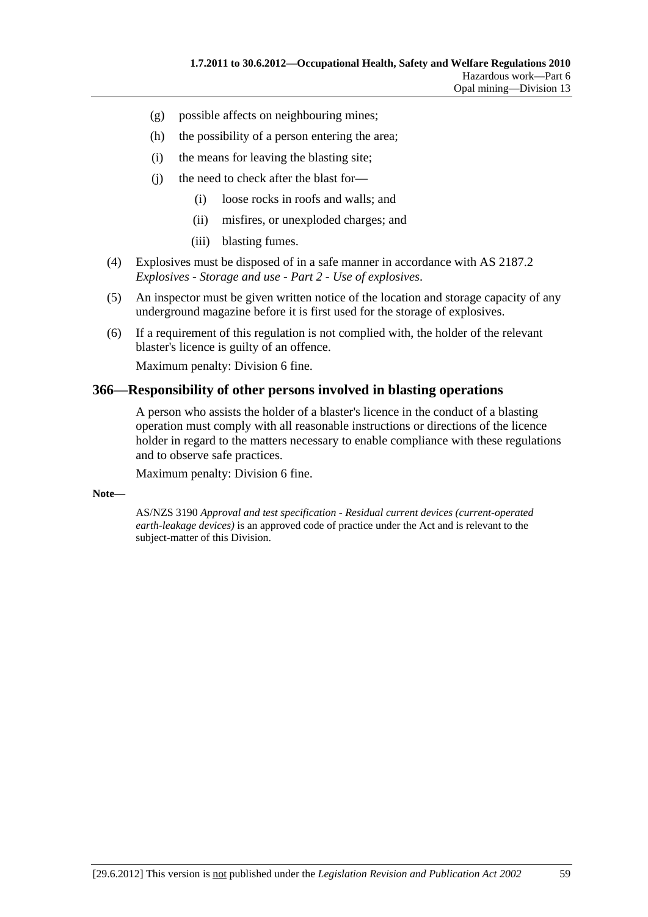(g) possible affects on neighbouring mines;

(h) the possibility of a person entering the area;

(i) the means for leaving the blasting site;

(j) the need to check after the blast for—

 (i) loose rocks in roofs and walls; and

 (ii) misfires, or unexploded charges; and

 (iii) blasting fumes.

(4) Explosives must be disposed of in a safe manner in accordance with AS 2187.2 *Explosives - Storage and use - Part 2 - Use of explosives*.

(5) An inspector must be given written notice of the location and storage capacity of any underground magazine before it is first used for the storage of explosives.

(6) If a requirement of this regulation is not complied with, the holder of the relevant blaster's licence is guilty of an offence.

Maximum penalty: Division 6 fine.

## 366—Responsibility of other persons involved in blasting operations

A person who assists the holder of a blaster's licence in the conduct of a blasting operation must comply with all reasonable instructions or directions of the licence holder in regard to the matters necessary to enable compliance with these regulations and to observe safe practices.

Maximum penalty: Division 6 fine.

**Note—**

AS/NZS 3190 *Approval and test specification - Residual current devices (current-operated earth-leakage devices)* is an approved code of practice under the Act and is relevant to the subject-matter of this Division.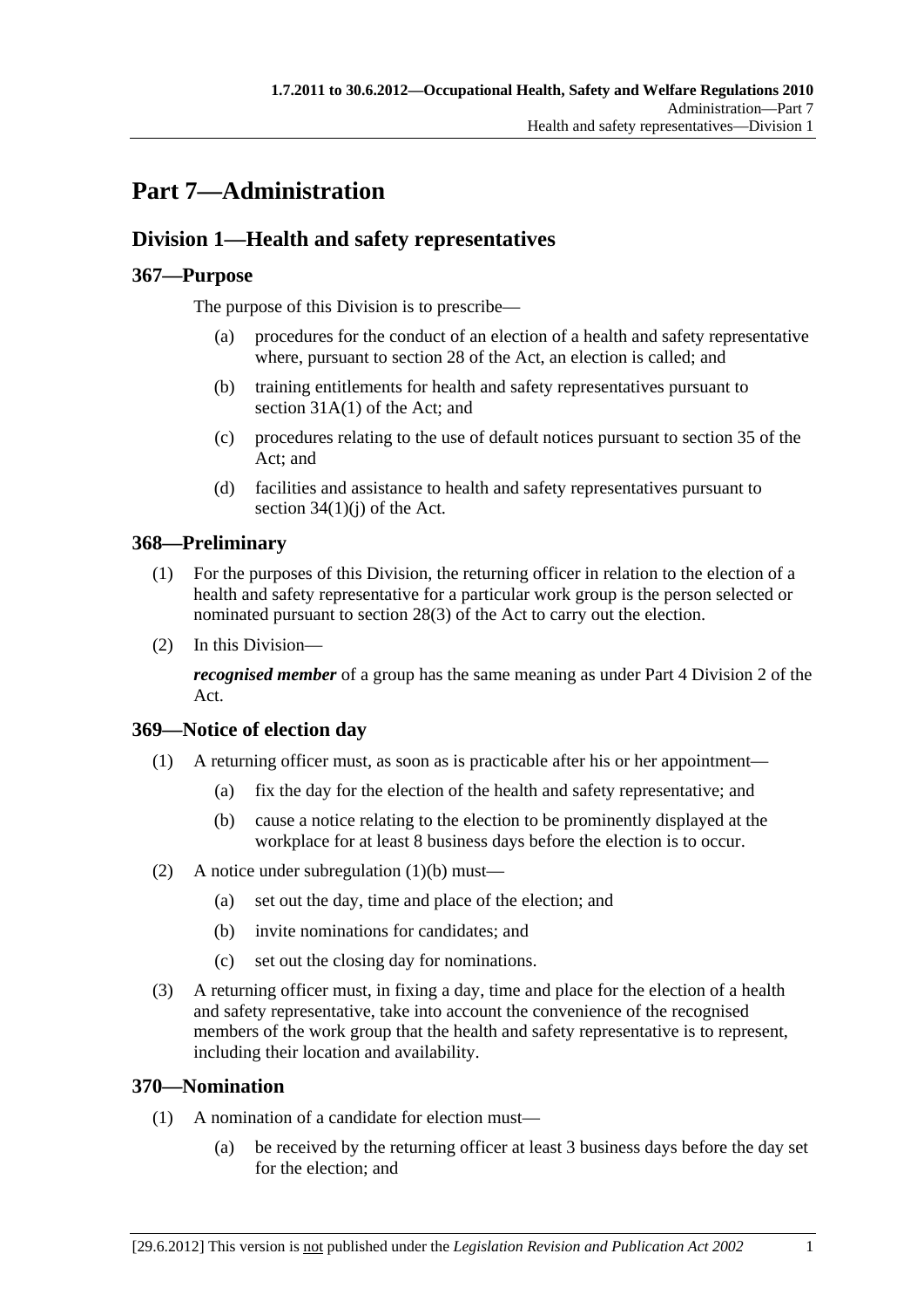# Part 7—Administration

## Division 1—Health and safety representatives

### 367—Purpose

The purpose of this Division is to prescribe—

(a) procedures for the conduct of an election of a health and safety representative where, pursuant to section 28 of the Act, an election is called; and

(b) training entitlements for health and safety representatives pursuant to section 31A(1) of the Act; and

(c) procedures relating to the use of default notices pursuant to section 35 of the Act; and

(d) facilities and assistance to health and safety representatives pursuant to section 34(1)(j) of the Act.

### 368—Preliminary

(1) For the purposes of this Division, the returning officer in relation to the election of a health and safety representative for a particular work group is the person selected or nominated pursuant to section 28(3) of the Act to carry out the election.

(2) In this Division—

***recognised member*** of a group has the same meaning as under Part 4 Division 2 of the Act.

### 369—Notice of election day

(1) A returning officer must, as soon as is practicable after his or her appointment—

(a) fix the day for the election of the health and safety representative; and

(b) cause a notice relating to the election to be prominently displayed at the workplace for at least 8 business days before the election is to occur.

(2) A notice under subregulation (1)(b) must—

(a) set out the day, time and place of the election; and

(b) invite nominations for candidates; and

(c) set out the closing day for nominations.

(3) A returning officer must, in fixing a day, time and place for the election of a health and safety representative, take into account the convenience of the recognised members of the work group that the health and safety representative is to represent, including their location and availability.

### 370—Nomination

(1) A nomination of a candidate for election must—

(a) be received by the returning officer at least 3 business days before the day set for the election; and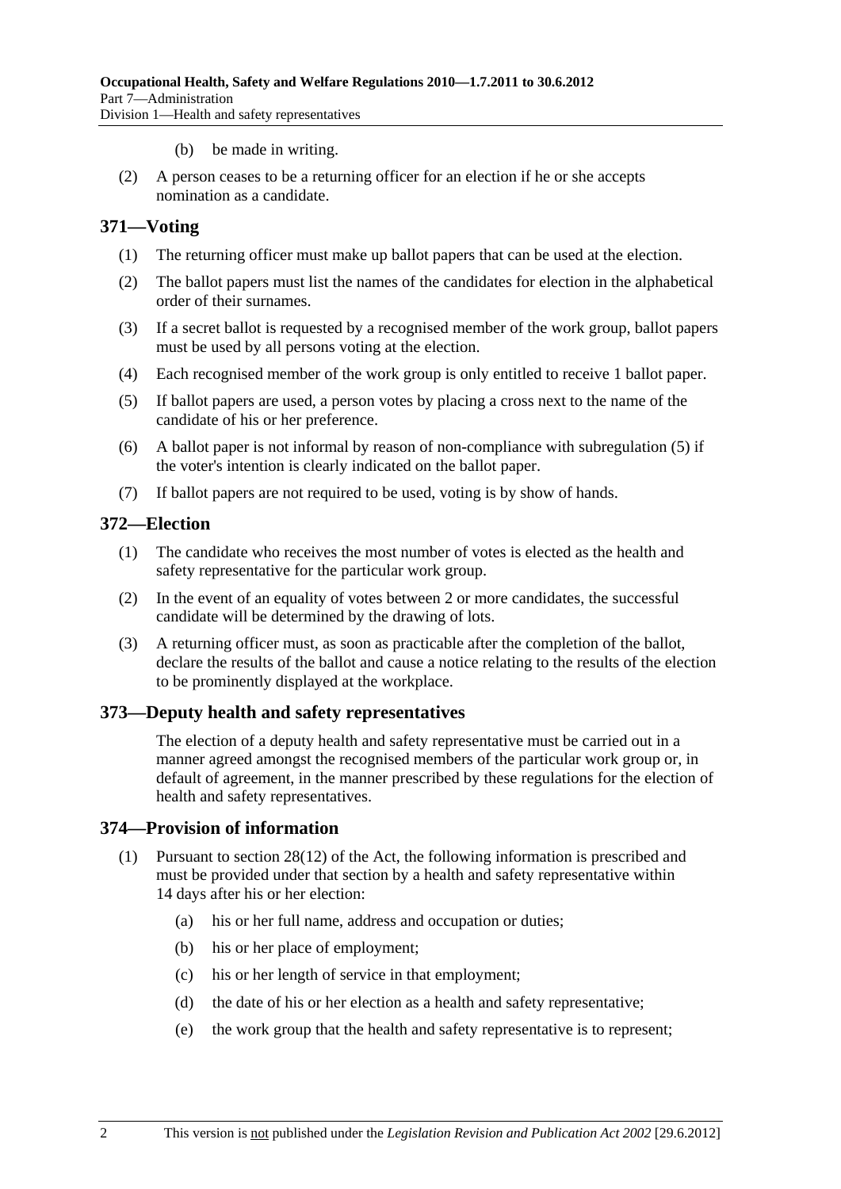(b) be made in writing.

(2) A person ceases to be a returning officer for an election if he or she accepts nomination as a candidate.

## 371—Voting

(1) The returning officer must make up ballot papers that can be used at the election.

(2) The ballot papers must list the names of the candidates for election in the alphabetical order of their surnames.

(3) If a secret ballot is requested by a recognised member of the work group, ballot papers must be used by all persons voting at the election.

(4) Each recognised member of the work group is only entitled to receive 1 ballot paper.

(5) If ballot papers are used, a person votes by placing a cross next to the name of the candidate of his or her preference.

(6) A ballot paper is not informal by reason of non-compliance with subregulation (5) if the voter's intention is clearly indicated on the ballot paper.

(7) If ballot papers are not required to be used, voting is by show of hands.

## 372—Election

(1) The candidate who receives the most number of votes is elected as the health and safety representative for the particular work group.

(2) In the event of an equality of votes between 2 or more candidates, the successful candidate will be determined by the drawing of lots.

(3) A returning officer must, as soon as practicable after the completion of the ballot, declare the results of the ballot and cause a notice relating to the results of the election to be prominently displayed at the workplace.

## 373—Deputy health and safety representatives

The election of a deputy health and safety representative must be carried out in a manner agreed amongst the recognised members of the particular work group or, in default of agreement, in the manner prescribed by these regulations for the election of health and safety representatives.

## 374—Provision of information

(1) Pursuant to section 28(12) of the Act, the following information is prescribed and must be provided under that section by a health and safety representative within 14 days after his or her election:

(a) his or her full name, address and occupation or duties;

(b) his or her place of employment;

(c) his or her length of service in that employment;

(d) the date of his or her election as a health and safety representative;

(e) the work group that the health and safety representative is to represent;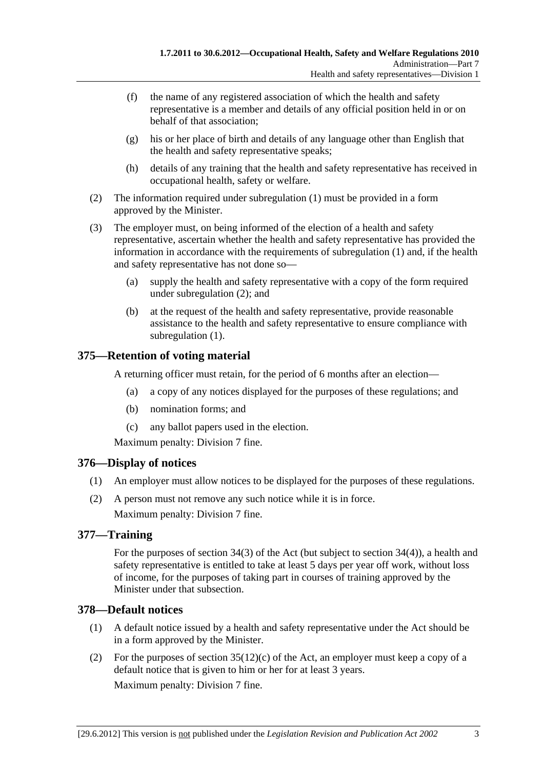(f) the name of any registered association of which the health and safety representative is a member and details of any official position held in or on behalf of that association;

(g) his or her place of birth and details of any language other than English that the health and safety representative speaks;

(h) details of any training that the health and safety representative has received in occupational health, safety or welfare.

(2) The information required under subregulation (1) must be provided in a form approved by the Minister.

(3) The employer must, on being informed of the election of a health and safety representative, ascertain whether the health and safety representative has provided the information in accordance with the requirements of subregulation (1) and, if the health and safety representative has not done so—

(a) supply the health and safety representative with a copy of the form required under subregulation (2); and

(b) at the request of the health and safety representative, provide reasonable assistance to the health and safety representative to ensure compliance with subregulation (1).

## 375—Retention of voting material

A returning officer must retain, for the period of 6 months after an election—

(a) a copy of any notices displayed for the purposes of these regulations; and

(b) nomination forms; and

(c) any ballot papers used in the election.

Maximum penalty: Division 7 fine.

## 376—Display of notices

(1) An employer must allow notices to be displayed for the purposes of these regulations.

(2) A person must not remove any such notice while it is in force.

Maximum penalty: Division 7 fine.

## 377—Training

For the purposes of section 34(3) of the Act (but subject to section 34(4)), a health and safety representative is entitled to take at least 5 days per year off work, without loss of income, for the purposes of taking part in courses of training approved by the Minister under that subsection.

## 378—Default notices

(1) A default notice issued by a health and safety representative under the Act should be in a form approved by the Minister.

(2) For the purposes of section 35(12)(c) of the Act, an employer must keep a copy of a default notice that is given to him or her for at least 3 years.

Maximum penalty: Division 7 fine.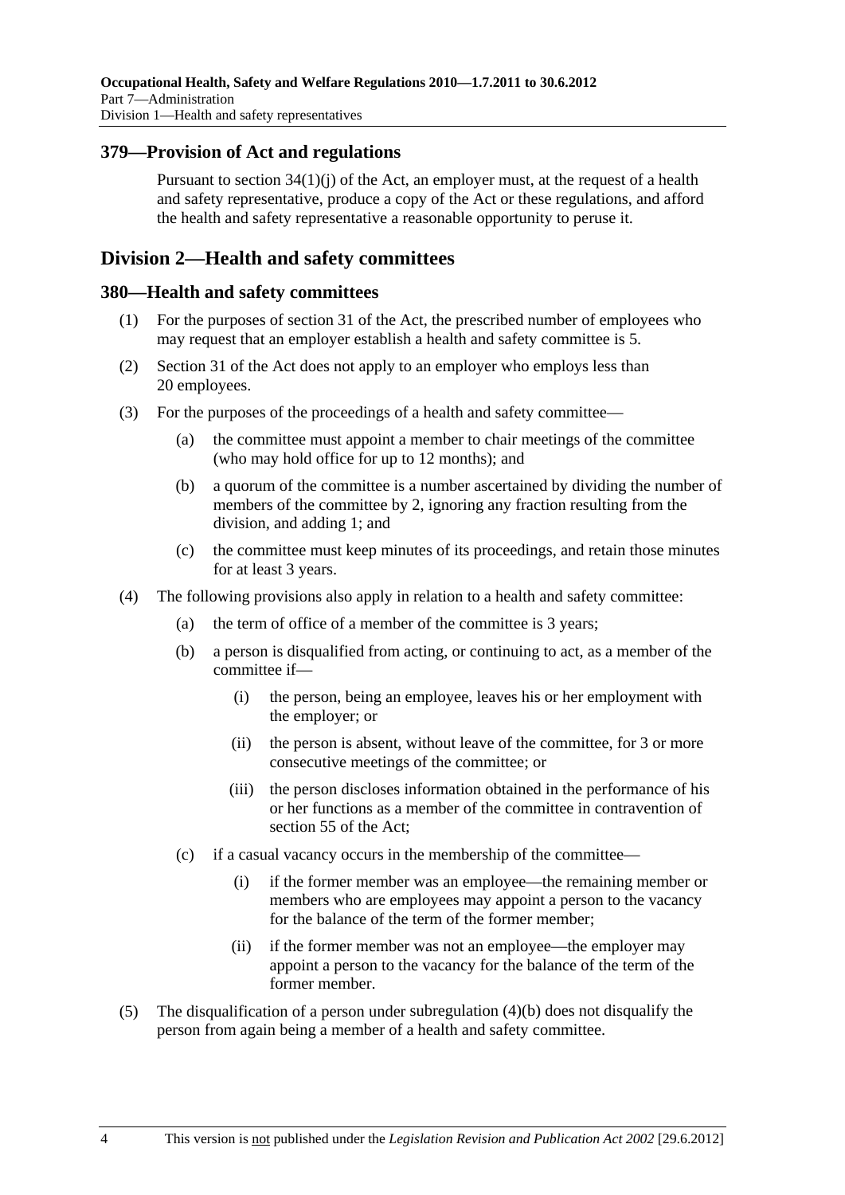### 379—Provision of Act and regulations

Pursuant to section 34(1)(j) of the Act, an employer must, at the request of a health and safety representative, produce a copy of the Act or these regulations, and afford the health and safety representative a reasonable opportunity to peruse it.

## Division 2—Health and safety committees

### 380—Health and safety committees

(1) For the purposes of section 31 of the Act, the prescribed number of employees who may request that an employer establish a health and safety committee is 5.

(2) Section 31 of the Act does not apply to an employer who employs less than 20 employees.

(3) For the purposes of the proceedings of a health and safety committee—

   (a) the committee must appoint a member to chair meetings of the committee (who may hold office for up to 12 months); and

   (b) a quorum of the committee is a number ascertained by dividing the number of members of the committee by 2, ignoring any fraction resulting from the division, and adding 1; and

   (c) the committee must keep minutes of its proceedings, and retain those minutes for at least 3 years.

(4) The following provisions also apply in relation to a health and safety committee:

   (a) the term of office of a member of the committee is 3 years;

   (b) a person is disqualified from acting, or continuing to act, as a member of the committee if—

      (i) the person, being an employee, leaves his or her employment with the employer; or

      (ii) the person is absent, without leave of the committee, for 3 or more consecutive meetings of the committee; or

      (iii) the person discloses information obtained in the performance of his or her functions as a member of the committee in contravention of section 55 of the Act;

   (c) if a casual vacancy occurs in the membership of the committee—

      (i) if the former member was an employee—the remaining member or members who are employees may appoint a person to the vacancy for the balance of the term of the former member;

      (ii) if the former member was not an employee—the employer may appoint a person to the vacancy for the balance of the term of the former member.

(5) The disqualification of a person under subregulation (4)(b) does not disqualify the person from again being a member of a health and safety committee.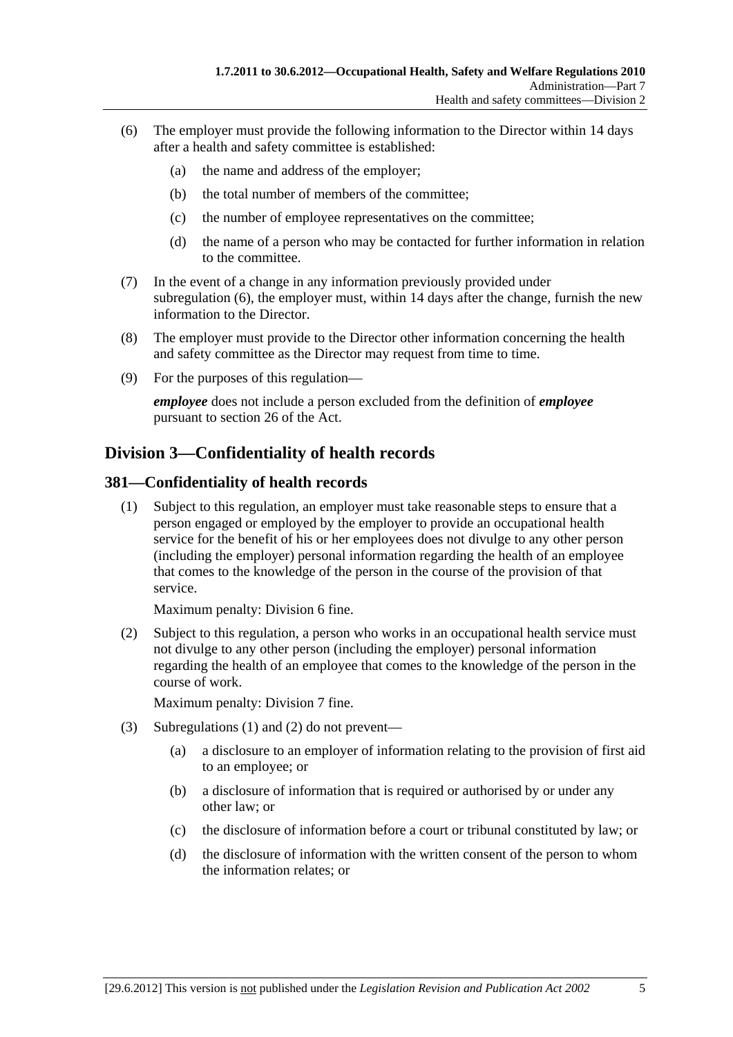(6) The employer must provide the following information to the Director within 14 days after a health and safety committee is established:

(a) the name and address of the employer;

(b) the total number of members of the committee;

(c) the number of employee representatives on the committee;

(d) the name of a person who may be contacted for further information in relation to the committee.

(7) In the event of a change in any information previously provided under subregulation (6), the employer must, within 14 days after the change, furnish the new information to the Director.

(8) The employer must provide to the Director other information concerning the health and safety committee as the Director may request from time to time.

(9) For the purposes of this regulation—

***employee*** does not include a person excluded from the definition of ***employee*** pursuant to section 26 of the Act.

## Division 3—Confidentiality of health records

### 381—Confidentiality of health records

(1) Subject to this regulation, an employer must take reasonable steps to ensure that a person engaged or employed by the employer to provide an occupational health service for the benefit of his or her employees does not divulge to any other person (including the employer) personal information regarding the health of an employee that comes to the knowledge of the person in the course of the provision of that service.

Maximum penalty: Division 6 fine.

(2) Subject to this regulation, a person who works in an occupational health service must not divulge to any other person (including the employer) personal information regarding the health of an employee that comes to the knowledge of the person in the course of work.

Maximum penalty: Division 7 fine.

(3) Subregulations (1) and (2) do not prevent—

(a) a disclosure to an employer of information relating to the provision of first aid to an employee; or

(b) a disclosure of information that is required or authorised by or under any other law; or

(c) the disclosure of information before a court or tribunal constituted by law; or

(d) the disclosure of information with the written consent of the person to whom the information relates; or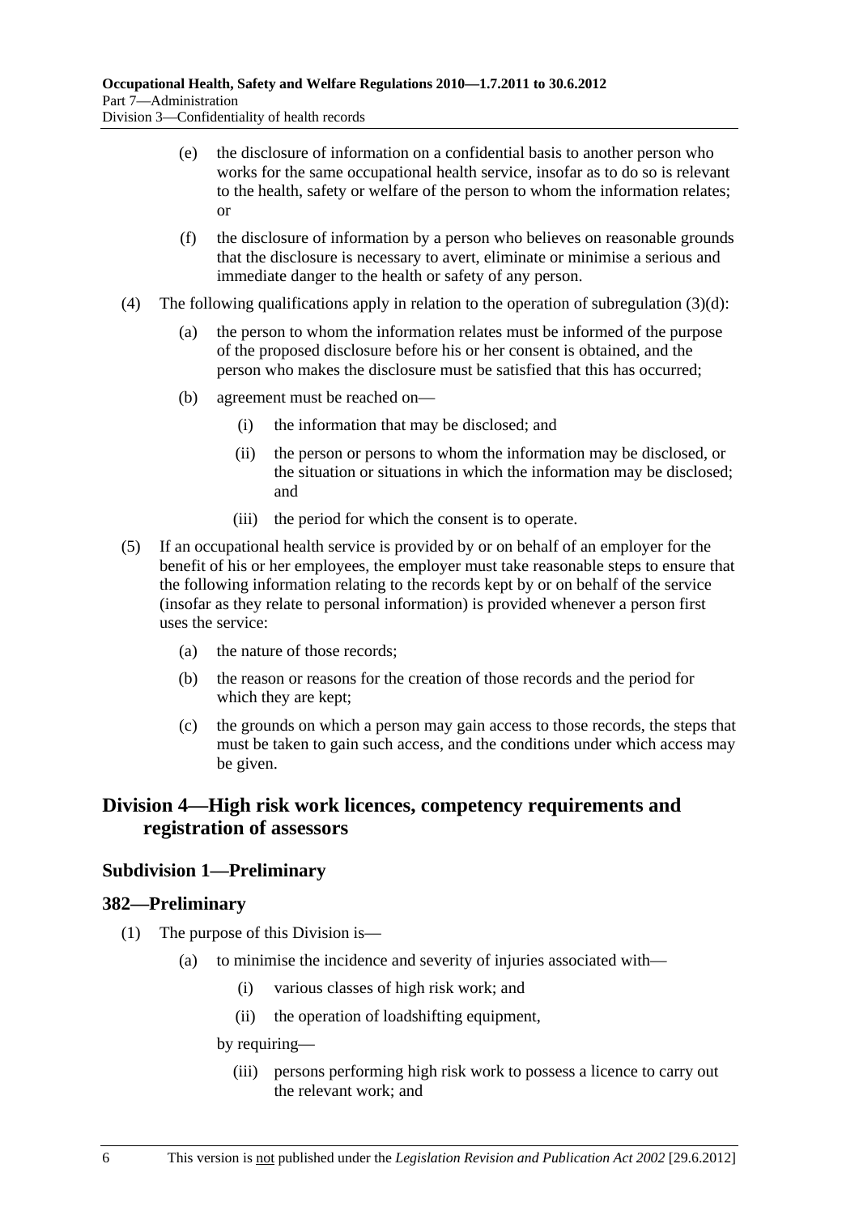(e) the disclosure of information on a confidential basis to another person who works for the same occupational health service, insofar as to do so is relevant to the health, safety or welfare of the person to whom the information relates; or

(f) the disclosure of information by a person who believes on reasonable grounds that the disclosure is necessary to avert, eliminate or minimise a serious and immediate danger to the health or safety of any person.

(4) The following qualifications apply in relation to the operation of subregulation (3)(d):

(a) the person to whom the information relates must be informed of the purpose of the proposed disclosure before his or her consent is obtained, and the person who makes the disclosure must be satisfied that this has occurred;

(b) agreement must be reached on—

(i) the information that may be disclosed; and

(ii) the person or persons to whom the information may be disclosed, or the situation or situations in which the information may be disclosed; and

(iii) the period for which the consent is to operate.

(5) If an occupational health service is provided by or on behalf of an employer for the benefit of his or her employees, the employer must take reasonable steps to ensure that the following information relating to the records kept by or on behalf of the service (insofar as they relate to personal information) is provided whenever a person first uses the service:

(a) the nature of those records;

(b) the reason or reasons for the creation of those records and the period for which they are kept;

(c) the grounds on which a person may gain access to those records, the steps that must be taken to gain such access, and the conditions under which access may be given.

## Division 4—High risk work licences, competency requirements and registration of assessors

### Subdivision 1—Preliminary

### 382—Preliminary

(1) The purpose of this Division is—

(a) to minimise the incidence and severity of injuries associated with—

(i) various classes of high risk work; and

(ii) the operation of loadshifting equipment,

by requiring—

(iii) persons performing high risk work to possess a licence to carry out the relevant work; and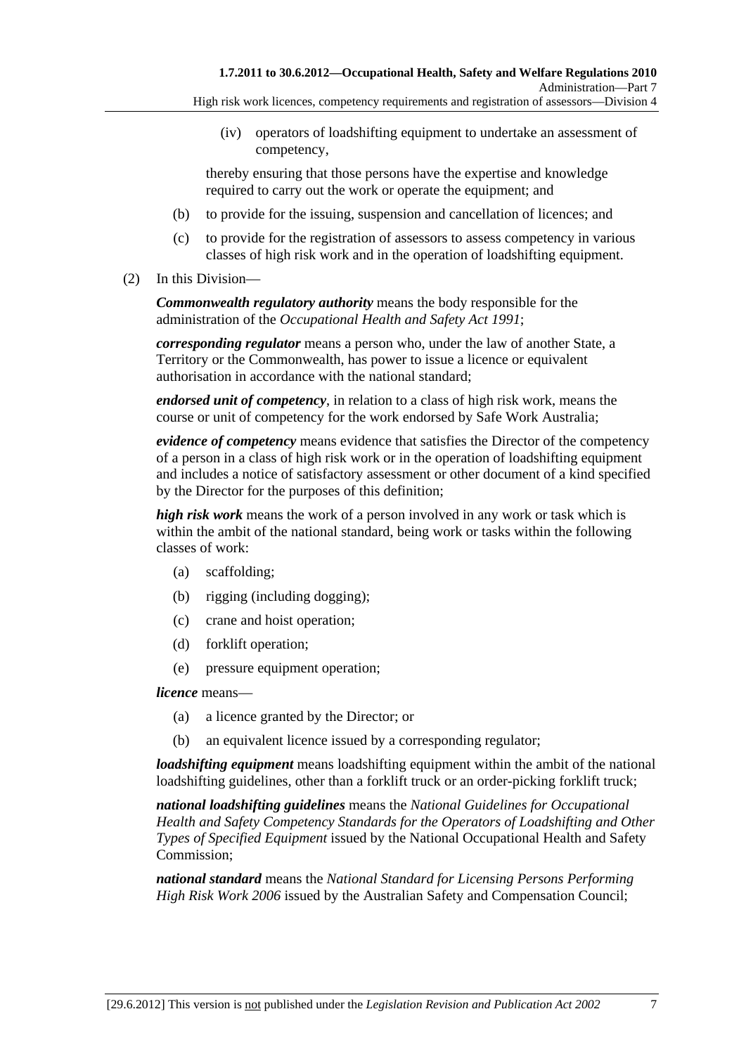(iv) operators of loadshifting equipment to undertake an assessment of competency,

thereby ensuring that those persons have the expertise and knowledge required to carry out the work or operate the equipment; and

(b) to provide for the issuing, suspension and cancellation of licences; and

(c) to provide for the registration of assessors to assess competency in various classes of high risk work and in the operation of loadshifting equipment.

(2) In this Division—

***Commonwealth regulatory authority*** means the body responsible for the administration of the *Occupational Health and Safety Act 1991*;

***corresponding regulator*** means a person who, under the law of another State, a Territory or the Commonwealth, has power to issue a licence or equivalent authorisation in accordance with the national standard;

***endorsed unit of competency***, in relation to a class of high risk work, means the course or unit of competency for the work endorsed by Safe Work Australia;

***evidence of competency*** means evidence that satisfies the Director of the competency of a person in a class of high risk work or in the operation of loadshifting equipment and includes a notice of satisfactory assessment or other document of a kind specified by the Director for the purposes of this definition;

***high risk work*** means the work of a person involved in any work or task which is within the ambit of the national standard, being work or tasks within the following classes of work:

(a) scaffolding;

(b) rigging (including dogging);

(c) crane and hoist operation;

(d) forklift operation;

(e) pressure equipment operation;

***licence*** means—

(a) a licence granted by the Director; or

(b) an equivalent licence issued by a corresponding regulator;

***loadshifting equipment*** means loadshifting equipment within the ambit of the national loadshifting guidelines, other than a forklift truck or an order-picking forklift truck;

***national loadshifting guidelines*** means the *National Guidelines for Occupational Health and Safety Competency Standards for the Operators of Loadshifting and Other Types of Specified Equipment* issued by the National Occupational Health and Safety Commission;

***national standard*** means the *National Standard for Licensing Persons Performing High Risk Work 2006* issued by the Australian Safety and Compensation Council;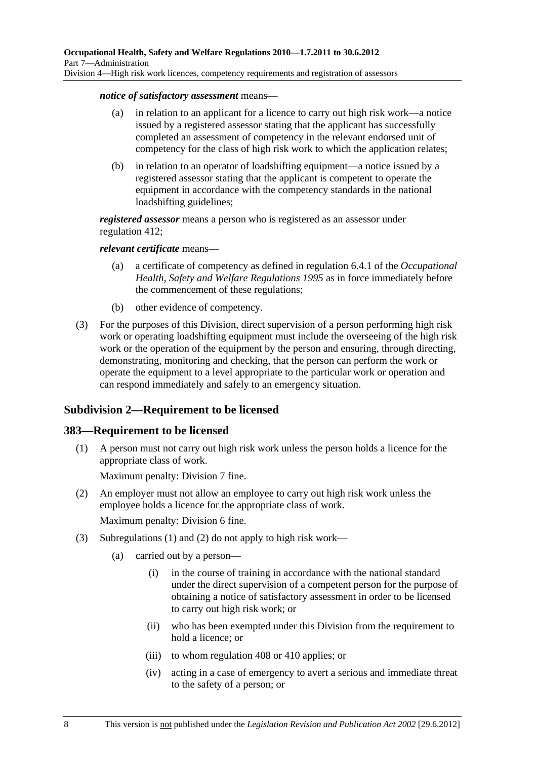***notice of satisfactory assessment*** means—

- (a) in relation to an applicant for a licence to carry out high risk work—a notice issued by a registered assessor stating that the applicant has successfully completed an assessment of competency in the relevant endorsed unit of competency for the class of high risk work to which the application relates;
- (b) in relation to an operator of loadshifting equipment—a notice issued by a registered assessor stating that the applicant is competent to operate the equipment in accordance with the competency standards in the national loadshifting guidelines;

***registered assessor*** means a person who is registered as an assessor under regulation 412;

***relevant certificate*** means—

- (a) a certificate of competency as defined in regulation 6.4.1 of the *Occupational Health, Safety and Welfare Regulations 1995* as in force immediately before the commencement of these regulations;
- (b) other evidence of competency.

(3) For the purposes of this Division, direct supervision of a person performing high risk work or operating loadshifting equipment must include the overseeing of the high risk work or the operation of the equipment by the person and ensuring, through directing, demonstrating, monitoring and checking, that the person can perform the work or operate the equipment to a level appropriate to the particular work or operation and can respond immediately and safely to an emergency situation.

## Subdivision 2—Requirement to be licensed

## 383—Requirement to be licensed

(1) A person must not carry out high risk work unless the person holds a licence for the appropriate class of work.

Maximum penalty: Division 7 fine.

(2) An employer must not allow an employee to carry out high risk work unless the employee holds a licence for the appropriate class of work.

Maximum penalty: Division 6 fine.

(3) Subregulations (1) and (2) do not apply to high risk work—

- (a) carried out by a person—
  - (i) in the course of training in accordance with the national standard under the direct supervision of a competent person for the purpose of obtaining a notice of satisfactory assessment in order to be licensed to carry out high risk work; or
  - (ii) who has been exempted under this Division from the requirement to hold a licence; or
  - (iii) to whom regulation 408 or 410 applies; or
  - (iv) acting in a case of emergency to avert a serious and immediate threat to the safety of a person; or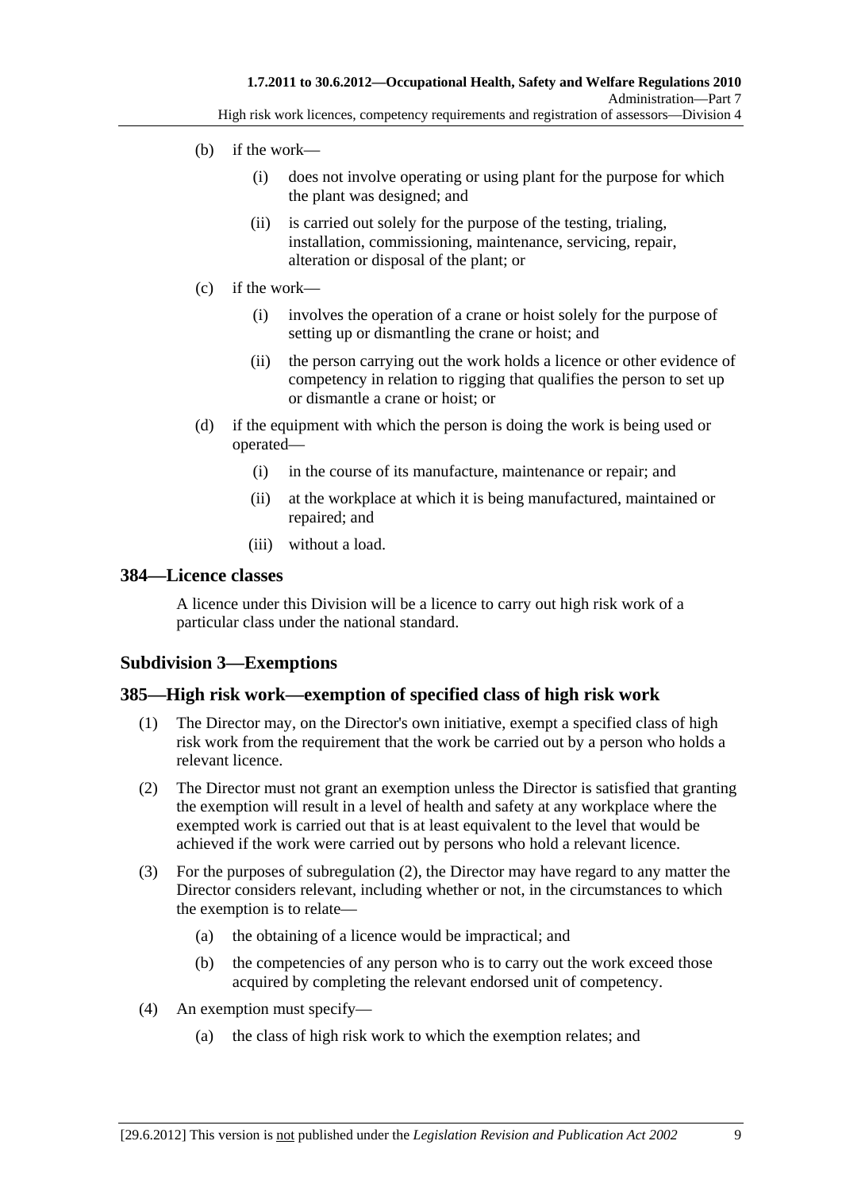(b) if the work—

(i) does not involve operating or using plant for the purpose for which the plant was designed; and

(ii) is carried out solely for the purpose of the testing, trialing, installation, commissioning, maintenance, servicing, repair, alteration or disposal of the plant; or

(c) if the work—

(i) involves the operation of a crane or hoist solely for the purpose of setting up or dismantling the crane or hoist; and

(ii) the person carrying out the work holds a licence or other evidence of competency in relation to rigging that qualifies the person to set up or dismantle a crane or hoist; or

(d) if the equipment with which the person is doing the work is being used or operated—

(i) in the course of its manufacture, maintenance or repair; and

(ii) at the workplace at which it is being manufactured, maintained or repaired; and

(iii) without a load.

## 384—Licence classes

A licence under this Division will be a licence to carry out high risk work of a particular class under the national standard.

## Subdivision 3—Exemptions

## 385—High risk work—exemption of specified class of high risk work

(1) The Director may, on the Director's own initiative, exempt a specified class of high risk work from the requirement that the work be carried out by a person who holds a relevant licence.

(2) The Director must not grant an exemption unless the Director is satisfied that granting the exemption will result in a level of health and safety at any workplace where the exempted work is carried out that is at least equivalent to the level that would be achieved if the work were carried out by persons who hold a relevant licence.

(3) For the purposes of subregulation (2), the Director may have regard to any matter the Director considers relevant, including whether or not, in the circumstances to which the exemption is to relate—

(a) the obtaining of a licence would be impractical; and

(b) the competencies of any person who is to carry out the work exceed those acquired by completing the relevant endorsed unit of competency.

(4) An exemption must specify—

(a) the class of high risk work to which the exemption relates; and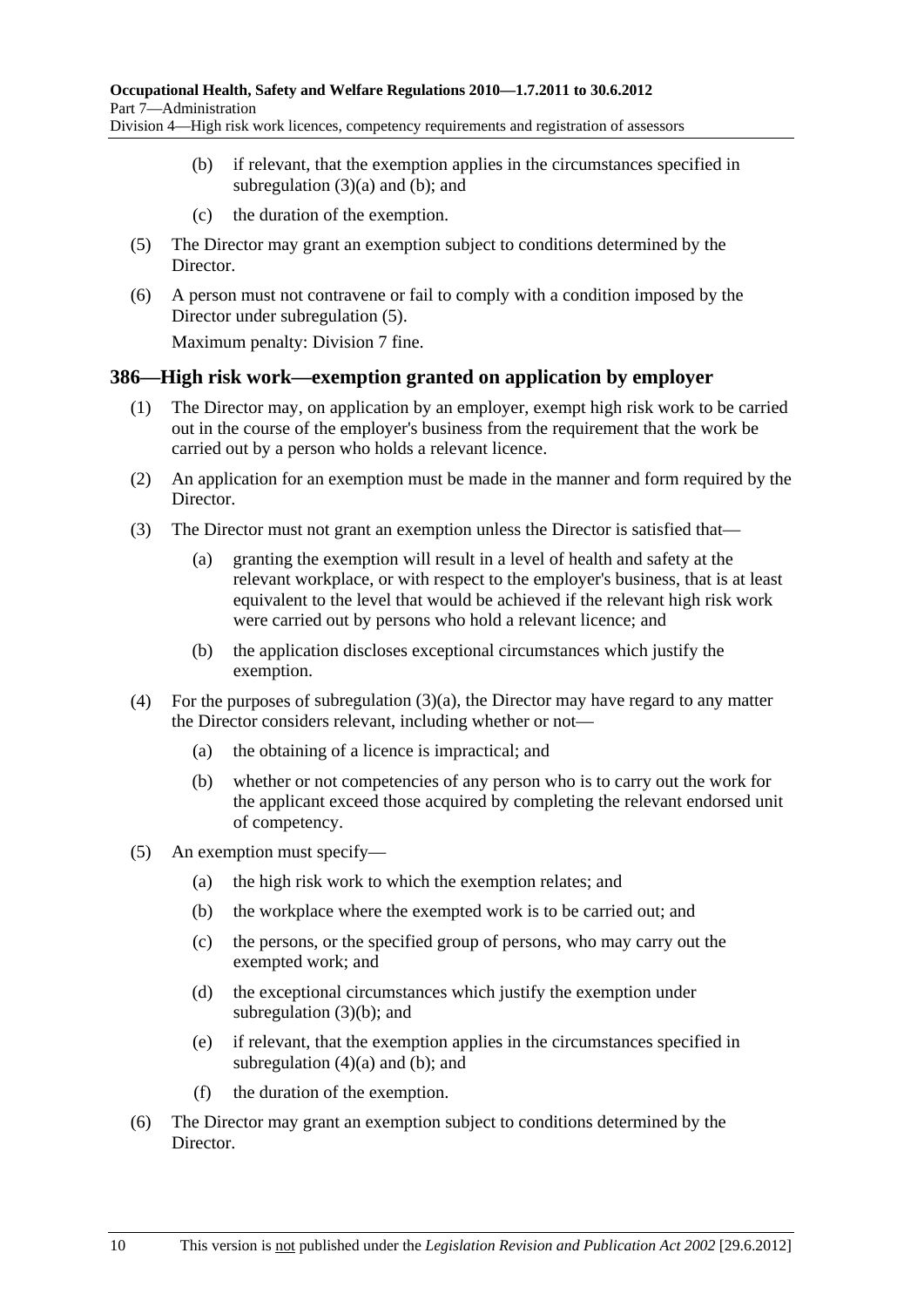(b) if relevant, that the exemption applies in the circumstances specified in subregulation (3)(a) and (b); and

(c) the duration of the exemption.

(5) The Director may grant an exemption subject to conditions determined by the Director.

(6) A person must not contravene or fail to comply with a condition imposed by the Director under subregulation (5).

Maximum penalty: Division 7 fine.

### 386—High risk work—exemption granted on application by employer

(1) The Director may, on application by an employer, exempt high risk work to be carried out in the course of the employer's business from the requirement that the work be carried out by a person who holds a relevant licence.

(2) An application for an exemption must be made in the manner and form required by the Director.

(3) The Director must not grant an exemption unless the Director is satisfied that—

(a) granting the exemption will result in a level of health and safety at the relevant workplace, or with respect to the employer's business, that is at least equivalent to the level that would be achieved if the relevant high risk work were carried out by persons who hold a relevant licence; and

(b) the application discloses exceptional circumstances which justify the exemption.

(4) For the purposes of subregulation (3)(a), the Director may have regard to any matter the Director considers relevant, including whether or not—

(a) the obtaining of a licence is impractical; and

(b) whether or not competencies of any person who is to carry out the work for the applicant exceed those acquired by completing the relevant endorsed unit of competency.

(5) An exemption must specify—

(a) the high risk work to which the exemption relates; and

(b) the workplace where the exempted work is to be carried out; and

(c) the persons, or the specified group of persons, who may carry out the exempted work; and

(d) the exceptional circumstances which justify the exemption under subregulation (3)(b); and

(e) if relevant, that the exemption applies in the circumstances specified in subregulation (4)(a) and (b); and

(f) the duration of the exemption.

(6) The Director may grant an exemption subject to conditions determined by the Director.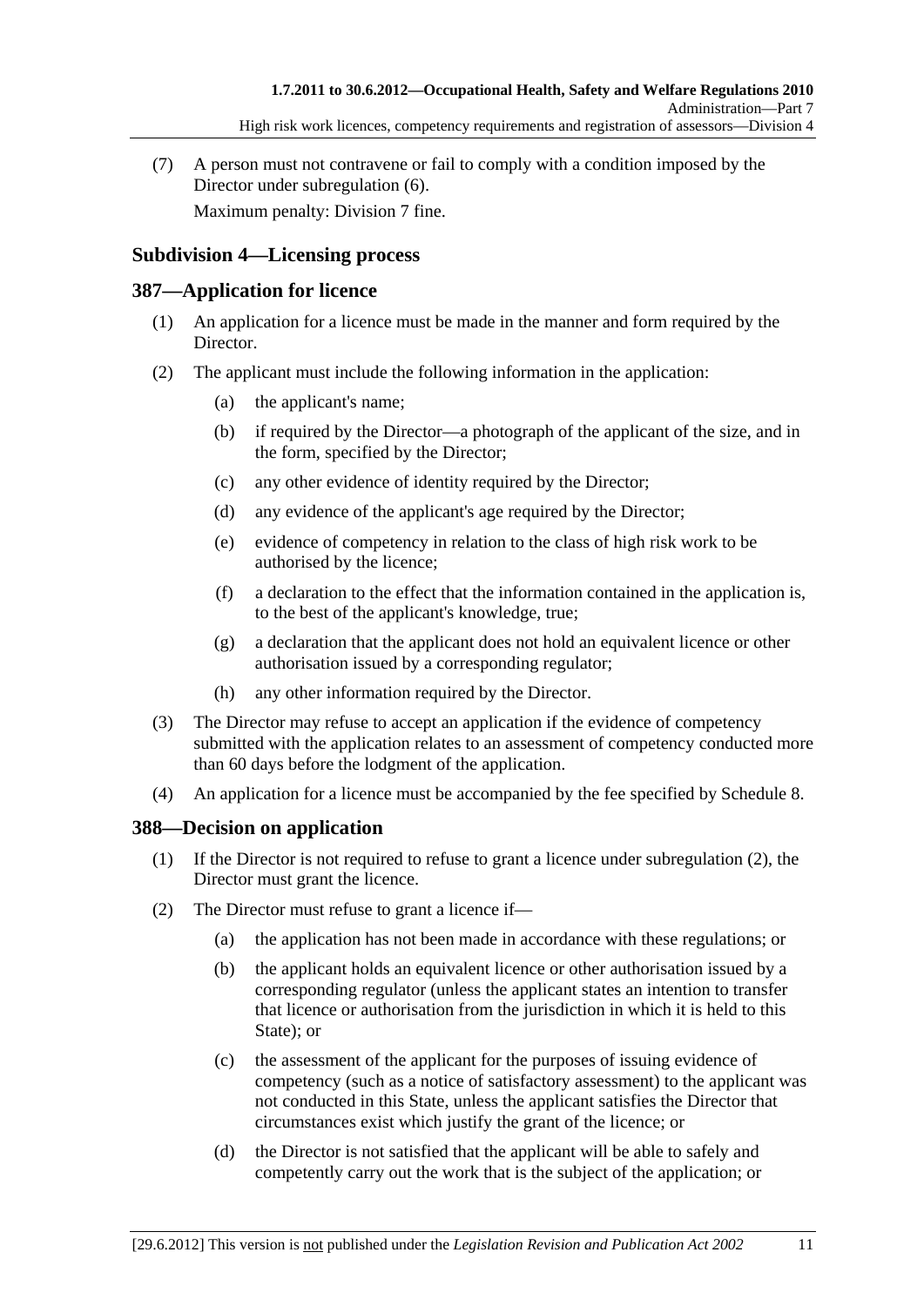(7) A person must not contravene or fail to comply with a condition imposed by the Director under subregulation (6).

Maximum penalty: Division 7 fine.

## Subdivision 4—Licensing process

## 387—Application for licence

(1) An application for a licence must be made in the manner and form required by the Director.

(2) The applicant must include the following information in the application:

(a) the applicant's name;

(b) if required by the Director—a photograph of the applicant of the size, and in the form, specified by the Director;

(c) any other evidence of identity required by the Director;

(d) any evidence of the applicant's age required by the Director;

(e) evidence of competency in relation to the class of high risk work to be authorised by the licence;

(f) a declaration to the effect that the information contained in the application is, to the best of the applicant's knowledge, true;

(g) a declaration that the applicant does not hold an equivalent licence or other authorisation issued by a corresponding regulator;

(h) any other information required by the Director.

(3) The Director may refuse to accept an application if the evidence of competency submitted with the application relates to an assessment of competency conducted more than 60 days before the lodgment of the application.

(4) An application for a licence must be accompanied by the fee specified by Schedule 8.

## 388—Decision on application

(1) If the Director is not required to refuse to grant a licence under subregulation (2), the Director must grant the licence.

(2) The Director must refuse to grant a licence if—

(a) the application has not been made in accordance with these regulations; or

(b) the applicant holds an equivalent licence or other authorisation issued by a corresponding regulator (unless the applicant states an intention to transfer that licence or authorisation from the jurisdiction in which it is held to this State); or

(c) the assessment of the applicant for the purposes of issuing evidence of competency (such as a notice of satisfactory assessment) to the applicant was not conducted in this State, unless the applicant satisfies the Director that circumstances exist which justify the grant of the licence; or

(d) the Director is not satisfied that the applicant will be able to safely and competently carry out the work that is the subject of the application; or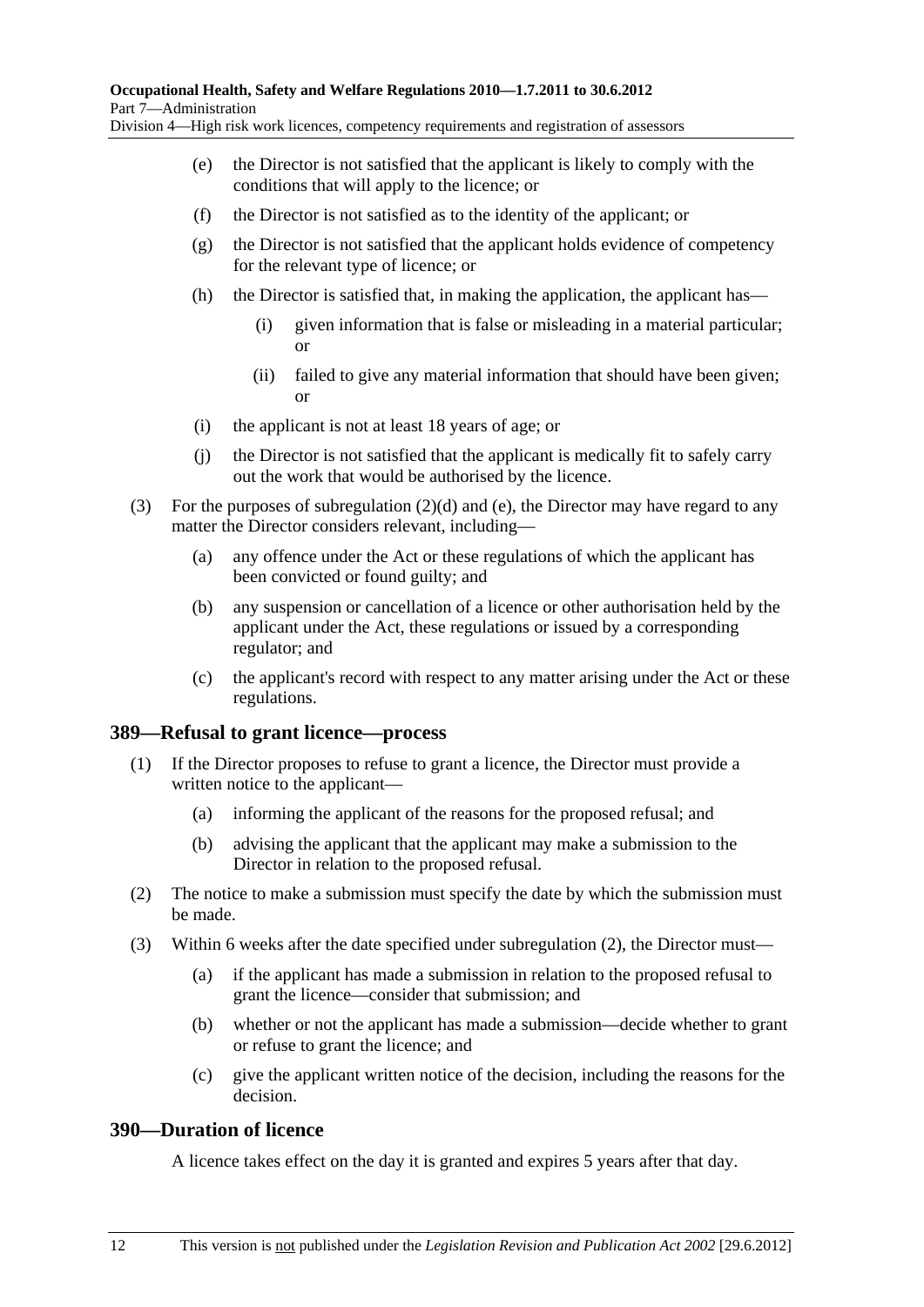(e) the Director is not satisfied that the applicant is likely to comply with the conditions that will apply to the licence; or

(f) the Director is not satisfied as to the identity of the applicant; or

(g) the Director is not satisfied that the applicant holds evidence of competency for the relevant type of licence; or

(h) the Director is satisfied that, in making the application, the applicant has—

(i) given information that is false or misleading in a material particular; or

(ii) failed to give any material information that should have been given; or

(i) the applicant is not at least 18 years of age; or

(j) the Director is not satisfied that the applicant is medically fit to safely carry out the work that would be authorised by the licence.

(3) For the purposes of subregulation (2)(d) and (e), the Director may have regard to any matter the Director considers relevant, including—

(a) any offence under the Act or these regulations of which the applicant has been convicted or found guilty; and

(b) any suspension or cancellation of a licence or other authorisation held by the applicant under the Act, these regulations or issued by a corresponding regulator; and

(c) the applicant's record with respect to any matter arising under the Act or these regulations.

## 389—Refusal to grant licence—process

(1) If the Director proposes to refuse to grant a licence, the Director must provide a written notice to the applicant—

(a) informing the applicant of the reasons for the proposed refusal; and

(b) advising the applicant that the applicant may make a submission to the Director in relation to the proposed refusal.

(2) The notice to make a submission must specify the date by which the submission must be made.

(3) Within 6 weeks after the date specified under subregulation (2), the Director must—

(a) if the applicant has made a submission in relation to the proposed refusal to grant the licence—consider that submission; and

(b) whether or not the applicant has made a submission—decide whether to grant or refuse to grant the licence; and

(c) give the applicant written notice of the decision, including the reasons for the decision.

## 390—Duration of licence

A licence takes effect on the day it is granted and expires 5 years after that day.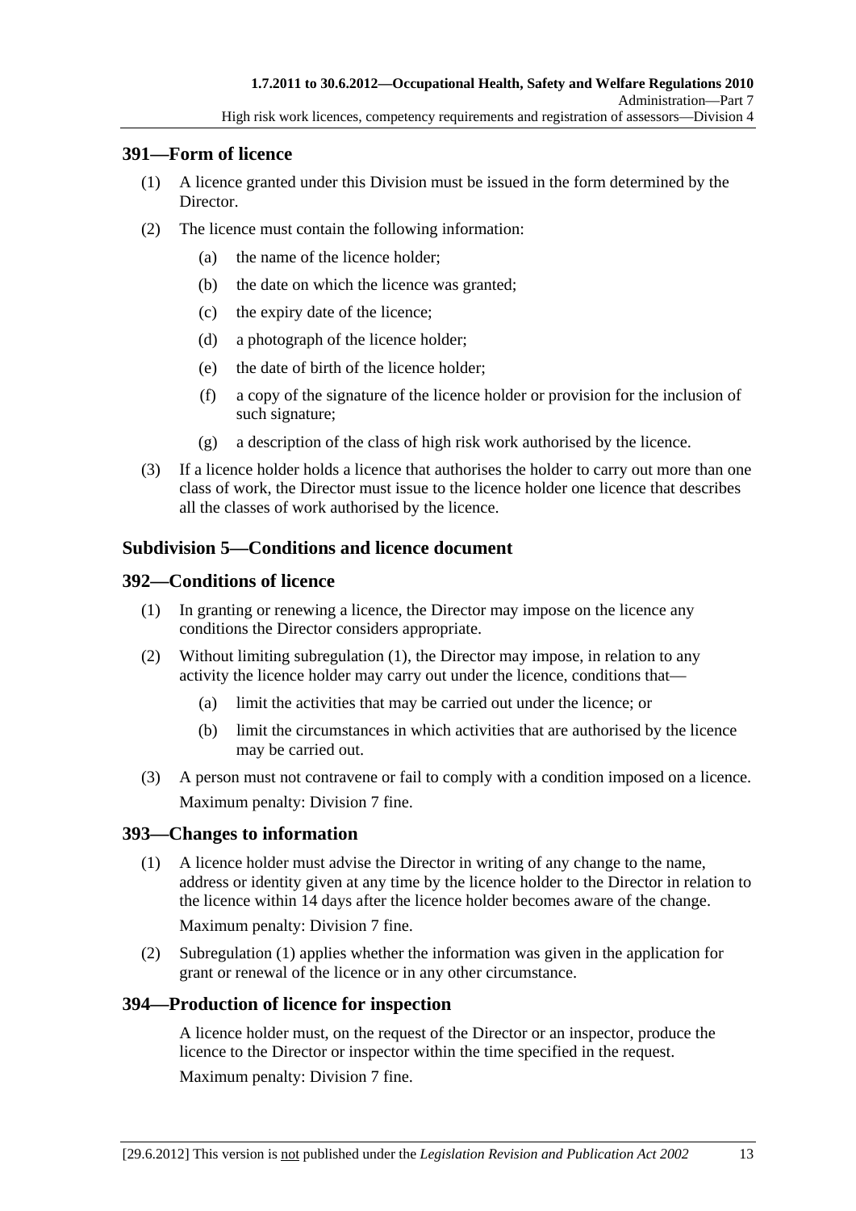### 391—Form of licence

(1) A licence granted under this Division must be issued in the form determined by the Director.

(2) The licence must contain the following information:

- (a) the name of the licence holder;
- (b) the date on which the licence was granted;
- (c) the expiry date of the licence;
- (d) a photograph of the licence holder;
- (e) the date of birth of the licence holder;
- (f) a copy of the signature of the licence holder or provision for the inclusion of such signature;
- (g) a description of the class of high risk work authorised by the licence.

(3) If a licence holder holds a licence that authorises the holder to carry out more than one class of work, the Director must issue to the licence holder one licence that describes all the classes of work authorised by the licence.

## Subdivision 5—Conditions and licence document

### 392—Conditions of licence

(1) In granting or renewing a licence, the Director may impose on the licence any conditions the Director considers appropriate.

(2) Without limiting subregulation (1), the Director may impose, in relation to any activity the licence holder may carry out under the licence, conditions that—

- (a) limit the activities that may be carried out under the licence; or
- (b) limit the circumstances in which activities that are authorised by the licence may be carried out.

(3) A person must not contravene or fail to comply with a condition imposed on a licence.

Maximum penalty: Division 7 fine.

### 393—Changes to information

(1) A licence holder must advise the Director in writing of any change to the name, address or identity given at any time by the licence holder to the Director in relation to the licence within 14 days after the licence holder becomes aware of the change.

Maximum penalty: Division 7 fine.

(2) Subregulation (1) applies whether the information was given in the application for grant or renewal of the licence or in any other circumstance.

### 394—Production of licence for inspection

A licence holder must, on the request of the Director or an inspector, produce the licence to the Director or inspector within the time specified in the request.

Maximum penalty: Division 7 fine.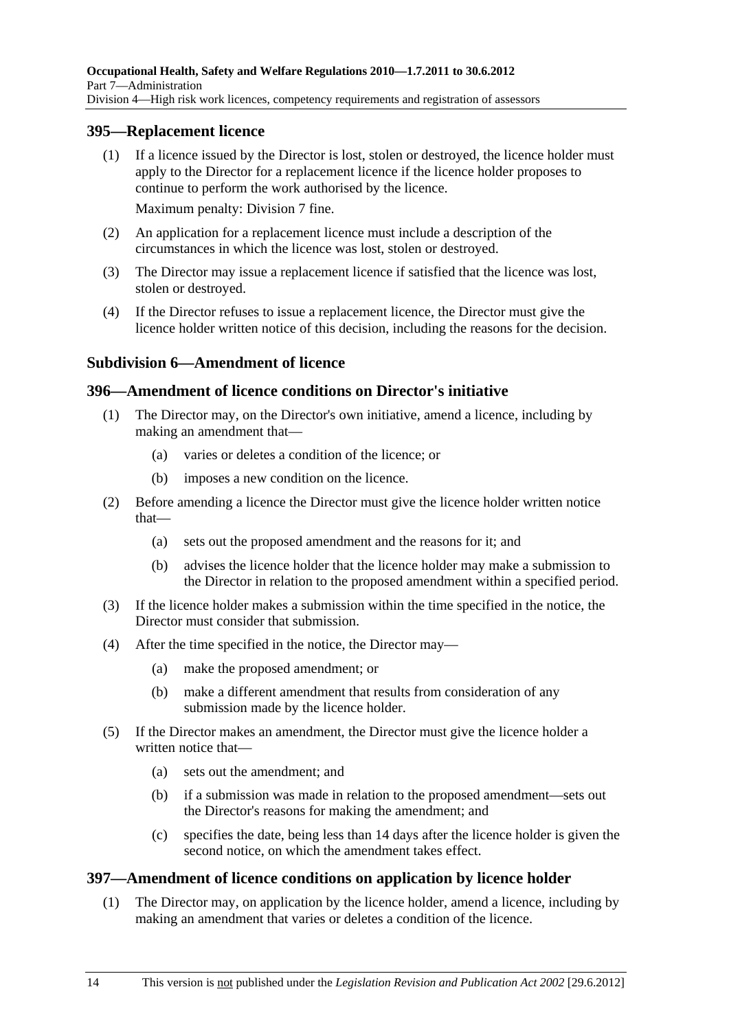## 395—Replacement licence

(1) If a licence issued by the Director is lost, stolen or destroyed, the licence holder must apply to the Director for a replacement licence if the licence holder proposes to continue to perform the work authorised by the licence.

Maximum penalty: Division 7 fine.

(2) An application for a replacement licence must include a description of the circumstances in which the licence was lost, stolen or destroyed.

(3) The Director may issue a replacement licence if satisfied that the licence was lost, stolen or destroyed.

(4) If the Director refuses to issue a replacement licence, the Director must give the licence holder written notice of this decision, including the reasons for the decision.

### Subdivision 6—Amendment of licence

## 396—Amendment of licence conditions on Director's initiative

(1) The Director may, on the Director's own initiative, amend a licence, including by making an amendment that—

(a) varies or deletes a condition of the licence; or

(b) imposes a new condition on the licence.

(2) Before amending a licence the Director must give the licence holder written notice that—

(a) sets out the proposed amendment and the reasons for it; and

(b) advises the licence holder that the licence holder may make a submission to the Director in relation to the proposed amendment within a specified period.

(3) If the licence holder makes a submission within the time specified in the notice, the Director must consider that submission.

(4) After the time specified in the notice, the Director may—

(a) make the proposed amendment; or

(b) make a different amendment that results from consideration of any submission made by the licence holder.

(5) If the Director makes an amendment, the Director must give the licence holder a written notice that—

(a) sets out the amendment; and

(b) if a submission was made in relation to the proposed amendment—sets out the Director's reasons for making the amendment; and

(c) specifies the date, being less than 14 days after the licence holder is given the second notice, on which the amendment takes effect.

## 397—Amendment of licence conditions on application by licence holder

(1) The Director may, on application by the licence holder, amend a licence, including by making an amendment that varies or deletes a condition of the licence.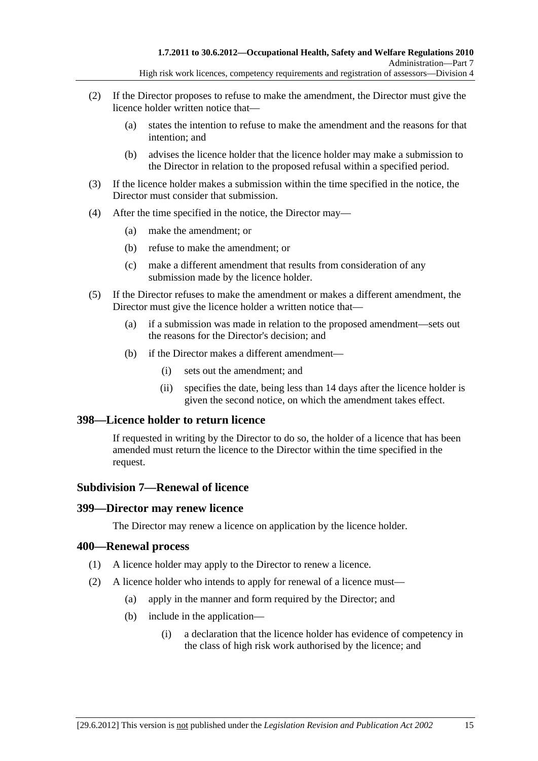(2) If the Director proposes to refuse to make the amendment, the Director must give the licence holder written notice that—

(a) states the intention to refuse to make the amendment and the reasons for that intention; and

(b) advises the licence holder that the licence holder may make a submission to the Director in relation to the proposed refusal within a specified period.

(3) If the licence holder makes a submission within the time specified in the notice, the Director must consider that submission.

(4) After the time specified in the notice, the Director may—

(a) make the amendment; or

(b) refuse to make the amendment; or

(c) make a different amendment that results from consideration of any submission made by the licence holder.

(5) If the Director refuses to make the amendment or makes a different amendment, the Director must give the licence holder a written notice that—

(a) if a submission was made in relation to the proposed amendment—sets out the reasons for the Director's decision; and

(b) if the Director makes a different amendment—

(i) sets out the amendment; and

(ii) specifies the date, being less than 14 days after the licence holder is given the second notice, on which the amendment takes effect.

## 398—Licence holder to return licence

If requested in writing by the Director to do so, the holder of a licence that has been amended must return the licence to the Director within the time specified in the request.

## Subdivision 7—Renewal of licence

## 399—Director may renew licence

The Director may renew a licence on application by the licence holder.

## 400—Renewal process

(1) A licence holder may apply to the Director to renew a licence.

(2) A licence holder who intends to apply for renewal of a licence must—

(a) apply in the manner and form required by the Director; and

(b) include in the application—

(i) a declaration that the licence holder has evidence of competency in the class of high risk work authorised by the licence; and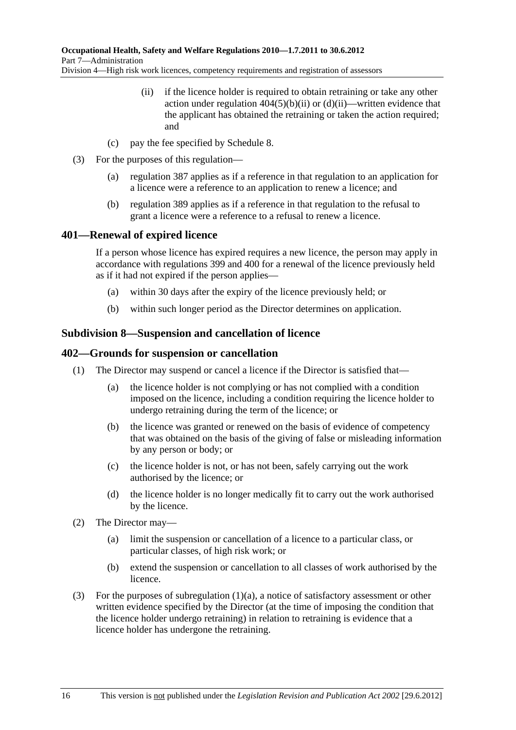(ii) if the licence holder is required to obtain retraining or take any other action under regulation 404(5)(b)(ii) or (d)(ii)—written evidence that the applicant has obtained the retraining or taken the action required; and

(c) pay the fee specified by Schedule 8.

(3) For the purposes of this regulation—

(a) regulation 387 applies as if a reference in that regulation to an application for a licence were a reference to an application to renew a licence; and

(b) regulation 389 applies as if a reference in that regulation to the refusal to grant a licence were a reference to a refusal to renew a licence.

## 401—Renewal of expired licence

If a person whose licence has expired requires a new licence, the person may apply in accordance with regulations 399 and 400 for a renewal of the licence previously held as if it had not expired if the person applies—

(a) within 30 days after the expiry of the licence previously held; or

(b) within such longer period as the Director determines on application.

### Subdivision 8—Suspension and cancellation of licence

## 402—Grounds for suspension or cancellation

(1) The Director may suspend or cancel a licence if the Director is satisfied that—

(a) the licence holder is not complying or has not complied with a condition imposed on the licence, including a condition requiring the licence holder to undergo retraining during the term of the licence; or

(b) the licence was granted or renewed on the basis of evidence of competency that was obtained on the basis of the giving of false or misleading information by any person or body; or

(c) the licence holder is not, or has not been, safely carrying out the work authorised by the licence; or

(d) the licence holder is no longer medically fit to carry out the work authorised by the licence.

(2) The Director may—

(a) limit the suspension or cancellation of a licence to a particular class, or particular classes, of high risk work; or

(b) extend the suspension or cancellation to all classes of work authorised by the licence.

(3) For the purposes of subregulation (1)(a), a notice of satisfactory assessment or other written evidence specified by the Director (at the time of imposing the condition that the licence holder undergo retraining) in relation to retraining is evidence that a licence holder has undergone the retraining.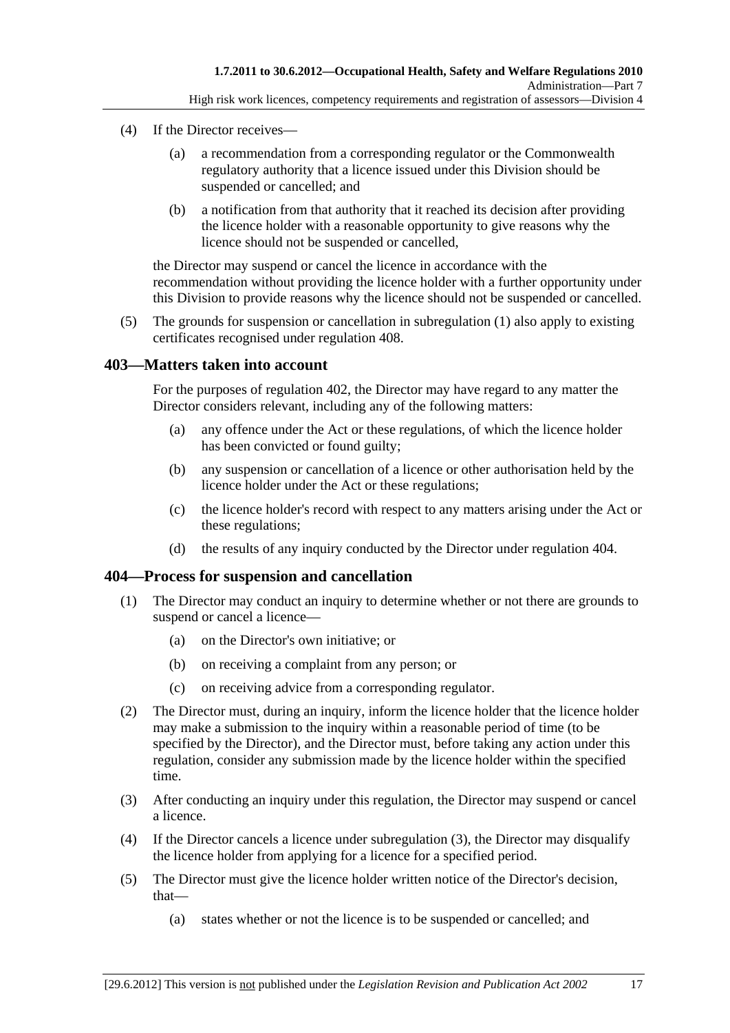(4) If the Director receives—

(a) a recommendation from a corresponding regulator or the Commonwealth regulatory authority that a licence issued under this Division should be suspended or cancelled; and

(b) a notification from that authority that it reached its decision after providing the licence holder with a reasonable opportunity to give reasons why the licence should not be suspended or cancelled,

the Director may suspend or cancel the licence in accordance with the recommendation without providing the licence holder with a further opportunity under this Division to provide reasons why the licence should not be suspended or cancelled.

(5) The grounds for suspension or cancellation in subregulation (1) also apply to existing certificates recognised under regulation 408.

## 403—Matters taken into account

For the purposes of regulation 402, the Director may have regard to any matter the Director considers relevant, including any of the following matters:

(a) any offence under the Act or these regulations, of which the licence holder has been convicted or found guilty;

(b) any suspension or cancellation of a licence or other authorisation held by the licence holder under the Act or these regulations;

(c) the licence holder's record with respect to any matters arising under the Act or these regulations;

(d) the results of any inquiry conducted by the Director under regulation 404.

## 404—Process for suspension and cancellation

(1) The Director may conduct an inquiry to determine whether or not there are grounds to suspend or cancel a licence—

(a) on the Director's own initiative; or

(b) on receiving a complaint from any person; or

(c) on receiving advice from a corresponding regulator.

(2) The Director must, during an inquiry, inform the licence holder that the licence holder may make a submission to the inquiry within a reasonable period of time (to be specified by the Director), and the Director must, before taking any action under this regulation, consider any submission made by the licence holder within the specified time.

(3) After conducting an inquiry under this regulation, the Director may suspend or cancel a licence.

(4) If the Director cancels a licence under subregulation (3), the Director may disqualify the licence holder from applying for a licence for a specified period.

(5) The Director must give the licence holder written notice of the Director's decision, that—

(a) states whether or not the licence is to be suspended or cancelled; and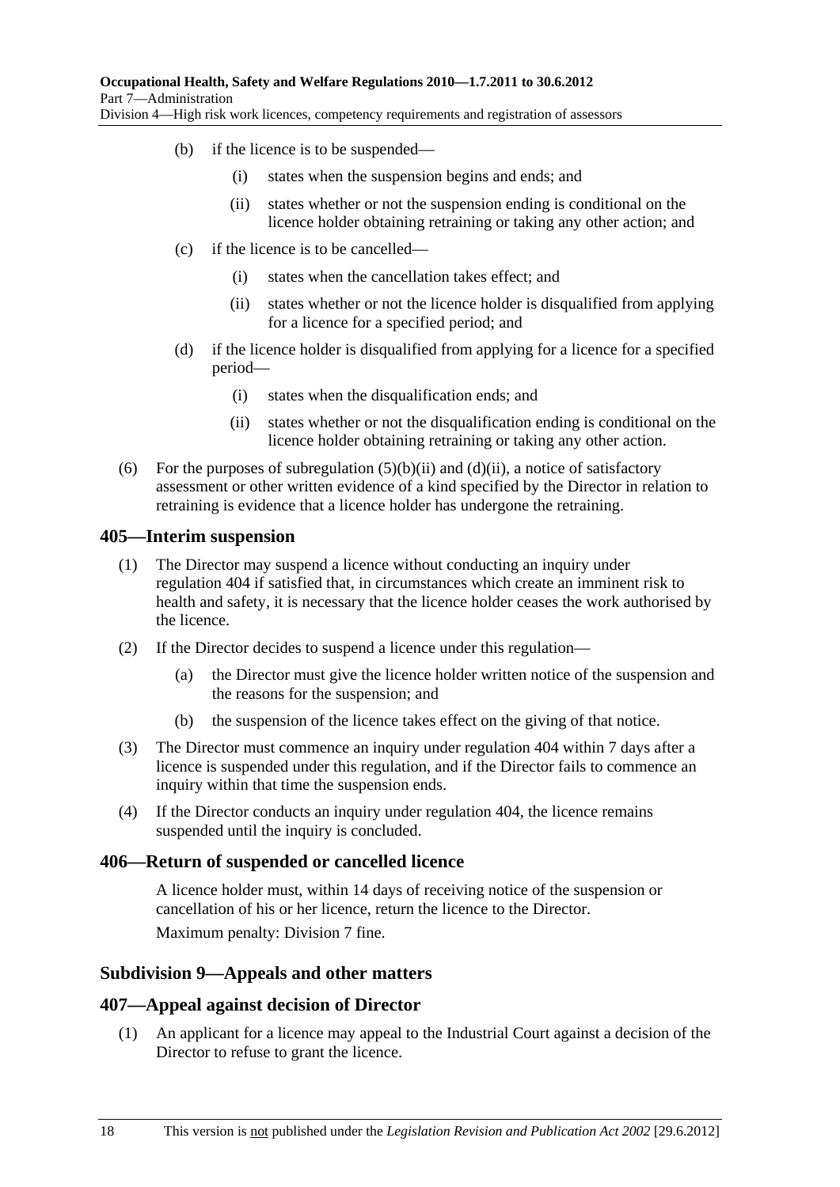(b) if the licence is to be suspended—

(i) states when the suspension begins and ends; and

(ii) states whether or not the suspension ending is conditional on the licence holder obtaining retraining or taking any other action; and

(c) if the licence is to be cancelled—

(i) states when the cancellation takes effect; and

(ii) states whether or not the licence holder is disqualified from applying for a licence for a specified period; and

(d) if the licence holder is disqualified from applying for a licence for a specified period—

(i) states when the disqualification ends; and

(ii) states whether or not the disqualification ending is conditional on the licence holder obtaining retraining or taking any other action.

(6) For the purposes of subregulation (5)(b)(ii) and (d)(ii), a notice of satisfactory assessment or other written evidence of a kind specified by the Director in relation to retraining is evidence that a licence holder has undergone the retraining.

## 405—Interim suspension

(1) The Director may suspend a licence without conducting an inquiry under regulation 404 if satisfied that, in circumstances which create an imminent risk to health and safety, it is necessary that the licence holder ceases the work authorised by the licence.

(2) If the Director decides to suspend a licence under this regulation—

(a) the Director must give the licence holder written notice of the suspension and the reasons for the suspension; and

(b) the suspension of the licence takes effect on the giving of that notice.

(3) The Director must commence an inquiry under regulation 404 within 7 days after a licence is suspended under this regulation, and if the Director fails to commence an inquiry within that time the suspension ends.

(4) If the Director conducts an inquiry under regulation 404, the licence remains suspended until the inquiry is concluded.

## 406—Return of suspended or cancelled licence

A licence holder must, within 14 days of receiving notice of the suspension or cancellation of his or her licence, return the licence to the Director.

Maximum penalty: Division 7 fine.

### Subdivision 9—Appeals and other matters

## 407—Appeal against decision of Director

(1) An applicant for a licence may appeal to the Industrial Court against a decision of the Director to refuse to grant the licence.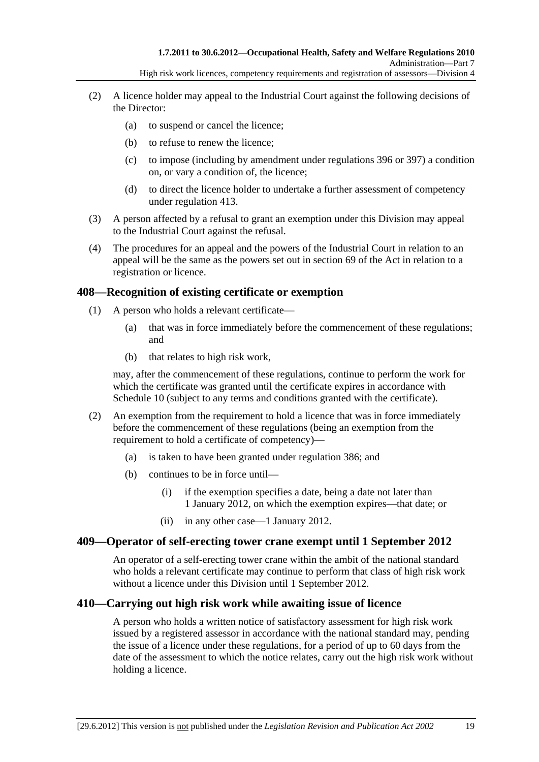(2) A licence holder may appeal to the Industrial Court against the following decisions of the Director:

(a) to suspend or cancel the licence;

(b) to refuse to renew the licence;

(c) to impose (including by amendment under regulations 396 or 397) a condition on, or vary a condition of, the licence;

(d) to direct the licence holder to undertake a further assessment of competency under regulation 413.

(3) A person affected by a refusal to grant an exemption under this Division may appeal to the Industrial Court against the refusal.

(4) The procedures for an appeal and the powers of the Industrial Court in relation to an appeal will be the same as the powers set out in section 69 of the Act in relation to a registration or licence.

## 408—Recognition of existing certificate or exemption

(1) A person who holds a relevant certificate—

(a) that was in force immediately before the commencement of these regulations; and

(b) that relates to high risk work,

may, after the commencement of these regulations, continue to perform the work for which the certificate was granted until the certificate expires in accordance with Schedule 10 (subject to any terms and conditions granted with the certificate).

(2) An exemption from the requirement to hold a licence that was in force immediately before the commencement of these regulations (being an exemption from the requirement to hold a certificate of competency)—

(a) is taken to have been granted under regulation 386; and

(b) continues to be in force until—

(i) if the exemption specifies a date, being a date not later than 1 January 2012, on which the exemption expires—that date; or

(ii) in any other case—1 January 2012.

## 409—Operator of self-erecting tower crane exempt until 1 September 2012

An operator of a self-erecting tower crane within the ambit of the national standard who holds a relevant certificate may continue to perform that class of high risk work without a licence under this Division until 1 September 2012.

## 410—Carrying out high risk work while awaiting issue of licence

A person who holds a written notice of satisfactory assessment for high risk work issued by a registered assessor in accordance with the national standard may, pending the issue of a licence under these regulations, for a period of up to 60 days from the date of the assessment to which the notice relates, carry out the high risk work without holding a licence.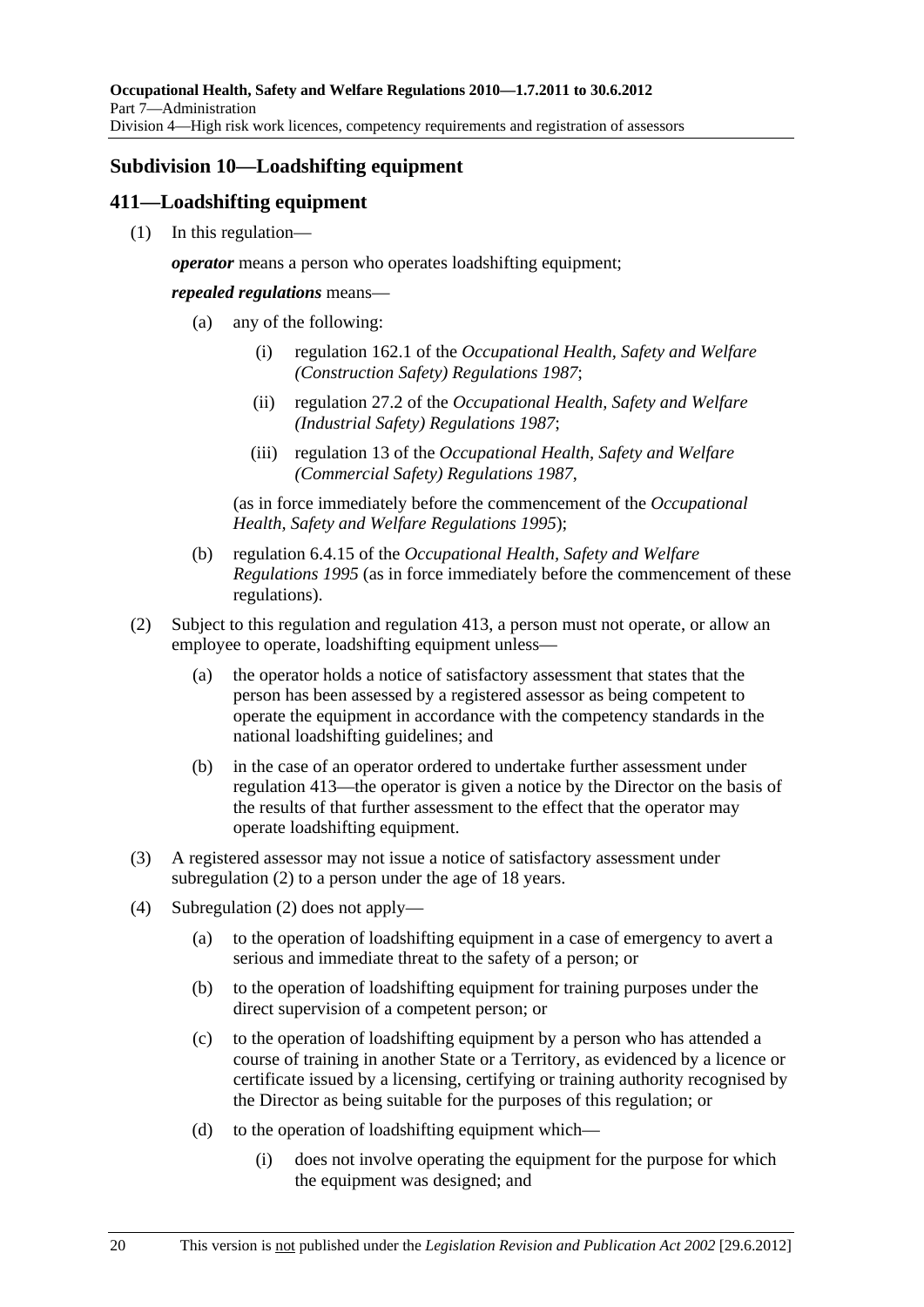## Subdivision 10—Loadshifting equipment

## 411—Loadshifting equipment

(1) In this regulation—

***operator*** means a person who operates loadshifting equipment;

***repealed regulations*** means—

(a) any of the following:

(i) regulation 162.1 of the *Occupational Health, Safety and Welfare (Construction Safety) Regulations 1987*;

(ii) regulation 27.2 of the *Occupational Health, Safety and Welfare (Industrial Safety) Regulations 1987*;

(iii) regulation 13 of the *Occupational Health, Safety and Welfare (Commercial Safety) Regulations 1987*,

(as in force immediately before the commencement of the *Occupational Health, Safety and Welfare Regulations 1995*);

(b) regulation 6.4.15 of the *Occupational Health, Safety and Welfare Regulations 1995* (as in force immediately before the commencement of these regulations).

(2) Subject to this regulation and regulation 413, a person must not operate, or allow an employee to operate, loadshifting equipment unless—

(a) the operator holds a notice of satisfactory assessment that states that the person has been assessed by a registered assessor as being competent to operate the equipment in accordance with the competency standards in the national loadshifting guidelines; and

(b) in the case of an operator ordered to undertake further assessment under regulation 413—the operator is given a notice by the Director on the basis of the results of that further assessment to the effect that the operator may operate loadshifting equipment.

(3) A registered assessor may not issue a notice of satisfactory assessment under subregulation (2) to a person under the age of 18 years.

(4) Subregulation (2) does not apply—

(a) to the operation of loadshifting equipment in a case of emergency to avert a serious and immediate threat to the safety of a person; or

(b) to the operation of loadshifting equipment for training purposes under the direct supervision of a competent person; or

(c) to the operation of loadshifting equipment by a person who has attended a course of training in another State or a Territory, as evidenced by a licence or certificate issued by a licensing, certifying or training authority recognised by the Director as being suitable for the purposes of this regulation; or

(d) to the operation of loadshifting equipment which—

(i) does not involve operating the equipment for the purpose for which the equipment was designed; and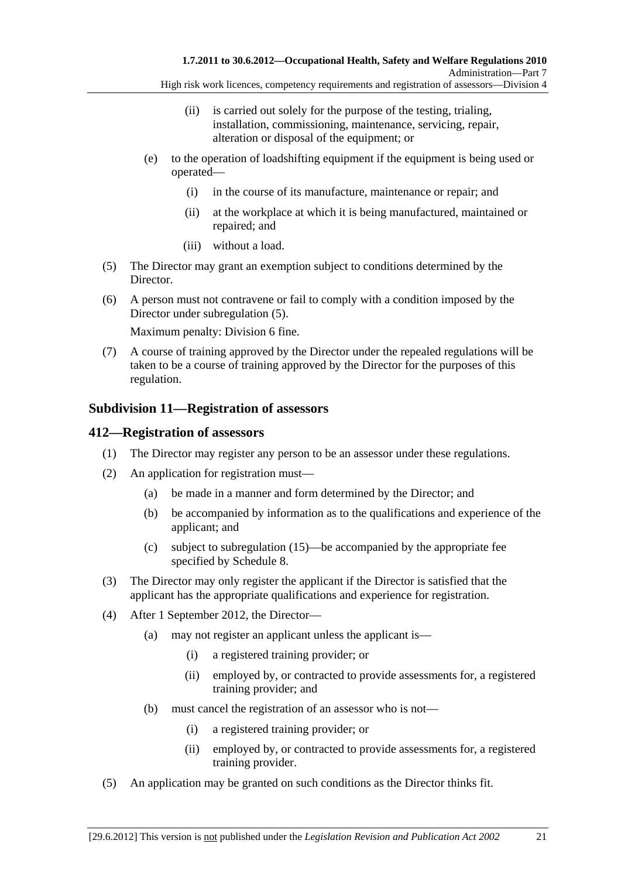(ii) is carried out solely for the purpose of the testing, trialing, installation, commissioning, maintenance, servicing, repair, alteration or disposal of the equipment; or

(e) to the operation of loadshifting equipment if the equipment is being used or operated—

(i) in the course of its manufacture, maintenance or repair; and

(ii) at the workplace at which it is being manufactured, maintained or repaired; and

(iii) without a load.

(5) The Director may grant an exemption subject to conditions determined by the Director.

(6) A person must not contravene or fail to comply with a condition imposed by the Director under subregulation (5).

Maximum penalty: Division 6 fine.

(7) A course of training approved by the Director under the repealed regulations will be taken to be a course of training approved by the Director for the purposes of this regulation.

## Subdivision 11—Registration of assessors

## 412—Registration of assessors

(1) The Director may register any person to be an assessor under these regulations.

(2) An application for registration must—

(a) be made in a manner and form determined by the Director; and

(b) be accompanied by information as to the qualifications and experience of the applicant; and

(c) subject to subregulation (15)—be accompanied by the appropriate fee specified by Schedule 8.

(3) The Director may only register the applicant if the Director is satisfied that the applicant has the appropriate qualifications and experience for registration.

(4) After 1 September 2012, the Director—

(a) may not register an applicant unless the applicant is—

(i) a registered training provider; or

(ii) employed by, or contracted to provide assessments for, a registered training provider; and

(b) must cancel the registration of an assessor who is not—

(i) a registered training provider; or

(ii) employed by, or contracted to provide assessments for, a registered training provider.

(5) An application may be granted on such conditions as the Director thinks fit.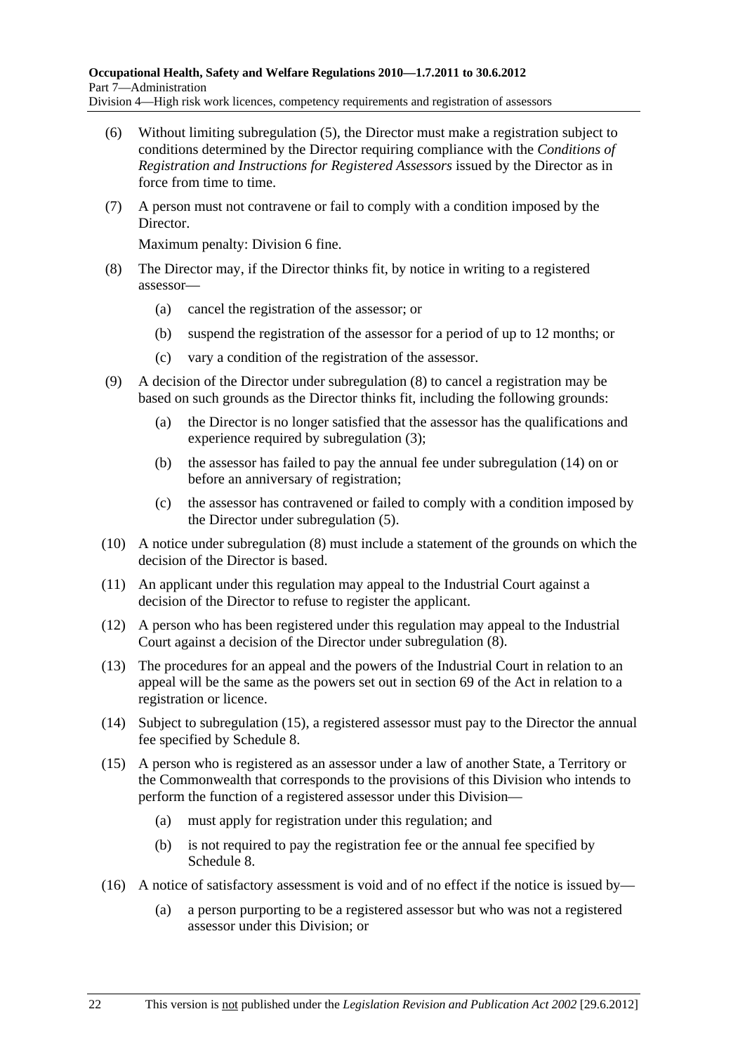(6) Without limiting subregulation (5), the Director must make a registration subject to conditions determined by the Director requiring compliance with the *Conditions of Registration and Instructions for Registered Assessors* issued by the Director as in force from time to time.

(7) A person must not contravene or fail to comply with a condition imposed by the Director.

Maximum penalty: Division 6 fine.

(8) The Director may, if the Director thinks fit, by notice in writing to a registered assessor—

(a) cancel the registration of the assessor; or

(b) suspend the registration of the assessor for a period of up to 12 months; or

(c) vary a condition of the registration of the assessor.

(9) A decision of the Director under subregulation (8) to cancel a registration may be based on such grounds as the Director thinks fit, including the following grounds:

(a) the Director is no longer satisfied that the assessor has the qualifications and experience required by subregulation (3);

(b) the assessor has failed to pay the annual fee under subregulation (14) on or before an anniversary of registration;

(c) the assessor has contravened or failed to comply with a condition imposed by the Director under subregulation (5).

(10) A notice under subregulation (8) must include a statement of the grounds on which the decision of the Director is based.

(11) An applicant under this regulation may appeal to the Industrial Court against a decision of the Director to refuse to register the applicant.

(12) A person who has been registered under this regulation may appeal to the Industrial Court against a decision of the Director under subregulation (8).

(13) The procedures for an appeal and the powers of the Industrial Court in relation to an appeal will be the same as the powers set out in section 69 of the Act in relation to a registration or licence.

(14) Subject to subregulation (15), a registered assessor must pay to the Director the annual fee specified by Schedule 8.

(15) A person who is registered as an assessor under a law of another State, a Territory or the Commonwealth that corresponds to the provisions of this Division who intends to perform the function of a registered assessor under this Division—

(a) must apply for registration under this regulation; and

(b) is not required to pay the registration fee or the annual fee specified by Schedule 8.

(16) A notice of satisfactory assessment is void and of no effect if the notice is issued by—

(a) a person purporting to be a registered assessor but who was not a registered assessor under this Division; or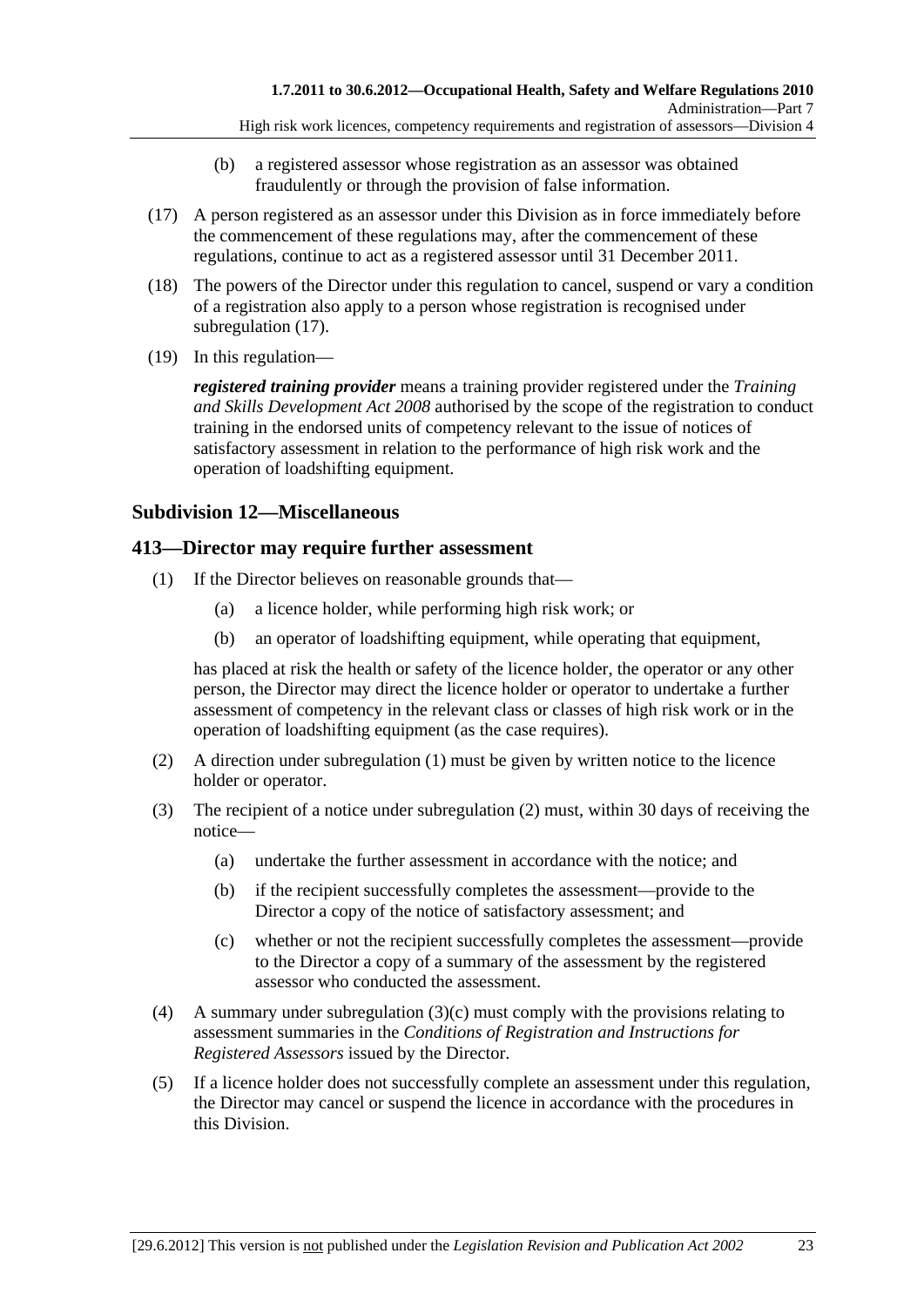(b) a registered assessor whose registration as an assessor was obtained fraudulently or through the provision of false information.

(17) A person registered as an assessor under this Division as in force immediately before the commencement of these regulations may, after the commencement of these regulations, continue to act as a registered assessor until 31 December 2011.

(18) The powers of the Director under this regulation to cancel, suspend or vary a condition of a registration also apply to a person whose registration is recognised under subregulation (17).

(19) In this regulation—

***registered training provider*** means a training provider registered under the *Training and Skills Development Act 2008* authorised by the scope of the registration to conduct training in the endorsed units of competency relevant to the issue of notices of satisfactory assessment in relation to the performance of high risk work and the operation of loadshifting equipment.

## Subdivision 12—Miscellaneous

## 413—Director may require further assessment

(1) If the Director believes on reasonable grounds that—

(a) a licence holder, while performing high risk work; or

(b) an operator of loadshifting equipment, while operating that equipment,

has placed at risk the health or safety of the licence holder, the operator or any other person, the Director may direct the licence holder or operator to undertake a further assessment of competency in the relevant class or classes of high risk work or in the operation of loadshifting equipment (as the case requires).

(2) A direction under subregulation (1) must be given by written notice to the licence holder or operator.

(3) The recipient of a notice under subregulation (2) must, within 30 days of receiving the notice—

(a) undertake the further assessment in accordance with the notice; and

(b) if the recipient successfully completes the assessment—provide to the Director a copy of the notice of satisfactory assessment; and

(c) whether or not the recipient successfully completes the assessment—provide to the Director a copy of a summary of the assessment by the registered assessor who conducted the assessment.

(4) A summary under subregulation (3)(c) must comply with the provisions relating to assessment summaries in the *Conditions of Registration and Instructions for Registered Assessors* issued by the Director.

(5) If a licence holder does not successfully complete an assessment under this regulation, the Director may cancel or suspend the licence in accordance with the procedures in this Division.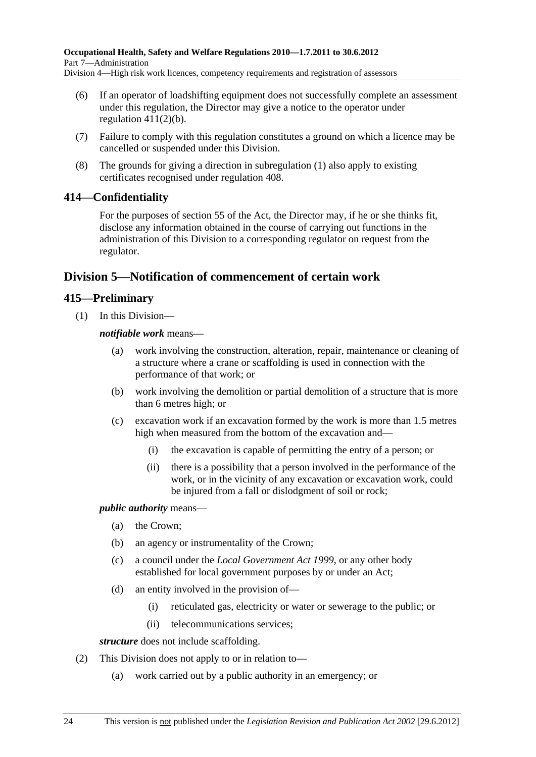(6) If an operator of loadshifting equipment does not successfully complete an assessment under this regulation, the Director may give a notice to the operator under regulation 411(2)(b).

(7) Failure to comply with this regulation constitutes a ground on which a licence may be cancelled or suspended under this Division.

(8) The grounds for giving a direction in subregulation (1) also apply to existing certificates recognised under regulation 408.

### 414—Confidentiality

For the purposes of section 55 of the Act, the Director may, if he or she thinks fit, disclose any information obtained in the course of carrying out functions in the administration of this Division to a corresponding regulator on request from the regulator.

## Division 5—Notification of commencement of certain work

### 415—Preliminary

(1) In this Division—

***notifiable work*** means—

- (a) work involving the construction, alteration, repair, maintenance or cleaning of a structure where a crane or scaffolding is used in connection with the performance of that work; or
- (b) work involving the demolition or partial demolition of a structure that is more than 6 metres high; or
- (c) excavation work if an excavation formed by the work is more than 1.5 metres high when measured from the bottom of the excavation and—
  - (i) the excavation is capable of permitting the entry of a person; or
  - (ii) there is a possibility that a person involved in the performance of the work, or in the vicinity of any excavation or excavation work, could be injured from a fall or dislodgment of soil or rock;

***public authority*** means—

- (a) the Crown;
- (b) an agency or instrumentality of the Crown;
- (c) a council under the *Local Government Act 1999*, or any other body established for local government purposes by or under an Act;
- (d) an entity involved in the provision of—
  - (i) reticulated gas, electricity or water or sewerage to the public; or
  - (ii) telecommunications services;

***structure*** does not include scaffolding.

(2) This Division does not apply to or in relation to—

- (a) work carried out by a public authority in an emergency; or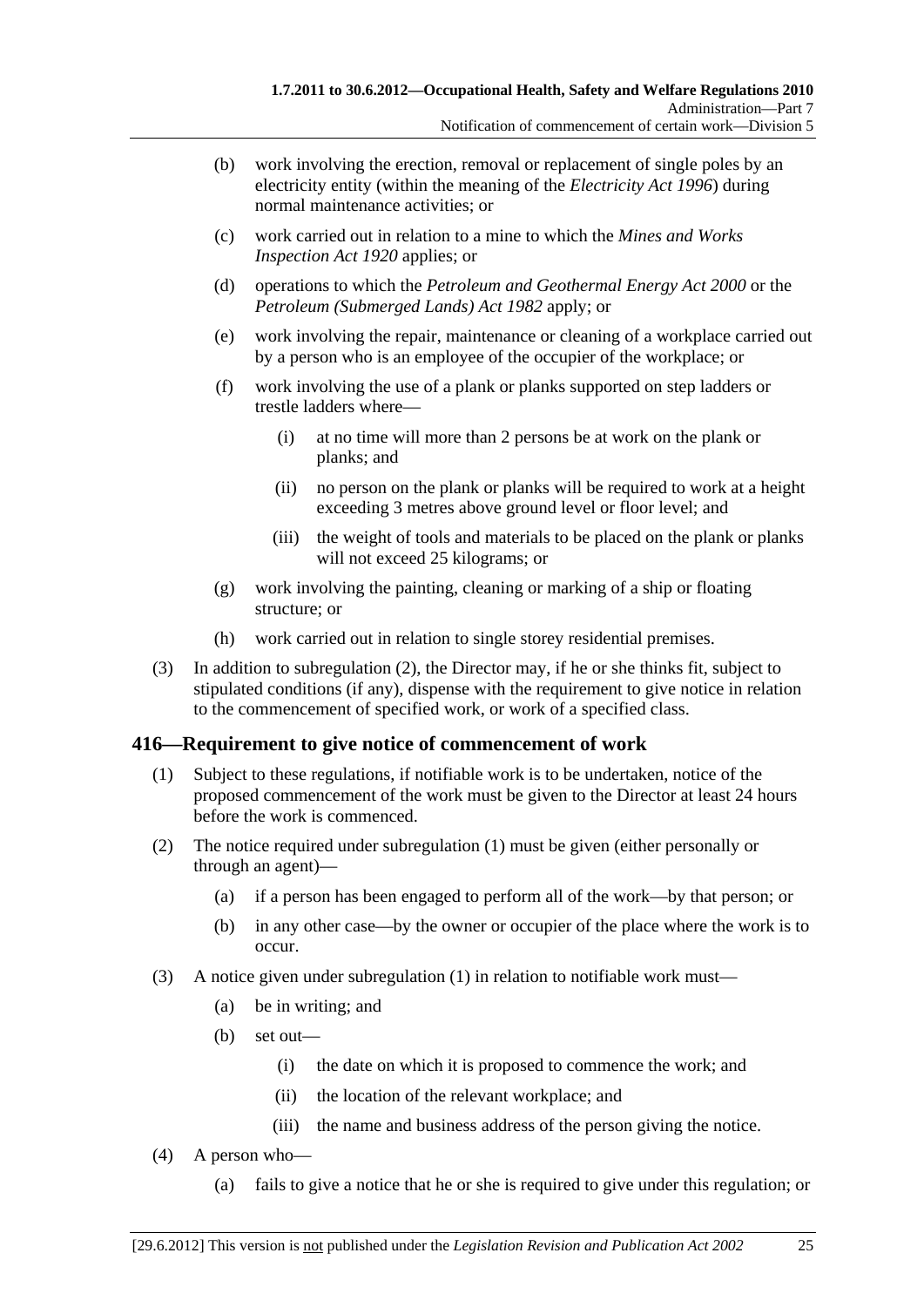(b) work involving the erection, removal or replacement of single poles by an electricity entity (within the meaning of the *Electricity Act 1996*) during normal maintenance activities; or

(c) work carried out in relation to a mine to which the *Mines and Works Inspection Act 1920* applies; or

(d) operations to which the *Petroleum and Geothermal Energy Act 2000* or the *Petroleum (Submerged Lands) Act 1982* apply; or

(e) work involving the repair, maintenance or cleaning of a workplace carried out by a person who is an employee of the occupier of the workplace; or

(f) work involving the use of a plank or planks supported on step ladders or trestle ladders where—

(i) at no time will more than 2 persons be at work on the plank or planks; and

(ii) no person on the plank or planks will be required to work at a height exceeding 3 metres above ground level or floor level; and

(iii) the weight of tools and materials to be placed on the plank or planks will not exceed 25 kilograms; or

(g) work involving the painting, cleaning or marking of a ship or floating structure; or

(h) work carried out in relation to single storey residential premises.

(3) In addition to subregulation (2), the Director may, if he or she thinks fit, subject to stipulated conditions (if any), dispense with the requirement to give notice in relation to the commencement of specified work, or work of a specified class.

## 416—Requirement to give notice of commencement of work

(1) Subject to these regulations, if notifiable work is to be undertaken, notice of the proposed commencement of the work must be given to the Director at least 24 hours before the work is commenced.

(2) The notice required under subregulation (1) must be given (either personally or through an agent)—

(a) if a person has been engaged to perform all of the work—by that person; or

(b) in any other case—by the owner or occupier of the place where the work is to occur.

(3) A notice given under subregulation (1) in relation to notifiable work must—

(a) be in writing; and

(b) set out—

(i) the date on which it is proposed to commence the work; and

(ii) the location of the relevant workplace; and

(iii) the name and business address of the person giving the notice.

(4) A person who—

(a) fails to give a notice that he or she is required to give under this regulation; or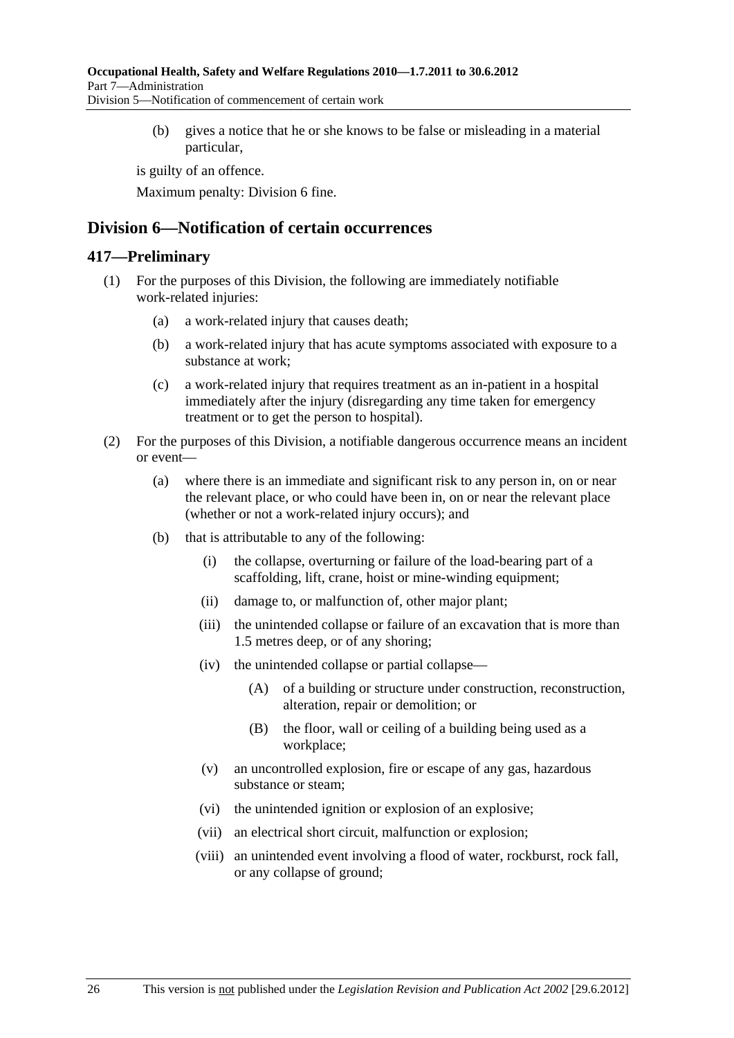(b) gives a notice that he or she knows to be false or misleading in a material particular,

is guilty of an offence.

Maximum penalty: Division 6 fine.

## Division 6—Notification of certain occurrences

### 417—Preliminary

(1) For the purposes of this Division, the following are immediately notifiable work-related injuries:

(a) a work-related injury that causes death;

(b) a work-related injury that has acute symptoms associated with exposure to a substance at work;

(c) a work-related injury that requires treatment as an in-patient in a hospital immediately after the injury (disregarding any time taken for emergency treatment or to get the person to hospital).

(2) For the purposes of this Division, a notifiable dangerous occurrence means an incident or event—

(a) where there is an immediate and significant risk to any person in, on or near the relevant place, or who could have been in, on or near the relevant place (whether or not a work-related injury occurs); and

(b) that is attributable to any of the following:

(i) the collapse, overturning or failure of the load-bearing part of a scaffolding, lift, crane, hoist or mine-winding equipment;

(ii) damage to, or malfunction of, other major plant;

(iii) the unintended collapse or failure of an excavation that is more than 1.5 metres deep, or of any shoring;

(iv) the unintended collapse or partial collapse—

(A) of a building or structure under construction, reconstruction, alteration, repair or demolition; or

(B) the floor, wall or ceiling of a building being used as a workplace;

(v) an uncontrolled explosion, fire or escape of any gas, hazardous substance or steam;

(vi) the unintended ignition or explosion of an explosive;

(vii) an electrical short circuit, malfunction or explosion;

(viii) an unintended event involving a flood of water, rockburst, rock fall, or any collapse of ground;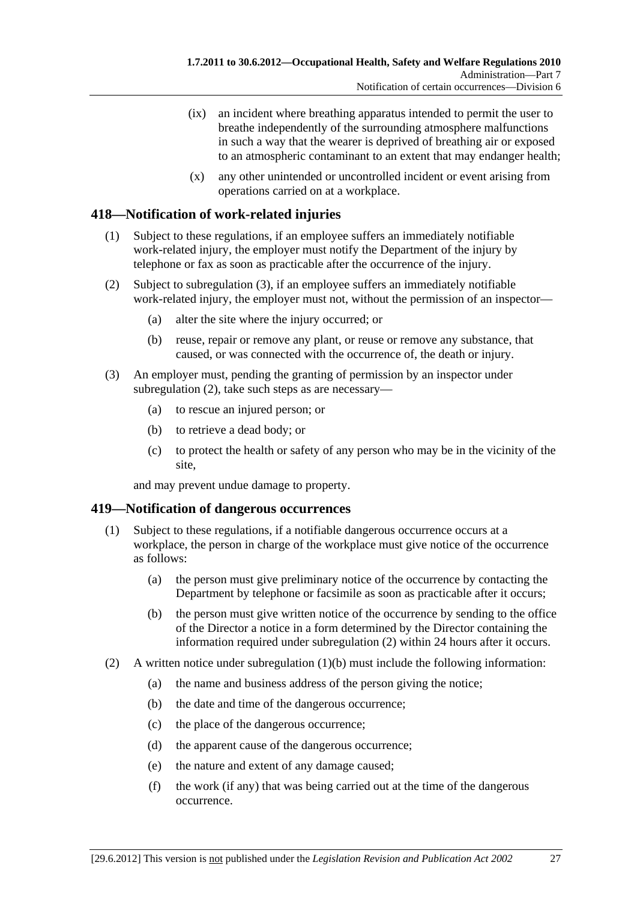(ix) an incident where breathing apparatus intended to permit the user to breathe independently of the surrounding atmosphere malfunctions in such a way that the wearer is deprived of breathing air or exposed to an atmospheric contaminant to an extent that may endanger health;

(x) any other unintended or uncontrolled incident or event arising from operations carried on at a workplace.

## 418—Notification of work-related injuries

(1) Subject to these regulations, if an employee suffers an immediately notifiable work-related injury, the employer must notify the Department of the injury by telephone or fax as soon as practicable after the occurrence of the injury.

(2) Subject to subregulation (3), if an employee suffers an immediately notifiable work-related injury, the employer must not, without the permission of an inspector—

(a) alter the site where the injury occurred; or

(b) reuse, repair or remove any plant, or reuse or remove any substance, that caused, or was connected with the occurrence of, the death or injury.

(3) An employer must, pending the granting of permission by an inspector under subregulation (2), take such steps as are necessary—

(a) to rescue an injured person; or

(b) to retrieve a dead body; or

(c) to protect the health or safety of any person who may be in the vicinity of the site,

and may prevent undue damage to property.

## 419—Notification of dangerous occurrences

(1) Subject to these regulations, if a notifiable dangerous occurrence occurs at a workplace, the person in charge of the workplace must give notice of the occurrence as follows:

(a) the person must give preliminary notice of the occurrence by contacting the Department by telephone or facsimile as soon as practicable after it occurs;

(b) the person must give written notice of the occurrence by sending to the office of the Director a notice in a form determined by the Director containing the information required under subregulation (2) within 24 hours after it occurs.

(2) A written notice under subregulation (1)(b) must include the following information:

(a) the name and business address of the person giving the notice;

(b) the date and time of the dangerous occurrence;

(c) the place of the dangerous occurrence;

(d) the apparent cause of the dangerous occurrence;

(e) the nature and extent of any damage caused;

(f) the work (if any) that was being carried out at the time of the dangerous occurrence.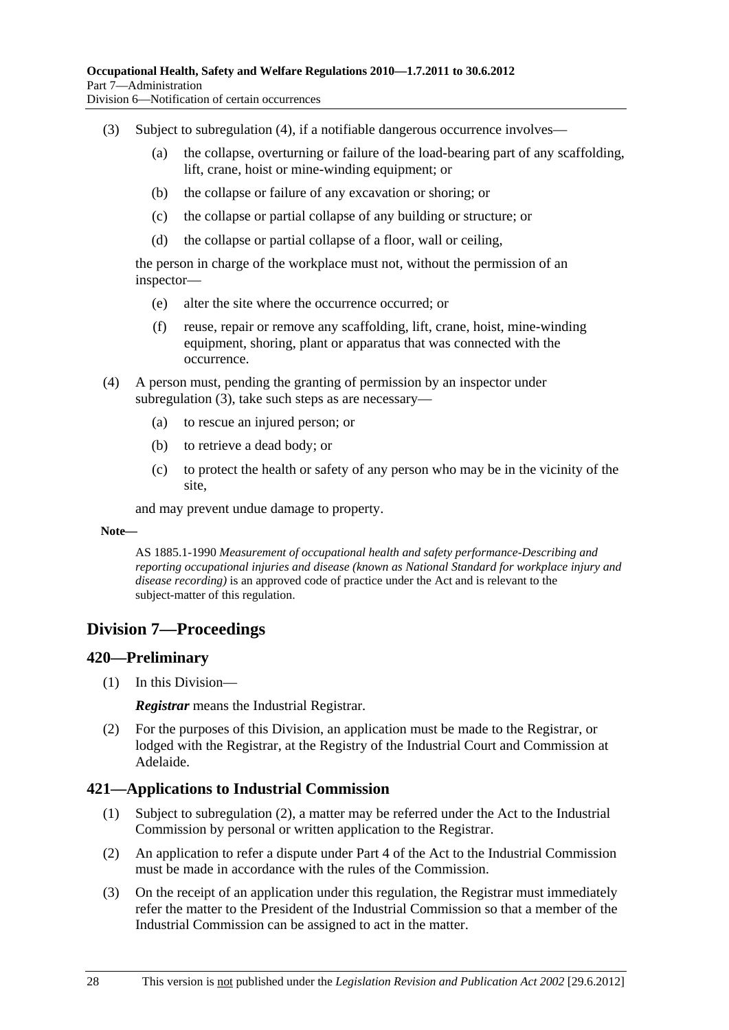(3) Subject to subregulation (4), if a notifiable dangerous occurrence involves—

(a) the collapse, overturning or failure of the load-bearing part of any scaffolding, lift, crane, hoist or mine-winding equipment; or

(b) the collapse or failure of any excavation or shoring; or

(c) the collapse or partial collapse of any building or structure; or

(d) the collapse or partial collapse of a floor, wall or ceiling,

the person in charge of the workplace must not, without the permission of an inspector—

(e) alter the site where the occurrence occurred; or

(f) reuse, repair or remove any scaffolding, lift, crane, hoist, mine-winding equipment, shoring, plant or apparatus that was connected with the occurrence.

(4) A person must, pending the granting of permission by an inspector under subregulation (3), take such steps as are necessary—

(a) to rescue an injured person; or

(b) to retrieve a dead body; or

(c) to protect the health or safety of any person who may be in the vicinity of the site,

and may prevent undue damage to property.

**Note—**

AS 1885.1-1990 *Measurement of occupational health and safety performance-Describing and reporting occupational injuries and disease (known as National Standard for workplace injury and disease recording)* is an approved code of practice under the Act and is relevant to the subject-matter of this regulation.

## Division 7—Proceedings

### 420—Preliminary

(1) In this Division—

***Registrar*** means the Industrial Registrar.

(2) For the purposes of this Division, an application must be made to the Registrar, or lodged with the Registrar, at the Registry of the Industrial Court and Commission at Adelaide.

### 421—Applications to Industrial Commission

(1) Subject to subregulation (2), a matter may be referred under the Act to the Industrial Commission by personal or written application to the Registrar.

(2) An application to refer a dispute under Part 4 of the Act to the Industrial Commission must be made in accordance with the rules of the Commission.

(3) On the receipt of an application under this regulation, the Registrar must immediately refer the matter to the President of the Industrial Commission so that a member of the Industrial Commission can be assigned to act in the matter.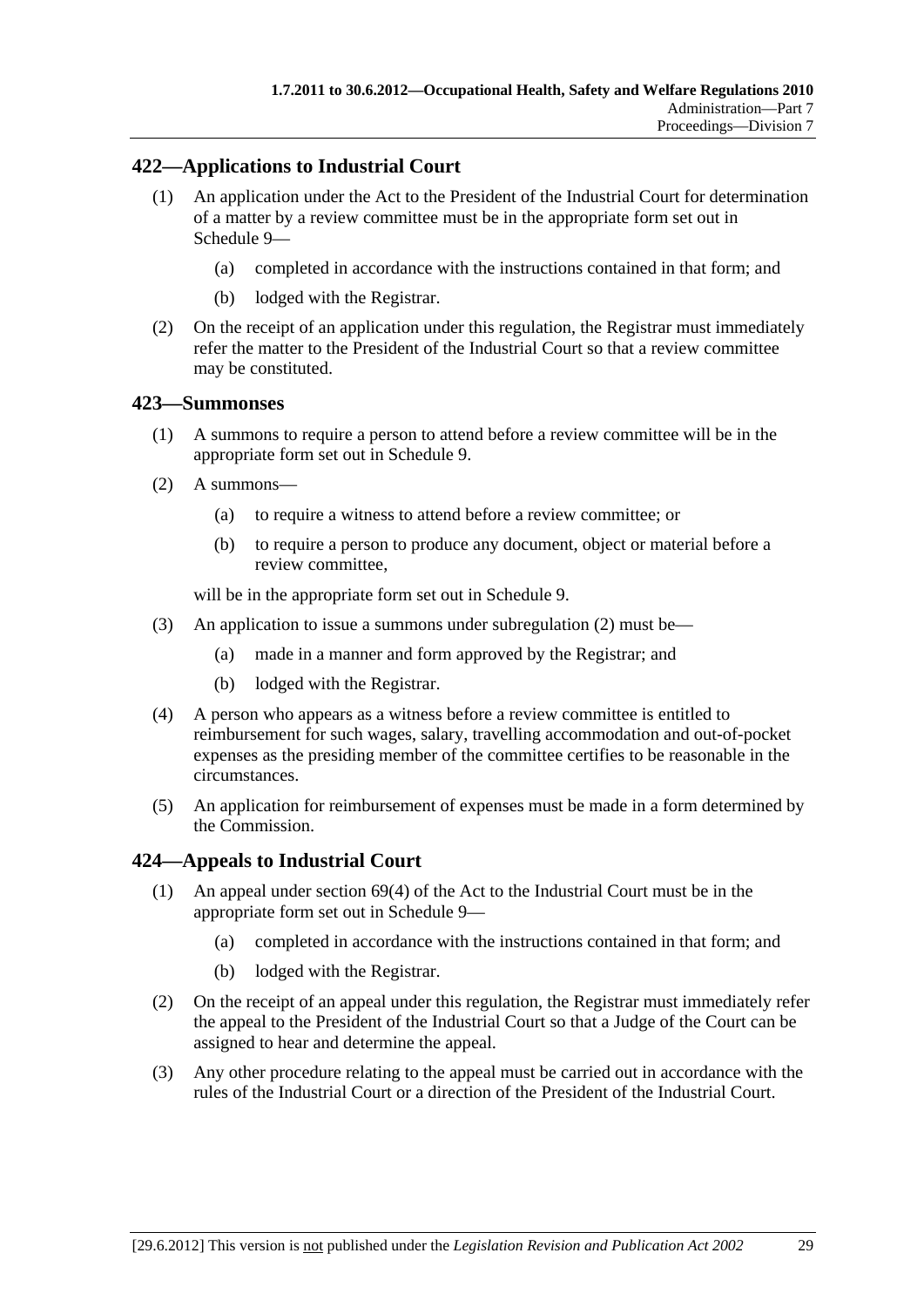## 422—Applications to Industrial Court

(1) An application under the Act to the President of the Industrial Court for determination of a matter by a review committee must be in the appropriate form set out in Schedule 9—

(a) completed in accordance with the instructions contained in that form; and

(b) lodged with the Registrar.

(2) On the receipt of an application under this regulation, the Registrar must immediately refer the matter to the President of the Industrial Court so that a review committee may be constituted.

## 423—Summonses

(1) A summons to require a person to attend before a review committee will be in the appropriate form set out in Schedule 9.

(2) A summons—

(a) to require a witness to attend before a review committee; or

(b) to require a person to produce any document, object or material before a review committee,

will be in the appropriate form set out in Schedule 9.

(3) An application to issue a summons under subregulation (2) must be—

(a) made in a manner and form approved by the Registrar; and

(b) lodged with the Registrar.

(4) A person who appears as a witness before a review committee is entitled to reimbursement for such wages, salary, travelling accommodation and out-of-pocket expenses as the presiding member of the committee certifies to be reasonable in the circumstances.

(5) An application for reimbursement of expenses must be made in a form determined by the Commission.

## 424—Appeals to Industrial Court

(1) An appeal under section 69(4) of the Act to the Industrial Court must be in the appropriate form set out in Schedule 9—

(a) completed in accordance with the instructions contained in that form; and

(b) lodged with the Registrar.

(2) On the receipt of an appeal under this regulation, the Registrar must immediately refer the appeal to the President of the Industrial Court so that a Judge of the Court can be assigned to hear and determine the appeal.

(3) Any other procedure relating to the appeal must be carried out in accordance with the rules of the Industrial Court or a direction of the President of the Industrial Court.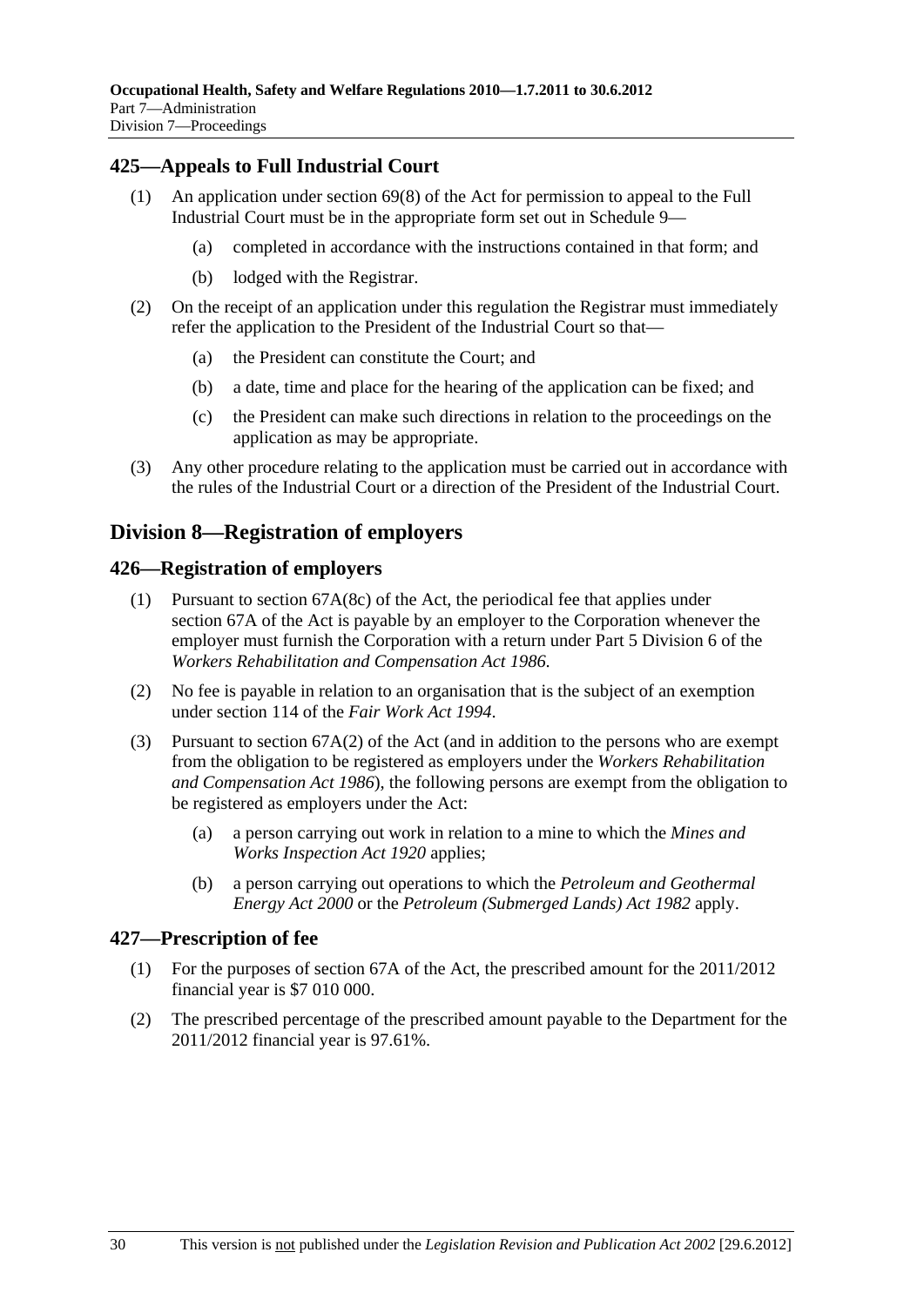### 425—Appeals to Full Industrial Court

(1) An application under section 69(8) of the Act for permission to appeal to the Full Industrial Court must be in the appropriate form set out in Schedule 9—

   (a) completed in accordance with the instructions contained in that form; and

   (b) lodged with the Registrar.

(2) On the receipt of an application under this regulation the Registrar must immediately refer the application to the President of the Industrial Court so that—

   (a) the President can constitute the Court; and

   (b) a date, time and place for the hearing of the application can be fixed; and

   (c) the President can make such directions in relation to the proceedings on the application as may be appropriate.

(3) Any other procedure relating to the application must be carried out in accordance with the rules of the Industrial Court or a direction of the President of the Industrial Court.

## Division 8—Registration of employers

### 426—Registration of employers

(1) Pursuant to section 67A(8c) of the Act, the periodical fee that applies under section 67A of the Act is payable by an employer to the Corporation whenever the employer must furnish the Corporation with a return under Part 5 Division 6 of the *Workers Rehabilitation and Compensation Act 1986*.

(2) No fee is payable in relation to an organisation that is the subject of an exemption under section 114 of the *Fair Work Act 1994*.

(3) Pursuant to section 67A(2) of the Act (and in addition to the persons who are exempt from the obligation to be registered as employers under the *Workers Rehabilitation and Compensation Act 1986*), the following persons are exempt from the obligation to be registered as employers under the Act:

   (a) a person carrying out work in relation to a mine to which the *Mines and Works Inspection Act 1920* applies;

   (b) a person carrying out operations to which the *Petroleum and Geothermal Energy Act 2000* or the *Petroleum (Submerged Lands) Act 1982* apply.

### 427—Prescription of fee

(1) For the purposes of section 67A of the Act, the prescribed amount for the 2011/2012 financial year is $7 010 000.

(2) The prescribed percentage of the prescribed amount payable to the Department for the 2011/2012 financial year is 97.61%.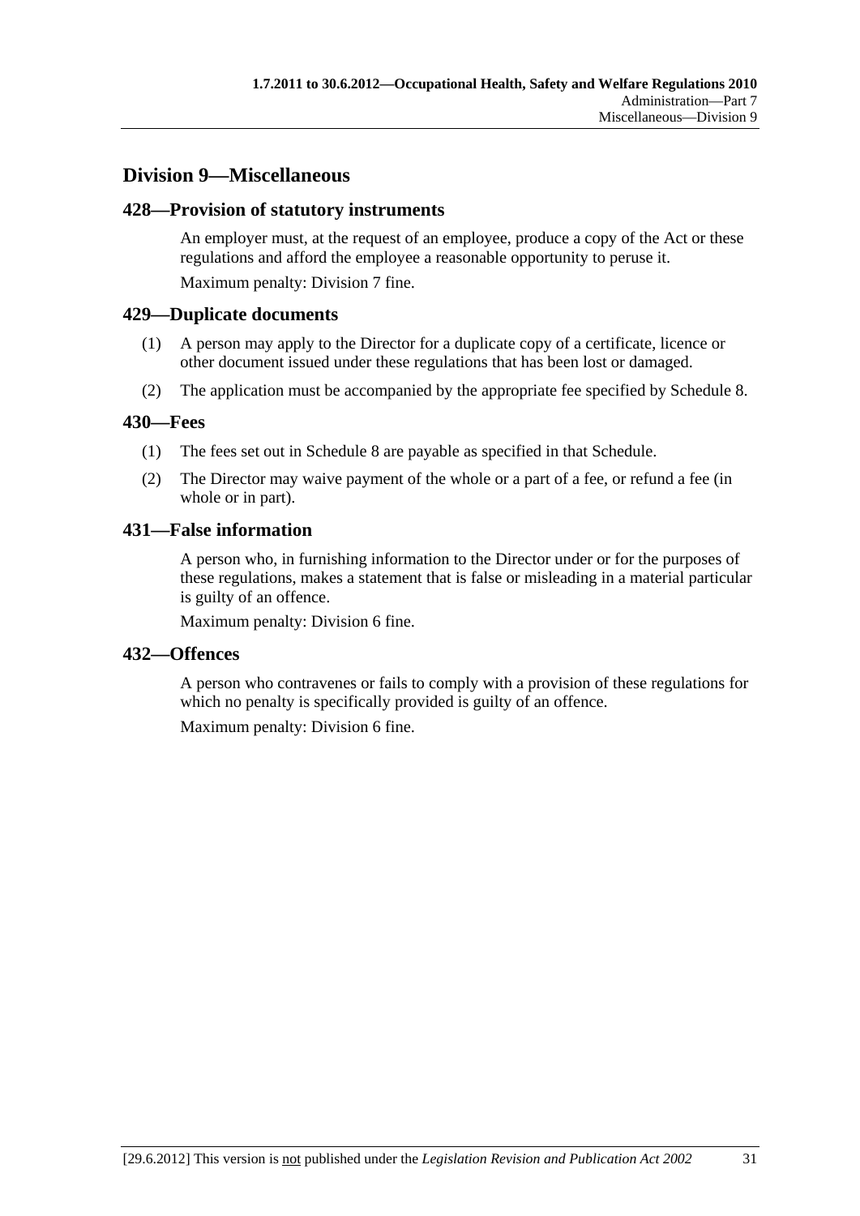## Division 9—Miscellaneous

### 428—Provision of statutory instruments

An employer must, at the request of an employee, produce a copy of the Act or these regulations and afford the employee a reasonable opportunity to peruse it.

Maximum penalty: Division 7 fine.

### 429—Duplicate documents

(1) A person may apply to the Director for a duplicate copy of a certificate, licence or other document issued under these regulations that has been lost or damaged.

(2) The application must be accompanied by the appropriate fee specified by Schedule 8.

### 430—Fees

(1) The fees set out in Schedule 8 are payable as specified in that Schedule.

(2) The Director may waive payment of the whole or a part of a fee, or refund a fee (in whole or in part).

### 431—False information

A person who, in furnishing information to the Director under or for the purposes of these regulations, makes a statement that is false or misleading in a material particular is guilty of an offence.

Maximum penalty: Division 6 fine.

### 432—Offences

A person who contravenes or fails to comply with a provision of these regulations for which no penalty is specifically provided is guilty of an offence.

Maximum penalty: Division 6 fine.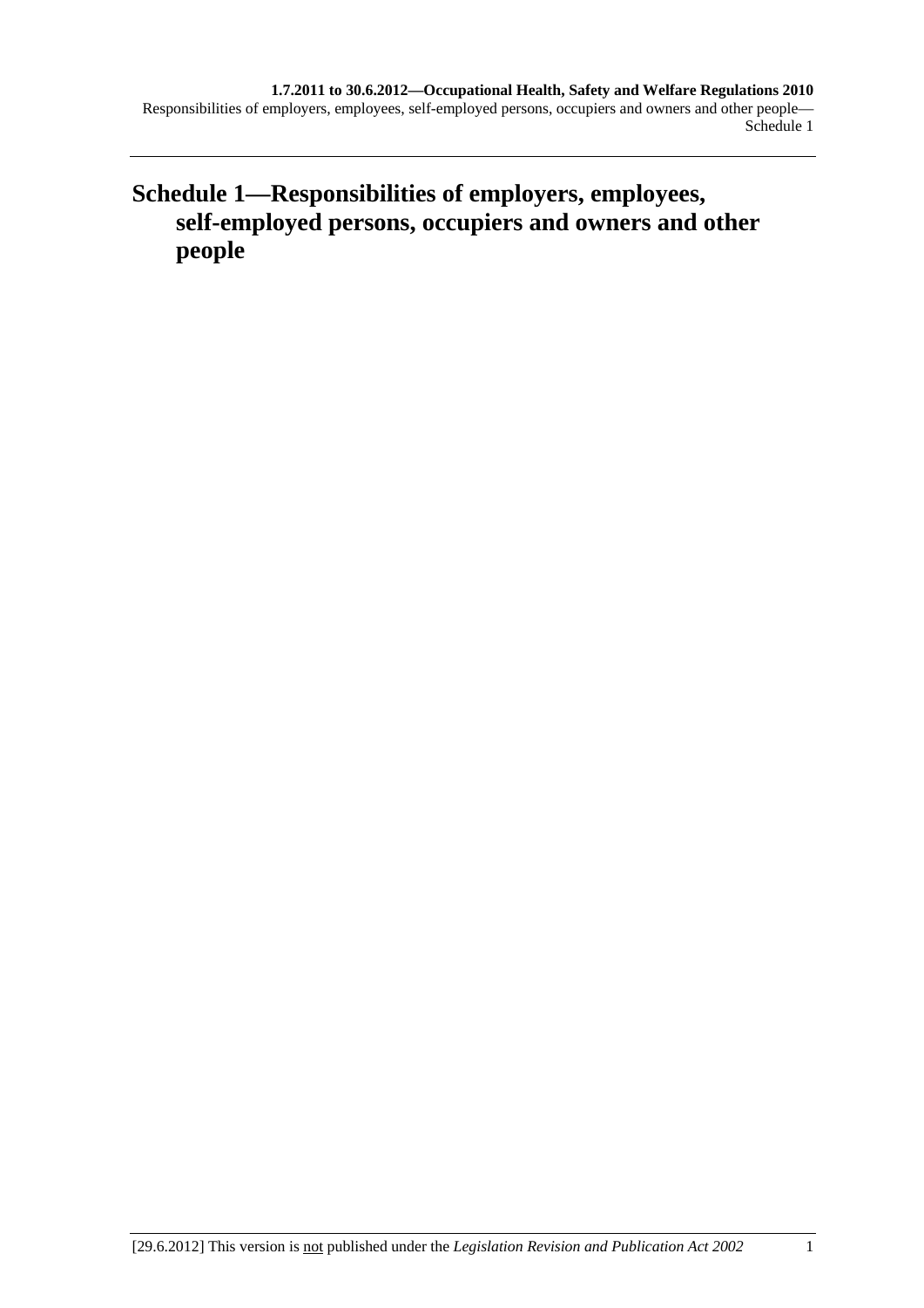# Schedule 1—Responsibilities of employers, employees, self-employed persons, occupiers and owners and other people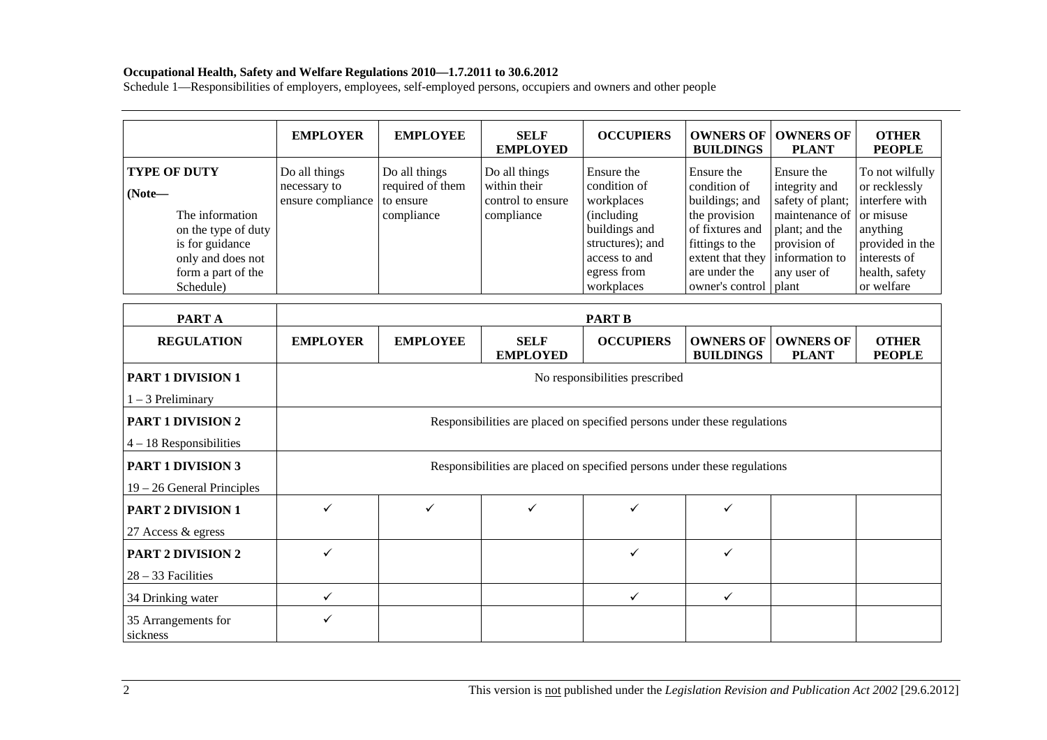**Occupational Health, Safety and Welfare Regulations 2010—1.7.2011 to 30.6.2012**

Schedule 1—Responsibilities of employers, employees, self-employed persons, occupiers and owners and other people

| | EMPLOYER | EMPLOYEE | SELF EMPLOYED | OCCUPIERS | OWNERS OF BUILDINGS | OWNERS OF PLANT | OTHER PEOPLE |
|---|---|---|---|---|---|---|---|
| **TYPE OF DUTY** **(Note—** The information on the type of duty is for guidance only and does not form a part of the Schedule) | Do all things necessary to ensure compliance | Do all things required of them to ensure compliance | Do all things within their control to ensure compliance | Ensure the condition of workplaces (including buildings and structures); and access to and egress from workplaces | Ensure the condition of buildings; and the provision of fixtures and fittings to the extent that they are under the owner's control | Ensure the integrity and safety of plant; maintenance of plant; and the provision of information to any user of plant | To not wilfully or recklessly interfere with or misuse anything provided in the interests of health, safety or welfare |

| PART A | PART B | | | | | | |
|---|---|---|---|---|---|---|---|
| **REGULATION** | **EMPLOYER** | **EMPLOYEE** | **SELF EMPLOYED** | **OCCUPIERS** | **OWNERS OF BUILDINGS** | **OWNERS OF PLANT** | **OTHER PEOPLE** |
| **PART 1 DIVISION 1** 1 – 3 Preliminary | No responsibilities prescribed | | | | | | |
| **PART 1 DIVISION 2** 4 – 18 Responsibilities | Responsibilities are placed on specified persons under these regulations | | | | | | |
| **PART 1 DIVISION 3** 19 – 26 General Principles | Responsibilities are placed on specified persons under these regulations | | | | | | |
| **PART 2 DIVISION 1** 27 Access & egress | ✓ | ✓ | ✓ | ✓ | ✓ | | |
| **PART 2 DIVISION 2** 28 – 33 Facilities | ✓ | | | ✓ | ✓ | | |
| 34 Drinking water | ✓ | | | ✓ | ✓ | | |
| 35 Arrangements for sickness | ✓ | | | | | | |

This version is not published under the *Legislation Revision and Publication Act 2002* [29.6.2012]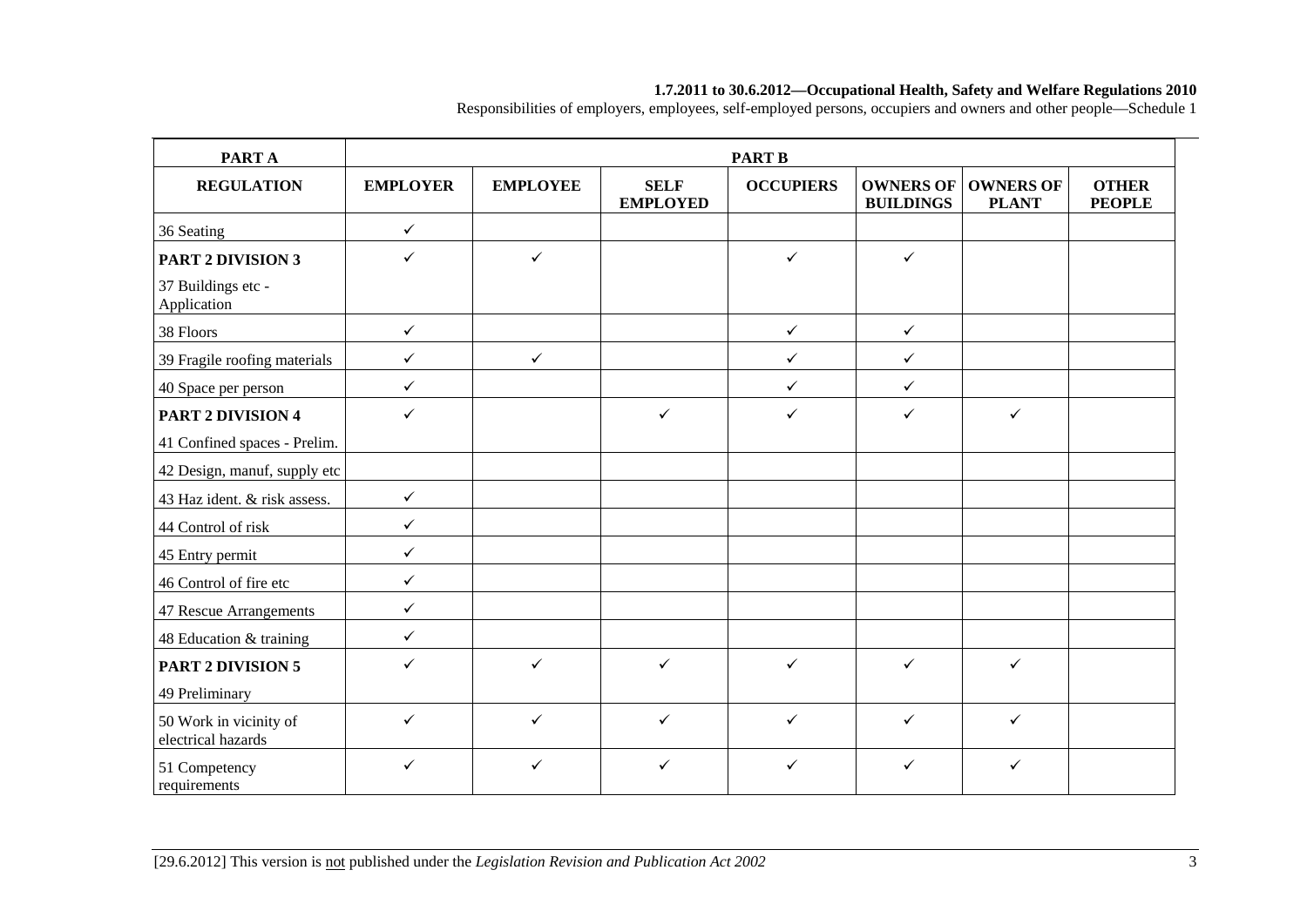| PART A | PART B | | | | | | |
|---|---|---|---|---|---|---|---|
| **REGULATION** | **EMPLOYER** | **EMPLOYEE** | **SELF EMPLOYED** | **OCCUPIERS** | **OWNERS OF BUILDINGS** | **OWNERS OF PLANT** | **OTHER PEOPLE** |
| 36 Seating | ✓ | | | | | | |
| **PART 2 DIVISION 3** 37 Buildings etc - Application | ✓ | ✓ | | ✓ | ✓ | | |
| 38 Floors | ✓ | | | ✓ | ✓ | | |
| 39 Fragile roofing materials | ✓ | ✓ | | ✓ | ✓ | | |
| 40 Space per person | ✓ | | | ✓ | ✓ | | |
| **PART 2 DIVISION 4** 41 Confined spaces - Prelim. | ✓ | | ✓ | ✓ | ✓ | ✓ | |
| 42 Design, manuf, supply etc | | | | | | | |
| 43 Haz ident. & risk assess. | ✓ | | | | | | |
| 44 Control of risk | ✓ | | | | | | |
| 45 Entry permit | ✓ | | | | | | |
| 46 Control of fire etc | ✓ | | | | | | |
| 47 Rescue Arrangements | ✓ | | | | | | |
| 48 Education & training | ✓ | | | | | | |
| **PART 2 DIVISION 5** 49 Preliminary | ✓ | ✓ | ✓ | ✓ | ✓ | ✓ | |
| 50 Work in vicinity of electrical hazards | ✓ | ✓ | ✓ | ✓ | ✓ | ✓ | |
| 51 Competency requirements | ✓ | ✓ | ✓ | ✓ | ✓ | ✓ | |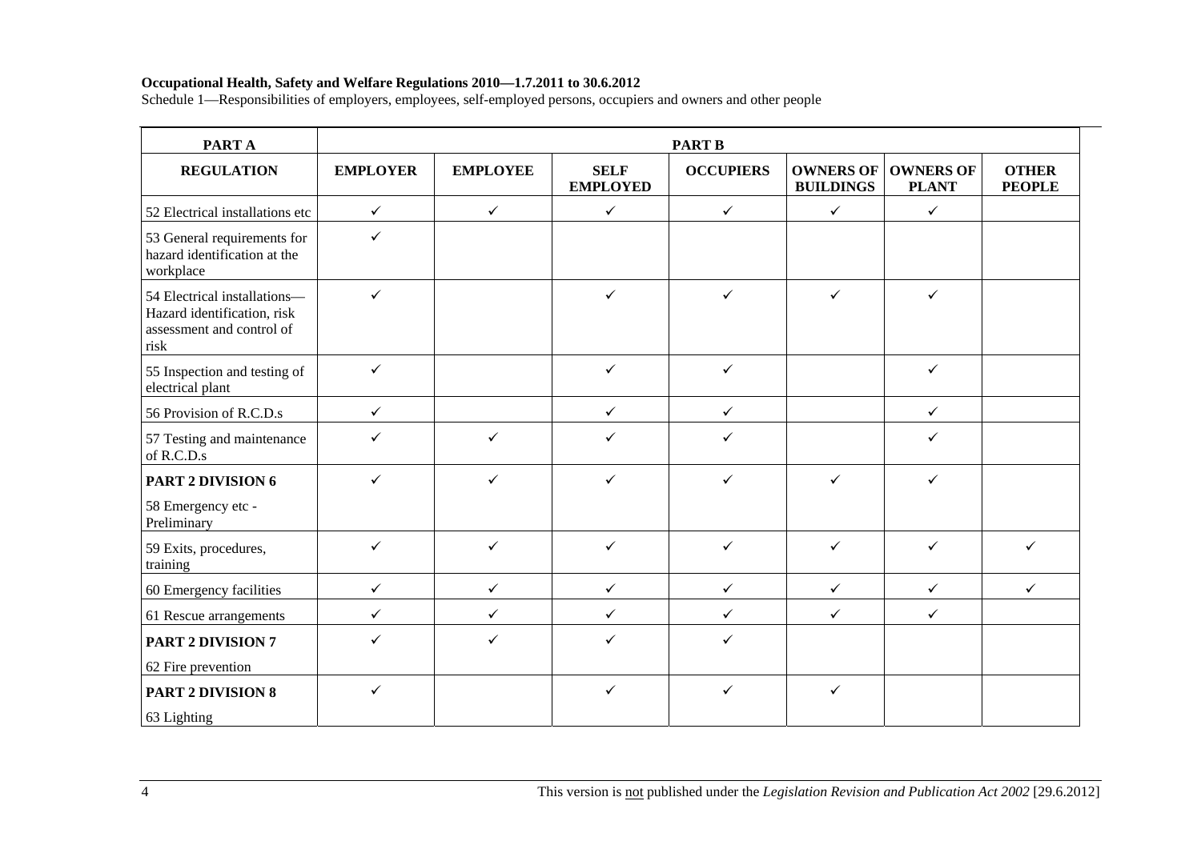**Occupational Health, Safety and Welfare Regulations 2010—1.7.2011 to 30.6.2012**

Schedule 1—Responsibilities of employers, employees, self-employed persons, occupiers and owners and other people

| PART A | PART B | | | | | | |
|---|---|---|---|---|---|---|---|
| **REGULATION** | **EMPLOYER** | **EMPLOYEE** | **SELF EMPLOYED** | **OCCUPIERS** | **OWNERS OF BUILDINGS** | **OWNERS OF PLANT** | **OTHER PEOPLE** |
| 52 Electrical installations etc | ✓ | ✓ | ✓ | ✓ | ✓ | ✓ | |
| 53 General requirements for hazard identification at the workplace | ✓ | | | | | | |
| 54 Electrical installations—Hazard identification, risk assessment and control of risk | ✓ | | ✓ | ✓ | ✓ | ✓ | |
| 55 Inspection and testing of electrical plant | ✓ | | ✓ | ✓ | | ✓ | |
| 56 Provision of R.C.D.s | ✓ | | ✓ | ✓ | | ✓ | |
| 57 Testing and maintenance of R.C.D.s | ✓ | ✓ | ✓ | ✓ | | ✓ | |
| **PART 2 DIVISION 6** 58 Emergency etc - Preliminary | ✓ | ✓ | ✓ | ✓ | ✓ | ✓ | |
| 59 Exits, procedures, training | ✓ | ✓ | ✓ | ✓ | ✓ | ✓ | ✓ |
| 60 Emergency facilities | ✓ | ✓ | ✓ | ✓ | ✓ | ✓ | ✓ |
| 61 Rescue arrangements | ✓ | ✓ | ✓ | ✓ | ✓ | ✓ | |
| **PART 2 DIVISION 7** 62 Fire prevention | ✓ | ✓ | ✓ | ✓ | | | |
| **PART 2 DIVISION 8** 63 Lighting | ✓ | | ✓ | ✓ | ✓ | | |

This version is not published under the *Legislation Revision and Publication Act 2002* [29.6.2012]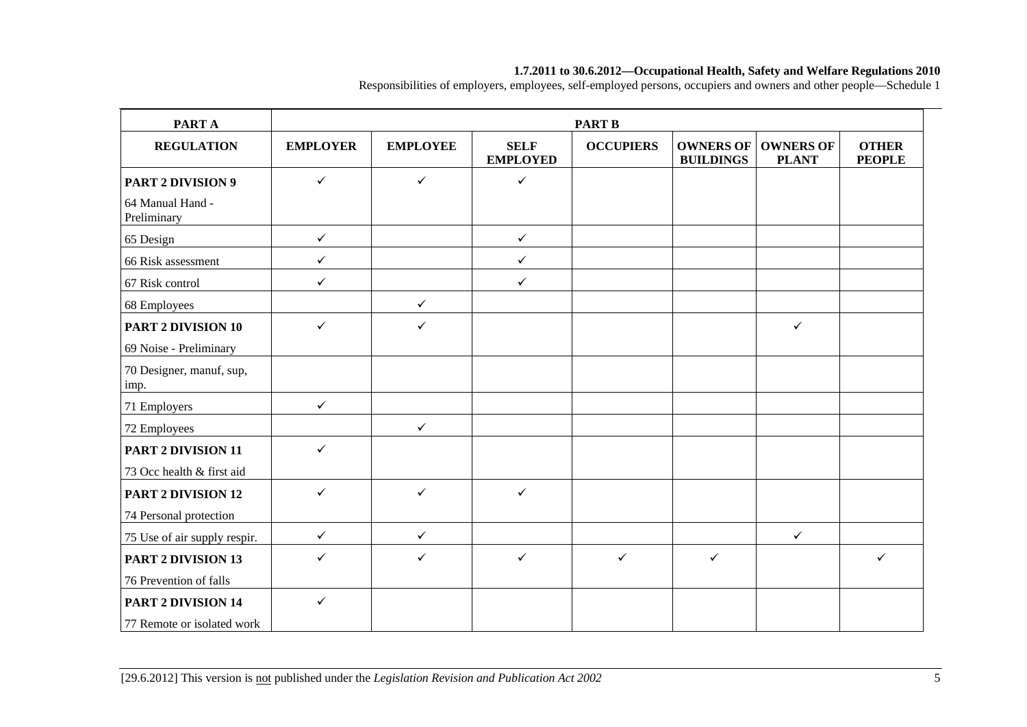| PART A | PART B | | | | | | |
|---|---|---|---|---|---|---|---|
| **REGULATION** | **EMPLOYER** | **EMPLOYEE** | **SELF EMPLOYED** | **OCCUPIERS** | **OWNERS OF BUILDINGS** | **OWNERS OF PLANT** | **OTHER PEOPLE** |
| **PART 2 DIVISION 9**<br>64 Manual Hand - Preliminary | ✓ | ✓ | ✓ | | | | |
| 65 Design | ✓ | | ✓ | | | | |
| 66 Risk assessment | ✓ | | ✓ | | | | |
| 67 Risk control | ✓ | | ✓ | | | | |
| 68 Employees | | ✓ | | | | | |
| **PART 2 DIVISION 10**<br>69 Noise - Preliminary | ✓ | ✓ | | | | ✓ | |
| 70 Designer, manuf, sup, imp. | | | | | | | |
| 71 Employers | ✓ | | | | | | |
| 72 Employees | | ✓ | | | | | |
| **PART 2 DIVISION 11**<br>73 Occ health & first aid | ✓ | | | | | | |
| **PART 2 DIVISION 12**<br>74 Personal protection | ✓ | ✓ | ✓ | | | | |
| 75 Use of air supply respir. | ✓ | ✓ | | | | ✓ | |
| **PART 2 DIVISION 13**<br>76 Prevention of falls | ✓ | ✓ | ✓ | ✓ | ✓ | | ✓ |
| **PART 2 DIVISION 14**<br>77 Remote or isolated work | ✓ | | | | | | |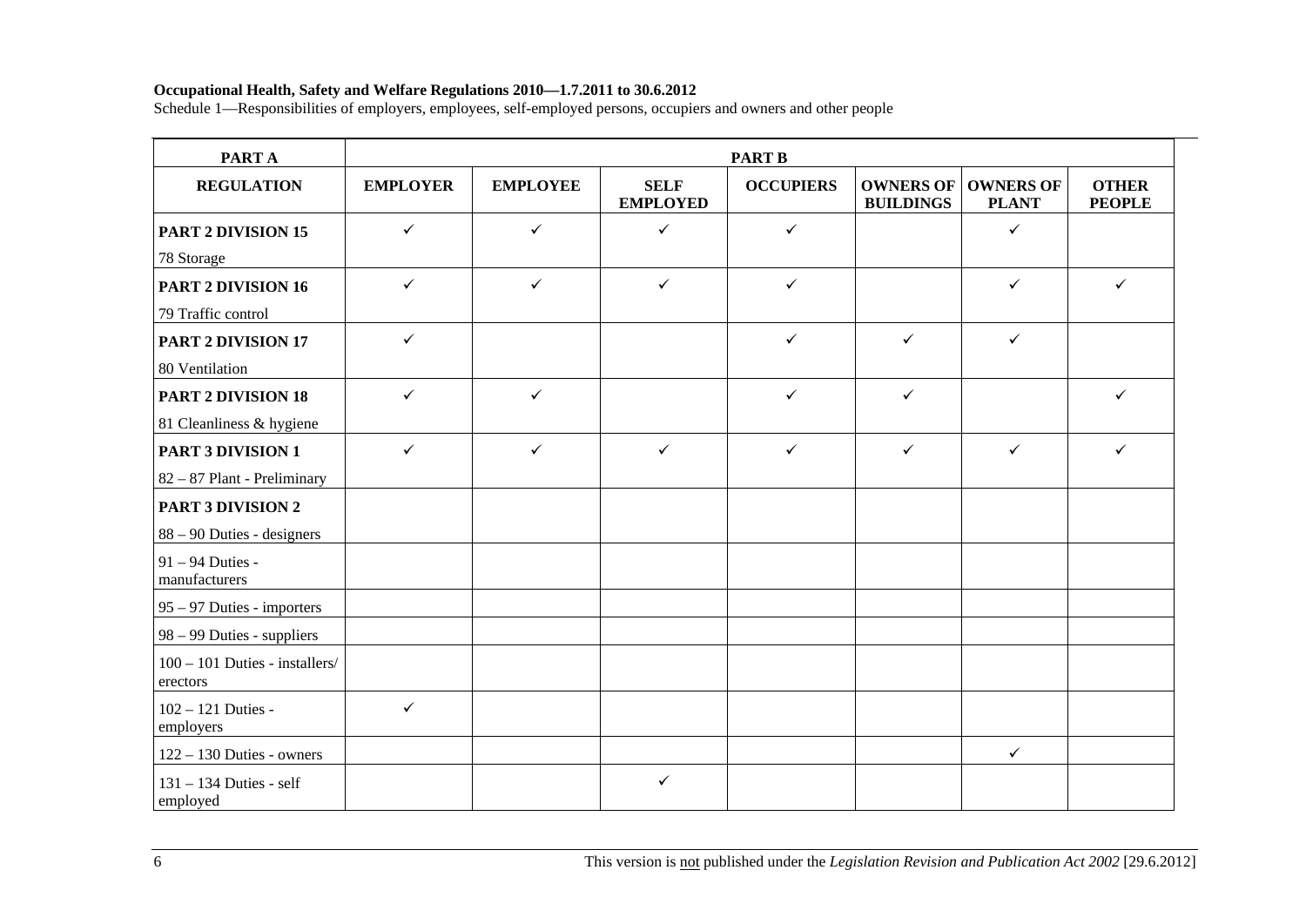**Occupational Health, Safety and Welfare Regulations 2010—1.7.2011 to 30.6.2012**

Schedule 1—Responsibilities of employers, employees, self-employed persons, occupiers and owners and other people

| PART A | PART B | | | | | | |
|---|---|---|---|---|---|---|---|
| **REGULATION** | **EMPLOYER** | **EMPLOYEE** | **SELF EMPLOYED** | **OCCUPIERS** | **OWNERS OF BUILDINGS** | **OWNERS OF PLANT** | **OTHER PEOPLE** |
| **PART 2 DIVISION 15**<br>78 Storage | ✓ | ✓ | ✓ | ✓ | | ✓ | |
| **PART 2 DIVISION 16**<br>79 Traffic control | ✓ | ✓ | ✓ | ✓ | | ✓ | ✓ |
| **PART 2 DIVISION 17**<br>80 Ventilation | ✓ | | | ✓ | ✓ | ✓ | |
| **PART 2 DIVISION 18**<br>81 Cleanliness & hygiene | ✓ | ✓ | | ✓ | ✓ | | ✓ |
| **PART 3 DIVISION 1**<br>82 – 87 Plant - Preliminary | ✓ | ✓ | ✓ | ✓ | ✓ | ✓ | ✓ |
| **PART 3 DIVISION 2**<br>88 – 90 Duties - designers | | | | | | | |
| 91 – 94 Duties - manufacturers | | | | | | | |
| 95 – 97 Duties - importers | | | | | | | |
| 98 – 99 Duties - suppliers | | | | | | | |
| 100 – 101 Duties - installers/ erectors | | | | | | | |
| 102 – 121 Duties - employers | ✓ | | | | | | |
| 122 – 130 Duties - owners | | | | | | ✓ | |
| 131 – 134 Duties - self employed | | | ✓ | | | | |

This version is not published under the *Legislation Revision and Publication Act 2002* [29.6.2012]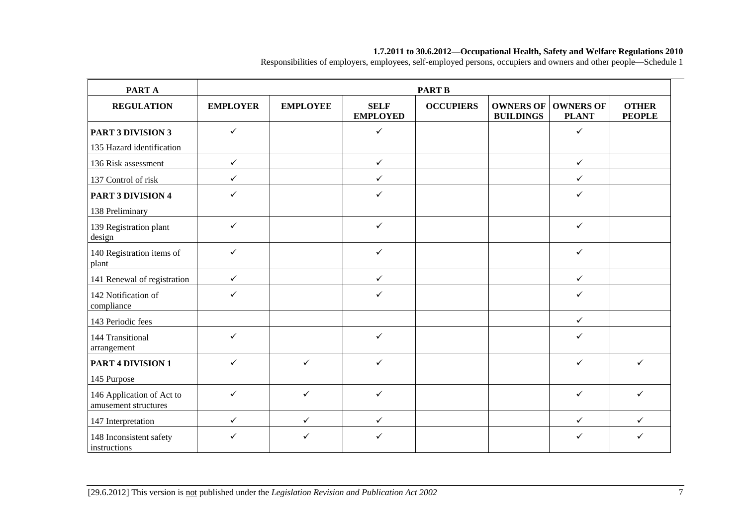| PART A | PART B | | | | | | |
|---|---|---|---|---|---|---|---|
| **REGULATION** | **EMPLOYER** | **EMPLOYEE** | **SELF EMPLOYED** | **OCCUPIERS** | **OWNERS OF BUILDINGS** | **OWNERS OF PLANT** | **OTHER PEOPLE** |
| **PART 3 DIVISION 3**<br>135 Hazard identification | ✓ | | ✓ | | | ✓ | |
| 136 Risk assessment | ✓ | | ✓ | | | ✓ | |
| 137 Control of risk | ✓ | | ✓ | | | ✓ | |
| **PART 3 DIVISION 4**<br>138 Preliminary | ✓ | | ✓ | | | ✓ | |
| 139 Registration plant design | ✓ | | ✓ | | | ✓ | |
| 140 Registration items of plant | ✓ | | ✓ | | | ✓ | |
| 141 Renewal of registration | ✓ | | ✓ | | | ✓ | |
| 142 Notification of compliance | ✓ | | ✓ | | | ✓ | |
| 143 Periodic fees | | | | | | ✓ | |
| 144 Transitional arrangement | ✓ | | ✓ | | | ✓ | |
| **PART 4 DIVISION 1**<br>145 Purpose | ✓ | ✓ | ✓ | | | ✓ | ✓ |
| 146 Application of Act to amusement structures | ✓ | ✓ | ✓ | | | ✓ | ✓ |
| 147 Interpretation | ✓ | ✓ | ✓ | | | ✓ | ✓ |
| 148 Inconsistent safety instructions | ✓ | ✓ | ✓ | | | ✓ | ✓ |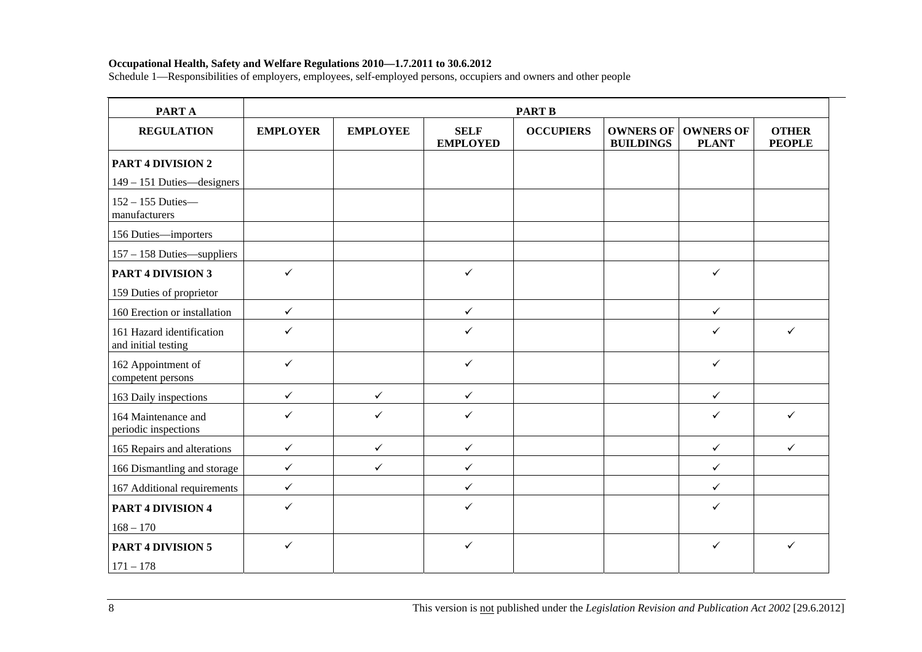**Occupational Health, Safety and Welfare Regulations 2010—1.7.2011 to 30.6.2012**

Schedule 1—Responsibilities of employers, employees, self-employed persons, occupiers and owners and other people

| PART A | PART B | | | | | | |
|---|---|---|---|---|---|---|---|
| **REGULATION** | **EMPLOYER** | **EMPLOYEE** | **SELF EMPLOYED** | **OCCUPIERS** | **OWNERS OF BUILDINGS** | **OWNERS OF PLANT** | **OTHER PEOPLE** |
| **PART 4 DIVISION 2** 149 – 151 Duties—designers | | | | | | | |
| 152 – 155 Duties—manufacturers | | | | | | | |
| 156 Duties—importers | | | | | | | |
| 157 – 158 Duties—suppliers | | | | | | | |
| **PART 4 DIVISION 3** 159 Duties of proprietor | ✓ | | ✓ | | | ✓ | |
| 160 Erection or installation | ✓ | | ✓ | | | ✓ | |
| 161 Hazard identification and initial testing | ✓ | | ✓ | | | ✓ | ✓ |
| 162 Appointment of competent persons | ✓ | | ✓ | | | ✓ | |
| 163 Daily inspections | ✓ | ✓ | ✓ | | | ✓ | |
| 164 Maintenance and periodic inspections | ✓ | ✓ | ✓ | | | ✓ | ✓ |
| 165 Repairs and alterations | ✓ | ✓ | ✓ | | | ✓ | ✓ |
| 166 Dismantling and storage | ✓ | ✓ | ✓ | | | ✓ | |
| 167 Additional requirements | ✓ | | ✓ | | | ✓ | |
| **PART 4 DIVISION 4** 168 – 170 | ✓ | | ✓ | | | ✓ | |
| **PART 4 DIVISION 5** 171 – 178 | ✓ | | ✓ | | | ✓ | ✓ |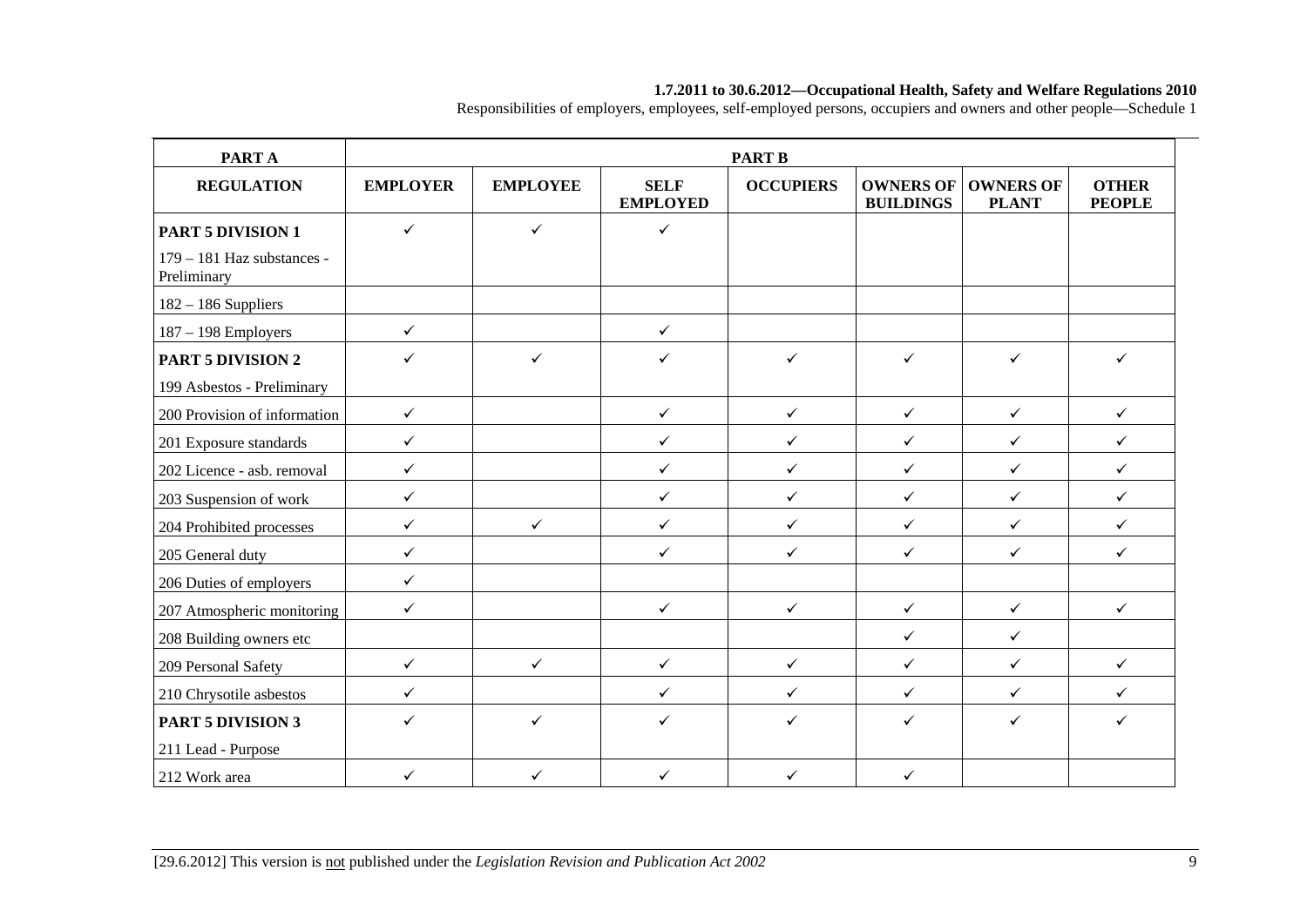| PART A | PART B | | | | | | |
|---|---|---|---|---|---|---|---|
| REGULATION | EMPLOYER | EMPLOYEE | SELF EMPLOYED | OCCUPIERS | OWNERS OF BUILDINGS | OWNERS OF PLANT | OTHER PEOPLE |
| **PART 5 DIVISION 1** 179 – 181 Haz substances - Preliminary | ✓ | ✓ | ✓ | | | | |
| 182 – 186 Suppliers | | | | | | | |
| 187 – 198 Employers | ✓ | | ✓ | | | | |
| **PART 5 DIVISION 2** 199 Asbestos - Preliminary | ✓ | ✓ | ✓ | ✓ | ✓ | ✓ | ✓ |
| 200 Provision of information | ✓ | | ✓ | ✓ | ✓ | ✓ | ✓ |
| 201 Exposure standards | ✓ | | ✓ | ✓ | ✓ | ✓ | ✓ |
| 202 Licence - asb. removal | ✓ | | ✓ | ✓ | ✓ | ✓ | ✓ |
| 203 Suspension of work | ✓ | | ✓ | ✓ | ✓ | ✓ | ✓ |
| 204 Prohibited processes | ✓ | ✓ | ✓ | ✓ | ✓ | ✓ | ✓ |
| 205 General duty | ✓ | | ✓ | ✓ | ✓ | ✓ | ✓ |
| 206 Duties of employers | ✓ | | | | | | |
| 207 Atmospheric monitoring | ✓ | | ✓ | ✓ | ✓ | ✓ | ✓ |
| 208 Building owners etc | | | | | ✓ | ✓ | |
| 209 Personal Safety | ✓ | ✓ | ✓ | ✓ | ✓ | ✓ | ✓ |
| 210 Chrysotile asbestos | ✓ | | ✓ | ✓ | ✓ | ✓ | ✓ |
| **PART 5 DIVISION 3** 211 Lead - Purpose | ✓ | ✓ | ✓ | ✓ | ✓ | ✓ | ✓ |
| 212 Work area | ✓ | ✓ | ✓ | ✓ | ✓ | | |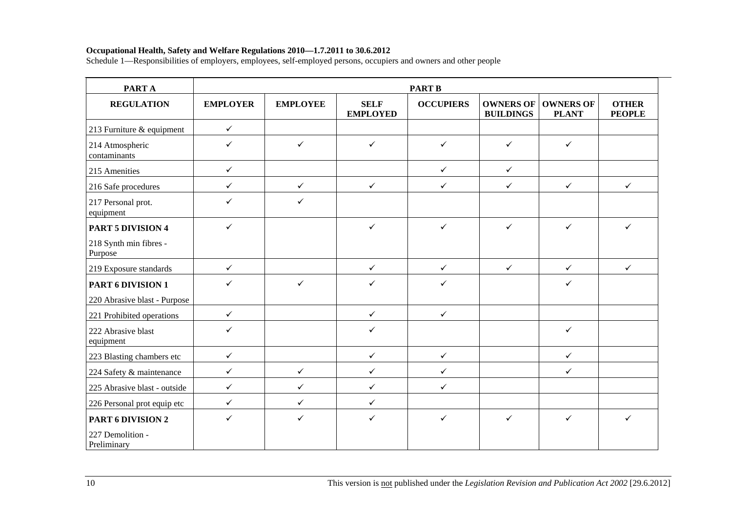**Occupational Health, Safety and Welfare Regulations 2010—1.7.2011 to 30.6.2012**

Schedule 1—Responsibilities of employers, employees, self-employed persons, occupiers and owners and other people

| PART A | PART B | | | | | | |
|---|---|---|---|---|---|---|---|
| **REGULATION** | **EMPLOYER** | **EMPLOYEE** | **SELF EMPLOYED** | **OCCUPIERS** | **OWNERS OF BUILDINGS** | **OWNERS OF PLANT** | **OTHER PEOPLE** |
| 213 Furniture & equipment | ✓ | | | | | | |
| 214 Atmospheric contaminants | ✓ | ✓ | ✓ | ✓ | ✓ | ✓ | |
| 215 Amenities | ✓ | | | ✓ | ✓ | | |
| 216 Safe procedures | ✓ | ✓ | ✓ | ✓ | ✓ | ✓ | ✓ |
| 217 Personal prot. equipment | ✓ | ✓ | | | | | |
| **PART 5 DIVISION 4** 218 Synth min fibres - Purpose | ✓ | | ✓ | ✓ | ✓ | ✓ | ✓ |
| 219 Exposure standards | ✓ | | ✓ | ✓ | ✓ | ✓ | ✓ |
| **PART 6 DIVISION 1** 220 Abrasive blast - Purpose | ✓ | ✓ | ✓ | ✓ | | ✓ | |
| 221 Prohibited operations | ✓ | | ✓ | ✓ | | | |
| 222 Abrasive blast equipment | ✓ | | ✓ | | | ✓ | |
| 223 Blasting chambers etc | ✓ | | ✓ | ✓ | | ✓ | |
| 224 Safety & maintenance | ✓ | ✓ | ✓ | ✓ | | ✓ | |
| 225 Abrasive blast - outside | ✓ | ✓ | ✓ | ✓ | | | |
| 226 Personal prot equip etc | ✓ | ✓ | ✓ | | | | |
| **PART 6 DIVISION 2** 227 Demolition - Preliminary | ✓ | ✓ | ✓ | ✓ | ✓ | ✓ | ✓ |

This version is not published under the *Legislation Revision and Publication Act 2002* [29.6.2012]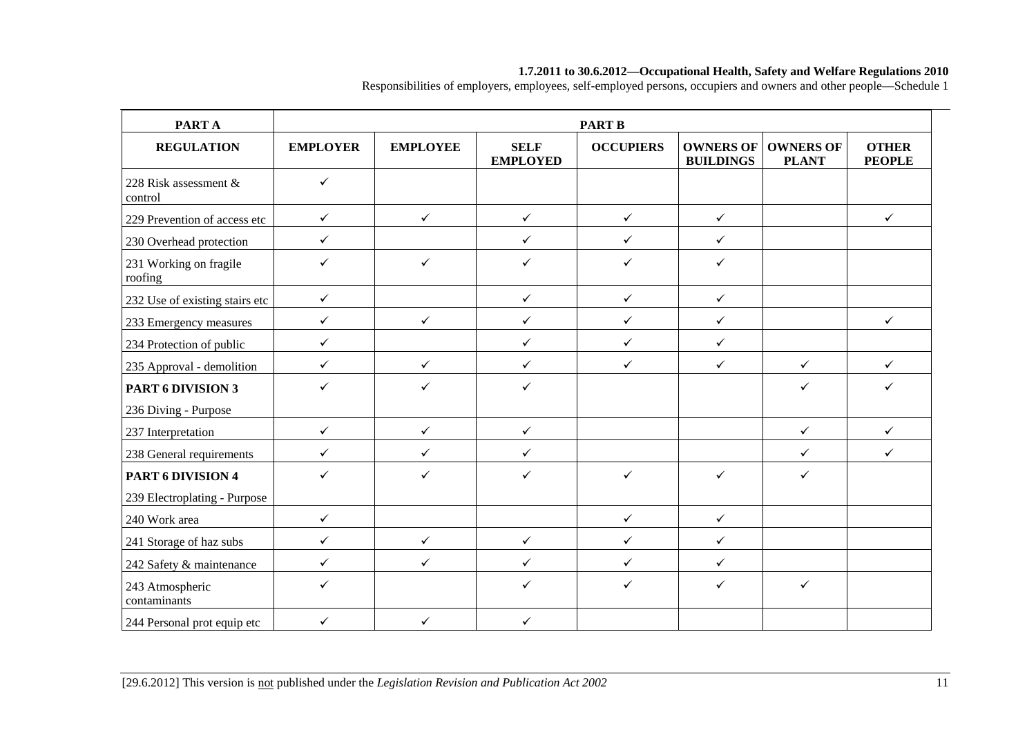| PART A | PART B | | | | | | |
|---|---|---|---|---|---|---|---|
| **REGULATION** | **EMPLOYER** | **EMPLOYEE** | **SELF EMPLOYED** | **OCCUPIERS** | **OWNERS OF BUILDINGS** | **OWNERS OF PLANT** | **OTHER PEOPLE** |
| 228 Risk assessment & control | ✓ | | | | | | |
| 229 Prevention of access etc | ✓ | ✓ | ✓ | ✓ | ✓ | | ✓ |
| 230 Overhead protection | ✓ | | ✓ | ✓ | ✓ | | |
| 231 Working on fragile roofing | ✓ | ✓ | ✓ | ✓ | ✓ | | |
| 232 Use of existing stairs etc | ✓ | | ✓ | ✓ | ✓ | | |
| 233 Emergency measures | ✓ | ✓ | ✓ | ✓ | ✓ | | ✓ |
| 234 Protection of public | ✓ | | ✓ | ✓ | ✓ | | |
| 235 Approval - demolition | ✓ | ✓ | ✓ | ✓ | ✓ | ✓ | ✓ |
| **PART 6 DIVISION 3** 236 Diving - Purpose | ✓ | ✓ | ✓ | | | ✓ | ✓ |
| 237 Interpretation | ✓ | ✓ | ✓ | | | ✓ | ✓ |
| 238 General requirements | ✓ | ✓ | ✓ | | | ✓ | ✓ |
| **PART 6 DIVISION 4** 239 Electroplating - Purpose | ✓ | ✓ | ✓ | ✓ | ✓ | ✓ | |
| 240 Work area | ✓ | | | ✓ | ✓ | | |
| 241 Storage of haz subs | ✓ | ✓ | ✓ | ✓ | ✓ | | |
| 242 Safety & maintenance | ✓ | ✓ | ✓ | ✓ | ✓ | | |
| 243 Atmospheric contaminants | ✓ | | ✓ | ✓ | ✓ | ✓ | |
| 244 Personal prot equip etc | ✓ | ✓ | ✓ | | | | |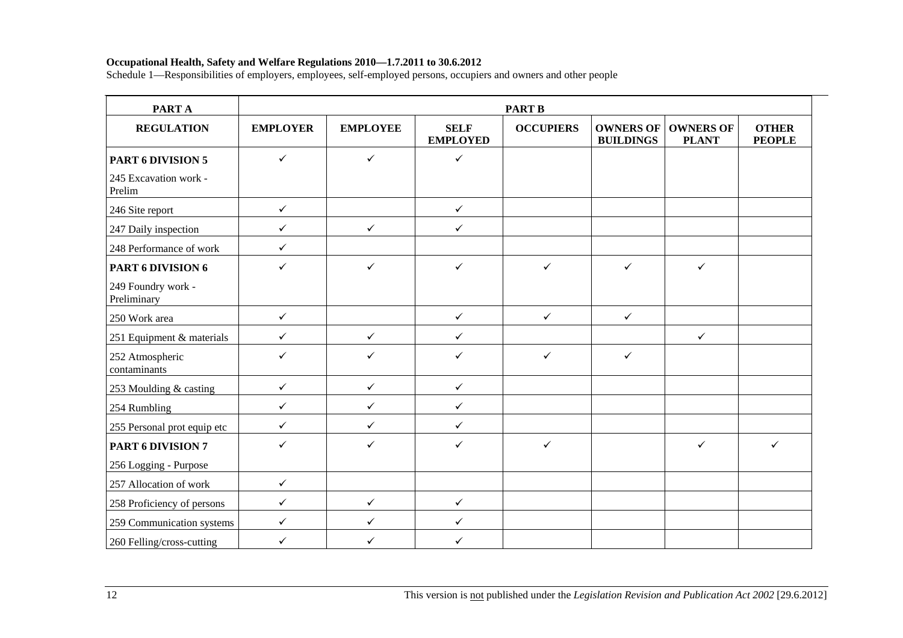**Occupational Health, Safety and Welfare Regulations 2010—1.7.2011 to 30.6.2012**

Schedule 1—Responsibilities of employers, employees, self-employed persons, occupiers and owners and other people

| PART A | PART B | | | | | | |
|---|---|---|---|---|---|---|---|
| **REGULATION** | **EMPLOYER** | **EMPLOYEE** | **SELF EMPLOYED** | **OCCUPIERS** | **OWNERS OF BUILDINGS** | **OWNERS OF PLANT** | **OTHER PEOPLE** |
| **PART 6 DIVISION 5** 245 Excavation work - Prelim | ✓ | ✓ | ✓ | | | | |
| 246 Site report | ✓ | | ✓ | | | | |
| 247 Daily inspection | ✓ | ✓ | ✓ | | | | |
| 248 Performance of work | ✓ | | | | | | |
| **PART 6 DIVISION 6** 249 Foundry work - Preliminary | ✓ | ✓ | ✓ | ✓ | ✓ | ✓ | |
| 250 Work area | ✓ | | ✓ | ✓ | ✓ | | |
| 251 Equipment & materials | ✓ | ✓ | ✓ | | | ✓ | |
| 252 Atmospheric contaminants | ✓ | ✓ | ✓ | ✓ | ✓ | | |
| 253 Moulding & casting | ✓ | ✓ | ✓ | | | | |
| 254 Rumbling | ✓ | ✓ | ✓ | | | | |
| 255 Personal prot equip etc | ✓ | ✓ | ✓ | | | | |
| **PART 6 DIVISION 7** 256 Logging - Purpose | ✓ | ✓ | ✓ | ✓ | | ✓ | ✓ |
| 257 Allocation of work | ✓ | | | | | | |
| 258 Proficiency of persons | ✓ | ✓ | ✓ | | | | |
| 259 Communication systems | ✓ | ✓ | ✓ | | | | |
| 260 Felling/cross-cutting | ✓ | ✓ | ✓ | | | | |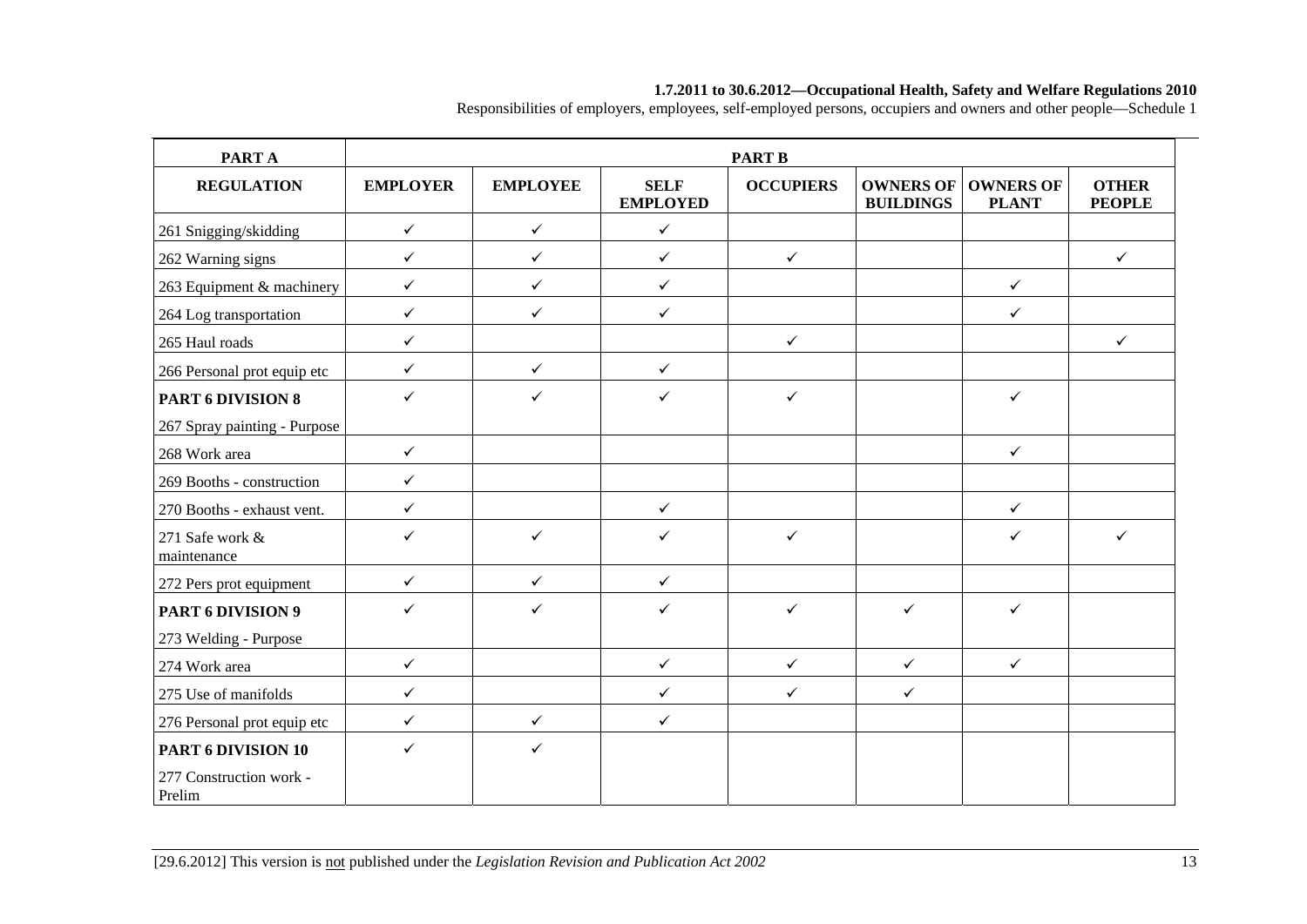| PART A | PART B | | | | | | |
|---|---|---|---|---|---|---|---|
| REGULATION | EMPLOYER | EMPLOYEE | SELF EMPLOYED | OCCUPIERS | OWNERS OF BUILDINGS | OWNERS OF PLANT | OTHER PEOPLE |
| 261 Snigging/skidding | ✓ | ✓ | ✓ | | | | |
| 262 Warning signs | ✓ | ✓ | ✓ | ✓ | | | ✓ |
| 263 Equipment & machinery | ✓ | ✓ | ✓ | | | ✓ | |
| 264 Log transportation | ✓ | ✓ | ✓ | | | ✓ | |
| 265 Haul roads | ✓ | | | ✓ | | | ✓ |
| 266 Personal prot equip etc | ✓ | ✓ | ✓ | | | | |
| **PART 6 DIVISION 8** 267 Spray painting - Purpose | ✓ | ✓ | ✓ | ✓ | | ✓ | |
| 268 Work area | ✓ | | | | | ✓ | |
| 269 Booths - construction | ✓ | | | | | | |
| 270 Booths - exhaust vent. | ✓ | | ✓ | | | ✓ | |
| 271 Safe work & maintenance | ✓ | ✓ | ✓ | ✓ | | ✓ | ✓ |
| 272 Pers prot equipment | ✓ | ✓ | ✓ | | | | |
| **PART 6 DIVISION 9** 273 Welding - Purpose | ✓ | ✓ | ✓ | ✓ | ✓ | ✓ | |
| 274 Work area | ✓ | | ✓ | ✓ | ✓ | ✓ | |
| 275 Use of manifolds | ✓ | | ✓ | ✓ | ✓ | | |
| 276 Personal prot equip etc | ✓ | ✓ | ✓ | | | | |
| **PART 6 DIVISION 10** 277 Construction work - Prelim | ✓ | ✓ | | | | | |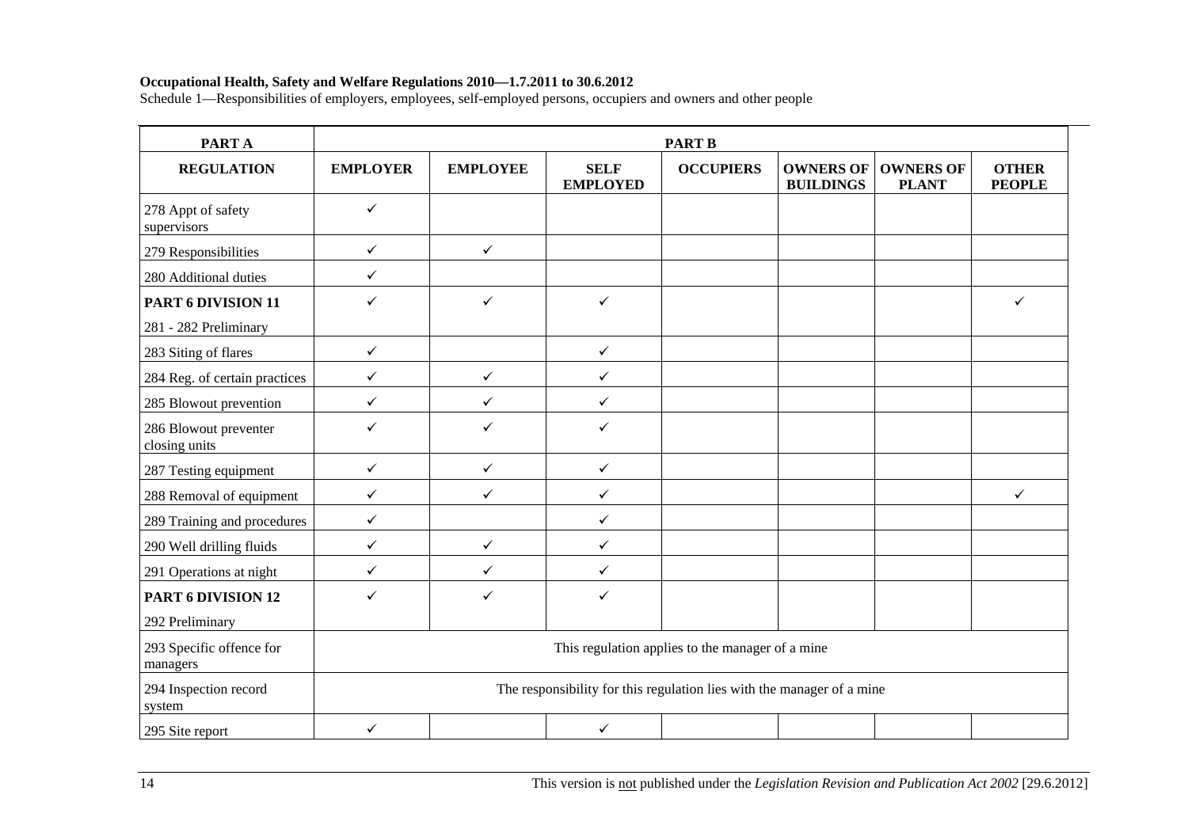**Occupational Health, Safety and Welfare Regulations 2010—1.7.2011 to 30.6.2012**

Schedule 1—Responsibilities of employers, employees, self-employed persons, occupiers and owners and other people

| PART A | PART B | | | | | | |
|---|---|---|---|---|---|---|---|
| **REGULATION** | **EMPLOYER** | **EMPLOYEE** | **SELF EMPLOYED** | **OCCUPIERS** | **OWNERS OF BUILDINGS** | **OWNERS OF PLANT** | **OTHER PEOPLE** |
| 278 Appt of safety supervisors | ✓ | | | | | | |
| 279 Responsibilities | ✓ | ✓ | | | | | |
| 280 Additional duties | ✓ | | | | | | |
| **PART 6 DIVISION 11** 281 - 282 Preliminary | ✓ | ✓ | ✓ | | | | ✓ |
| 283 Siting of flares | ✓ | | ✓ | | | | |
| 284 Reg. of certain practices | ✓ | ✓ | ✓ | | | | |
| 285 Blowout prevention | ✓ | ✓ | ✓ | | | | |
| 286 Blowout preventer closing units | ✓ | ✓ | ✓ | | | | |
| 287 Testing equipment | ✓ | ✓ | ✓ | | | | |
| 288 Removal of equipment | ✓ | ✓ | ✓ | | | | ✓ |
| 289 Training and procedures | ✓ | | ✓ | | | | |
| 290 Well drilling fluids | ✓ | ✓ | ✓ | | | | |
| 291 Operations at night | ✓ | ✓ | ✓ | | | | |
| **PART 6 DIVISION 12** 292 Preliminary | ✓ | ✓ | ✓ | | | | |
| 293 Specific offence for managers | This regulation applies to the manager of a mine | | | | | | |
| 294 Inspection record system | The responsibility for this regulation lies with the manager of a mine | | | | | | |
| 295 Site report | ✓ | | ✓ | | | | |

This version is not published under the *Legislation Revision and Publication Act 2002* [29.6.2012]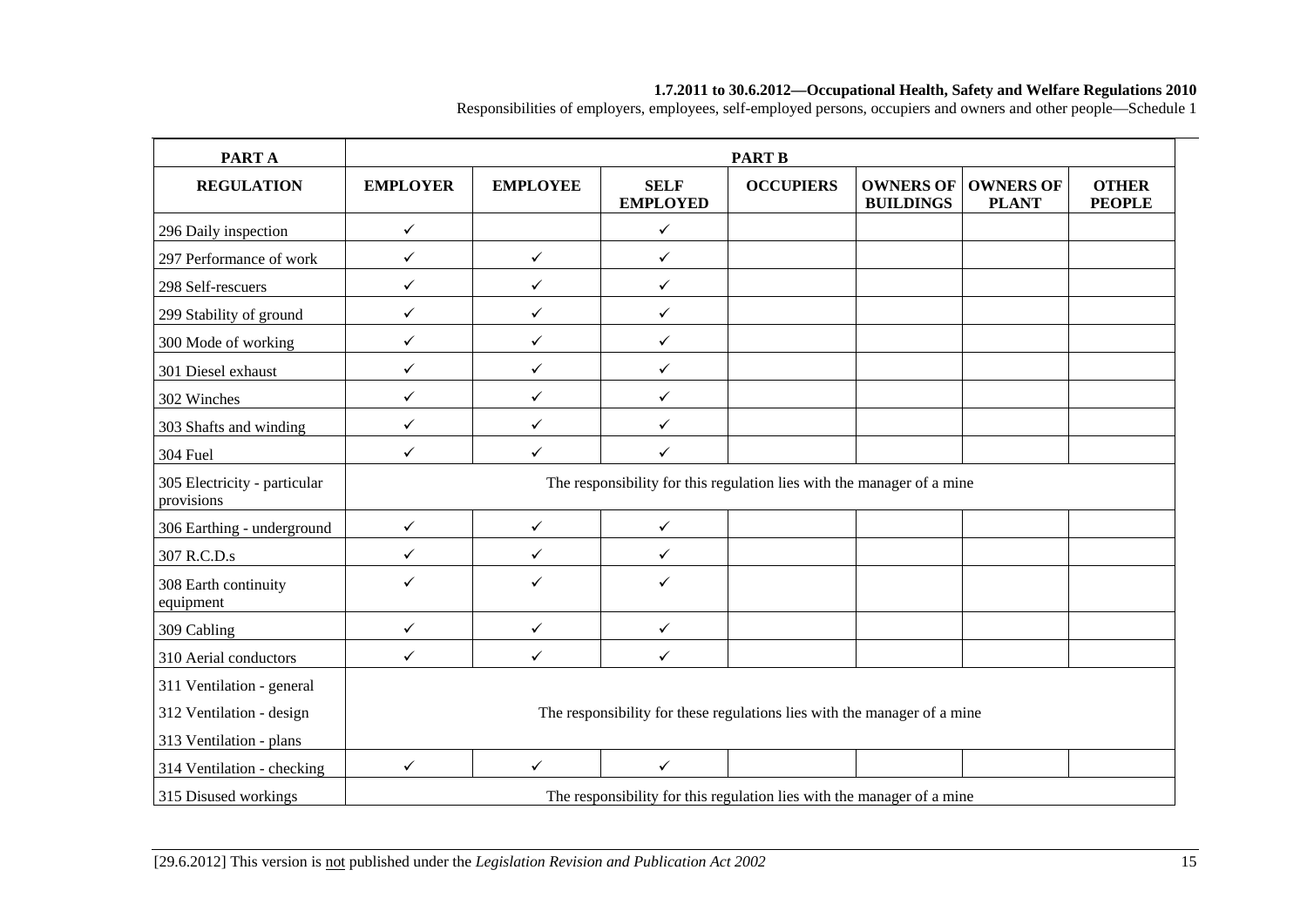| PART A | PART B | | | | | | |
|---|---|---|---|---|---|---|---|
| **REGULATION** | **EMPLOYER** | **EMPLOYEE** | **SELF EMPLOYED** | **OCCUPIERS** | **OWNERS OF BUILDINGS** | **OWNERS OF PLANT** | **OTHER PEOPLE** |
| 296 Daily inspection | ✓ | | ✓ | | | | |
| 297 Performance of work | ✓ | ✓ | ✓ | | | | |
| 298 Self-rescuers | ✓ | ✓ | ✓ | | | | |
| 299 Stability of ground | ✓ | ✓ | ✓ | | | | |
| 300 Mode of working | ✓ | ✓ | ✓ | | | | |
| 301 Diesel exhaust | ✓ | ✓ | ✓ | | | | |
| 302 Winches | ✓ | ✓ | ✓ | | | | |
| 303 Shafts and winding | ✓ | ✓ | ✓ | | | | |
| 304 Fuel | ✓ | ✓ | ✓ | | | | |
| 305 Electricity - particular provisions | The responsibility for this regulation lies with the manager of a mine | | | | | | |
| 306 Earthing - underground | ✓ | ✓ | ✓ | | | | |
| 307 R.C.D.s | ✓ | ✓ | ✓ | | | | |
| 308 Earth continuity equipment | ✓ | ✓ | ✓ | | | | |
| 309 Cabling | ✓ | ✓ | ✓ | | | | |
| 310 Aerial conductors | ✓ | ✓ | ✓ | | | | |
| 311 Ventilation - general<br>312 Ventilation - design<br>313 Ventilation - plans | The responsibility for these regulations lies with the manager of a mine | | | | | | |
| 314 Ventilation - checking | ✓ | ✓ | ✓ | | | | |
| 315 Disused workings | The responsibility for this regulation lies with the manager of a mine | | | | | | |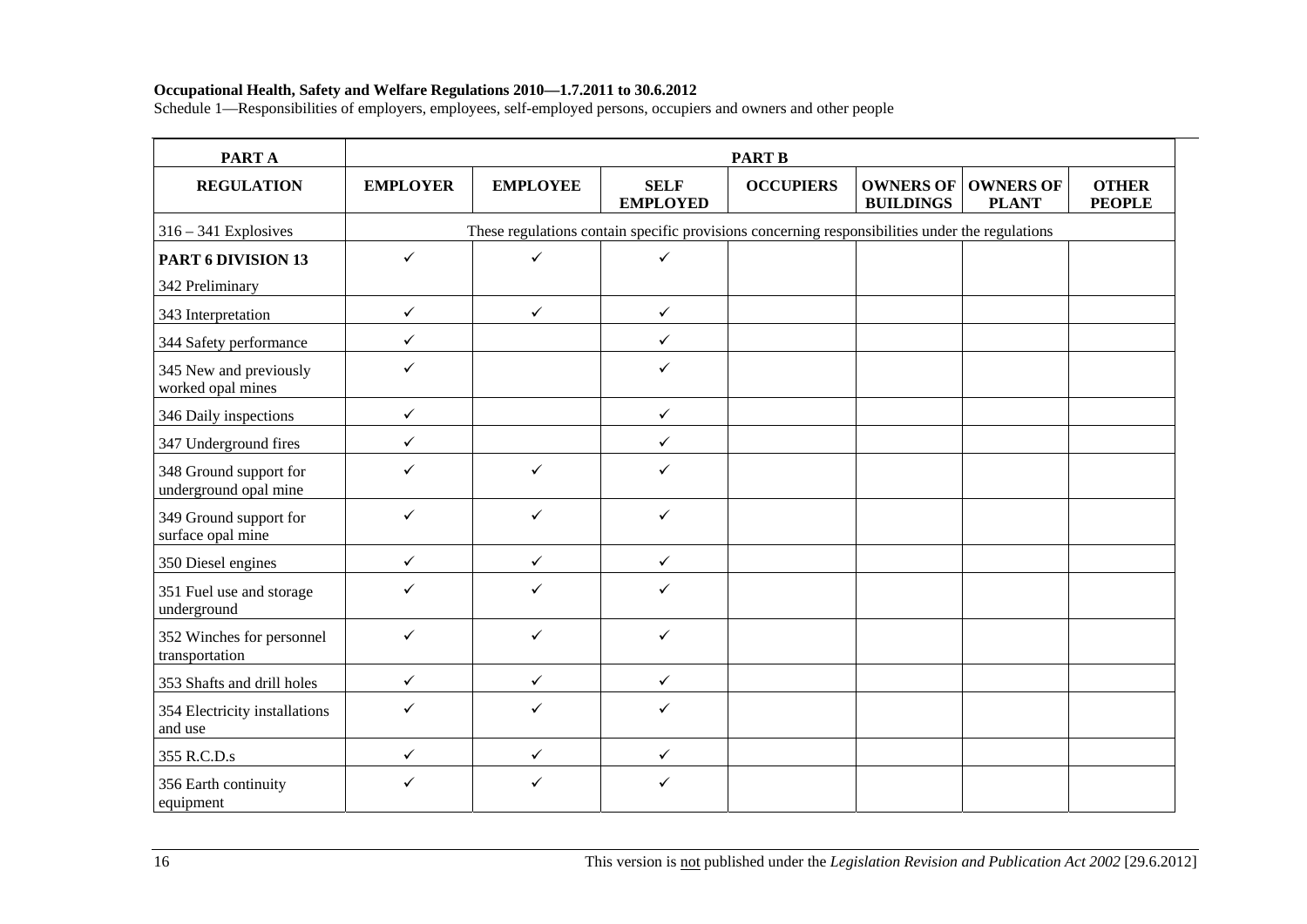**Occupational Health, Safety and Welfare Regulations 2010—1.7.2011 to 30.6.2012**

Schedule 1—Responsibilities of employers, employees, self-employed persons, occupiers and owners and other people

| PART A | PART B | | | | | | |
|---|---|---|---|---|---|---|---|
| **REGULATION** | **EMPLOYER** | **EMPLOYEE** | **SELF EMPLOYED** | **OCCUPIERS** | **OWNERS OF BUILDINGS** | **OWNERS OF PLANT** | **OTHER PEOPLE** |
| 316 – 341 Explosives | These regulations contain specific provisions concerning responsibilities under the regulations | | | | | | |
| **PART 6 DIVISION 13** 342 Preliminary | ✓ | ✓ | ✓ | | | | |
| 343 Interpretation | ✓ | ✓ | ✓ | | | | |
| 344 Safety performance | ✓ | | ✓ | | | | |
| 345 New and previously worked opal mines | ✓ | | ✓ | | | | |
| 346 Daily inspections | ✓ | | ✓ | | | | |
| 347 Underground fires | ✓ | | ✓ | | | | |
| 348 Ground support for underground opal mine | ✓ | ✓ | ✓ | | | | |
| 349 Ground support for surface opal mine | ✓ | ✓ | ✓ | | | | |
| 350 Diesel engines | ✓ | ✓ | ✓ | | | | |
| 351 Fuel use and storage underground | ✓ | ✓ | ✓ | | | | |
| 352 Winches for personnel transportation | ✓ | ✓ | ✓ | | | | |
| 353 Shafts and drill holes | ✓ | ✓ | ✓ | | | | |
| 354 Electricity installations and use | ✓ | ✓ | ✓ | | | | |
| 355 R.C.D.s | ✓ | ✓ | ✓ | | | | |
| 356 Earth continuity equipment | ✓ | ✓ | ✓ | | | | |

This version is not published under the *Legislation Revision and Publication Act 2002* [29.6.2012]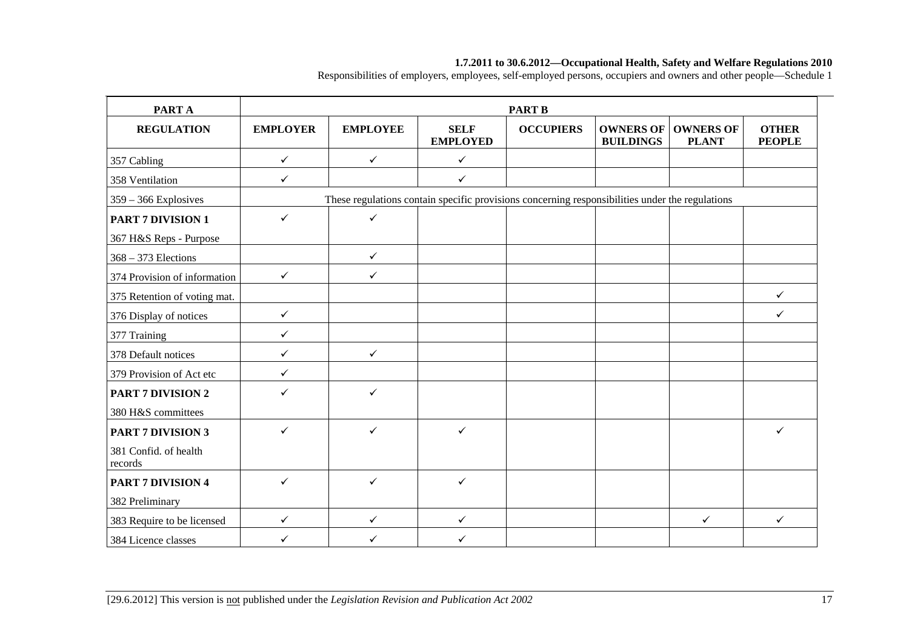| PART A | PART B | | | | | | |
|---|---|---|---|---|---|---|---|
| **REGULATION** | **EMPLOYER** | **EMPLOYEE** | **SELF EMPLOYED** | **OCCUPIERS** | **OWNERS OF BUILDINGS** | **OWNERS OF PLANT** | **OTHER PEOPLE** |
| 357 Cabling | ✓ | ✓ | ✓ | | | | |
| 358 Ventilation | ✓ | | ✓ | | | | |
| 359 – 366 Explosives | These regulations contain specific provisions concerning responsibilities under the regulations | | | | | | |
| **PART 7 DIVISION 1** 367 H&S Reps - Purpose | ✓ | ✓ | | | | | |
| 368 – 373 Elections | | ✓ | | | | | |
| 374 Provision of information | ✓ | ✓ | | | | | |
| 375 Retention of voting mat. | | | | | | | ✓ |
| 376 Display of notices | ✓ | | | | | | ✓ |
| 377 Training | ✓ | | | | | | |
| 378 Default notices | ✓ | ✓ | | | | | |
| 379 Provision of Act etc | ✓ | | | | | | |
| **PART 7 DIVISION 2** 380 H&S committees | ✓ | ✓ | | | | | |
| **PART 7 DIVISION 3** 381 Confid. of health records | ✓ | ✓ | ✓ | | | | ✓ |
| **PART 7 DIVISION 4** 382 Preliminary | ✓ | ✓ | ✓ | | | | |
| 383 Require to be licensed | ✓ | ✓ | ✓ | | | ✓ | ✓ |
| 384 Licence classes | ✓ | ✓ | ✓ | | | | |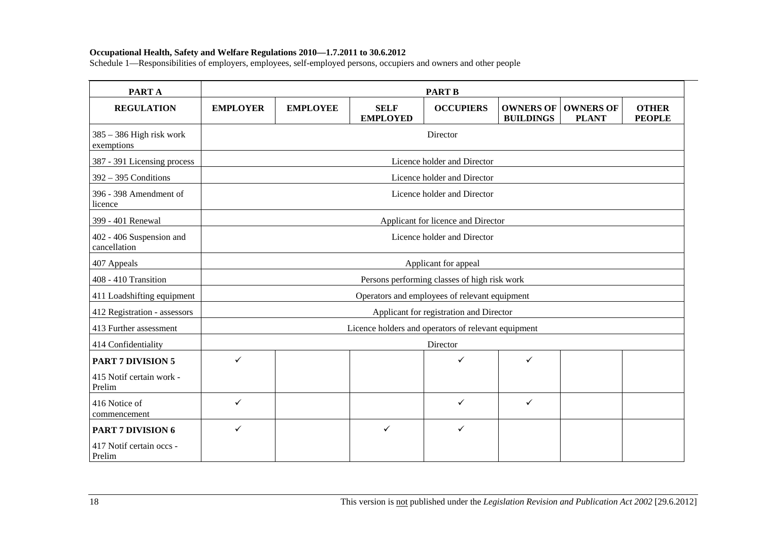**Occupational Health, Safety and Welfare Regulations 2010—1.7.2011 to 30.6.2012**

Schedule 1—Responsibilities of employers, employees, self-employed persons, occupiers and owners and other people

| PART A | PART B | | | | | | |
|---|---|---|---|---|---|---|---|
| **REGULATION** | **EMPLOYER** | **EMPLOYEE** | **SELF EMPLOYED** | **OCCUPIERS** | **OWNERS OF BUILDINGS** | **OWNERS OF PLANT** | **OTHER PEOPLE** |
| 385 – 386 High risk work exemptions | Director | | | | | | |
| 387 - 391 Licensing process | Licence holder and Director | | | | | | |
| 392 – 395 Conditions | Licence holder and Director | | | | | | |
| 396 - 398 Amendment of licence | Licence holder and Director | | | | | | |
| 399 - 401 Renewal | Applicant for licence and Director | | | | | | |
| 402 - 406 Suspension and cancellation | Licence holder and Director | | | | | | |
| 407 Appeals | Applicant for appeal | | | | | | |
| 408 - 410 Transition | Persons performing classes of high risk work | | | | | | |
| 411 Loadshifting equipment | Operators and employees of relevant equipment | | | | | | |
| 412 Registration - assessors | Applicant for registration and Director | | | | | | |
| 413 Further assessment | Licence holders and operators of relevant equipment | | | | | | |
| 414 Confidentiality | Director | | | | | | |
| **PART 7 DIVISION 5** 415 Notif certain work - Prelim | ✓ | | | ✓ | ✓ | | |
| 416 Notice of commencement | ✓ | | | ✓ | ✓ | | |
| **PART 7 DIVISION 6** 417 Notif certain occs - Prelim | ✓ | | ✓ | ✓ | | | |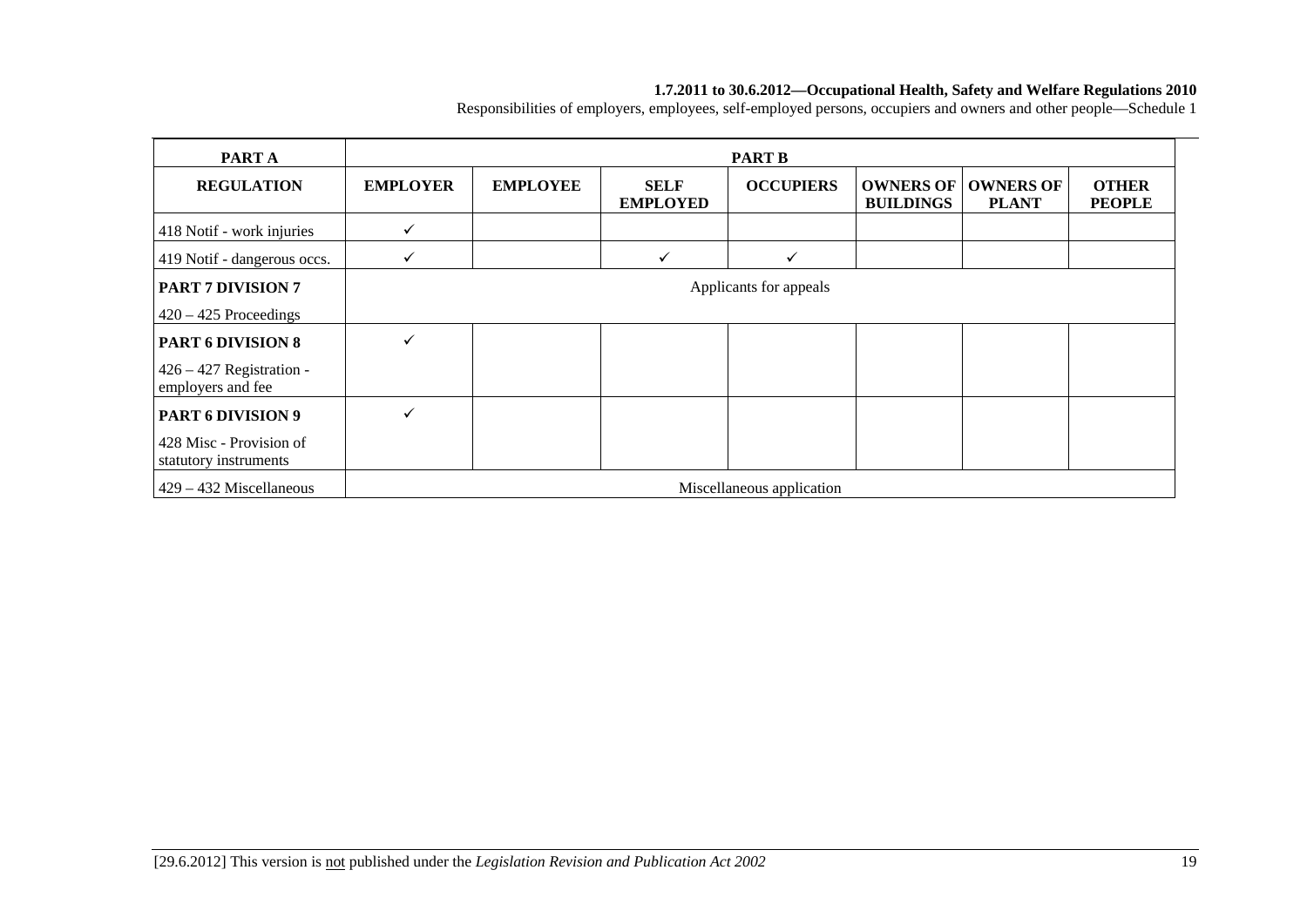| PART A | PART B | | | | | | |
|---|---|---|---|---|---|---|---|
| **REGULATION** | **EMPLOYER** | **EMPLOYEE** | **SELF EMPLOYED** | **OCCUPIERS** | **OWNERS OF BUILDINGS** | **OWNERS OF PLANT** | **OTHER PEOPLE** |
| 418 Notif - work injuries | ✓ | | | | | | |
| 419 Notif - dangerous occs. | ✓ | | ✓ | ✓ | | | |
| **PART 7 DIVISION 7** 420 – 425 Proceedings | Applicants for appeals | | | | | | |
| **PART 6 DIVISION 8** 426 – 427 Registration - employers and fee | ✓ | | | | | | |
| **PART 6 DIVISION 9** 428 Misc - Provision of statutory instruments | ✓ | | | | | | |
| 429 – 432 Miscellaneous | Miscellaneous application | | | | | | |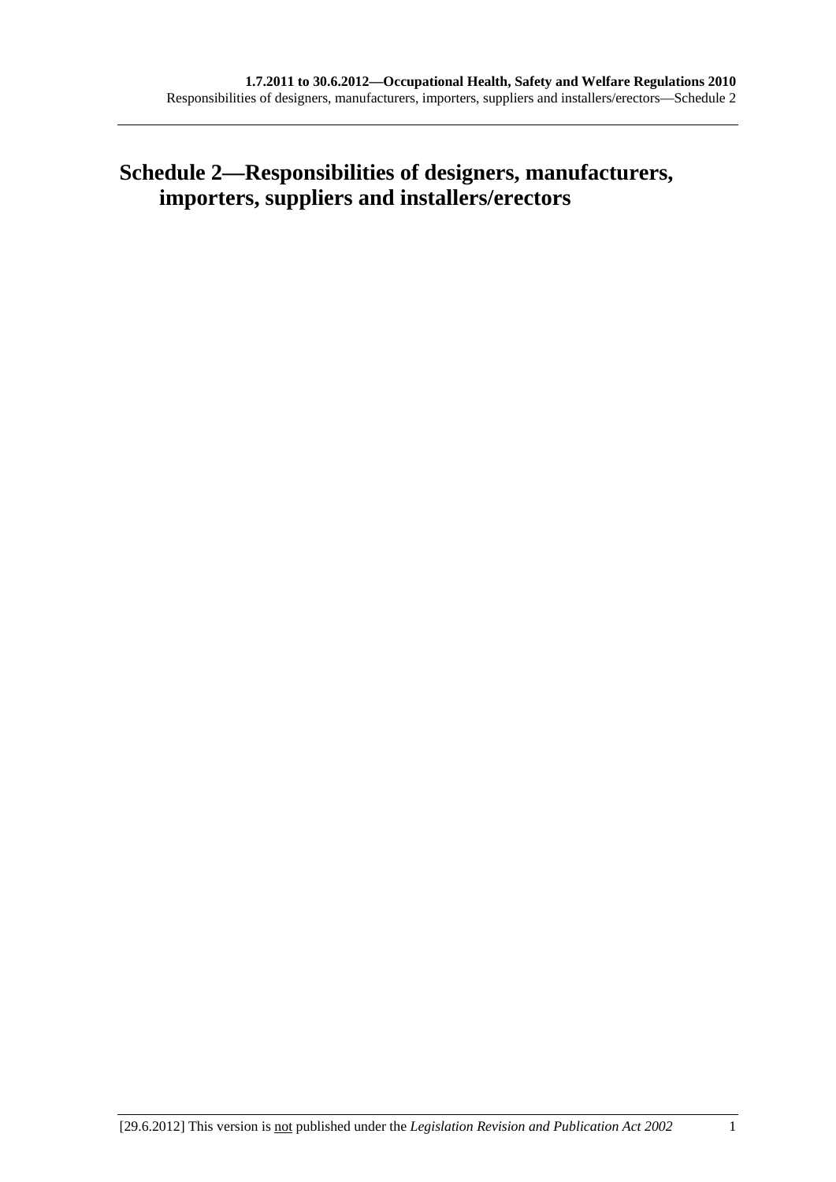# Schedule 2—Responsibilities of designers, manufacturers, importers, suppliers and installers/erectors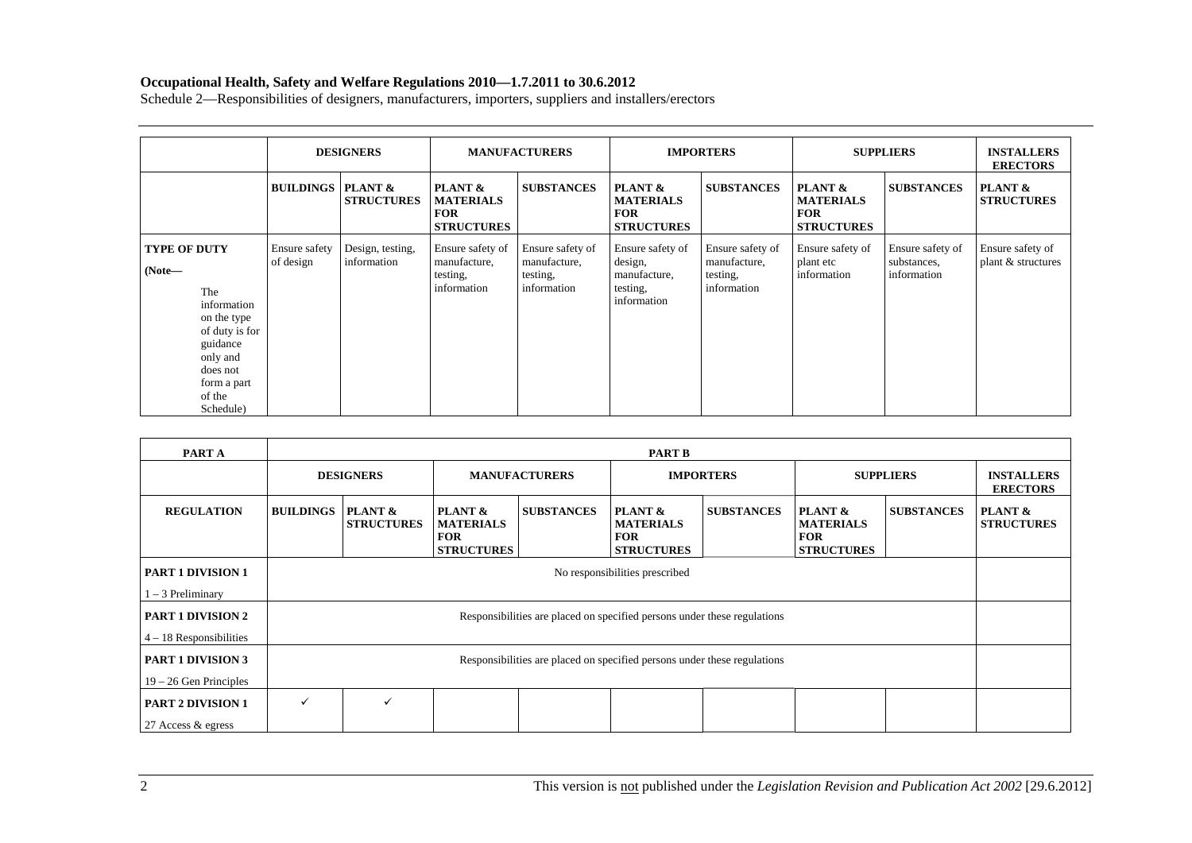**Occupational Health, Safety and Welfare Regulations 2010—1.7.2011 to 30.6.2012**

Schedule 2—Responsibilities of designers, manufacturers, importers, suppliers and installers/erectors

| | DESIGNERS | | MANUFACTURERS | | IMPORTERS | | SUPPLIERS | | INSTALLERS ERECTORS |
|---|---|---|---|---|---|---|---|---|---|
| | BUILDINGS | PLANT & STRUCTURES | PLANT & MATERIALS FOR STRUCTURES | SUBSTANCES | PLANT & MATERIALS FOR STRUCTURES | SUBSTANCES | PLANT & MATERIALS FOR STRUCTURES | SUBSTANCES | PLANT & STRUCTURES |
| **TYPE OF DUTY** (**Note—** The information on the type of duty is for guidance only and does not form a part of the Schedule) | Ensure safety of design | Design, testing, information | Ensure safety of manufacture, testing, information | Ensure safety of manufacture, testing, information | Ensure safety of design, manufacture, testing, information | Ensure safety of manufacture, testing, information | Ensure safety of plant etc information | Ensure safety of substances, information | Ensure safety of plant & structures |

| PART A | PART B | | | | | | | | |
|---|---|---|---|---|---|---|---|---|---|
| | DESIGNERS | | MANUFACTURERS | | IMPORTERS | | SUPPLIERS | | INSTALLERS ERECTORS |
| REGULATION | BUILDINGS | PLANT & STRUCTURES | PLANT & MATERIALS FOR STRUCTURES | SUBSTANCES | PLANT & MATERIALS FOR STRUCTURES | SUBSTANCES | PLANT & MATERIALS FOR STRUCTURES | SUBSTANCES | PLANT & STRUCTURES |
| **PART 1 DIVISION 1** 1 – 3 Preliminary | No responsibilities prescribed | | | | | | | | |
| **PART 1 DIVISION 2** 4 – 18 Responsibilities | Responsibilities are placed on specified persons under these regulations | | | | | | | | |
| **PART 1 DIVISION 3** 19 – 26 Gen Principles | Responsibilities are placed on specified persons under these regulations | | | | | | | | |
| **PART 2 DIVISION 1** 27 Access & egress | ✓ | ✓ | | | | | | | |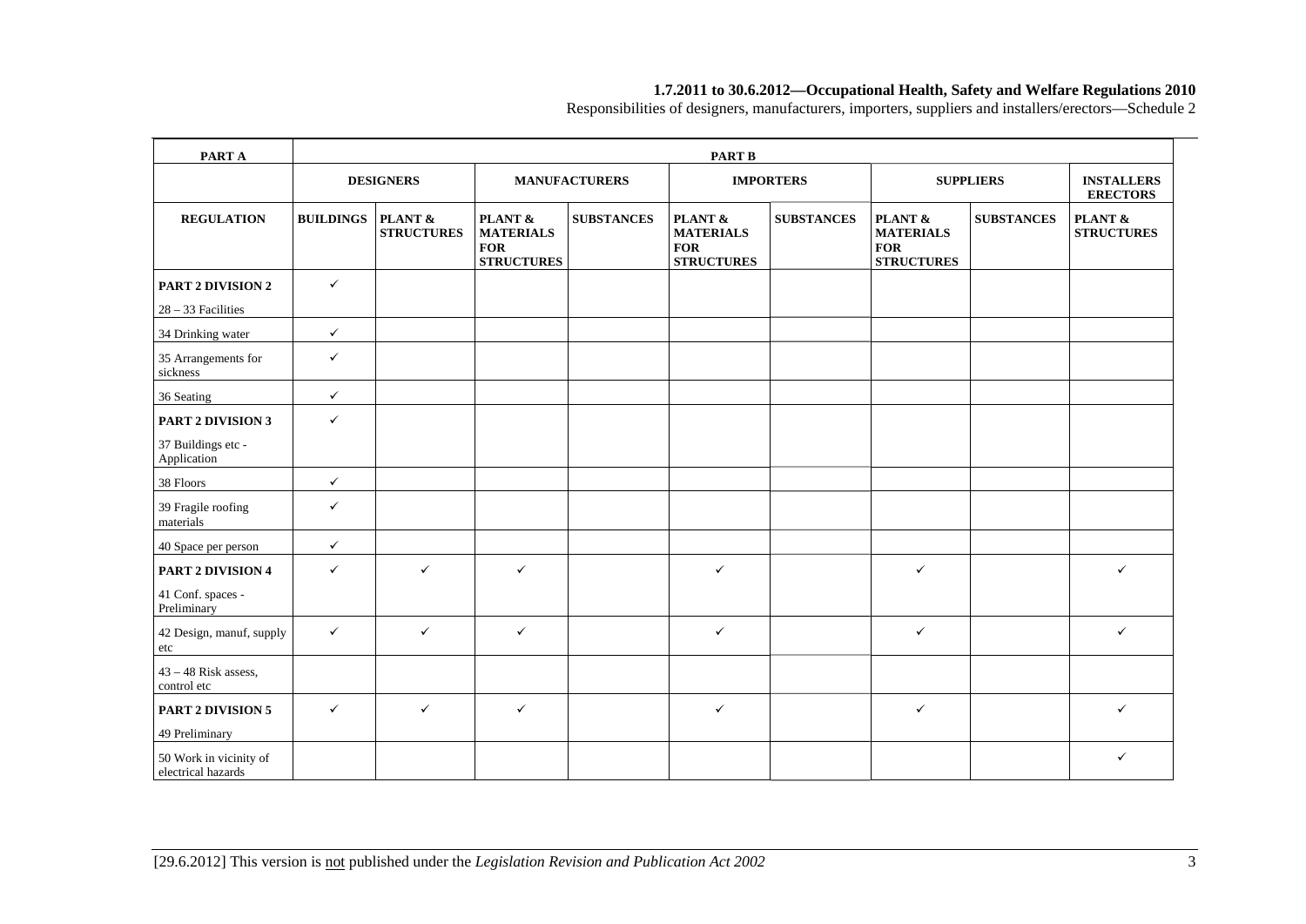| PART A | PART B | | | | | | | | |
|---|---|---|---|---|---|---|---|---|---|
| | DESIGNERS | | MANUFACTURERS | | IMPORTERS | | SUPPLIERS | | INSTALLERS ERECTORS |
| REGULATION | BUILDINGS | PLANT & STRUCTURES | PLANT & MATERIALS FOR STRUCTURES | SUBSTANCES | PLANT & MATERIALS FOR STRUCTURES | SUBSTANCES | PLANT & MATERIALS FOR STRUCTURES | SUBSTANCES | PLANT & STRUCTURES |
| **PART 2 DIVISION 2** 28 – 33 Facilities | ✓ | | | | | | | | |
| 34 Drinking water | ✓ | | | | | | | | |
| 35 Arrangements for sickness | ✓ | | | | | | | | |
| 36 Seating | ✓ | | | | | | | | |
| **PART 2 DIVISION 3** 37 Buildings etc - Application | ✓ | | | | | | | | |
| 38 Floors | ✓ | | | | | | | | |
| 39 Fragile roofing materials | ✓ | | | | | | | | |
| 40 Space per person | ✓ | | | | | | | | |
| **PART 2 DIVISION 4** 41 Conf. spaces - Preliminary | ✓ | ✓ | ✓ | | ✓ | | ✓ | | ✓ |
| 42 Design, manuf, supply etc | ✓ | ✓ | ✓ | | ✓ | | ✓ | | ✓ |
| 43 – 48 Risk assess, control etc | | | | | | | | | |
| **PART 2 DIVISION 5** 49 Preliminary | ✓ | ✓ | ✓ | | ✓ | | ✓ | | ✓ |
| 50 Work in vicinity of electrical hazards | | | | | | | | | ✓ |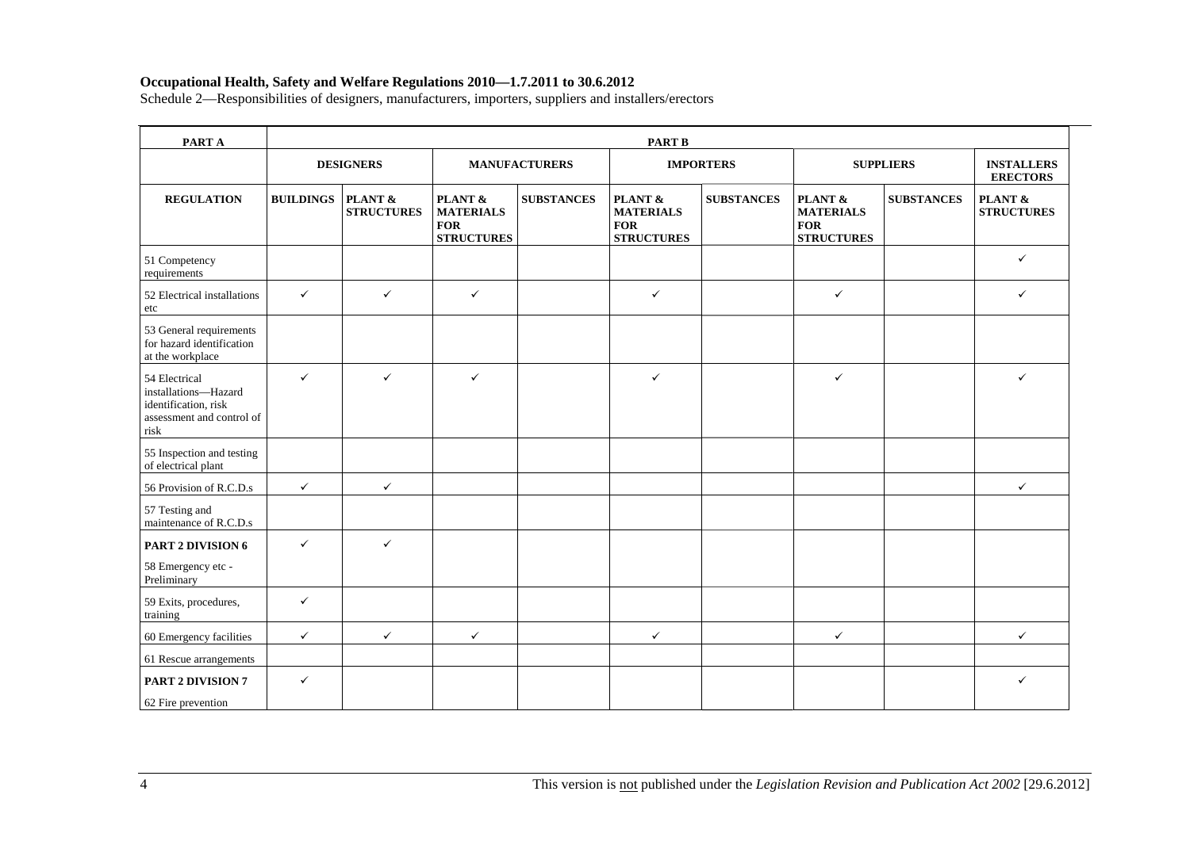**Occupational Health, Safety and Welfare Regulations 2010—1.7.2011 to 30.6.2012**

Schedule 2—Responsibilities of designers, manufacturers, importers, suppliers and installers/erectors

| PART A | PART B | | | | | | | | |
|---|---|---|---|---|---|---|---|---|---|
| | DESIGNERS | | MANUFACTURERS | | IMPORTERS | | SUPPLIERS | | INSTALLERS ERECTORS |
| REGULATION | BUILDINGS | PLANT & STRUCTURES | PLANT & MATERIALS FOR STRUCTURES | SUBSTANCES | PLANT & MATERIALS FOR STRUCTURES | SUBSTANCES | PLANT & MATERIALS FOR STRUCTURES | SUBSTANCES | PLANT & STRUCTURES |
| 51 Competency requirements | | | | | | | | | ✓ |
| 52 Electrical installations etc | ✓ | ✓ | ✓ | | ✓ | | ✓ | | ✓ |
| 53 General requirements for hazard identification at the workplace | | | | | | | | | |
| 54 Electrical installations—Hazard identification, risk assessment and control of risk | ✓ | ✓ | ✓ | | ✓ | | ✓ | | ✓ |
| 55 Inspection and testing of electrical plant | | | | | | | | | |
| 56 Provision of R.C.D.s | ✓ | ✓ | | | | | | | ✓ |
| 57 Testing and maintenance of R.C.D.s | | | | | | | | | |
| **PART 2 DIVISION 6** 58 Emergency etc - Preliminary | ✓ | ✓ | | | | | | | |
| 59 Exits, procedures, training | ✓ | | | | | | | | |
| 60 Emergency facilities | ✓ | ✓ | ✓ | | ✓ | | ✓ | | ✓ |
| 61 Rescue arrangements | | | | | | | | | |
| **PART 2 DIVISION 7** 62 Fire prevention | ✓ | | | | | | | | ✓ |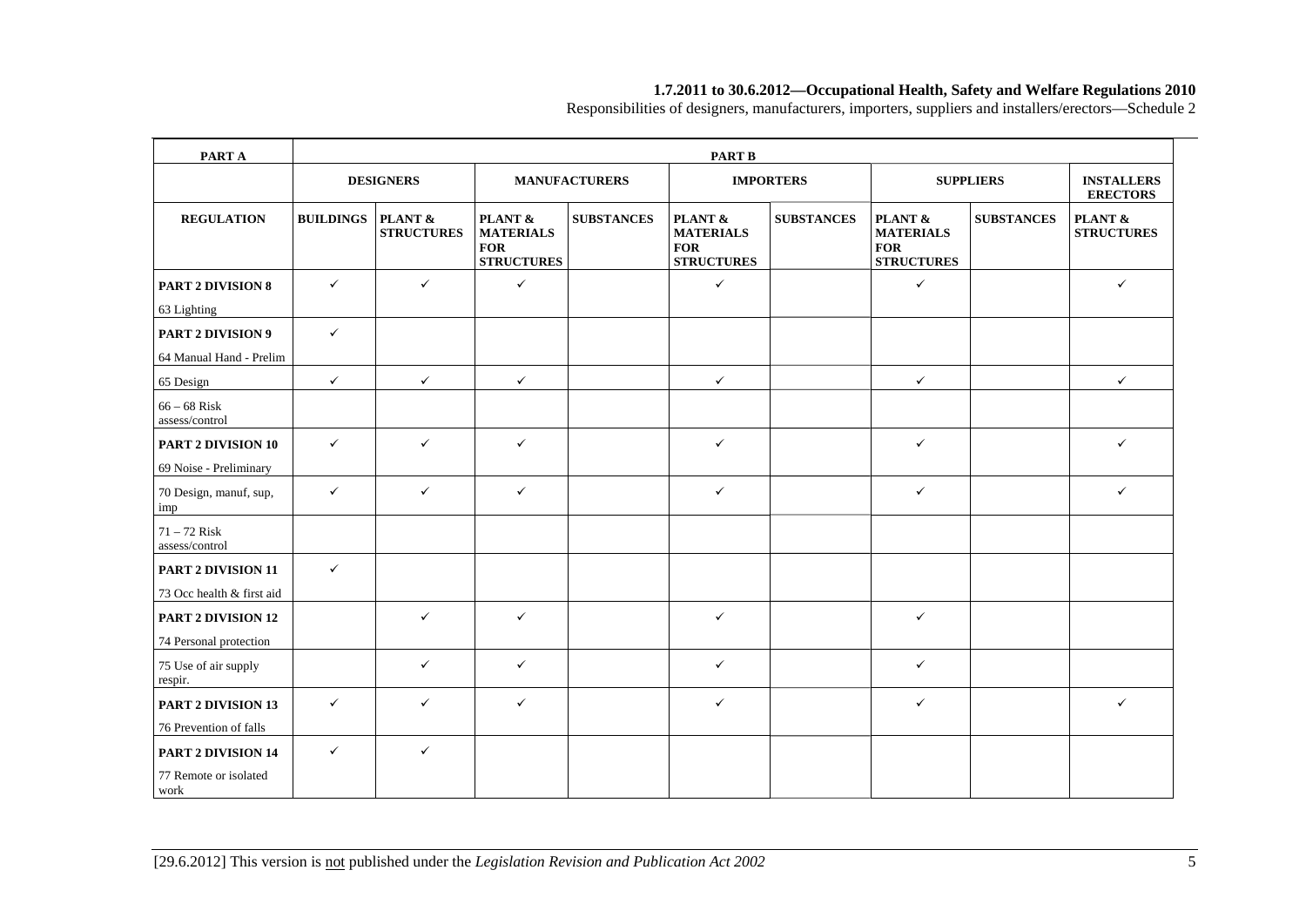| PART A | PART B | | | | | | | | |
|---|---|---|---|---|---|---|---|---|---|
| | DESIGNERS | | MANUFACTURERS | | IMPORTERS | | SUPPLIERS | | INSTALLERS ERECTORS |
| REGULATION | BUILDINGS | PLANT & STRUCTURES | PLANT & MATERIALS FOR STRUCTURES | SUBSTANCES | PLANT & MATERIALS FOR STRUCTURES | SUBSTANCES | PLANT & MATERIALS FOR STRUCTURES | SUBSTANCES | PLANT & STRUCTURES |
| **PART 2 DIVISION 8** 63 Lighting | ✓ | ✓ | ✓ | | ✓ | | ✓ | | ✓ |
| **PART 2 DIVISION 9** 64 Manual Hand - Prelim | ✓ | | | | | | | | |
| 65 Design | ✓ | ✓ | ✓ | | ✓ | | ✓ | | ✓ |
| 66 – 68 Risk assess/control | | | | | | | | | |
| **PART 2 DIVISION 10** 69 Noise - Preliminary | ✓ | ✓ | ✓ | | ✓ | | ✓ | | ✓ |
| 70 Design, manuf, sup, imp | ✓ | ✓ | ✓ | | ✓ | | ✓ | | ✓ |
| 71 – 72 Risk assess/control | | | | | | | | | |
| **PART 2 DIVISION 11** 73 Occ health & first aid | ✓ | | | | | | | | |
| **PART 2 DIVISION 12** 74 Personal protection | | ✓ | ✓ | | ✓ | | ✓ | | |
| 75 Use of air supply respir. | | ✓ | ✓ | | ✓ | | ✓ | | |
| **PART 2 DIVISION 13** 76 Prevention of falls | ✓ | ✓ | ✓ | | ✓ | | ✓ | | ✓ |
| **PART 2 DIVISION 14** 77 Remote or isolated work | ✓ | ✓ | | | | | | | |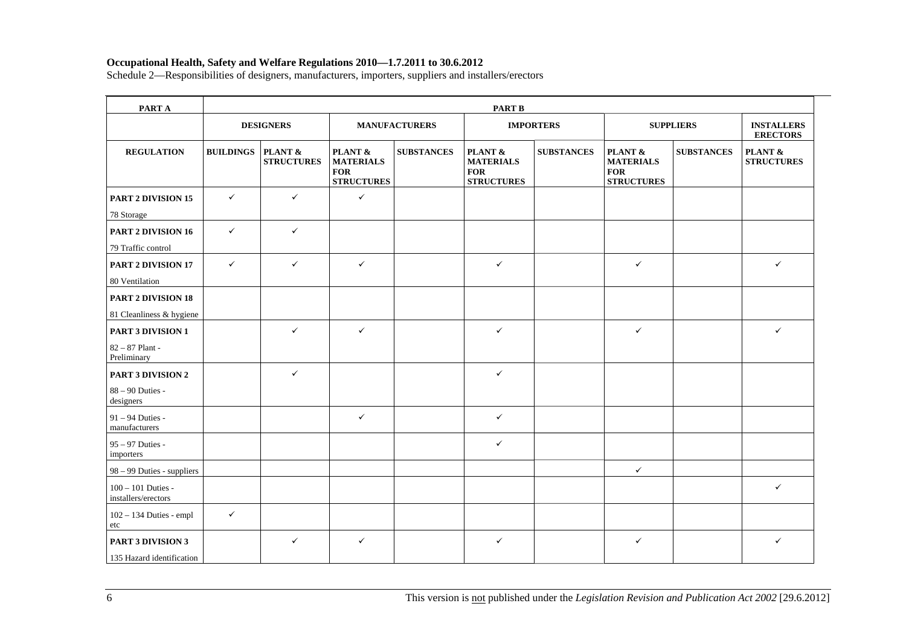**Occupational Health, Safety and Welfare Regulations 2010—1.7.2011 to 30.6.2012**

Schedule 2—Responsibilities of designers, manufacturers, importers, suppliers and installers/erectors

| PART A | PART B | | | | | | | | |
|---|---|---|---|---|---|---|---|---|---|
| | DESIGNERS | | MANUFACTURERS | | IMPORTERS | | SUPPLIERS | | INSTALLERS ERECTORS |
| REGULATION | BUILDINGS | PLANT & STRUCTURES | PLANT & MATERIALS FOR STRUCTURES | SUBSTANCES | PLANT & MATERIALS FOR STRUCTURES | SUBSTANCES | PLANT & MATERIALS FOR STRUCTURES | SUBSTANCES | PLANT & STRUCTURES |
| **PART 2 DIVISION 15** 78 Storage | ✓ | ✓ | ✓ | | | | | | |
| **PART 2 DIVISION 16** 79 Traffic control | ✓ | ✓ | | | | | | | |
| **PART 2 DIVISION 17** 80 Ventilation | ✓ | ✓ | ✓ | | ✓ | | ✓ | | ✓ |
| **PART 2 DIVISION 18** 81 Cleanliness & hygiene | | | | | | | | | |
| **PART 3 DIVISION 1** 82 – 87 Plant - Preliminary | | ✓ | ✓ | | ✓ | | ✓ | | ✓ |
| **PART 3 DIVISION 2** 88 – 90 Duties - designers | | ✓ | | | ✓ | | | | |
| 91 – 94 Duties - manufacturers | | | ✓ | | ✓ | | | | |
| 95 – 97 Duties - importers | | | | | ✓ | | | | |
| 98 – 99 Duties - suppliers | | | | | | | ✓ | | |
| 100 – 101 Duties - installers/erectors | | | | | | | | | ✓ |
| 102 – 134 Duties - empl etc | ✓ | | | | | | | | |
| **PART 3 DIVISION 3** 135 Hazard identification | | ✓ | ✓ | | ✓ | | ✓ | | ✓ |

This version is not published under the *Legislation Revision and Publication Act 2002* [29.6.2012]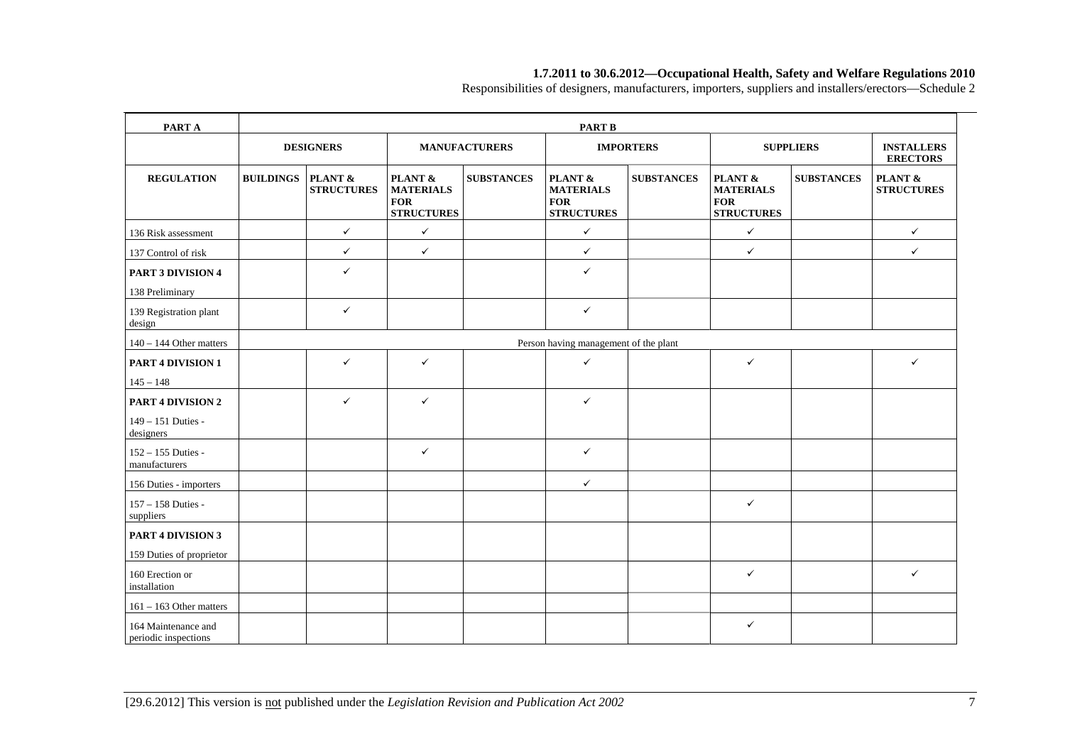| PART A | PART B | | | | | | | | |
|---|---|---|---|---|---|---|---|---|---|
| | DESIGNERS | | MANUFACTURERS | | IMPORTERS | | SUPPLIERS | | INSTALLERS ERECTORS |
| REGULATION | BUILDINGS | PLANT & STRUCTURES | PLANT & MATERIALS FOR STRUCTURES | SUBSTANCES | PLANT & MATERIALS FOR STRUCTURES | SUBSTANCES | PLANT & MATERIALS FOR STRUCTURES | SUBSTANCES | PLANT & STRUCTURES |
| 136 Risk assessment | | ✓ | ✓ | | ✓ | | ✓ | | ✓ |
| 137 Control of risk | | ✓ | ✓ | | ✓ | | ✓ | | ✓ |
| **PART 3 DIVISION 4** 138 Preliminary | | ✓ | | | ✓ | | | | |
| 139 Registration plant design | | ✓ | | | ✓ | | | | |
| 140 – 144 Other matters | Person having management of the plant | | | | | | | | |
| **PART 4 DIVISION 1** 145 – 148 | | ✓ | ✓ | | ✓ | | ✓ | | ✓ |
| **PART 4 DIVISION 2** 149 – 151 Duties - designers | | ✓ | ✓ | | ✓ | | | | |
| 152 – 155 Duties - manufacturers | | | ✓ | | ✓ | | | | |
| 156 Duties - importers | | | | | ✓ | | | | |
| 157 – 158 Duties - suppliers | | | | | | | ✓ | | |
| **PART 4 DIVISION 3** 159 Duties of proprietor | | | | | | | | | |
| 160 Erection or installation | | | | | | | ✓ | | ✓ |
| 161 – 163 Other matters | | | | | | | | | |
| 164 Maintenance and periodic inspections | | | | | | | ✓ | | |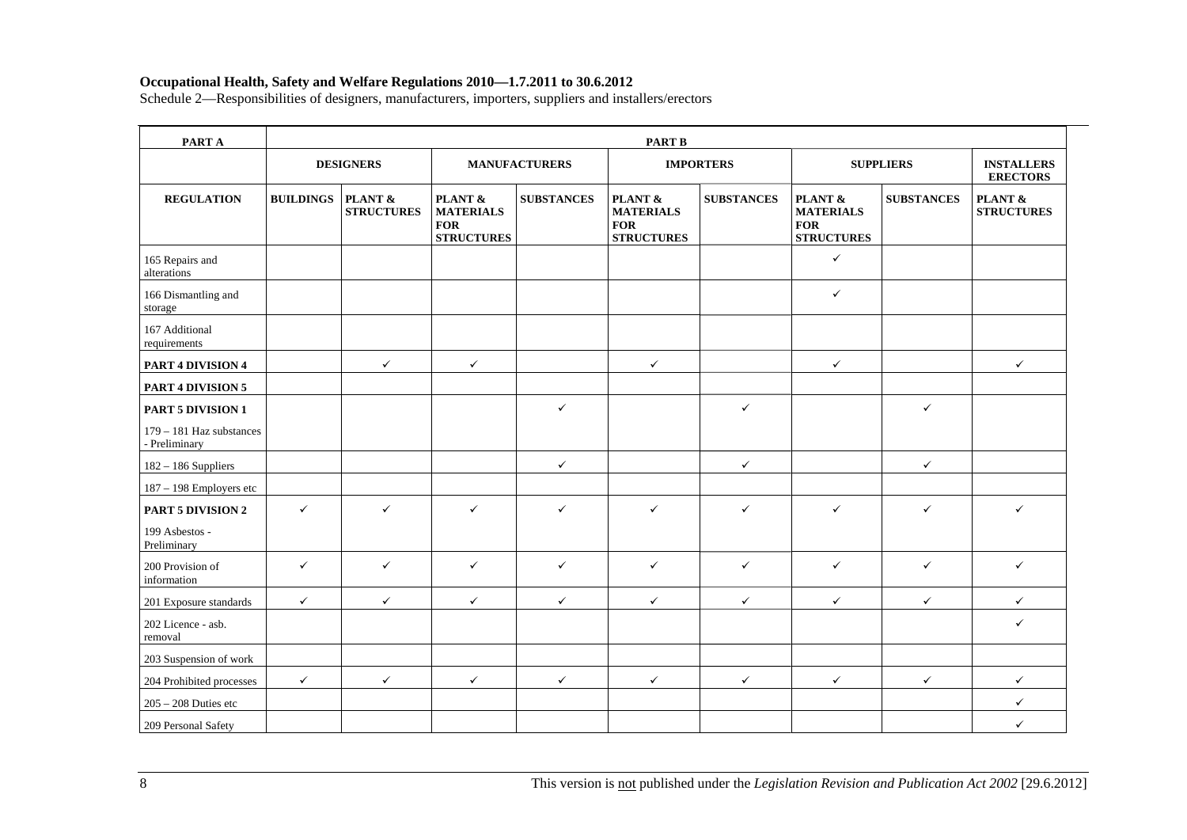**Occupational Health, Safety and Welfare Regulations 2010—1.7.2011 to 30.6.2012**

Schedule 2—Responsibilities of designers, manufacturers, importers, suppliers and installers/erectors

| PART A | PART B | | | | | | | | |
|---|---|---|---|---|---|---|---|---|---|
| | DESIGNERS | | MANUFACTURERS | | IMPORTERS | | SUPPLIERS | | INSTALLERS ERECTORS |
| REGULATION | BUILDINGS | PLANT & STRUCTURES | PLANT & MATERIALS FOR STRUCTURES | SUBSTANCES | PLANT & MATERIALS FOR STRUCTURES | SUBSTANCES | PLANT & MATERIALS FOR STRUCTURES | SUBSTANCES | PLANT & STRUCTURES |
| 165 Repairs and alterations | | | | | | | ✓ | | |
| 166 Dismantling and storage | | | | | | | ✓ | | |
| 167 Additional requirements | | | | | | | | | |
| **PART 4 DIVISION 4** | | ✓ | ✓ | | ✓ | | ✓ | | ✓ |
| **PART 4 DIVISION 5** | | | | | | | | | |
| **PART 5 DIVISION 1** 179 – 181 Haz substances - Preliminary | | | | ✓ | | ✓ | | ✓ | |
| 182 – 186 Suppliers | | | | ✓ | | ✓ | | ✓ | |
| 187 – 198 Employers etc | | | | | | | | | |
| **PART 5 DIVISION 2** 199 Asbestos - Preliminary | ✓ | ✓ | ✓ | ✓ | ✓ | ✓ | ✓ | ✓ | ✓ |
| 200 Provision of information | ✓ | ✓ | ✓ | ✓ | ✓ | ✓ | ✓ | ✓ | ✓ |
| 201 Exposure standards | ✓ | ✓ | ✓ | ✓ | ✓ | ✓ | ✓ | ✓ | ✓ |
| 202 Licence - asb. removal | | | | | | | | | ✓ |
| 203 Suspension of work | | | | | | | | | |
| 204 Prohibited processes | ✓ | ✓ | ✓ | ✓ | ✓ | ✓ | ✓ | ✓ | ✓ |
| 205 – 208 Duties etc | | | | | | | | | ✓ |
| 209 Personal Safety | | | | | | | | | ✓ |

This version is not published under the *Legislation Revision and Publication Act 2002* [29.6.2012]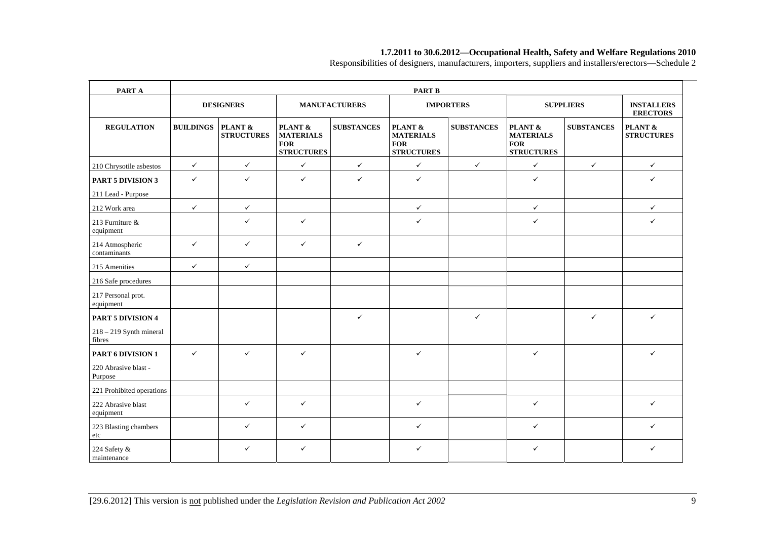| PART A | PART B | | | | | | | | |
|---|---|---|---|---|---|---|---|---|---|
| | **DESIGNERS** | | **MANUFACTURERS** | | **IMPORTERS** | | **SUPPLIERS** | | **INSTALLERS ERECTORS** |
| **REGULATION** | **BUILDINGS** | **PLANT & STRUCTURES** | **PLANT & MATERIALS FOR STRUCTURES** | **SUBSTANCES** | **PLANT & MATERIALS FOR STRUCTURES** | **SUBSTANCES** | **PLANT & MATERIALS FOR STRUCTURES** | **SUBSTANCES** | **PLANT & STRUCTURES** |
| 210 Chrysotile asbestos | ✓ | ✓ | ✓ | ✓ | ✓ | ✓ | ✓ | ✓ | ✓ |
| **PART 5 DIVISION 3** 211 Lead - Purpose | ✓ | ✓ | ✓ | ✓ | ✓ | | ✓ | | ✓ |
| 212 Work area | ✓ | ✓ | | | ✓ | | ✓ | | ✓ |
| 213 Furniture & equipment | | ✓ | ✓ | | ✓ | | ✓ | | ✓ |
| 214 Atmospheric contaminants | ✓ | ✓ | ✓ | ✓ | | | | | |
| 215 Amenities | ✓ | ✓ | | | | | | | |
| 216 Safe procedures | | | | | | | | | |
| 217 Personal prot. equipment | | | | | | | | | |
| **PART 5 DIVISION 4** 218 – 219 Synth mineral fibres | | | | ✓ | | ✓ | | ✓ | ✓ |
| **PART 6 DIVISION 1** 220 Abrasive blast - Purpose | ✓ | ✓ | ✓ | | ✓ | | ✓ | | ✓ |
| 221 Prohibited operations | | | | | | | | | |
| 222 Abrasive blast equipment | | ✓ | ✓ | | ✓ | | ✓ | | ✓ |
| 223 Blasting chambers etc | | ✓ | ✓ | | ✓ | | ✓ | | ✓ |
| 224 Safety & maintenance | | ✓ | ✓ | | ✓ | | ✓ | | ✓ |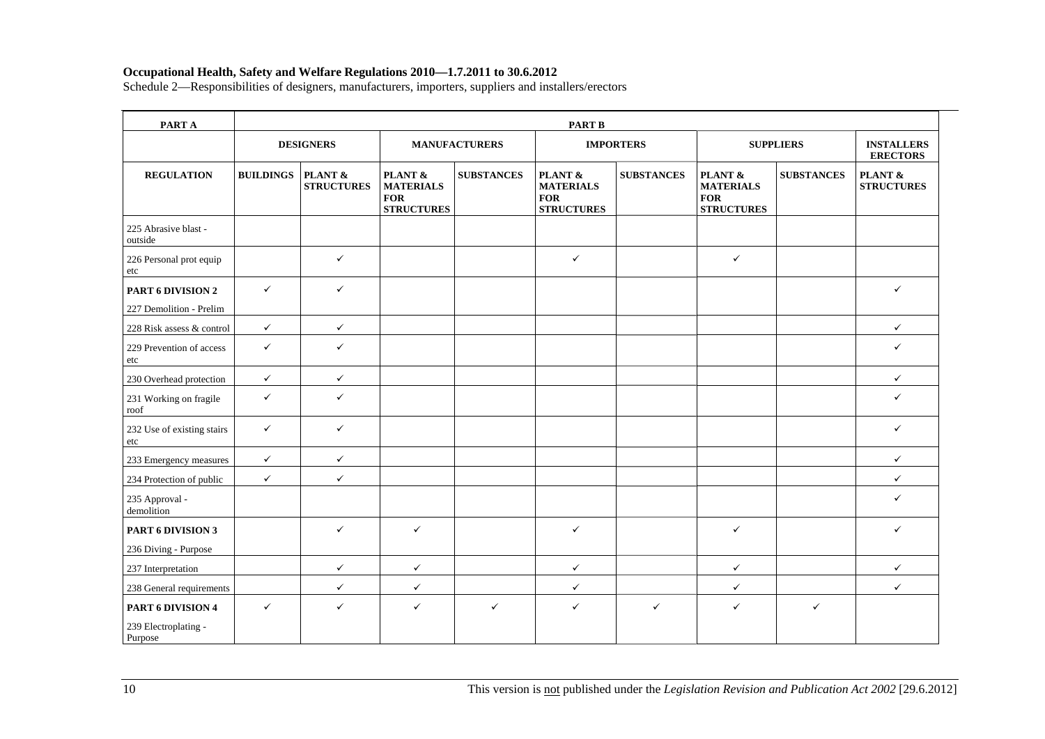**Occupational Health, Safety and Welfare Regulations 2010—1.7.2011 to 30.6.2012**

Schedule 2—Responsibilities of designers, manufacturers, importers, suppliers and installers/erectors

| PART A | PART B | | | | | | | | |
|---|---|---|---|---|---|---|---|---|---|
| | DESIGNERS | | MANUFACTURERS | | IMPORTERS | | SUPPLIERS | | INSTALLERS ERECTORS |
| REGULATION | BUILDINGS | PLANT & STRUCTURES | PLANT & MATERIALS FOR STRUCTURES | SUBSTANCES | PLANT & MATERIALS FOR STRUCTURES | SUBSTANCES | PLANT & MATERIALS FOR STRUCTURES | SUBSTANCES | PLANT & STRUCTURES |
| 225 Abrasive blast - outside | | | | | | | | | |
| 226 Personal prot equip etc | | ✓ | | | ✓ | | ✓ | | |
| **PART 6 DIVISION 2** 227 Demolition - Prelim | ✓ | ✓ | | | | | | | ✓ |
| 228 Risk assess & control | ✓ | ✓ | | | | | | | ✓ |
| 229 Prevention of access etc | ✓ | ✓ | | | | | | | ✓ |
| 230 Overhead protection | ✓ | ✓ | | | | | | | ✓ |
| 231 Working on fragile roof | ✓ | ✓ | | | | | | | ✓ |
| 232 Use of existing stairs etc | ✓ | ✓ | | | | | | | ✓ |
| 233 Emergency measures | ✓ | ✓ | | | | | | | ✓ |
| 234 Protection of public | ✓ | ✓ | | | | | | | ✓ |
| 235 Approval - demolition | | | | | | | | | ✓ |
| **PART 6 DIVISION 3** 236 Diving - Purpose | | ✓ | ✓ | | ✓ | | ✓ | | ✓ |
| 237 Interpretation | | ✓ | ✓ | | ✓ | | ✓ | | ✓ |
| 238 General requirements | | ✓ | ✓ | | ✓ | | ✓ | | ✓ |
| **PART 6 DIVISION 4** 239 Electroplating - Purpose | ✓ | ✓ | ✓ | ✓ | ✓ | ✓ | ✓ | ✓ | |

This version is not published under the *Legislation Revision and Publication Act 2002* [29.6.2012]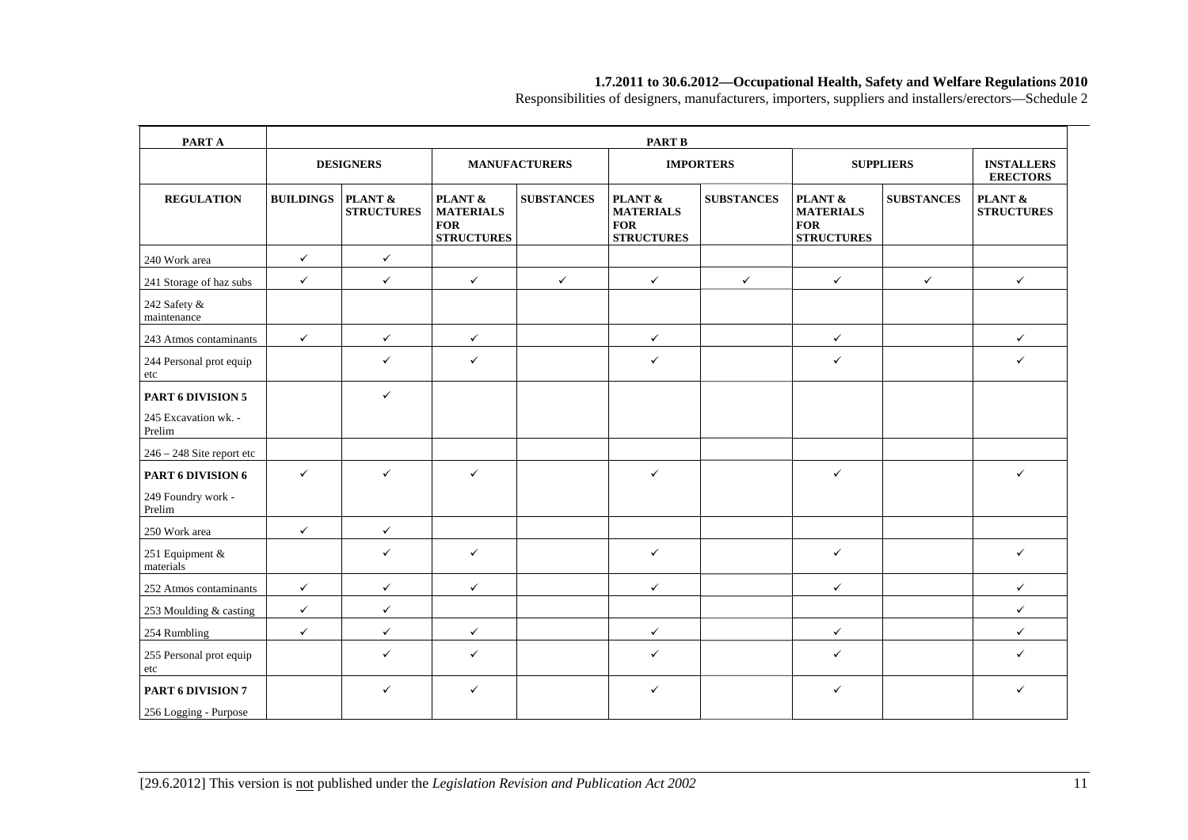| PART A | PART B | | | | | | | | |
|---|---|---|---|---|---|---|---|---|---|
| | DESIGNERS | | MANUFACTURERS | | IMPORTERS | | SUPPLIERS | | INSTALLERS ERECTORS |
| REGULATION | BUILDINGS | PLANT & STRUCTURES | PLANT & MATERIALS FOR STRUCTURES | SUBSTANCES | PLANT & MATERIALS FOR STRUCTURES | SUBSTANCES | PLANT & MATERIALS FOR STRUCTURES | SUBSTANCES | PLANT & STRUCTURES |
| 240 Work area | ✓ | ✓ | | | | | | | |
| 241 Storage of haz subs | ✓ | ✓ | ✓ | ✓ | ✓ | ✓ | ✓ | ✓ | ✓ |
| 242 Safety & maintenance | | | | | | | | | |
| 243 Atmos contaminants | ✓ | ✓ | ✓ | | ✓ | | ✓ | | ✓ |
| 244 Personal prot equip etc | | ✓ | ✓ | | ✓ | | ✓ | | ✓ |
| **PART 6 DIVISION 5** 245 Excavation wk. - Prelim | | ✓ | | | | | | | |
| 246 – 248 Site report etc | | | | | | | | | |
| **PART 6 DIVISION 6** 249 Foundry work - Prelim | ✓ | ✓ | ✓ | | ✓ | | ✓ | | ✓ |
| 250 Work area | ✓ | ✓ | | | | | | | |
| 251 Equipment & materials | | ✓ | ✓ | | ✓ | | ✓ | | ✓ |
| 252 Atmos contaminants | ✓ | ✓ | ✓ | | ✓ | | ✓ | | ✓ |
| 253 Moulding & casting | ✓ | ✓ | | | | | | | ✓ |
| 254 Rumbling | ✓ | ✓ | ✓ | | ✓ | | ✓ | | ✓ |
| 255 Personal prot equip etc | | ✓ | ✓ | | ✓ | | ✓ | | ✓ |
| **PART 6 DIVISION 7** 256 Logging - Purpose | | ✓ | ✓ | | ✓ | | ✓ | | ✓ |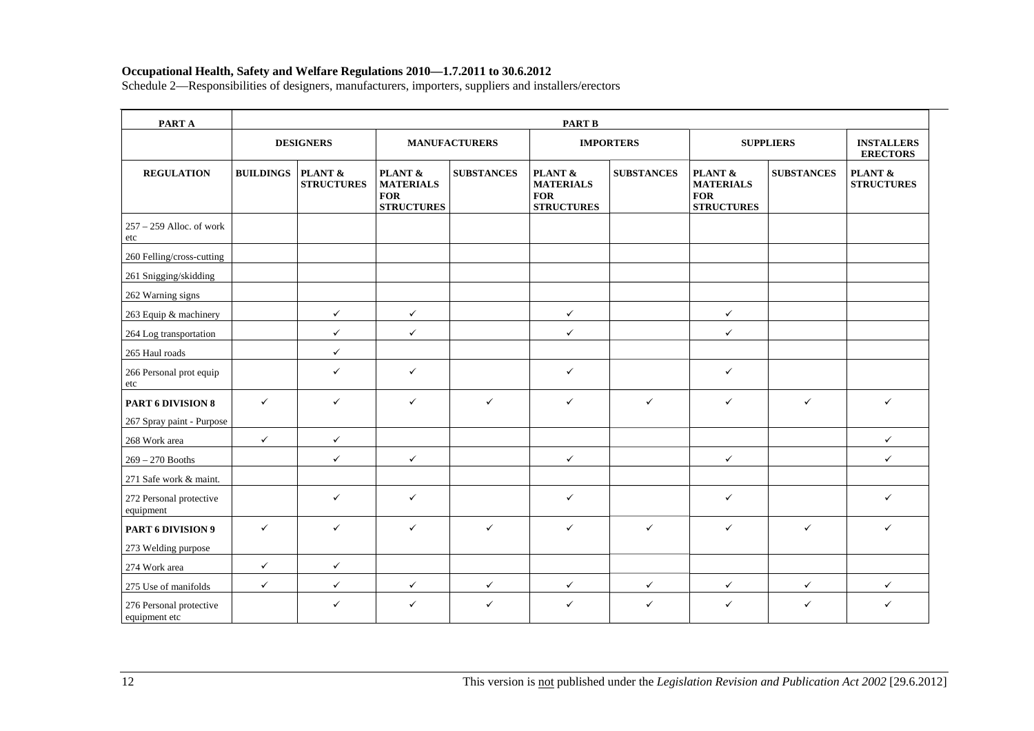**Occupational Health, Safety and Welfare Regulations 2010—1.7.2011 to 30.6.2012**

Schedule 2—Responsibilities of designers, manufacturers, importers, suppliers and installers/erectors

| PART A | PART B | | | | | | | | |
|---|---|---|---|---|---|---|---|---|---|
| | DESIGNERS | | MANUFACTURERS | | IMPORTERS | | SUPPLIERS | | INSTALLERS ERECTORS |
| REGULATION | BUILDINGS | PLANT & STRUCTURES | PLANT & MATERIALS FOR STRUCTURES | SUBSTANCES | PLANT & MATERIALS FOR STRUCTURES | SUBSTANCES | PLANT & MATERIALS FOR STRUCTURES | SUBSTANCES | PLANT & STRUCTURES |
| 257 – 259 Alloc. of work etc | | | | | | | | | |
| 260 Felling/cross-cutting | | | | | | | | | |
| 261 Snigging/skidding | | | | | | | | | |
| 262 Warning signs | | | | | | | | | |
| 263 Equip & machinery | | ✓ | ✓ | | ✓ | | ✓ | | |
| 264 Log transportation | | ✓ | ✓ | | ✓ | | ✓ | | |
| 265 Haul roads | | ✓ | | | | | | | |
| 266 Personal prot equip etc | | ✓ | ✓ | | ✓ | | ✓ | | |
| **PART 6 DIVISION 8** 267 Spray paint - Purpose | ✓ | ✓ | ✓ | ✓ | ✓ | ✓ | ✓ | ✓ | ✓ |
| 268 Work area | ✓ | ✓ | | | | | | | ✓ |
| 269 – 270 Booths | | ✓ | ✓ | | ✓ | | ✓ | | ✓ |
| 271 Safe work & maint. | | | | | | | | | |
| 272 Personal protective equipment | | ✓ | ✓ | | ✓ | | ✓ | | ✓ |
| **PART 6 DIVISION 9** 273 Welding purpose | ✓ | ✓ | ✓ | ✓ | ✓ | ✓ | ✓ | ✓ | ✓ |
| 274 Work area | ✓ | ✓ | | | | | | | |
| 275 Use of manifolds | ✓ | ✓ | ✓ | ✓ | ✓ | ✓ | ✓ | ✓ | ✓ |
| 276 Personal protective equipment etc | | ✓ | ✓ | ✓ | ✓ | ✓ | ✓ | ✓ | ✓ |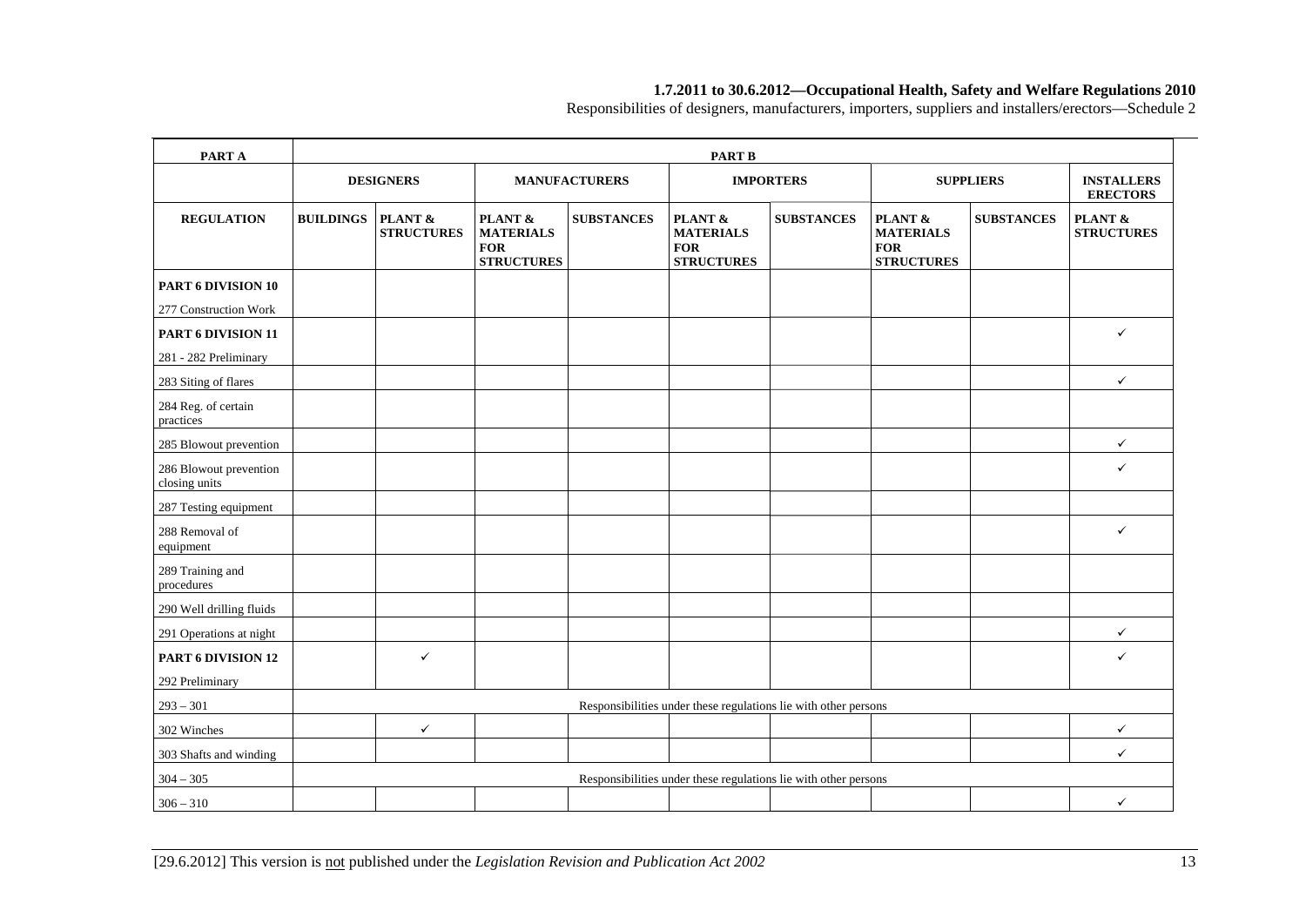| PART A | PART B | | | | | | | | |
|---|---|---|---|---|---|---|---|---|---|
| | DESIGNERS | | MANUFACTURERS | | IMPORTERS | | SUPPLIERS | | INSTALLERS ERECTORS |
| REGULATION | BUILDINGS | PLANT & STRUCTURES | PLANT & MATERIALS FOR STRUCTURES | SUBSTANCES | PLANT & MATERIALS FOR STRUCTURES | SUBSTANCES | PLANT & MATERIALS FOR STRUCTURES | SUBSTANCES | PLANT & STRUCTURES |
| **PART 6 DIVISION 10**<br>277 Construction Work | | | | | | | | | |
| **PART 6 DIVISION 11**<br>281 - 282 Preliminary | | | | | | | | | ✓ |
| 283 Siting of flares | | | | | | | | | ✓ |
| 284 Reg. of certain practices | | | | | | | | | |
| 285 Blowout prevention | | | | | | | | | ✓ |
| 286 Blowout prevention closing units | | | | | | | | | ✓ |
| 287 Testing equipment | | | | | | | | | |
| 288 Removal of equipment | | | | | | | | | ✓ |
| 289 Training and procedures | | | | | | | | | |
| 290 Well drilling fluids | | | | | | | | | |
| 291 Operations at night | | | | | | | | | ✓ |
| **PART 6 DIVISION 12**<br>292 Preliminary | | ✓ | | | | | | | ✓ |
| 293 – 301 | Responsibilities under these regulations lie with other persons | | | | | | | | |
| 302 Winches | | ✓ | | | | | | | ✓ |
| 303 Shafts and winding | | | | | | | | | ✓ |
| 304 – 305 | Responsibilities under these regulations lie with other persons | | | | | | | | |
| 306 – 310 | | | | | | | | | ✓ |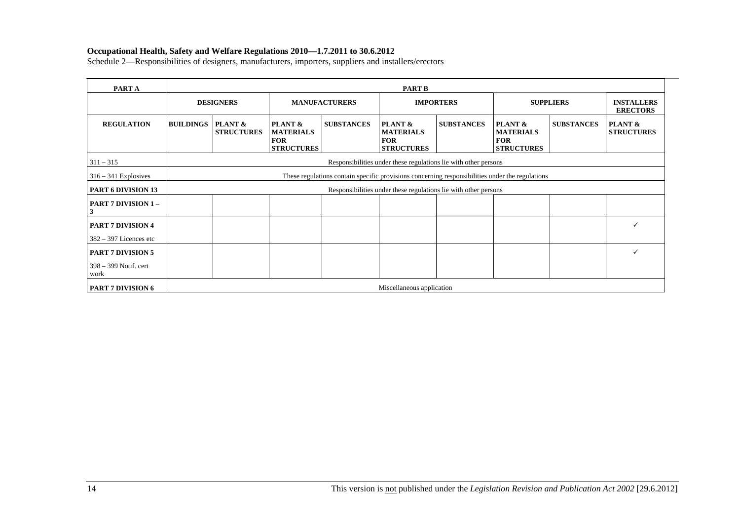**Occupational Health, Safety and Welfare Regulations 2010—1.7.2011 to 30.6.2012**

Schedule 2—Responsibilities of designers, manufacturers, importers, suppliers and installers/erectors

| PART A | PART B | | | | | | | | |
|---|---|---|---|---|---|---|---|---|---|
| | DESIGNERS | | MANUFACTURERS | | IMPORTERS | | SUPPLIERS | | INSTALLERS ERECTORS |
| REGULATION | BUILDINGS | PLANT & STRUCTURES | PLANT & MATERIALS FOR STRUCTURES | SUBSTANCES | PLANT & MATERIALS FOR STRUCTURES | SUBSTANCES | PLANT & MATERIALS FOR STRUCTURES | SUBSTANCES | PLANT & STRUCTURES |
| 311 – 315 | Responsibilities under these regulations lie with other persons | | | | | | | | |
| 316 – 341 Explosives | These regulations contain specific provisions concerning responsibilities under the regulations | | | | | | | | |
| PART 6 DIVISION 13 | Responsibilities under these regulations lie with other persons | | | | | | | | |
| PART 7 DIVISION 1 – 3 | | | | | | | | | |
| PART 7 DIVISION 4<br>382 – 397 Licences etc | | | | | | | | | ✓ |
| PART 7 DIVISION 5<br>398 – 399 Notif. cert work | | | | | | | | | ✓ |
| PART 7 DIVISION 6 | Miscellaneous application | | | | | | | | |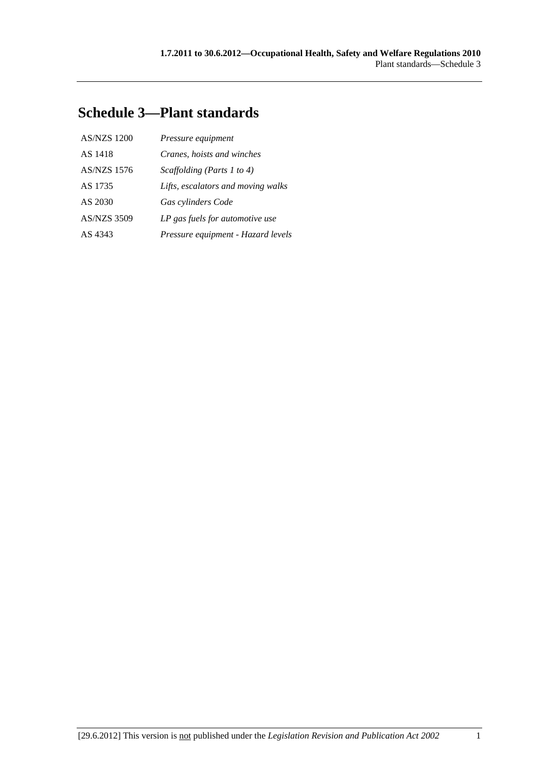# Schedule 3—Plant standards

| | |
|---|---|
| AS/NZS 1200 | *Pressure equipment* |
| AS 1418 | *Cranes, hoists and winches* |
| AS/NZS 1576 | *Scaffolding (Parts 1 to 4)* |
| AS 1735 | *Lifts, escalators and moving walks* |
| AS 2030 | *Gas cylinders Code* |
| AS/NZS 3509 | *LP gas fuels for automotive use* |
| AS 4343 | *Pressure equipment - Hazard levels* |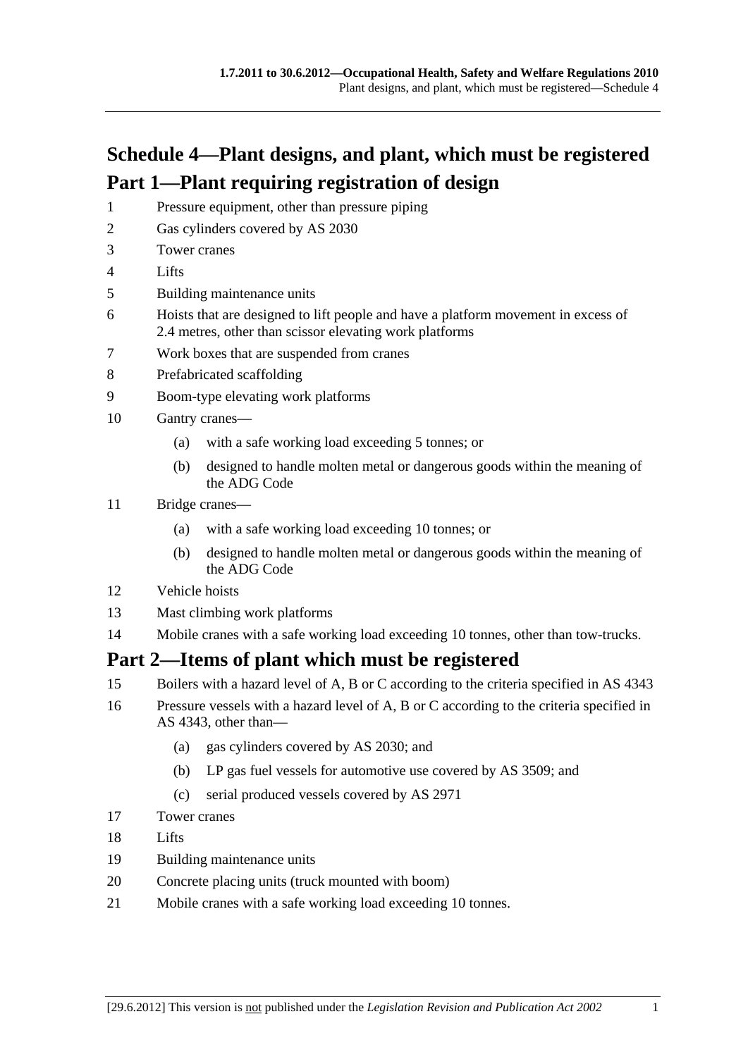# Schedule 4—Plant designs, and plant, which must be registered

## Part 1—Plant requiring registration of design

1 Pressure equipment, other than pressure piping

2 Gas cylinders covered by AS 2030

3 Tower cranes

4 Lifts

5 Building maintenance units

6 Hoists that are designed to lift people and have a platform movement in excess of 2.4 metres, other than scissor elevating work platforms

7 Work boxes that are suspended from cranes

8 Prefabricated scaffolding

9 Boom-type elevating work platforms

10 Gantry cranes—

(a) with a safe working load exceeding 5 tonnes; or

(b) designed to handle molten metal or dangerous goods within the meaning of the ADG Code

11 Bridge cranes—

(a) with a safe working load exceeding 10 tonnes; or

(b) designed to handle molten metal or dangerous goods within the meaning of the ADG Code

12 Vehicle hoists

13 Mast climbing work platforms

14 Mobile cranes with a safe working load exceeding 10 tonnes, other than tow-trucks.

## Part 2—Items of plant which must be registered

15 Boilers with a hazard level of A, B or C according to the criteria specified in AS 4343

16 Pressure vessels with a hazard level of A, B or C according to the criteria specified in AS 4343, other than—

(a) gas cylinders covered by AS 2030; and

(b) LP gas fuel vessels for automotive use covered by AS 3509; and

(c) serial produced vessels covered by AS 2971

17 Tower cranes

18 Lifts

19 Building maintenance units

20 Concrete placing units (truck mounted with boom)

21 Mobile cranes with a safe working load exceeding 10 tonnes.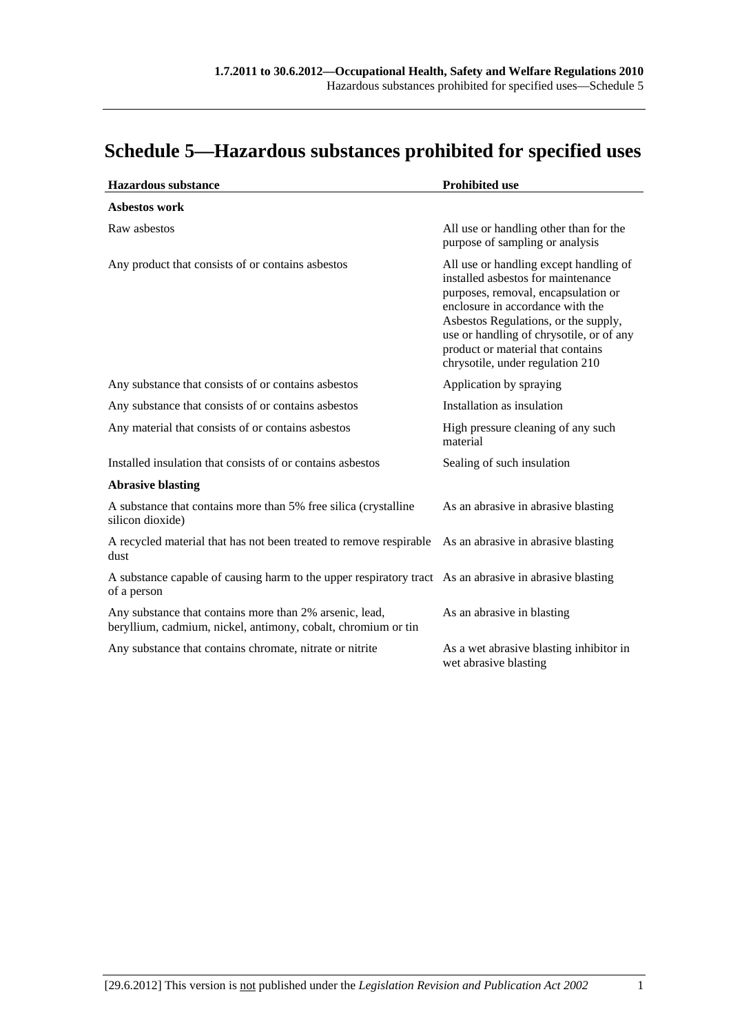# Schedule 5—Hazardous substances prohibited for specified uses

| Hazardous substance | Prohibited use |
| --- | --- |
| **Asbestos work** | |
| Raw asbestos | All use or handling other than for the purpose of sampling or analysis |
| Any product that consists of or contains asbestos | All use or handling except handling of installed asbestos for maintenance purposes, removal, encapsulation or enclosure in accordance with the Asbestos Regulations, or the supply, use or handling of chrysotile, or of any product or material that contains chrysotile, under regulation 210 |
| Any substance that consists of or contains asbestos | Application by spraying |
| Any substance that consists of or contains asbestos | Installation as insulation |
| Any material that consists of or contains asbestos | High pressure cleaning of any such material |
| Installed insulation that consists of or contains asbestos | Sealing of such insulation |
| **Abrasive blasting** | |
| A substance that contains more than 5% free silica (crystalline silicon dioxide) | As an abrasive in abrasive blasting |
| A recycled material that has not been treated to remove respirable dust | As an abrasive in abrasive blasting |
| A substance capable of causing harm to the upper respiratory tract of a person | As an abrasive in abrasive blasting |
| Any substance that contains more than 2% arsenic, lead, beryllium, cadmium, nickel, antimony, cobalt, chromium or tin | As an abrasive in blasting |
| Any substance that contains chromate, nitrate or nitrite | As a wet abrasive blasting inhibitor in wet abrasive blasting |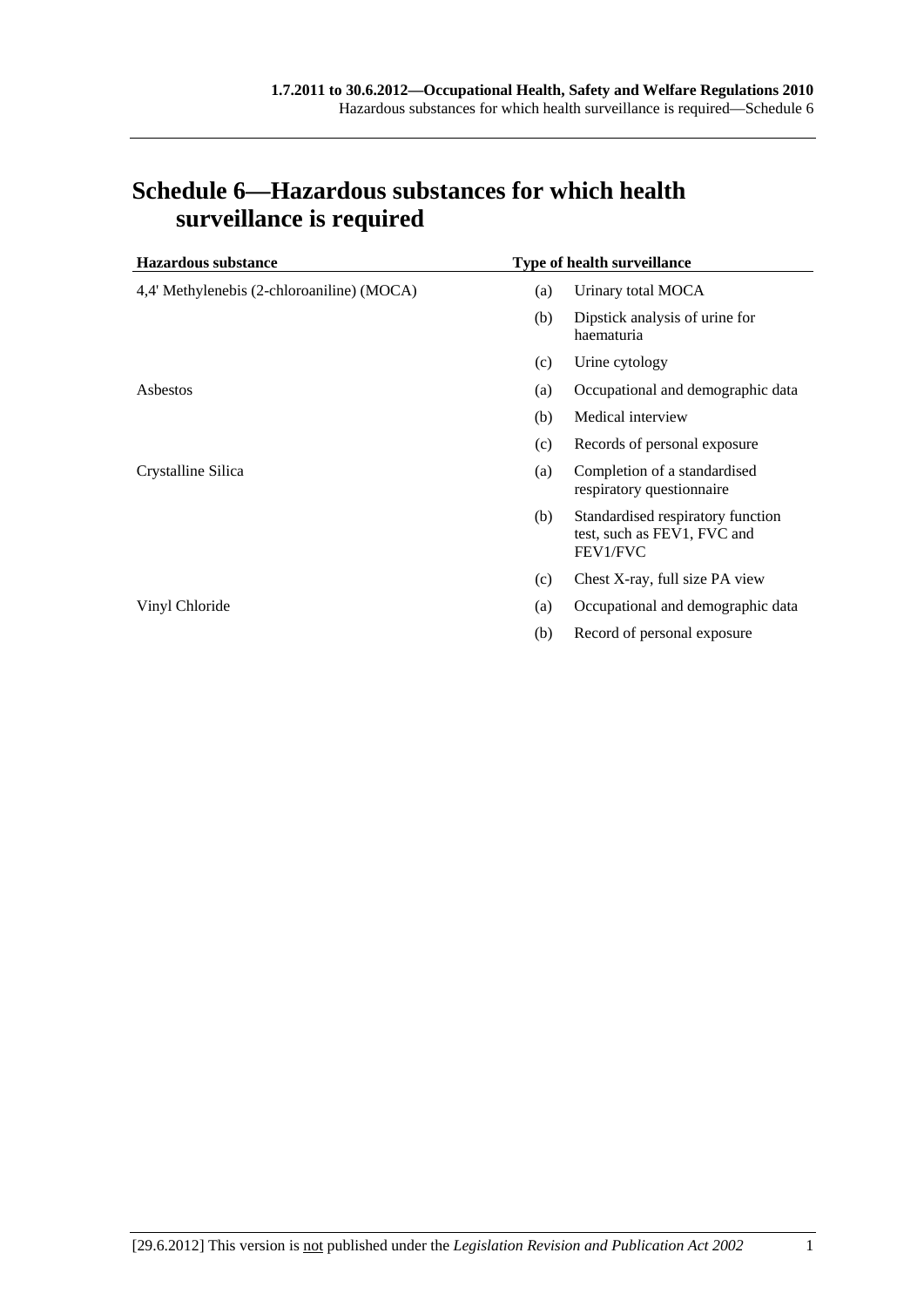# Schedule 6—Hazardous substances for which health surveillance is required

| Hazardous substance | | Type of health surveillance |
|---|---|---|
| 4,4' Methylenebis (2-chloroaniline) (MOCA) | (a) | Urinary total MOCA |
| | (b) | Dipstick analysis of urine for haematuria |
| | (c) | Urine cytology |
| Asbestos | (a) | Occupational and demographic data |
| | (b) | Medical interview |
| | (c) | Records of personal exposure |
| Crystalline Silica | (a) | Completion of a standardised respiratory questionnaire |
| | (b) | Standardised respiratory function test, such as FEV1, FVC and FEV1/FVC |
| | (c) | Chest X-ray, full size PA view |
| Vinyl Chloride | (a) | Occupational and demographic data |
| | (b) | Record of personal exposure |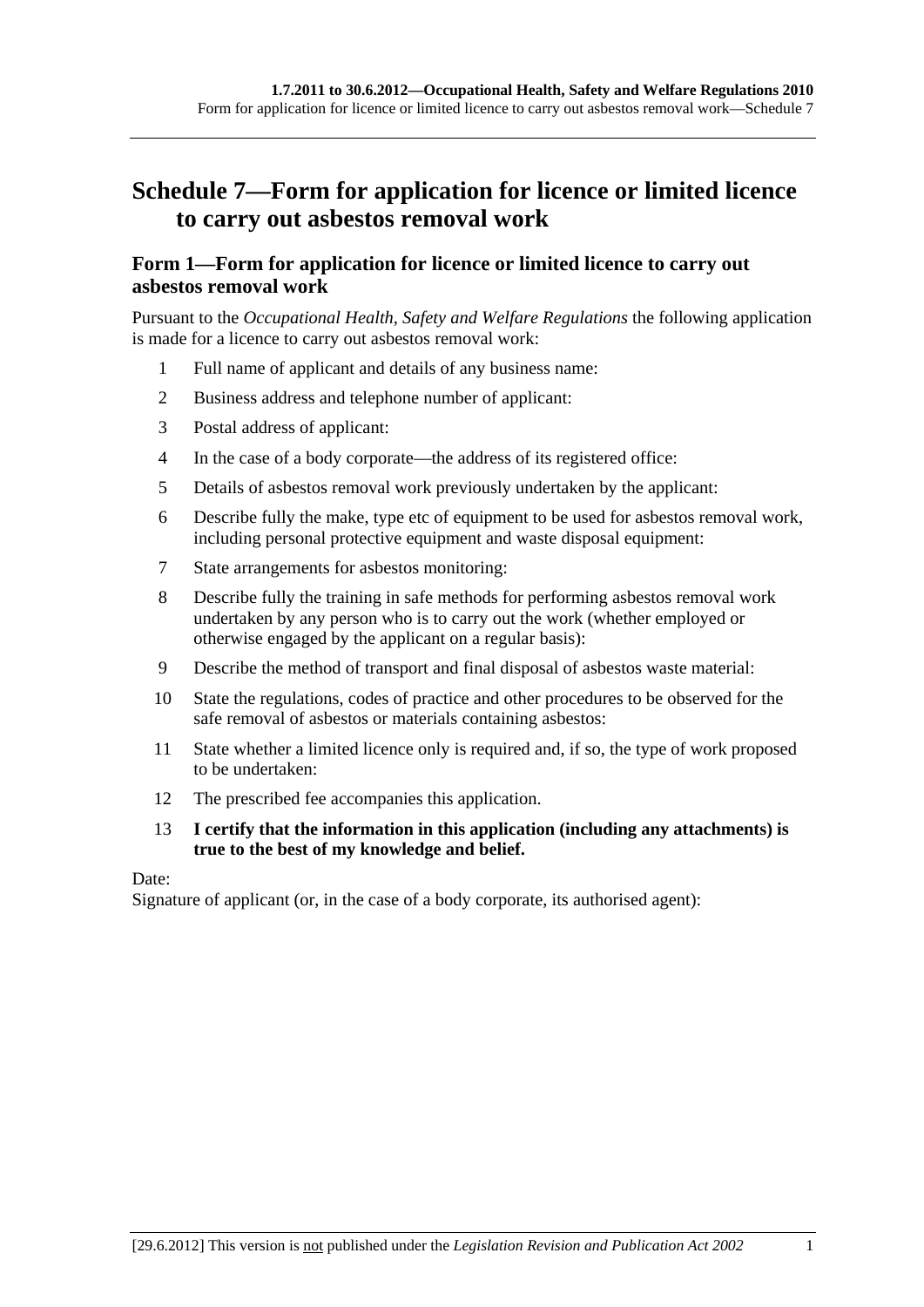# Schedule 7—Form for application for licence or limited licence to carry out asbestos removal work

## Form 1—Form for application for licence or limited licence to carry out asbestos removal work

Pursuant to the *Occupational Health, Safety and Welfare Regulations* the following application is made for a licence to carry out asbestos removal work:

1. Full name of applicant and details of any business name:
2. Business address and telephone number of applicant:
3. Postal address of applicant:
4. In the case of a body corporate—the address of its registered office:
5. Details of asbestos removal work previously undertaken by the applicant:
6. Describe fully the make, type etc of equipment to be used for asbestos removal work, including personal protective equipment and waste disposal equipment:
7. State arrangements for asbestos monitoring:
8. Describe fully the training in safe methods for performing asbestos removal work undertaken by any person who is to carry out the work (whether employed or otherwise engaged by the applicant on a regular basis):
9. Describe the method of transport and final disposal of asbestos waste material:
10. State the regulations, codes of practice and other procedures to be observed for the safe removal of asbestos or materials containing asbestos:
11. State whether a limited licence only is required and, if so, the type of work proposed to be undertaken:
12. The prescribed fee accompanies this application.
13. **I certify that the information in this application (including any attachments) is true to the best of my knowledge and belief.**

Date:

Signature of applicant (or, in the case of a body corporate, its authorised agent):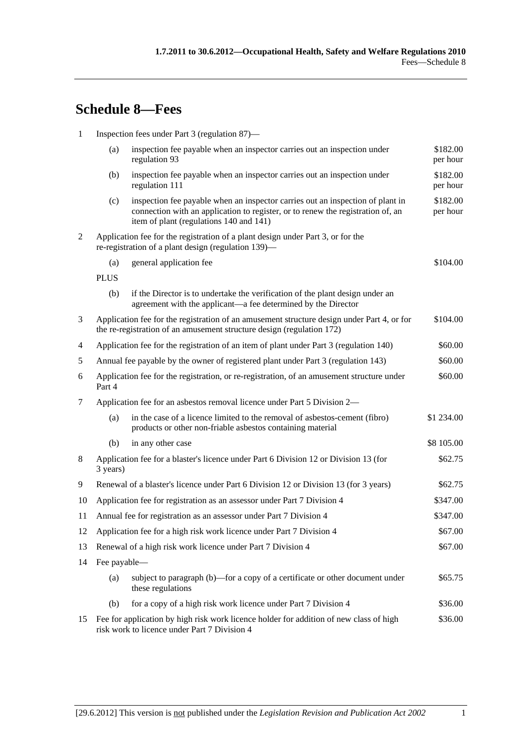# Schedule 8—Fees

| | | | |
|---|---|---|---|
| 1 | Inspection fees under Part 3 (regulation 87)— | | |
| | (a) | inspection fee payable when an inspector carries out an inspection under regulation 93 | $182.00 per hour |
| | (b) | inspection fee payable when an inspector carries out an inspection under regulation 111 | $182.00 per hour |
| | (c) | inspection fee payable when an inspector carries out an inspection of plant in connection with an application to register, or to renew the registration of, an item of plant (regulations 140 and 141) | $182.00 per hour |
| 2 | Application fee for the registration of a plant design under Part 3, or for the re-registration of a plant design (regulation 139)— | | |
| | (a) | general application fee | $104.00 |
| | PLUS | | |
| | (b) | if the Director is to undertake the verification of the plant design under an agreement with the applicant—a fee determined by the Director | |
| 3 | Application fee for the registration of an amusement structure design under Part 4, or for the re-registration of an amusement structure design (regulation 172) | | $104.00 |
| 4 | Application fee for the registration of an item of plant under Part 3 (regulation 140) | | $60.00 |
| 5 | Annual fee payable by the owner of registered plant under Part 3 (regulation 143) | | $60.00 |
| 6 | Application fee for the registration, or re-registration, of an amusement structure under Part 4 | | $60.00 |
| 7 | Application fee for an asbestos removal licence under Part 5 Division 2— | | |
| | (a) | in the case of a licence limited to the removal of asbestos-cement (fibro) products or other non-friable asbestos containing material | $1 234.00 |
| | (b) | in any other case | $8 105.00 |
| 8 | Application fee for a blaster's licence under Part 6 Division 12 or Division 13 (for 3 years) | | $62.75 |
| 9 | Renewal of a blaster's licence under Part 6 Division 12 or Division 13 (for 3 years) | | $62.75 |
| 10 | Application fee for registration as an assessor under Part 7 Division 4 | | $347.00 |
| 11 | Annual fee for registration as an assessor under Part 7 Division 4 | | $347.00 |
| 12 | Application fee for a high risk work licence under Part 7 Division 4 | | $67.00 |
| 13 | Renewal of a high risk work licence under Part 7 Division 4 | | $67.00 |
| 14 | Fee payable— | | |
| | (a) | subject to paragraph (b)—for a copy of a certificate or other document under these regulations | $65.75 |
| | (b) | for a copy of a high risk work licence under Part 7 Division 4 | $36.00 |
| 15 | Fee for application by high risk work licence holder for addition of new class of high risk work to licence under Part 7 Division 4 | | $36.00 |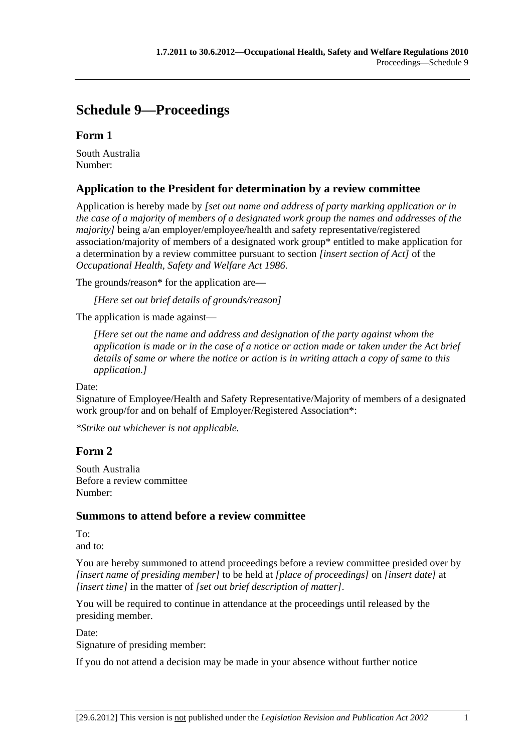# Schedule 9—Proceedings

## Form 1

South Australia
Number:

### Application to the President for determination by a review committee

Application is hereby made by *[set out name and address of party marking application or in the case of a majority of members of a designated work group the names and addresses of the majority]* being a/an employer/employee/health and safety representative/registered association/majority of members of a designated work group* entitled to make application for a determination by a review committee pursuant to section *[insert section of Act]* of the *Occupational Health, Safety and Welfare Act 1986*.

The grounds/reason* for the application are—

> *[Here set out brief details of grounds/reason]*

The application is made against—

> *[Here set out the name and address and designation of the party against whom the application is made or in the case of a notice or action made or taken under the Act brief details of same or where the notice or action is in writing attach a copy of same to this application.]*

Date:
Signature of Employee/Health and Safety Representative/Majority of members of a designated work group/for and on behalf of Employer/Registered Association*:

*\*Strike out whichever is not applicable.*

## Form 2

South Australia
Before a review committee
Number:

### Summons to attend before a review committee

To:
and to:

You are hereby summoned to attend proceedings before a review committee presided over by *[insert name of presiding member]* to be held at *[place of proceedings]* on *[insert date]* at *[insert time]* in the matter of *[set out brief description of matter]*.

You will be required to continue in attendance at the proceedings until released by the presiding member.

Date:
Signature of presiding member:

If you do not attend a decision may be made in your absence without further notice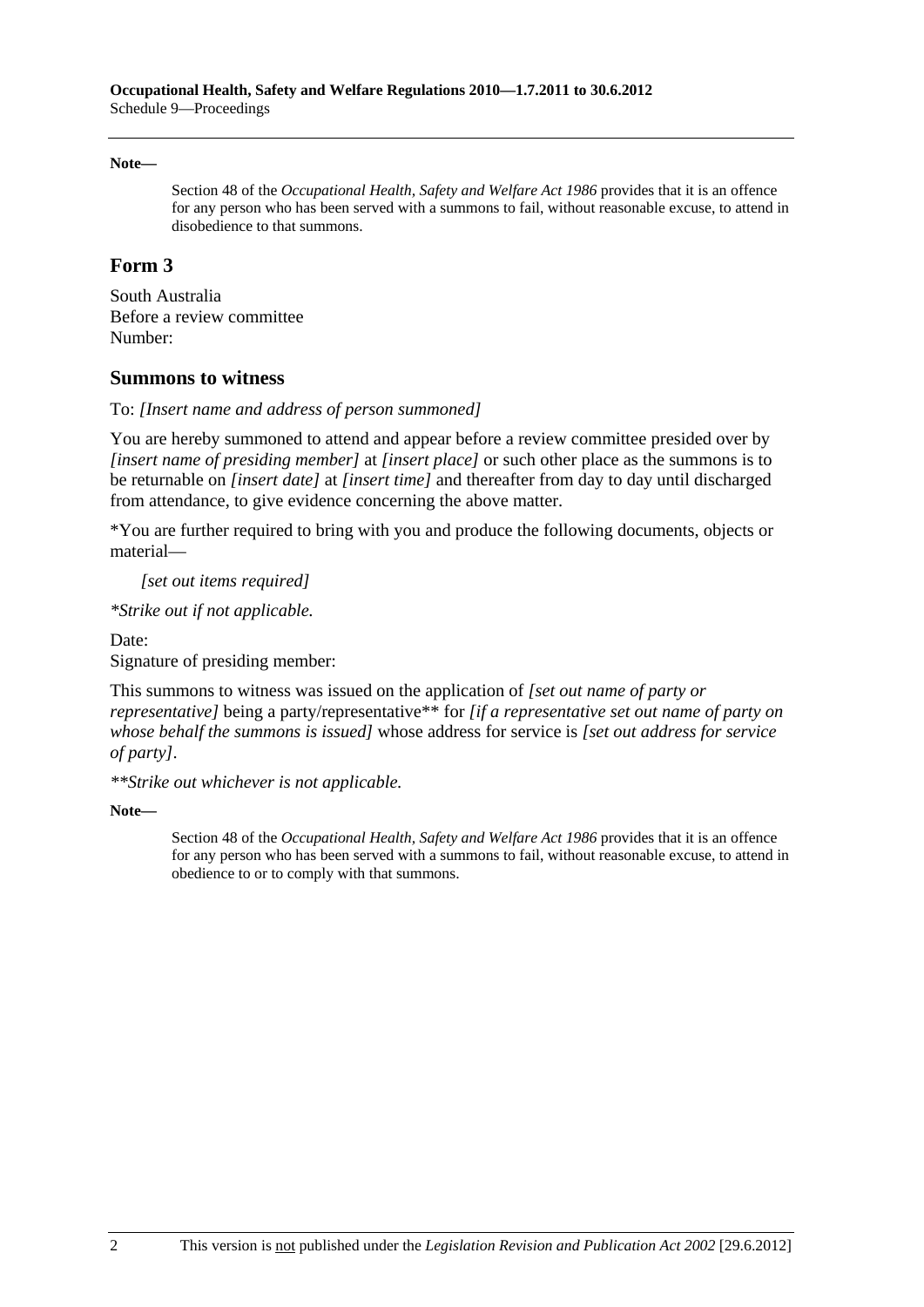**Note—**

> Section 48 of the *Occupational Health, Safety and Welfare Act 1986* provides that it is an offence for any person who has been served with a summons to fail, without reasonable excuse, to attend in disobedience to that summons.

## Form 3

South Australia
Before a review committee
Number:

### Summons to witness

To: *[Insert name and address of person summoned]*

You are hereby summoned to attend and appear before a review committee presided over by *[insert name of presiding member]* at *[insert place]* or such other place as the summons is to be returnable on *[insert date]* at *[insert time]* and thereafter from day to day until discharged from attendance, to give evidence concerning the above matter.

*You are further required to bring with you and produce the following documents, objects or material—

> *[set out items required]*

**Strike out if not applicable.*

Date:
Signature of presiding member:

This summons to witness was issued on the application of *[set out name of party or representative]* being a party/representative** for *[if a representative set out name of party on whose behalf the summons is issued]* whose address for service is *[set out address for service of party]*.

***Strike out whichever is not applicable.*

**Note—**

> Section 48 of the *Occupational Health, Safety and Welfare Act 1986* provides that it is an offence for any person who has been served with a summons to fail, without reasonable excuse, to attend in obedience to or to comply with that summons.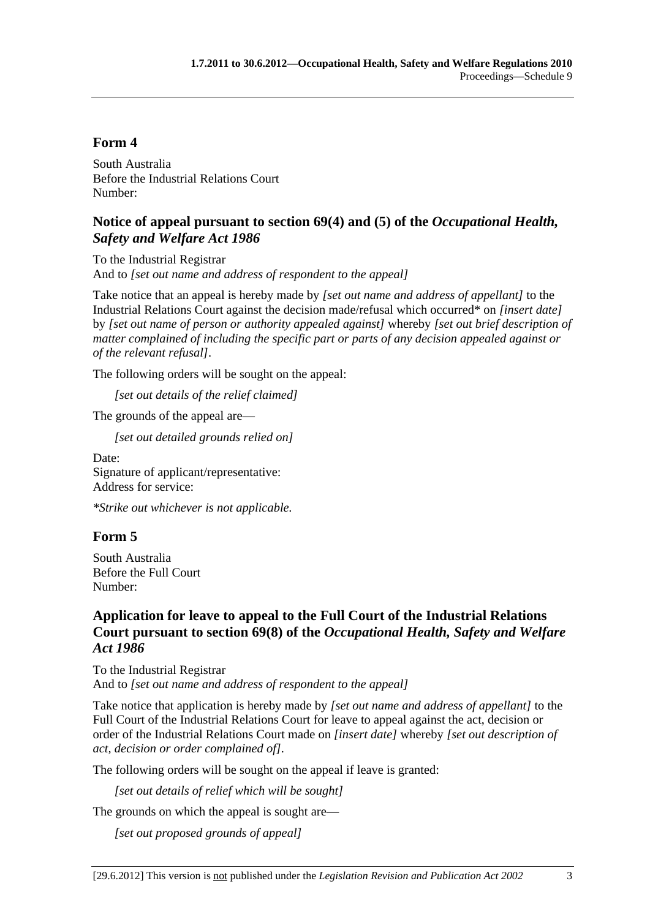## Form 4

South Australia
Before the Industrial Relations Court
Number:

### Notice of appeal pursuant to section 69(4) and (5) of the *Occupational Health, Safety and Welfare Act 1986*

To the Industrial Registrar
And to *[set out name and address of respondent to the appeal]*

Take notice that an appeal is hereby made by *[set out name and address of appellant]* to the Industrial Relations Court against the decision made/refusal which occurred* on *[insert date]* by *[set out name of person or authority appealed against]* whereby *[set out brief description of matter complained of including the specific part or parts of any decision appealed against or of the relevant refusal]*.

The following orders will be sought on the appeal:

*[set out details of the relief claimed]*

The grounds of the appeal are—

*[set out detailed grounds relied on]*

Date:
Signature of applicant/representative:
Address for service:

*\*Strike out whichever is not applicable.*

## Form 5

South Australia
Before the Full Court
Number:

### Application for leave to appeal to the Full Court of the Industrial Relations Court pursuant to section 69(8) of the *Occupational Health, Safety and Welfare Act 1986*

To the Industrial Registrar
And to *[set out name and address of respondent to the appeal]*

Take notice that application is hereby made by *[set out name and address of appellant]* to the Full Court of the Industrial Relations Court for leave to appeal against the act, decision or order of the Industrial Relations Court made on *[insert date]* whereby *[set out description of act, decision or order complained of]*.

The following orders will be sought on the appeal if leave is granted:

*[set out details of relief which will be sought]*

The grounds on which the appeal is sought are—

*[set out proposed grounds of appeal]*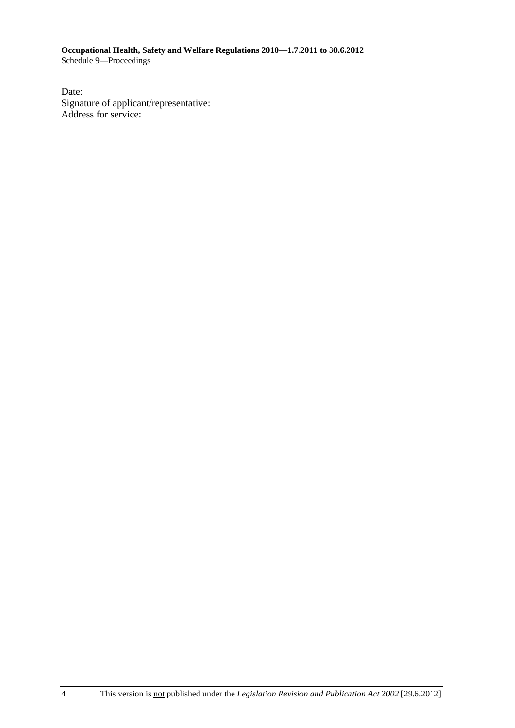Date:
Signature of applicant/representative:
Address for service: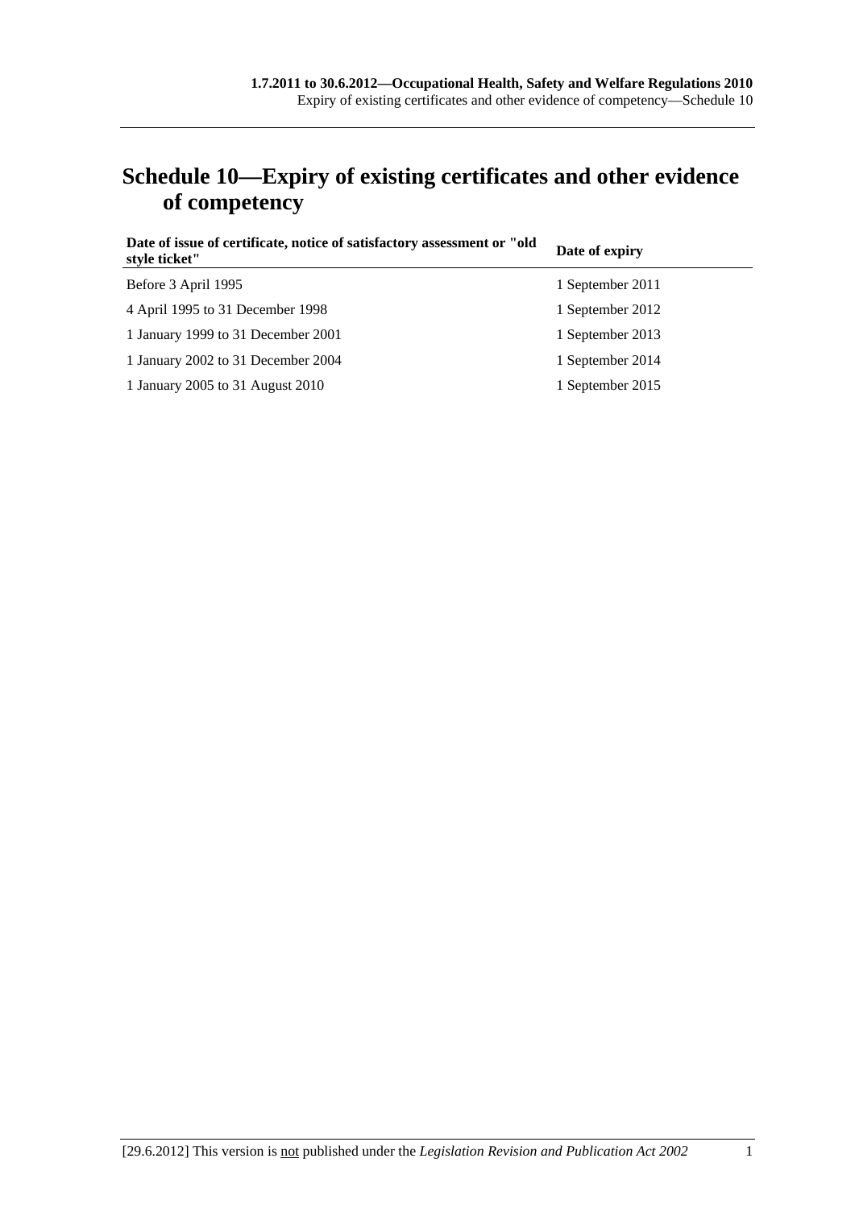# Schedule 10—Expiry of existing certificates and other evidence of competency

| Date of issue of certificate, notice of satisfactory assessment or "old style ticket" | Date of expiry |
| --- | --- |
| Before 3 April 1995 | 1 September 2011 |
| 4 April 1995 to 31 December 1998 | 1 September 2012 |
| 1 January 1999 to 31 December 2001 | 1 September 2013 |
| 1 January 2002 to 31 December 2004 | 1 September 2014 |
| 1 January 2005 to 31 August 2010 | 1 September 2015 |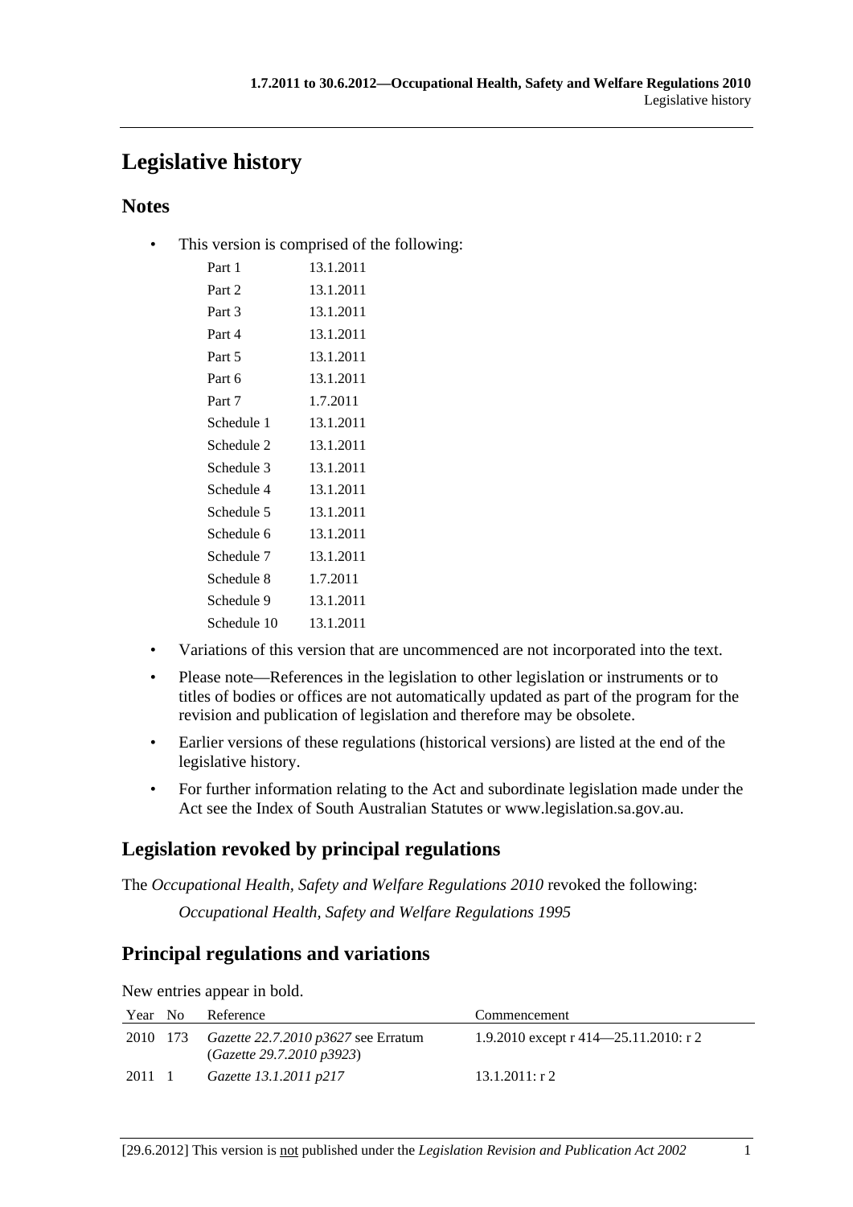# Legislative history

## Notes

- This version is comprised of the following:

| | |
|---|---|
| Part 1 | 13.1.2011 |
| Part 2 | 13.1.2011 |
| Part 3 | 13.1.2011 |
| Part 4 | 13.1.2011 |
| Part 5 | 13.1.2011 |
| Part 6 | 13.1.2011 |
| Part 7 | 1.7.2011 |
| Schedule 1 | 13.1.2011 |
| Schedule 2 | 13.1.2011 |
| Schedule 3 | 13.1.2011 |
| Schedule 4 | 13.1.2011 |
| Schedule 5 | 13.1.2011 |
| Schedule 6 | 13.1.2011 |
| Schedule 7 | 13.1.2011 |
| Schedule 8 | 1.7.2011 |
| Schedule 9 | 13.1.2011 |
| Schedule 10 | 13.1.2011 |

- Variations of this version that are uncommenced are not incorporated into the text.
- Please note—References in the legislation to other legislation or instruments or to titles of bodies or offices are not automatically updated as part of the program for the revision and publication of legislation and therefore may be obsolete.
- Earlier versions of these regulations (historical versions) are listed at the end of the legislative history.
- For further information relating to the Act and subordinate legislation made under the Act see the Index of South Australian Statutes or www.legislation.sa.gov.au.

## Legislation revoked by principal regulations

The *Occupational Health, Safety and Welfare Regulations 2010* revoked the following:

*Occupational Health, Safety and Welfare Regulations 1995*

## Principal regulations and variations

New entries appear in bold.

| Year | No | Reference | Commencement |
|---|---|---|---|
| 2010 | 173 | *Gazette 22.7.2010 p3627* see Erratum (*Gazette 29.7.2010 p3923*) | 1.9.2010 except r 414—25.11.2010: r 2 |
| 2011 | 1 | *Gazette 13.1.2011 p217* | 13.1.2011: r 2 |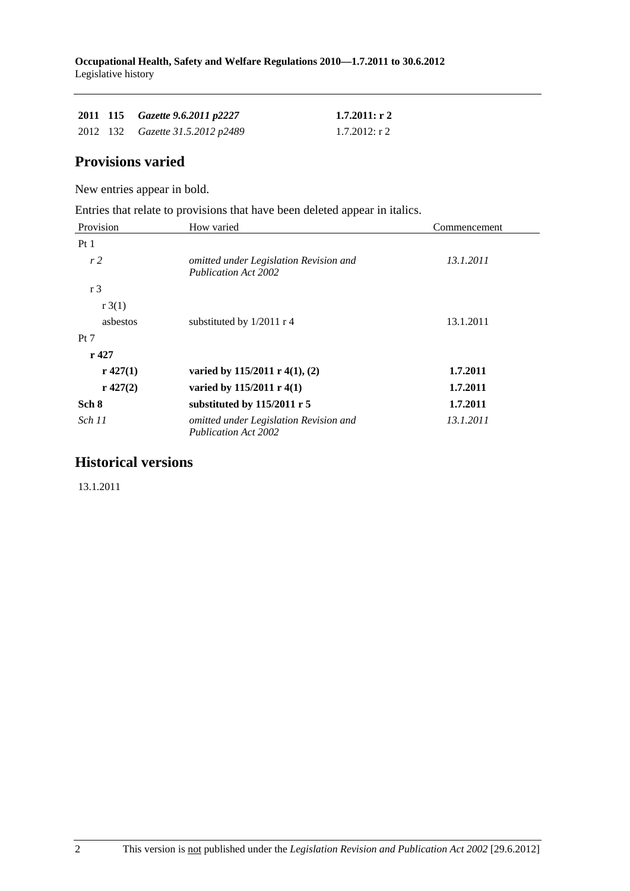| | | | |
|---|---|---|---|
| **2011** | **115** | ***Gazette 9.6.2011 p2227*** | **1.7.2011: r 2** |
| 2012 | 132 | *Gazette 31.5.2012 p2489* | 1.7.2012: r 2 |

## Provisions varied

New entries appear in bold.

Entries that relate to provisions that have been deleted appear in italics.

| Provision | How varied | Commencement |
|---|---|---|
| Pt 1 | | |
| *r 2* | *omitted under Legislation Revision and Publication Act 2002* | *13.1.2011* |
| r 3 | | |
| r 3(1) | | |
| asbestos | substituted by 1/2011 r 4 | 13.1.2011 |
| Pt 7 | | |
| **r 427** | | |
| **r 427(1)** | **varied by 115/2011 r 4(1), (2)** | **1.7.2011** |
| **r 427(2)** | **varied by 115/2011 r 4(1)** | **1.7.2011** |
| **Sch 8** | **substituted by 115/2011 r 5** | **1.7.2011** |
| *Sch 11* | *omitted under Legislation Revision and Publication Act 2002* | *13.1.2011* |

## Historical versions

13.1.2011